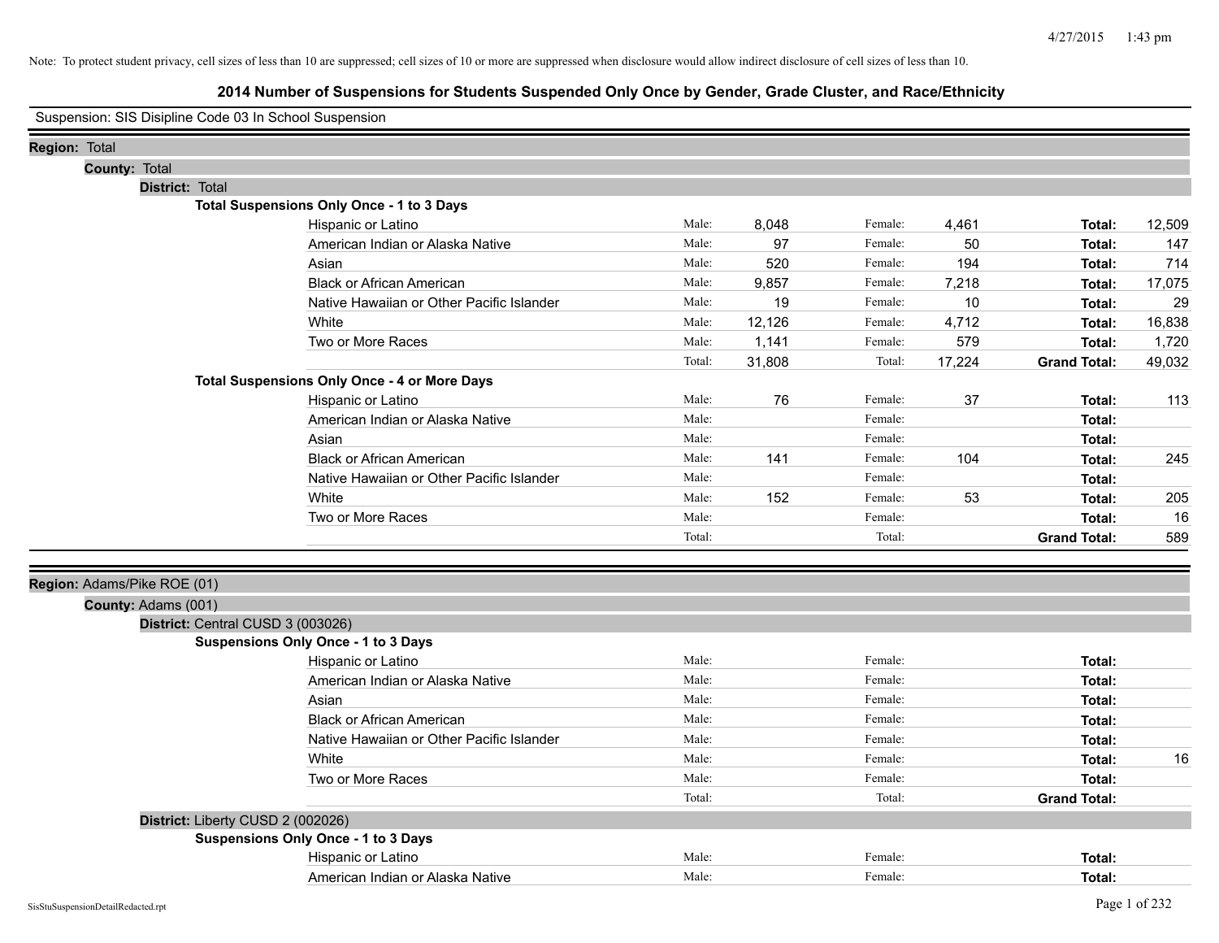Note: To protect student privacy, cell sizes of less than 10 are suppressed; cell sizes of 10 or more are suppressed when disclosure would allow indirect disclosure of cell sizes of less than 10.

# 2014 Number of Suspensions for Students Suspended Only Once by Gender, Grade Cluster, and Race/Ethnicity

Suspension: SIS Disipline Code 03 In School Suspension

**Region:** Total

**County:** Total

**District:** Total

**Total Suspensions Only Once - 1 to 3 Days**

| Race/Ethnicity | | Male | | Female | | Total |
|---|---|---|---|---|---|---|
| Hispanic or Latino | Male: | 8,048 | Female: | 4,461 | **Total:** | 12,509 |
| American Indian or Alaska Native | Male: | 97 | Female: | 50 | **Total:** | 147 |
| Asian | Male: | 520 | Female: | 194 | **Total:** | 714 |
| Black or African American | Male: | 9,857 | Female: | 7,218 | **Total:** | 17,075 |
| Native Hawaiian or Other Pacific Islander | Male: | 19 | Female: | 10 | **Total:** | 29 |
| White | Male: | 12,126 | Female: | 4,712 | **Total:** | 16,838 |
| Two or More Races | Male: | 1,141 | Female: | 579 | **Total:** | 1,720 |
| | Total: | 31,808 | Total: | 17,224 | **Grand Total:** | 49,032 |

**Total Suspensions Only Once - 4 or More Days**

| Race/Ethnicity | | Male | | Female | | Total |
|---|---|---|---|---|---|---|
| Hispanic or Latino | Male: | 76 | Female: | 37 | **Total:** | 113 |
| American Indian or Alaska Native | Male: | | Female: | | **Total:** | |
| Asian | Male: | | Female: | | **Total:** | |
| Black or African American | Male: | 141 | Female: | 104 | **Total:** | 245 |
| Native Hawaiian or Other Pacific Islander | Male: | | Female: | | **Total:** | |
| White | Male: | 152 | Female: | 53 | **Total:** | 205 |
| Two or More Races | Male: | | Female: | | **Total:** | 16 |
| | Total: | | Total: | | **Grand Total:** | 589 |

**Region:** Adams/Pike ROE (01)

**County:** Adams (001)

**District:** Central CUSD 3 (003026)

**Suspensions Only Once - 1 to 3 Days**

| Race/Ethnicity | | Male | | Female | | Total |
|---|---|---|---|---|---|---|
| Hispanic or Latino | Male: | | Female: | | **Total:** | |
| American Indian or Alaska Native | Male: | | Female: | | **Total:** | |
| Asian | Male: | | Female: | | **Total:** | |
| Black or African American | Male: | | Female: | | **Total:** | |
| Native Hawaiian or Other Pacific Islander | Male: | | Female: | | **Total:** | |
| White | Male: | | Female: | | **Total:** | 16 |
| Two or More Races | Male: | | Female: | | **Total:** | |
| | Total: | | Total: | | **Grand Total:** | |

**District:** Liberty CUSD 2 (002026)

**Suspensions Only Once - 1 to 3 Days**

| Race/Ethnicity | | Male | | Female | | Total |
|---|---|---|---|---|---|---|
| Hispanic or Latino | Male: | | Female: | | **Total:** | |
| American Indian or Alaska Native | Male: | | Female: | | **Total:** | |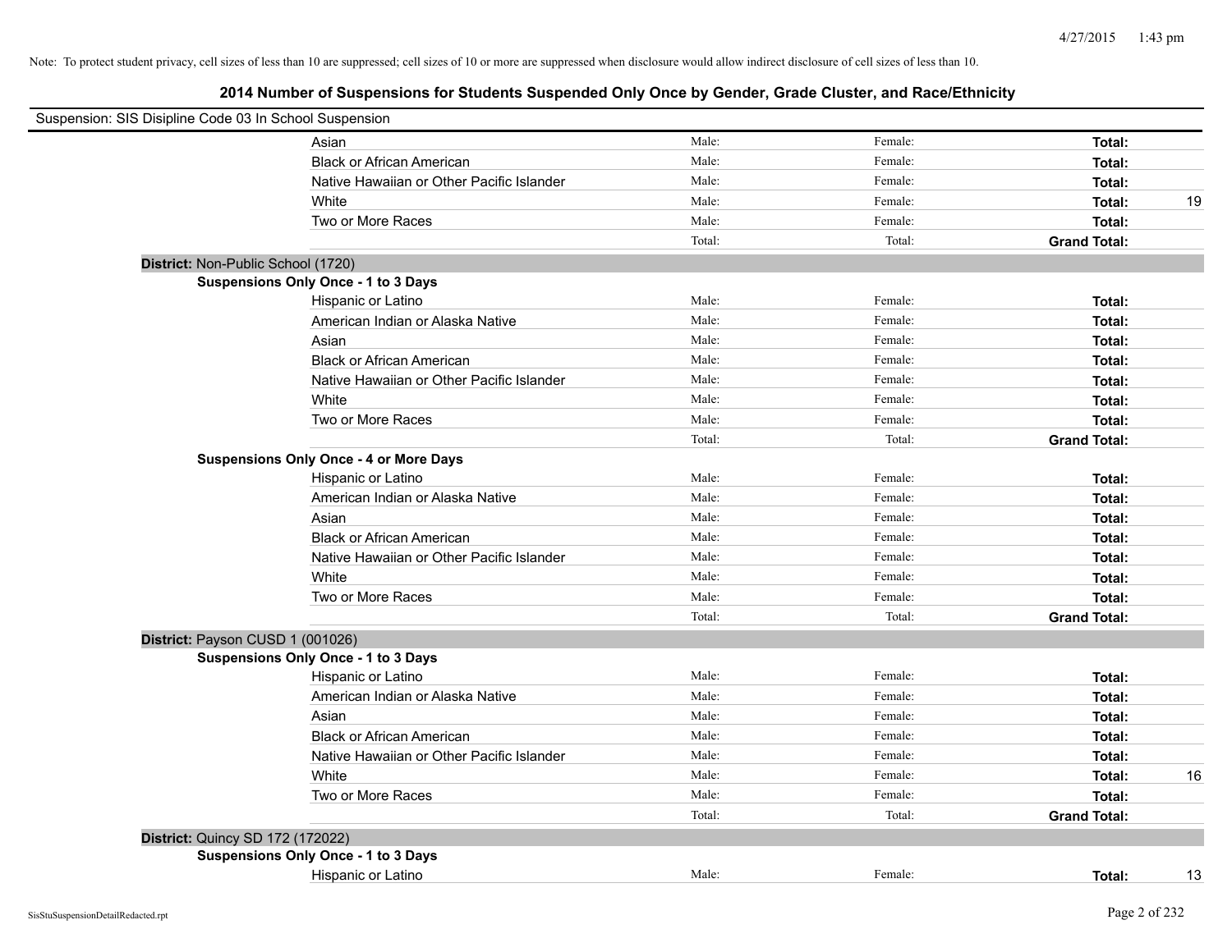Note: To protect student privacy, cell sizes of less than 10 are suppressed; cell sizes of 10 or more are suppressed when disclosure would allow indirect disclosure of cell sizes of less than 10.

## 2014 Number of Suspensions for Students Suspended Only Once by Gender, Grade Cluster, and Race/Ethnicity

Suspension: SIS Disipline Code 03 In School Suspension

| | | | | |
|---|---|---|---|---|
| Asian | Male: | Female: | **Total:** | |
| Black or African American | Male: | Female: | **Total:** | |
| Native Hawaiian or Other Pacific Islander | Male: | Female: | **Total:** | |
| White | Male: | Female: | **Total:** | 19 |
| Two or More Races | Male: | Female: | **Total:** | |
| | Total: | Total: | **Grand Total:** | |

**District:** Non-Public School (1720)

**Suspensions Only Once - 1 to 3 Days**

| | | | | |
|---|---|---|---|---|
| Hispanic or Latino | Male: | Female: | **Total:** | |
| American Indian or Alaska Native | Male: | Female: | **Total:** | |
| Asian | Male: | Female: | **Total:** | |
| Black or African American | Male: | Female: | **Total:** | |
| Native Hawaiian or Other Pacific Islander | Male: | Female: | **Total:** | |
| White | Male: | Female: | **Total:** | |
| Two or More Races | Male: | Female: | **Total:** | |
| | Total: | Total: | **Grand Total:** | |

**Suspensions Only Once - 4 or More Days**

| | | | | |
|---|---|---|---|---|
| Hispanic or Latino | Male: | Female: | **Total:** | |
| American Indian or Alaska Native | Male: | Female: | **Total:** | |
| Asian | Male: | Female: | **Total:** | |
| Black or African American | Male: | Female: | **Total:** | |
| Native Hawaiian or Other Pacific Islander | Male: | Female: | **Total:** | |
| White | Male: | Female: | **Total:** | |
| Two or More Races | Male: | Female: | **Total:** | |
| | Total: | Total: | **Grand Total:** | |

**District:** Payson CUSD 1 (001026)

**Suspensions Only Once - 1 to 3 Days**

| | | | | |
|---|---|---|---|---|
| Hispanic or Latino | Male: | Female: | **Total:** | |
| American Indian or Alaska Native | Male: | Female: | **Total:** | |
| Asian | Male: | Female: | **Total:** | |
| Black or African American | Male: | Female: | **Total:** | |
| Native Hawaiian or Other Pacific Islander | Male: | Female: | **Total:** | |
| White | Male: | Female: | **Total:** | 16 |
| Two or More Races | Male: | Female: | **Total:** | |
| | Total: | Total: | **Grand Total:** | |

**District:** Quincy SD 172 (172022)

**Suspensions Only Once - 1 to 3 Days**

| | | | | |
|---|---|---|---|---|
| Hispanic or Latino | Male: | Female: | **Total:** | 13 |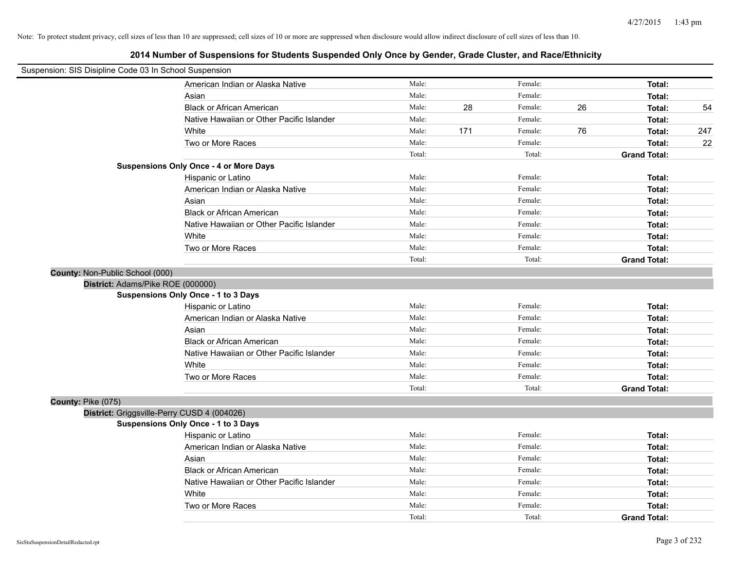Note: To protect student privacy, cell sizes of less than 10 are suppressed; cell sizes of 10 or more are suppressed when disclosure would allow indirect disclosure of cell sizes of less than 10.

## 2014 Number of Suspensions for Students Suspended Only Once by Gender, Grade Cluster, and Race/Ethnicity

Suspension: SIS Disipline Code 03 In School Suspension

| Race/Ethnicity | | Male | | Female | | Total |
|---|---|---|---|---|---|---|
| American Indian or Alaska Native | Male: | | Female: | | Total: | |
| Asian | Male: | | Female: | | Total: | |
| Black or African American | Male: | 28 | Female: | 26 | Total: | 54 |
| Native Hawaiian or Other Pacific Islander | Male: | | Female: | | Total: | |
| White | Male: | 171 | Female: | 76 | Total: | 247 |
| Two or More Races | Male: | | Female: | | Total: | 22 |
| | Total: | | Total: | | Grand Total: | |

**Suspensions Only Once - 4 or More Days**

| Race/Ethnicity | | Male | | Female | | Total |
|---|---|---|---|---|---|---|
| Hispanic or Latino | Male: | | Female: | | Total: | |
| American Indian or Alaska Native | Male: | | Female: | | Total: | |
| Asian | Male: | | Female: | | Total: | |
| Black or African American | Male: | | Female: | | Total: | |
| Native Hawaiian or Other Pacific Islander | Male: | | Female: | | Total: | |
| White | Male: | | Female: | | Total: | |
| Two or More Races | Male: | | Female: | | Total: | |
| | Total: | | Total: | | Grand Total: | |

**County:** Non-Public School (000)

**District:** Adams/Pike ROE (000000)

**Suspensions Only Once - 1 to 3 Days**

| Race/Ethnicity | | Male | | Female | | Total |
|---|---|---|---|---|---|---|
| Hispanic or Latino | Male: | | Female: | | Total: | |
| American Indian or Alaska Native | Male: | | Female: | | Total: | |
| Asian | Male: | | Female: | | Total: | |
| Black or African American | Male: | | Female: | | Total: | |
| Native Hawaiian or Other Pacific Islander | Male: | | Female: | | Total: | |
| White | Male: | | Female: | | Total: | |
| Two or More Races | Male: | | Female: | | Total: | |
| | Total: | | Total: | | Grand Total: | |

**County:** Pike (075)

**District:** Griggsville-Perry CUSD 4 (004026)

**Suspensions Only Once - 1 to 3 Days**

| Race/Ethnicity | | Male | | Female | | Total |
|---|---|---|---|---|---|---|
| Hispanic or Latino | Male: | | Female: | | Total: | |
| American Indian or Alaska Native | Male: | | Female: | | Total: | |
| Asian | Male: | | Female: | | Total: | |
| Black or African American | Male: | | Female: | | Total: | |
| Native Hawaiian or Other Pacific Islander | Male: | | Female: | | Total: | |
| White | Male: | | Female: | | Total: | |
| Two or More Races | Male: | | Female: | | Total: | |
| | Total: | | Total: | | Grand Total: | |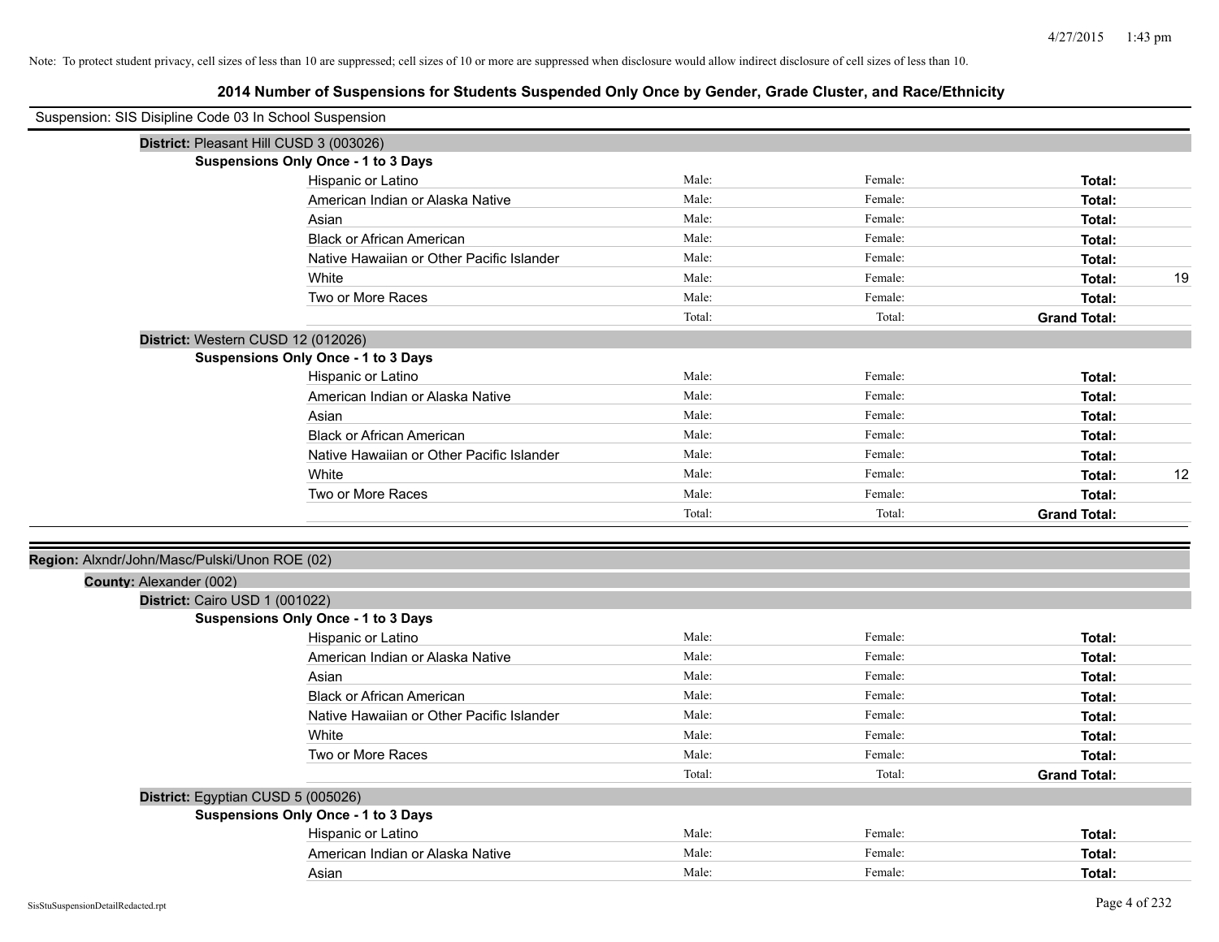Note: To protect student privacy, cell sizes of less than 10 are suppressed; cell sizes of 10 or more are suppressed when disclosure would allow indirect disclosure of cell sizes of less than 10.

## 2014 Number of Suspensions for Students Suspended Only Once by Gender, Grade Cluster, and Race/Ethnicity

Suspension: SIS Disipline Code 03 In School Suspension

**District:** Pleasant Hill CUSD 3 (003026)

**Suspensions Only Once - 1 to 3 Days**

| Race/Ethnicity | Male | Female | Total |
|---|---|---|---|
| Hispanic or Latino | Male: | Female: | **Total:** |
| American Indian or Alaska Native | Male: | Female: | **Total:** |
| Asian | Male: | Female: | **Total:** |
| Black or African American | Male: | Female: | **Total:** |
| Native Hawaiian or Other Pacific Islander | Male: | Female: | **Total:** |
| White | Male: | Female: | **Total:** 19 |
| Two or More Races | Male: | Female: | **Total:** |
| | Total: | Total: | **Grand Total:** |

**District:** Western CUSD 12 (012026)

**Suspensions Only Once - 1 to 3 Days**

| Race/Ethnicity | Male | Female | Total |
|---|---|---|---|
| Hispanic or Latino | Male: | Female: | **Total:** |
| American Indian or Alaska Native | Male: | Female: | **Total:** |
| Asian | Male: | Female: | **Total:** |
| Black or African American | Male: | Female: | **Total:** |
| Native Hawaiian or Other Pacific Islander | Male: | Female: | **Total:** |
| White | Male: | Female: | **Total:** 12 |
| Two or More Races | Male: | Female: | **Total:** |
| | Total: | Total: | **Grand Total:** |

**Region:** Alxndr/John/Masc/Pulski/Unon ROE (02)

**County:** Alexander (002)

**District:** Cairo USD 1 (001022)

**Suspensions Only Once - 1 to 3 Days**

| Race/Ethnicity | Male | Female | Total |
|---|---|---|---|
| Hispanic or Latino | Male: | Female: | **Total:** |
| American Indian or Alaska Native | Male: | Female: | **Total:** |
| Asian | Male: | Female: | **Total:** |
| Black or African American | Male: | Female: | **Total:** |
| Native Hawaiian or Other Pacific Islander | Male: | Female: | **Total:** |
| White | Male: | Female: | **Total:** |
| Two or More Races | Male: | Female: | **Total:** |
| | Total: | Total: | **Grand Total:** |

**District:** Egyptian CUSD 5 (005026)

**Suspensions Only Once - 1 to 3 Days**

| Race/Ethnicity | Male | Female | Total |
|---|---|---|---|
| Hispanic or Latino | Male: | Female: | **Total:** |
| American Indian or Alaska Native | Male: | Female: | **Total:** |
| Asian | Male: | Female: | **Total:** |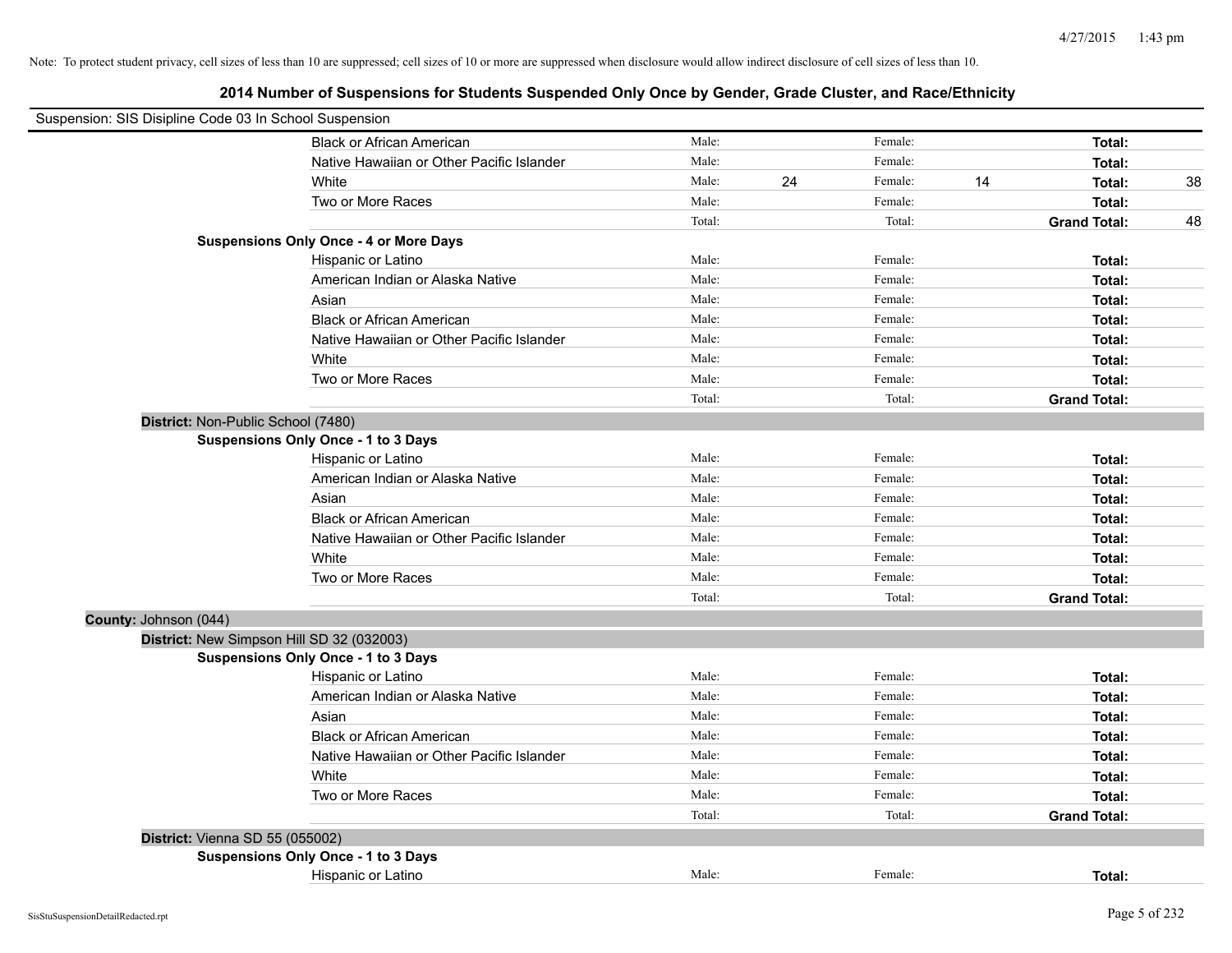Note: To protect student privacy, cell sizes of less than 10 are suppressed; cell sizes of 10 or more are suppressed when disclosure would allow indirect disclosure of cell sizes of less than 10.

# 2014 Number of Suspensions for Students Suspended Only Once by Gender, Grade Cluster, and Race/Ethnicity

Suspension: SIS Disipline Code 03 In School Suspension

| | | | | | | |
|---|---|---|---|---|---|---|
| Black or African American | Male: | | Female: | | **Total:** | |
| Native Hawaiian or Other Pacific Islander | Male: | | Female: | | **Total:** | |
| White | Male: | 24 | Female: | 14 | **Total:** | 38 |
| Two or More Races | Male: | | Female: | | **Total:** | |
| | Total: | | Total: | | **Grand Total:** | 48 |

**Suspensions Only Once - 4 or More Days**

| | | | | | | |
|---|---|---|---|---|---|---|
| Hispanic or Latino | Male: | | Female: | | **Total:** | |
| American Indian or Alaska Native | Male: | | Female: | | **Total:** | |
| Asian | Male: | | Female: | | **Total:** | |
| Black or African American | Male: | | Female: | | **Total:** | |
| Native Hawaiian or Other Pacific Islander | Male: | | Female: | | **Total:** | |
| White | Male: | | Female: | | **Total:** | |
| Two or More Races | Male: | | Female: | | **Total:** | |
| | Total: | | Total: | | **Grand Total:** | |

**District:** Non-Public School (7480)

**Suspensions Only Once - 1 to 3 Days**

| | | | | | | |
|---|---|---|---|---|---|---|
| Hispanic or Latino | Male: | | Female: | | **Total:** | |
| American Indian or Alaska Native | Male: | | Female: | | **Total:** | |
| Asian | Male: | | Female: | | **Total:** | |
| Black or African American | Male: | | Female: | | **Total:** | |
| Native Hawaiian or Other Pacific Islander | Male: | | Female: | | **Total:** | |
| White | Male: | | Female: | | **Total:** | |
| Two or More Races | Male: | | Female: | | **Total:** | |
| | Total: | | Total: | | **Grand Total:** | |

**County:** Johnson (044)

**District:** New Simpson Hill SD 32 (032003)

**Suspensions Only Once - 1 to 3 Days**

| | | | | | | |
|---|---|---|---|---|---|---|
| Hispanic or Latino | Male: | | Female: | | **Total:** | |
| American Indian or Alaska Native | Male: | | Female: | | **Total:** | |
| Asian | Male: | | Female: | | **Total:** | |
| Black or African American | Male: | | Female: | | **Total:** | |
| Native Hawaiian or Other Pacific Islander | Male: | | Female: | | **Total:** | |
| White | Male: | | Female: | | **Total:** | |
| Two or More Races | Male: | | Female: | | **Total:** | |
| | Total: | | Total: | | **Grand Total:** | |

**District:** Vienna SD 55 (055002)

**Suspensions Only Once - 1 to 3 Days**

| | | | | | | |
|---|---|---|---|---|---|---|
| Hispanic or Latino | Male: | | Female: | | **Total:** | |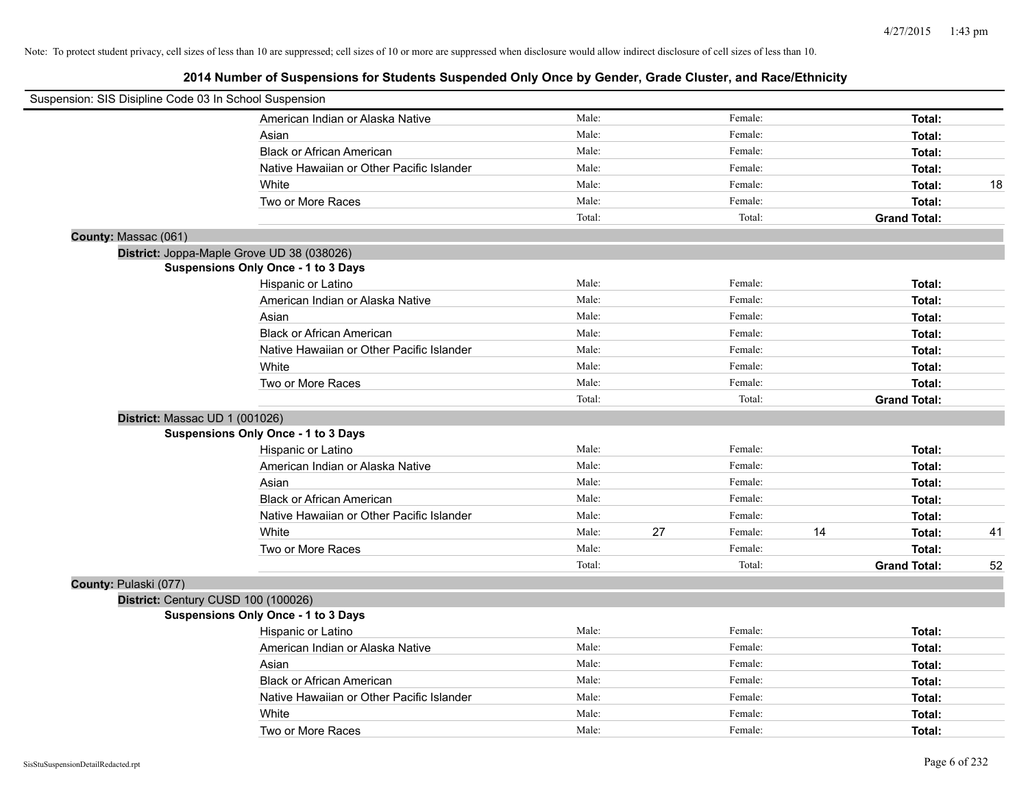Note: To protect student privacy, cell sizes of less than 10 are suppressed; cell sizes of 10 or more are suppressed when disclosure would allow indirect disclosure of cell sizes of less than 10.

## 2014 Number of Suspensions for Students Suspended Only Once by Gender, Grade Cluster, and Race/Ethnicity

Suspension: SIS Disipline Code 03 In School Suspension

| | Male: | | Female: | | | |
|---|---|---|---|---|---|---|
| American Indian or Alaska Native | Male: | | Female: | | **Total:** | |
| Asian | Male: | | Female: | | **Total:** | |
| Black or African American | Male: | | Female: | | **Total:** | |
| Native Hawaiian or Other Pacific Islander | Male: | | Female: | | **Total:** | |
| White | Male: | | Female: | | **Total:** | 18 |
| Two or More Races | Male: | | Female: | | **Total:** | |
| | Total: | | Total: | | **Grand Total:** | |

**County:** Massac (061)

**District:** Joppa-Maple Grove UD 38 (038026)

**Suspensions Only Once - 1 to 3 Days**

| | | | | | | |
|---|---|---|---|---|---|---|
| Hispanic or Latino | Male: | | Female: | | **Total:** | |
| American Indian or Alaska Native | Male: | | Female: | | **Total:** | |
| Asian | Male: | | Female: | | **Total:** | |
| Black or African American | Male: | | Female: | | **Total:** | |
| Native Hawaiian or Other Pacific Islander | Male: | | Female: | | **Total:** | |
| White | Male: | | Female: | | **Total:** | |
| Two or More Races | Male: | | Female: | | **Total:** | |
| | Total: | | Total: | | **Grand Total:** | |

**District:** Massac UD 1 (001026)

**Suspensions Only Once - 1 to 3 Days**

| | | | | | | |
|---|---|---|---|---|---|---|
| Hispanic or Latino | Male: | | Female: | | **Total:** | |
| American Indian or Alaska Native | Male: | | Female: | | **Total:** | |
| Asian | Male: | | Female: | | **Total:** | |
| Black or African American | Male: | | Female: | | **Total:** | |
| Native Hawaiian or Other Pacific Islander | Male: | | Female: | | **Total:** | |
| White | Male: | 27 | Female: | 14 | **Total:** | 41 |
| Two or More Races | Male: | | Female: | | **Total:** | |
| | Total: | | Total: | | **Grand Total:** | 52 |

**County:** Pulaski (077)

**District:** Century CUSD 100 (100026)

**Suspensions Only Once - 1 to 3 Days**

| | | | | | | |
|---|---|---|---|---|---|---|
| Hispanic or Latino | Male: | | Female: | | **Total:** | |
| American Indian or Alaska Native | Male: | | Female: | | **Total:** | |
| Asian | Male: | | Female: | | **Total:** | |
| Black or African American | Male: | | Female: | | **Total:** | |
| Native Hawaiian or Other Pacific Islander | Male: | | Female: | | **Total:** | |
| White | Male: | | Female: | | **Total:** | |
| Two or More Races | Male: | | Female: | | **Total:** | |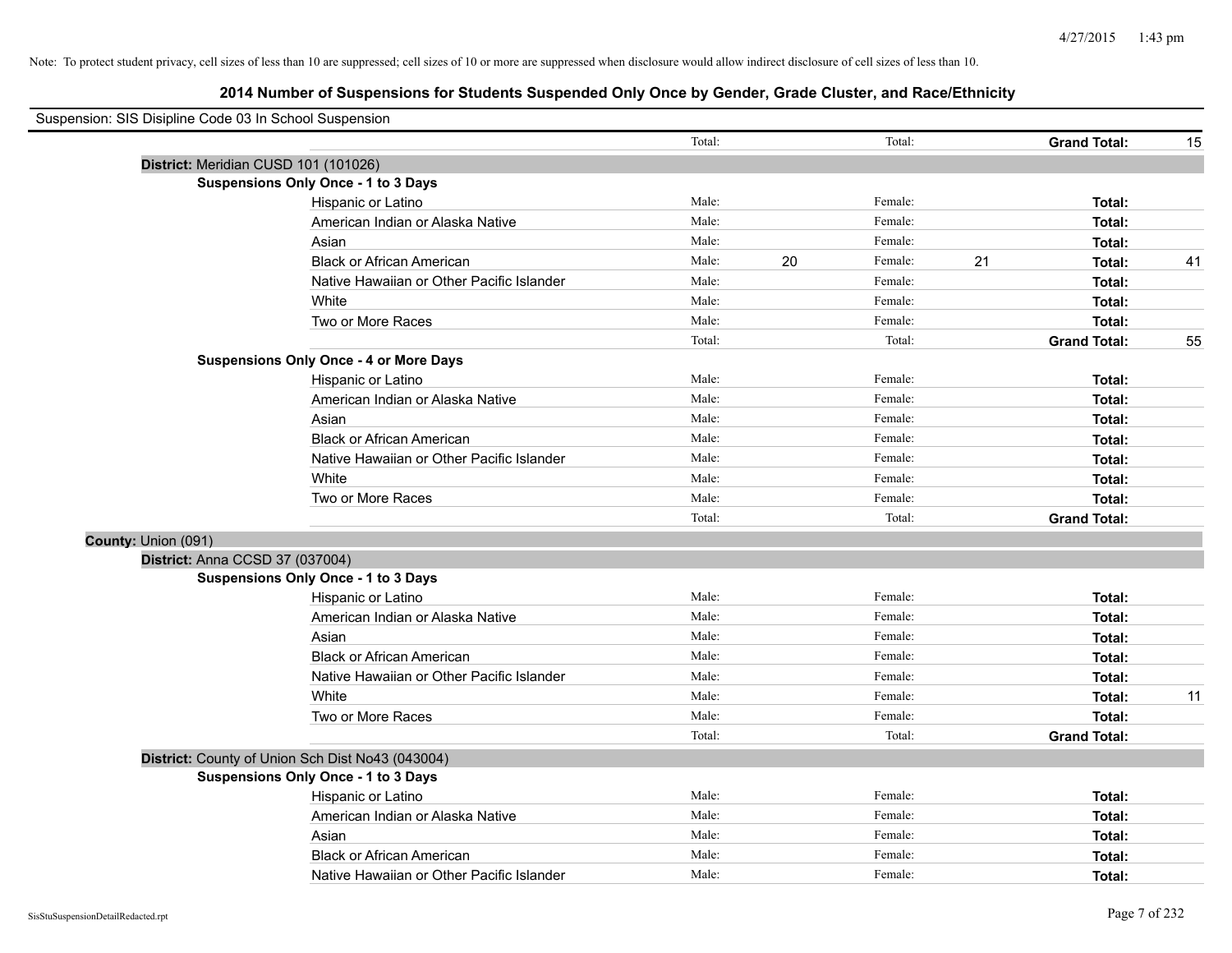Note: To protect student privacy, cell sizes of less than 10 are suppressed; cell sizes of 10 or more are suppressed when disclosure would allow indirect disclosure of cell sizes of less than 10.

# 2014 Number of Suspensions for Students Suspended Only Once by Gender, Grade Cluster, and Race/Ethnicity

Suspension: SIS Disipline Code 03 In School Suspension

| | | | | | | |
|---|---|---|---|---|---|---|
| | Total: | | Total: | | **Grand Total:** | 15 |

**District:** Meridian CUSD 101 (101026)

**Suspensions Only Once - 1 to 3 Days**

| | | | | | | |
|---|---|---|---|---|---|---|
| Hispanic or Latino | Male: | | Female: | | **Total:** | |
| American Indian or Alaska Native | Male: | | Female: | | **Total:** | |
| Asian | Male: | | Female: | | **Total:** | |
| Black or African American | Male: | 20 | Female: | 21 | **Total:** | 41 |
| Native Hawaiian or Other Pacific Islander | Male: | | Female: | | **Total:** | |
| White | Male: | | Female: | | **Total:** | |
| Two or More Races | Male: | | Female: | | **Total:** | |
| | Total: | | Total: | | **Grand Total:** | 55 |

**Suspensions Only Once - 4 or More Days**

| | | | | | | |
|---|---|---|---|---|---|---|
| Hispanic or Latino | Male: | | Female: | | **Total:** | |
| American Indian or Alaska Native | Male: | | Female: | | **Total:** | |
| Asian | Male: | | Female: | | **Total:** | |
| Black or African American | Male: | | Female: | | **Total:** | |
| Native Hawaiian or Other Pacific Islander | Male: | | Female: | | **Total:** | |
| White | Male: | | Female: | | **Total:** | |
| Two or More Races | Male: | | Female: | | **Total:** | |
| | Total: | | Total: | | **Grand Total:** | |

**County:** Union (091)

**District:** Anna CCSD 37 (037004)

**Suspensions Only Once - 1 to 3 Days**

| | | | | | | |
|---|---|---|---|---|---|---|
| Hispanic or Latino | Male: | | Female: | | **Total:** | |
| American Indian or Alaska Native | Male: | | Female: | | **Total:** | |
| Asian | Male: | | Female: | | **Total:** | |
| Black or African American | Male: | | Female: | | **Total:** | |
| Native Hawaiian or Other Pacific Islander | Male: | | Female: | | **Total:** | |
| White | Male: | | Female: | | **Total:** | 11 |
| Two or More Races | Male: | | Female: | | **Total:** | |
| | Total: | | Total: | | **Grand Total:** | |

**District:** County of Union Sch Dist No43 (043004)

**Suspensions Only Once - 1 to 3 Days**

| | | | | | | |
|---|---|---|---|---|---|---|
| Hispanic or Latino | Male: | | Female: | | **Total:** | |
| American Indian or Alaska Native | Male: | | Female: | | **Total:** | |
| Asian | Male: | | Female: | | **Total:** | |
| Black or African American | Male: | | Female: | | **Total:** | |
| Native Hawaiian or Other Pacific Islander | Male: | | Female: | | **Total:** | |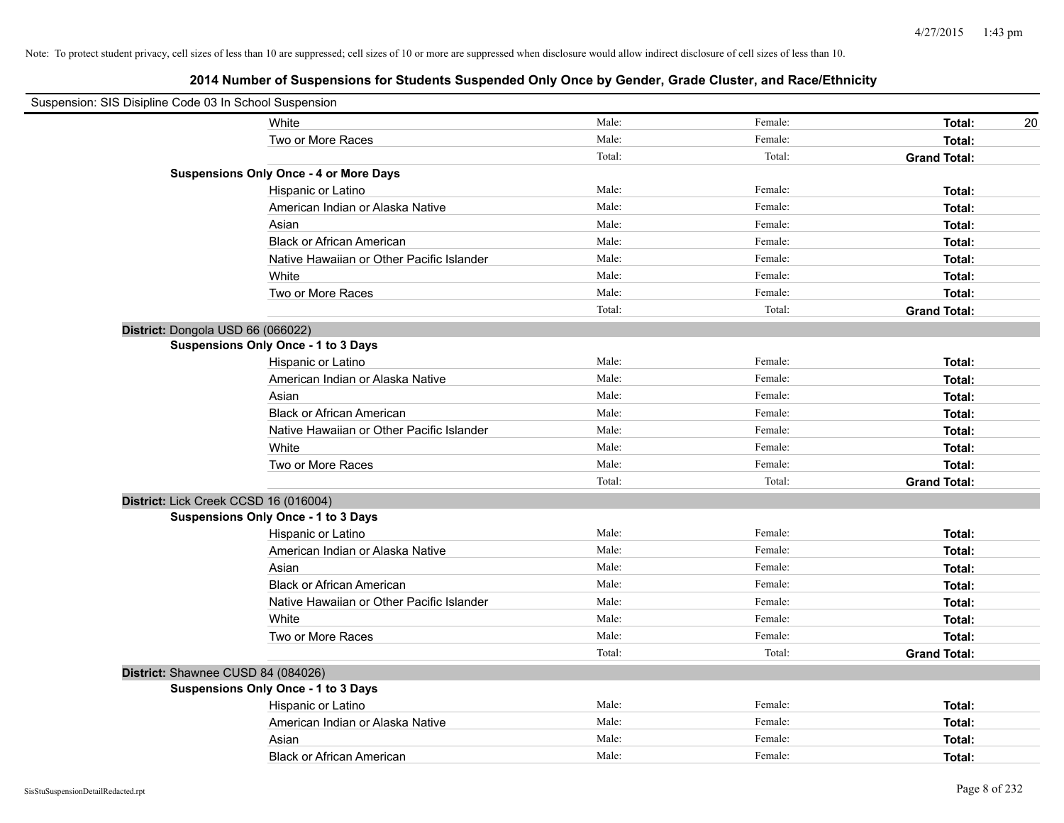Note: To protect student privacy, cell sizes of less than 10 are suppressed; cell sizes of 10 or more are suppressed when disclosure would allow indirect disclosure of cell sizes of less than 10.

# 2014 Number of Suspensions for Students Suspended Only Once by Gender, Grade Cluster, and Race/Ethnicity

Suspension: SIS Disipline Code 03 In School Suspension

| | | | | |
|---|---|---|---|---|
| White | Male: | Female: | **Total:** | 20 |
| Two or More Races | Male: | Female: | **Total:** | |
| | Total: | Total: | **Grand Total:** | |

**Suspensions Only Once - 4 or More Days**

| | | | | |
|---|---|---|---|---|
| Hispanic or Latino | Male: | Female: | **Total:** | |
| American Indian or Alaska Native | Male: | Female: | **Total:** | |
| Asian | Male: | Female: | **Total:** | |
| Black or African American | Male: | Female: | **Total:** | |
| Native Hawaiian or Other Pacific Islander | Male: | Female: | **Total:** | |
| White | Male: | Female: | **Total:** | |
| Two or More Races | Male: | Female: | **Total:** | |
| | Total: | Total: | **Grand Total:** | |

**District:** Dongola USD 66 (066022)

**Suspensions Only Once - 1 to 3 Days**

| | | | | |
|---|---|---|---|---|
| Hispanic or Latino | Male: | Female: | **Total:** | |
| American Indian or Alaska Native | Male: | Female: | **Total:** | |
| Asian | Male: | Female: | **Total:** | |
| Black or African American | Male: | Female: | **Total:** | |
| Native Hawaiian or Other Pacific Islander | Male: | Female: | **Total:** | |
| White | Male: | Female: | **Total:** | |
| Two or More Races | Male: | Female: | **Total:** | |
| | Total: | Total: | **Grand Total:** | |

**District:** Lick Creek CCSD 16 (016004)

**Suspensions Only Once - 1 to 3 Days**

| | | | | |
|---|---|---|---|---|
| Hispanic or Latino | Male: | Female: | **Total:** | |
| American Indian or Alaska Native | Male: | Female: | **Total:** | |
| Asian | Male: | Female: | **Total:** | |
| Black or African American | Male: | Female: | **Total:** | |
| Native Hawaiian or Other Pacific Islander | Male: | Female: | **Total:** | |
| White | Male: | Female: | **Total:** | |
| Two or More Races | Male: | Female: | **Total:** | |
| | Total: | Total: | **Grand Total:** | |

**District:** Shawnee CUSD 84 (084026)

**Suspensions Only Once - 1 to 3 Days**

| | | | | |
|---|---|---|---|---|
| Hispanic or Latino | Male: | Female: | **Total:** | |
| American Indian or Alaska Native | Male: | Female: | **Total:** | |
| Asian | Male: | Female: | **Total:** | |
| Black or African American | Male: | Female: | **Total:** | |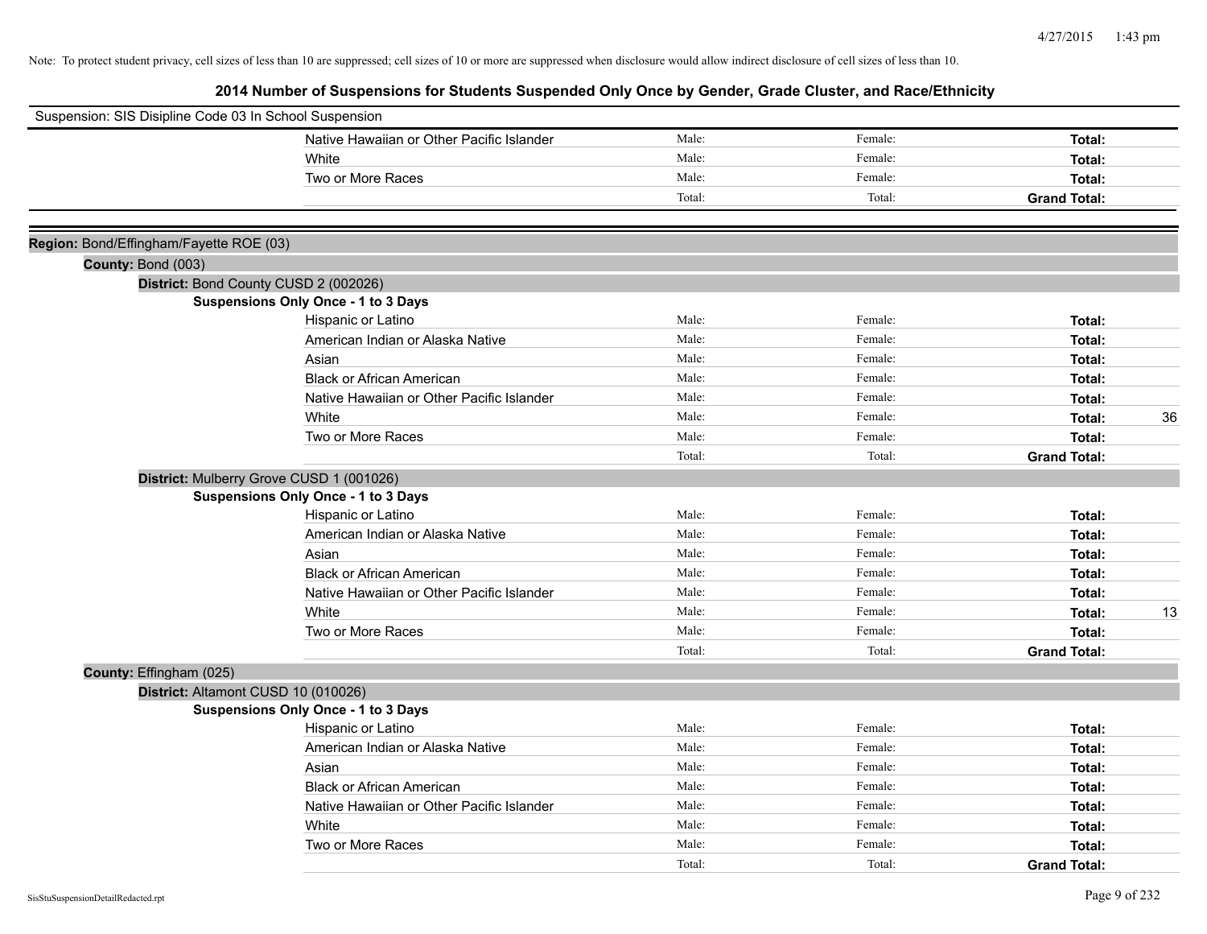Note: To protect student privacy, cell sizes of less than 10 are suppressed; cell sizes of 10 or more are suppressed when disclosure would allow indirect disclosure of cell sizes of less than 10.

## 2014 Number of Suspensions for Students Suspended Only Once by Gender, Grade Cluster, and Race/Ethnicity

Suspension: SIS Disipline Code 03 In School Suspension

| | Male: | Female: | Total: | |
|---|---|---|---|---|
| Native Hawaiian or Other Pacific Islander | Male: | Female: | **Total:** | |
| White | Male: | Female: | **Total:** | |
| Two or More Races | Male: | Female: | **Total:** | |
| | Total: | Total: | **Grand Total:** | |

**Region:** Bond/Effingham/Fayette ROE (03)

**County:** Bond (003)

**District:** Bond County CUSD 2 (002026)

**Suspensions Only Once - 1 to 3 Days**

| Race/Ethnicity | Male | Female | Total | |
|---|---|---|---|---|
| Hispanic or Latino | Male: | Female: | **Total:** | |
| American Indian or Alaska Native | Male: | Female: | **Total:** | |
| Asian | Male: | Female: | **Total:** | |
| Black or African American | Male: | Female: | **Total:** | |
| Native Hawaiian or Other Pacific Islander | Male: | Female: | **Total:** | |
| White | Male: | Female: | **Total:** | 36 |
| Two or More Races | Male: | Female: | **Total:** | |
| | Total: | Total: | **Grand Total:** | |

**District:** Mulberry Grove CUSD 1 (001026)

**Suspensions Only Once - 1 to 3 Days**

| Race/Ethnicity | Male | Female | Total | |
|---|---|---|---|---|
| Hispanic or Latino | Male: | Female: | **Total:** | |
| American Indian or Alaska Native | Male: | Female: | **Total:** | |
| Asian | Male: | Female: | **Total:** | |
| Black or African American | Male: | Female: | **Total:** | |
| Native Hawaiian or Other Pacific Islander | Male: | Female: | **Total:** | |
| White | Male: | Female: | **Total:** | 13 |
| Two or More Races | Male: | Female: | **Total:** | |
| | Total: | Total: | **Grand Total:** | |

**County:** Effingham (025)

**District:** Altamont CUSD 10 (010026)

**Suspensions Only Once - 1 to 3 Days**

| Race/Ethnicity | Male | Female | Total | |
|---|---|---|---|---|
| Hispanic or Latino | Male: | Female: | **Total:** | |
| American Indian or Alaska Native | Male: | Female: | **Total:** | |
| Asian | Male: | Female: | **Total:** | |
| Black or African American | Male: | Female: | **Total:** | |
| Native Hawaiian or Other Pacific Islander | Male: | Female: | **Total:** | |
| White | Male: | Female: | **Total:** | |
| Two or More Races | Male: | Female: | **Total:** | |
| | Total: | Total: | **Grand Total:** | |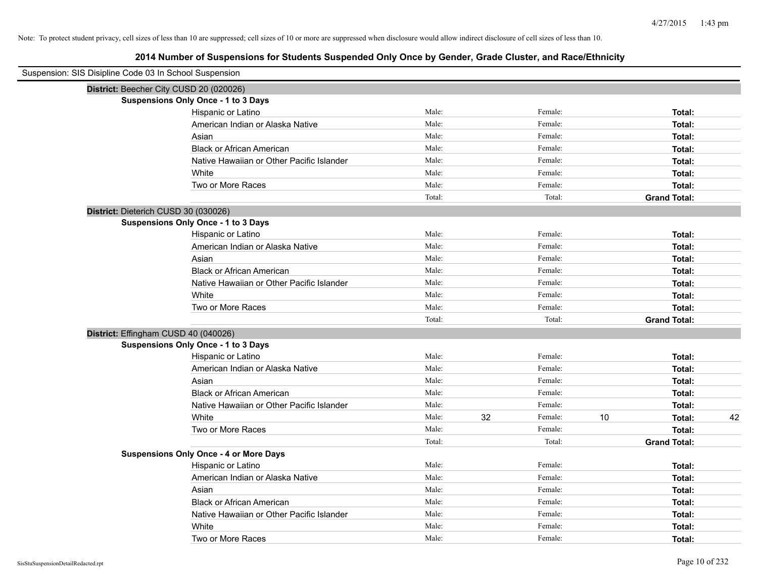Note: To protect student privacy, cell sizes of less than 10 are suppressed; cell sizes of 10 or more are suppressed when disclosure would allow indirect disclosure of cell sizes of less than 10.

# 2014 Number of Suspensions for Students Suspended Only Once by Gender, Grade Cluster, and Race/Ethnicity

Suspension: SIS Disipline Code 03 In School Suspension

## District: Beecher City CUSD 20 (020026)

### Suspensions Only Once - 1 to 3 Days

| Race/Ethnicity | Male | | Female | | Total | |
|---|---|---|---|---|---|---|
| Hispanic or Latino | Male: | | Female: | | **Total:** | |
| American Indian or Alaska Native | Male: | | Female: | | **Total:** | |
| Asian | Male: | | Female: | | **Total:** | |
| Black or African American | Male: | | Female: | | **Total:** | |
| Native Hawaiian or Other Pacific Islander | Male: | | Female: | | **Total:** | |
| White | Male: | | Female: | | **Total:** | |
| Two or More Races | Male: | | Female: | | **Total:** | |
| | Total: | | Total: | | **Grand Total:** | |

## District: Dieterich CUSD 30 (030026)

### Suspensions Only Once - 1 to 3 Days

| Race/Ethnicity | Male | | Female | | Total | |
|---|---|---|---|---|---|---|
| Hispanic or Latino | Male: | | Female: | | **Total:** | |
| American Indian or Alaska Native | Male: | | Female: | | **Total:** | |
| Asian | Male: | | Female: | | **Total:** | |
| Black or African American | Male: | | Female: | | **Total:** | |
| Native Hawaiian or Other Pacific Islander | Male: | | Female: | | **Total:** | |
| White | Male: | | Female: | | **Total:** | |
| Two or More Races | Male: | | Female: | | **Total:** | |
| | Total: | | Total: | | **Grand Total:** | |

## District: Effingham CUSD 40 (040026)

### Suspensions Only Once - 1 to 3 Days

| Race/Ethnicity | Male | | Female | | Total | |
|---|---|---|---|---|---|---|
| Hispanic or Latino | Male: | | Female: | | **Total:** | |
| American Indian or Alaska Native | Male: | | Female: | | **Total:** | |
| Asian | Male: | | Female: | | **Total:** | |
| Black or African American | Male: | | Female: | | **Total:** | |
| Native Hawaiian or Other Pacific Islander | Male: | | Female: | | **Total:** | |
| White | Male: | 32 | Female: | 10 | **Total:** | 42 |
| Two or More Races | Male: | | Female: | | **Total:** | |
| | Total: | | Total: | | **Grand Total:** | |

### Suspensions Only Once - 4 or More Days

| Race/Ethnicity | Male | | Female | | Total | |
|---|---|---|---|---|---|---|
| Hispanic or Latino | Male: | | Female: | | **Total:** | |
| American Indian or Alaska Native | Male: | | Female: | | **Total:** | |
| Asian | Male: | | Female: | | **Total:** | |
| Black or African American | Male: | | Female: | | **Total:** | |
| Native Hawaiian or Other Pacific Islander | Male: | | Female: | | **Total:** | |
| White | Male: | | Female: | | **Total:** | |
| Two or More Races | Male: | | Female: | | **Total:** | |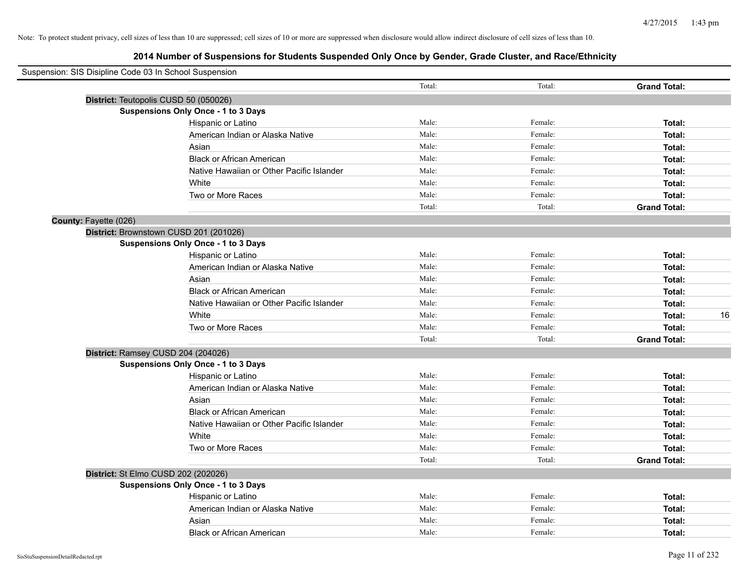Note: To protect student privacy, cell sizes of less than 10 are suppressed; cell sizes of 10 or more are suppressed when disclosure would allow indirect disclosure of cell sizes of less than 10.

## 2014 Number of Suspensions for Students Suspended Only Once by Gender, Grade Cluster, and Race/Ethnicity

Suspension: SIS Disipline Code 03 In School Suspension

| | | | | | |
|---|---|---|---|---|---|
| | | Total: | Total: | **Grand Total:** | |
| **District:** Teutopolis CUSD 50 (050026) | | | | | |
| **Suspensions Only Once - 1 to 3 Days** | | | | | |
| | Hispanic or Latino | Male: | Female: | **Total:** | |
| | American Indian or Alaska Native | Male: | Female: | **Total:** | |
| | Asian | Male: | Female: | **Total:** | |
| | Black or African American | Male: | Female: | **Total:** | |
| | Native Hawaiian or Other Pacific Islander | Male: | Female: | **Total:** | |
| | White | Male: | Female: | **Total:** | |
| | Two or More Races | Male: | Female: | **Total:** | |
| | | Total: | Total: | **Grand Total:** | |
| **County:** Fayette (026) | | | | | |
| **District:** Brownstown CUSD 201 (201026) | | | | | |
| **Suspensions Only Once - 1 to 3 Days** | | | | | |
| | Hispanic or Latino | Male: | Female: | **Total:** | |
| | American Indian or Alaska Native | Male: | Female: | **Total:** | |
| | Asian | Male: | Female: | **Total:** | |
| | Black or African American | Male: | Female: | **Total:** | |
| | Native Hawaiian or Other Pacific Islander | Male: | Female: | **Total:** | |
| | White | Male: | Female: | **Total:** | 16 |
| | Two or More Races | Male: | Female: | **Total:** | |
| | | Total: | Total: | **Grand Total:** | |
| **District:** Ramsey CUSD 204 (204026) | | | | | |
| **Suspensions Only Once - 1 to 3 Days** | | | | | |
| | Hispanic or Latino | Male: | Female: | **Total:** | |
| | American Indian or Alaska Native | Male: | Female: | **Total:** | |
| | Asian | Male: | Female: | **Total:** | |
| | Black or African American | Male: | Female: | **Total:** | |
| | Native Hawaiian or Other Pacific Islander | Male: | Female: | **Total:** | |
| | White | Male: | Female: | **Total:** | |
| | Two or More Races | Male: | Female: | **Total:** | |
| | | Total: | Total: | **Grand Total:** | |
| **District:** St Elmo CUSD 202 (202026) | | | | | |
| **Suspensions Only Once - 1 to 3 Days** | | | | | |
| | Hispanic or Latino | Male: | Female: | **Total:** | |
| | American Indian or Alaska Native | Male: | Female: | **Total:** | |
| | Asian | Male: | Female: | **Total:** | |
| | Black or African American | Male: | Female: | **Total:** | |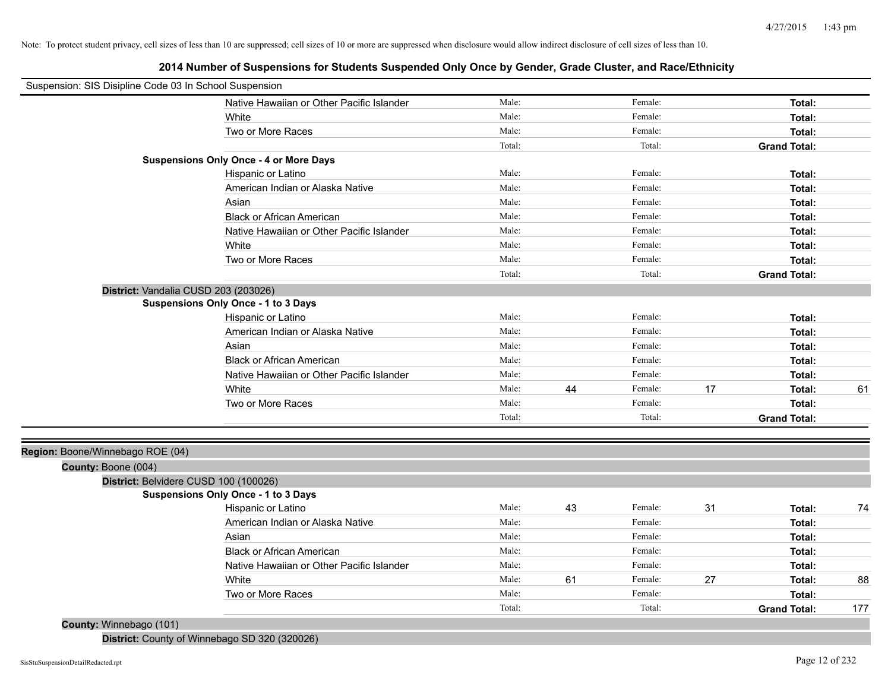Note: To protect student privacy, cell sizes of less than 10 are suppressed; cell sizes of 10 or more are suppressed when disclosure would allow indirect disclosure of cell sizes of less than 10.

## 2014 Number of Suspensions for Students Suspended Only Once by Gender, Grade Cluster, and Race/Ethnicity

Suspension: SIS Disipline Code 03 In School Suspension

| | Race/Ethnicity | Male: | | Female: | | | |
|---|---|---|---|---|---|---|---|
| | Native Hawaiian or Other Pacific Islander | Male: | | Female: | | **Total:** | |
| | White | Male: | | Female: | | **Total:** | |
| | Two or More Races | Male: | | Female: | | **Total:** | |
| | | Total: | | Total: | | **Grand Total:** | |
| **Suspensions Only Once - 4 or More Days** | | | | | | | |
| | Hispanic or Latino | Male: | | Female: | | **Total:** | |
| | American Indian or Alaska Native | Male: | | Female: | | **Total:** | |
| | Asian | Male: | | Female: | | **Total:** | |
| | Black or African American | Male: | | Female: | | **Total:** | |
| | Native Hawaiian or Other Pacific Islander | Male: | | Female: | | **Total:** | |
| | White | Male: | | Female: | | **Total:** | |
| | Two or More Races | Male: | | Female: | | **Total:** | |
| | | Total: | | Total: | | **Grand Total:** | |

**District:** Vandalia CUSD 203 (203026)

| | Race/Ethnicity | Male: | | Female: | | | |
|---|---|---|---|---|---|---|---|
| **Suspensions Only Once - 1 to 3 Days** | | | | | | | |
| | Hispanic or Latino | Male: | | Female: | | **Total:** | |
| | American Indian or Alaska Native | Male: | | Female: | | **Total:** | |
| | Asian | Male: | | Female: | | **Total:** | |
| | Black or African American | Male: | | Female: | | **Total:** | |
| | Native Hawaiian or Other Pacific Islander | Male: | | Female: | | **Total:** | |
| | White | Male: | 44 | Female: | 17 | **Total:** | 61 |
| | Two or More Races | Male: | | Female: | | **Total:** | |
| | | Total: | | Total: | | **Grand Total:** | |

**Region:** Boone/Winnebago ROE (04)

**County:** Boone (004)

**District:** Belvidere CUSD 100 (100026)

| | Race/Ethnicity | Male: | | Female: | | | |
|---|---|---|---|---|---|---|---|
| **Suspensions Only Once - 1 to 3 Days** | | | | | | | |
| | Hispanic or Latino | Male: | 43 | Female: | 31 | **Total:** | 74 |
| | American Indian or Alaska Native | Male: | | Female: | | **Total:** | |
| | Asian | Male: | | Female: | | **Total:** | |
| | Black or African American | Male: | | Female: | | **Total:** | |
| | Native Hawaiian or Other Pacific Islander | Male: | | Female: | | **Total:** | |
| | White | Male: | 61 | Female: | 27 | **Total:** | 88 |
| | Two or More Races | Male: | | Female: | | **Total:** | |
| | | Total: | | Total: | | **Grand Total:** | 177 |

**County:** Winnebago (101)

**District:** County of Winnebago SD 320 (320026)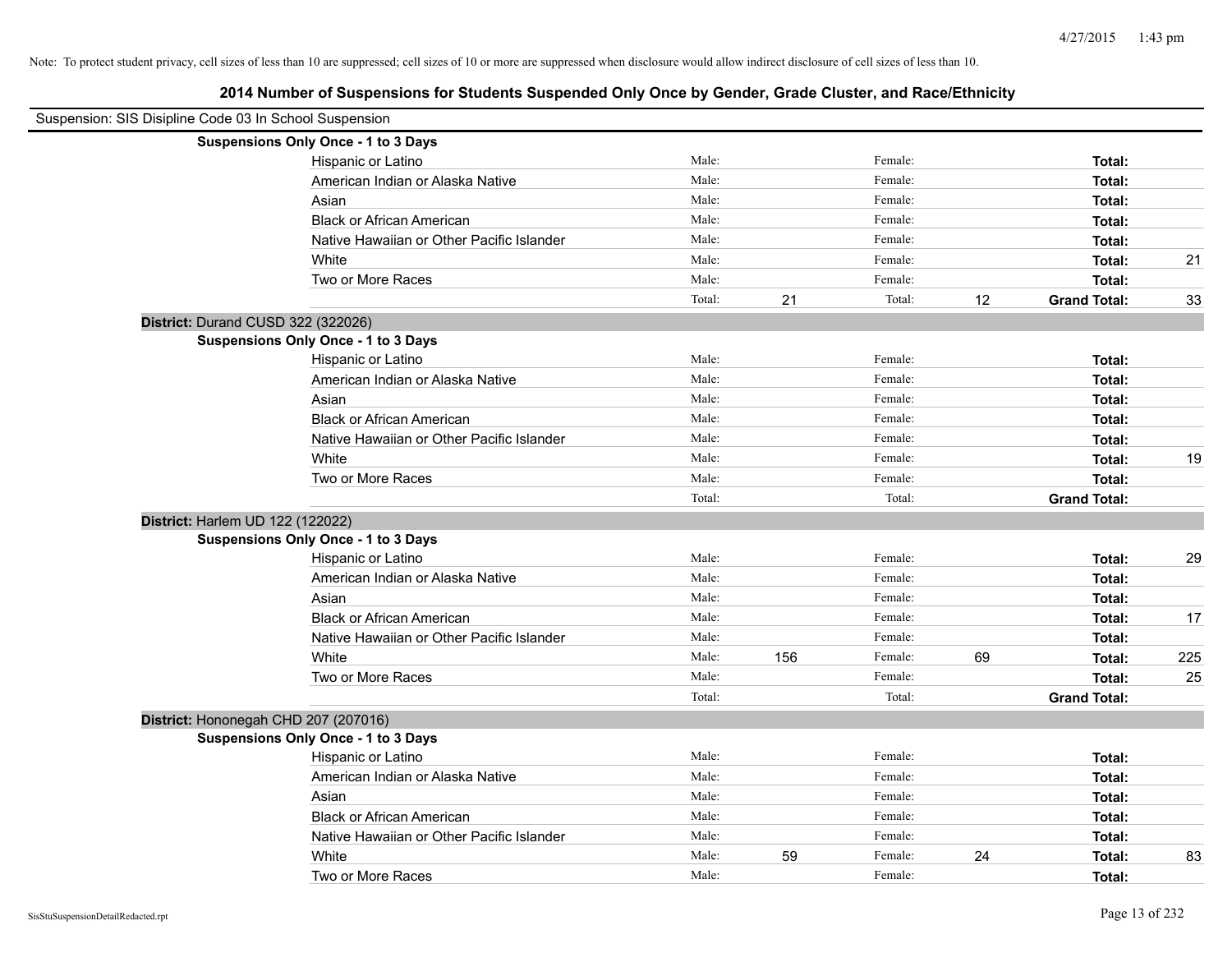Note: To protect student privacy, cell sizes of less than 10 are suppressed; cell sizes of 10 or more are suppressed when disclosure would allow indirect disclosure of cell sizes of less than 10.

## 2014 Number of Suspensions for Students Suspended Only Once by Gender, Grade Cluster, and Race/Ethnicity

Suspension: SIS Disipline Code 03 In School Suspension

**Suspensions Only Once - 1 to 3 Days**

| | | | | | | |
|---|---|---|---|---|---|---|
| Hispanic or Latino | Male: | | Female: | | **Total:** | |
| American Indian or Alaska Native | Male: | | Female: | | **Total:** | |
| Asian | Male: | | Female: | | **Total:** | |
| Black or African American | Male: | | Female: | | **Total:** | |
| Native Hawaiian or Other Pacific Islander | Male: | | Female: | | **Total:** | |
| White | Male: | | Female: | | **Total:** | 21 |
| Two or More Races | Male: | | Female: | | **Total:** | |
| | Total: | 21 | Total: | 12 | **Grand Total:** | 33 |

**District:** Durand CUSD 322 (322026)

**Suspensions Only Once - 1 to 3 Days**

| | | | | | | |
|---|---|---|---|---|---|---|
| Hispanic or Latino | Male: | | Female: | | **Total:** | |
| American Indian or Alaska Native | Male: | | Female: | | **Total:** | |
| Asian | Male: | | Female: | | **Total:** | |
| Black or African American | Male: | | Female: | | **Total:** | |
| Native Hawaiian or Other Pacific Islander | Male: | | Female: | | **Total:** | |
| White | Male: | | Female: | | **Total:** | 19 |
| Two or More Races | Male: | | Female: | | **Total:** | |
| | Total: | | Total: | | **Grand Total:** | |

**District:** Harlem UD 122 (122022)

**Suspensions Only Once - 1 to 3 Days**

| | | | | | | |
|---|---|---|---|---|---|---|
| Hispanic or Latino | Male: | | Female: | | **Total:** | 29 |
| American Indian or Alaska Native | Male: | | Female: | | **Total:** | |
| Asian | Male: | | Female: | | **Total:** | |
| Black or African American | Male: | | Female: | | **Total:** | 17 |
| Native Hawaiian or Other Pacific Islander | Male: | | Female: | | **Total:** | |
| White | Male: | 156 | Female: | 69 | **Total:** | 225 |
| Two or More Races | Male: | | Female: | | **Total:** | 25 |
| | Total: | | Total: | | **Grand Total:** | |

**District:** Hononegah CHD 207 (207016)

**Suspensions Only Once - 1 to 3 Days**

| | | | | | | |
|---|---|---|---|---|---|---|
| Hispanic or Latino | Male: | | Female: | | **Total:** | |
| American Indian or Alaska Native | Male: | | Female: | | **Total:** | |
| Asian | Male: | | Female: | | **Total:** | |
| Black or African American | Male: | | Female: | | **Total:** | |
| Native Hawaiian or Other Pacific Islander | Male: | | Female: | | **Total:** | |
| White | Male: | 59 | Female: | 24 | **Total:** | 83 |
| Two or More Races | Male: | | Female: | | **Total:** | |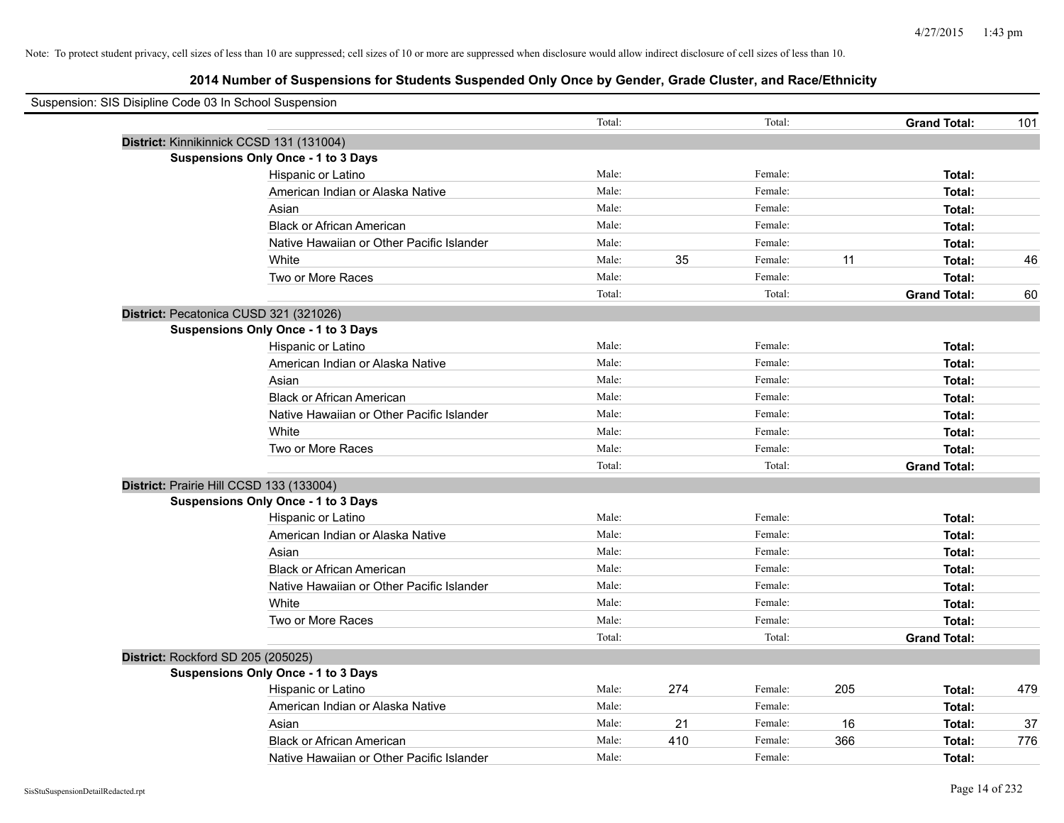Note: To protect student privacy, cell sizes of less than 10 are suppressed; cell sizes of 10 or more are suppressed when disclosure would allow indirect disclosure of cell sizes of less than 10.

## 2014 Number of Suspensions for Students Suspended Only Once by Gender, Grade Cluster, and Race/Ethnicity

Suspension: SIS Disipline Code 03 In School Suspension

| | Total: | | Total: | | **Grand Total:** | 101 |
|---|---|---|---|---|---|---|

**District:** Kinnikinnick CCSD 131 (131004)

**Suspensions Only Once - 1 to 3 Days**

| | | | | | | |
|---|---|---|---|---|---|---|
| Hispanic or Latino | Male: | | Female: | | **Total:** | |
| American Indian or Alaska Native | Male: | | Female: | | **Total:** | |
| Asian | Male: | | Female: | | **Total:** | |
| Black or African American | Male: | | Female: | | **Total:** | |
| Native Hawaiian or Other Pacific Islander | Male: | | Female: | | **Total:** | |
| White | Male: | 35 | Female: | 11 | **Total:** | 46 |
| Two or More Races | Male: | | Female: | | **Total:** | |
| | Total: | | Total: | | **Grand Total:** | 60 |

**District:** Pecatonica CUSD 321 (321026)

**Suspensions Only Once - 1 to 3 Days**

| | | | | | | |
|---|---|---|---|---|---|---|
| Hispanic or Latino | Male: | | Female: | | **Total:** | |
| American Indian or Alaska Native | Male: | | Female: | | **Total:** | |
| Asian | Male: | | Female: | | **Total:** | |
| Black or African American | Male: | | Female: | | **Total:** | |
| Native Hawaiian or Other Pacific Islander | Male: | | Female: | | **Total:** | |
| White | Male: | | Female: | | **Total:** | |
| Two or More Races | Male: | | Female: | | **Total:** | |
| | Total: | | Total: | | **Grand Total:** | |

**District:** Prairie Hill CCSD 133 (133004)

**Suspensions Only Once - 1 to 3 Days**

| | | | | | | |
|---|---|---|---|---|---|---|
| Hispanic or Latino | Male: | | Female: | | **Total:** | |
| American Indian or Alaska Native | Male: | | Female: | | **Total:** | |
| Asian | Male: | | Female: | | **Total:** | |
| Black or African American | Male: | | Female: | | **Total:** | |
| Native Hawaiian or Other Pacific Islander | Male: | | Female: | | **Total:** | |
| White | Male: | | Female: | | **Total:** | |
| Two or More Races | Male: | | Female: | | **Total:** | |
| | Total: | | Total: | | **Grand Total:** | |

**District:** Rockford SD 205 (205025)

**Suspensions Only Once - 1 to 3 Days**

| | | | | | | |
|---|---|---|---|---|---|---|
| Hispanic or Latino | Male: | 274 | Female: | 205 | **Total:** | 479 |
| American Indian or Alaska Native | Male: | | Female: | | **Total:** | |
| Asian | Male: | 21 | Female: | 16 | **Total:** | 37 |
| Black or African American | Male: | 410 | Female: | 366 | **Total:** | 776 |
| Native Hawaiian or Other Pacific Islander | Male: | | Female: | | **Total:** | |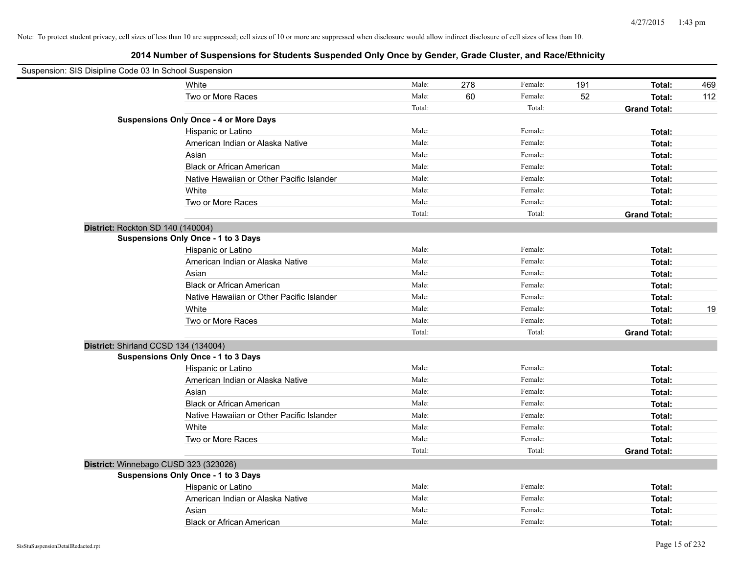Note: To protect student privacy, cell sizes of less than 10 are suppressed; cell sizes of 10 or more are suppressed when disclosure would allow indirect disclosure of cell sizes of less than 10.

## 2014 Number of Suspensions for Students Suspended Only Once by Gender, Grade Cluster, and Race/Ethnicity

Suspension: SIS Disipline Code 03 In School Suspension

| | | | | | | | |
|---|---|---|---|---|---|---|---|
| White | Male: | 278 | Female: | 191 | **Total:** | 469 |
| Two or More Races | Male: | 60 | Female: | 52 | **Total:** | 112 |
| | Total: | | Total: | | **Grand Total:** | |

**Suspensions Only Once - 4 or More Days**

| | | | | | | |
|---|---|---|---|---|---|---|
| Hispanic or Latino | Male: | | Female: | | **Total:** | |
| American Indian or Alaska Native | Male: | | Female: | | **Total:** | |
| Asian | Male: | | Female: | | **Total:** | |
| Black or African American | Male: | | Female: | | **Total:** | |
| Native Hawaiian or Other Pacific Islander | Male: | | Female: | | **Total:** | |
| White | Male: | | Female: | | **Total:** | |
| Two or More Races | Male: | | Female: | | **Total:** | |
| | Total: | | Total: | | **Grand Total:** | |

**District:** Rockton SD 140 (140004)

**Suspensions Only Once - 1 to 3 Days**

| | | | | | | |
|---|---|---|---|---|---|---|
| Hispanic or Latino | Male: | | Female: | | **Total:** | |
| American Indian or Alaska Native | Male: | | Female: | | **Total:** | |
| Asian | Male: | | Female: | | **Total:** | |
| Black or African American | Male: | | Female: | | **Total:** | |
| Native Hawaiian or Other Pacific Islander | Male: | | Female: | | **Total:** | |
| White | Male: | | Female: | | **Total:** | 19 |
| Two or More Races | Male: | | Female: | | **Total:** | |
| | Total: | | Total: | | **Grand Total:** | |

**District:** Shirland CCSD 134 (134004)

**Suspensions Only Once - 1 to 3 Days**

| | | | | | | |
|---|---|---|---|---|---|---|
| Hispanic or Latino | Male: | | Female: | | **Total:** | |
| American Indian or Alaska Native | Male: | | Female: | | **Total:** | |
| Asian | Male: | | Female: | | **Total:** | |
| Black or African American | Male: | | Female: | | **Total:** | |
| Native Hawaiian or Other Pacific Islander | Male: | | Female: | | **Total:** | |
| White | Male: | | Female: | | **Total:** | |
| Two or More Races | Male: | | Female: | | **Total:** | |
| | Total: | | Total: | | **Grand Total:** | |

**District:** Winnebago CUSD 323 (323026)

**Suspensions Only Once - 1 to 3 Days**

| | | | | | | |
|---|---|---|---|---|---|---|
| Hispanic or Latino | Male: | | Female: | | **Total:** | |
| American Indian or Alaska Native | Male: | | Female: | | **Total:** | |
| Asian | Male: | | Female: | | **Total:** | |
| Black or African American | Male: | | Female: | | **Total:** | |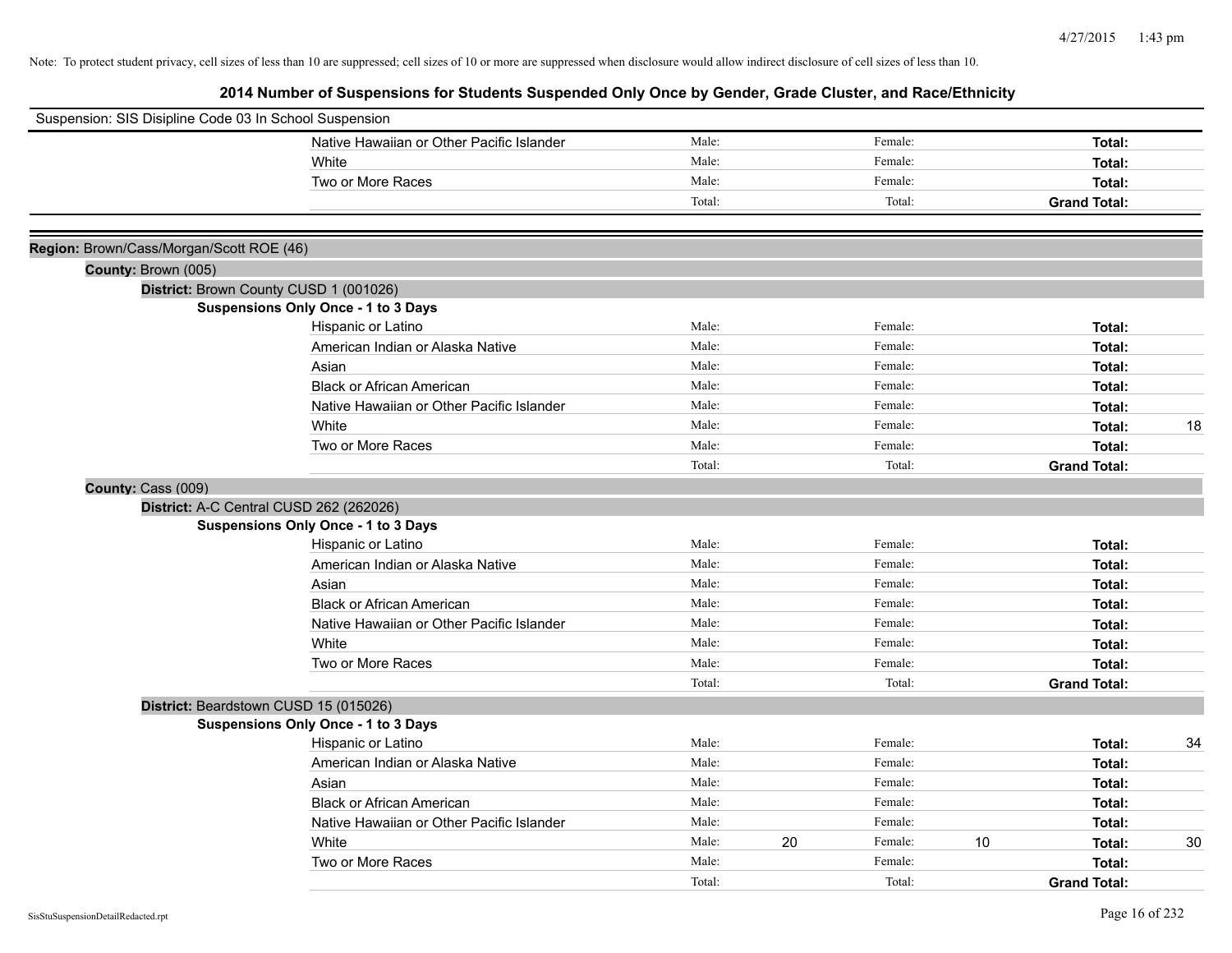Note: To protect student privacy, cell sizes of less than 10 are suppressed; cell sizes of 10 or more are suppressed when disclosure would allow indirect disclosure of cell sizes of less than 10.

# 2014 Number of Suspensions for Students Suspended Only Once by Gender, Grade Cluster, and Race/Ethnicity

Suspension: SIS Disipline Code 03 In School Suspension

| | | | | | | |
|---|---|---|---|---|---|---|
| Native Hawaiian or Other Pacific Islander | Male: | | Female: | | Total: | |
| White | Male: | | Female: | | Total: | |
| Two or More Races | Male: | | Female: | | Total: | |
| | Total: | | Total: | | Grand Total: | |

**Region:** Brown/Cass/Morgan/Scott ROE (46)

**County:** Brown (005)

**District:** Brown County CUSD 1 (001026)

**Suspensions Only Once - 1 to 3 Days**

| | | | | | | |
|---|---|---|---|---|---|---|
| Hispanic or Latino | Male: | | Female: | | Total: | |
| American Indian or Alaska Native | Male: | | Female: | | Total: | |
| Asian | Male: | | Female: | | Total: | |
| Black or African American | Male: | | Female: | | Total: | |
| Native Hawaiian or Other Pacific Islander | Male: | | Female: | | Total: | |
| White | Male: | | Female: | | Total: | 18 |
| Two or More Races | Male: | | Female: | | Total: | |
| | Total: | | Total: | | Grand Total: | |

**County:** Cass (009)

**District:** A-C Central CUSD 262 (262026)

**Suspensions Only Once - 1 to 3 Days**

| | | | | | | |
|---|---|---|---|---|---|---|
| Hispanic or Latino | Male: | | Female: | | Total: | |
| American Indian or Alaska Native | Male: | | Female: | | Total: | |
| Asian | Male: | | Female: | | Total: | |
| Black or African American | Male: | | Female: | | Total: | |
| Native Hawaiian or Other Pacific Islander | Male: | | Female: | | Total: | |
| White | Male: | | Female: | | Total: | |
| Two or More Races | Male: | | Female: | | Total: | |
| | Total: | | Total: | | Grand Total: | |

**District:** Beardstown CUSD 15 (015026)

**Suspensions Only Once - 1 to 3 Days**

| | | | | | | |
|---|---|---|---|---|---|---|
| Hispanic or Latino | Male: | | Female: | | Total: | 34 |
| American Indian or Alaska Native | Male: | | Female: | | Total: | |
| Asian | Male: | | Female: | | Total: | |
| Black or African American | Male: | | Female: | | Total: | |
| Native Hawaiian or Other Pacific Islander | Male: | | Female: | | Total: | |
| White | Male: | 20 | Female: | 10 | Total: | 30 |
| Two or More Races | Male: | | Female: | | Total: | |
| | Total: | | Total: | | Grand Total: | |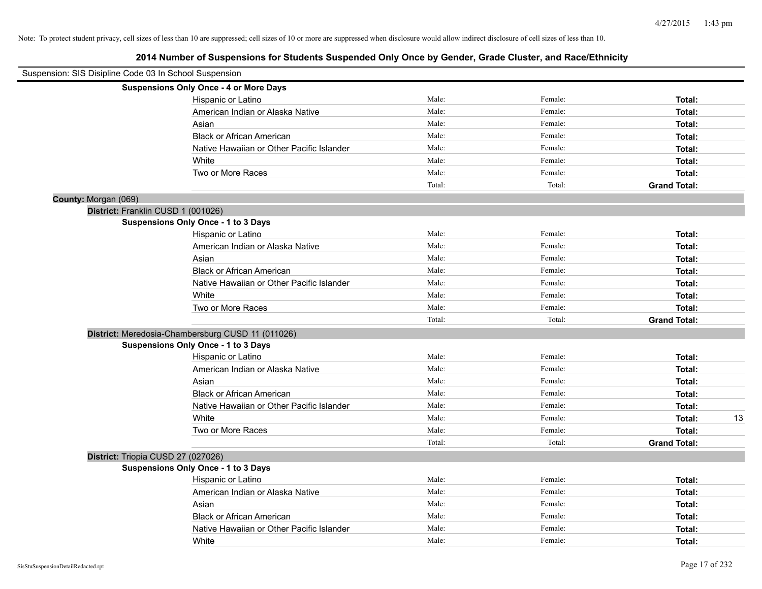Note: To protect student privacy, cell sizes of less than 10 are suppressed; cell sizes of 10 or more are suppressed when disclosure would allow indirect disclosure of cell sizes of less than 10.

## 2014 Number of Suspensions for Students Suspended Only Once by Gender, Grade Cluster, and Race/Ethnicity

Suspension: SIS Disipline Code 03 In School Suspension

**Suspensions Only Once - 4 or More Days**

| | | | | |
|---|---|---|---|---|
| Hispanic or Latino | Male: | Female: | **Total:** | |
| American Indian or Alaska Native | Male: | Female: | **Total:** | |
| Asian | Male: | Female: | **Total:** | |
| Black or African American | Male: | Female: | **Total:** | |
| Native Hawaiian or Other Pacific Islander | Male: | Female: | **Total:** | |
| White | Male: | Female: | **Total:** | |
| Two or More Races | Male: | Female: | **Total:** | |
| | Total: | Total: | **Grand Total:** | |

**County:** Morgan (069)

**District:** Franklin CUSD 1 (001026)

**Suspensions Only Once - 1 to 3 Days**

| | | | | |
|---|---|---|---|---|
| Hispanic or Latino | Male: | Female: | **Total:** | |
| American Indian or Alaska Native | Male: | Female: | **Total:** | |
| Asian | Male: | Female: | **Total:** | |
| Black or African American | Male: | Female: | **Total:** | |
| Native Hawaiian or Other Pacific Islander | Male: | Female: | **Total:** | |
| White | Male: | Female: | **Total:** | |
| Two or More Races | Male: | Female: | **Total:** | |
| | Total: | Total: | **Grand Total:** | |

**District:** Meredosia-Chambersburg CUSD 11 (011026)

**Suspensions Only Once - 1 to 3 Days**

| | | | | |
|---|---|---|---|---|
| Hispanic or Latino | Male: | Female: | **Total:** | |
| American Indian or Alaska Native | Male: | Female: | **Total:** | |
| Asian | Male: | Female: | **Total:** | |
| Black or African American | Male: | Female: | **Total:** | |
| Native Hawaiian or Other Pacific Islander | Male: | Female: | **Total:** | |
| White | Male: | Female: | **Total:** | 13 |
| Two or More Races | Male: | Female: | **Total:** | |
| | Total: | Total: | **Grand Total:** | |

**District:** Triopia CUSD 27 (027026)

**Suspensions Only Once - 1 to 3 Days**

| | | | | |
|---|---|---|---|---|
| Hispanic or Latino | Male: | Female: | **Total:** | |
| American Indian or Alaska Native | Male: | Female: | **Total:** | |
| Asian | Male: | Female: | **Total:** | |
| Black or African American | Male: | Female: | **Total:** | |
| Native Hawaiian or Other Pacific Islander | Male: | Female: | **Total:** | |
| White | Male: | Female: | **Total:** | |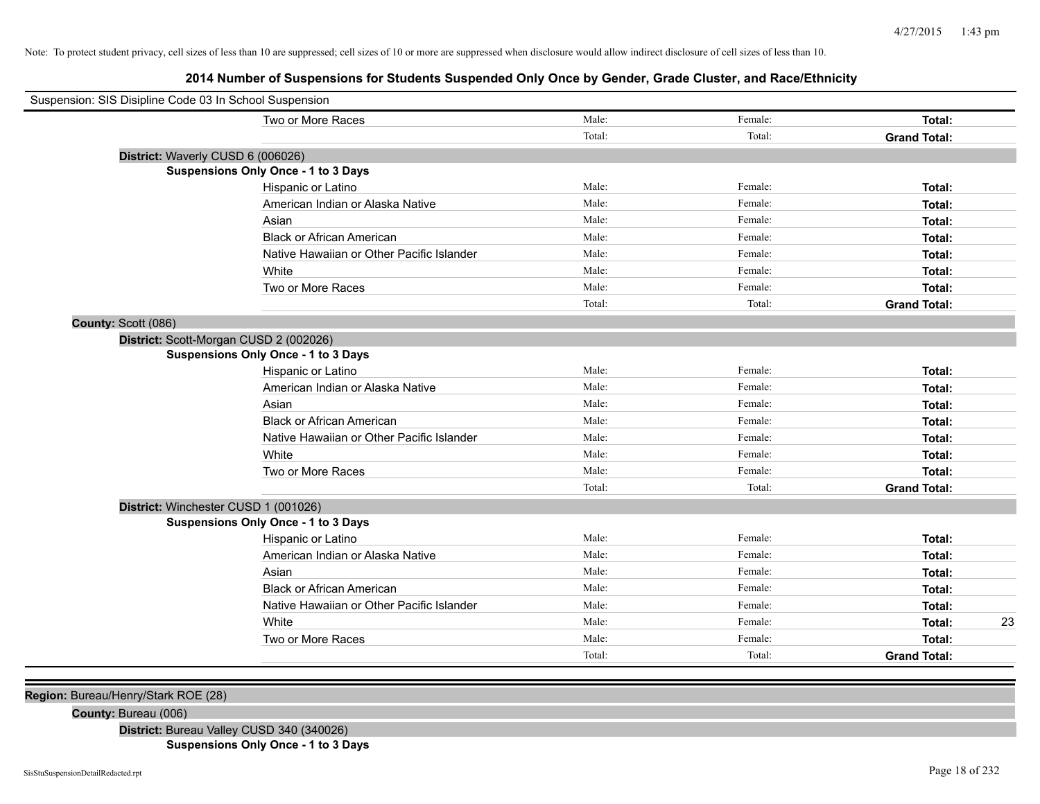Note: To protect student privacy, cell sizes of less than 10 are suppressed; cell sizes of 10 or more are suppressed when disclosure would allow indirect disclosure of cell sizes of less than 10.

## 2014 Number of Suspensions for Students Suspended Only Once by Gender, Grade Cluster, and Race/Ethnicity

Suspension: SIS Disipline Code 03 In School Suspension

| | | | |
|---|---|---|---|
| Two or More Races | Male: | Female: | **Total:** |
| | Total: | Total: | **Grand Total:** |

**District:** Waverly CUSD 6 (006026)

**Suspensions Only Once - 1 to 3 Days**

| | | | |
|---|---|---|---|
| Hispanic or Latino | Male: | Female: | **Total:** |
| American Indian or Alaska Native | Male: | Female: | **Total:** |
| Asian | Male: | Female: | **Total:** |
| Black or African American | Male: | Female: | **Total:** |
| Native Hawaiian or Other Pacific Islander | Male: | Female: | **Total:** |
| White | Male: | Female: | **Total:** |
| Two or More Races | Male: | Female: | **Total:** |
| | Total: | Total: | **Grand Total:** |

**County:** Scott (086)

**District:** Scott-Morgan CUSD 2 (002026)

**Suspensions Only Once - 1 to 3 Days**

| | | | |
|---|---|---|---|
| Hispanic or Latino | Male: | Female: | **Total:** |
| American Indian or Alaska Native | Male: | Female: | **Total:** |
| Asian | Male: | Female: | **Total:** |
| Black or African American | Male: | Female: | **Total:** |
| Native Hawaiian or Other Pacific Islander | Male: | Female: | **Total:** |
| White | Male: | Female: | **Total:** |
| Two or More Races | Male: | Female: | **Total:** |
| | Total: | Total: | **Grand Total:** |

**District:** Winchester CUSD 1 (001026)

**Suspensions Only Once - 1 to 3 Days**

| | | | | |
|---|---|---|---|---|
| Hispanic or Latino | Male: | Female: | **Total:** | |
| American Indian or Alaska Native | Male: | Female: | **Total:** | |
| Asian | Male: | Female: | **Total:** | |
| Black or African American | Male: | Female: | **Total:** | |
| Native Hawaiian or Other Pacific Islander | Male: | Female: | **Total:** | |
| White | Male: | Female: | **Total:** | 23 |
| Two or More Races | Male: | Female: | **Total:** | |
| | Total: | Total: | **Grand Total:** | |

**Region:** Bureau/Henry/Stark ROE (28)

**County:** Bureau (006)

**District:** Bureau Valley CUSD 340 (340026)

**Suspensions Only Once - 1 to 3 Days**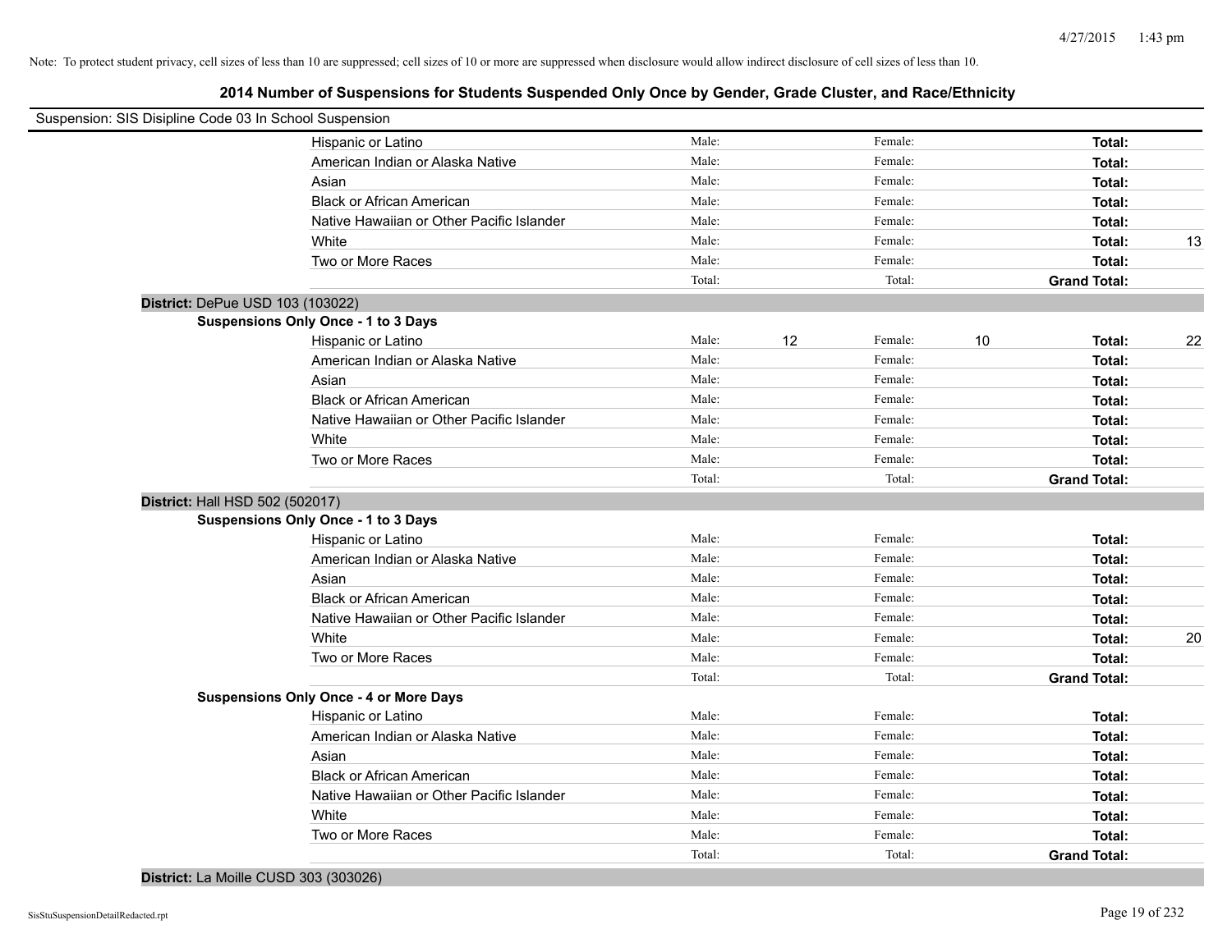Note: To protect student privacy, cell sizes of less than 10 are suppressed; cell sizes of 10 or more are suppressed when disclosure would allow indirect disclosure of cell sizes of less than 10.

## 2014 Number of Suspensions for Students Suspended Only Once by Gender, Grade Cluster, and Race/Ethnicity

Suspension: SIS Disipline Code 03 In School Suspension

| | Male: | | Female: | | Total: | |
|---|---|---|---|---|---|---|
| Hispanic or Latino | Male: | | Female: | | **Total:** | |
| American Indian or Alaska Native | Male: | | Female: | | **Total:** | |
| Asian | Male: | | Female: | | **Total:** | |
| Black or African American | Male: | | Female: | | **Total:** | |
| Native Hawaiian or Other Pacific Islander | Male: | | Female: | | **Total:** | |
| White | Male: | | Female: | | **Total:** | 13 |
| Two or More Races | Male: | | Female: | | **Total:** | |
| | Total: | | Total: | | **Grand Total:** | |

**District:** DePue USD 103 (103022)

**Suspensions Only Once - 1 to 3 Days**

| | | | | | | |
|---|---|---|---|---|---|---|
| Hispanic or Latino | Male: | 12 | Female: | 10 | **Total:** | 22 |
| American Indian or Alaska Native | Male: | | Female: | | **Total:** | |
| Asian | Male: | | Female: | | **Total:** | |
| Black or African American | Male: | | Female: | | **Total:** | |
| Native Hawaiian or Other Pacific Islander | Male: | | Female: | | **Total:** | |
| White | Male: | | Female: | | **Total:** | |
| Two or More Races | Male: | | Female: | | **Total:** | |
| | Total: | | Total: | | **Grand Total:** | |

**District:** Hall HSD 502 (502017)

**Suspensions Only Once - 1 to 3 Days**

| | | | | | | |
|---|---|---|---|---|---|---|
| Hispanic or Latino | Male: | | Female: | | **Total:** | |
| American Indian or Alaska Native | Male: | | Female: | | **Total:** | |
| Asian | Male: | | Female: | | **Total:** | |
| Black or African American | Male: | | Female: | | **Total:** | |
| Native Hawaiian or Other Pacific Islander | Male: | | Female: | | **Total:** | |
| White | Male: | | Female: | | **Total:** | 20 |
| Two or More Races | Male: | | Female: | | **Total:** | |
| | Total: | | Total: | | **Grand Total:** | |

**Suspensions Only Once - 4 or More Days**

| | | | | | | |
|---|---|---|---|---|---|---|
| Hispanic or Latino | Male: | | Female: | | **Total:** | |
| American Indian or Alaska Native | Male: | | Female: | | **Total:** | |
| Asian | Male: | | Female: | | **Total:** | |
| Black or African American | Male: | | Female: | | **Total:** | |
| Native Hawaiian or Other Pacific Islander | Male: | | Female: | | **Total:** | |
| White | Male: | | Female: | | **Total:** | |
| Two or More Races | Male: | | Female: | | **Total:** | |
| | Total: | | Total: | | **Grand Total:** | |

**District:** La Moille CUSD 303 (303026)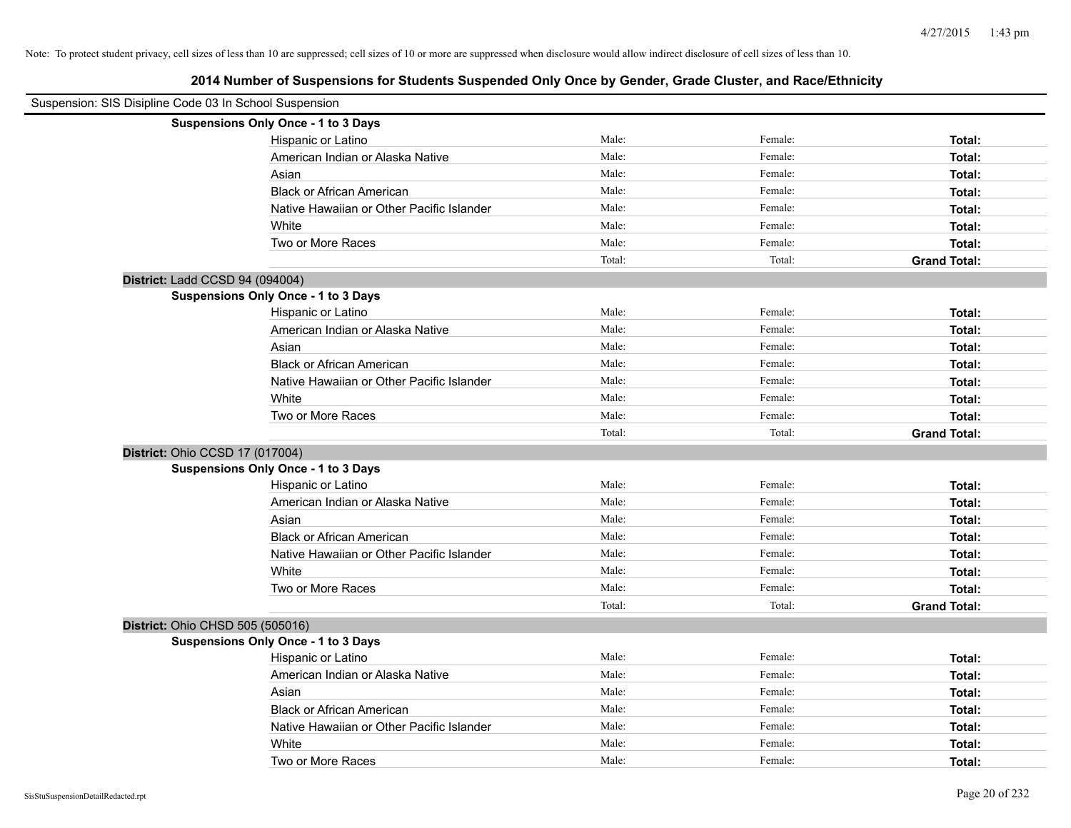Note: To protect student privacy, cell sizes of less than 10 are suppressed; cell sizes of 10 or more are suppressed when disclosure would allow indirect disclosure of cell sizes of less than 10.

## 2014 Number of Suspensions for Students Suspended Only Once by Gender, Grade Cluster, and Race/Ethnicity

Suspension: SIS Disipline Code 03 In School Suspension

**Suspensions Only Once - 1 to 3 Days**

| | | | |
|---|---|---|---|
| Hispanic or Latino | Male: | Female: | **Total:** |
| American Indian or Alaska Native | Male: | Female: | **Total:** |
| Asian | Male: | Female: | **Total:** |
| Black or African American | Male: | Female: | **Total:** |
| Native Hawaiian or Other Pacific Islander | Male: | Female: | **Total:** |
| White | Male: | Female: | **Total:** |
| Two or More Races | Male: | Female: | **Total:** |
| | Total: | Total: | **Grand Total:** |

**District:** Ladd CCSD 94 (094004)

**Suspensions Only Once - 1 to 3 Days**

| | | | |
|---|---|---|---|
| Hispanic or Latino | Male: | Female: | **Total:** |
| American Indian or Alaska Native | Male: | Female: | **Total:** |
| Asian | Male: | Female: | **Total:** |
| Black or African American | Male: | Female: | **Total:** |
| Native Hawaiian or Other Pacific Islander | Male: | Female: | **Total:** |
| White | Male: | Female: | **Total:** |
| Two or More Races | Male: | Female: | **Total:** |
| | Total: | Total: | **Grand Total:** |

**District:** Ohio CCSD 17 (017004)

**Suspensions Only Once - 1 to 3 Days**

| | | | |
|---|---|---|---|
| Hispanic or Latino | Male: | Female: | **Total:** |
| American Indian or Alaska Native | Male: | Female: | **Total:** |
| Asian | Male: | Female: | **Total:** |
| Black or African American | Male: | Female: | **Total:** |
| Native Hawaiian or Other Pacific Islander | Male: | Female: | **Total:** |
| White | Male: | Female: | **Total:** |
| Two or More Races | Male: | Female: | **Total:** |
| | Total: | Total: | **Grand Total:** |

**District:** Ohio CHSD 505 (505016)

**Suspensions Only Once - 1 to 3 Days**

| | | | |
|---|---|---|---|
| Hispanic or Latino | Male: | Female: | **Total:** |
| American Indian or Alaska Native | Male: | Female: | **Total:** |
| Asian | Male: | Female: | **Total:** |
| Black or African American | Male: | Female: | **Total:** |
| Native Hawaiian or Other Pacific Islander | Male: | Female: | **Total:** |
| White | Male: | Female: | **Total:** |
| Two or More Races | Male: | Female: | **Total:** |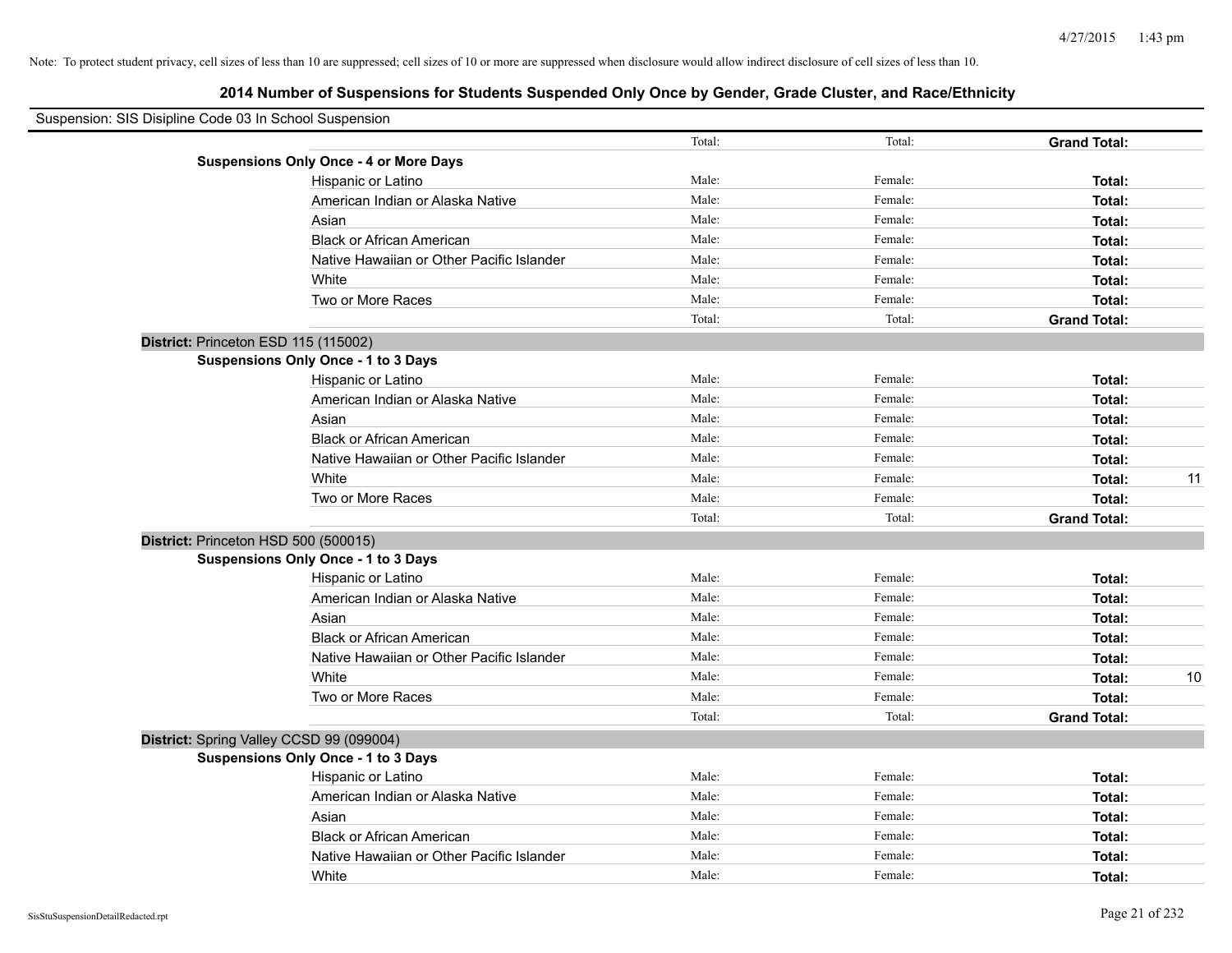Note: To protect student privacy, cell sizes of less than 10 are suppressed; cell sizes of 10 or more are suppressed when disclosure would allow indirect disclosure of cell sizes of less than 10.

## 2014 Number of Suspensions for Students Suspended Only Once by Gender, Grade Cluster, and Race/Ethnicity

Suspension: SIS Disipline Code 03 In School Suspension

| | | | | | |
|---|---|---|---|---|---|
| | | Total: | Total: | **Grand Total:** | |
| **Suspensions Only Once - 4 or More Days** | | | | | |
| | Hispanic or Latino | Male: | Female: | **Total:** | |
| | American Indian or Alaska Native | Male: | Female: | **Total:** | |
| | Asian | Male: | Female: | **Total:** | |
| | Black or African American | Male: | Female: | **Total:** | |
| | Native Hawaiian or Other Pacific Islander | Male: | Female: | **Total:** | |
| | White | Male: | Female: | **Total:** | |
| | Two or More Races | Male: | Female: | **Total:** | |
| | | Total: | Total: | **Grand Total:** | |
| **District:** Princeton ESD 115 (115002) | | | | | |
| **Suspensions Only Once - 1 to 3 Days** | | | | | |
| | Hispanic or Latino | Male: | Female: | **Total:** | |
| | American Indian or Alaska Native | Male: | Female: | **Total:** | |
| | Asian | Male: | Female: | **Total:** | |
| | Black or African American | Male: | Female: | **Total:** | |
| | Native Hawaiian or Other Pacific Islander | Male: | Female: | **Total:** | |
| | White | Male: | Female: | **Total:** | 11 |
| | Two or More Races | Male: | Female: | **Total:** | |
| | | Total: | Total: | **Grand Total:** | |
| **District:** Princeton HSD 500 (500015) | | | | | |
| **Suspensions Only Once - 1 to 3 Days** | | | | | |
| | Hispanic or Latino | Male: | Female: | **Total:** | |
| | American Indian or Alaska Native | Male: | Female: | **Total:** | |
| | Asian | Male: | Female: | **Total:** | |
| | Black or African American | Male: | Female: | **Total:** | |
| | Native Hawaiian or Other Pacific Islander | Male: | Female: | **Total:** | |
| | White | Male: | Female: | **Total:** | 10 |
| | Two or More Races | Male: | Female: | **Total:** | |
| | | Total: | Total: | **Grand Total:** | |
| **District:** Spring Valley CCSD 99 (099004) | | | | | |
| **Suspensions Only Once - 1 to 3 Days** | | | | | |
| | Hispanic or Latino | Male: | Female: | **Total:** | |
| | American Indian or Alaska Native | Male: | Female: | **Total:** | |
| | Asian | Male: | Female: | **Total:** | |
| | Black or African American | Male: | Female: | **Total:** | |
| | Native Hawaiian or Other Pacific Islander | Male: | Female: | **Total:** | |
| | White | Male: | Female: | **Total:** | |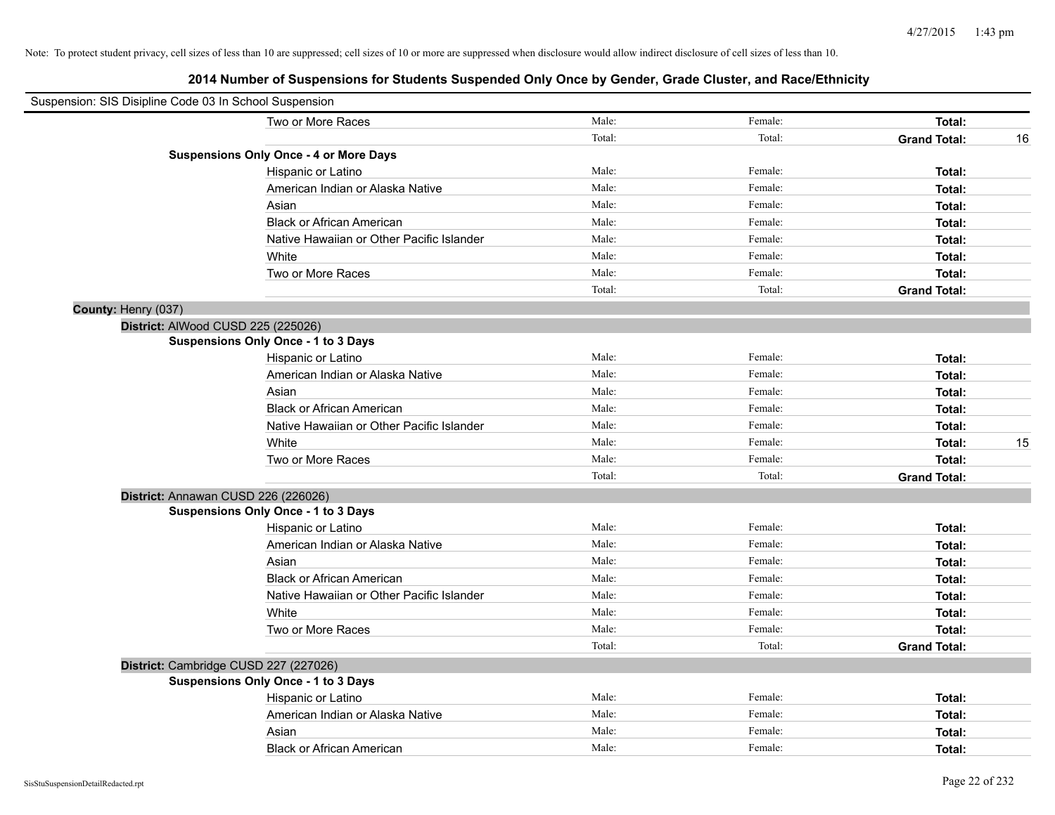Note: To protect student privacy, cell sizes of less than 10 are suppressed; cell sizes of 10 or more are suppressed when disclosure would allow indirect disclosure of cell sizes of less than 10.

## 2014 Number of Suspensions for Students Suspended Only Once by Gender, Grade Cluster, and Race/Ethnicity

Suspension: SIS Disipline Code 03 In School Suspension

| | | | | |
|---|---|---|---|---|
| Two or More Races | Male: | Female: | **Total:** | |
| | Total: | Total: | **Grand Total:** | 16 |

**Suspensions Only Once - 4 or More Days**

| | | | | |
|---|---|---|---|---|
| Hispanic or Latino | Male: | Female: | **Total:** | |
| American Indian or Alaska Native | Male: | Female: | **Total:** | |
| Asian | Male: | Female: | **Total:** | |
| Black or African American | Male: | Female: | **Total:** | |
| Native Hawaiian or Other Pacific Islander | Male: | Female: | **Total:** | |
| White | Male: | Female: | **Total:** | |
| Two or More Races | Male: | Female: | **Total:** | |
| | Total: | Total: | **Grand Total:** | |

**County:** Henry (037)

**District:** AlWood CUSD 225 (225026)

**Suspensions Only Once - 1 to 3 Days**

| | | | | |
|---|---|---|---|---|
| Hispanic or Latino | Male: | Female: | **Total:** | |
| American Indian or Alaska Native | Male: | Female: | **Total:** | |
| Asian | Male: | Female: | **Total:** | |
| Black or African American | Male: | Female: | **Total:** | |
| Native Hawaiian or Other Pacific Islander | Male: | Female: | **Total:** | |
| White | Male: | Female: | **Total:** | 15 |
| Two or More Races | Male: | Female: | **Total:** | |
| | Total: | Total: | **Grand Total:** | |

**District:** Annawan CUSD 226 (226026)

**Suspensions Only Once - 1 to 3 Days**

| | | | | |
|---|---|---|---|---|
| Hispanic or Latino | Male: | Female: | **Total:** | |
| American Indian or Alaska Native | Male: | Female: | **Total:** | |
| Asian | Male: | Female: | **Total:** | |
| Black or African American | Male: | Female: | **Total:** | |
| Native Hawaiian or Other Pacific Islander | Male: | Female: | **Total:** | |
| White | Male: | Female: | **Total:** | |
| Two or More Races | Male: | Female: | **Total:** | |
| | Total: | Total: | **Grand Total:** | |

**District:** Cambridge CUSD 227 (227026)

**Suspensions Only Once - 1 to 3 Days**

| | | | | |
|---|---|---|---|---|
| Hispanic or Latino | Male: | Female: | **Total:** | |
| American Indian or Alaska Native | Male: | Female: | **Total:** | |
| Asian | Male: | Female: | **Total:** | |
| Black or African American | Male: | Female: | **Total:** | |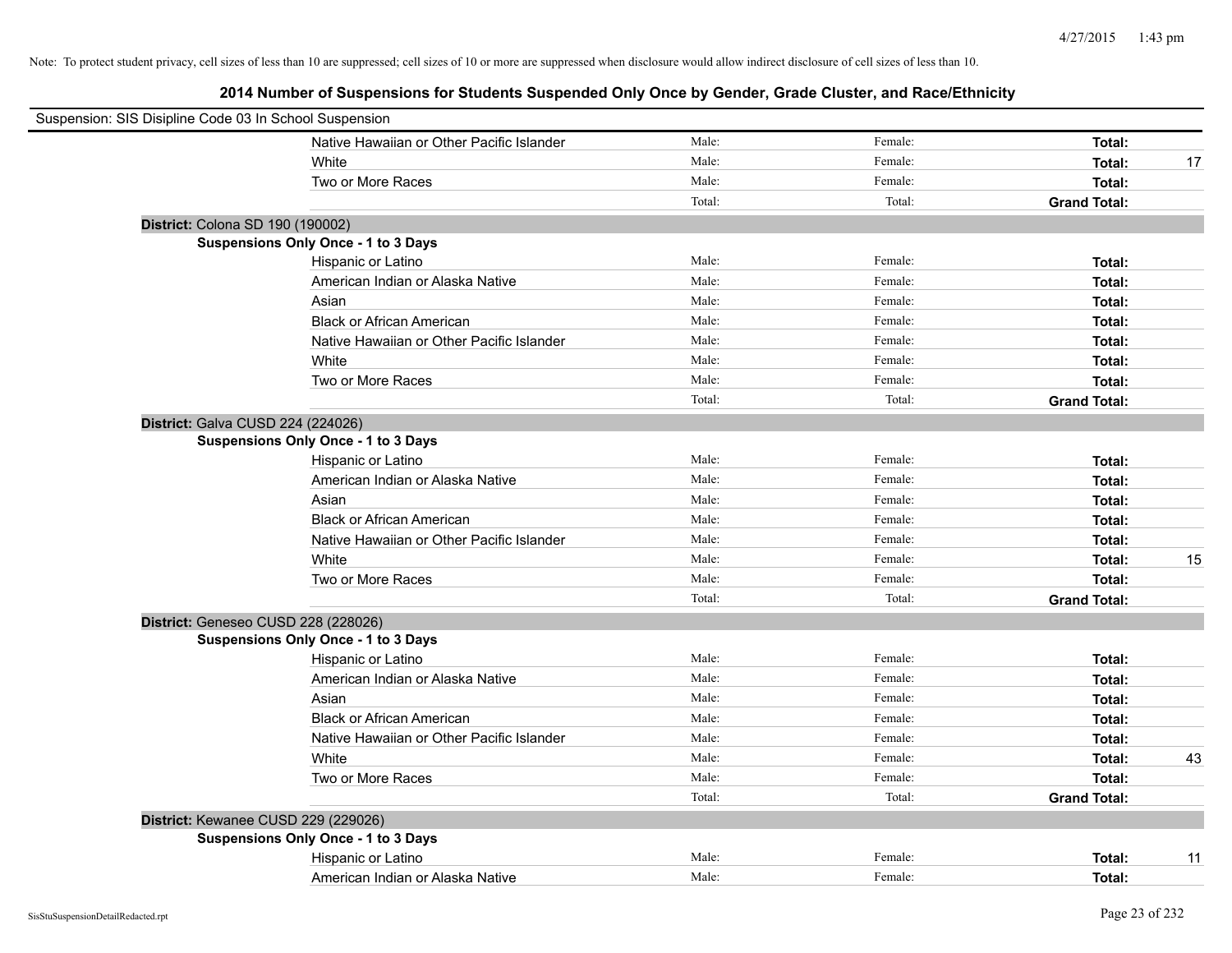Note: To protect student privacy, cell sizes of less than 10 are suppressed; cell sizes of 10 or more are suppressed when disclosure would allow indirect disclosure of cell sizes of less than 10.

## 2014 Number of Suspensions for Students Suspended Only Once by Gender, Grade Cluster, and Race/Ethnicity

Suspension: SIS Disipline Code 03 In School Suspension

| | | | | |
|---|---|---|---|---|
| Native Hawaiian or Other Pacific Islander | Male: | Female: | **Total:** | |
| White | Male: | Female: | **Total:** | 17 |
| Two or More Races | Male: | Female: | **Total:** | |
| | Total: | Total: | **Grand Total:** | |

**District:** Colona SD 190 (190002)

**Suspensions Only Once - 1 to 3 Days**

| | | | | |
|---|---|---|---|---|
| Hispanic or Latino | Male: | Female: | **Total:** | |
| American Indian or Alaska Native | Male: | Female: | **Total:** | |
| Asian | Male: | Female: | **Total:** | |
| Black or African American | Male: | Female: | **Total:** | |
| Native Hawaiian or Other Pacific Islander | Male: | Female: | **Total:** | |
| White | Male: | Female: | **Total:** | |
| Two or More Races | Male: | Female: | **Total:** | |
| | Total: | Total: | **Grand Total:** | |

**District:** Galva CUSD 224 (224026)

**Suspensions Only Once - 1 to 3 Days**

| | | | | |
|---|---|---|---|---|
| Hispanic or Latino | Male: | Female: | **Total:** | |
| American Indian or Alaska Native | Male: | Female: | **Total:** | |
| Asian | Male: | Female: | **Total:** | |
| Black or African American | Male: | Female: | **Total:** | |
| Native Hawaiian or Other Pacific Islander | Male: | Female: | **Total:** | |
| White | Male: | Female: | **Total:** | 15 |
| Two or More Races | Male: | Female: | **Total:** | |
| | Total: | Total: | **Grand Total:** | |

**District:** Geneseo CUSD 228 (228026)

**Suspensions Only Once - 1 to 3 Days**

| | | | | |
|---|---|---|---|---|
| Hispanic or Latino | Male: | Female: | **Total:** | |
| American Indian or Alaska Native | Male: | Female: | **Total:** | |
| Asian | Male: | Female: | **Total:** | |
| Black or African American | Male: | Female: | **Total:** | |
| Native Hawaiian or Other Pacific Islander | Male: | Female: | **Total:** | |
| White | Male: | Female: | **Total:** | 43 |
| Two or More Races | Male: | Female: | **Total:** | |
| | Total: | Total: | **Grand Total:** | |

**District:** Kewanee CUSD 229 (229026)

**Suspensions Only Once - 1 to 3 Days**

| | | | | |
|---|---|---|---|---|
| Hispanic or Latino | Male: | Female: | **Total:** | 11 |
| American Indian or Alaska Native | Male: | Female: | **Total:** | |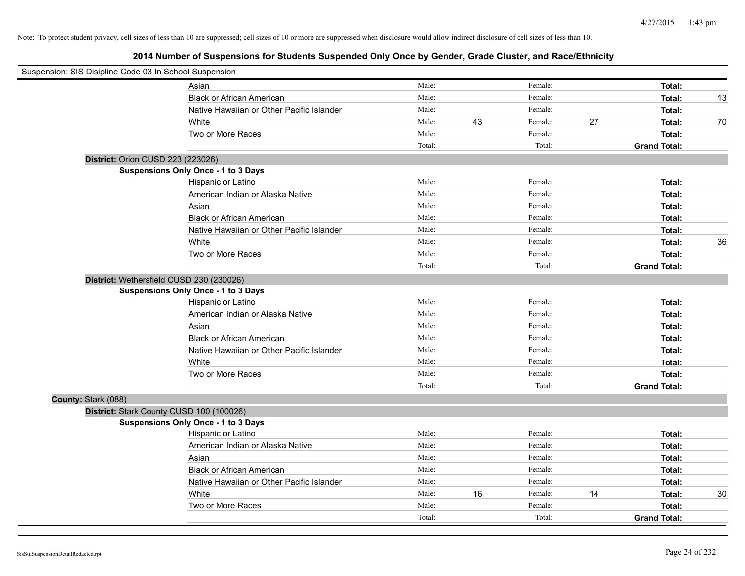Note: To protect student privacy, cell sizes of less than 10 are suppressed; cell sizes of 10 or more are suppressed when disclosure would allow indirect disclosure of cell sizes of less than 10.

## 2014 Number of Suspensions for Students Suspended Only Once by Gender, Grade Cluster, and Race/Ethnicity

Suspension: SIS Disipline Code 03 In School Suspension

| | | | | | | |
|---|---|---|---|---|---|---|
| Asian | Male: | | Female: | | **Total:** | |
| Black or African American | Male: | | Female: | | **Total:** | 13 |
| Native Hawaiian or Other Pacific Islander | Male: | | Female: | | **Total:** | |
| White | Male: | 43 | Female: | 27 | **Total:** | 70 |
| Two or More Races | Male: | | Female: | | **Total:** | |
| | Total: | | Total: | | **Grand Total:** | |

**District:** Orion CUSD 223 (223026)

**Suspensions Only Once - 1 to 3 Days**

| | | | | | | |
|---|---|---|---|---|---|---|
| Hispanic or Latino | Male: | | Female: | | **Total:** | |
| American Indian or Alaska Native | Male: | | Female: | | **Total:** | |
| Asian | Male: | | Female: | | **Total:** | |
| Black or African American | Male: | | Female: | | **Total:** | |
| Native Hawaiian or Other Pacific Islander | Male: | | Female: | | **Total:** | |
| White | Male: | | Female: | | **Total:** | 36 |
| Two or More Races | Male: | | Female: | | **Total:** | |
| | Total: | | Total: | | **Grand Total:** | |

**District:** Wethersfield CUSD 230 (230026)

**Suspensions Only Once - 1 to 3 Days**

| | | | | | | |
|---|---|---|---|---|---|---|
| Hispanic or Latino | Male: | | Female: | | **Total:** | |
| American Indian or Alaska Native | Male: | | Female: | | **Total:** | |
| Asian | Male: | | Female: | | **Total:** | |
| Black or African American | Male: | | Female: | | **Total:** | |
| Native Hawaiian or Other Pacific Islander | Male: | | Female: | | **Total:** | |
| White | Male: | | Female: | | **Total:** | |
| Two or More Races | Male: | | Female: | | **Total:** | |
| | Total: | | Total: | | **Grand Total:** | |

**County:** Stark (088)

**District:** Stark County CUSD 100 (100026)

**Suspensions Only Once - 1 to 3 Days**

| | | | | | | |
|---|---|---|---|---|---|---|
| Hispanic or Latino | Male: | | Female: | | **Total:** | |
| American Indian or Alaska Native | Male: | | Female: | | **Total:** | |
| Asian | Male: | | Female: | | **Total:** | |
| Black or African American | Male: | | Female: | | **Total:** | |
| Native Hawaiian or Other Pacific Islander | Male: | | Female: | | **Total:** | |
| White | Male: | 16 | Female: | 14 | **Total:** | 30 |
| Two or More Races | Male: | | Female: | | **Total:** | |
| | Total: | | Total: | | **Grand Total:** | |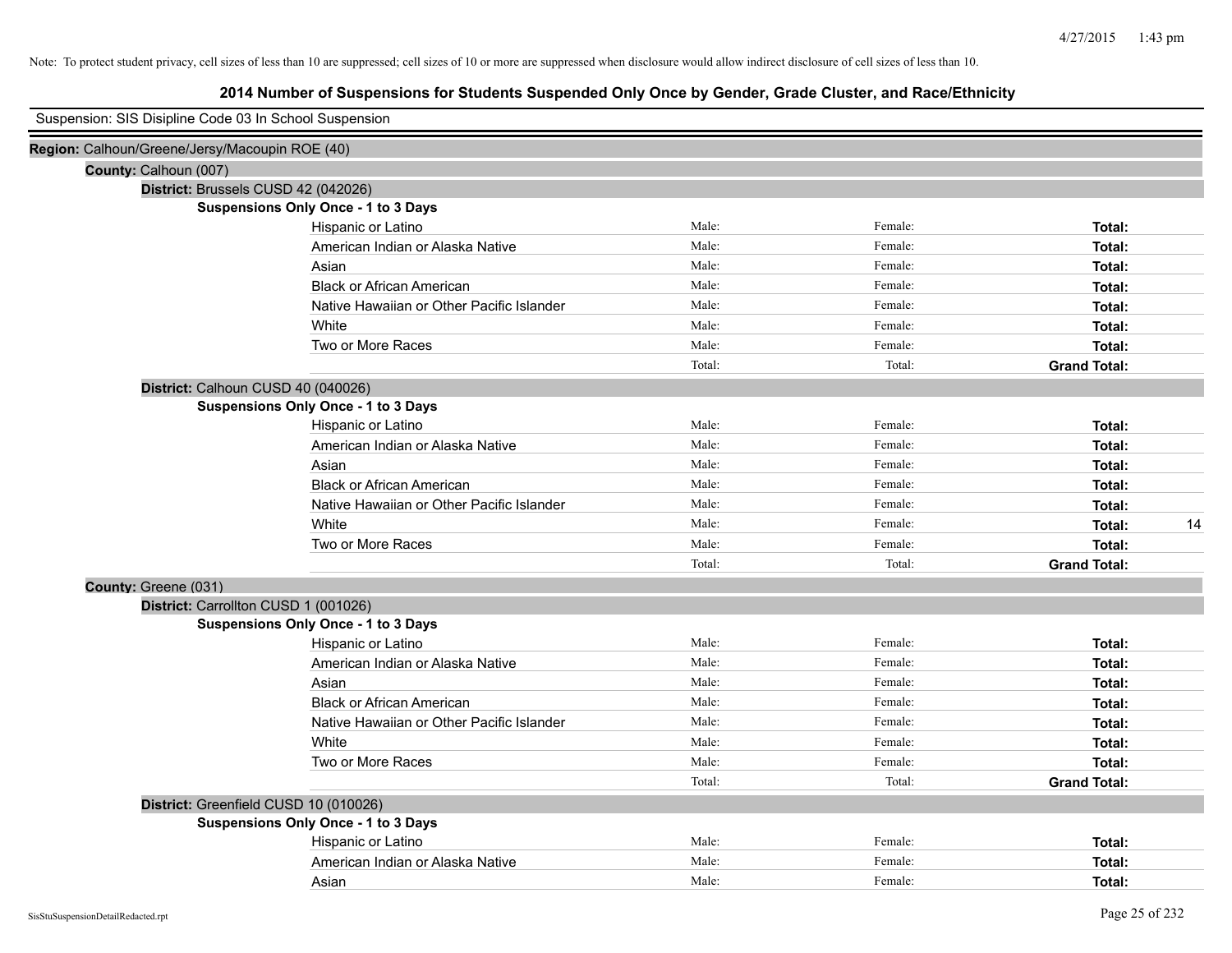Note: To protect student privacy, cell sizes of less than 10 are suppressed; cell sizes of 10 or more are suppressed when disclosure would allow indirect disclosure of cell sizes of less than 10.

# 2014 Number of Suspensions for Students Suspended Only Once by Gender, Grade Cluster, and Race/Ethnicity

Suspension: SIS Disipline Code 03 In School Suspension

**Region:** Calhoun/Greene/Jersy/Macoupin ROE (40)

**County:** Calhoun (007)

**District:** Brussels CUSD 42 (042026)

**Suspensions Only Once - 1 to 3 Days**

| | | | | |
|---|---|---|---|---|
| Hispanic or Latino | Male: | Female: | **Total:** | |
| American Indian or Alaska Native | Male: | Female: | **Total:** | |
| Asian | Male: | Female: | **Total:** | |
| Black or African American | Male: | Female: | **Total:** | |
| Native Hawaiian or Other Pacific Islander | Male: | Female: | **Total:** | |
| White | Male: | Female: | **Total:** | |
| Two or More Races | Male: | Female: | **Total:** | |
| | Total: | Total: | **Grand Total:** | |

**District:** Calhoun CUSD 40 (040026)

**Suspensions Only Once - 1 to 3 Days**

| | | | | |
|---|---|---|---|---|
| Hispanic or Latino | Male: | Female: | **Total:** | |
| American Indian or Alaska Native | Male: | Female: | **Total:** | |
| Asian | Male: | Female: | **Total:** | |
| Black or African American | Male: | Female: | **Total:** | |
| Native Hawaiian or Other Pacific Islander | Male: | Female: | **Total:** | |
| White | Male: | Female: | **Total:** | 14 |
| Two or More Races | Male: | Female: | **Total:** | |
| | Total: | Total: | **Grand Total:** | |

**County:** Greene (031)

**District:** Carrollton CUSD 1 (001026)

**Suspensions Only Once - 1 to 3 Days**

| | | | | |
|---|---|---|---|---|
| Hispanic or Latino | Male: | Female: | **Total:** | |
| American Indian or Alaska Native | Male: | Female: | **Total:** | |
| Asian | Male: | Female: | **Total:** | |
| Black or African American | Male: | Female: | **Total:** | |
| Native Hawaiian or Other Pacific Islander | Male: | Female: | **Total:** | |
| White | Male: | Female: | **Total:** | |
| Two or More Races | Male: | Female: | **Total:** | |
| | Total: | Total: | **Grand Total:** | |

**District:** Greenfield CUSD 10 (010026)

**Suspensions Only Once - 1 to 3 Days**

| | | | | |
|---|---|---|---|---|
| Hispanic or Latino | Male: | Female: | **Total:** | |
| American Indian or Alaska Native | Male: | Female: | **Total:** | |
| Asian | Male: | Female: | **Total:** | |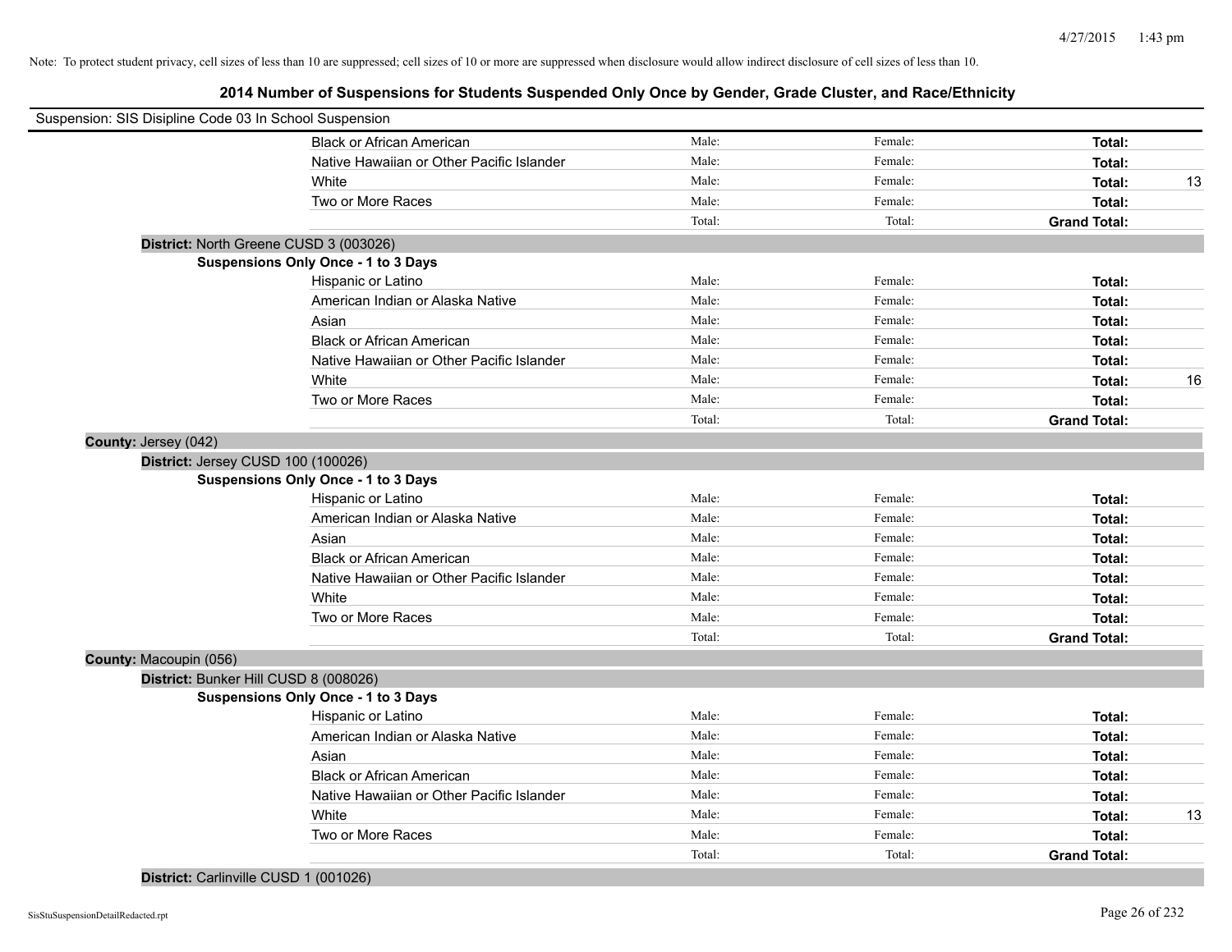Note: To protect student privacy, cell sizes of less than 10 are suppressed; cell sizes of 10 or more are suppressed when disclosure would allow indirect disclosure of cell sizes of less than 10.

## 2014 Number of Suspensions for Students Suspended Only Once by Gender, Grade Cluster, and Race/Ethnicity

Suspension: SIS Disipline Code 03 In School Suspension

| | Male | Female | Total | |
|---|---|---|---|---|
| Black or African American | Male: | Female: | **Total:** | |
| Native Hawaiian or Other Pacific Islander | Male: | Female: | **Total:** | |
| White | Male: | Female: | **Total:** | 13 |
| Two or More Races | Male: | Female: | **Total:** | |
| | Total: | Total: | **Grand Total:** | |

**District:** North Greene CUSD 3 (003026)

**Suspensions Only Once - 1 to 3 Days**

| | Male | Female | Total | |
|---|---|---|---|---|
| Hispanic or Latino | Male: | Female: | **Total:** | |
| American Indian or Alaska Native | Male: | Female: | **Total:** | |
| Asian | Male: | Female: | **Total:** | |
| Black or African American | Male: | Female: | **Total:** | |
| Native Hawaiian or Other Pacific Islander | Male: | Female: | **Total:** | |
| White | Male: | Female: | **Total:** | 16 |
| Two or More Races | Male: | Female: | **Total:** | |
| | Total: | Total: | **Grand Total:** | |

**County:** Jersey (042)

**District:** Jersey CUSD 100 (100026)

**Suspensions Only Once - 1 to 3 Days**

| | Male | Female | Total | |
|---|---|---|---|---|
| Hispanic or Latino | Male: | Female: | **Total:** | |
| American Indian or Alaska Native | Male: | Female: | **Total:** | |
| Asian | Male: | Female: | **Total:** | |
| Black or African American | Male: | Female: | **Total:** | |
| Native Hawaiian or Other Pacific Islander | Male: | Female: | **Total:** | |
| White | Male: | Female: | **Total:** | |
| Two or More Races | Male: | Female: | **Total:** | |
| | Total: | Total: | **Grand Total:** | |

**County:** Macoupin (056)

**District:** Bunker Hill CUSD 8 (008026)

**Suspensions Only Once - 1 to 3 Days**

| | Male | Female | Total | |
|---|---|---|---|---|
| Hispanic or Latino | Male: | Female: | **Total:** | |
| American Indian or Alaska Native | Male: | Female: | **Total:** | |
| Asian | Male: | Female: | **Total:** | |
| Black or African American | Male: | Female: | **Total:** | |
| Native Hawaiian or Other Pacific Islander | Male: | Female: | **Total:** | |
| White | Male: | Female: | **Total:** | 13 |
| Two or More Races | Male: | Female: | **Total:** | |
| | Total: | Total: | **Grand Total:** | |

**District:** Carlinville CUSD 1 (001026)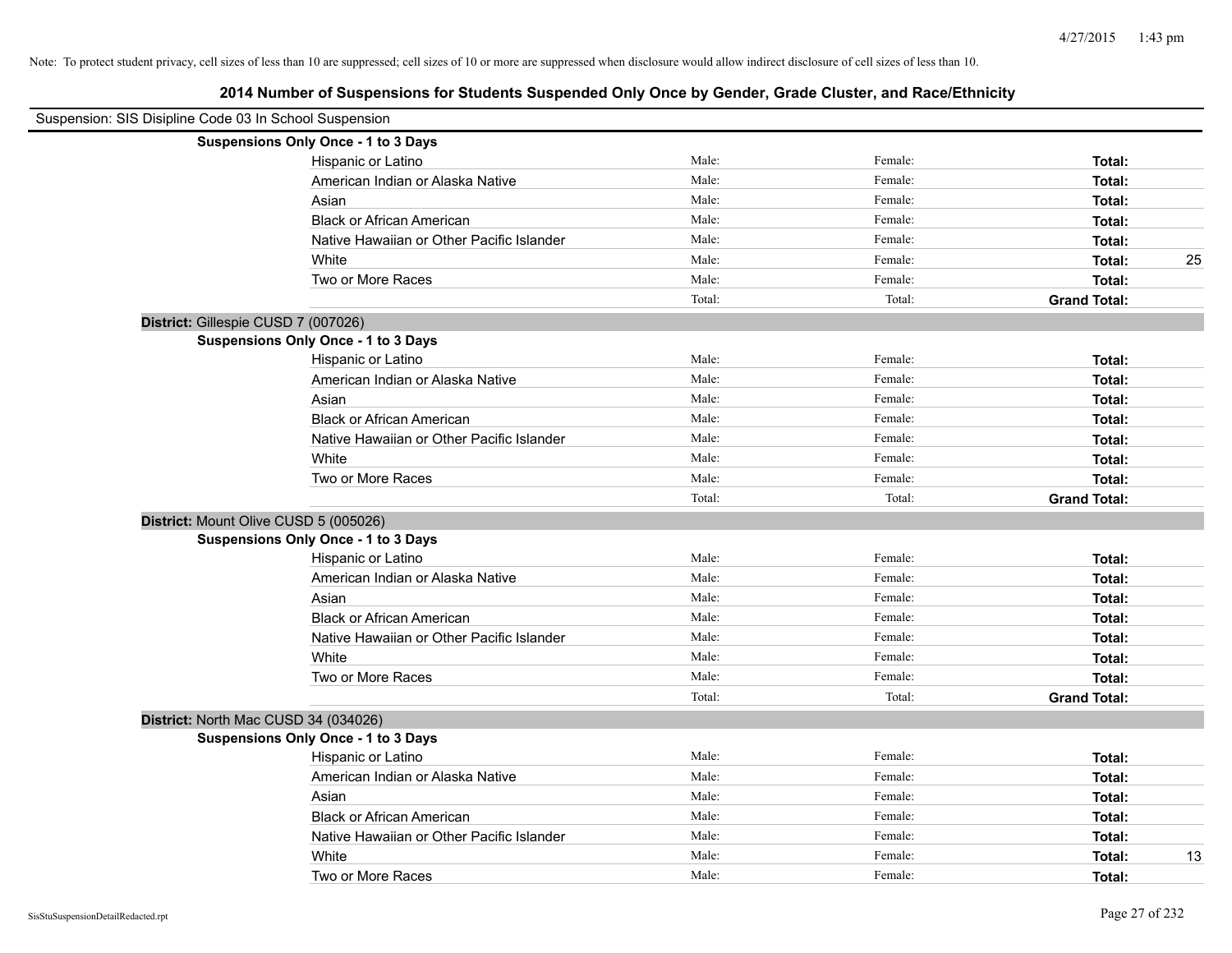Note: To protect student privacy, cell sizes of less than 10 are suppressed; cell sizes of 10 or more are suppressed when disclosure would allow indirect disclosure of cell sizes of less than 10.

## 2014 Number of Suspensions for Students Suspended Only Once by Gender, Grade Cluster, and Race/Ethnicity

Suspension: SIS Disipline Code 03 In School Suspension

**Suspensions Only Once - 1 to 3 Days**

| | | | | |
|---|---|---|---|---|
| Hispanic or Latino | Male: | Female: | **Total:** | |
| American Indian or Alaska Native | Male: | Female: | **Total:** | |
| Asian | Male: | Female: | **Total:** | |
| Black or African American | Male: | Female: | **Total:** | |
| Native Hawaiian or Other Pacific Islander | Male: | Female: | **Total:** | |
| White | Male: | Female: | **Total:** | 25 |
| Two or More Races | Male: | Female: | **Total:** | |
| | Total: | Total: | **Grand Total:** | |

**District:** Gillespie CUSD 7 (007026)

**Suspensions Only Once - 1 to 3 Days**

| | | | | |
|---|---|---|---|---|
| Hispanic or Latino | Male: | Female: | **Total:** | |
| American Indian or Alaska Native | Male: | Female: | **Total:** | |
| Asian | Male: | Female: | **Total:** | |
| Black or African American | Male: | Female: | **Total:** | |
| Native Hawaiian or Other Pacific Islander | Male: | Female: | **Total:** | |
| White | Male: | Female: | **Total:** | |
| Two or More Races | Male: | Female: | **Total:** | |
| | Total: | Total: | **Grand Total:** | |

**District:** Mount Olive CUSD 5 (005026)

**Suspensions Only Once - 1 to 3 Days**

| | | | | |
|---|---|---|---|---|
| Hispanic or Latino | Male: | Female: | **Total:** | |
| American Indian or Alaska Native | Male: | Female: | **Total:** | |
| Asian | Male: | Female: | **Total:** | |
| Black or African American | Male: | Female: | **Total:** | |
| Native Hawaiian or Other Pacific Islander | Male: | Female: | **Total:** | |
| White | Male: | Female: | **Total:** | |
| Two or More Races | Male: | Female: | **Total:** | |
| | Total: | Total: | **Grand Total:** | |

**District:** North Mac CUSD 34 (034026)

**Suspensions Only Once - 1 to 3 Days**

| | | | | |
|---|---|---|---|---|
| Hispanic or Latino | Male: | Female: | **Total:** | |
| American Indian or Alaska Native | Male: | Female: | **Total:** | |
| Asian | Male: | Female: | **Total:** | |
| Black or African American | Male: | Female: | **Total:** | |
| Native Hawaiian or Other Pacific Islander | Male: | Female: | **Total:** | |
| White | Male: | Female: | **Total:** | 13 |
| Two or More Races | Male: | Female: | **Total:** | |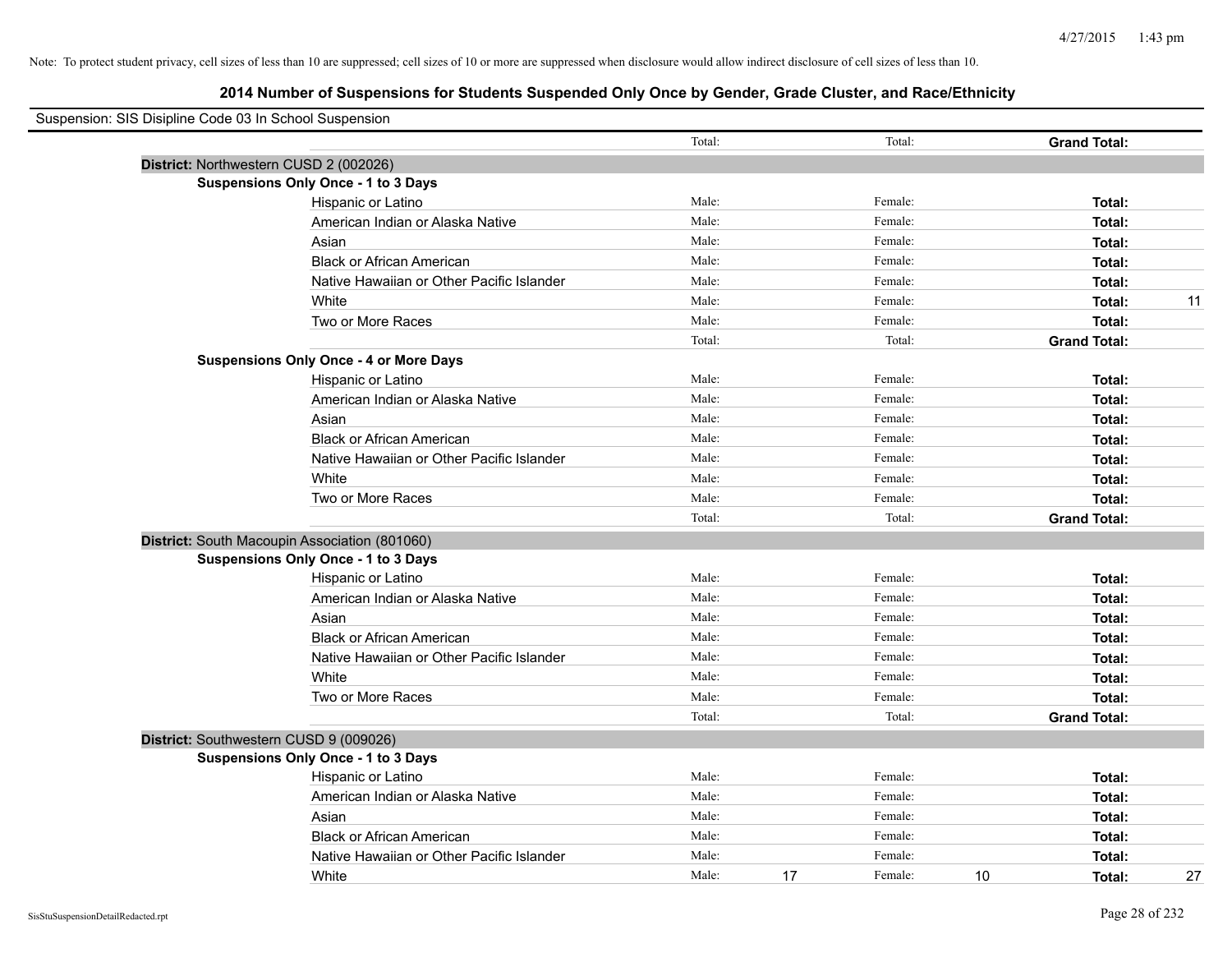Note: To protect student privacy, cell sizes of less than 10 are suppressed; cell sizes of 10 or more are suppressed when disclosure would allow indirect disclosure of cell sizes of less than 10.

## 2014 Number of Suspensions for Students Suspended Only Once by Gender, Grade Cluster, and Race/Ethnicity

Suspension: SIS Disipline Code 03 In School Suspension

| | | | | | | |
|---|---|---|---|---|---|---|
| | Total: | | Total: | | **Grand Total:** | |
| **District:** Northwestern CUSD 2 (002026) | | | | | | |
| **Suspensions Only Once - 1 to 3 Days** | | | | | | |
| Hispanic or Latino | Male: | | Female: | | **Total:** | |
| American Indian or Alaska Native | Male: | | Female: | | **Total:** | |
| Asian | Male: | | Female: | | **Total:** | |
| Black or African American | Male: | | Female: | | **Total:** | |
| Native Hawaiian or Other Pacific Islander | Male: | | Female: | | **Total:** | |
| White | Male: | | Female: | | **Total:** | 11 |
| Two or More Races | Male: | | Female: | | **Total:** | |
| | Total: | | Total: | | **Grand Total:** | |
| **Suspensions Only Once - 4 or More Days** | | | | | | |
| Hispanic or Latino | Male: | | Female: | | **Total:** | |
| American Indian or Alaska Native | Male: | | Female: | | **Total:** | |
| Asian | Male: | | Female: | | **Total:** | |
| Black or African American | Male: | | Female: | | **Total:** | |
| Native Hawaiian or Other Pacific Islander | Male: | | Female: | | **Total:** | |
| White | Male: | | Female: | | **Total:** | |
| Two or More Races | Male: | | Female: | | **Total:** | |
| | Total: | | Total: | | **Grand Total:** | |
| **District:** South Macoupin Association (801060) | | | | | | |
| **Suspensions Only Once - 1 to 3 Days** | | | | | | |
| Hispanic or Latino | Male: | | Female: | | **Total:** | |
| American Indian or Alaska Native | Male: | | Female: | | **Total:** | |
| Asian | Male: | | Female: | | **Total:** | |
| Black or African American | Male: | | Female: | | **Total:** | |
| Native Hawaiian or Other Pacific Islander | Male: | | Female: | | **Total:** | |
| White | Male: | | Female: | | **Total:** | |
| Two or More Races | Male: | | Female: | | **Total:** | |
| | Total: | | Total: | | **Grand Total:** | |
| **District:** Southwestern CUSD 9 (009026) | | | | | | |
| **Suspensions Only Once - 1 to 3 Days** | | | | | | |
| Hispanic or Latino | Male: | | Female: | | **Total:** | |
| American Indian or Alaska Native | Male: | | Female: | | **Total:** | |
| Asian | Male: | | Female: | | **Total:** | |
| Black or African American | Male: | | Female: | | **Total:** | |
| Native Hawaiian or Other Pacific Islander | Male: | | Female: | | **Total:** | |
| White | Male: | 17 | Female: | 10 | **Total:** | 27 |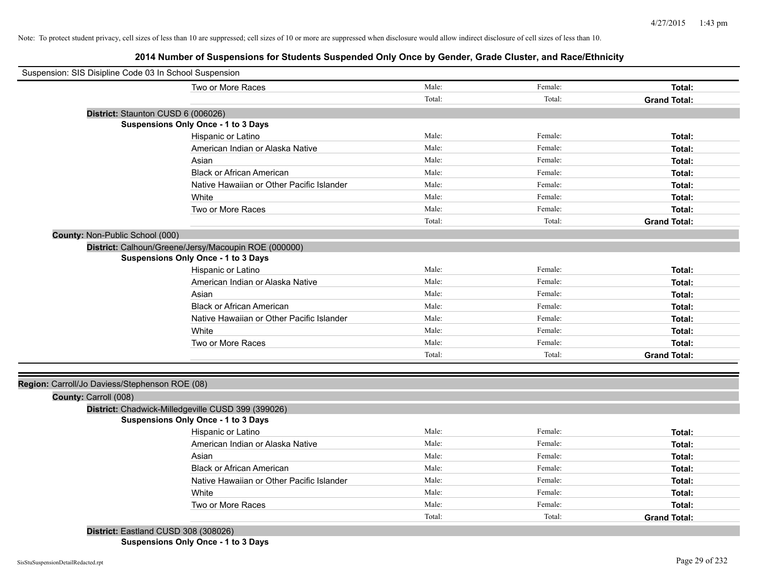Note: To protect student privacy, cell sizes of less than 10 are suppressed; cell sizes of 10 or more are suppressed when disclosure would allow indirect disclosure of cell sizes of less than 10.

## 2014 Number of Suspensions for Students Suspended Only Once by Gender, Grade Cluster, and Race/Ethnicity

Suspension: SIS Disipline Code 03 In School Suspension

| | Male: | Female: | Total: |
|---|---|---|---|
| Two or More Races | Male: | Female: | **Total:** |
| | Total: | Total: | **Grand Total:** |

**District:** Staunton CUSD 6 (006026)

**Suspensions Only Once - 1 to 3 Days**

| | | | |
|---|---|---|---|
| Hispanic or Latino | Male: | Female: | **Total:** |
| American Indian or Alaska Native | Male: | Female: | **Total:** |
| Asian | Male: | Female: | **Total:** |
| Black or African American | Male: | Female: | **Total:** |
| Native Hawaiian or Other Pacific Islander | Male: | Female: | **Total:** |
| White | Male: | Female: | **Total:** |
| Two or More Races | Male: | Female: | **Total:** |
| | Total: | Total: | **Grand Total:** |

**County:** Non-Public School (000)

**District:** Calhoun/Greene/Jersy/Macoupin ROE (000000)

**Suspensions Only Once - 1 to 3 Days**

| | | | |
|---|---|---|---|
| Hispanic or Latino | Male: | Female: | **Total:** |
| American Indian or Alaska Native | Male: | Female: | **Total:** |
| Asian | Male: | Female: | **Total:** |
| Black or African American | Male: | Female: | **Total:** |
| Native Hawaiian or Other Pacific Islander | Male: | Female: | **Total:** |
| White | Male: | Female: | **Total:** |
| Two or More Races | Male: | Female: | **Total:** |
| | Total: | Total: | **Grand Total:** |

**Region:** Carroll/Jo Daviess/Stephenson ROE (08)

**County:** Carroll (008)

**District:** Chadwick-Milledgeville CUSD 399 (399026)

**Suspensions Only Once - 1 to 3 Days**

| | | | |
|---|---|---|---|
| Hispanic or Latino | Male: | Female: | **Total:** |
| American Indian or Alaska Native | Male: | Female: | **Total:** |
| Asian | Male: | Female: | **Total:** |
| Black or African American | Male: | Female: | **Total:** |
| Native Hawaiian or Other Pacific Islander | Male: | Female: | **Total:** |
| White | Male: | Female: | **Total:** |
| Two or More Races | Male: | Female: | **Total:** |
| | Total: | Total: | **Grand Total:** |

**District:** Eastland CUSD 308 (308026)

**Suspensions Only Once - 1 to 3 Days**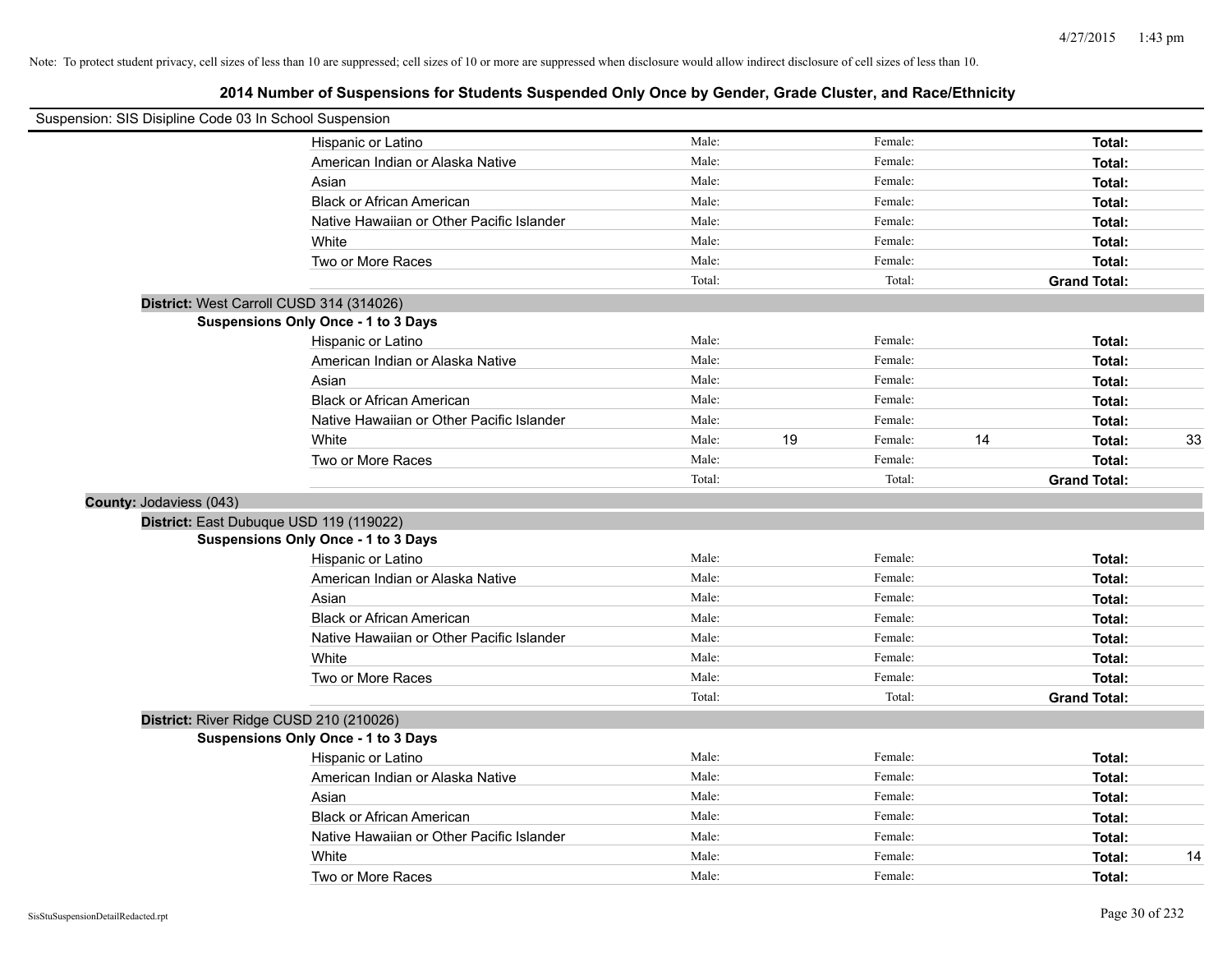4/27/2015 1:43 pm

Note: To protect student privacy, cell sizes of less than 10 are suppressed; cell sizes of 10 or more are suppressed when disclosure would allow indirect disclosure of cell sizes of less than 10.

## 2014 Number of Suspensions for Students Suspended Only Once by Gender, Grade Cluster, and Race/Ethnicity

Suspension: SIS Disipline Code 03 In School Suspension

| | Male: | | Female: | | | |
|---|---|---|---|---|---|---|
| Hispanic or Latino | Male: | | Female: | | **Total:** | |
| American Indian or Alaska Native | Male: | | Female: | | **Total:** | |
| Asian | Male: | | Female: | | **Total:** | |
| Black or African American | Male: | | Female: | | **Total:** | |
| Native Hawaiian or Other Pacific Islander | Male: | | Female: | | **Total:** | |
| White | Male: | | Female: | | **Total:** | |
| Two or More Races | Male: | | Female: | | **Total:** | |
| | Total: | | Total: | | **Grand Total:** | |

**District:** West Carroll CUSD 314 (314026)

**Suspensions Only Once - 1 to 3 Days**

| | | | | | | |
|---|---|---|---|---|---|---|
| Hispanic or Latino | Male: | | Female: | | **Total:** | |
| American Indian or Alaska Native | Male: | | Female: | | **Total:** | |
| Asian | Male: | | Female: | | **Total:** | |
| Black or African American | Male: | | Female: | | **Total:** | |
| Native Hawaiian or Other Pacific Islander | Male: | | Female: | | **Total:** | |
| White | Male: | 19 | Female: | 14 | **Total:** | 33 |
| Two or More Races | Male: | | Female: | | **Total:** | |
| | Total: | | Total: | | **Grand Total:** | |

**County:** Jodaviess (043)

**District:** East Dubuque USD 119 (119022)

**Suspensions Only Once - 1 to 3 Days**

| | | | | | | |
|---|---|---|---|---|---|---|
| Hispanic or Latino | Male: | | Female: | | **Total:** | |
| American Indian or Alaska Native | Male: | | Female: | | **Total:** | |
| Asian | Male: | | Female: | | **Total:** | |
| Black or African American | Male: | | Female: | | **Total:** | |
| Native Hawaiian or Other Pacific Islander | Male: | | Female: | | **Total:** | |
| White | Male: | | Female: | | **Total:** | |
| Two or More Races | Male: | | Female: | | **Total:** | |
| | Total: | | Total: | | **Grand Total:** | |

**District:** River Ridge CUSD 210 (210026)

**Suspensions Only Once - 1 to 3 Days**

| | | | | | | |
|---|---|---|---|---|---|---|
| Hispanic or Latino | Male: | | Female: | | **Total:** | |
| American Indian or Alaska Native | Male: | | Female: | | **Total:** | |
| Asian | Male: | | Female: | | **Total:** | |
| Black or African American | Male: | | Female: | | **Total:** | |
| Native Hawaiian or Other Pacific Islander | Male: | | Female: | | **Total:** | |
| White | Male: | | Female: | | **Total:** | 14 |
| Two or More Races | Male: | | Female: | | **Total:** | |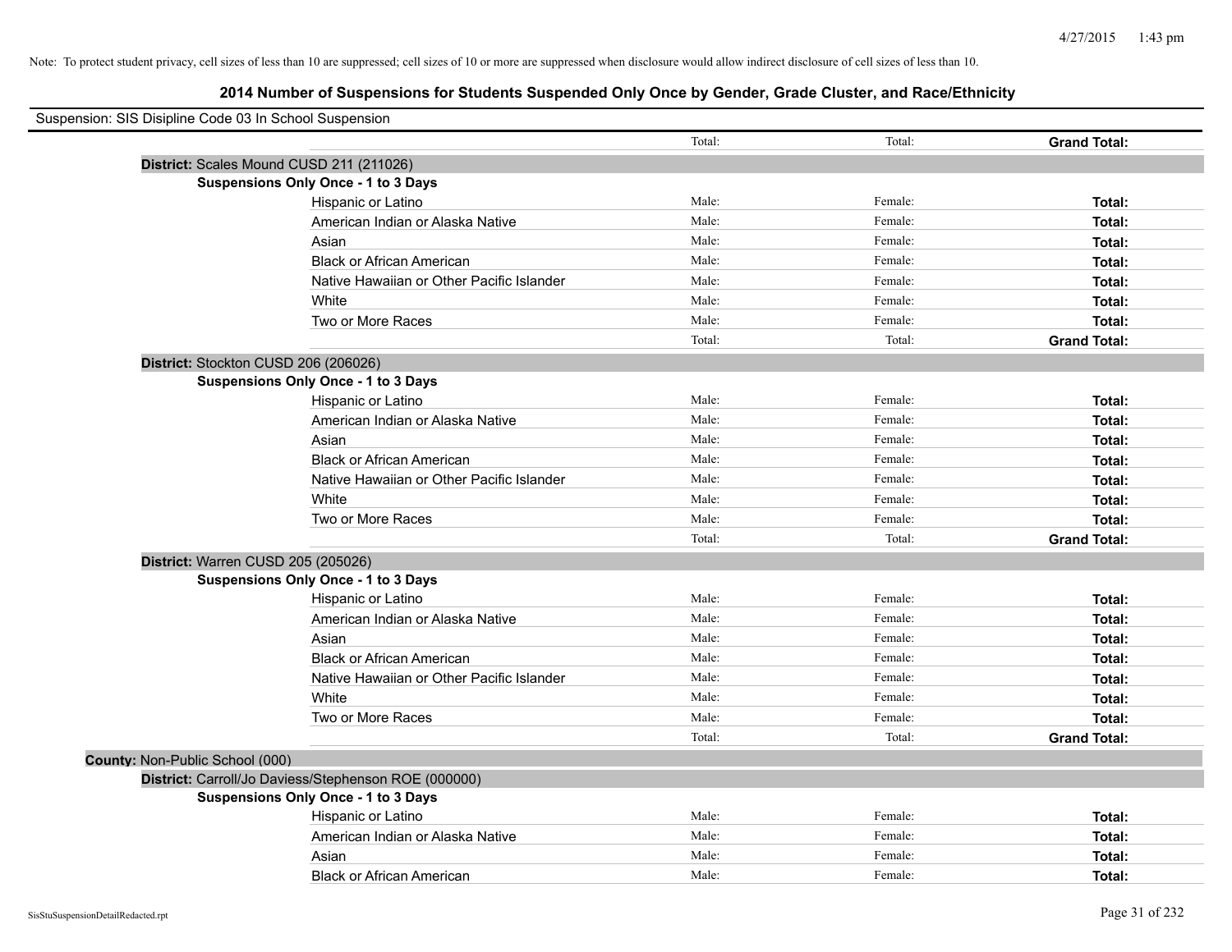Note: To protect student privacy, cell sizes of less than 10 are suppressed; cell sizes of 10 or more are suppressed when disclosure would allow indirect disclosure of cell sizes of less than 10.

## 2014 Number of Suspensions for Students Suspended Only Once by Gender, Grade Cluster, and Race/Ethnicity

Suspension: SIS Disipline Code 03 In School Suspension

| | | | | |
|---|---|---|---|---|
| | | Total: | Total: | **Grand Total:** |
| **District:** Scales Mound CUSD 211 (211026) | | | | |
| **Suspensions Only Once - 1 to 3 Days** | | | | |
| | Hispanic or Latino | Male: | Female: | **Total:** |
| | American Indian or Alaska Native | Male: | Female: | **Total:** |
| | Asian | Male: | Female: | **Total:** |
| | Black or African American | Male: | Female: | **Total:** |
| | Native Hawaiian or Other Pacific Islander | Male: | Female: | **Total:** |
| | White | Male: | Female: | **Total:** |
| | Two or More Races | Male: | Female: | **Total:** |
| | | Total: | Total: | **Grand Total:** |
| **District:** Stockton CUSD 206 (206026) | | | | |
| **Suspensions Only Once - 1 to 3 Days** | | | | |
| | Hispanic or Latino | Male: | Female: | **Total:** |
| | American Indian or Alaska Native | Male: | Female: | **Total:** |
| | Asian | Male: | Female: | **Total:** |
| | Black or African American | Male: | Female: | **Total:** |
| | Native Hawaiian or Other Pacific Islander | Male: | Female: | **Total:** |
| | White | Male: | Female: | **Total:** |
| | Two or More Races | Male: | Female: | **Total:** |
| | | Total: | Total: | **Grand Total:** |
| **District:** Warren CUSD 205 (205026) | | | | |
| **Suspensions Only Once - 1 to 3 Days** | | | | |
| | Hispanic or Latino | Male: | Female: | **Total:** |
| | American Indian or Alaska Native | Male: | Female: | **Total:** |
| | Asian | Male: | Female: | **Total:** |
| | Black or African American | Male: | Female: | **Total:** |
| | Native Hawaiian or Other Pacific Islander | Male: | Female: | **Total:** |
| | White | Male: | Female: | **Total:** |
| | Two or More Races | Male: | Female: | **Total:** |
| | | Total: | Total: | **Grand Total:** |
| **County:** Non-Public School (000) | | | | |
| **District:** Carroll/Jo Daviess/Stephenson ROE (000000) | | | | |
| **Suspensions Only Once - 1 to 3 Days** | | | | |
| | Hispanic or Latino | Male: | Female: | **Total:** |
| | American Indian or Alaska Native | Male: | Female: | **Total:** |
| | Asian | Male: | Female: | **Total:** |
| | Black or African American | Male: | Female: | **Total:** |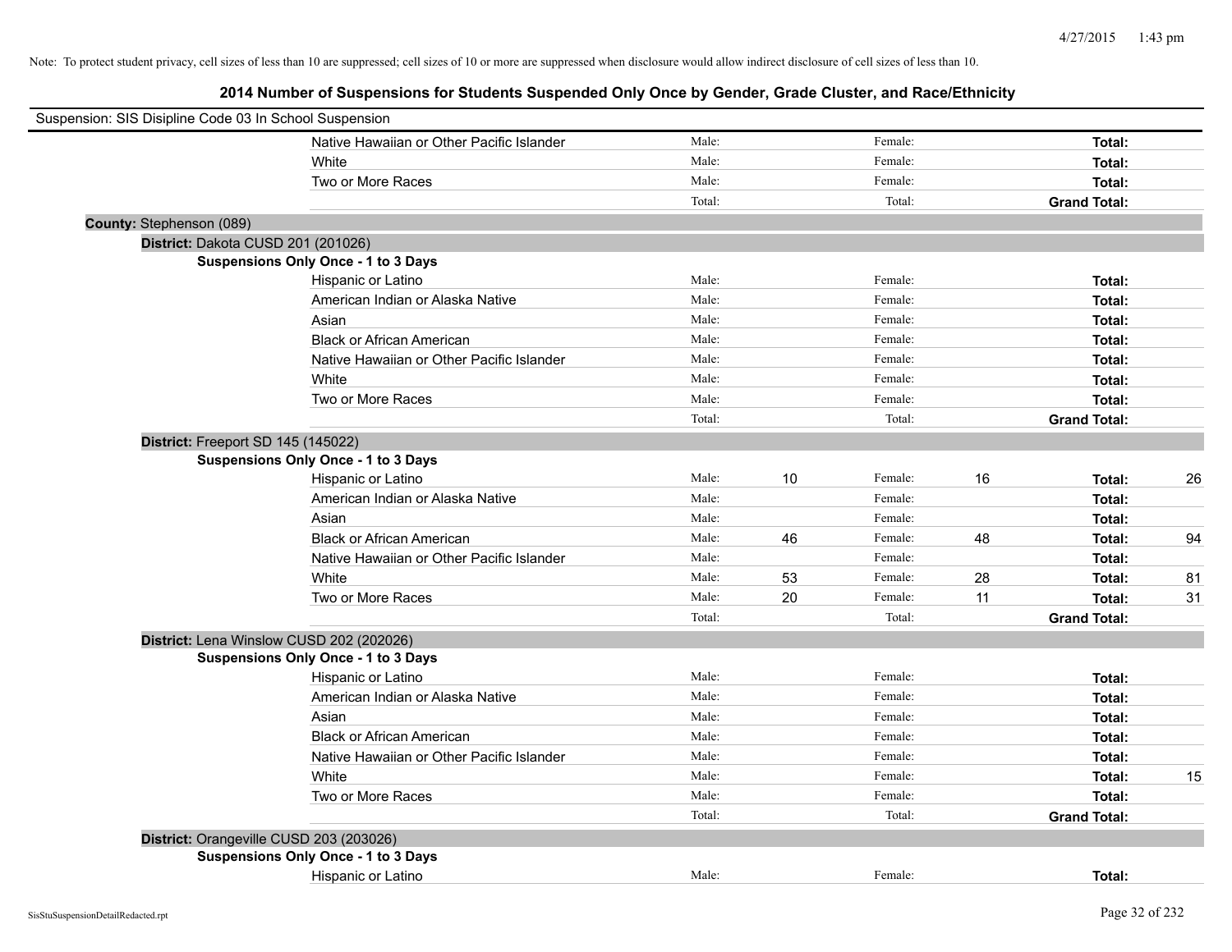Note: To protect student privacy, cell sizes of less than 10 are suppressed; cell sizes of 10 or more are suppressed when disclosure would allow indirect disclosure of cell sizes of less than 10.

# 2014 Number of Suspensions for Students Suspended Only Once by Gender, Grade Cluster, and Race/Ethnicity

Suspension: SIS Disipline Code 03 In School Suspension

| | Male | | Female | | | |
|---|---|---|---|---|---|---|
| Native Hawaiian or Other Pacific Islander | Male: | | Female: | | **Total:** | |
| White | Male: | | Female: | | **Total:** | |
| Two or More Races | Male: | | Female: | | **Total:** | |
| | Total: | | Total: | | **Grand Total:** | |

**County:** Stephenson (089)

**District:** Dakota CUSD 201 (201026)

**Suspensions Only Once - 1 to 3 Days**

| | Male | | Female | | | |
|---|---|---|---|---|---|---|
| Hispanic or Latino | Male: | | Female: | | **Total:** | |
| American Indian or Alaska Native | Male: | | Female: | | **Total:** | |
| Asian | Male: | | Female: | | **Total:** | |
| Black or African American | Male: | | Female: | | **Total:** | |
| Native Hawaiian or Other Pacific Islander | Male: | | Female: | | **Total:** | |
| White | Male: | | Female: | | **Total:** | |
| Two or More Races | Male: | | Female: | | **Total:** | |
| | Total: | | Total: | | **Grand Total:** | |

**District:** Freeport SD 145 (145022)

**Suspensions Only Once - 1 to 3 Days**

| | Male | | Female | | | |
|---|---|---|---|---|---|---|
| Hispanic or Latino | Male: | 10 | Female: | 16 | **Total:** | 26 |
| American Indian or Alaska Native | Male: | | Female: | | **Total:** | |
| Asian | Male: | | Female: | | **Total:** | |
| Black or African American | Male: | 46 | Female: | 48 | **Total:** | 94 |
| Native Hawaiian or Other Pacific Islander | Male: | | Female: | | **Total:** | |
| White | Male: | 53 | Female: | 28 | **Total:** | 81 |
| Two or More Races | Male: | 20 | Female: | 11 | **Total:** | 31 |
| | Total: | | Total: | | **Grand Total:** | |

**District:** Lena Winslow CUSD 202 (202026)

**Suspensions Only Once - 1 to 3 Days**

| | Male | | Female | | | |
|---|---|---|---|---|---|---|
| Hispanic or Latino | Male: | | Female: | | **Total:** | |
| American Indian or Alaska Native | Male: | | Female: | | **Total:** | |
| Asian | Male: | | Female: | | **Total:** | |
| Black or African American | Male: | | Female: | | **Total:** | |
| Native Hawaiian or Other Pacific Islander | Male: | | Female: | | **Total:** | |
| White | Male: | | Female: | | **Total:** | 15 |
| Two or More Races | Male: | | Female: | | **Total:** | |
| | Total: | | Total: | | **Grand Total:** | |

**District:** Orangeville CUSD 203 (203026)

**Suspensions Only Once - 1 to 3 Days**

| | Male | | Female | | | |
|---|---|---|---|---|---|---|
| Hispanic or Latino | Male: | | Female: | | **Total:** | |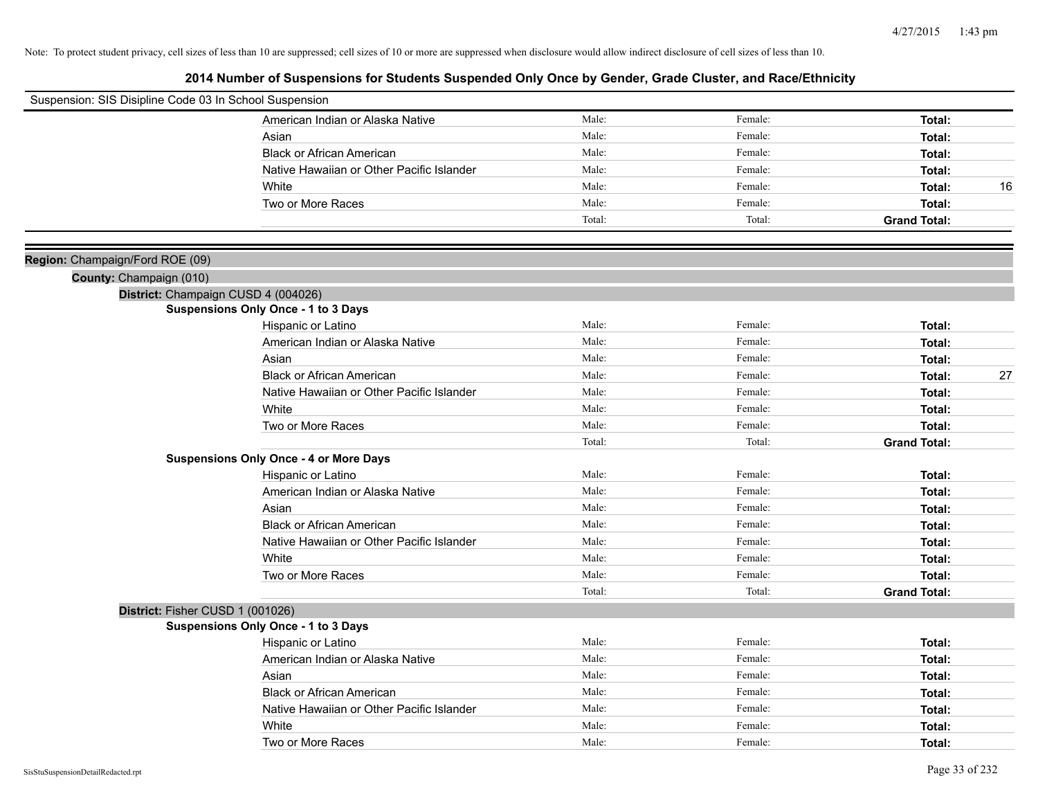Note: To protect student privacy, cell sizes of less than 10 are suppressed; cell sizes of 10 or more are suppressed when disclosure would allow indirect disclosure of cell sizes of less than 10.

## 2014 Number of Suspensions for Students Suspended Only Once by Gender, Grade Cluster, and Race/Ethnicity

Suspension: SIS Disipline Code 03 In School Suspension

| | | | | |
|---|---|---|---|---|
| American Indian or Alaska Native | Male: | Female: | **Total:** | |
| Asian | Male: | Female: | **Total:** | |
| Black or African American | Male: | Female: | **Total:** | |
| Native Hawaiian or Other Pacific Islander | Male: | Female: | **Total:** | |
| White | Male: | Female: | **Total:** | 16 |
| Two or More Races | Male: | Female: | **Total:** | |
| | Total: | Total: | **Grand Total:** | |

**Region:** Champaign/Ford ROE (09)

**County:** Champaign (010)

**District:** Champaign CUSD 4 (004026)

**Suspensions Only Once - 1 to 3 Days**

| | | | | |
|---|---|---|---|---|
| Hispanic or Latino | Male: | Female: | **Total:** | |
| American Indian or Alaska Native | Male: | Female: | **Total:** | |
| Asian | Male: | Female: | **Total:** | |
| Black or African American | Male: | Female: | **Total:** | 27 |
| Native Hawaiian or Other Pacific Islander | Male: | Female: | **Total:** | |
| White | Male: | Female: | **Total:** | |
| Two or More Races | Male: | Female: | **Total:** | |
| | Total: | Total: | **Grand Total:** | |

**Suspensions Only Once - 4 or More Days**

| | | | | |
|---|---|---|---|---|
| Hispanic or Latino | Male: | Female: | **Total:** | |
| American Indian or Alaska Native | Male: | Female: | **Total:** | |
| Asian | Male: | Female: | **Total:** | |
| Black or African American | Male: | Female: | **Total:** | |
| Native Hawaiian or Other Pacific Islander | Male: | Female: | **Total:** | |
| White | Male: | Female: | **Total:** | |
| Two or More Races | Male: | Female: | **Total:** | |
| | Total: | Total: | **Grand Total:** | |

**District:** Fisher CUSD 1 (001026)

**Suspensions Only Once - 1 to 3 Days**

| | | | | |
|---|---|---|---|---|
| Hispanic or Latino | Male: | Female: | **Total:** | |
| American Indian or Alaska Native | Male: | Female: | **Total:** | |
| Asian | Male: | Female: | **Total:** | |
| Black or African American | Male: | Female: | **Total:** | |
| Native Hawaiian or Other Pacific Islander | Male: | Female: | **Total:** | |
| White | Male: | Female: | **Total:** | |
| Two or More Races | Male: | Female: | **Total:** | |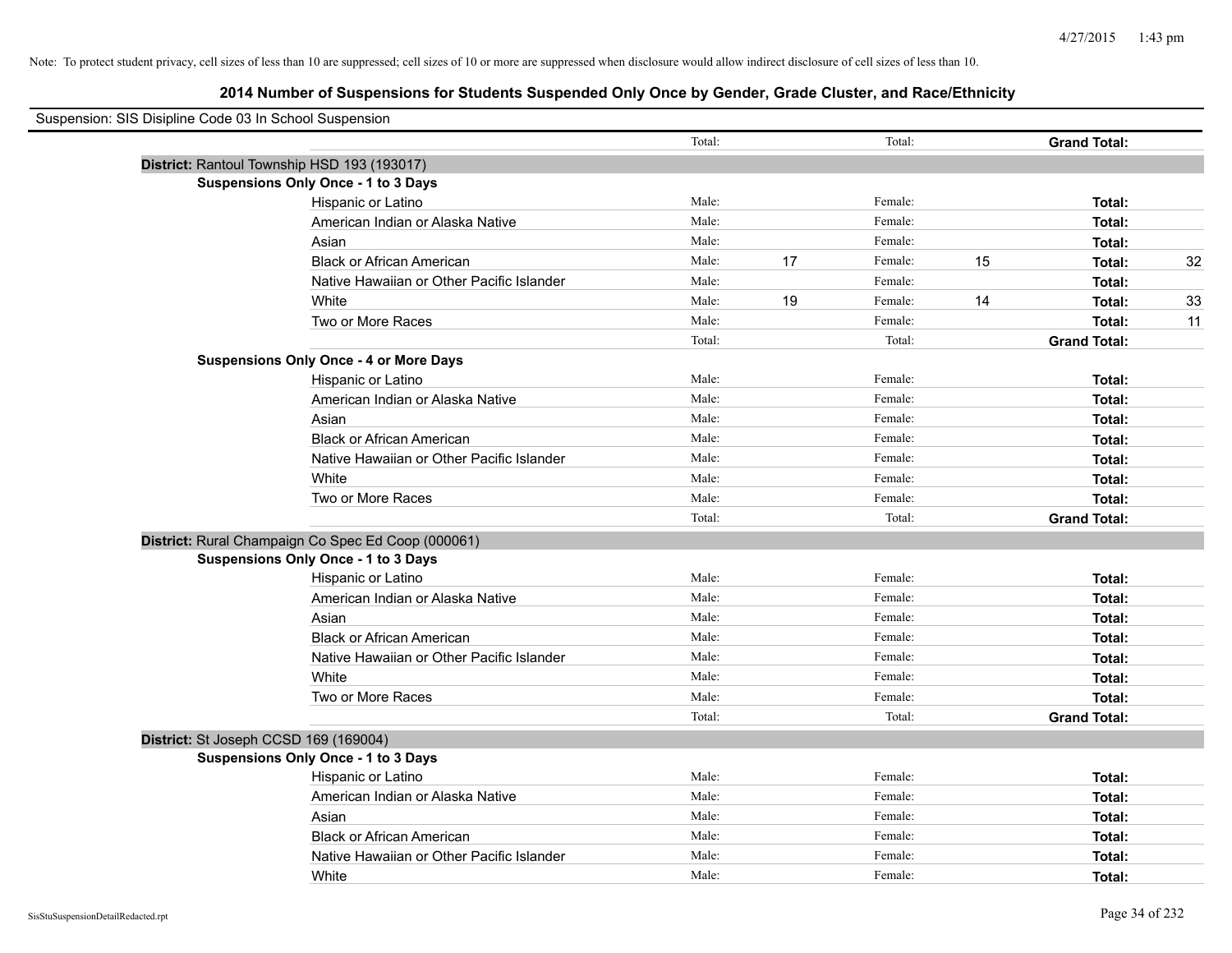Note: To protect student privacy, cell sizes of less than 10 are suppressed; cell sizes of 10 or more are suppressed when disclosure would allow indirect disclosure of cell sizes of less than 10.

## 2014 Number of Suspensions for Students Suspended Only Once by Gender, Grade Cluster, and Race/Ethnicity

Suspension: SIS Disipline Code 03 In School Suspension

| | | | | | | | |
|---|---|---|---|---|---|---|---|
| | Total: | | Total: | | **Grand Total:** | |
| **District:** Rantoul Township HSD 193 (193017) | | | | | | |
| **Suspensions Only Once - 1 to 3 Days** | | | | | | |
| Hispanic or Latino | Male: | | Female: | | **Total:** | |
| American Indian or Alaska Native | Male: | | Female: | | **Total:** | |
| Asian | Male: | | Female: | | **Total:** | |
| Black or African American | Male: | 17 | Female: | 15 | **Total:** | 32 |
| Native Hawaiian or Other Pacific Islander | Male: | | Female: | | **Total:** | |
| White | Male: | 19 | Female: | 14 | **Total:** | 33 |
| Two or More Races | Male: | | Female: | | **Total:** | 11 |
| | Total: | | Total: | | **Grand Total:** | |
| **Suspensions Only Once - 4 or More Days** | | | | | | |
| Hispanic or Latino | Male: | | Female: | | **Total:** | |
| American Indian or Alaska Native | Male: | | Female: | | **Total:** | |
| Asian | Male: | | Female: | | **Total:** | |
| Black or African American | Male: | | Female: | | **Total:** | |
| Native Hawaiian or Other Pacific Islander | Male: | | Female: | | **Total:** | |
| White | Male: | | Female: | | **Total:** | |
| Two or More Races | Male: | | Female: | | **Total:** | |
| | Total: | | Total: | | **Grand Total:** | |
| **District:** Rural Champaign Co Spec Ed Coop (000061) | | | | | | |
| **Suspensions Only Once - 1 to 3 Days** | | | | | | |
| Hispanic or Latino | Male: | | Female: | | **Total:** | |
| American Indian or Alaska Native | Male: | | Female: | | **Total:** | |
| Asian | Male: | | Female: | | **Total:** | |
| Black or African American | Male: | | Female: | | **Total:** | |
| Native Hawaiian or Other Pacific Islander | Male: | | Female: | | **Total:** | |
| White | Male: | | Female: | | **Total:** | |
| Two or More Races | Male: | | Female: | | **Total:** | |
| | Total: | | Total: | | **Grand Total:** | |
| **District:** St Joseph CCSD 169 (169004) | | | | | | |
| **Suspensions Only Once - 1 to 3 Days** | | | | | | |
| Hispanic or Latino | Male: | | Female: | | **Total:** | |
| American Indian or Alaska Native | Male: | | Female: | | **Total:** | |
| Asian | Male: | | Female: | | **Total:** | |
| Black or African American | Male: | | Female: | | **Total:** | |
| Native Hawaiian or Other Pacific Islander | Male: | | Female: | | **Total:** | |
| White | Male: | | Female: | | **Total:** | |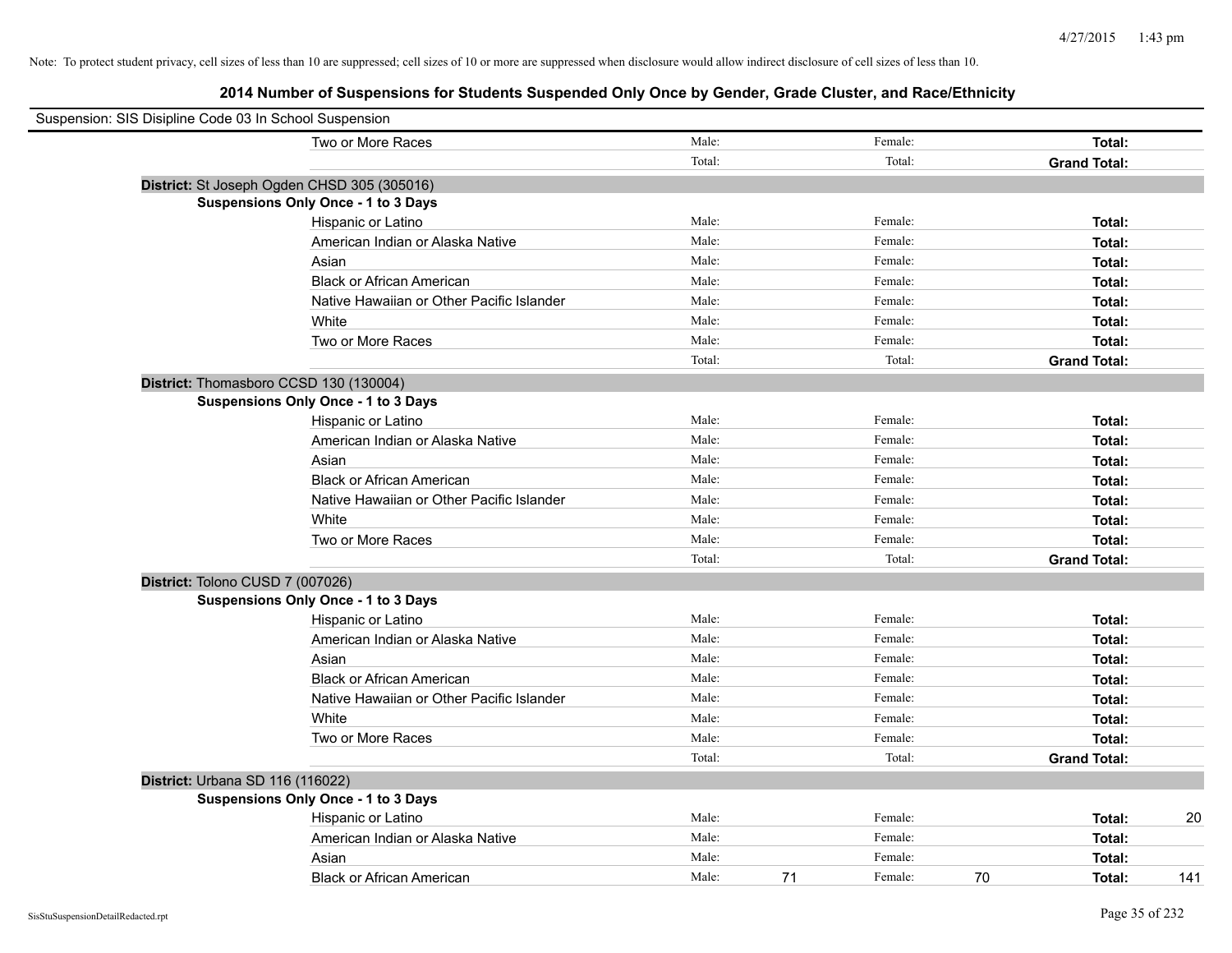Note: To protect student privacy, cell sizes of less than 10 are suppressed; cell sizes of 10 or more are suppressed when disclosure would allow indirect disclosure of cell sizes of less than 10.

## 2014 Number of Suspensions for Students Suspended Only Once by Gender, Grade Cluster, and Race/Ethnicity

Suspension: SIS Disipline Code 03 In School Suspension

| | | | | | | | |
|---|---|---|---|---|---|---|---|
| Two or More Races | Male: | | Female: | | **Total:** | |
| | Total: | | Total: | | **Grand Total:** | |

**District:** St Joseph Ogden CHSD 305 (305016)

**Suspensions Only Once - 1 to 3 Days**

| | | | | | | |
|---|---|---|---|---|---|---|
| Hispanic or Latino | Male: | | Female: | | **Total:** | |
| American Indian or Alaska Native | Male: | | Female: | | **Total:** | |
| Asian | Male: | | Female: | | **Total:** | |
| Black or African American | Male: | | Female: | | **Total:** | |
| Native Hawaiian or Other Pacific Islander | Male: | | Female: | | **Total:** | |
| White | Male: | | Female: | | **Total:** | |
| Two or More Races | Male: | | Female: | | **Total:** | |
| | Total: | | Total: | | **Grand Total:** | |

**District:** Thomasboro CCSD 130 (130004)

**Suspensions Only Once - 1 to 3 Days**

| | | | | | | |
|---|---|---|---|---|---|---|
| Hispanic or Latino | Male: | | Female: | | **Total:** | |
| American Indian or Alaska Native | Male: | | Female: | | **Total:** | |
| Asian | Male: | | Female: | | **Total:** | |
| Black or African American | Male: | | Female: | | **Total:** | |
| Native Hawaiian or Other Pacific Islander | Male: | | Female: | | **Total:** | |
| White | Male: | | Female: | | **Total:** | |
| Two or More Races | Male: | | Female: | | **Total:** | |
| | Total: | | Total: | | **Grand Total:** | |

**District:** Tolono CUSD 7 (007026)

**Suspensions Only Once - 1 to 3 Days**

| | | | | | | |
|---|---|---|---|---|---|---|
| Hispanic or Latino | Male: | | Female: | | **Total:** | |
| American Indian or Alaska Native | Male: | | Female: | | **Total:** | |
| Asian | Male: | | Female: | | **Total:** | |
| Black or African American | Male: | | Female: | | **Total:** | |
| Native Hawaiian or Other Pacific Islander | Male: | | Female: | | **Total:** | |
| White | Male: | | Female: | | **Total:** | |
| Two or More Races | Male: | | Female: | | **Total:** | |
| | Total: | | Total: | | **Grand Total:** | |

**District:** Urbana SD 116 (116022)

**Suspensions Only Once - 1 to 3 Days**

| | | | | | | |
|---|---|---|---|---|---|---|
| Hispanic or Latino | Male: | | Female: | | **Total:** | 20 |
| American Indian or Alaska Native | Male: | | Female: | | **Total:** | |
| Asian | Male: | | Female: | | **Total:** | |
| Black or African American | Male: | 71 | Female: | 70 | **Total:** | 141 |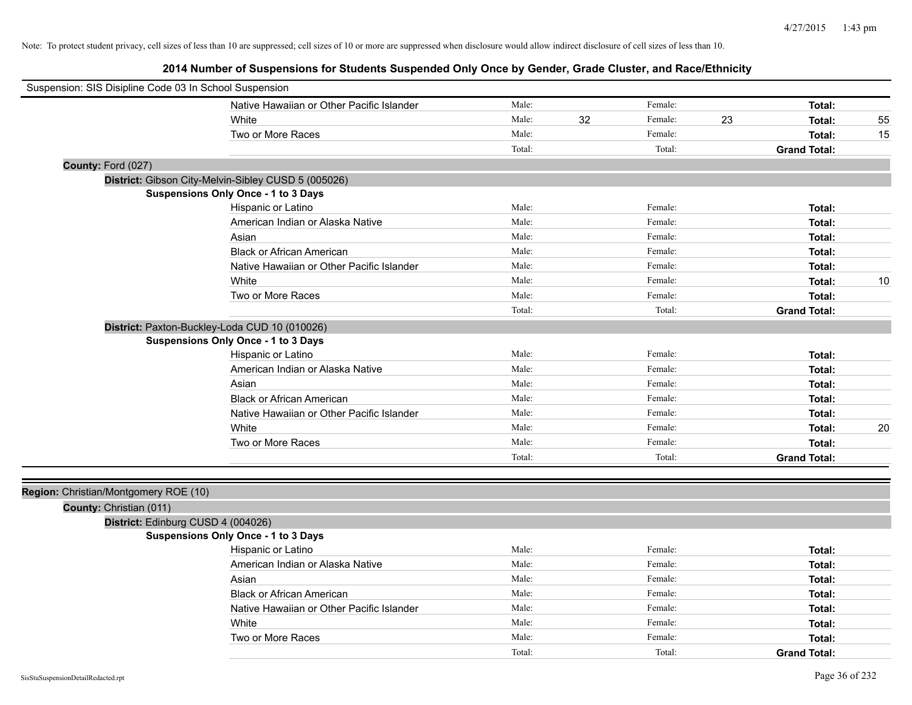Note: To protect student privacy, cell sizes of less than 10 are suppressed; cell sizes of 10 or more are suppressed when disclosure would allow indirect disclosure of cell sizes of less than 10.

## 2014 Number of Suspensions for Students Suspended Only Once by Gender, Grade Cluster, and Race/Ethnicity

Suspension: SIS Disipline Code 03 In School Suspension

| | | | | | |
|---|---|---|---|---|---|
| Native Hawaiian or Other Pacific Islander | Male: | | Female: | | **Total:** | |
| White | Male: | 32 | Female: | 23 | **Total:** | 55 |
| Two or More Races | Male: | | Female: | | **Total:** | 15 |
| | Total: | | Total: | | **Grand Total:** | |

**County:** Ford (027)

**District:** Gibson City-Melvin-Sibley CUSD 5 (005026)

**Suspensions Only Once - 1 to 3 Days**

| | | | | | | |
|---|---|---|---|---|---|---|
| Hispanic or Latino | Male: | | Female: | | **Total:** | |
| American Indian or Alaska Native | Male: | | Female: | | **Total:** | |
| Asian | Male: | | Female: | | **Total:** | |
| Black or African American | Male: | | Female: | | **Total:** | |
| Native Hawaiian or Other Pacific Islander | Male: | | Female: | | **Total:** | |
| White | Male: | | Female: | | **Total:** | 10 |
| Two or More Races | Male: | | Female: | | **Total:** | |
| | Total: | | Total: | | **Grand Total:** | |

**District:** Paxton-Buckley-Loda CUD 10 (010026)

**Suspensions Only Once - 1 to 3 Days**

| | | | | | | |
|---|---|---|---|---|---|---|
| Hispanic or Latino | Male: | | Female: | | **Total:** | |
| American Indian or Alaska Native | Male: | | Female: | | **Total:** | |
| Asian | Male: | | Female: | | **Total:** | |
| Black or African American | Male: | | Female: | | **Total:** | |
| Native Hawaiian or Other Pacific Islander | Male: | | Female: | | **Total:** | |
| White | Male: | | Female: | | **Total:** | 20 |
| Two or More Races | Male: | | Female: | | **Total:** | |
| | Total: | | Total: | | **Grand Total:** | |

**Region:** Christian/Montgomery ROE (10)

**County:** Christian (011)

**District:** Edinburg CUSD 4 (004026)

**Suspensions Only Once - 1 to 3 Days**

| | | | | | | |
|---|---|---|---|---|---|---|
| Hispanic or Latino | Male: | | Female: | | **Total:** | |
| American Indian or Alaska Native | Male: | | Female: | | **Total:** | |
| Asian | Male: | | Female: | | **Total:** | |
| Black or African American | Male: | | Female: | | **Total:** | |
| Native Hawaiian or Other Pacific Islander | Male: | | Female: | | **Total:** | |
| White | Male: | | Female: | | **Total:** | |
| Two or More Races | Male: | | Female: | | **Total:** | |
| | Total: | | Total: | | **Grand Total:** | |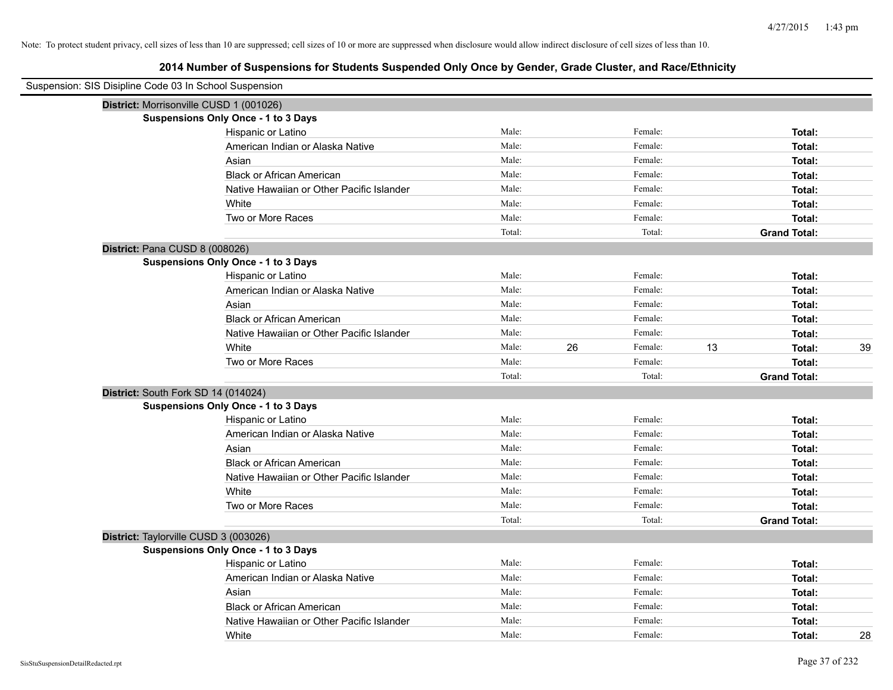Note: To protect student privacy, cell sizes of less than 10 are suppressed; cell sizes of 10 or more are suppressed when disclosure would allow indirect disclosure of cell sizes of less than 10.

## 2014 Number of Suspensions for Students Suspended Only Once by Gender, Grade Cluster, and Race/Ethnicity

Suspension: SIS Disipline Code 03 In School Suspension

**District:** Morrisonville CUSD 1 (001026)

**Suspensions Only Once - 1 to 3 Days**

| Race/Ethnicity | | | | | | |
|---|---|---|---|---|---|---|
| Hispanic or Latino | Male: | | Female: | | **Total:** | |
| American Indian or Alaska Native | Male: | | Female: | | **Total:** | |
| Asian | Male: | | Female: | | **Total:** | |
| Black or African American | Male: | | Female: | | **Total:** | |
| Native Hawaiian or Other Pacific Islander | Male: | | Female: | | **Total:** | |
| White | Male: | | Female: | | **Total:** | |
| Two or More Races | Male: | | Female: | | **Total:** | |
| | Total: | | Total: | | **Grand Total:** | |

**District:** Pana CUSD 8 (008026)

**Suspensions Only Once - 1 to 3 Days**

| Race/Ethnicity | | | | | | |
|---|---|---|---|---|---|---|
| Hispanic or Latino | Male: | | Female: | | **Total:** | |
| American Indian or Alaska Native | Male: | | Female: | | **Total:** | |
| Asian | Male: | | Female: | | **Total:** | |
| Black or African American | Male: | | Female: | | **Total:** | |
| Native Hawaiian or Other Pacific Islander | Male: | | Female: | | **Total:** | |
| White | Male: | 26 | Female: | 13 | **Total:** | 39 |
| Two or More Races | Male: | | Female: | | **Total:** | |
| | Total: | | Total: | | **Grand Total:** | |

**District:** South Fork SD 14 (014024)

**Suspensions Only Once - 1 to 3 Days**

| Race/Ethnicity | | | | | | |
|---|---|---|---|---|---|---|
| Hispanic or Latino | Male: | | Female: | | **Total:** | |
| American Indian or Alaska Native | Male: | | Female: | | **Total:** | |
| Asian | Male: | | Female: | | **Total:** | |
| Black or African American | Male: | | Female: | | **Total:** | |
| Native Hawaiian or Other Pacific Islander | Male: | | Female: | | **Total:** | |
| White | Male: | | Female: | | **Total:** | |
| Two or More Races | Male: | | Female: | | **Total:** | |
| | Total: | | Total: | | **Grand Total:** | |

**District:** Taylorville CUSD 3 (003026)

**Suspensions Only Once - 1 to 3 Days**

| Race/Ethnicity | | | | | | |
|---|---|---|---|---|---|---|
| Hispanic or Latino | Male: | | Female: | | **Total:** | |
| American Indian or Alaska Native | Male: | | Female: | | **Total:** | |
| Asian | Male: | | Female: | | **Total:** | |
| Black or African American | Male: | | Female: | | **Total:** | |
| Native Hawaiian or Other Pacific Islander | Male: | | Female: | | **Total:** | |
| White | Male: | | Female: | | **Total:** | 28 |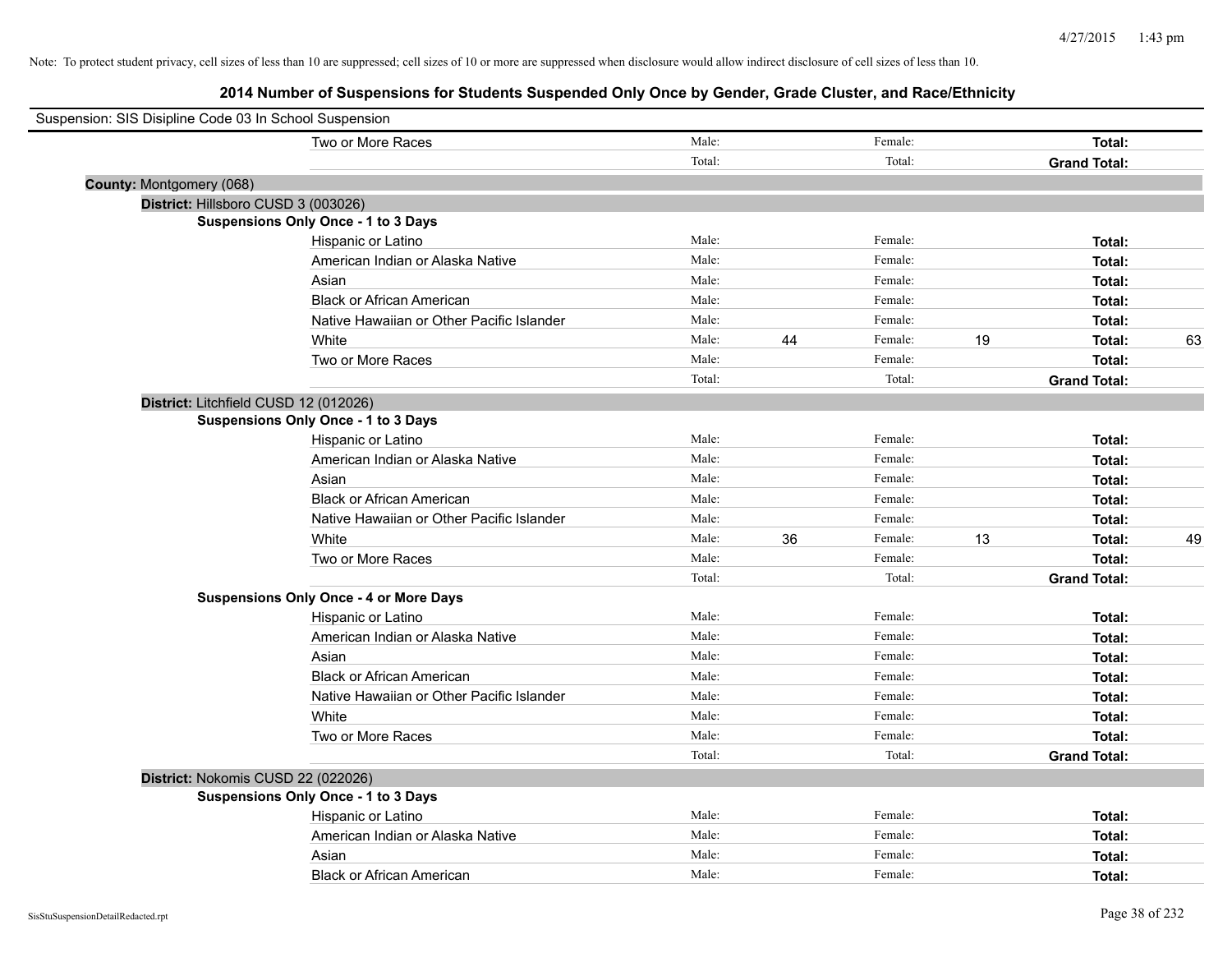Note: To protect student privacy, cell sizes of less than 10 are suppressed; cell sizes of 10 or more are suppressed when disclosure would allow indirect disclosure of cell sizes of less than 10.

## 2014 Number of Suspensions for Students Suspended Only Once by Gender, Grade Cluster, and Race/Ethnicity

Suspension: SIS Disipline Code 03 In School Suspension

| | Male | | Female | | Total | |
|---|---|---|---|---|---|---|
| Two or More Races | Male: | | Female: | | **Total:** | |
| | Total: | | Total: | | **Grand Total:** | |

**County:** Montgomery (068)

**District:** Hillsboro CUSD 3 (003026)

**Suspensions Only Once - 1 to 3 Days**

| | Male | | Female | | Total | |
|---|---|---|---|---|---|---|
| Hispanic or Latino | Male: | | Female: | | **Total:** | |
| American Indian or Alaska Native | Male: | | Female: | | **Total:** | |
| Asian | Male: | | Female: | | **Total:** | |
| Black or African American | Male: | | Female: | | **Total:** | |
| Native Hawaiian or Other Pacific Islander | Male: | | Female: | | **Total:** | |
| White | Male: | 44 | Female: | 19 | **Total:** | 63 |
| Two or More Races | Male: | | Female: | | **Total:** | |
| | Total: | | Total: | | **Grand Total:** | |

**District:** Litchfield CUSD 12 (012026)

**Suspensions Only Once - 1 to 3 Days**

| | Male | | Female | | Total | |
|---|---|---|---|---|---|---|
| Hispanic or Latino | Male: | | Female: | | **Total:** | |
| American Indian or Alaska Native | Male: | | Female: | | **Total:** | |
| Asian | Male: | | Female: | | **Total:** | |
| Black or African American | Male: | | Female: | | **Total:** | |
| Native Hawaiian or Other Pacific Islander | Male: | | Female: | | **Total:** | |
| White | Male: | 36 | Female: | 13 | **Total:** | 49 |
| Two or More Races | Male: | | Female: | | **Total:** | |
| | Total: | | Total: | | **Grand Total:** | |

**Suspensions Only Once - 4 or More Days**

| | Male | | Female | | Total | |
|---|---|---|---|---|---|---|
| Hispanic or Latino | Male: | | Female: | | **Total:** | |
| American Indian or Alaska Native | Male: | | Female: | | **Total:** | |
| Asian | Male: | | Female: | | **Total:** | |
| Black or African American | Male: | | Female: | | **Total:** | |
| Native Hawaiian or Other Pacific Islander | Male: | | Female: | | **Total:** | |
| White | Male: | | Female: | | **Total:** | |
| Two or More Races | Male: | | Female: | | **Total:** | |
| | Total: | | Total: | | **Grand Total:** | |

**District:** Nokomis CUSD 22 (022026)

**Suspensions Only Once - 1 to 3 Days**

| | Male | | Female | | Total | |
|---|---|---|---|---|---|---|
| Hispanic or Latino | Male: | | Female: | | **Total:** | |
| American Indian or Alaska Native | Male: | | Female: | | **Total:** | |
| Asian | Male: | | Female: | | **Total:** | |
| Black or African American | Male: | | Female: | | **Total:** | |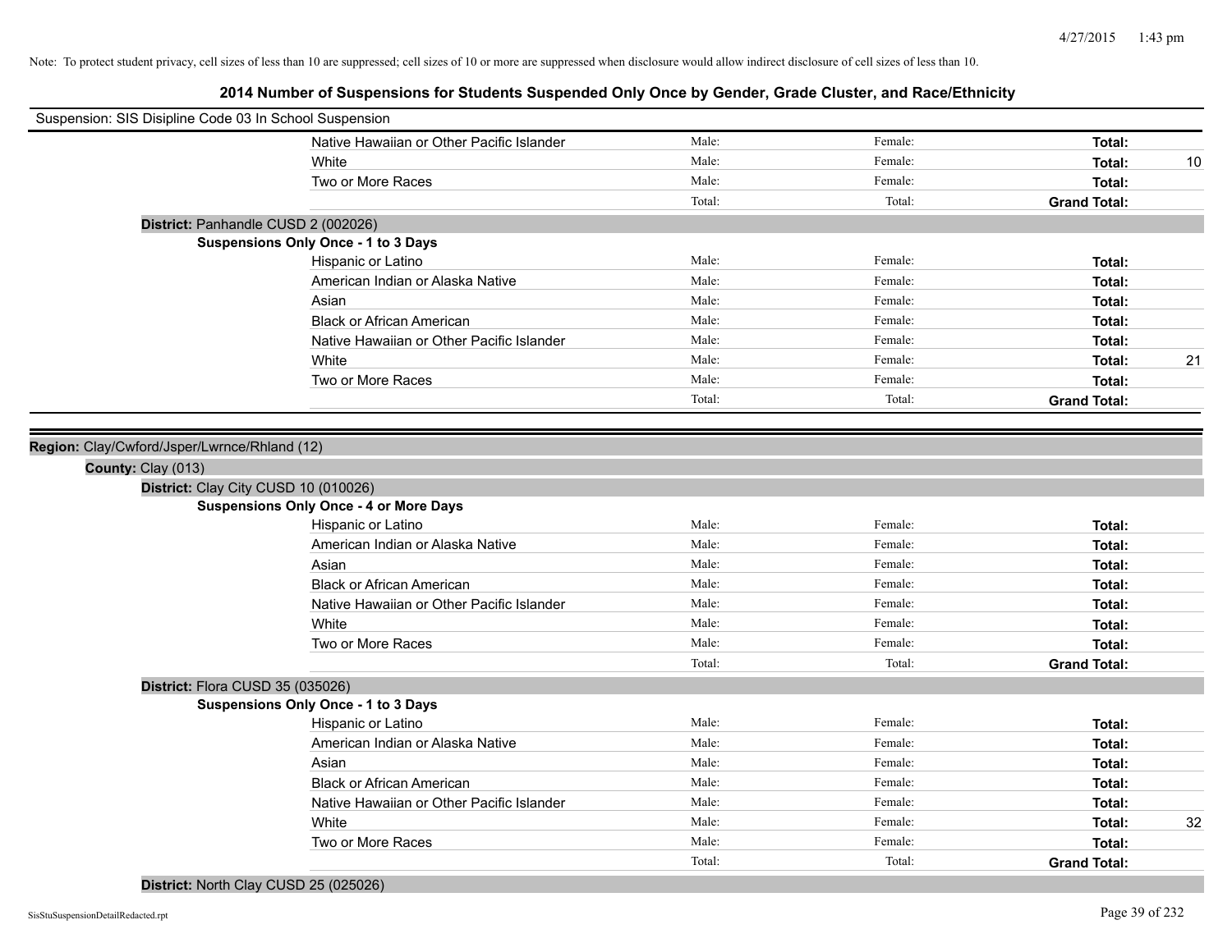Note: To protect student privacy, cell sizes of less than 10 are suppressed; cell sizes of 10 or more are suppressed when disclosure would allow indirect disclosure of cell sizes of less than 10.

## 2014 Number of Suspensions for Students Suspended Only Once by Gender, Grade Cluster, and Race/Ethnicity

Suspension: SIS Disipline Code 03 In School Suspension

| | Male | Female | Total | |
|---|---|---|---|---|
| Native Hawaiian or Other Pacific Islander | Male: | Female: | **Total:** | |
| White | Male: | Female: | **Total:** | 10 |
| Two or More Races | Male: | Female: | **Total:** | |
| | Total: | Total: | **Grand Total:** | |

**District:** Panhandle CUSD 2 (002026)

**Suspensions Only Once - 1 to 3 Days**

| | Male | Female | Total | |
|---|---|---|---|---|
| Hispanic or Latino | Male: | Female: | **Total:** | |
| American Indian or Alaska Native | Male: | Female: | **Total:** | |
| Asian | Male: | Female: | **Total:** | |
| Black or African American | Male: | Female: | **Total:** | |
| Native Hawaiian or Other Pacific Islander | Male: | Female: | **Total:** | |
| White | Male: | Female: | **Total:** | 21 |
| Two or More Races | Male: | Female: | **Total:** | |
| | Total: | Total: | **Grand Total:** | |

**Region:** Clay/Cwford/Jsper/Lwrnce/Rhland (12)

**County:** Clay (013)

**District:** Clay City CUSD 10 (010026)

**Suspensions Only Once - 4 or More Days**

| | Male | Female | Total | |
|---|---|---|---|---|
| Hispanic or Latino | Male: | Female: | **Total:** | |
| American Indian or Alaska Native | Male: | Female: | **Total:** | |
| Asian | Male: | Female: | **Total:** | |
| Black or African American | Male: | Female: | **Total:** | |
| Native Hawaiian or Other Pacific Islander | Male: | Female: | **Total:** | |
| White | Male: | Female: | **Total:** | |
| Two or More Races | Male: | Female: | **Total:** | |
| | Total: | Total: | **Grand Total:** | |

**District:** Flora CUSD 35 (035026)

**Suspensions Only Once - 1 to 3 Days**

| | Male | Female | Total | |
|---|---|---|---|---|
| Hispanic or Latino | Male: | Female: | **Total:** | |
| American Indian or Alaska Native | Male: | Female: | **Total:** | |
| Asian | Male: | Female: | **Total:** | |
| Black or African American | Male: | Female: | **Total:** | |
| Native Hawaiian or Other Pacific Islander | Male: | Female: | **Total:** | |
| White | Male: | Female: | **Total:** | 32 |
| Two or More Races | Male: | Female: | **Total:** | |
| | Total: | Total: | **Grand Total:** | |

**District:** North Clay CUSD 25 (025026)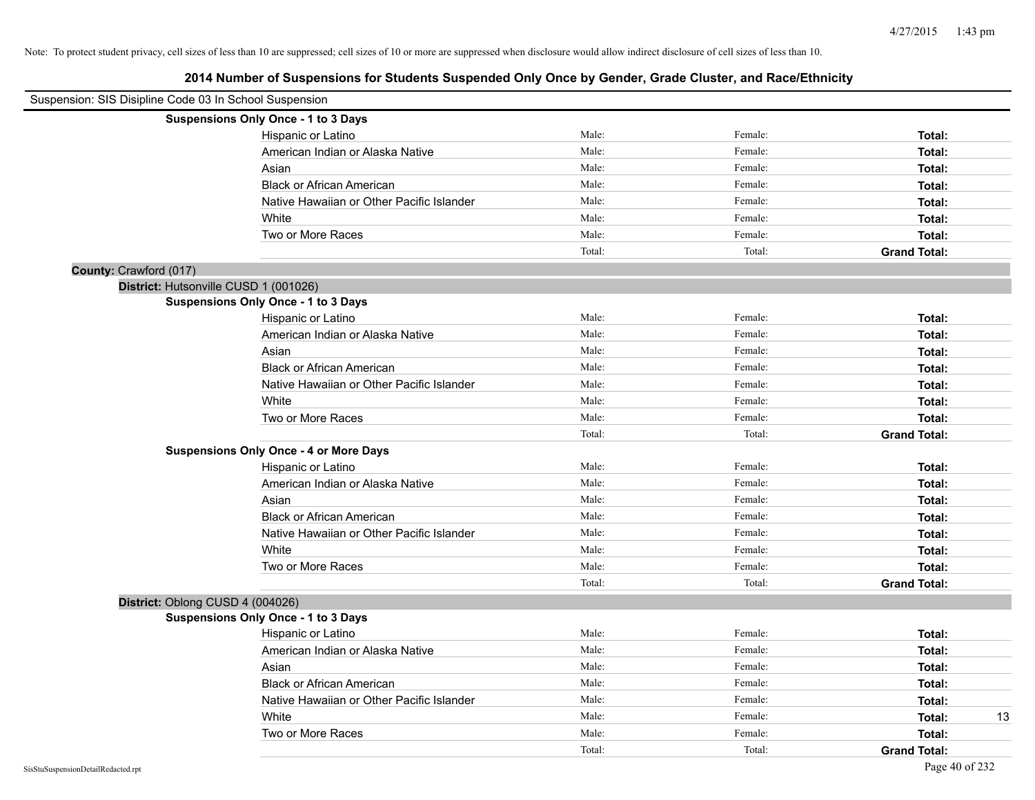Note: To protect student privacy, cell sizes of less than 10 are suppressed; cell sizes of 10 or more are suppressed when disclosure would allow indirect disclosure of cell sizes of less than 10.

## 2014 Number of Suspensions for Students Suspended Only Once by Gender, Grade Cluster, and Race/Ethnicity

Suspension: SIS Disipline Code 03 In School Suspension

**Suspensions Only Once - 1 to 3 Days**

| | | | | |
|---|---|---|---|---|
| Hispanic or Latino | Male: | Female: | **Total:** | |
| American Indian or Alaska Native | Male: | Female: | **Total:** | |
| Asian | Male: | Female: | **Total:** | |
| Black or African American | Male: | Female: | **Total:** | |
| Native Hawaiian or Other Pacific Islander | Male: | Female: | **Total:** | |
| White | Male: | Female: | **Total:** | |
| Two or More Races | Male: | Female: | **Total:** | |
| | Total: | Total: | **Grand Total:** | |

**County:** Crawford (017)

**District:** Hutsonville CUSD 1 (001026)

**Suspensions Only Once - 1 to 3 Days**

| | | | | |
|---|---|---|---|---|
| Hispanic or Latino | Male: | Female: | **Total:** | |
| American Indian or Alaska Native | Male: | Female: | **Total:** | |
| Asian | Male: | Female: | **Total:** | |
| Black or African American | Male: | Female: | **Total:** | |
| Native Hawaiian or Other Pacific Islander | Male: | Female: | **Total:** | |
| White | Male: | Female: | **Total:** | |
| Two or More Races | Male: | Female: | **Total:** | |
| | Total: | Total: | **Grand Total:** | |

**Suspensions Only Once - 4 or More Days**

| | | | | |
|---|---|---|---|---|
| Hispanic or Latino | Male: | Female: | **Total:** | |
| American Indian or Alaska Native | Male: | Female: | **Total:** | |
| Asian | Male: | Female: | **Total:** | |
| Black or African American | Male: | Female: | **Total:** | |
| Native Hawaiian or Other Pacific Islander | Male: | Female: | **Total:** | |
| White | Male: | Female: | **Total:** | |
| Two or More Races | Male: | Female: | **Total:** | |
| | Total: | Total: | **Grand Total:** | |

**District:** Oblong CUSD 4 (004026)

**Suspensions Only Once - 1 to 3 Days**

| | | | | |
|---|---|---|---|---|
| Hispanic or Latino | Male: | Female: | **Total:** | |
| American Indian or Alaska Native | Male: | Female: | **Total:** | |
| Asian | Male: | Female: | **Total:** | |
| Black or African American | Male: | Female: | **Total:** | |
| Native Hawaiian or Other Pacific Islander | Male: | Female: | **Total:** | |
| White | Male: | Female: | **Total:** | 13 |
| Two or More Races | Male: | Female: | **Total:** | |
| | Total: | Total: | **Grand Total:** | |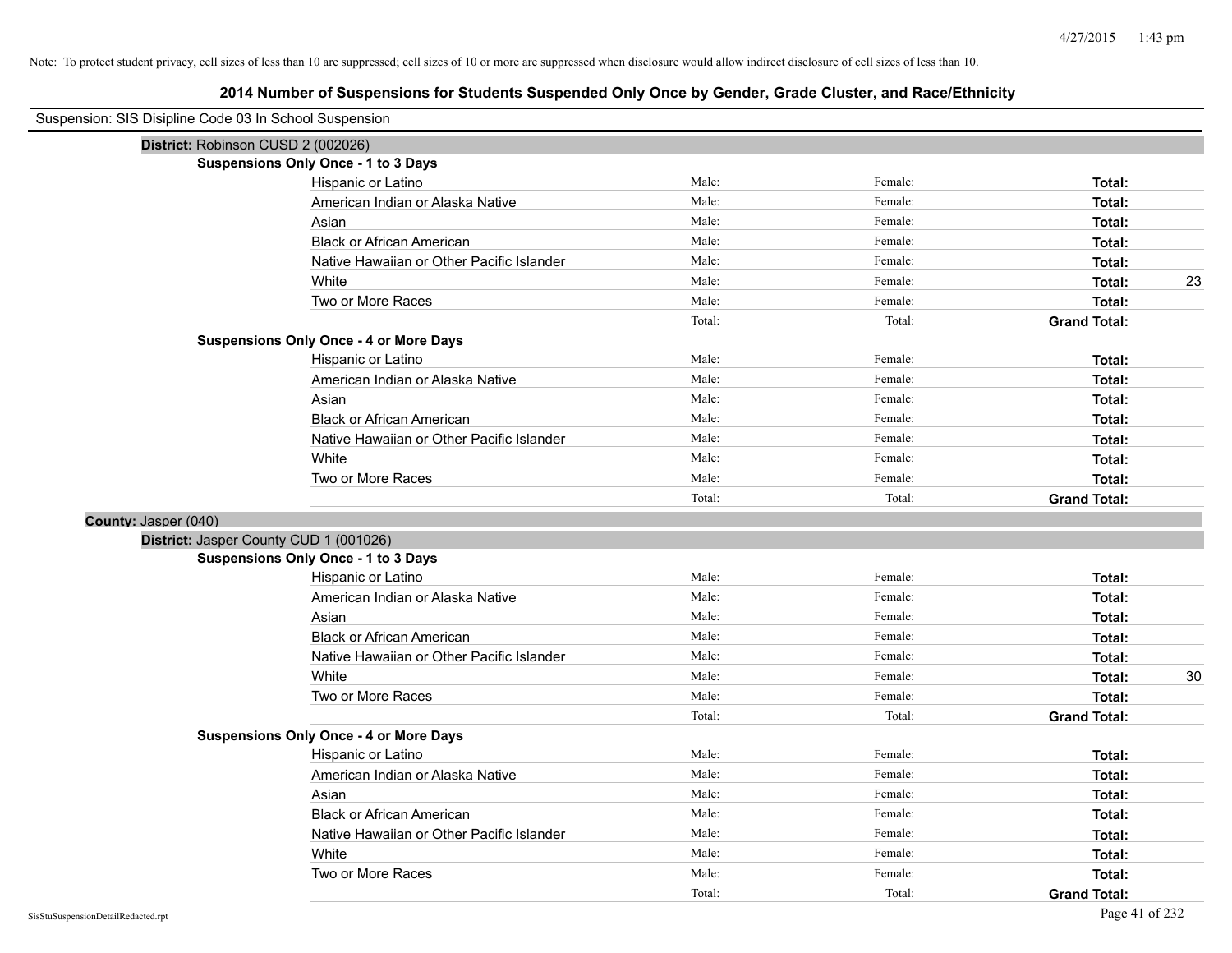Note: To protect student privacy, cell sizes of less than 10 are suppressed; cell sizes of 10 or more are suppressed when disclosure would allow indirect disclosure of cell sizes of less than 10.

# 2014 Number of Suspensions for Students Suspended Only Once by Gender, Grade Cluster, and Race/Ethnicity

Suspension: SIS Disipline Code 03 In School Suspension

**District:** Robinson CUSD 2 (002026)

**Suspensions Only Once - 1 to 3 Days**

| | | | | |
|---|---|---|---|---|
| Hispanic or Latino | Male: | Female: | **Total:** | |
| American Indian or Alaska Native | Male: | Female: | **Total:** | |
| Asian | Male: | Female: | **Total:** | |
| Black or African American | Male: | Female: | **Total:** | |
| Native Hawaiian or Other Pacific Islander | Male: | Female: | **Total:** | |
| White | Male: | Female: | **Total:** | 23 |
| Two or More Races | Male: | Female: | **Total:** | |
| | Total: | Total: | **Grand Total:** | |

**Suspensions Only Once - 4 or More Days**

| | | | | |
|---|---|---|---|---|
| Hispanic or Latino | Male: | Female: | **Total:** | |
| American Indian or Alaska Native | Male: | Female: | **Total:** | |
| Asian | Male: | Female: | **Total:** | |
| Black or African American | Male: | Female: | **Total:** | |
| Native Hawaiian or Other Pacific Islander | Male: | Female: | **Total:** | |
| White | Male: | Female: | **Total:** | |
| Two or More Races | Male: | Female: | **Total:** | |
| | Total: | Total: | **Grand Total:** | |

**County:** Jasper (040)

**District:** Jasper County CUD 1 (001026)

**Suspensions Only Once - 1 to 3 Days**

| | | | | |
|---|---|---|---|---|
| Hispanic or Latino | Male: | Female: | **Total:** | |
| American Indian or Alaska Native | Male: | Female: | **Total:** | |
| Asian | Male: | Female: | **Total:** | |
| Black or African American | Male: | Female: | **Total:** | |
| Native Hawaiian or Other Pacific Islander | Male: | Female: | **Total:** | |
| White | Male: | Female: | **Total:** | 30 |
| Two or More Races | Male: | Female: | **Total:** | |
| | Total: | Total: | **Grand Total:** | |

**Suspensions Only Once - 4 or More Days**

| | | | | |
|---|---|---|---|---|
| Hispanic or Latino | Male: | Female: | **Total:** | |
| American Indian or Alaska Native | Male: | Female: | **Total:** | |
| Asian | Male: | Female: | **Total:** | |
| Black or African American | Male: | Female: | **Total:** | |
| Native Hawaiian or Other Pacific Islander | Male: | Female: | **Total:** | |
| White | Male: | Female: | **Total:** | |
| Two or More Races | Male: | Female: | **Total:** | |
| | Total: | Total: | **Grand Total:** | |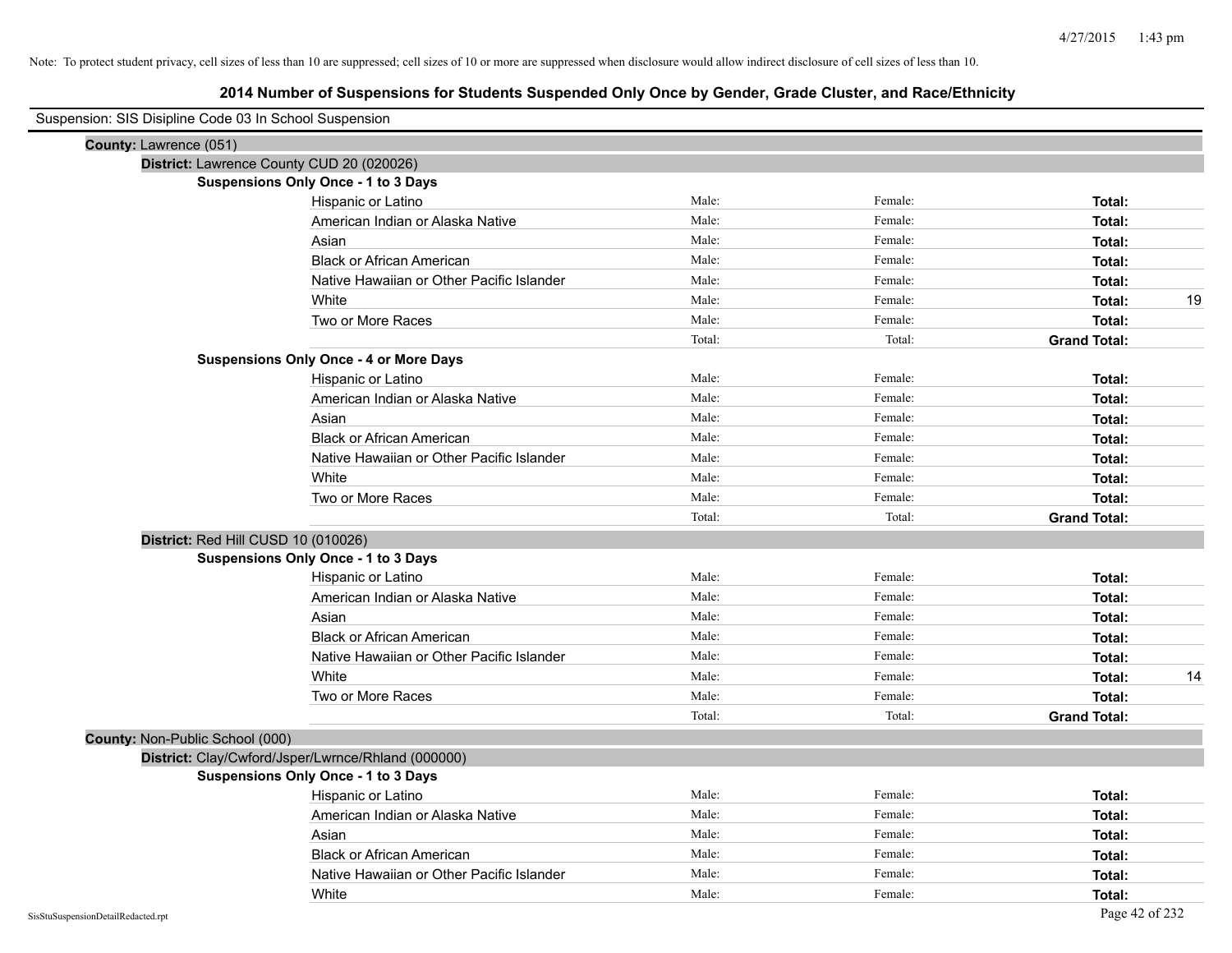Note: To protect student privacy, cell sizes of less than 10 are suppressed; cell sizes of 10 or more are suppressed when disclosure would allow indirect disclosure of cell sizes of less than 10.

# 2014 Number of Suspensions for Students Suspended Only Once by Gender, Grade Cluster, and Race/Ethnicity

Suspension: SIS Disipline Code 03 In School Suspension

**County:** Lawrence (051)

**District:** Lawrence County CUD 20 (020026)

**Suspensions Only Once - 1 to 3 Days**

| | | | | |
|---|---|---|---|---|
| Hispanic or Latino | Male: | Female: | **Total:** | |
| American Indian or Alaska Native | Male: | Female: | **Total:** | |
| Asian | Male: | Female: | **Total:** | |
| Black or African American | Male: | Female: | **Total:** | |
| Native Hawaiian or Other Pacific Islander | Male: | Female: | **Total:** | |
| White | Male: | Female: | **Total:** | 19 |
| Two or More Races | Male: | Female: | **Total:** | |
| | Total: | Total: | **Grand Total:** | |

**Suspensions Only Once - 4 or More Days**

| | | | | |
|---|---|---|---|---|
| Hispanic or Latino | Male: | Female: | **Total:** | |
| American Indian or Alaska Native | Male: | Female: | **Total:** | |
| Asian | Male: | Female: | **Total:** | |
| Black or African American | Male: | Female: | **Total:** | |
| Native Hawaiian or Other Pacific Islander | Male: | Female: | **Total:** | |
| White | Male: | Female: | **Total:** | |
| Two or More Races | Male: | Female: | **Total:** | |
| | Total: | Total: | **Grand Total:** | |

**District:** Red Hill CUSD 10 (010026)

**Suspensions Only Once - 1 to 3 Days**

| | | | | |
|---|---|---|---|---|
| Hispanic or Latino | Male: | Female: | **Total:** | |
| American Indian or Alaska Native | Male: | Female: | **Total:** | |
| Asian | Male: | Female: | **Total:** | |
| Black or African American | Male: | Female: | **Total:** | |
| Native Hawaiian or Other Pacific Islander | Male: | Female: | **Total:** | |
| White | Male: | Female: | **Total:** | 14 |
| Two or More Races | Male: | Female: | **Total:** | |
| | Total: | Total: | **Grand Total:** | |

**County:** Non-Public School (000)

**District:** Clay/Cwford/Jsper/Lwrnce/Rhland (000000)

**Suspensions Only Once - 1 to 3 Days**

| | | | | |
|---|---|---|---|---|
| Hispanic or Latino | Male: | Female: | **Total:** | |
| American Indian or Alaska Native | Male: | Female: | **Total:** | |
| Asian | Male: | Female: | **Total:** | |
| Black or African American | Male: | Female: | **Total:** | |
| Native Hawaiian or Other Pacific Islander | Male: | Female: | **Total:** | |
| White | Male: | Female: | **Total:** | |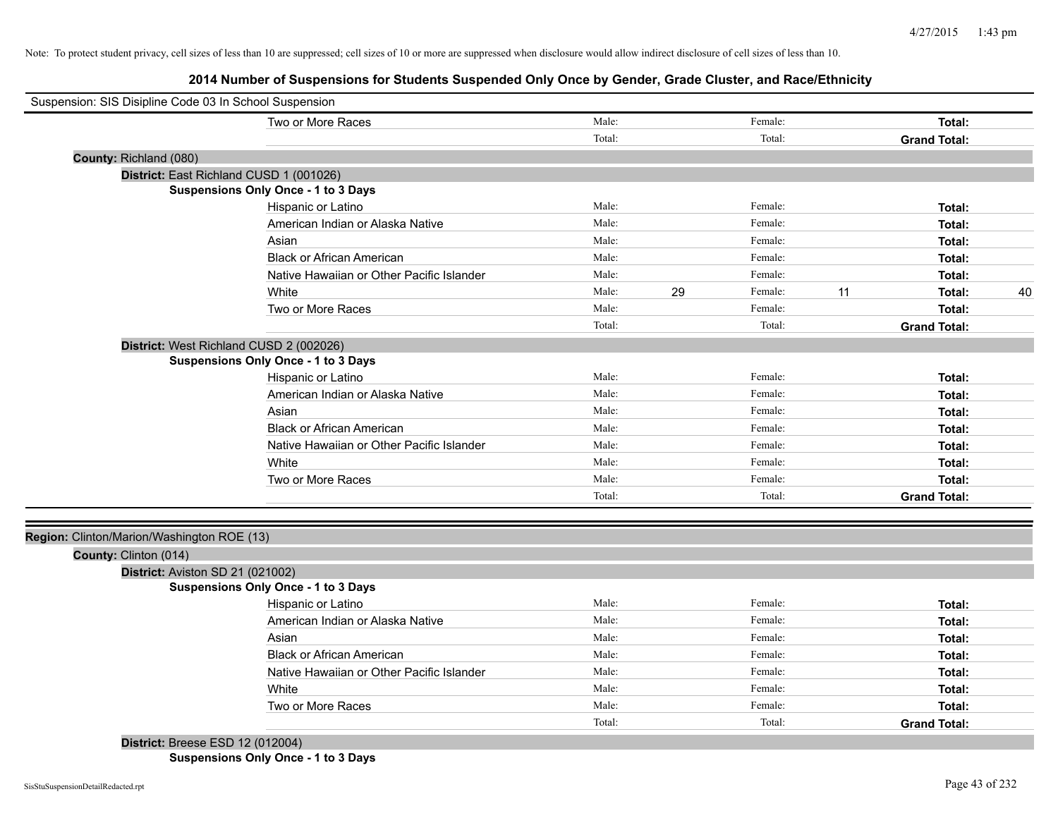Note: To protect student privacy, cell sizes of less than 10 are suppressed; cell sizes of 10 or more are suppressed when disclosure would allow indirect disclosure of cell sizes of less than 10.

## 2014 Number of Suspensions for Students Suspended Only Once by Gender, Grade Cluster, and Race/Ethnicity

Suspension: SIS Disipline Code 03 In School Suspension

| | Male: | | Female: | | Total: | |
|---|---|---|---|---|---|---|
| Two or More Races | Male: | | Female: | | **Total:** | |
| | Total: | | Total: | | **Grand Total:** | |

**County:** Richland (080)

**District:** East Richland CUSD 1 (001026)

**Suspensions Only Once - 1 to 3 Days**

| | | | | | | |
|---|---|---|---|---|---|---|
| Hispanic or Latino | Male: | | Female: | | **Total:** | |
| American Indian or Alaska Native | Male: | | Female: | | **Total:** | |
| Asian | Male: | | Female: | | **Total:** | |
| Black or African American | Male: | | Female: | | **Total:** | |
| Native Hawaiian or Other Pacific Islander | Male: | | Female: | | **Total:** | |
| White | Male: | 29 | Female: | 11 | **Total:** | 40 |
| Two or More Races | Male: | | Female: | | **Total:** | |
| | Total: | | Total: | | **Grand Total:** | |

**District:** West Richland CUSD 2 (002026)

**Suspensions Only Once - 1 to 3 Days**

| | | | | | | |
|---|---|---|---|---|---|---|
| Hispanic or Latino | Male: | | Female: | | **Total:** | |
| American Indian or Alaska Native | Male: | | Female: | | **Total:** | |
| Asian | Male: | | Female: | | **Total:** | |
| Black or African American | Male: | | Female: | | **Total:** | |
| Native Hawaiian or Other Pacific Islander | Male: | | Female: | | **Total:** | |
| White | Male: | | Female: | | **Total:** | |
| Two or More Races | Male: | | Female: | | **Total:** | |
| | Total: | | Total: | | **Grand Total:** | |

**Region:** Clinton/Marion/Washington ROE (13)

**County:** Clinton (014)

**District:** Aviston SD 21 (021002)

**Suspensions Only Once - 1 to 3 Days**

| | | | | | | |
|---|---|---|---|---|---|---|
| Hispanic or Latino | Male: | | Female: | | **Total:** | |
| American Indian or Alaska Native | Male: | | Female: | | **Total:** | |
| Asian | Male: | | Female: | | **Total:** | |
| Black or African American | Male: | | Female: | | **Total:** | |
| Native Hawaiian or Other Pacific Islander | Male: | | Female: | | **Total:** | |
| White | Male: | | Female: | | **Total:** | |
| Two or More Races | Male: | | Female: | | **Total:** | |
| | Total: | | Total: | | **Grand Total:** | |

**District:** Breese ESD 12 (012004)

**Suspensions Only Once - 1 to 3 Days**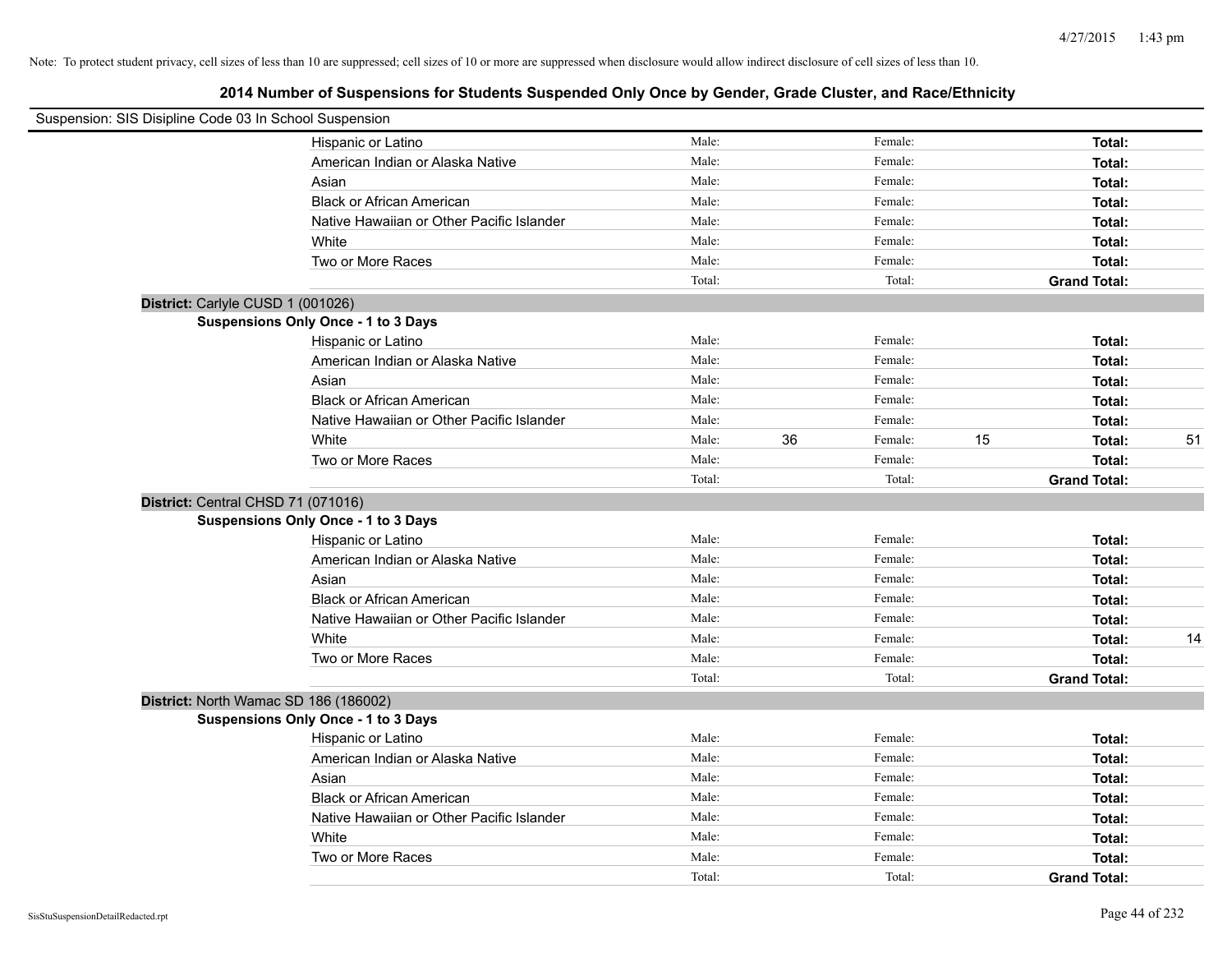Note: To protect student privacy, cell sizes of less than 10 are suppressed; cell sizes of 10 or more are suppressed when disclosure would allow indirect disclosure of cell sizes of less than 10.

## 2014 Number of Suspensions for Students Suspended Only Once by Gender, Grade Cluster, and Race/Ethnicity

Suspension: SIS Disipline Code 03 In School Suspension

| | Male: | | Female: | | | |
|---|---|---|---|---|---|---|
| Hispanic or Latino | Male: | | Female: | | **Total:** | |
| American Indian or Alaska Native | Male: | | Female: | | **Total:** | |
| Asian | Male: | | Female: | | **Total:** | |
| Black or African American | Male: | | Female: | | **Total:** | |
| Native Hawaiian or Other Pacific Islander | Male: | | Female: | | **Total:** | |
| White | Male: | | Female: | | **Total:** | |
| Two or More Races | Male: | | Female: | | **Total:** | |
| | Total: | | Total: | | **Grand Total:** | |

**District:** Carlyle CUSD 1 (001026)

**Suspensions Only Once - 1 to 3 Days**

| | | | | | | |
|---|---|---|---|---|---|---|
| Hispanic or Latino | Male: | | Female: | | **Total:** | |
| American Indian or Alaska Native | Male: | | Female: | | **Total:** | |
| Asian | Male: | | Female: | | **Total:** | |
| Black or African American | Male: | | Female: | | **Total:** | |
| Native Hawaiian or Other Pacific Islander | Male: | | Female: | | **Total:** | |
| White | Male: | 36 | Female: | 15 | **Total:** | 51 |
| Two or More Races | Male: | | Female: | | **Total:** | |
| | Total: | | Total: | | **Grand Total:** | |

**District:** Central CHSD 71 (071016)

**Suspensions Only Once - 1 to 3 Days**

| | | | | | | |
|---|---|---|---|---|---|---|
| Hispanic or Latino | Male: | | Female: | | **Total:** | |
| American Indian or Alaska Native | Male: | | Female: | | **Total:** | |
| Asian | Male: | | Female: | | **Total:** | |
| Black or African American | Male: | | Female: | | **Total:** | |
| Native Hawaiian or Other Pacific Islander | Male: | | Female: | | **Total:** | |
| White | Male: | | Female: | | **Total:** | 14 |
| Two or More Races | Male: | | Female: | | **Total:** | |
| | Total: | | Total: | | **Grand Total:** | |

**District:** North Wamac SD 186 (186002)

**Suspensions Only Once - 1 to 3 Days**

| | | | | | | |
|---|---|---|---|---|---|---|
| Hispanic or Latino | Male: | | Female: | | **Total:** | |
| American Indian or Alaska Native | Male: | | Female: | | **Total:** | |
| Asian | Male: | | Female: | | **Total:** | |
| Black or African American | Male: | | Female: | | **Total:** | |
| Native Hawaiian or Other Pacific Islander | Male: | | Female: | | **Total:** | |
| White | Male: | | Female: | | **Total:** | |
| Two or More Races | Male: | | Female: | | **Total:** | |
| | Total: | | Total: | | **Grand Total:** | |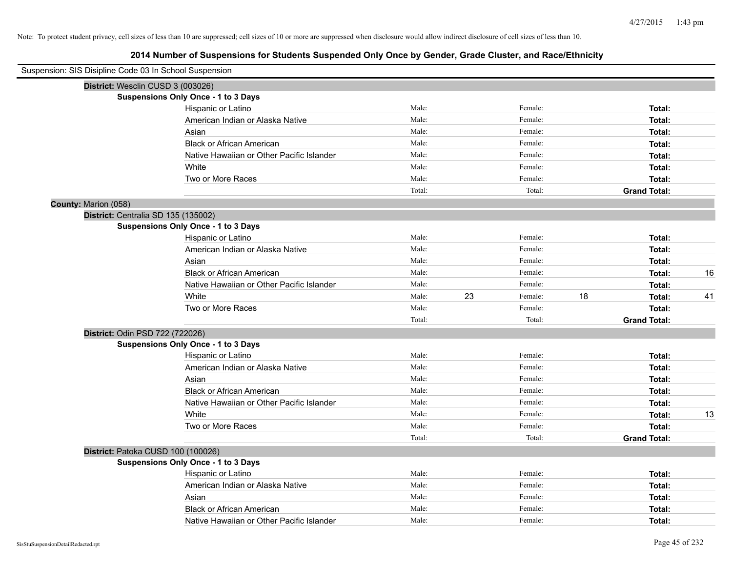Note: To protect student privacy, cell sizes of less than 10 are suppressed; cell sizes of 10 or more are suppressed when disclosure would allow indirect disclosure of cell sizes of less than 10.

## 2014 Number of Suspensions for Students Suspended Only Once by Gender, Grade Cluster, and Race/Ethnicity

Suspension: SIS Disipline Code 03 In School Suspension

**District:** Wesclin CUSD 3 (003026)

**Suspensions Only Once - 1 to 3 Days**

| Race/Ethnicity | | Male | | Female | | Total |
|---|---|---|---|---|---|---|
| Hispanic or Latino | Male: | | Female: | | **Total:** | |
| American Indian or Alaska Native | Male: | | Female: | | **Total:** | |
| Asian | Male: | | Female: | | **Total:** | |
| Black or African American | Male: | | Female: | | **Total:** | |
| Native Hawaiian or Other Pacific Islander | Male: | | Female: | | **Total:** | |
| White | Male: | | Female: | | **Total:** | |
| Two or More Races | Male: | | Female: | | **Total:** | |
| | Total: | | Total: | | **Grand Total:** | |

**County:** Marion (058)

**District:** Centralia SD 135 (135002)

**Suspensions Only Once - 1 to 3 Days**

| Race/Ethnicity | | Male | | Female | | Total |
|---|---|---|---|---|---|---|
| Hispanic or Latino | Male: | | Female: | | **Total:** | |
| American Indian or Alaska Native | Male: | | Female: | | **Total:** | |
| Asian | Male: | | Female: | | **Total:** | |
| Black or African American | Male: | | Female: | | **Total:** | 16 |
| Native Hawaiian or Other Pacific Islander | Male: | | Female: | | **Total:** | |
| White | Male: | 23 | Female: | 18 | **Total:** | 41 |
| Two or More Races | Male: | | Female: | | **Total:** | |
| | Total: | | Total: | | **Grand Total:** | |

**District:** Odin PSD 722 (722026)

**Suspensions Only Once - 1 to 3 Days**

| Race/Ethnicity | | Male | | Female | | Total |
|---|---|---|---|---|---|---|
| Hispanic or Latino | Male: | | Female: | | **Total:** | |
| American Indian or Alaska Native | Male: | | Female: | | **Total:** | |
| Asian | Male: | | Female: | | **Total:** | |
| Black or African American | Male: | | Female: | | **Total:** | |
| Native Hawaiian or Other Pacific Islander | Male: | | Female: | | **Total:** | |
| White | Male: | | Female: | | **Total:** | 13 |
| Two or More Races | Male: | | Female: | | **Total:** | |
| | Total: | | Total: | | **Grand Total:** | |

**District:** Patoka CUSD 100 (100026)

**Suspensions Only Once - 1 to 3 Days**

| Race/Ethnicity | | Male | | Female | | Total |
|---|---|---|---|---|---|---|
| Hispanic or Latino | Male: | | Female: | | **Total:** | |
| American Indian or Alaska Native | Male: | | Female: | | **Total:** | |
| Asian | Male: | | Female: | | **Total:** | |
| Black or African American | Male: | | Female: | | **Total:** | |
| Native Hawaiian or Other Pacific Islander | Male: | | Female: | | **Total:** | |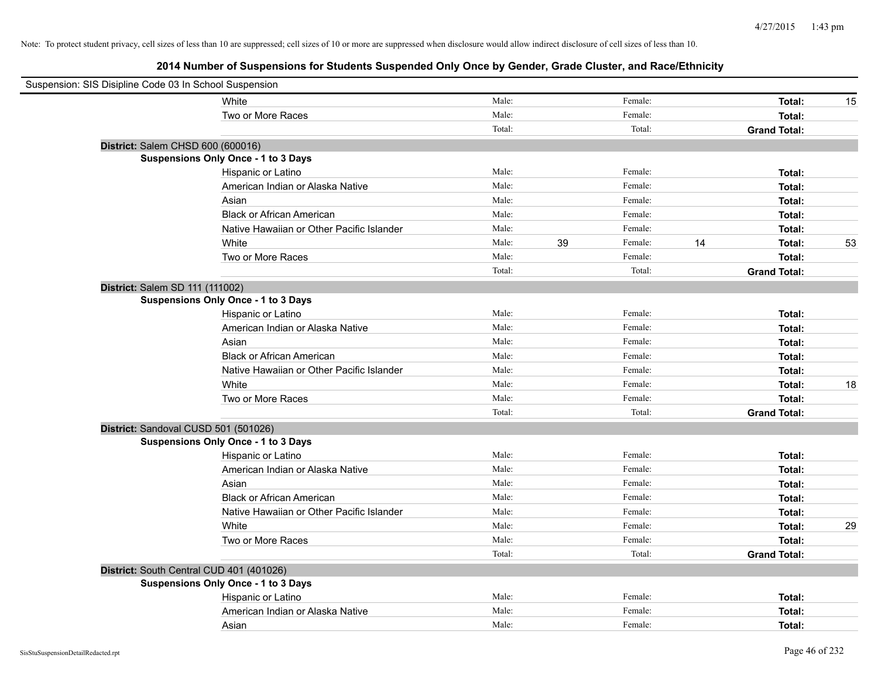Note: To protect student privacy, cell sizes of less than 10 are suppressed; cell sizes of 10 or more are suppressed when disclosure would allow indirect disclosure of cell sizes of less than 10.

## 2014 Number of Suspensions for Students Suspended Only Once by Gender, Grade Cluster, and Race/Ethnicity

Suspension: SIS Disipline Code 03 In School Suspension

| | | | | | | |
|---|---|---|---|---|---|---|
| White | Male: | | Female: | | **Total:** | 15 |
| Two or More Races | Male: | | Female: | | **Total:** | |
| | Total: | | Total: | | **Grand Total:** | |

**District:** Salem CHSD 600 (600016)

**Suspensions Only Once - 1 to 3 Days**

| | | | | | | |
|---|---|---|---|---|---|---|
| Hispanic or Latino | Male: | | Female: | | **Total:** | |
| American Indian or Alaska Native | Male: | | Female: | | **Total:** | |
| Asian | Male: | | Female: | | **Total:** | |
| Black or African American | Male: | | Female: | | **Total:** | |
| Native Hawaiian or Other Pacific Islander | Male: | | Female: | | **Total:** | |
| White | Male: | 39 | Female: | 14 | **Total:** | 53 |
| Two or More Races | Male: | | Female: | | **Total:** | |
| | Total: | | Total: | | **Grand Total:** | |

**District:** Salem SD 111 (111002)

**Suspensions Only Once - 1 to 3 Days**

| | | | | | | |
|---|---|---|---|---|---|---|
| Hispanic or Latino | Male: | | Female: | | **Total:** | |
| American Indian or Alaska Native | Male: | | Female: | | **Total:** | |
| Asian | Male: | | Female: | | **Total:** | |
| Black or African American | Male: | | Female: | | **Total:** | |
| Native Hawaiian or Other Pacific Islander | Male: | | Female: | | **Total:** | |
| White | Male: | | Female: | | **Total:** | 18 |
| Two or More Races | Male: | | Female: | | **Total:** | |
| | Total: | | Total: | | **Grand Total:** | |

**District:** Sandoval CUSD 501 (501026)

**Suspensions Only Once - 1 to 3 Days**

| | | | | | | |
|---|---|---|---|---|---|---|
| Hispanic or Latino | Male: | | Female: | | **Total:** | |
| American Indian or Alaska Native | Male: | | Female: | | **Total:** | |
| Asian | Male: | | Female: | | **Total:** | |
| Black or African American | Male: | | Female: | | **Total:** | |
| Native Hawaiian or Other Pacific Islander | Male: | | Female: | | **Total:** | |
| White | Male: | | Female: | | **Total:** | 29 |
| Two or More Races | Male: | | Female: | | **Total:** | |
| | Total: | | Total: | | **Grand Total:** | |

**District:** South Central CUD 401 (401026)

**Suspensions Only Once - 1 to 3 Days**

| | | | | | | |
|---|---|---|---|---|---|---|
| Hispanic or Latino | Male: | | Female: | | **Total:** | |
| American Indian or Alaska Native | Male: | | Female: | | **Total:** | |
| Asian | Male: | | Female: | | **Total:** | |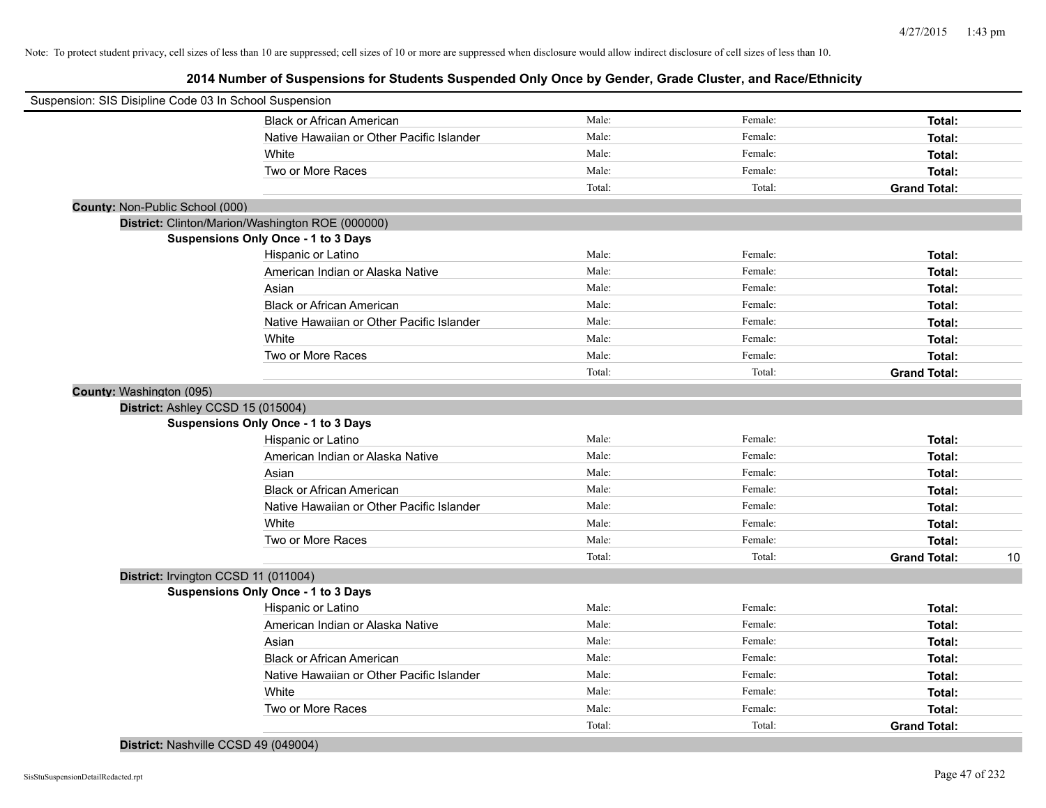Note: To protect student privacy, cell sizes of less than 10 are suppressed; cell sizes of 10 or more are suppressed when disclosure would allow indirect disclosure of cell sizes of less than 10.

# 2014 Number of Suspensions for Students Suspended Only Once by Gender, Grade Cluster, and Race/Ethnicity

Suspension: SIS Disipline Code 03 In School Suspension

| | | | | |
|---|---|---|---|---|
| Black or African American | Male: | Female: | **Total:** | |
| Native Hawaiian or Other Pacific Islander | Male: | Female: | **Total:** | |
| White | Male: | Female: | **Total:** | |
| Two or More Races | Male: | Female: | **Total:** | |
| | Total: | Total: | **Grand Total:** | |

**County:** Non-Public School (000)

**District:** Clinton/Marion/Washington ROE (000000)

**Suspensions Only Once - 1 to 3 Days**

| | | | | |
|---|---|---|---|---|
| Hispanic or Latino | Male: | Female: | **Total:** | |
| American Indian or Alaska Native | Male: | Female: | **Total:** | |
| Asian | Male: | Female: | **Total:** | |
| Black or African American | Male: | Female: | **Total:** | |
| Native Hawaiian or Other Pacific Islander | Male: | Female: | **Total:** | |
| White | Male: | Female: | **Total:** | |
| Two or More Races | Male: | Female: | **Total:** | |
| | Total: | Total: | **Grand Total:** | |

**County:** Washington (095)

**District:** Ashley CCSD 15 (015004)

**Suspensions Only Once - 1 to 3 Days**

| | | | | |
|---|---|---|---|---|
| Hispanic or Latino | Male: | Female: | **Total:** | |
| American Indian or Alaska Native | Male: | Female: | **Total:** | |
| Asian | Male: | Female: | **Total:** | |
| Black or African American | Male: | Female: | **Total:** | |
| Native Hawaiian or Other Pacific Islander | Male: | Female: | **Total:** | |
| White | Male: | Female: | **Total:** | |
| Two or More Races | Male: | Female: | **Total:** | |
| | Total: | Total: | **Grand Total:** | 10 |

**District:** Irvington CCSD 11 (011004)

**Suspensions Only Once - 1 to 3 Days**

| | | | | |
|---|---|---|---|---|
| Hispanic or Latino | Male: | Female: | **Total:** | |
| American Indian or Alaska Native | Male: | Female: | **Total:** | |
| Asian | Male: | Female: | **Total:** | |
| Black or African American | Male: | Female: | **Total:** | |
| Native Hawaiian or Other Pacific Islander | Male: | Female: | **Total:** | |
| White | Male: | Female: | **Total:** | |
| Two or More Races | Male: | Female: | **Total:** | |
| | Total: | Total: | **Grand Total:** | |

**District:** Nashville CCSD 49 (049004)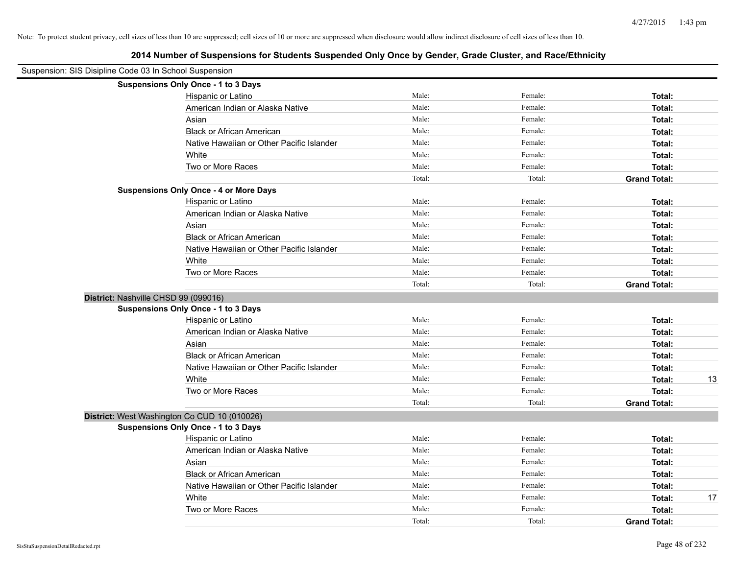Note: To protect student privacy, cell sizes of less than 10 are suppressed; cell sizes of 10 or more are suppressed when disclosure would allow indirect disclosure of cell sizes of less than 10.

## 2014 Number of Suspensions for Students Suspended Only Once by Gender, Grade Cluster, and Race/Ethnicity

Suspension: SIS Disipline Code 03 In School Suspension

| | | | | |
|---|---|---|---|---|
| **Suspensions Only Once - 1 to 3 Days** | | | | |
| Hispanic or Latino | Male: | Female: | **Total:** | |
| American Indian or Alaska Native | Male: | Female: | **Total:** | |
| Asian | Male: | Female: | **Total:** | |
| Black or African American | Male: | Female: | **Total:** | |
| Native Hawaiian or Other Pacific Islander | Male: | Female: | **Total:** | |
| White | Male: | Female: | **Total:** | |
| Two or More Races | Male: | Female: | **Total:** | |
| | Total: | Total: | **Grand Total:** | |
| **Suspensions Only Once - 4 or More Days** | | | | |
| Hispanic or Latino | Male: | Female: | **Total:** | |
| American Indian or Alaska Native | Male: | Female: | **Total:** | |
| Asian | Male: | Female: | **Total:** | |
| Black or African American | Male: | Female: | **Total:** | |
| Native Hawaiian or Other Pacific Islander | Male: | Female: | **Total:** | |
| White | Male: | Female: | **Total:** | |
| Two or More Races | Male: | Female: | **Total:** | |
| | Total: | Total: | **Grand Total:** | |

**District:** Nashville CHSD 99 (099016)

| | | | | |
|---|---|---|---|---|
| **Suspensions Only Once - 1 to 3 Days** | | | | |
| Hispanic or Latino | Male: | Female: | **Total:** | |
| American Indian or Alaska Native | Male: | Female: | **Total:** | |
| Asian | Male: | Female: | **Total:** | |
| Black or African American | Male: | Female: | **Total:** | |
| Native Hawaiian or Other Pacific Islander | Male: | Female: | **Total:** | |
| White | Male: | Female: | **Total:** | 13 |
| Two or More Races | Male: | Female: | **Total:** | |
| | Total: | Total: | **Grand Total:** | |

**District:** West Washington Co CUD 10 (010026)

| | | | | |
|---|---|---|---|---|
| **Suspensions Only Once - 1 to 3 Days** | | | | |
| Hispanic or Latino | Male: | Female: | **Total:** | |
| American Indian or Alaska Native | Male: | Female: | **Total:** | |
| Asian | Male: | Female: | **Total:** | |
| Black or African American | Male: | Female: | **Total:** | |
| Native Hawaiian or Other Pacific Islander | Male: | Female: | **Total:** | |
| White | Male: | Female: | **Total:** | 17 |
| Two or More Races | Male: | Female: | **Total:** | |
| | Total: | Total: | **Grand Total:** | |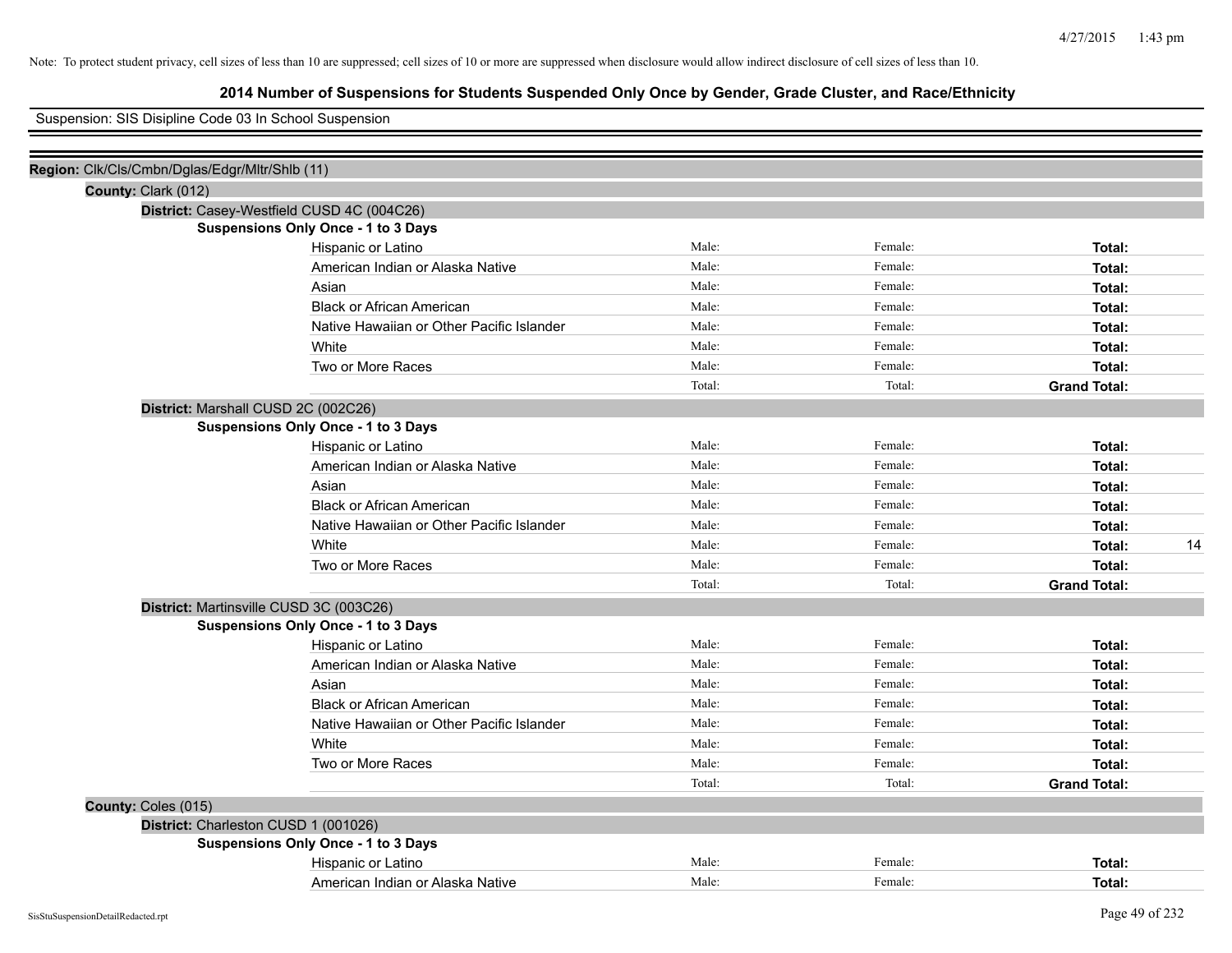Note: To protect student privacy, cell sizes of less than 10 are suppressed; cell sizes of 10 or more are suppressed when disclosure would allow indirect disclosure of cell sizes of less than 10.

# 2014 Number of Suspensions for Students Suspended Only Once by Gender, Grade Cluster, and Race/Ethnicity

Suspension: SIS Disipline Code 03 In School Suspension

**Region:** Clk/Cls/Cmbn/Dglas/Edgr/Mltr/Shlb (11)

**County:** Clark (012)

**District:** Casey-Westfield CUSD 4C (004C26)

**Suspensions Only Once - 1 to 3 Days**

| Race/Ethnicity | Male | Female | Total |
|---|---|---|---|
| Hispanic or Latino | Male: | Female: | **Total:** |
| American Indian or Alaska Native | Male: | Female: | **Total:** |
| Asian | Male: | Female: | **Total:** |
| Black or African American | Male: | Female: | **Total:** |
| Native Hawaiian or Other Pacific Islander | Male: | Female: | **Total:** |
| White | Male: | Female: | **Total:** |
| Two or More Races | Male: | Female: | **Total:** |
| | Total: | Total: | **Grand Total:** |

**District:** Marshall CUSD 2C (002C26)

**Suspensions Only Once - 1 to 3 Days**

| Race/Ethnicity | Male | Female | Total |
|---|---|---|---|
| Hispanic or Latino | Male: | Female: | **Total:** |
| American Indian or Alaska Native | Male: | Female: | **Total:** |
| Asian | Male: | Female: | **Total:** |
| Black or African American | Male: | Female: | **Total:** |
| Native Hawaiian or Other Pacific Islander | Male: | Female: | **Total:** |
| White | Male: | Female: | **Total:** 14 |
| Two or More Races | Male: | Female: | **Total:** |
| | Total: | Total: | **Grand Total:** |

**District:** Martinsville CUSD 3C (003C26)

**Suspensions Only Once - 1 to 3 Days**

| Race/Ethnicity | Male | Female | Total |
|---|---|---|---|
| Hispanic or Latino | Male: | Female: | **Total:** |
| American Indian or Alaska Native | Male: | Female: | **Total:** |
| Asian | Male: | Female: | **Total:** |
| Black or African American | Male: | Female: | **Total:** |
| Native Hawaiian or Other Pacific Islander | Male: | Female: | **Total:** |
| White | Male: | Female: | **Total:** |
| Two or More Races | Male: | Female: | **Total:** |
| | Total: | Total: | **Grand Total:** |

**County:** Coles (015)

**District:** Charleston CUSD 1 (001026)

**Suspensions Only Once - 1 to 3 Days**

| Race/Ethnicity | Male | Female | Total |
|---|---|---|---|
| Hispanic or Latino | Male: | Female: | **Total:** |
| American Indian or Alaska Native | Male: | Female: | **Total:** |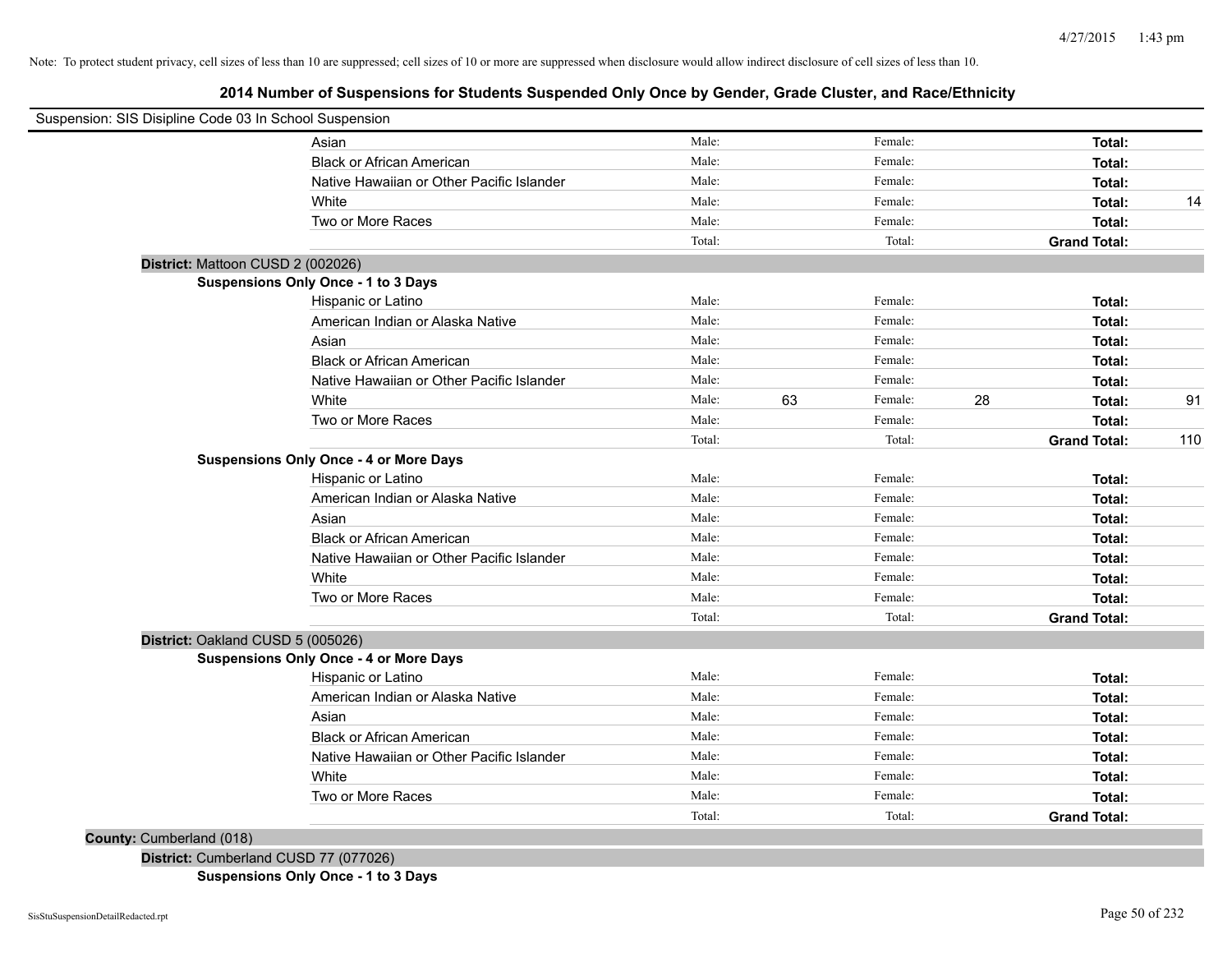Note: To protect student privacy, cell sizes of less than 10 are suppressed; cell sizes of 10 or more are suppressed when disclosure would allow indirect disclosure of cell sizes of less than 10.

## 2014 Number of Suspensions for Students Suspended Only Once by Gender, Grade Cluster, and Race/Ethnicity

Suspension: SIS Disipline Code 03 In School Suspension

| | Male: | | Female: | | | |
|---|---|---|---|---|---|---|
| Asian | Male: | | Female: | | **Total:** | |
| Black or African American | Male: | | Female: | | **Total:** | |
| Native Hawaiian or Other Pacific Islander | Male: | | Female: | | **Total:** | |
| White | Male: | | Female: | | **Total:** | 14 |
| Two or More Races | Male: | | Female: | | **Total:** | |
| | Total: | | Total: | | **Grand Total:** | |

**District:** Mattoon CUSD 2 (002026)

**Suspensions Only Once - 1 to 3 Days**

| | | | | | | |
|---|---|---|---|---|---|---|
| Hispanic or Latino | Male: | | Female: | | **Total:** | |
| American Indian or Alaska Native | Male: | | Female: | | **Total:** | |
| Asian | Male: | | Female: | | **Total:** | |
| Black or African American | Male: | | Female: | | **Total:** | |
| Native Hawaiian or Other Pacific Islander | Male: | | Female: | | **Total:** | |
| White | Male: | 63 | Female: | 28 | **Total:** | 91 |
| Two or More Races | Male: | | Female: | | **Total:** | |
| | Total: | | Total: | | **Grand Total:** | 110 |

**Suspensions Only Once - 4 or More Days**

| | | | | | | |
|---|---|---|---|---|---|---|
| Hispanic or Latino | Male: | | Female: | | **Total:** | |
| American Indian or Alaska Native | Male: | | Female: | | **Total:** | |
| Asian | Male: | | Female: | | **Total:** | |
| Black or African American | Male: | | Female: | | **Total:** | |
| Native Hawaiian or Other Pacific Islander | Male: | | Female: | | **Total:** | |
| White | Male: | | Female: | | **Total:** | |
| Two or More Races | Male: | | Female: | | **Total:** | |
| | Total: | | Total: | | **Grand Total:** | |

**District:** Oakland CUSD 5 (005026)

**Suspensions Only Once - 4 or More Days**

| | | | | | | |
|---|---|---|---|---|---|---|
| Hispanic or Latino | Male: | | Female: | | **Total:** | |
| American Indian or Alaska Native | Male: | | Female: | | **Total:** | |
| Asian | Male: | | Female: | | **Total:** | |
| Black or African American | Male: | | Female: | | **Total:** | |
| Native Hawaiian or Other Pacific Islander | Male: | | Female: | | **Total:** | |
| White | Male: | | Female: | | **Total:** | |
| Two or More Races | Male: | | Female: | | **Total:** | |
| | Total: | | Total: | | **Grand Total:** | |

**County:** Cumberland (018)

**District:** Cumberland CUSD 77 (077026)

**Suspensions Only Once - 1 to 3 Days**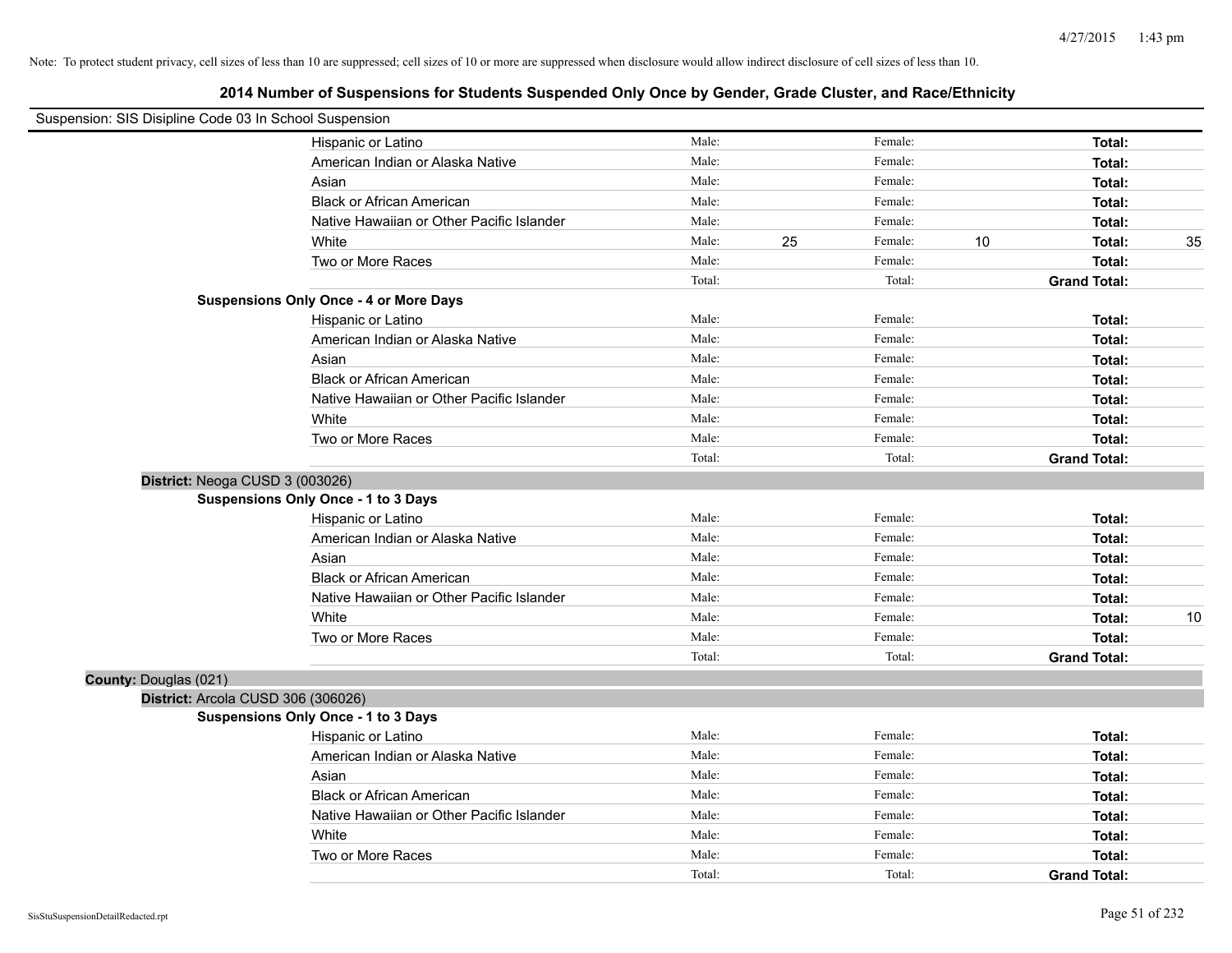Note: To protect student privacy, cell sizes of less than 10 are suppressed; cell sizes of 10 or more are suppressed when disclosure would allow indirect disclosure of cell sizes of less than 10.

## 2014 Number of Suspensions for Students Suspended Only Once by Gender, Grade Cluster, and Race/Ethnicity

Suspension: SIS Disipline Code 03 In School Suspension

| | | | | | | |
|---|---|---|---|---|---|---|
| Hispanic or Latino | Male: | | Female: | | **Total:** | |
| American Indian or Alaska Native | Male: | | Female: | | **Total:** | |
| Asian | Male: | | Female: | | **Total:** | |
| Black or African American | Male: | | Female: | | **Total:** | |
| Native Hawaiian or Other Pacific Islander | Male: | | Female: | | **Total:** | |
| White | Male: | 25 | Female: | 10 | **Total:** | 35 |
| Two or More Races | Male: | | Female: | | **Total:** | |
| | Total: | | Total: | | **Grand Total:** | |

**Suspensions Only Once - 4 or More Days**

| | | | | | | |
|---|---|---|---|---|---|---|
| Hispanic or Latino | Male: | | Female: | | **Total:** | |
| American Indian or Alaska Native | Male: | | Female: | | **Total:** | |
| Asian | Male: | | Female: | | **Total:** | |
| Black or African American | Male: | | Female: | | **Total:** | |
| Native Hawaiian or Other Pacific Islander | Male: | | Female: | | **Total:** | |
| White | Male: | | Female: | | **Total:** | |
| Two or More Races | Male: | | Female: | | **Total:** | |
| | Total: | | Total: | | **Grand Total:** | |

**District:** Neoga CUSD 3 (003026)

**Suspensions Only Once - 1 to 3 Days**

| | | | | | | |
|---|---|---|---|---|---|---|
| Hispanic or Latino | Male: | | Female: | | **Total:** | |
| American Indian or Alaska Native | Male: | | Female: | | **Total:** | |
| Asian | Male: | | Female: | | **Total:** | |
| Black or African American | Male: | | Female: | | **Total:** | |
| Native Hawaiian or Other Pacific Islander | Male: | | Female: | | **Total:** | |
| White | Male: | | Female: | | **Total:** | 10 |
| Two or More Races | Male: | | Female: | | **Total:** | |
| | Total: | | Total: | | **Grand Total:** | |

**County:** Douglas (021)

**District:** Arcola CUSD 306 (306026)

**Suspensions Only Once - 1 to 3 Days**

| | | | | | | |
|---|---|---|---|---|---|---|
| Hispanic or Latino | Male: | | Female: | | **Total:** | |
| American Indian or Alaska Native | Male: | | Female: | | **Total:** | |
| Asian | Male: | | Female: | | **Total:** | |
| Black or African American | Male: | | Female: | | **Total:** | |
| Native Hawaiian or Other Pacific Islander | Male: | | Female: | | **Total:** | |
| White | Male: | | Female: | | **Total:** | |
| Two or More Races | Male: | | Female: | | **Total:** | |
| | Total: | | Total: | | **Grand Total:** | |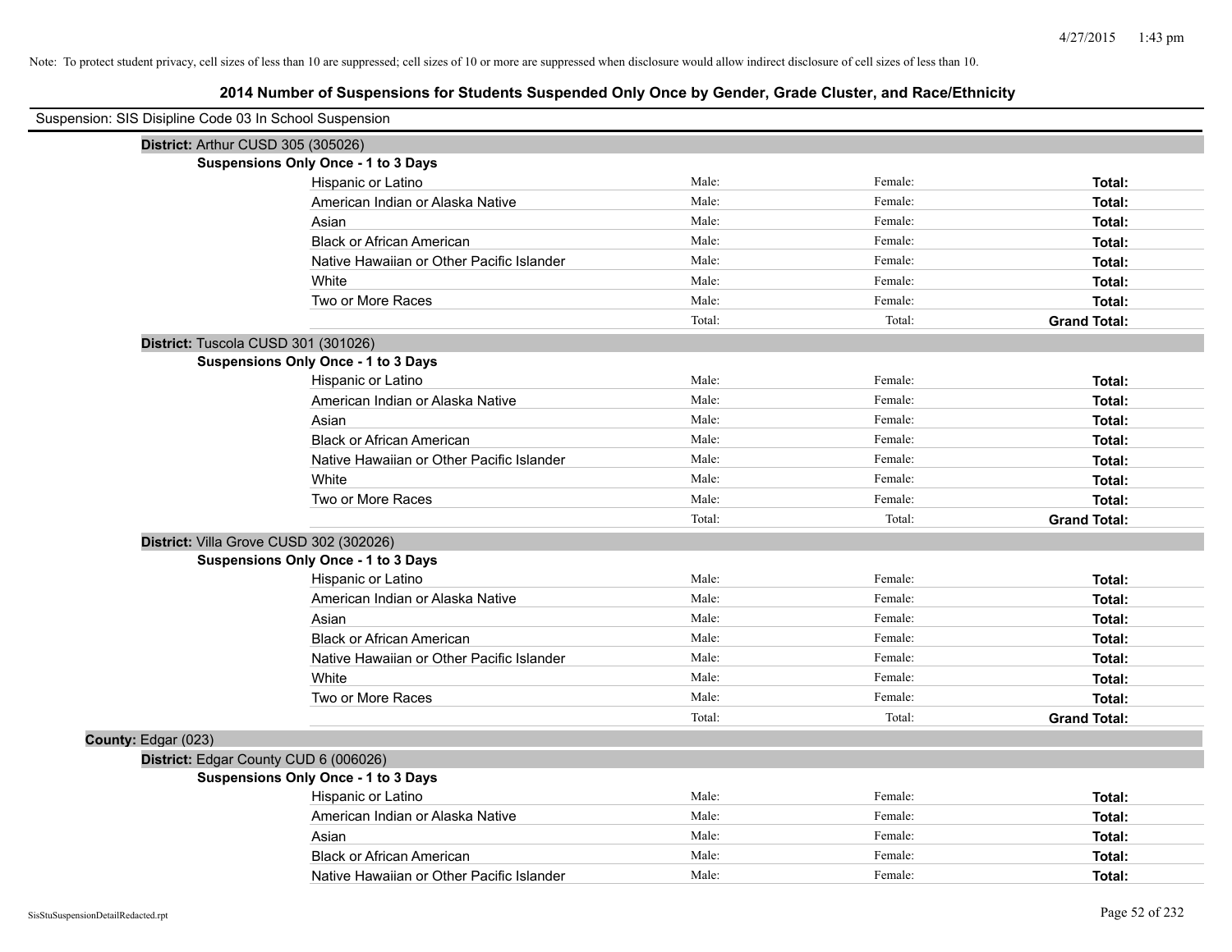Note: To protect student privacy, cell sizes of less than 10 are suppressed; cell sizes of 10 or more are suppressed when disclosure would allow indirect disclosure of cell sizes of less than 10.

# 2014 Number of Suspensions for Students Suspended Only Once by Gender, Grade Cluster, and Race/Ethnicity

Suspension: SIS Disipline Code 03 In School Suspension

**District:** Arthur CUSD 305 (305026)

**Suspensions Only Once - 1 to 3 Days**

| | | | |
|---|---|---|---|
| Hispanic or Latino | Male: | Female: | **Total:** |
| American Indian or Alaska Native | Male: | Female: | **Total:** |
| Asian | Male: | Female: | **Total:** |
| Black or African American | Male: | Female: | **Total:** |
| Native Hawaiian or Other Pacific Islander | Male: | Female: | **Total:** |
| White | Male: | Female: | **Total:** |
| Two or More Races | Male: | Female: | **Total:** |
| | Total: | Total: | **Grand Total:** |

**District:** Tuscola CUSD 301 (301026)

**Suspensions Only Once - 1 to 3 Days**

| | | | |
|---|---|---|---|
| Hispanic or Latino | Male: | Female: | **Total:** |
| American Indian or Alaska Native | Male: | Female: | **Total:** |
| Asian | Male: | Female: | **Total:** |
| Black or African American | Male: | Female: | **Total:** |
| Native Hawaiian or Other Pacific Islander | Male: | Female: | **Total:** |
| White | Male: | Female: | **Total:** |
| Two or More Races | Male: | Female: | **Total:** |
| | Total: | Total: | **Grand Total:** |

**District:** Villa Grove CUSD 302 (302026)

**Suspensions Only Once - 1 to 3 Days**

| | | | |
|---|---|---|---|
| Hispanic or Latino | Male: | Female: | **Total:** |
| American Indian or Alaska Native | Male: | Female: | **Total:** |
| Asian | Male: | Female: | **Total:** |
| Black or African American | Male: | Female: | **Total:** |
| Native Hawaiian or Other Pacific Islander | Male: | Female: | **Total:** |
| White | Male: | Female: | **Total:** |
| Two or More Races | Male: | Female: | **Total:** |
| | Total: | Total: | **Grand Total:** |

**County:** Edgar (023)

**District:** Edgar County CUD 6 (006026)

**Suspensions Only Once - 1 to 3 Days**

| | | | |
|---|---|---|---|
| Hispanic or Latino | Male: | Female: | **Total:** |
| American Indian or Alaska Native | Male: | Female: | **Total:** |
| Asian | Male: | Female: | **Total:** |
| Black or African American | Male: | Female: | **Total:** |
| Native Hawaiian or Other Pacific Islander | Male: | Female: | **Total:** |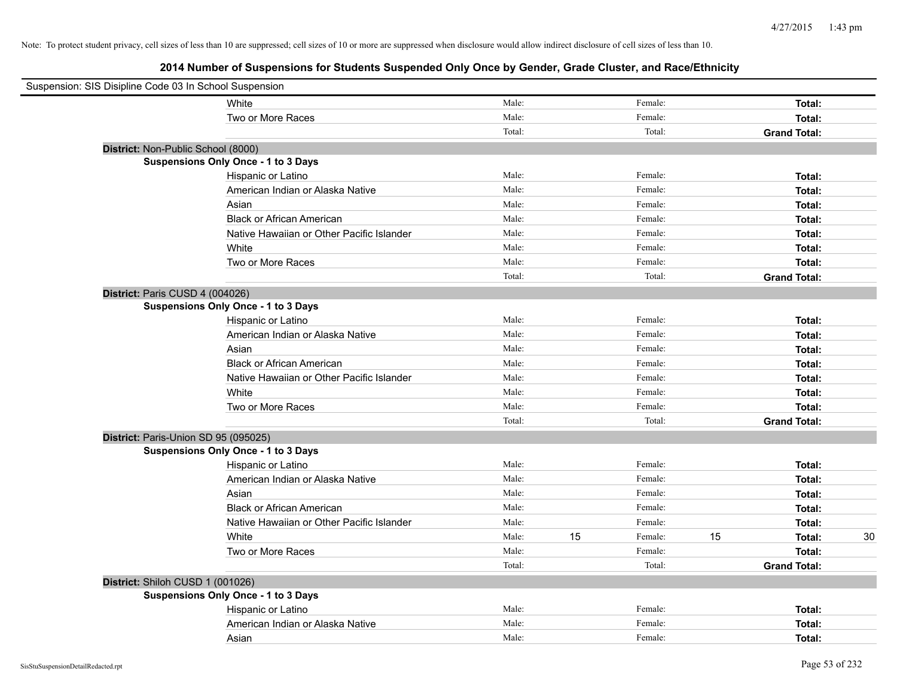Note: To protect student privacy, cell sizes of less than 10 are suppressed; cell sizes of 10 or more are suppressed when disclosure would allow indirect disclosure of cell sizes of less than 10.

## 2014 Number of Suspensions for Students Suspended Only Once by Gender, Grade Cluster, and Race/Ethnicity

Suspension: SIS Disipline Code 03 In School Suspension

| | | | | | | | |
|---|---|---|---|---|---|---|---|
| | White | Male: | | Female: | | **Total:** | |
| | Two or More Races | Male: | | Female: | | **Total:** | |
| | | Total: | | Total: | | **Grand Total:** | |
| **District:** Non-Public School (8000) | | | | | | | |
| **Suspensions Only Once - 1 to 3 Days** | | | | | | | |
| | Hispanic or Latino | Male: | | Female: | | **Total:** | |
| | American Indian or Alaska Native | Male: | | Female: | | **Total:** | |
| | Asian | Male: | | Female: | | **Total:** | |
| | Black or African American | Male: | | Female: | | **Total:** | |
| | Native Hawaiian or Other Pacific Islander | Male: | | Female: | | **Total:** | |
| | White | Male: | | Female: | | **Total:** | |
| | Two or More Races | Male: | | Female: | | **Total:** | |
| | | Total: | | Total: | | **Grand Total:** | |
| **District:** Paris CUSD 4 (004026) | | | | | | | |
| **Suspensions Only Once - 1 to 3 Days** | | | | | | | |
| | Hispanic or Latino | Male: | | Female: | | **Total:** | |
| | American Indian or Alaska Native | Male: | | Female: | | **Total:** | |
| | Asian | Male: | | Female: | | **Total:** | |
| | Black or African American | Male: | | Female: | | **Total:** | |
| | Native Hawaiian or Other Pacific Islander | Male: | | Female: | | **Total:** | |
| | White | Male: | | Female: | | **Total:** | |
| | Two or More Races | Male: | | Female: | | **Total:** | |
| | | Total: | | Total: | | **Grand Total:** | |
| **District:** Paris-Union SD 95 (095025) | | | | | | | |
| **Suspensions Only Once - 1 to 3 Days** | | | | | | | |
| | Hispanic or Latino | Male: | | Female: | | **Total:** | |
| | American Indian or Alaska Native | Male: | | Female: | | **Total:** | |
| | Asian | Male: | | Female: | | **Total:** | |
| | Black or African American | Male: | | Female: | | **Total:** | |
| | Native Hawaiian or Other Pacific Islander | Male: | | Female: | | **Total:** | |
| | White | Male: | 15 | Female: | 15 | **Total:** | 30 |
| | Two or More Races | Male: | | Female: | | **Total:** | |
| | | Total: | | Total: | | **Grand Total:** | |
| **District:** Shiloh CUSD 1 (001026) | | | | | | | |
| **Suspensions Only Once - 1 to 3 Days** | | | | | | | |
| | Hispanic or Latino | Male: | | Female: | | **Total:** | |
| | American Indian or Alaska Native | Male: | | Female: | | **Total:** | |
| | Asian | Male: | | Female: | | **Total:** | |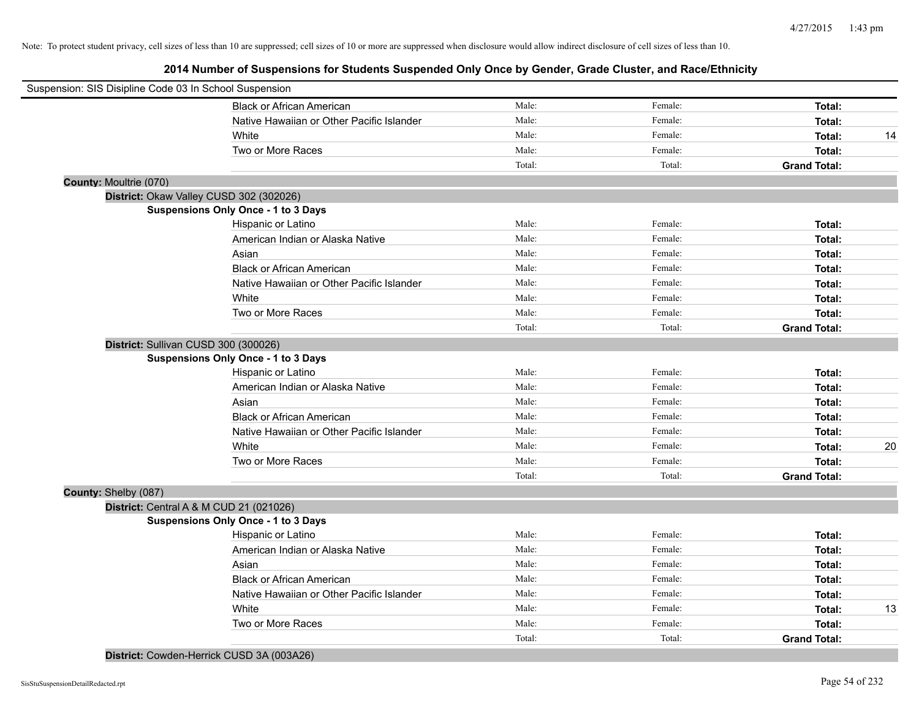Note: To protect student privacy, cell sizes of less than 10 are suppressed; cell sizes of 10 or more are suppressed when disclosure would allow indirect disclosure of cell sizes of less than 10.

## 2014 Number of Suspensions for Students Suspended Only Once by Gender, Grade Cluster, and Race/Ethnicity

Suspension: SIS Disipline Code 03 In School Suspension

| | | | | |
|---|---|---|---|---|
| Black or African American | Male: | Female: | **Total:** | |
| Native Hawaiian or Other Pacific Islander | Male: | Female: | **Total:** | |
| White | Male: | Female: | **Total:** | 14 |
| Two or More Races | Male: | Female: | **Total:** | |
| | Total: | Total: | **Grand Total:** | |

**County:** Moultrie (070)

**District:** Okaw Valley CUSD 302 (302026)

**Suspensions Only Once - 1 to 3 Days**

| | | | | |
|---|---|---|---|---|
| Hispanic or Latino | Male: | Female: | **Total:** | |
| American Indian or Alaska Native | Male: | Female: | **Total:** | |
| Asian | Male: | Female: | **Total:** | |
| Black or African American | Male: | Female: | **Total:** | |
| Native Hawaiian or Other Pacific Islander | Male: | Female: | **Total:** | |
| White | Male: | Female: | **Total:** | |
| Two or More Races | Male: | Female: | **Total:** | |
| | Total: | Total: | **Grand Total:** | |

**District:** Sullivan CUSD 300 (300026)

**Suspensions Only Once - 1 to 3 Days**

| | | | | |
|---|---|---|---|---|
| Hispanic or Latino | Male: | Female: | **Total:** | |
| American Indian or Alaska Native | Male: | Female: | **Total:** | |
| Asian | Male: | Female: | **Total:** | |
| Black or African American | Male: | Female: | **Total:** | |
| Native Hawaiian or Other Pacific Islander | Male: | Female: | **Total:** | |
| White | Male: | Female: | **Total:** | 20 |
| Two or More Races | Male: | Female: | **Total:** | |
| | Total: | Total: | **Grand Total:** | |

**County:** Shelby (087)

**District:** Central A & M CUD 21 (021026)

**Suspensions Only Once - 1 to 3 Days**

| | | | | |
|---|---|---|---|---|
| Hispanic or Latino | Male: | Female: | **Total:** | |
| American Indian or Alaska Native | Male: | Female: | **Total:** | |
| Asian | Male: | Female: | **Total:** | |
| Black or African American | Male: | Female: | **Total:** | |
| Native Hawaiian or Other Pacific Islander | Male: | Female: | **Total:** | |
| White | Male: | Female: | **Total:** | 13 |
| Two or More Races | Male: | Female: | **Total:** | |
| | Total: | Total: | **Grand Total:** | |

**District:** Cowden-Herrick CUSD 3A (003A26)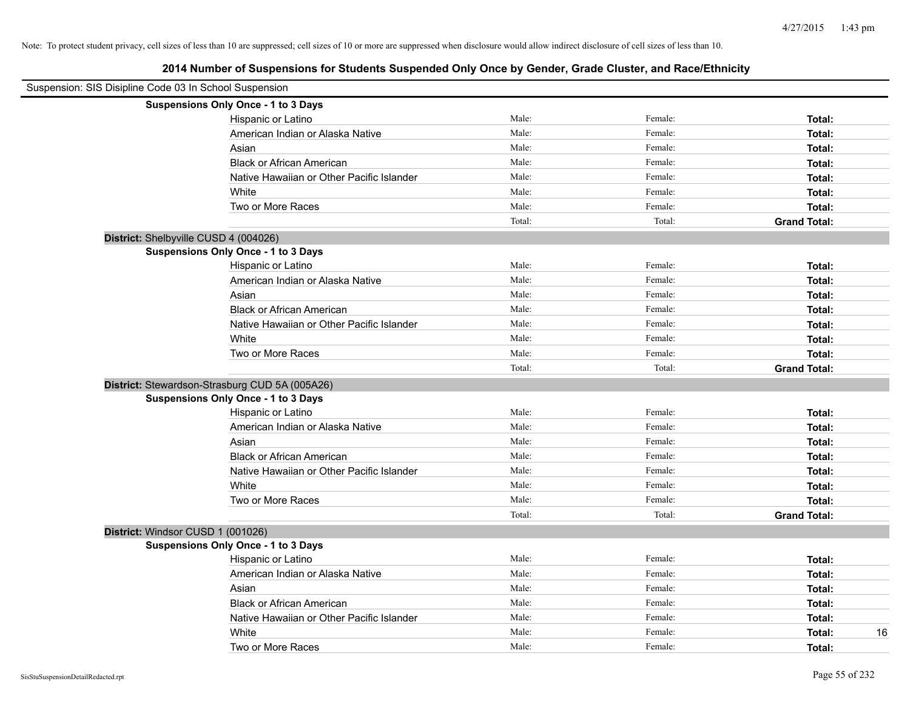Note: To protect student privacy, cell sizes of less than 10 are suppressed; cell sizes of 10 or more are suppressed when disclosure would allow indirect disclosure of cell sizes of less than 10.

## 2014 Number of Suspensions for Students Suspended Only Once by Gender, Grade Cluster, and Race/Ethnicity

Suspension: SIS Disipline Code 03 In School Suspension

**Suspensions Only Once - 1 to 3 Days**

| | | | | |
|---|---|---|---|---|
| Hispanic or Latino | Male: | Female: | **Total:** | |
| American Indian or Alaska Native | Male: | Female: | **Total:** | |
| Asian | Male: | Female: | **Total:** | |
| Black or African American | Male: | Female: | **Total:** | |
| Native Hawaiian or Other Pacific Islander | Male: | Female: | **Total:** | |
| White | Male: | Female: | **Total:** | |
| Two or More Races | Male: | Female: | **Total:** | |
| | Total: | Total: | **Grand Total:** | |

**District:** Shelbyville CUSD 4 (004026)

**Suspensions Only Once - 1 to 3 Days**

| | | | | |
|---|---|---|---|---|
| Hispanic or Latino | Male: | Female: | **Total:** | |
| American Indian or Alaska Native | Male: | Female: | **Total:** | |
| Asian | Male: | Female: | **Total:** | |
| Black or African American | Male: | Female: | **Total:** | |
| Native Hawaiian or Other Pacific Islander | Male: | Female: | **Total:** | |
| White | Male: | Female: | **Total:** | |
| Two or More Races | Male: | Female: | **Total:** | |
| | Total: | Total: | **Grand Total:** | |

**District:** Stewardson-Strasburg CUD 5A (005A26)

**Suspensions Only Once - 1 to 3 Days**

| | | | | |
|---|---|---|---|---|
| Hispanic or Latino | Male: | Female: | **Total:** | |
| American Indian or Alaska Native | Male: | Female: | **Total:** | |
| Asian | Male: | Female: | **Total:** | |
| Black or African American | Male: | Female: | **Total:** | |
| Native Hawaiian or Other Pacific Islander | Male: | Female: | **Total:** | |
| White | Male: | Female: | **Total:** | |
| Two or More Races | Male: | Female: | **Total:** | |
| | Total: | Total: | **Grand Total:** | |

**District:** Windsor CUSD 1 (001026)

**Suspensions Only Once - 1 to 3 Days**

| | | | | |
|---|---|---|---|---|
| Hispanic or Latino | Male: | Female: | **Total:** | |
| American Indian or Alaska Native | Male: | Female: | **Total:** | |
| Asian | Male: | Female: | **Total:** | |
| Black or African American | Male: | Female: | **Total:** | |
| Native Hawaiian or Other Pacific Islander | Male: | Female: | **Total:** | |
| White | Male: | Female: | **Total:** | 16 |
| Two or More Races | Male: | Female: | **Total:** | |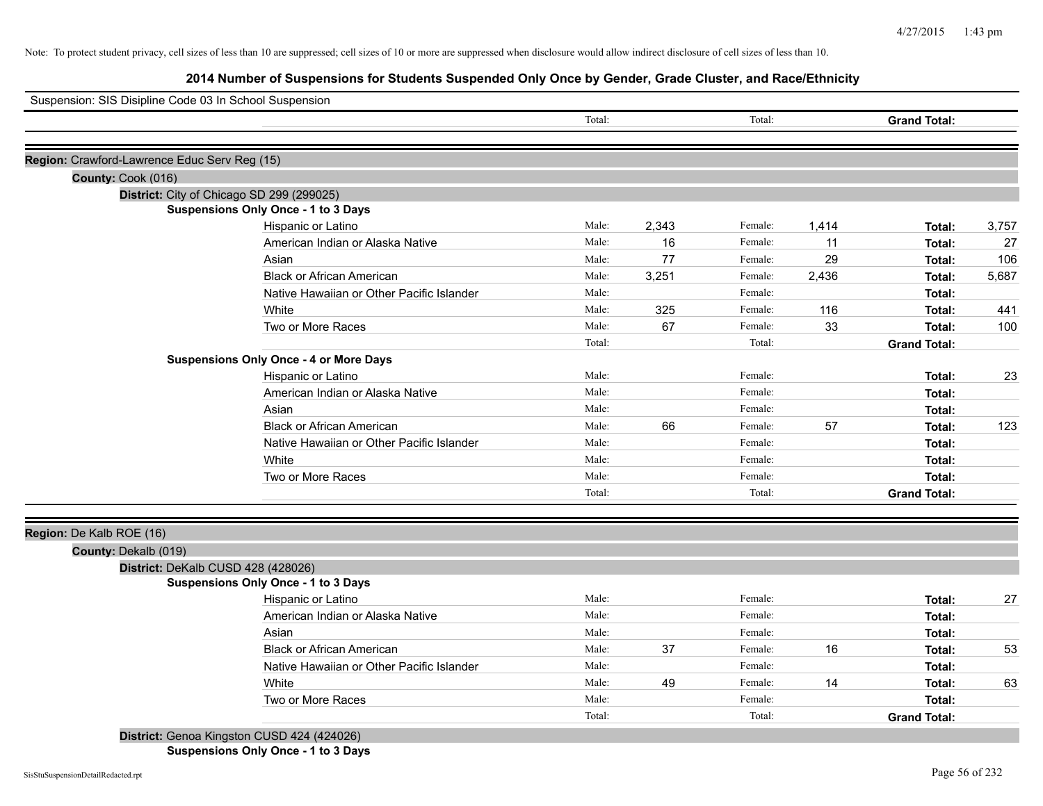Note: To protect student privacy, cell sizes of less than 10 are suppressed; cell sizes of 10 or more are suppressed when disclosure would allow indirect disclosure of cell sizes of less than 10.

## 2014 Number of Suspensions for Students Suspended Only Once by Gender, Grade Cluster, and Race/Ethnicity

Suspension: SIS Disipline Code 03 In School Suspension

| | | | | | | |
|---|---|---|---|---|---|---|
| | Total: | | Total: | | **Grand Total:** | |

**Region:** Crawford-Lawrence Educ Serv Reg (15)

**County:** Cook (016)

**District:** City of Chicago SD 299 (299025)

**Suspensions Only Once - 1 to 3 Days**

| Race/Ethnicity | | Male | | Female | | Total |
|---|---|---|---|---|---|---|
| Hispanic or Latino | Male: | 2,343 | Female: | 1,414 | **Total:** | 3,757 |
| American Indian or Alaska Native | Male: | 16 | Female: | 11 | **Total:** | 27 |
| Asian | Male: | 77 | Female: | 29 | **Total:** | 106 |
| Black or African American | Male: | 3,251 | Female: | 2,436 | **Total:** | 5,687 |
| Native Hawaiian or Other Pacific Islander | Male: | | Female: | | **Total:** | |
| White | Male: | 325 | Female: | 116 | **Total:** | 441 |
| Two or More Races | Male: | 67 | Female: | 33 | **Total:** | 100 |
| | Total: | | Total: | | **Grand Total:** | |

**Suspensions Only Once - 4 or More Days**

| Race/Ethnicity | | Male | | Female | | Total |
|---|---|---|---|---|---|---|
| Hispanic or Latino | Male: | | Female: | | **Total:** | 23 |
| American Indian or Alaska Native | Male: | | Female: | | **Total:** | |
| Asian | Male: | | Female: | | **Total:** | |
| Black or African American | Male: | 66 | Female: | 57 | **Total:** | 123 |
| Native Hawaiian or Other Pacific Islander | Male: | | Female: | | **Total:** | |
| White | Male: | | Female: | | **Total:** | |
| Two or More Races | Male: | | Female: | | **Total:** | |
| | Total: | | Total: | | **Grand Total:** | |

**Region:** De Kalb ROE (16)

**County:** Dekalb (019)

**District:** DeKalb CUSD 428 (428026)

**Suspensions Only Once - 1 to 3 Days**

| Race/Ethnicity | | Male | | Female | | Total |
|---|---|---|---|---|---|---|
| Hispanic or Latino | Male: | | Female: | | **Total:** | 27 |
| American Indian or Alaska Native | Male: | | Female: | | **Total:** | |
| Asian | Male: | | Female: | | **Total:** | |
| Black or African American | Male: | 37 | Female: | 16 | **Total:** | 53 |
| Native Hawaiian or Other Pacific Islander | Male: | | Female: | | **Total:** | |
| White | Male: | 49 | Female: | 14 | **Total:** | 63 |
| Two or More Races | Male: | | Female: | | **Total:** | |
| | Total: | | Total: | | **Grand Total:** | |

**District:** Genoa Kingston CUSD 424 (424026)

**Suspensions Only Once - 1 to 3 Days**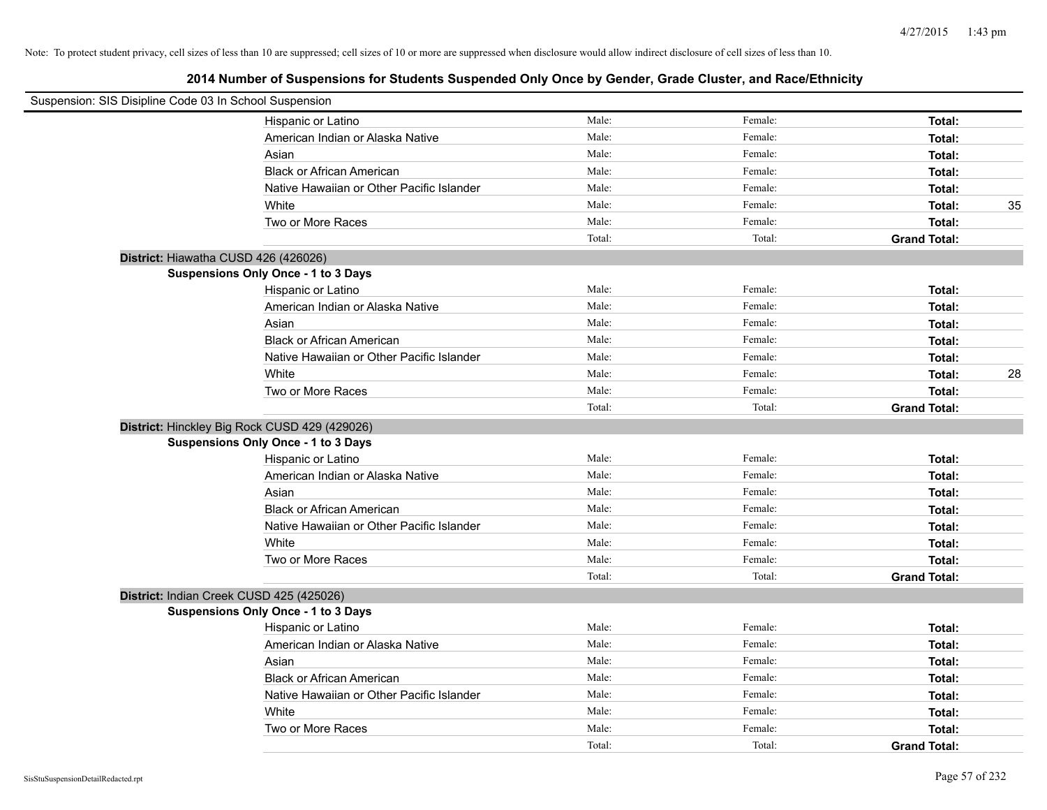Note: To protect student privacy, cell sizes of less than 10 are suppressed; cell sizes of 10 or more are suppressed when disclosure would allow indirect disclosure of cell sizes of less than 10.

# 2014 Number of Suspensions for Students Suspended Only Once by Gender, Grade Cluster, and Race/Ethnicity

Suspension: SIS Disipline Code 03 In School Suspension

| | Male: | Female: | Total: | |
|---|---|---|---|---|
| Hispanic or Latino | Male: | Female: | **Total:** | |
| American Indian or Alaska Native | Male: | Female: | **Total:** | |
| Asian | Male: | Female: | **Total:** | |
| Black or African American | Male: | Female: | **Total:** | |
| Native Hawaiian or Other Pacific Islander | Male: | Female: | **Total:** | |
| White | Male: | Female: | **Total:** | 35 |
| Two or More Races | Male: | Female: | **Total:** | |
| | Total: | Total: | **Grand Total:** | |

**District:** Hiawatha CUSD 426 (426026)

**Suspensions Only Once - 1 to 3 Days**

| | | | | |
|---|---|---|---|---|
| Hispanic or Latino | Male: | Female: | **Total:** | |
| American Indian or Alaska Native | Male: | Female: | **Total:** | |
| Asian | Male: | Female: | **Total:** | |
| Black or African American | Male: | Female: | **Total:** | |
| Native Hawaiian or Other Pacific Islander | Male: | Female: | **Total:** | |
| White | Male: | Female: | **Total:** | 28 |
| Two or More Races | Male: | Female: | **Total:** | |
| | Total: | Total: | **Grand Total:** | |

**District:** Hinckley Big Rock CUSD 429 (429026)

**Suspensions Only Once - 1 to 3 Days**

| | | | | |
|---|---|---|---|---|
| Hispanic or Latino | Male: | Female: | **Total:** | |
| American Indian or Alaska Native | Male: | Female: | **Total:** | |
| Asian | Male: | Female: | **Total:** | |
| Black or African American | Male: | Female: | **Total:** | |
| Native Hawaiian or Other Pacific Islander | Male: | Female: | **Total:** | |
| White | Male: | Female: | **Total:** | |
| Two or More Races | Male: | Female: | **Total:** | |
| | Total: | Total: | **Grand Total:** | |

**District:** Indian Creek CUSD 425 (425026)

**Suspensions Only Once - 1 to 3 Days**

| | | | | |
|---|---|---|---|---|
| Hispanic or Latino | Male: | Female: | **Total:** | |
| American Indian or Alaska Native | Male: | Female: | **Total:** | |
| Asian | Male: | Female: | **Total:** | |
| Black or African American | Male: | Female: | **Total:** | |
| Native Hawaiian or Other Pacific Islander | Male: | Female: | **Total:** | |
| White | Male: | Female: | **Total:** | |
| Two or More Races | Male: | Female: | **Total:** | |
| | Total: | Total: | **Grand Total:** | |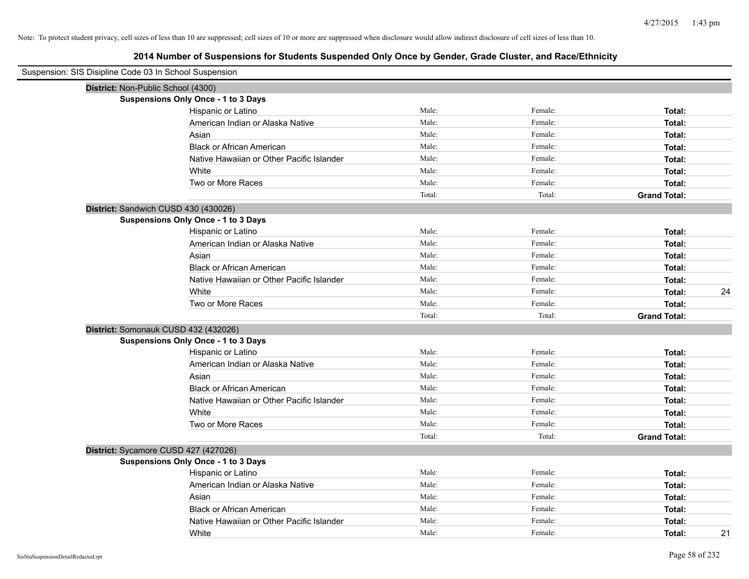Note: To protect student privacy, cell sizes of less than 10 are suppressed; cell sizes of 10 or more are suppressed when disclosure would allow indirect disclosure of cell sizes of less than 10.

## 2014 Number of Suspensions for Students Suspended Only Once by Gender, Grade Cluster, and Race/Ethnicity

Suspension: SIS Disipline Code 03 In School Suspension

**District:** Non-Public School (4300)

**Suspensions Only Once - 1 to 3 Days**

| Race/Ethnicity | Male | Female | Total |
|---|---|---|---|
| Hispanic or Latino | | | |
| American Indian or Alaska Native | | | |
| Asian | | | |
| Black or African American | | | |
| Native Hawaiian or Other Pacific Islander | | | |
| White | | | |
| Two or More Races | | | |
| Total | | | **Grand Total:** |

**District:** Sandwich CUSD 430 (430026)

**Suspensions Only Once - 1 to 3 Days**

| Race/Ethnicity | Male | Female | Total |
|---|---|---|---|
| Hispanic or Latino | | | |
| American Indian or Alaska Native | | | |
| Asian | | | |
| Black or African American | | | |
| Native Hawaiian or Other Pacific Islander | | | |
| White | | | 24 |
| Two or More Races | | | |
| Total | | | **Grand Total:** |

**District:** Somonauk CUSD 432 (432026)

**Suspensions Only Once - 1 to 3 Days**

| Race/Ethnicity | Male | Female | Total |
|---|---|---|---|
| Hispanic or Latino | | | |
| American Indian or Alaska Native | | | |
| Asian | | | |
| Black or African American | | | |
| Native Hawaiian or Other Pacific Islander | | | |
| White | | | |
| Two or More Races | | | |
| Total | | | **Grand Total:** |

**District:** Sycamore CUSD 427 (427026)

**Suspensions Only Once - 1 to 3 Days**

| Race/Ethnicity | Male | Female | Total |
|---|---|---|---|
| Hispanic or Latino | | | |
| American Indian or Alaska Native | | | |
| Asian | | | |
| Black or African American | | | |
| Native Hawaiian or Other Pacific Islander | | | |
| White | | | 21 |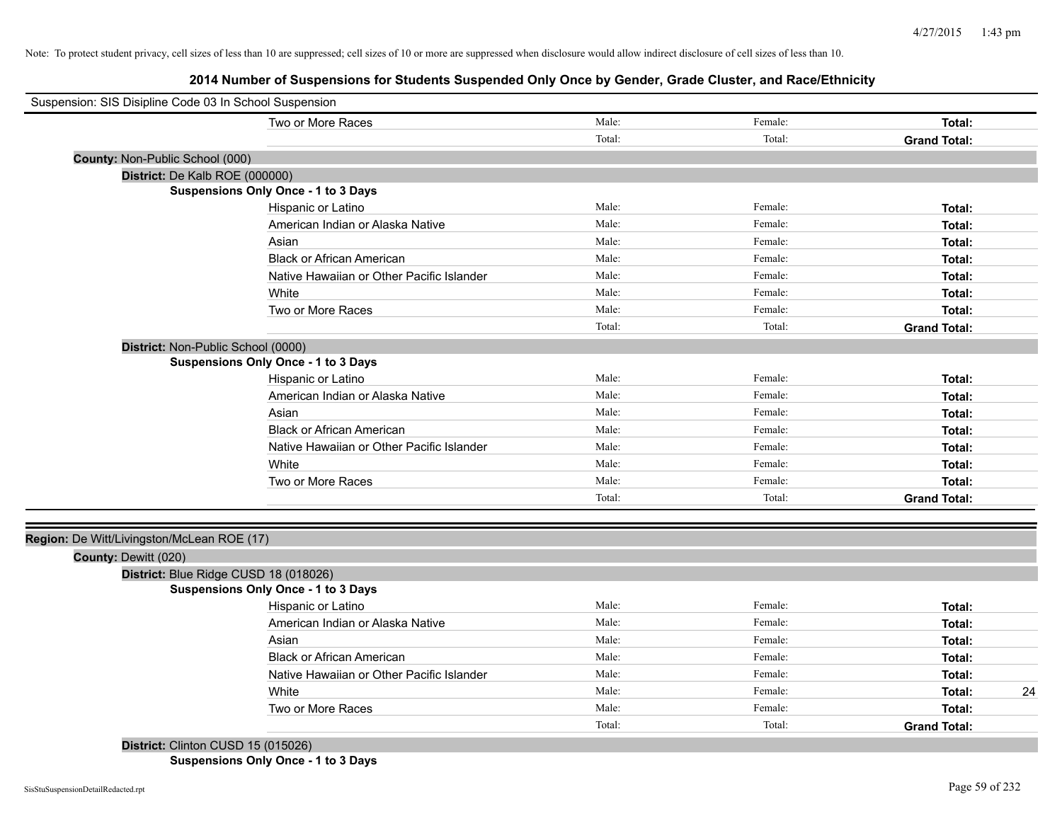Note: To protect student privacy, cell sizes of less than 10 are suppressed; cell sizes of 10 or more are suppressed when disclosure would allow indirect disclosure of cell sizes of less than 10.

## 2014 Number of Suspensions for Students Suspended Only Once by Gender, Grade Cluster, and Race/Ethnicity

Suspension: SIS Disipline Code 03 In School Suspension

| | Male: | Female: | Total: | |
|---|---|---|---|---|
| Two or More Races | Male: | Female: | **Total:** | |
| | Total: | Total: | **Grand Total:** | |

**County:** Non-Public School (000)

**District:** De Kalb ROE (000000)

**Suspensions Only Once - 1 to 3 Days**

| | | | | |
|---|---|---|---|---|
| Hispanic or Latino | Male: | Female: | **Total:** | |
| American Indian or Alaska Native | Male: | Female: | **Total:** | |
| Asian | Male: | Female: | **Total:** | |
| Black or African American | Male: | Female: | **Total:** | |
| Native Hawaiian or Other Pacific Islander | Male: | Female: | **Total:** | |
| White | Male: | Female: | **Total:** | |
| Two or More Races | Male: | Female: | **Total:** | |
| | Total: | Total: | **Grand Total:** | |

**District:** Non-Public School (0000)

**Suspensions Only Once - 1 to 3 Days**

| | | | | |
|---|---|---|---|---|
| Hispanic or Latino | Male: | Female: | **Total:** | |
| American Indian or Alaska Native | Male: | Female: | **Total:** | |
| Asian | Male: | Female: | **Total:** | |
| Black or African American | Male: | Female: | **Total:** | |
| Native Hawaiian or Other Pacific Islander | Male: | Female: | **Total:** | |
| White | Male: | Female: | **Total:** | |
| Two or More Races | Male: | Female: | **Total:** | |
| | Total: | Total: | **Grand Total:** | |

**Region:** De Witt/Livingston/McLean ROE (17)

**County:** Dewitt (020)

**District:** Blue Ridge CUSD 18 (018026)

**Suspensions Only Once - 1 to 3 Days**

| | | | | |
|---|---|---|---|---|
| Hispanic or Latino | Male: | Female: | **Total:** | |
| American Indian or Alaska Native | Male: | Female: | **Total:** | |
| Asian | Male: | Female: | **Total:** | |
| Black or African American | Male: | Female: | **Total:** | |
| Native Hawaiian or Other Pacific Islander | Male: | Female: | **Total:** | |
| White | Male: | Female: | **Total:** | 24 |
| Two or More Races | Male: | Female: | **Total:** | |
| | Total: | Total: | **Grand Total:** | |

**District:** Clinton CUSD 15 (015026)

**Suspensions Only Once - 1 to 3 Days**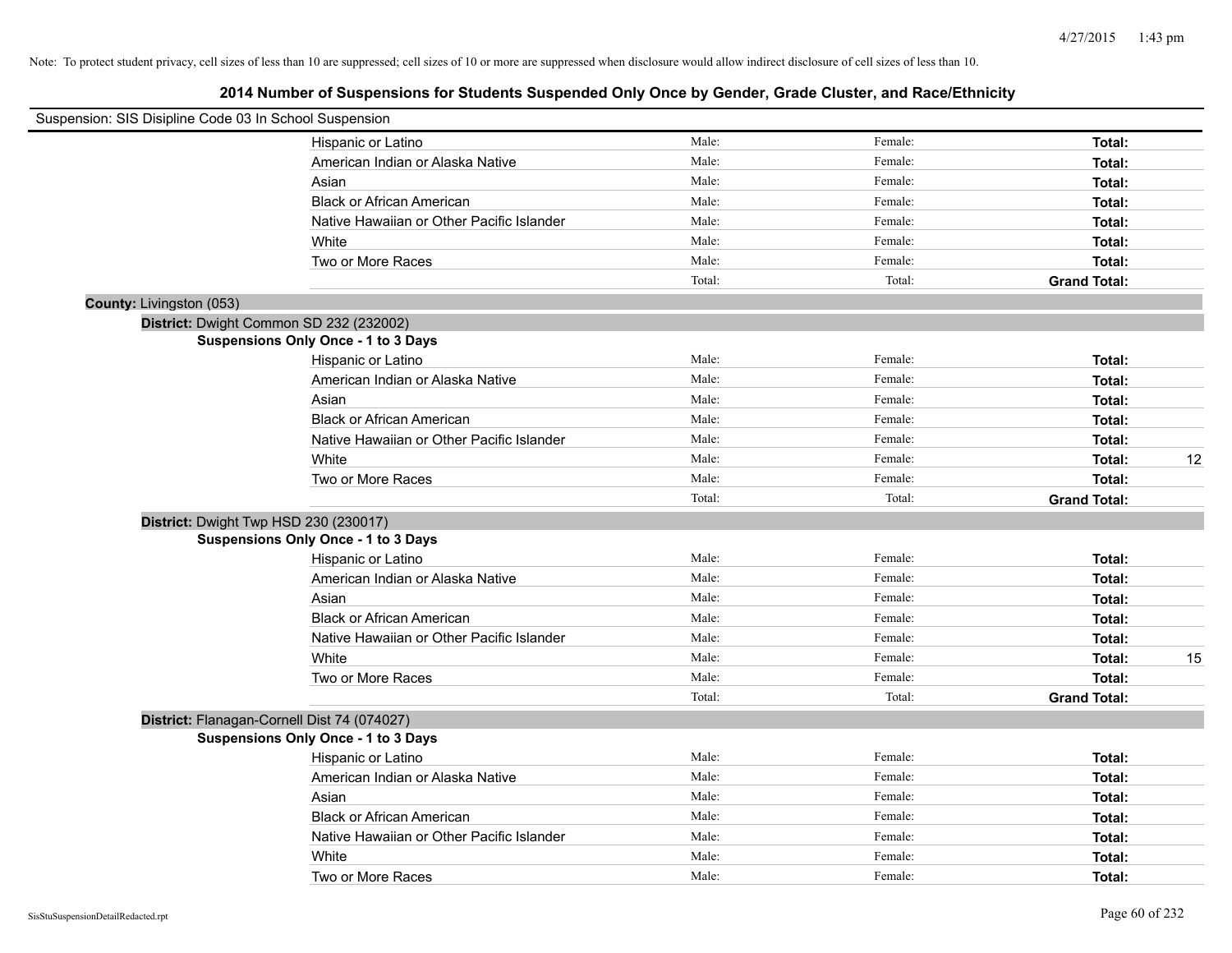Note: To protect student privacy, cell sizes of less than 10 are suppressed; cell sizes of 10 or more are suppressed when disclosure would allow indirect disclosure of cell sizes of less than 10.

## 2014 Number of Suspensions for Students Suspended Only Once by Gender, Grade Cluster, and Race/Ethnicity

Suspension: SIS Disipline Code 03 In School Suspension

| | Male: | Female: | Total: | |
|---|---|---|---|---|
| Hispanic or Latino | Male: | Female: | **Total:** | |
| American Indian or Alaska Native | Male: | Female: | **Total:** | |
| Asian | Male: | Female: | **Total:** | |
| Black or African American | Male: | Female: | **Total:** | |
| Native Hawaiian or Other Pacific Islander | Male: | Female: | **Total:** | |
| White | Male: | Female: | **Total:** | |
| Two or More Races | Male: | Female: | **Total:** | |
| | Total: | Total: | **Grand Total:** | |

**County:** Livingston (053)

**District:** Dwight Common SD 232 (232002)

**Suspensions Only Once - 1 to 3 Days**

| | | | | |
|---|---|---|---|---|
| Hispanic or Latino | Male: | Female: | **Total:** | |
| American Indian or Alaska Native | Male: | Female: | **Total:** | |
| Asian | Male: | Female: | **Total:** | |
| Black or African American | Male: | Female: | **Total:** | |
| Native Hawaiian or Other Pacific Islander | Male: | Female: | **Total:** | |
| White | Male: | Female: | **Total:** | 12 |
| Two or More Races | Male: | Female: | **Total:** | |
| | Total: | Total: | **Grand Total:** | |

**District:** Dwight Twp HSD 230 (230017)

**Suspensions Only Once - 1 to 3 Days**

| | | | | |
|---|---|---|---|---|
| Hispanic or Latino | Male: | Female: | **Total:** | |
| American Indian or Alaska Native | Male: | Female: | **Total:** | |
| Asian | Male: | Female: | **Total:** | |
| Black or African American | Male: | Female: | **Total:** | |
| Native Hawaiian or Other Pacific Islander | Male: | Female: | **Total:** | |
| White | Male: | Female: | **Total:** | 15 |
| Two or More Races | Male: | Female: | **Total:** | |
| | Total: | Total: | **Grand Total:** | |

**District:** Flanagan-Cornell Dist 74 (074027)

**Suspensions Only Once - 1 to 3 Days**

| | | | | |
|---|---|---|---|---|
| Hispanic or Latino | Male: | Female: | **Total:** | |
| American Indian or Alaska Native | Male: | Female: | **Total:** | |
| Asian | Male: | Female: | **Total:** | |
| Black or African American | Male: | Female: | **Total:** | |
| Native Hawaiian or Other Pacific Islander | Male: | Female: | **Total:** | |
| White | Male: | Female: | **Total:** | |
| Two or More Races | Male: | Female: | **Total:** | |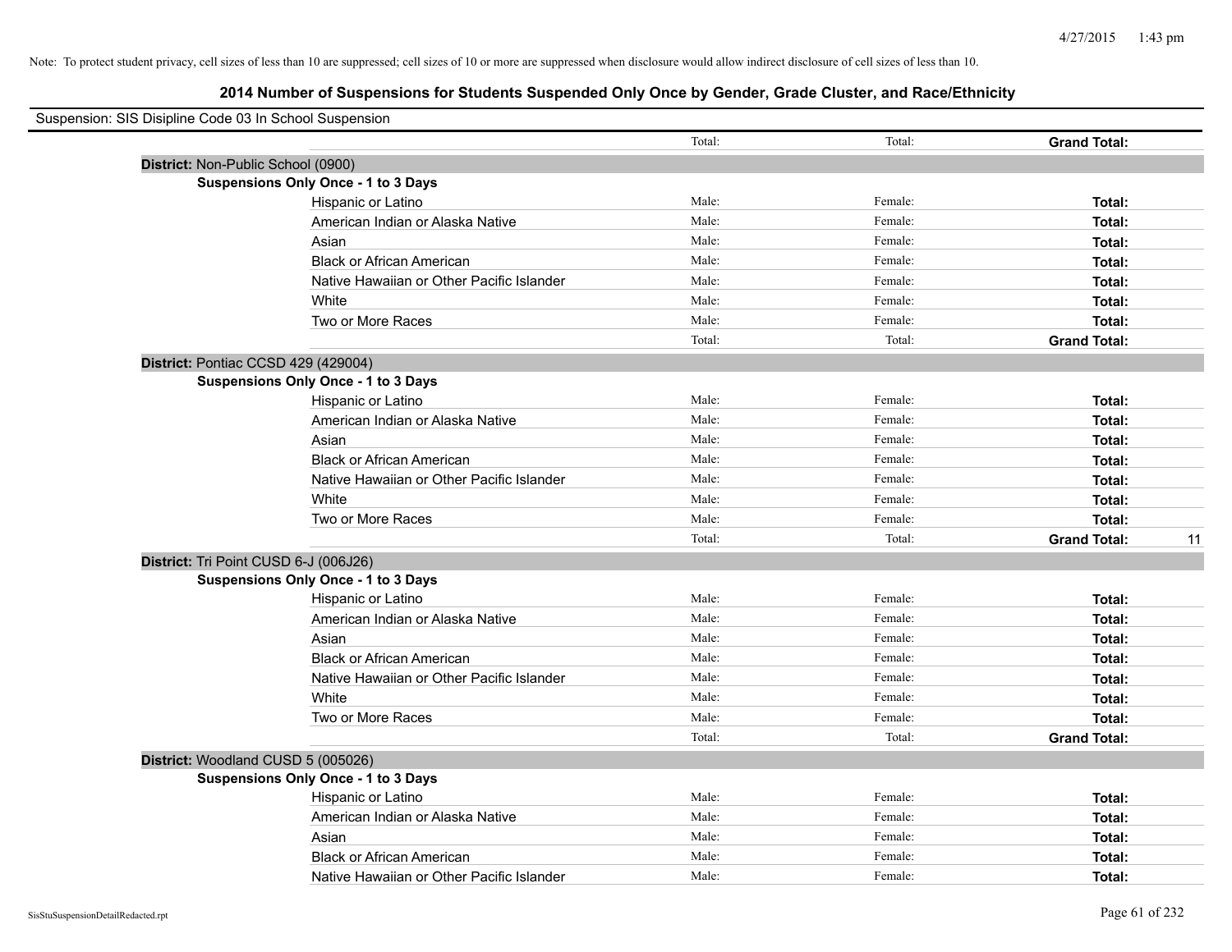Note: To protect student privacy, cell sizes of less than 10 are suppressed; cell sizes of 10 or more are suppressed when disclosure would allow indirect disclosure of cell sizes of less than 10.

## 2014 Number of Suspensions for Students Suspended Only Once by Gender, Grade Cluster, and Race/Ethnicity

Suspension: SIS Disipline Code 03 In School Suspension

| | | | | |
|---|---|---|---|---|
| | Total: | Total: | **Grand Total:** | |
| **District:** Non-Public School (0900) | | | | |
| **Suspensions Only Once - 1 to 3 Days** | | | | |
| Hispanic or Latino | Male: | Female: | **Total:** | |
| American Indian or Alaska Native | Male: | Female: | **Total:** | |
| Asian | Male: | Female: | **Total:** | |
| Black or African American | Male: | Female: | **Total:** | |
| Native Hawaiian or Other Pacific Islander | Male: | Female: | **Total:** | |
| White | Male: | Female: | **Total:** | |
| Two or More Races | Male: | Female: | **Total:** | |
| | Total: | Total: | **Grand Total:** | |
| **District:** Pontiac CCSD 429 (429004) | | | | |
| **Suspensions Only Once - 1 to 3 Days** | | | | |
| Hispanic or Latino | Male: | Female: | **Total:** | |
| American Indian or Alaska Native | Male: | Female: | **Total:** | |
| Asian | Male: | Female: | **Total:** | |
| Black or African American | Male: | Female: | **Total:** | |
| Native Hawaiian or Other Pacific Islander | Male: | Female: | **Total:** | |
| White | Male: | Female: | **Total:** | |
| Two or More Races | Male: | Female: | **Total:** | |
| | Total: | Total: | **Grand Total:** | 11 |
| **District:** Tri Point CUSD 6-J (006J26) | | | | |
| **Suspensions Only Once - 1 to 3 Days** | | | | |
| Hispanic or Latino | Male: | Female: | **Total:** | |
| American Indian or Alaska Native | Male: | Female: | **Total:** | |
| Asian | Male: | Female: | **Total:** | |
| Black or African American | Male: | Female: | **Total:** | |
| Native Hawaiian or Other Pacific Islander | Male: | Female: | **Total:** | |
| White | Male: | Female: | **Total:** | |
| Two or More Races | Male: | Female: | **Total:** | |
| | Total: | Total: | **Grand Total:** | |
| **District:** Woodland CUSD 5 (005026) | | | | |
| **Suspensions Only Once - 1 to 3 Days** | | | | |
| Hispanic or Latino | Male: | Female: | **Total:** | |
| American Indian or Alaska Native | Male: | Female: | **Total:** | |
| Asian | Male: | Female: | **Total:** | |
| Black or African American | Male: | Female: | **Total:** | |
| Native Hawaiian or Other Pacific Islander | Male: | Female: | **Total:** | |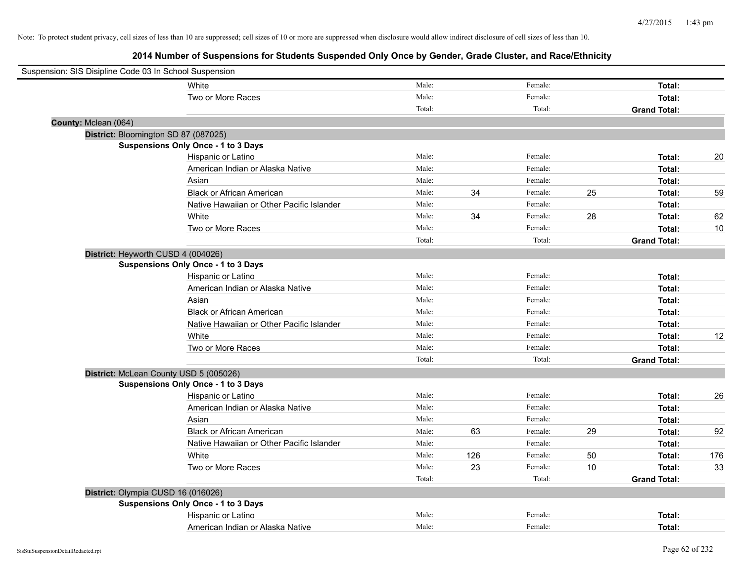Note: To protect student privacy, cell sizes of less than 10 are suppressed; cell sizes of 10 or more are suppressed when disclosure would allow indirect disclosure of cell sizes of less than 10.

## 2014 Number of Suspensions for Students Suspended Only Once by Gender, Grade Cluster, and Race/Ethnicity

Suspension: SIS Disipline Code 03 In School Suspension

| | | | | | | | |
|---|---|---|---|---|---|---|---|
| White | Male: | | Female: | | **Total:** | |
| Two or More Races | Male: | | Female: | | **Total:** | |
| | Total: | | Total: | | **Grand Total:** | |

**County:** Mclean (064)

**District:** Bloomington SD 87 (087025)

**Suspensions Only Once - 1 to 3 Days**

| | | | | | | |
|---|---|---|---|---|---|---|
| Hispanic or Latino | Male: | | Female: | | **Total:** | 20 |
| American Indian or Alaska Native | Male: | | Female: | | **Total:** | |
| Asian | Male: | | Female: | | **Total:** | |
| Black or African American | Male: | 34 | Female: | 25 | **Total:** | 59 |
| Native Hawaiian or Other Pacific Islander | Male: | | Female: | | **Total:** | |
| White | Male: | 34 | Female: | 28 | **Total:** | 62 |
| Two or More Races | Male: | | Female: | | **Total:** | 10 |
| | Total: | | Total: | | **Grand Total:** | |

**District:** Heyworth CUSD 4 (004026)

**Suspensions Only Once - 1 to 3 Days**

| | | | | | | |
|---|---|---|---|---|---|---|
| Hispanic or Latino | Male: | | Female: | | **Total:** | |
| American Indian or Alaska Native | Male: | | Female: | | **Total:** | |
| Asian | Male: | | Female: | | **Total:** | |
| Black or African American | Male: | | Female: | | **Total:** | |
| Native Hawaiian or Other Pacific Islander | Male: | | Female: | | **Total:** | |
| White | Male: | | Female: | | **Total:** | 12 |
| Two or More Races | Male: | | Female: | | **Total:** | |
| | Total: | | Total: | | **Grand Total:** | |

**District:** McLean County USD 5 (005026)

**Suspensions Only Once - 1 to 3 Days**

| | | | | | | |
|---|---|---|---|---|---|---|
| Hispanic or Latino | Male: | | Female: | | **Total:** | 26 |
| American Indian or Alaska Native | Male: | | Female: | | **Total:** | |
| Asian | Male: | | Female: | | **Total:** | |
| Black or African American | Male: | 63 | Female: | 29 | **Total:** | 92 |
| Native Hawaiian or Other Pacific Islander | Male: | | Female: | | **Total:** | |
| White | Male: | 126 | Female: | 50 | **Total:** | 176 |
| Two or More Races | Male: | 23 | Female: | 10 | **Total:** | 33 |
| | Total: | | Total: | | **Grand Total:** | |

**District:** Olympia CUSD 16 (016026)

**Suspensions Only Once - 1 to 3 Days**

| | | | | | | |
|---|---|---|---|---|---|---|
| Hispanic or Latino | Male: | | Female: | | **Total:** | |
| American Indian or Alaska Native | Male: | | Female: | | **Total:** | |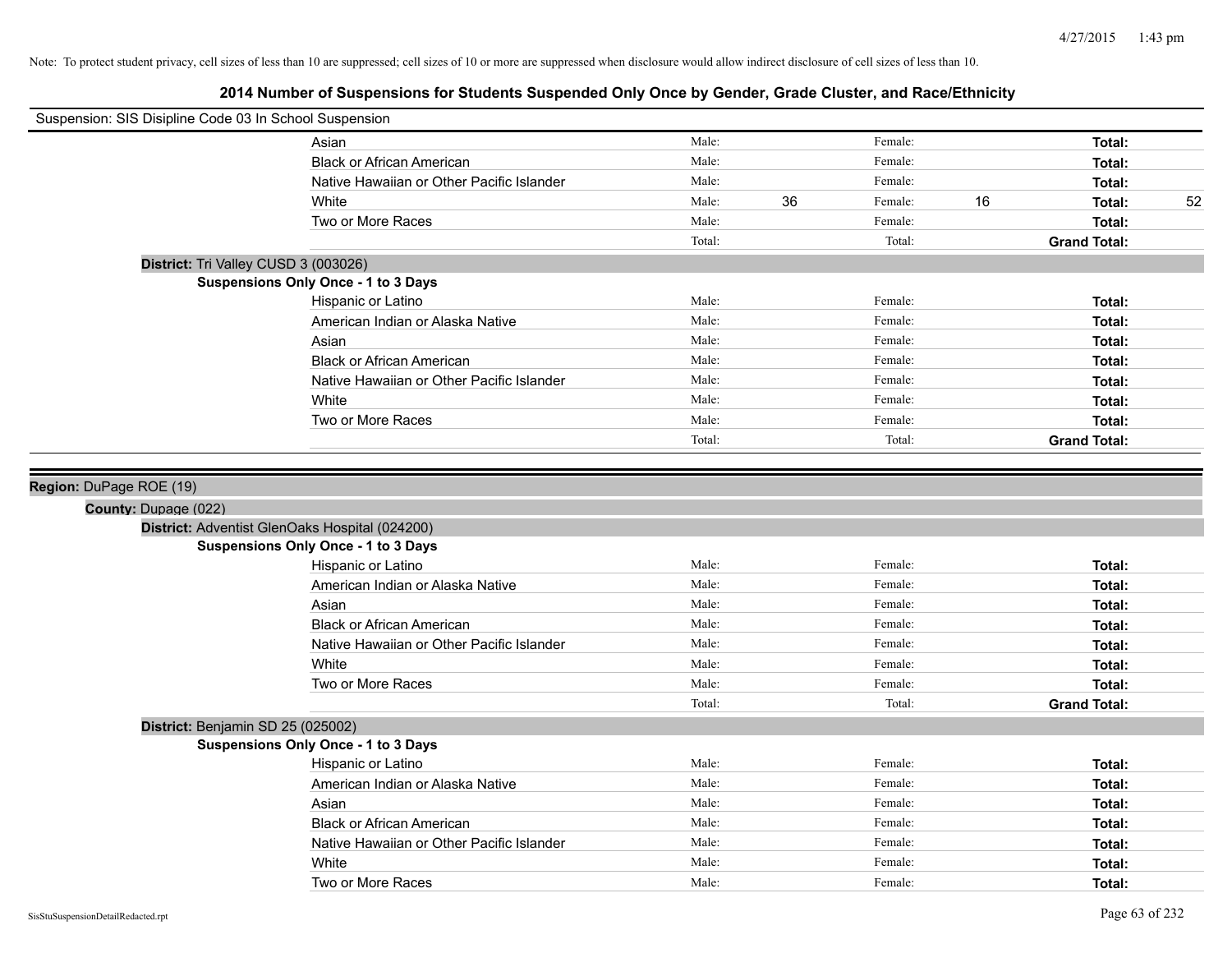Note: To protect student privacy, cell sizes of less than 10 are suppressed; cell sizes of 10 or more are suppressed when disclosure would allow indirect disclosure of cell sizes of less than 10.

# 2014 Number of Suspensions for Students Suspended Only Once by Gender, Grade Cluster, and Race/Ethnicity

Suspension: SIS Disipline Code 03 In School Suspension

| | | | | | | |
|---|---|---|---|---|---|---|
| Asian | Male: | | Female: | | **Total:** | |
| Black or African American | Male: | | Female: | | **Total:** | |
| Native Hawaiian or Other Pacific Islander | Male: | | Female: | | **Total:** | |
| White | Male: | 36 | Female: | 16 | **Total:** | 52 |
| Two or More Races | Male: | | Female: | | **Total:** | |
| | Total: | | Total: | | **Grand Total:** | |

**District:** Tri Valley CUSD 3 (003026)

**Suspensions Only Once - 1 to 3 Days**

| | | | | | | |
|---|---|---|---|---|---|---|
| Hispanic or Latino | Male: | | Female: | | **Total:** | |
| American Indian or Alaska Native | Male: | | Female: | | **Total:** | |
| Asian | Male: | | Female: | | **Total:** | |
| Black or African American | Male: | | Female: | | **Total:** | |
| Native Hawaiian or Other Pacific Islander | Male: | | Female: | | **Total:** | |
| White | Male: | | Female: | | **Total:** | |
| Two or More Races | Male: | | Female: | | **Total:** | |
| | Total: | | Total: | | **Grand Total:** | |

**Region:** DuPage ROE (19)

**County:** Dupage (022)

**District:** Adventist GlenOaks Hospital (024200)

**Suspensions Only Once - 1 to 3 Days**

| | | | | | | |
|---|---|---|---|---|---|---|
| Hispanic or Latino | Male: | | Female: | | **Total:** | |
| American Indian or Alaska Native | Male: | | Female: | | **Total:** | |
| Asian | Male: | | Female: | | **Total:** | |
| Black or African American | Male: | | Female: | | **Total:** | |
| Native Hawaiian or Other Pacific Islander | Male: | | Female: | | **Total:** | |
| White | Male: | | Female: | | **Total:** | |
| Two or More Races | Male: | | Female: | | **Total:** | |
| | Total: | | Total: | | **Grand Total:** | |

**District:** Benjamin SD 25 (025002)

**Suspensions Only Once - 1 to 3 Days**

| | | | | | | |
|---|---|---|---|---|---|---|
| Hispanic or Latino | Male: | | Female: | | **Total:** | |
| American Indian or Alaska Native | Male: | | Female: | | **Total:** | |
| Asian | Male: | | Female: | | **Total:** | |
| Black or African American | Male: | | Female: | | **Total:** | |
| Native Hawaiian or Other Pacific Islander | Male: | | Female: | | **Total:** | |
| White | Male: | | Female: | | **Total:** | |
| Two or More Races | Male: | | Female: | | **Total:** | |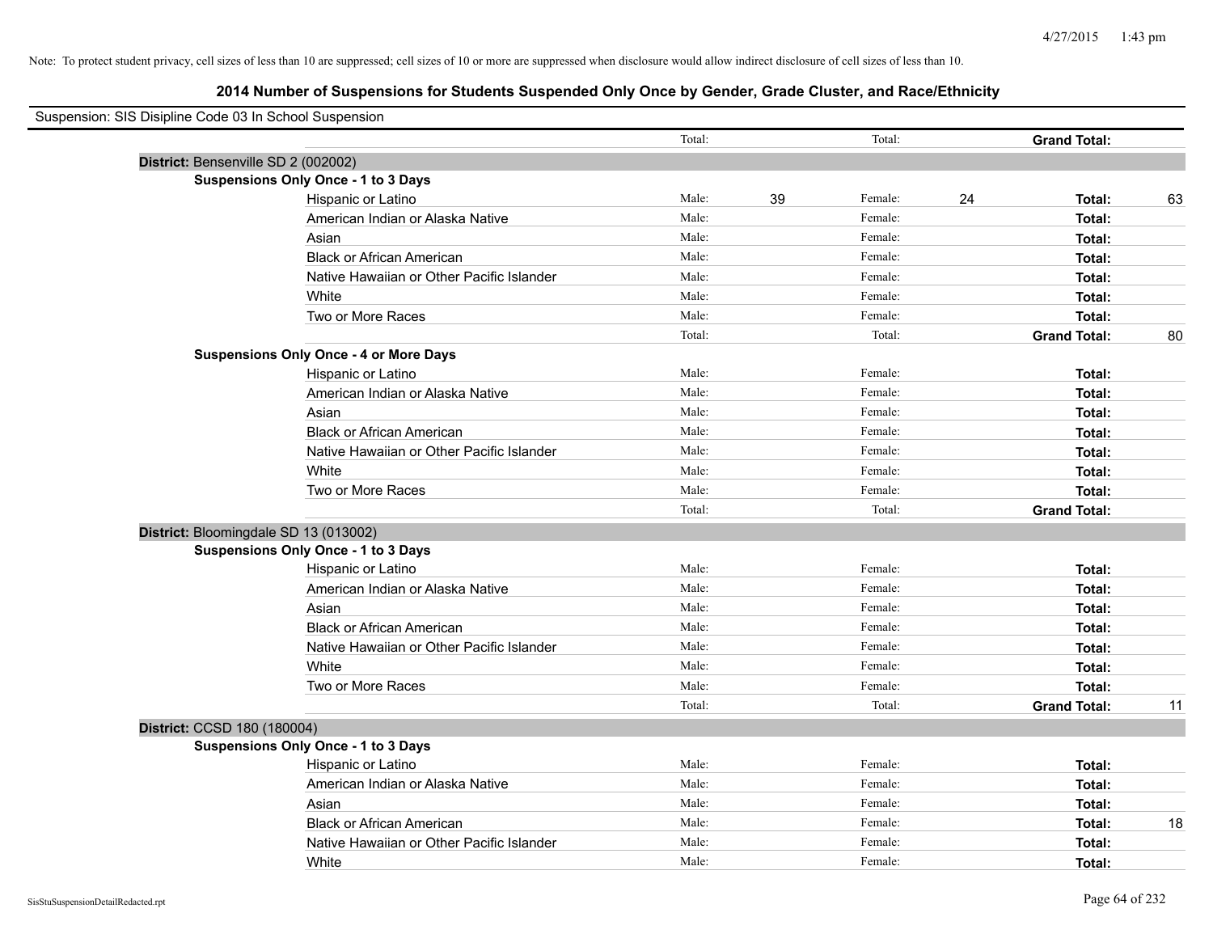Note: To protect student privacy, cell sizes of less than 10 are suppressed; cell sizes of 10 or more are suppressed when disclosure would allow indirect disclosure of cell sizes of less than 10.

## 2014 Number of Suspensions for Students Suspended Only Once by Gender, Grade Cluster, and Race/Ethnicity

Suspension: SIS Disipline Code 03 In School Suspension

| | | | | | | | |
|---|---|---|---|---|---|---|---|
| | | Total: | | Total: | | **Grand Total:** | |
| **District:** Bensenville SD 2 (002002) | | | | | | | |
| **Suspensions Only Once - 1 to 3 Days** | | | | | | | |
| | Hispanic or Latino | Male: | 39 | Female: | 24 | **Total:** | 63 |
| | American Indian or Alaska Native | Male: | | Female: | | **Total:** | |
| | Asian | Male: | | Female: | | **Total:** | |
| | Black or African American | Male: | | Female: | | **Total:** | |
| | Native Hawaiian or Other Pacific Islander | Male: | | Female: | | **Total:** | |
| | White | Male: | | Female: | | **Total:** | |
| | Two or More Races | Male: | | Female: | | **Total:** | |
| | | Total: | | Total: | | **Grand Total:** | 80 |
| **Suspensions Only Once - 4 or More Days** | | | | | | | |
| | Hispanic or Latino | Male: | | Female: | | **Total:** | |
| | American Indian or Alaska Native | Male: | | Female: | | **Total:** | |
| | Asian | Male: | | Female: | | **Total:** | |
| | Black or African American | Male: | | Female: | | **Total:** | |
| | Native Hawaiian or Other Pacific Islander | Male: | | Female: | | **Total:** | |
| | White | Male: | | Female: | | **Total:** | |
| | Two or More Races | Male: | | Female: | | **Total:** | |
| | | Total: | | Total: | | **Grand Total:** | |
| **District:** Bloomingdale SD 13 (013002) | | | | | | | |
| **Suspensions Only Once - 1 to 3 Days** | | | | | | | |
| | Hispanic or Latino | Male: | | Female: | | **Total:** | |
| | American Indian or Alaska Native | Male: | | Female: | | **Total:** | |
| | Asian | Male: | | Female: | | **Total:** | |
| | Black or African American | Male: | | Female: | | **Total:** | |
| | Native Hawaiian or Other Pacific Islander | Male: | | Female: | | **Total:** | |
| | White | Male: | | Female: | | **Total:** | |
| | Two or More Races | Male: | | Female: | | **Total:** | |
| | | Total: | | Total: | | **Grand Total:** | 11 |
| **District:** CCSD 180 (180004) | | | | | | | |
| **Suspensions Only Once - 1 to 3 Days** | | | | | | | |
| | Hispanic or Latino | Male: | | Female: | | **Total:** | |
| | American Indian or Alaska Native | Male: | | Female: | | **Total:** | |
| | Asian | Male: | | Female: | | **Total:** | |
| | Black or African American | Male: | | Female: | | **Total:** | 18 |
| | Native Hawaiian or Other Pacific Islander | Male: | | Female: | | **Total:** | |
| | White | Male: | | Female: | | **Total:** | |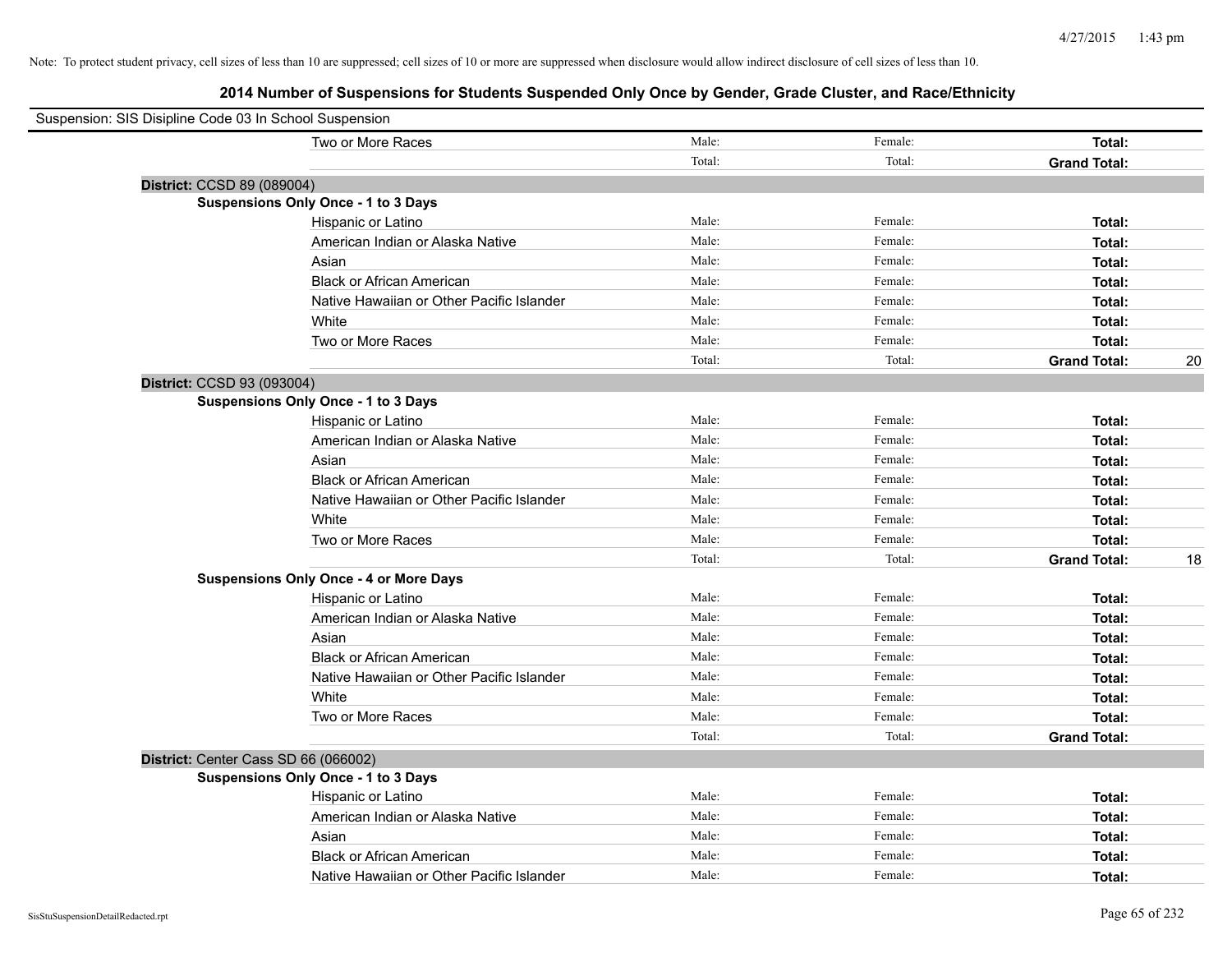Note: To protect student privacy, cell sizes of less than 10 are suppressed; cell sizes of 10 or more are suppressed when disclosure would allow indirect disclosure of cell sizes of less than 10.

## 2014 Number of Suspensions for Students Suspended Only Once by Gender, Grade Cluster, and Race/Ethnicity

Suspension: SIS Disipline Code 03 In School Suspension

| | | | | |
|---|---|---|---|---|
| Two or More Races | Male: | Female: | **Total:** | |
| | Total: | Total: | **Grand Total:** | |

**District:** CCSD 89 (089004)

**Suspensions Only Once - 1 to 3 Days**

| | | | | |
|---|---|---|---|---|
| Hispanic or Latino | Male: | Female: | **Total:** | |
| American Indian or Alaska Native | Male: | Female: | **Total:** | |
| Asian | Male: | Female: | **Total:** | |
| Black or African American | Male: | Female: | **Total:** | |
| Native Hawaiian or Other Pacific Islander | Male: | Female: | **Total:** | |
| White | Male: | Female: | **Total:** | |
| Two or More Races | Male: | Female: | **Total:** | |
| | Total: | Total: | **Grand Total:** | 20 |

**District:** CCSD 93 (093004)

**Suspensions Only Once - 1 to 3 Days**

| | | | | |
|---|---|---|---|---|
| Hispanic or Latino | Male: | Female: | **Total:** | |
| American Indian or Alaska Native | Male: | Female: | **Total:** | |
| Asian | Male: | Female: | **Total:** | |
| Black or African American | Male: | Female: | **Total:** | |
| Native Hawaiian or Other Pacific Islander | Male: | Female: | **Total:** | |
| White | Male: | Female: | **Total:** | |
| Two or More Races | Male: | Female: | **Total:** | |
| | Total: | Total: | **Grand Total:** | 18 |

**Suspensions Only Once - 4 or More Days**

| | | | | |
|---|---|---|---|---|
| Hispanic or Latino | Male: | Female: | **Total:** | |
| American Indian or Alaska Native | Male: | Female: | **Total:** | |
| Asian | Male: | Female: | **Total:** | |
| Black or African American | Male: | Female: | **Total:** | |
| Native Hawaiian or Other Pacific Islander | Male: | Female: | **Total:** | |
| White | Male: | Female: | **Total:** | |
| Two or More Races | Male: | Female: | **Total:** | |
| | Total: | Total: | **Grand Total:** | |

**District:** Center Cass SD 66 (066002)

**Suspensions Only Once - 1 to 3 Days**

| | | | | |
|---|---|---|---|---|
| Hispanic or Latino | Male: | Female: | **Total:** | |
| American Indian or Alaska Native | Male: | Female: | **Total:** | |
| Asian | Male: | Female: | **Total:** | |
| Black or African American | Male: | Female: | **Total:** | |
| Native Hawaiian or Other Pacific Islander | Male: | Female: | **Total:** | |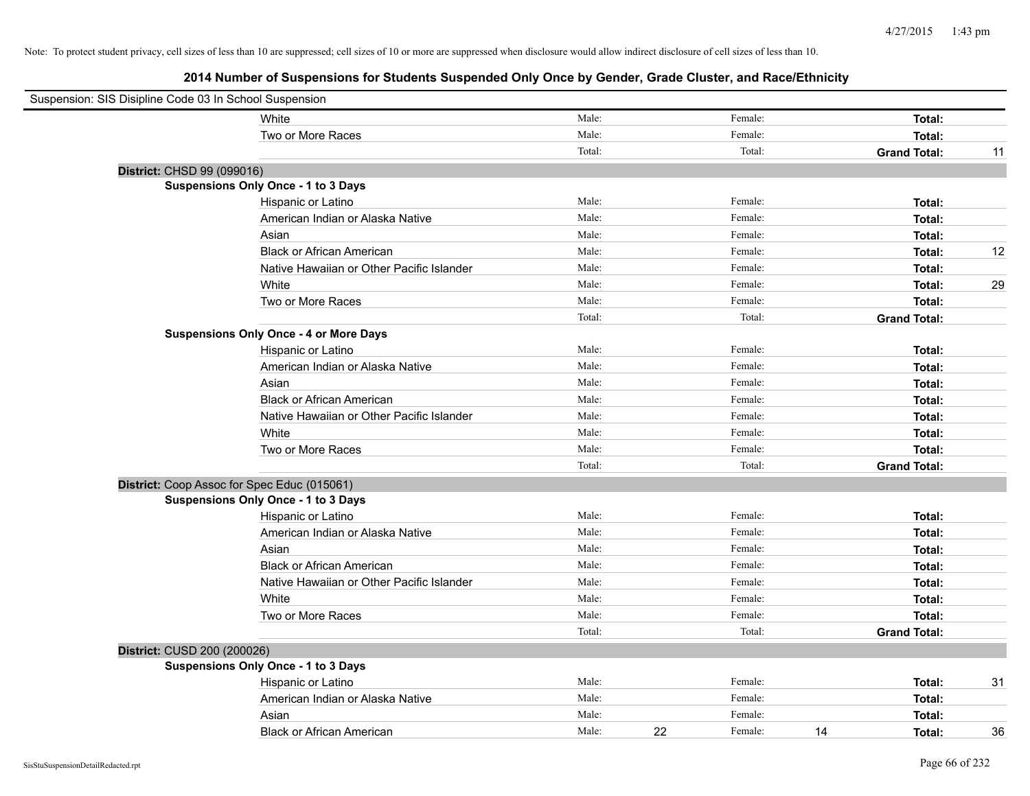Note: To protect student privacy, cell sizes of less than 10 are suppressed; cell sizes of 10 or more are suppressed when disclosure would allow indirect disclosure of cell sizes of less than 10.

## 2014 Number of Suspensions for Students Suspended Only Once by Gender, Grade Cluster, and Race/Ethnicity

Suspension: SIS Disipline Code 03 In School Suspension

| | | | | | |
|---|---|---|---|---|---|
| White | Male: | | Female: | | **Total:** | |
| Two or More Races | Male: | | Female: | | **Total:** | |
| | Total: | | Total: | | **Grand Total:** | 11 |

**District:** CHSD 99 (099016)

**Suspensions Only Once - 1 to 3 Days**

| | | | | | | |
|---|---|---|---|---|---|---|
| Hispanic or Latino | Male: | | Female: | | **Total:** | |
| American Indian or Alaska Native | Male: | | Female: | | **Total:** | |
| Asian | Male: | | Female: | | **Total:** | |
| Black or African American | Male: | | Female: | | **Total:** | 12 |
| Native Hawaiian or Other Pacific Islander | Male: | | Female: | | **Total:** | |
| White | Male: | | Female: | | **Total:** | 29 |
| Two or More Races | Male: | | Female: | | **Total:** | |
| | Total: | | Total: | | **Grand Total:** | |

**Suspensions Only Once - 4 or More Days**

| | | | | | | |
|---|---|---|---|---|---|---|
| Hispanic or Latino | Male: | | Female: | | **Total:** | |
| American Indian or Alaska Native | Male: | | Female: | | **Total:** | |
| Asian | Male: | | Female: | | **Total:** | |
| Black or African American | Male: | | Female: | | **Total:** | |
| Native Hawaiian or Other Pacific Islander | Male: | | Female: | | **Total:** | |
| White | Male: | | Female: | | **Total:** | |
| Two or More Races | Male: | | Female: | | **Total:** | |
| | Total: | | Total: | | **Grand Total:** | |

**District:** Coop Assoc for Spec Educ (015061)

**Suspensions Only Once - 1 to 3 Days**

| | | | | | | |
|---|---|---|---|---|---|---|
| Hispanic or Latino | Male: | | Female: | | **Total:** | |
| American Indian or Alaska Native | Male: | | Female: | | **Total:** | |
| Asian | Male: | | Female: | | **Total:** | |
| Black or African American | Male: | | Female: | | **Total:** | |
| Native Hawaiian or Other Pacific Islander | Male: | | Female: | | **Total:** | |
| White | Male: | | Female: | | **Total:** | |
| Two or More Races | Male: | | Female: | | **Total:** | |
| | Total: | | Total: | | **Grand Total:** | |

**District:** CUSD 200 (200026)

**Suspensions Only Once - 1 to 3 Days**

| | | | | | | |
|---|---|---|---|---|---|---|
| Hispanic or Latino | Male: | | Female: | | **Total:** | 31 |
| American Indian or Alaska Native | Male: | | Female: | | **Total:** | |
| Asian | Male: | | Female: | | **Total:** | |
| Black or African American | Male: | 22 | Female: | 14 | **Total:** | 36 |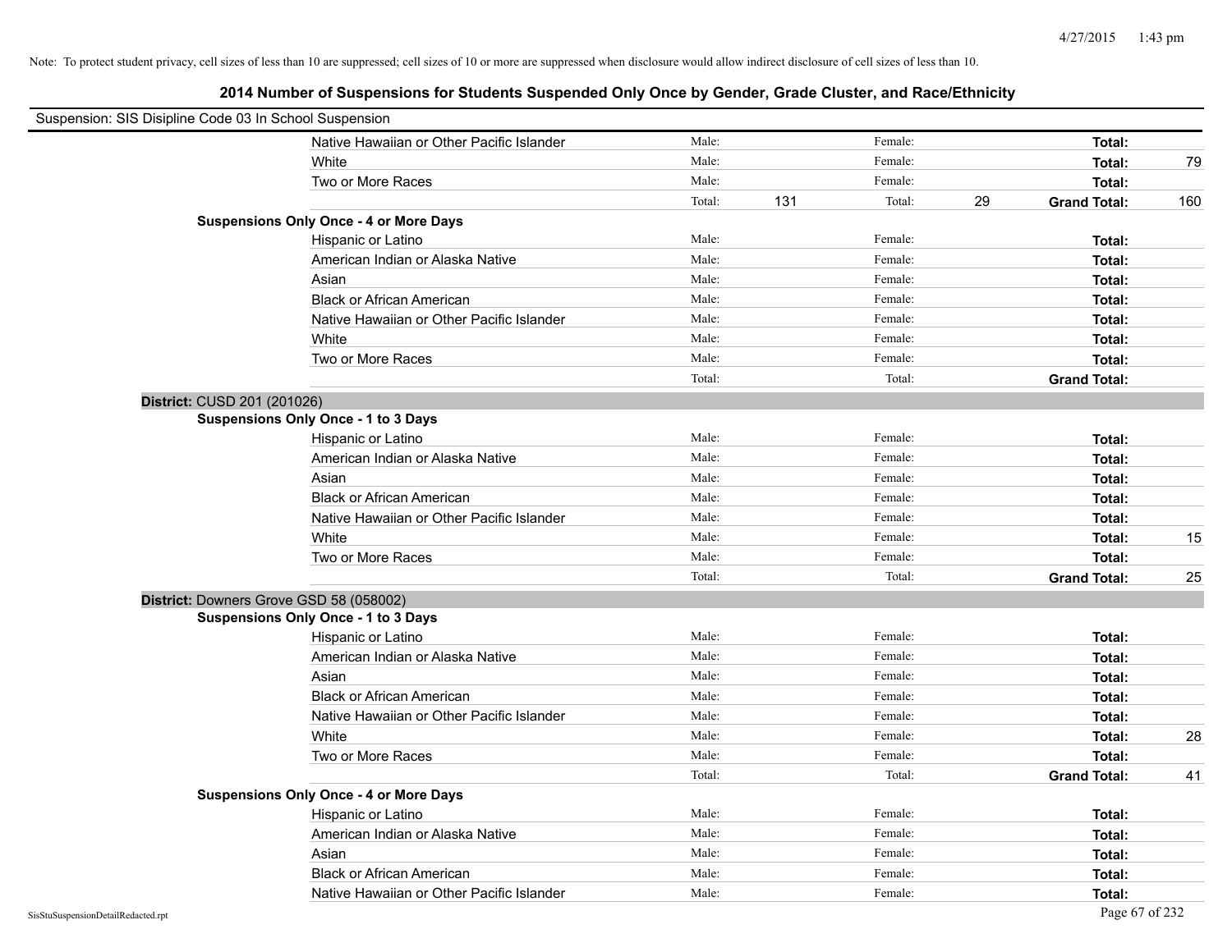Note: To protect student privacy, cell sizes of less than 10 are suppressed; cell sizes of 10 or more are suppressed when disclosure would allow indirect disclosure of cell sizes of less than 10.

## 2014 Number of Suspensions for Students Suspended Only Once by Gender, Grade Cluster, and Race/Ethnicity

Suspension: SIS Disipline Code 03 In School Suspension

| | | | | | | |
|---|---|---|---|---|---|---|
| Native Hawaiian or Other Pacific Islander | Male: | | Female: | | **Total:** | |
| White | Male: | | Female: | | **Total:** | 79 |
| Two or More Races | Male: | | Female: | | **Total:** | |
| | Total: | 131 | Total: | 29 | **Grand Total:** | 160 |

**Suspensions Only Once - 4 or More Days**

| | | | | | | |
|---|---|---|---|---|---|---|
| Hispanic or Latino | Male: | | Female: | | **Total:** | |
| American Indian or Alaska Native | Male: | | Female: | | **Total:** | |
| Asian | Male: | | Female: | | **Total:** | |
| Black or African American | Male: | | Female: | | **Total:** | |
| Native Hawaiian or Other Pacific Islander | Male: | | Female: | | **Total:** | |
| White | Male: | | Female: | | **Total:** | |
| Two or More Races | Male: | | Female: | | **Total:** | |
| | Total: | | Total: | | **Grand Total:** | |

### District: CUSD 201 (201026)

**Suspensions Only Once - 1 to 3 Days**

| | | | | | | |
|---|---|---|---|---|---|---|
| Hispanic or Latino | Male: | | Female: | | **Total:** | |
| American Indian or Alaska Native | Male: | | Female: | | **Total:** | |
| Asian | Male: | | Female: | | **Total:** | |
| Black or African American | Male: | | Female: | | **Total:** | |
| Native Hawaiian or Other Pacific Islander | Male: | | Female: | | **Total:** | |
| White | Male: | | Female: | | **Total:** | 15 |
| Two or More Races | Male: | | Female: | | **Total:** | |
| | Total: | | Total: | | **Grand Total:** | 25 |

### District: Downers Grove GSD 58 (058002)

**Suspensions Only Once - 1 to 3 Days**

| | | | | | | |
|---|---|---|---|---|---|---|
| Hispanic or Latino | Male: | | Female: | | **Total:** | |
| American Indian or Alaska Native | Male: | | Female: | | **Total:** | |
| Asian | Male: | | Female: | | **Total:** | |
| Black or African American | Male: | | Female: | | **Total:** | |
| Native Hawaiian or Other Pacific Islander | Male: | | Female: | | **Total:** | |
| White | Male: | | Female: | | **Total:** | 28 |
| Two or More Races | Male: | | Female: | | **Total:** | |
| | Total: | | Total: | | **Grand Total:** | 41 |

**Suspensions Only Once - 4 or More Days**

| | | | | | | |
|---|---|---|---|---|---|---|
| Hispanic or Latino | Male: | | Female: | | **Total:** | |
| American Indian or Alaska Native | Male: | | Female: | | **Total:** | |
| Asian | Male: | | Female: | | **Total:** | |
| Black or African American | Male: | | Female: | | **Total:** | |
| Native Hawaiian or Other Pacific Islander | Male: | | Female: | | **Total:** | |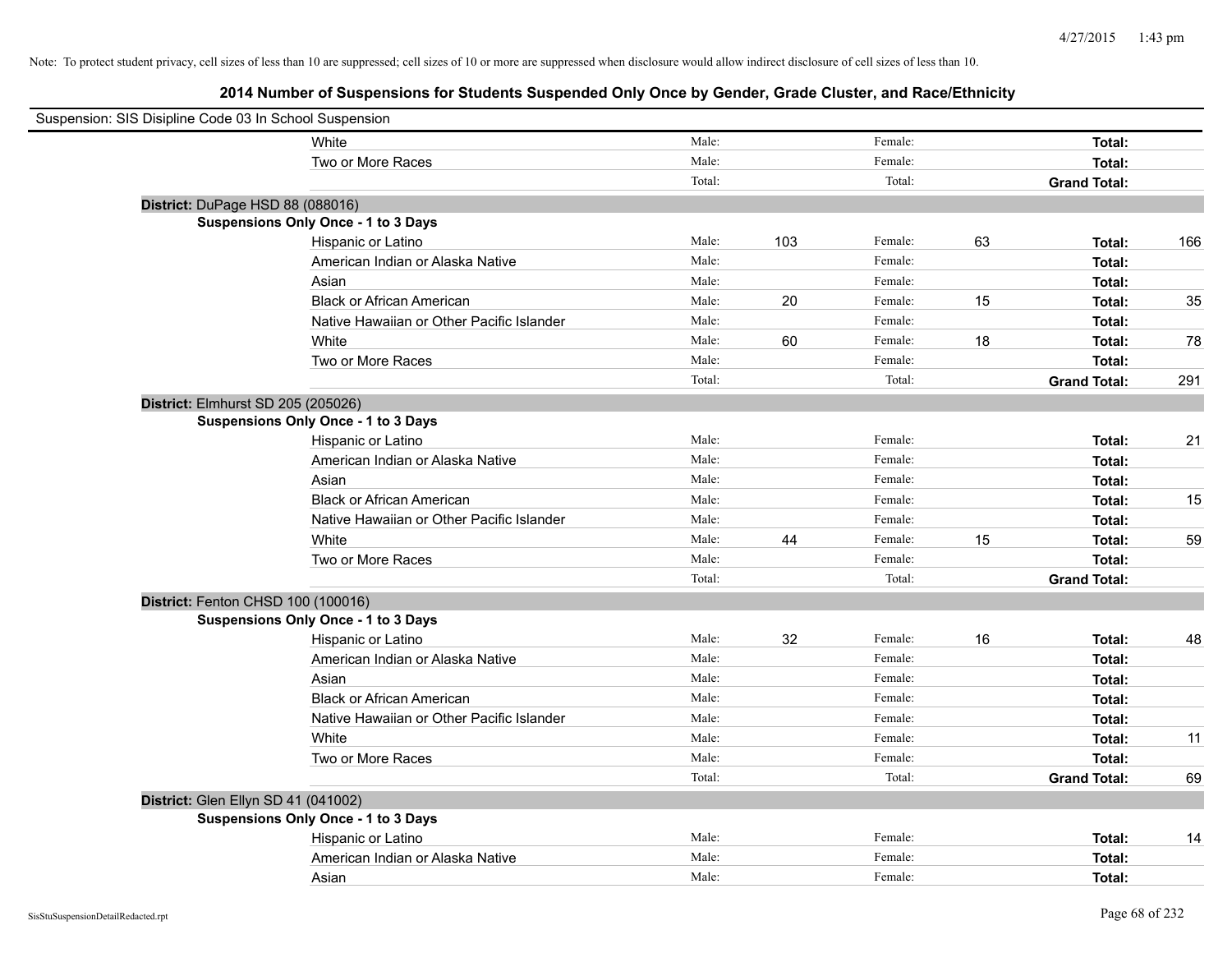Note: To protect student privacy, cell sizes of less than 10 are suppressed; cell sizes of 10 or more are suppressed when disclosure would allow indirect disclosure of cell sizes of less than 10.

## 2014 Number of Suspensions for Students Suspended Only Once by Gender, Grade Cluster, and Race/Ethnicity

Suspension: SIS Disipline Code 03 In School Suspension

| | | | | | | |
|---|---|---|---|---|---|---|
| White | Male: | | Female: | | **Total:** | |
| Two or More Races | Male: | | Female: | | **Total:** | |
| | Total: | | Total: | | **Grand Total:** | |

**District:** DuPage HSD 88 (088016)

**Suspensions Only Once - 1 to 3 Days**

| | | | | | | |
|---|---|---|---|---|---|---|
| Hispanic or Latino | Male: | 103 | Female: | 63 | **Total:** | 166 |
| American Indian or Alaska Native | Male: | | Female: | | **Total:** | |
| Asian | Male: | | Female: | | **Total:** | |
| Black or African American | Male: | 20 | Female: | 15 | **Total:** | 35 |
| Native Hawaiian or Other Pacific Islander | Male: | | Female: | | **Total:** | |
| White | Male: | 60 | Female: | 18 | **Total:** | 78 |
| Two or More Races | Male: | | Female: | | **Total:** | |
| | Total: | | Total: | | **Grand Total:** | 291 |

**District:** Elmhurst SD 205 (205026)

**Suspensions Only Once - 1 to 3 Days**

| | | | | | | |
|---|---|---|---|---|---|---|
| Hispanic or Latino | Male: | | Female: | | **Total:** | 21 |
| American Indian or Alaska Native | Male: | | Female: | | **Total:** | |
| Asian | Male: | | Female: | | **Total:** | |
| Black or African American | Male: | | Female: | | **Total:** | 15 |
| Native Hawaiian or Other Pacific Islander | Male: | | Female: | | **Total:** | |
| White | Male: | 44 | Female: | 15 | **Total:** | 59 |
| Two or More Races | Male: | | Female: | | **Total:** | |
| | Total: | | Total: | | **Grand Total:** | |

**District:** Fenton CHSD 100 (100016)

**Suspensions Only Once - 1 to 3 Days**

| | | | | | | |
|---|---|---|---|---|---|---|
| Hispanic or Latino | Male: | 32 | Female: | 16 | **Total:** | 48 |
| American Indian or Alaska Native | Male: | | Female: | | **Total:** | |
| Asian | Male: | | Female: | | **Total:** | |
| Black or African American | Male: | | Female: | | **Total:** | |
| Native Hawaiian or Other Pacific Islander | Male: | | Female: | | **Total:** | |
| White | Male: | | Female: | | **Total:** | 11 |
| Two or More Races | Male: | | Female: | | **Total:** | |
| | Total: | | Total: | | **Grand Total:** | 69 |

**District:** Glen Ellyn SD 41 (041002)

**Suspensions Only Once - 1 to 3 Days**

| | | | | | | |
|---|---|---|---|---|---|---|
| Hispanic or Latino | Male: | | Female: | | **Total:** | 14 |
| American Indian or Alaska Native | Male: | | Female: | | **Total:** | |
| Asian | Male: | | Female: | | **Total:** | |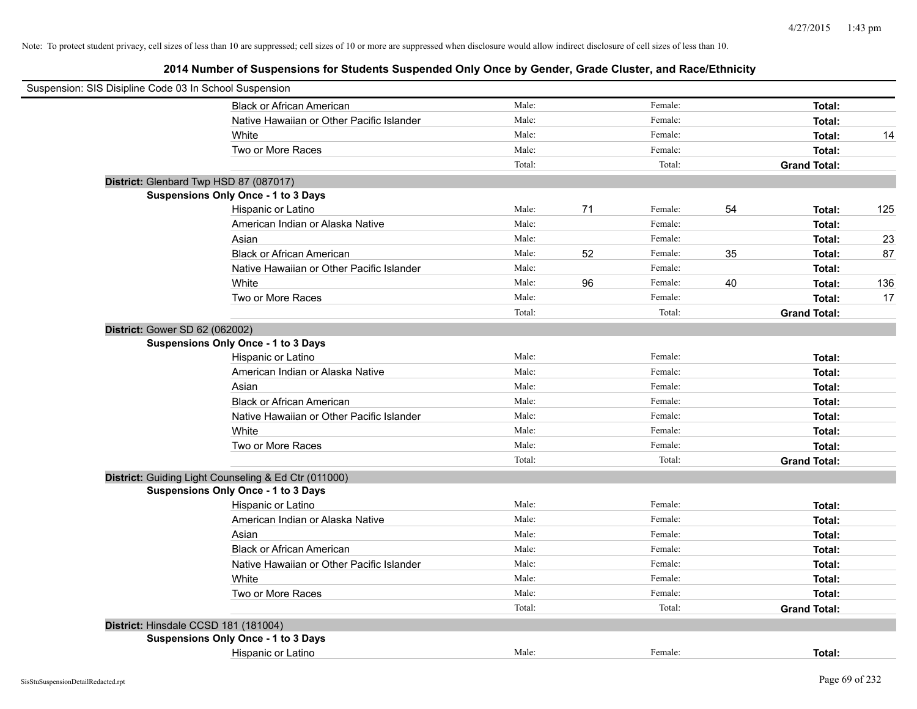Note: To protect student privacy, cell sizes of less than 10 are suppressed; cell sizes of 10 or more are suppressed when disclosure would allow indirect disclosure of cell sizes of less than 10.

## 2014 Number of Suspensions for Students Suspended Only Once by Gender, Grade Cluster, and Race/Ethnicity

Suspension: SIS Disipline Code 03 In School Suspension

| | Male: | | Female: | | | |
|---|---|---|---|---|---|---|
| Black or African American | Male: | | Female: | | **Total:** | |
| Native Hawaiian or Other Pacific Islander | Male: | | Female: | | **Total:** | |
| White | Male: | | Female: | | **Total:** | 14 |
| Two or More Races | Male: | | Female: | | **Total:** | |
| | Total: | | Total: | | **Grand Total:** | |

**District:** Glenbard Twp HSD 87 (087017)

**Suspensions Only Once - 1 to 3 Days**

| | | | | | | |
|---|---|---|---|---|---|---|
| Hispanic or Latino | Male: | 71 | Female: | 54 | **Total:** | 125 |
| American Indian or Alaska Native | Male: | | Female: | | **Total:** | |
| Asian | Male: | | Female: | | **Total:** | 23 |
| Black or African American | Male: | 52 | Female: | 35 | **Total:** | 87 |
| Native Hawaiian or Other Pacific Islander | Male: | | Female: | | **Total:** | |
| White | Male: | 96 | Female: | 40 | **Total:** | 136 |
| Two or More Races | Male: | | Female: | | **Total:** | 17 |
| | Total: | | Total: | | **Grand Total:** | |

**District:** Gower SD 62 (062002)

**Suspensions Only Once - 1 to 3 Days**

| | | | | | | |
|---|---|---|---|---|---|---|
| Hispanic or Latino | Male: | | Female: | | **Total:** | |
| American Indian or Alaska Native | Male: | | Female: | | **Total:** | |
| Asian | Male: | | Female: | | **Total:** | |
| Black or African American | Male: | | Female: | | **Total:** | |
| Native Hawaiian or Other Pacific Islander | Male: | | Female: | | **Total:** | |
| White | Male: | | Female: | | **Total:** | |
| Two or More Races | Male: | | Female: | | **Total:** | |
| | Total: | | Total: | | **Grand Total:** | |

**District:** Guiding Light Counseling & Ed Ctr (011000)

**Suspensions Only Once - 1 to 3 Days**

| | | | | | | |
|---|---|---|---|---|---|---|
| Hispanic or Latino | Male: | | Female: | | **Total:** | |
| American Indian or Alaska Native | Male: | | Female: | | **Total:** | |
| Asian | Male: | | Female: | | **Total:** | |
| Black or African American | Male: | | Female: | | **Total:** | |
| Native Hawaiian or Other Pacific Islander | Male: | | Female: | | **Total:** | |
| White | Male: | | Female: | | **Total:** | |
| Two or More Races | Male: | | Female: | | **Total:** | |
| | Total: | | Total: | | **Grand Total:** | |

**District:** Hinsdale CCSD 181 (181004)

**Suspensions Only Once - 1 to 3 Days**

| | | | | | | |
|---|---|---|---|---|---|---|
| Hispanic or Latino | Male: | | Female: | | **Total:** | |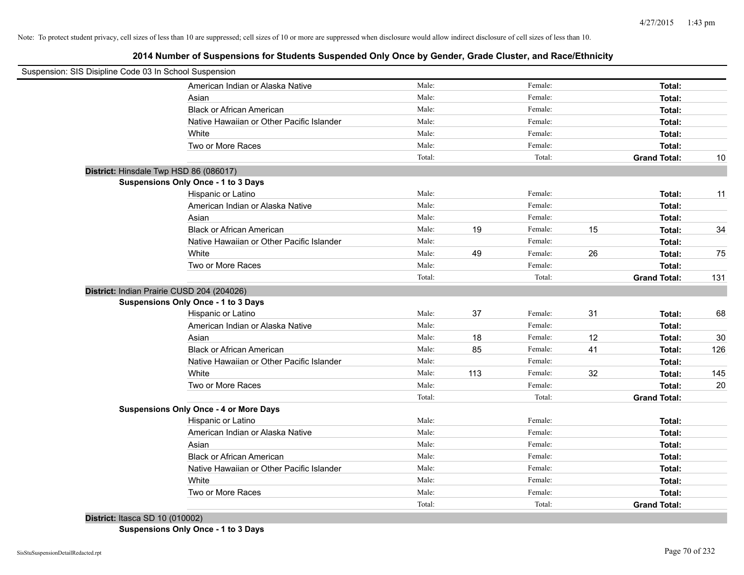Note: To protect student privacy, cell sizes of less than 10 are suppressed; cell sizes of 10 or more are suppressed when disclosure would allow indirect disclosure of cell sizes of less than 10.

## 2014 Number of Suspensions for Students Suspended Only Once by Gender, Grade Cluster, and Race/Ethnicity

Suspension: SIS Disipline Code 03 In School Suspension

| | | | | | | |
|---|---|---|---|---|---|---|
| American Indian or Alaska Native | Male: | | Female: | | **Total:** | |
| Asian | Male: | | Female: | | **Total:** | |
| Black or African American | Male: | | Female: | | **Total:** | |
| Native Hawaiian or Other Pacific Islander | Male: | | Female: | | **Total:** | |
| White | Male: | | Female: | | **Total:** | |
| Two or More Races | Male: | | Female: | | **Total:** | |
| | Total: | | Total: | | **Grand Total:** | 10 |

**District:** Hinsdale Twp HSD 86 (086017)

**Suspensions Only Once - 1 to 3 Days**

| | | | | | | |
|---|---|---|---|---|---|---|
| Hispanic or Latino | Male: | | Female: | | **Total:** | 11 |
| American Indian or Alaska Native | Male: | | Female: | | **Total:** | |
| Asian | Male: | | Female: | | **Total:** | |
| Black or African American | Male: | 19 | Female: | 15 | **Total:** | 34 |
| Native Hawaiian or Other Pacific Islander | Male: | | Female: | | **Total:** | |
| White | Male: | 49 | Female: | 26 | **Total:** | 75 |
| Two or More Races | Male: | | Female: | | **Total:** | |
| | Total: | | Total: | | **Grand Total:** | 131 |

**District:** Indian Prairie CUSD 204 (204026)

**Suspensions Only Once - 1 to 3 Days**

| | | | | | | |
|---|---|---|---|---|---|---|
| Hispanic or Latino | Male: | 37 | Female: | 31 | **Total:** | 68 |
| American Indian or Alaska Native | Male: | | Female: | | **Total:** | |
| Asian | Male: | 18 | Female: | 12 | **Total:** | 30 |
| Black or African American | Male: | 85 | Female: | 41 | **Total:** | 126 |
| Native Hawaiian or Other Pacific Islander | Male: | | Female: | | **Total:** | |
| White | Male: | 113 | Female: | 32 | **Total:** | 145 |
| Two or More Races | Male: | | Female: | | **Total:** | 20 |
| | Total: | | Total: | | **Grand Total:** | |

**Suspensions Only Once - 4 or More Days**

| | | | | | | |
|---|---|---|---|---|---|---|
| Hispanic or Latino | Male: | | Female: | | **Total:** | |
| American Indian or Alaska Native | Male: | | Female: | | **Total:** | |
| Asian | Male: | | Female: | | **Total:** | |
| Black or African American | Male: | | Female: | | **Total:** | |
| Native Hawaiian or Other Pacific Islander | Male: | | Female: | | **Total:** | |
| White | Male: | | Female: | | **Total:** | |
| Two or More Races | Male: | | Female: | | **Total:** | |
| | Total: | | Total: | | **Grand Total:** | |

**District:** Itasca SD 10 (010002)

**Suspensions Only Once - 1 to 3 Days**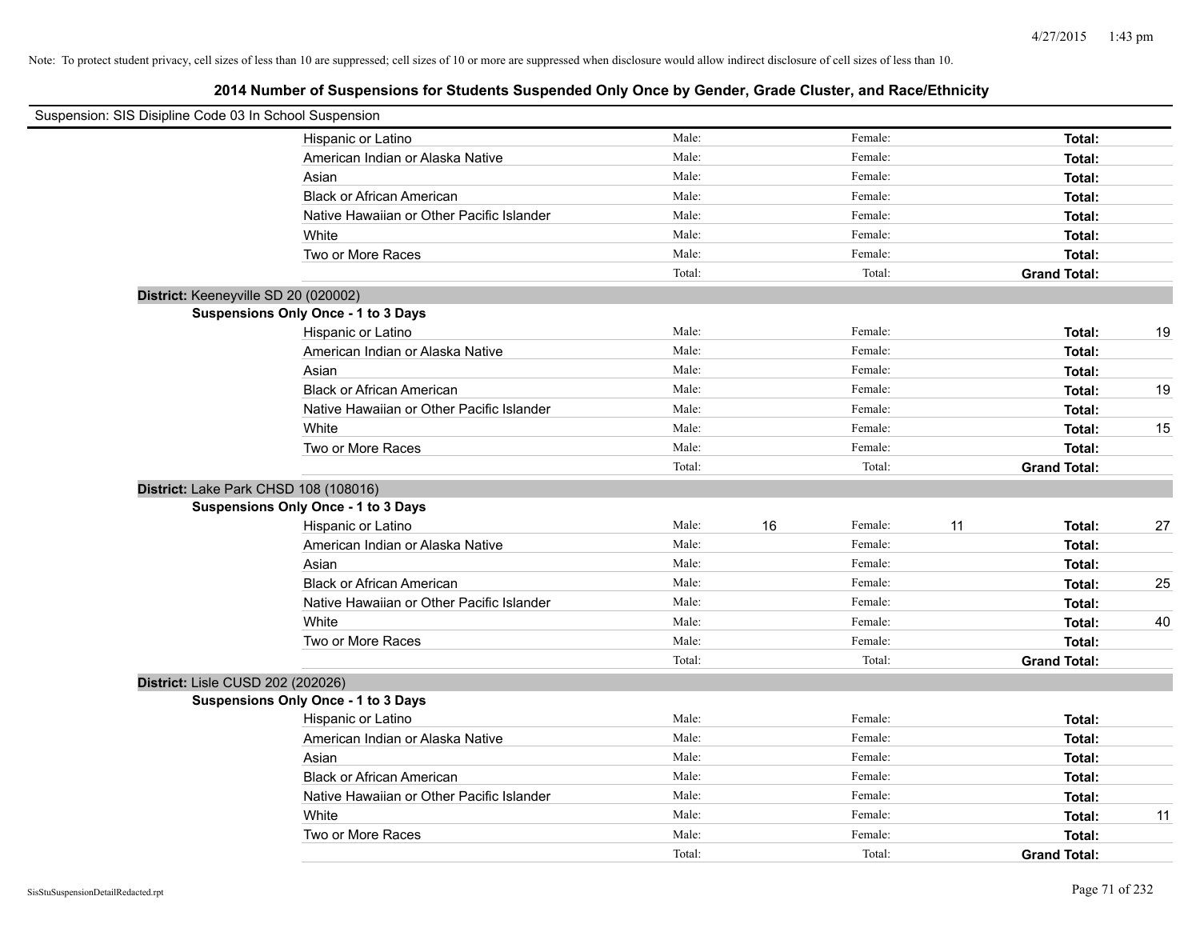Note: To protect student privacy, cell sizes of less than 10 are suppressed; cell sizes of 10 or more are suppressed when disclosure would allow indirect disclosure of cell sizes of less than 10.

## 2014 Number of Suspensions for Students Suspended Only Once by Gender, Grade Cluster, and Race/Ethnicity

Suspension: SIS Disipline Code 03 In School Suspension

| | | | | | | | |
|---|---|---|---|---|---|---|---|
| Hispanic or Latino | Male: | | Female: | | **Total:** | |
| American Indian or Alaska Native | Male: | | Female: | | **Total:** | |
| Asian | Male: | | Female: | | **Total:** | |
| Black or African American | Male: | | Female: | | **Total:** | |
| Native Hawaiian or Other Pacific Islander | Male: | | Female: | | **Total:** | |
| White | Male: | | Female: | | **Total:** | |
| Two or More Races | Male: | | Female: | | **Total:** | |
| | Total: | | Total: | | **Grand Total:** | |

**District:** Keeneyville SD 20 (020002)

**Suspensions Only Once - 1 to 3 Days**

| | | | | | | |
|---|---|---|---|---|---|---|
| Hispanic or Latino | Male: | | Female: | | **Total:** | 19 |
| American Indian or Alaska Native | Male: | | Female: | | **Total:** | |
| Asian | Male: | | Female: | | **Total:** | |
| Black or African American | Male: | | Female: | | **Total:** | 19 |
| Native Hawaiian or Other Pacific Islander | Male: | | Female: | | **Total:** | |
| White | Male: | | Female: | | **Total:** | 15 |
| Two or More Races | Male: | | Female: | | **Total:** | |
| | Total: | | Total: | | **Grand Total:** | |

**District:** Lake Park CHSD 108 (108016)

**Suspensions Only Once - 1 to 3 Days**

| | | | | | | |
|---|---|---|---|---|---|---|
| Hispanic or Latino | Male: | 16 | Female: | 11 | **Total:** | 27 |
| American Indian or Alaska Native | Male: | | Female: | | **Total:** | |
| Asian | Male: | | Female: | | **Total:** | |
| Black or African American | Male: | | Female: | | **Total:** | 25 |
| Native Hawaiian or Other Pacific Islander | Male: | | Female: | | **Total:** | |
| White | Male: | | Female: | | **Total:** | 40 |
| Two or More Races | Male: | | Female: | | **Total:** | |
| | Total: | | Total: | | **Grand Total:** | |

**District:** Lisle CUSD 202 (202026)

**Suspensions Only Once - 1 to 3 Days**

| | | | | | | |
|---|---|---|---|---|---|---|
| Hispanic or Latino | Male: | | Female: | | **Total:** | |
| American Indian or Alaska Native | Male: | | Female: | | **Total:** | |
| Asian | Male: | | Female: | | **Total:** | |
| Black or African American | Male: | | Female: | | **Total:** | |
| Native Hawaiian or Other Pacific Islander | Male: | | Female: | | **Total:** | |
| White | Male: | | Female: | | **Total:** | 11 |
| Two or More Races | Male: | | Female: | | **Total:** | |
| | Total: | | Total: | | **Grand Total:** | |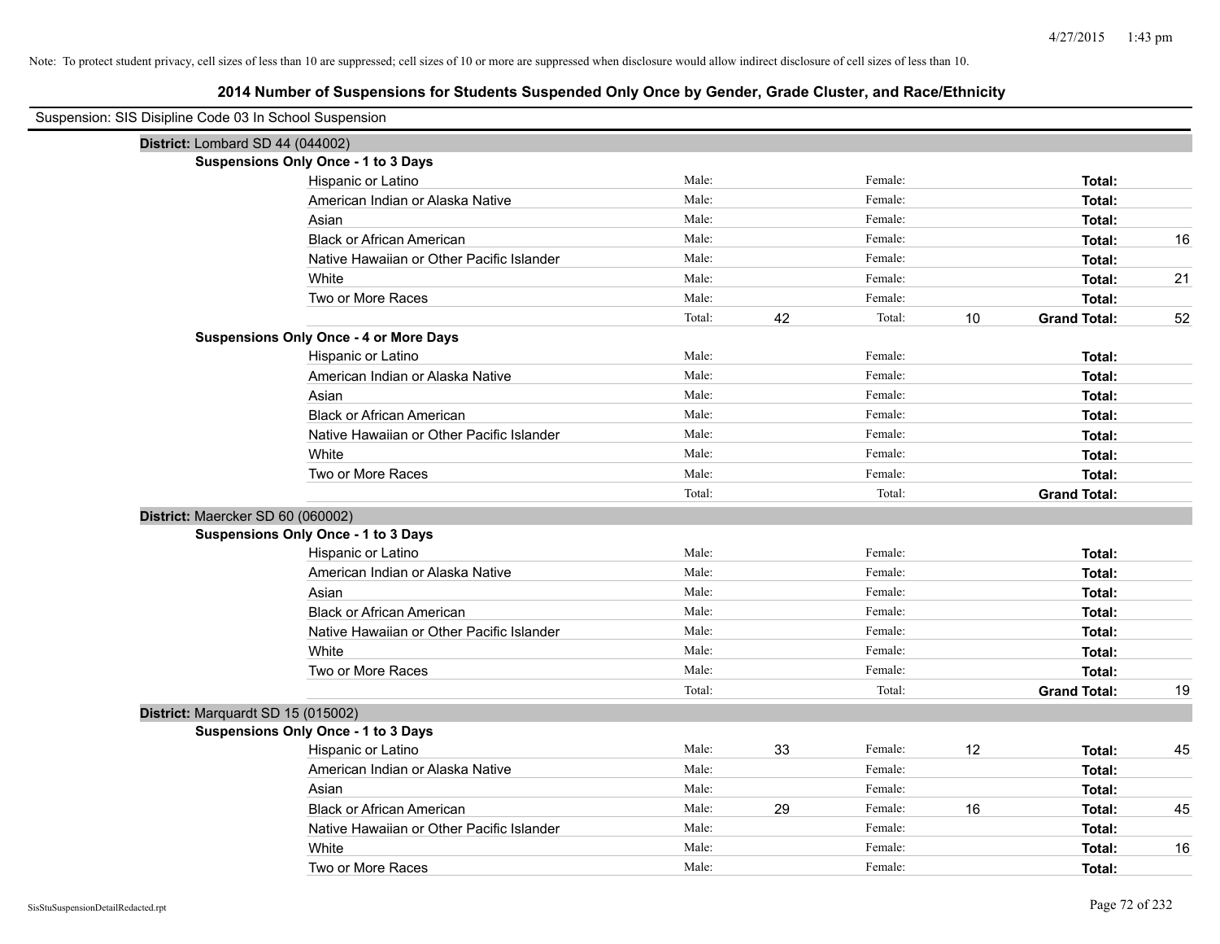Note: To protect student privacy, cell sizes of less than 10 are suppressed; cell sizes of 10 or more are suppressed when disclosure would allow indirect disclosure of cell sizes of less than 10.

## 2014 Number of Suspensions for Students Suspended Only Once by Gender, Grade Cluster, and Race/Ethnicity

Suspension: SIS Disipline Code 03 In School Suspension

**District:** Lombard SD 44 (044002)

**Suspensions Only Once - 1 to 3 Days**

| | | | | | | |
|---|---|---|---|---|---|---|
| Hispanic or Latino | Male: | | Female: | | **Total:** | |
| American Indian or Alaska Native | Male: | | Female: | | **Total:** | |
| Asian | Male: | | Female: | | **Total:** | |
| Black or African American | Male: | | Female: | | **Total:** | 16 |
| Native Hawaiian or Other Pacific Islander | Male: | | Female: | | **Total:** | |
| White | Male: | | Female: | | **Total:** | 21 |
| Two or More Races | Male: | | Female: | | **Total:** | |
| | Total: | 42 | Total: | 10 | **Grand Total:** | 52 |

**Suspensions Only Once - 4 or More Days**

| | | | | | | |
|---|---|---|---|---|---|---|
| Hispanic or Latino | Male: | | Female: | | **Total:** | |
| American Indian or Alaska Native | Male: | | Female: | | **Total:** | |
| Asian | Male: | | Female: | | **Total:** | |
| Black or African American | Male: | | Female: | | **Total:** | |
| Native Hawaiian or Other Pacific Islander | Male: | | Female: | | **Total:** | |
| White | Male: | | Female: | | **Total:** | |
| Two or More Races | Male: | | Female: | | **Total:** | |
| | Total: | | Total: | | **Grand Total:** | |

**District:** Maercker SD 60 (060002)

**Suspensions Only Once - 1 to 3 Days**

| | | | | | | |
|---|---|---|---|---|---|---|
| Hispanic or Latino | Male: | | Female: | | **Total:** | |
| American Indian or Alaska Native | Male: | | Female: | | **Total:** | |
| Asian | Male: | | Female: | | **Total:** | |
| Black or African American | Male: | | Female: | | **Total:** | |
| Native Hawaiian or Other Pacific Islander | Male: | | Female: | | **Total:** | |
| White | Male: | | Female: | | **Total:** | |
| Two or More Races | Male: | | Female: | | **Total:** | |
| | Total: | | Total: | | **Grand Total:** | 19 |

**District:** Marquardt SD 15 (015002)

**Suspensions Only Once - 1 to 3 Days**

| | | | | | | |
|---|---|---|---|---|---|---|
| Hispanic or Latino | Male: | 33 | Female: | 12 | **Total:** | 45 |
| American Indian or Alaska Native | Male: | | Female: | | **Total:** | |
| Asian | Male: | | Female: | | **Total:** | |
| Black or African American | Male: | 29 | Female: | 16 | **Total:** | 45 |
| Native Hawaiian or Other Pacific Islander | Male: | | Female: | | **Total:** | |
| White | Male: | | Female: | | **Total:** | 16 |
| Two or More Races | Male: | | Female: | | **Total:** | |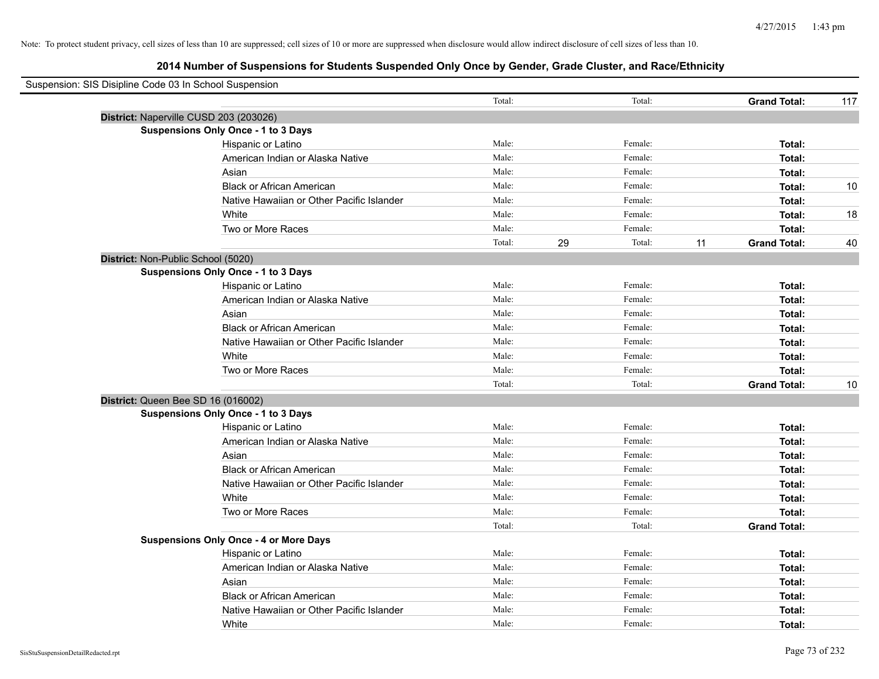Note: To protect student privacy, cell sizes of less than 10 are suppressed; cell sizes of 10 or more are suppressed when disclosure would allow indirect disclosure of cell sizes of less than 10.

## 2014 Number of Suspensions for Students Suspended Only Once by Gender, Grade Cluster, and Race/Ethnicity

Suspension: SIS Disipline Code 03 In School Suspension

| | | | | | | | |
|---|---|---|---|---|---|---|---|
| | Total: | | Total: | | **Grand Total:** | 117 |
| **District:** Naperville CUSD 203 (203026) | | | | | | |
| **Suspensions Only Once - 1 to 3 Days** | | | | | | |
| Hispanic or Latino | Male: | | Female: | | **Total:** | |
| American Indian or Alaska Native | Male: | | Female: | | **Total:** | |
| Asian | Male: | | Female: | | **Total:** | |
| Black or African American | Male: | | Female: | | **Total:** | 10 |
| Native Hawaiian or Other Pacific Islander | Male: | | Female: | | **Total:** | |
| White | Male: | | Female: | | **Total:** | 18 |
| Two or More Races | Male: | | Female: | | **Total:** | |
| | Total: | 29 | Total: | 11 | **Grand Total:** | 40 |
| **District:** Non-Public School (5020) | | | | | | |
| **Suspensions Only Once - 1 to 3 Days** | | | | | | |
| Hispanic or Latino | Male: | | Female: | | **Total:** | |
| American Indian or Alaska Native | Male: | | Female: | | **Total:** | |
| Asian | Male: | | Female: | | **Total:** | |
| Black or African American | Male: | | Female: | | **Total:** | |
| Native Hawaiian or Other Pacific Islander | Male: | | Female: | | **Total:** | |
| White | Male: | | Female: | | **Total:** | |
| Two or More Races | Male: | | Female: | | **Total:** | |
| | Total: | | Total: | | **Grand Total:** | 10 |
| **District:** Queen Bee SD 16 (016002) | | | | | | |
| **Suspensions Only Once - 1 to 3 Days** | | | | | | |
| Hispanic or Latino | Male: | | Female: | | **Total:** | |
| American Indian or Alaska Native | Male: | | Female: | | **Total:** | |
| Asian | Male: | | Female: | | **Total:** | |
| Black or African American | Male: | | Female: | | **Total:** | |
| Native Hawaiian or Other Pacific Islander | Male: | | Female: | | **Total:** | |
| White | Male: | | Female: | | **Total:** | |
| Two or More Races | Male: | | Female: | | **Total:** | |
| | Total: | | Total: | | **Grand Total:** | |
| **Suspensions Only Once - 4 or More Days** | | | | | | |
| Hispanic or Latino | Male: | | Female: | | **Total:** | |
| American Indian or Alaska Native | Male: | | Female: | | **Total:** | |
| Asian | Male: | | Female: | | **Total:** | |
| Black or African American | Male: | | Female: | | **Total:** | |
| Native Hawaiian or Other Pacific Islander | Male: | | Female: | | **Total:** | |
| White | Male: | | Female: | | **Total:** | |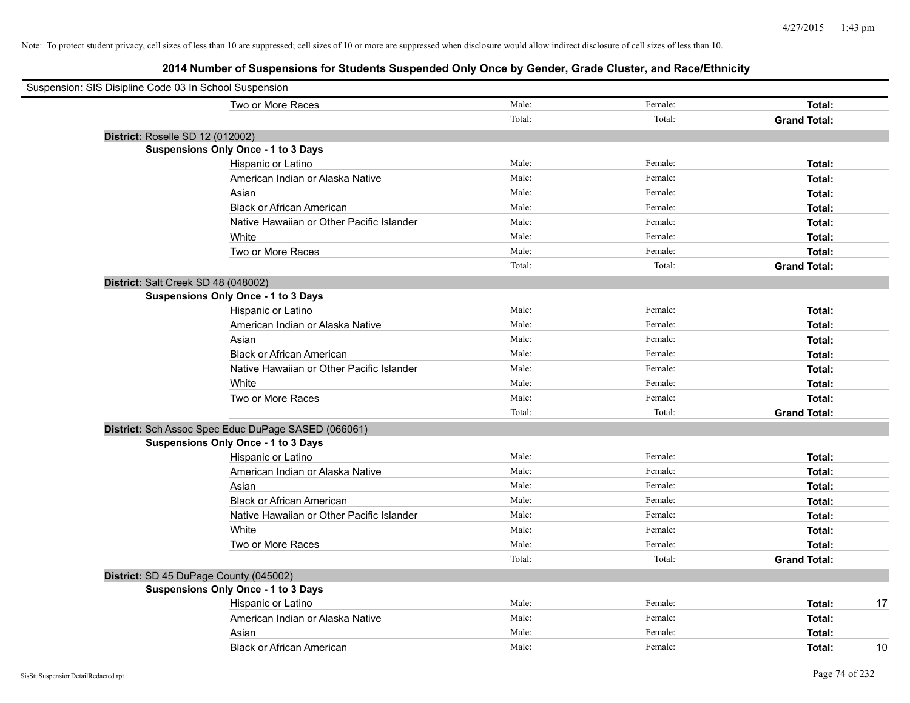Note: To protect student privacy, cell sizes of less than 10 are suppressed; cell sizes of 10 or more are suppressed when disclosure would allow indirect disclosure of cell sizes of less than 10.

## 2014 Number of Suspensions for Students Suspended Only Once by Gender, Grade Cluster, and Race/Ethnicity

Suspension: SIS Disipline Code 03 In School Suspension

| | Male: | Female: | Total: | |
|---|---|---|---|---|
| Two or More Races | Male: | Female: | **Total:** | |
| | Total: | Total: | **Grand Total:** | |

**District:** Roselle SD 12 (012002)

**Suspensions Only Once - 1 to 3 Days**

| | | | | |
|---|---|---|---|---|
| Hispanic or Latino | Male: | Female: | **Total:** | |
| American Indian or Alaska Native | Male: | Female: | **Total:** | |
| Asian | Male: | Female: | **Total:** | |
| Black or African American | Male: | Female: | **Total:** | |
| Native Hawaiian or Other Pacific Islander | Male: | Female: | **Total:** | |
| White | Male: | Female: | **Total:** | |
| Two or More Races | Male: | Female: | **Total:** | |
| | Total: | Total: | **Grand Total:** | |

**District:** Salt Creek SD 48 (048002)

**Suspensions Only Once - 1 to 3 Days**

| | | | | |
|---|---|---|---|---|
| Hispanic or Latino | Male: | Female: | **Total:** | |
| American Indian or Alaska Native | Male: | Female: | **Total:** | |
| Asian | Male: | Female: | **Total:** | |
| Black or African American | Male: | Female: | **Total:** | |
| Native Hawaiian or Other Pacific Islander | Male: | Female: | **Total:** | |
| White | Male: | Female: | **Total:** | |
| Two or More Races | Male: | Female: | **Total:** | |
| | Total: | Total: | **Grand Total:** | |

**District:** Sch Assoc Spec Educ DuPage SASED (066061)

**Suspensions Only Once - 1 to 3 Days**

| | | | | |
|---|---|---|---|---|
| Hispanic or Latino | Male: | Female: | **Total:** | |
| American Indian or Alaska Native | Male: | Female: | **Total:** | |
| Asian | Male: | Female: | **Total:** | |
| Black or African American | Male: | Female: | **Total:** | |
| Native Hawaiian or Other Pacific Islander | Male: | Female: | **Total:** | |
| White | Male: | Female: | **Total:** | |
| Two or More Races | Male: | Female: | **Total:** | |
| | Total: | Total: | **Grand Total:** | |

**District:** SD 45 DuPage County (045002)

**Suspensions Only Once - 1 to 3 Days**

| | | | | |
|---|---|---|---|---|
| Hispanic or Latino | Male: | Female: | **Total:** | 17 |
| American Indian or Alaska Native | Male: | Female: | **Total:** | |
| Asian | Male: | Female: | **Total:** | |
| Black or African American | Male: | Female: | **Total:** | 10 |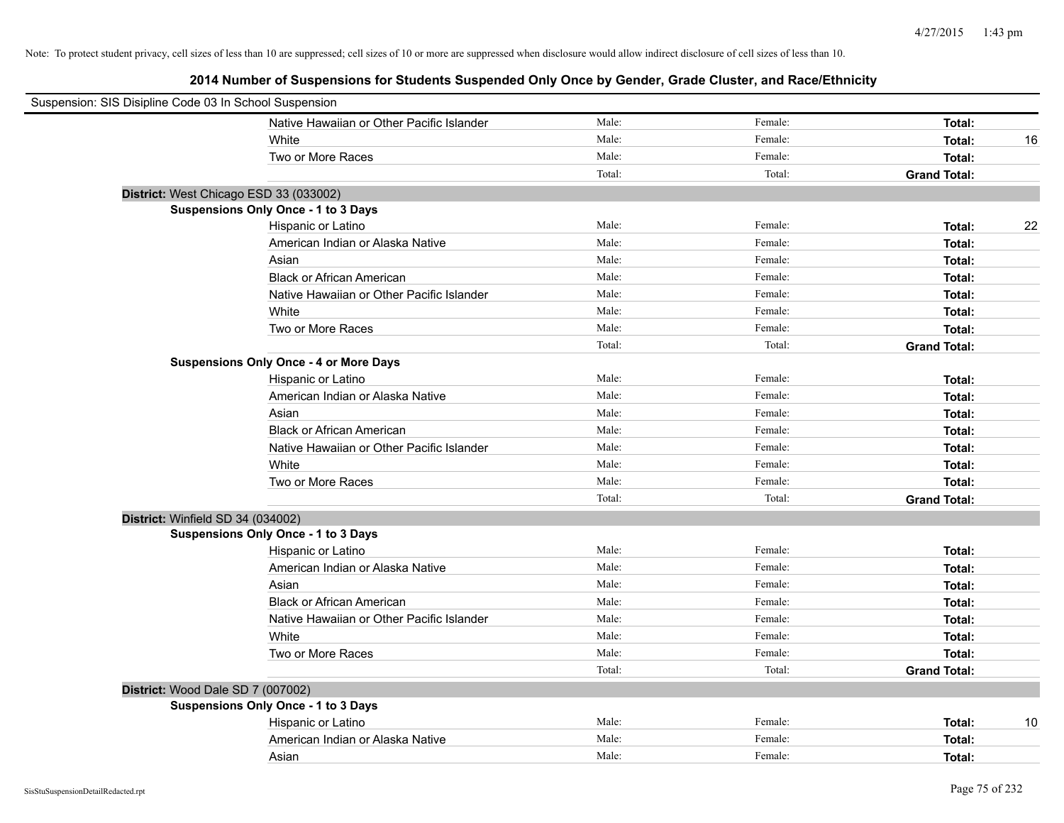Note: To protect student privacy, cell sizes of less than 10 are suppressed; cell sizes of 10 or more are suppressed when disclosure would allow indirect disclosure of cell sizes of less than 10.

## 2014 Number of Suspensions for Students Suspended Only Once by Gender, Grade Cluster, and Race/Ethnicity

Suspension: SIS Disipline Code 03 In School Suspension

| | | | | |
|---|---|---|---|---|
| Native Hawaiian or Other Pacific Islander | Male: | Female: | **Total:** | |
| White | Male: | Female: | **Total:** | 16 |
| Two or More Races | Male: | Female: | **Total:** | |
| | Total: | Total: | **Grand Total:** | |

**District:** West Chicago ESD 33 (033002)

**Suspensions Only Once - 1 to 3 Days**

| | | | | |
|---|---|---|---|---|
| Hispanic or Latino | Male: | Female: | **Total:** | 22 |
| American Indian or Alaska Native | Male: | Female: | **Total:** | |
| Asian | Male: | Female: | **Total:** | |
| Black or African American | Male: | Female: | **Total:** | |
| Native Hawaiian or Other Pacific Islander | Male: | Female: | **Total:** | |
| White | Male: | Female: | **Total:** | |
| Two or More Races | Male: | Female: | **Total:** | |
| | Total: | Total: | **Grand Total:** | |

**Suspensions Only Once - 4 or More Days**

| | | | | |
|---|---|---|---|---|
| Hispanic or Latino | Male: | Female: | **Total:** | |
| American Indian or Alaska Native | Male: | Female: | **Total:** | |
| Asian | Male: | Female: | **Total:** | |
| Black or African American | Male: | Female: | **Total:** | |
| Native Hawaiian or Other Pacific Islander | Male: | Female: | **Total:** | |
| White | Male: | Female: | **Total:** | |
| Two or More Races | Male: | Female: | **Total:** | |
| | Total: | Total: | **Grand Total:** | |

**District:** Winfield SD 34 (034002)

**Suspensions Only Once - 1 to 3 Days**

| | | | | |
|---|---|---|---|---|
| Hispanic or Latino | Male: | Female: | **Total:** | |
| American Indian or Alaska Native | Male: | Female: | **Total:** | |
| Asian | Male: | Female: | **Total:** | |
| Black or African American | Male: | Female: | **Total:** | |
| Native Hawaiian or Other Pacific Islander | Male: | Female: | **Total:** | |
| White | Male: | Female: | **Total:** | |
| Two or More Races | Male: | Female: | **Total:** | |
| | Total: | Total: | **Grand Total:** | |

**District:** Wood Dale SD 7 (007002)

**Suspensions Only Once - 1 to 3 Days**

| | | | | |
|---|---|---|---|---|
| Hispanic or Latino | Male: | Female: | **Total:** | 10 |
| American Indian or Alaska Native | Male: | Female: | **Total:** | |
| Asian | Male: | Female: | **Total:** | |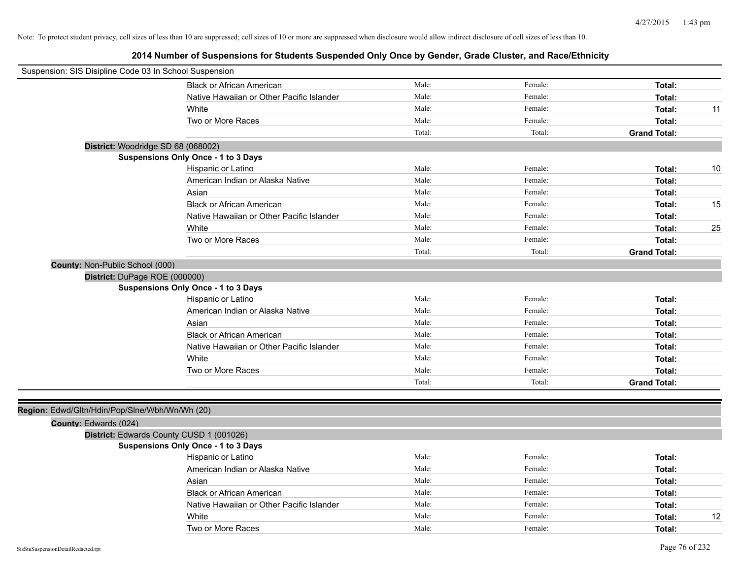Note: To protect student privacy, cell sizes of less than 10 are suppressed; cell sizes of 10 or more are suppressed when disclosure would allow indirect disclosure of cell sizes of less than 10.

# 2014 Number of Suspensions for Students Suspended Only Once by Gender, Grade Cluster, and Race/Ethnicity

Suspension: SIS Disipline Code 03 In School Suspension

| | Male: | Female: | Total: | |
|---|---|---|---|---|
| Black or African American | Male: | Female: | **Total:** | |
| Native Hawaiian or Other Pacific Islander | Male: | Female: | **Total:** | |
| White | Male: | Female: | **Total:** | 11 |
| Two or More Races | Male: | Female: | **Total:** | |
| | Total: | Total: | **Grand Total:** | |

**District:** Woodridge SD 68 (068002)

**Suspensions Only Once - 1 to 3 Days**

| | | | | |
|---|---|---|---|---|
| Hispanic or Latino | Male: | Female: | **Total:** | 10 |
| American Indian or Alaska Native | Male: | Female: | **Total:** | |
| Asian | Male: | Female: | **Total:** | |
| Black or African American | Male: | Female: | **Total:** | 15 |
| Native Hawaiian or Other Pacific Islander | Male: | Female: | **Total:** | |
| White | Male: | Female: | **Total:** | 25 |
| Two or More Races | Male: | Female: | **Total:** | |
| | Total: | Total: | **Grand Total:** | |

**County:** Non-Public School (000)

**District:** DuPage ROE (000000)

**Suspensions Only Once - 1 to 3 Days**

| | | | | |
|---|---|---|---|---|
| Hispanic or Latino | Male: | Female: | **Total:** | |
| American Indian or Alaska Native | Male: | Female: | **Total:** | |
| Asian | Male: | Female: | **Total:** | |
| Black or African American | Male: | Female: | **Total:** | |
| Native Hawaiian or Other Pacific Islander | Male: | Female: | **Total:** | |
| White | Male: | Female: | **Total:** | |
| Two or More Races | Male: | Female: | **Total:** | |
| | Total: | Total: | **Grand Total:** | |

**Region:** Edwd/Gltn/Hdin/Pop/Slne/Wbh/Wn/Wh (20)

**County:** Edwards (024)

**District:** Edwards County CUSD 1 (001026)

**Suspensions Only Once - 1 to 3 Days**

| | | | | |
|---|---|---|---|---|
| Hispanic or Latino | Male: | Female: | **Total:** | |
| American Indian or Alaska Native | Male: | Female: | **Total:** | |
| Asian | Male: | Female: | **Total:** | |
| Black or African American | Male: | Female: | **Total:** | |
| Native Hawaiian or Other Pacific Islander | Male: | Female: | **Total:** | |
| White | Male: | Female: | **Total:** | 12 |
| Two or More Races | Male: | Female: | **Total:** | |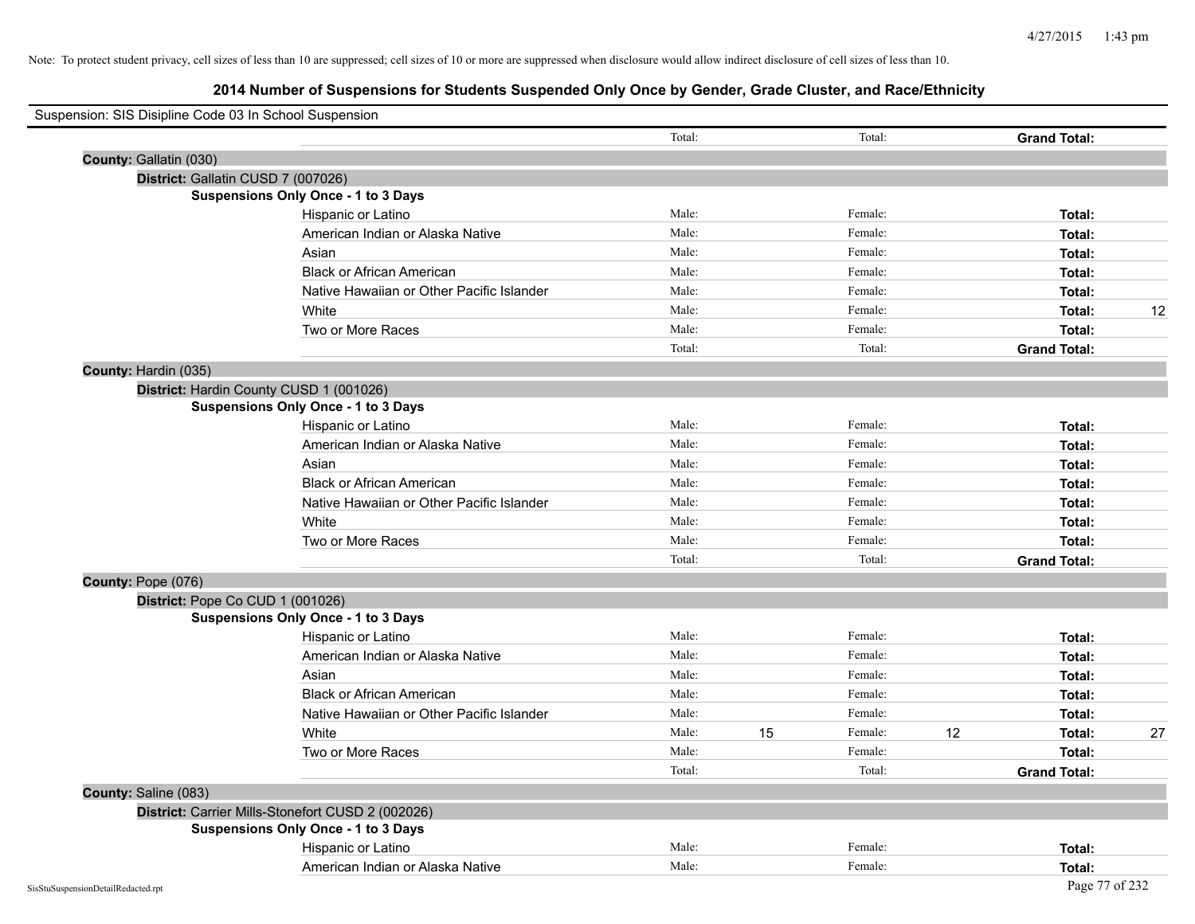Note: To protect student privacy, cell sizes of less than 10 are suppressed; cell sizes of 10 or more are suppressed when disclosure would allow indirect disclosure of cell sizes of less than 10.

## 2014 Number of Suspensions for Students Suspended Only Once by Gender, Grade Cluster, and Race/Ethnicity

Suspension: SIS Disipline Code 03 In School Suspension

| | | | | | | |
|---|---|---|---|---|---|---|
| | Total: | | Total: | | **Grand Total:** | |
| **County:** Gallatin (030) | | | | | | |
| **District:** Gallatin CUSD 7 (007026) | | | | | | |
| **Suspensions Only Once - 1 to 3 Days** | | | | | | |
| Hispanic or Latino | Male: | | Female: | | **Total:** | |
| American Indian or Alaska Native | Male: | | Female: | | **Total:** | |
| Asian | Male: | | Female: | | **Total:** | |
| Black or African American | Male: | | Female: | | **Total:** | |
| Native Hawaiian or Other Pacific Islander | Male: | | Female: | | **Total:** | |
| White | Male: | | Female: | | **Total:** | 12 |
| Two or More Races | Male: | | Female: | | **Total:** | |
| | Total: | | Total: | | **Grand Total:** | |
| **County:** Hardin (035) | | | | | | |
| **District:** Hardin County CUSD 1 (001026) | | | | | | |
| **Suspensions Only Once - 1 to 3 Days** | | | | | | |
| Hispanic or Latino | Male: | | Female: | | **Total:** | |
| American Indian or Alaska Native | Male: | | Female: | | **Total:** | |
| Asian | Male: | | Female: | | **Total:** | |
| Black or African American | Male: | | Female: | | **Total:** | |
| Native Hawaiian or Other Pacific Islander | Male: | | Female: | | **Total:** | |
| White | Male: | | Female: | | **Total:** | |
| Two or More Races | Male: | | Female: | | **Total:** | |
| | Total: | | Total: | | **Grand Total:** | |
| **County:** Pope (076) | | | | | | |
| **District:** Pope Co CUD 1 (001026) | | | | | | |
| **Suspensions Only Once - 1 to 3 Days** | | | | | | |
| Hispanic or Latino | Male: | | Female: | | **Total:** | |
| American Indian or Alaska Native | Male: | | Female: | | **Total:** | |
| Asian | Male: | | Female: | | **Total:** | |
| Black or African American | Male: | | Female: | | **Total:** | |
| Native Hawaiian or Other Pacific Islander | Male: | | Female: | | **Total:** | |
| White | Male: | 15 | Female: | 12 | **Total:** | 27 |
| Two or More Races | Male: | | Female: | | **Total:** | |
| | Total: | | Total: | | **Grand Total:** | |
| **County:** Saline (083) | | | | | | |
| **District:** Carrier Mills-Stonefort CUSD 2 (002026) | | | | | | |
| **Suspensions Only Once - 1 to 3 Days** | | | | | | |
| Hispanic or Latino | Male: | | Female: | | **Total:** | |
| American Indian or Alaska Native | Male: | | Female: | | **Total:** | |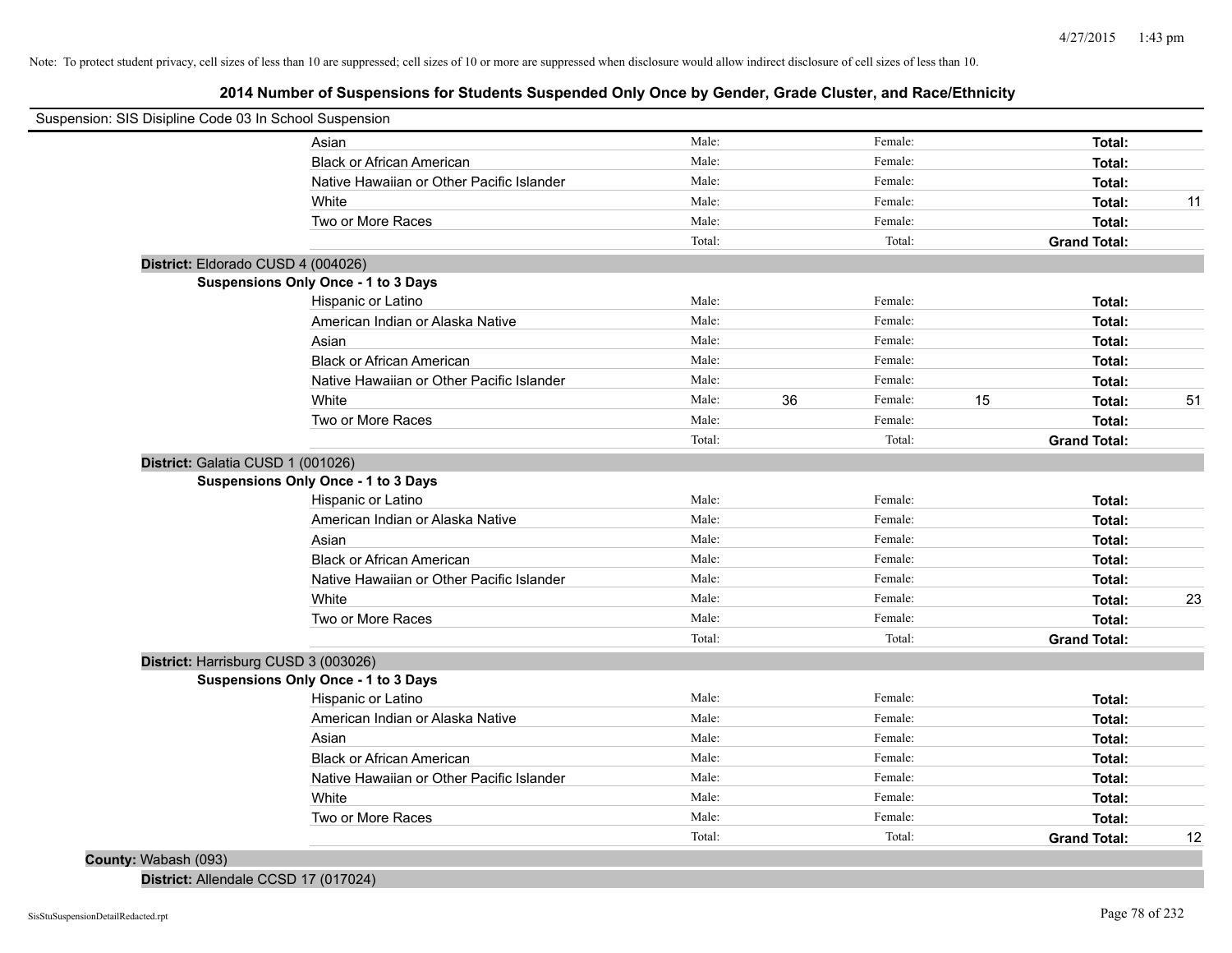Note: To protect student privacy, cell sizes of less than 10 are suppressed; cell sizes of 10 or more are suppressed when disclosure would allow indirect disclosure of cell sizes of less than 10.

## 2014 Number of Suspensions for Students Suspended Only Once by Gender, Grade Cluster, and Race/Ethnicity

Suspension: SIS Disipline Code 03 In School Suspension

| | | | | | | |
|---|---|---|---|---|---|---|
| Asian | Male: | | Female: | | **Total:** | |
| Black or African American | Male: | | Female: | | **Total:** | |
| Native Hawaiian or Other Pacific Islander | Male: | | Female: | | **Total:** | |
| White | Male: | | Female: | | **Total:** | 11 |
| Two or More Races | Male: | | Female: | | **Total:** | |
| | Total: | | Total: | | **Grand Total:** | |

**District:** Eldorado CUSD 4 (004026)

**Suspensions Only Once - 1 to 3 Days**

| | | | | | | |
|---|---|---|---|---|---|---|
| Hispanic or Latino | Male: | | Female: | | **Total:** | |
| American Indian or Alaska Native | Male: | | Female: | | **Total:** | |
| Asian | Male: | | Female: | | **Total:** | |
| Black or African American | Male: | | Female: | | **Total:** | |
| Native Hawaiian or Other Pacific Islander | Male: | | Female: | | **Total:** | |
| White | Male: | 36 | Female: | 15 | **Total:** | 51 |
| Two or More Races | Male: | | Female: | | **Total:** | |
| | Total: | | Total: | | **Grand Total:** | |

**District:** Galatia CUSD 1 (001026)

**Suspensions Only Once - 1 to 3 Days**

| | | | | | | |
|---|---|---|---|---|---|---|
| Hispanic or Latino | Male: | | Female: | | **Total:** | |
| American Indian or Alaska Native | Male: | | Female: | | **Total:** | |
| Asian | Male: | | Female: | | **Total:** | |
| Black or African American | Male: | | Female: | | **Total:** | |
| Native Hawaiian or Other Pacific Islander | Male: | | Female: | | **Total:** | |
| White | Male: | | Female: | | **Total:** | 23 |
| Two or More Races | Male: | | Female: | | **Total:** | |
| | Total: | | Total: | | **Grand Total:** | |

**District:** Harrisburg CUSD 3 (003026)

**Suspensions Only Once - 1 to 3 Days**

| | | | | | | |
|---|---|---|---|---|---|---|
| Hispanic or Latino | Male: | | Female: | | **Total:** | |
| American Indian or Alaska Native | Male: | | Female: | | **Total:** | |
| Asian | Male: | | Female: | | **Total:** | |
| Black or African American | Male: | | Female: | | **Total:** | |
| Native Hawaiian or Other Pacific Islander | Male: | | Female: | | **Total:** | |
| White | Male: | | Female: | | **Total:** | |
| Two or More Races | Male: | | Female: | | **Total:** | |
| | Total: | | Total: | | **Grand Total:** | 12 |

**County:** Wabash (093)

**District:** Allendale CCSD 17 (017024)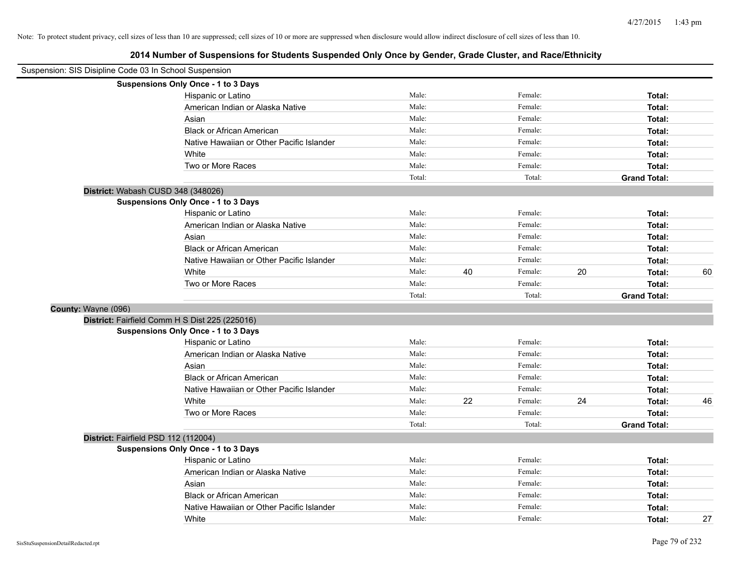Note: To protect student privacy, cell sizes of less than 10 are suppressed; cell sizes of 10 or more are suppressed when disclosure would allow indirect disclosure of cell sizes of less than 10.

# 2014 Number of Suspensions for Students Suspended Only Once by Gender, Grade Cluster, and Race/Ethnicity

Suspension: SIS Disipline Code 03 In School Suspension

**Suspensions Only Once - 1 to 3 Days**

| | | | | | | |
|---|---|---|---|---|---|---|
| Hispanic or Latino | Male: | | Female: | | **Total:** | |
| American Indian or Alaska Native | Male: | | Female: | | **Total:** | |
| Asian | Male: | | Female: | | **Total:** | |
| Black or African American | Male: | | Female: | | **Total:** | |
| Native Hawaiian or Other Pacific Islander | Male: | | Female: | | **Total:** | |
| White | Male: | | Female: | | **Total:** | |
| Two or More Races | Male: | | Female: | | **Total:** | |
| | Total: | | Total: | | **Grand Total:** | |

**District:** Wabash CUSD 348 (348026)

**Suspensions Only Once - 1 to 3 Days**

| | | | | | | |
|---|---|---|---|---|---|---|
| Hispanic or Latino | Male: | | Female: | | **Total:** | |
| American Indian or Alaska Native | Male: | | Female: | | **Total:** | |
| Asian | Male: | | Female: | | **Total:** | |
| Black or African American | Male: | | Female: | | **Total:** | |
| Native Hawaiian or Other Pacific Islander | Male: | | Female: | | **Total:** | |
| White | Male: | 40 | Female: | 20 | **Total:** | 60 |
| Two or More Races | Male: | | Female: | | **Total:** | |
| | Total: | | Total: | | **Grand Total:** | |

**County:** Wayne (096)

**District:** Fairfield Comm H S Dist 225 (225016)

**Suspensions Only Once - 1 to 3 Days**

| | | | | | | |
|---|---|---|---|---|---|---|
| Hispanic or Latino | Male: | | Female: | | **Total:** | |
| American Indian or Alaska Native | Male: | | Female: | | **Total:** | |
| Asian | Male: | | Female: | | **Total:** | |
| Black or African American | Male: | | Female: | | **Total:** | |
| Native Hawaiian or Other Pacific Islander | Male: | | Female: | | **Total:** | |
| White | Male: | 22 | Female: | 24 | **Total:** | 46 |
| Two or More Races | Male: | | Female: | | **Total:** | |
| | Total: | | Total: | | **Grand Total:** | |

**District:** Fairfield PSD 112 (112004)

**Suspensions Only Once - 1 to 3 Days**

| | | | | | | |
|---|---|---|---|---|---|---|
| Hispanic or Latino | Male: | | Female: | | **Total:** | |
| American Indian or Alaska Native | Male: | | Female: | | **Total:** | |
| Asian | Male: | | Female: | | **Total:** | |
| Black or African American | Male: | | Female: | | **Total:** | |
| Native Hawaiian or Other Pacific Islander | Male: | | Female: | | **Total:** | |
| White | Male: | | Female: | | **Total:** | 27 |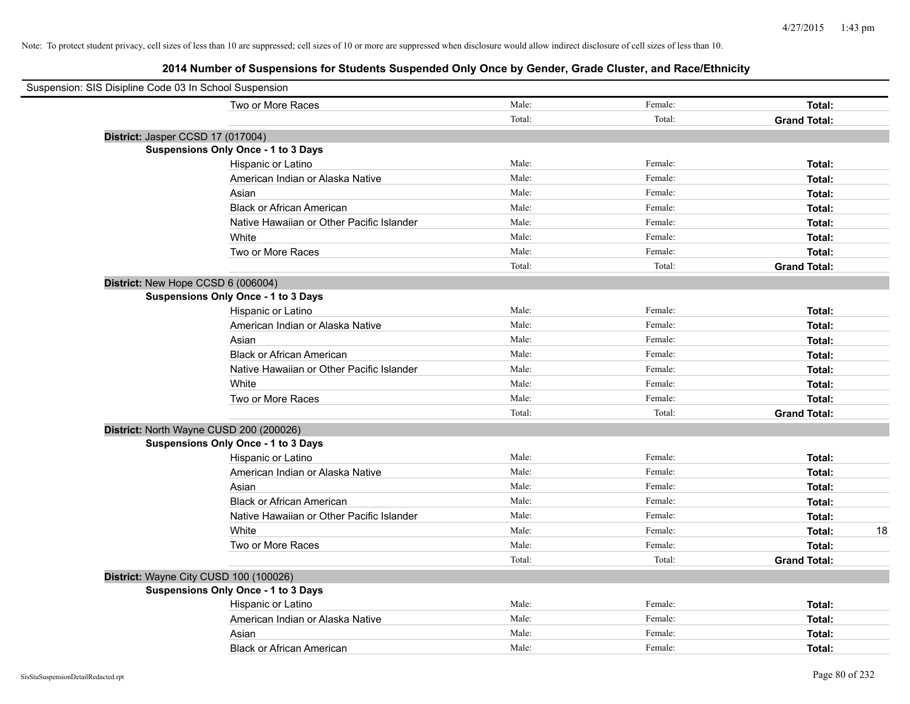Note: To protect student privacy, cell sizes of less than 10 are suppressed; cell sizes of 10 or more are suppressed when disclosure would allow indirect disclosure of cell sizes of less than 10.

## 2014 Number of Suspensions for Students Suspended Only Once by Gender, Grade Cluster, and Race/Ethnicity

Suspension: SIS Disipline Code 03 In School Suspension

| | | | | |
|---|---|---|---|---|
| Two or More Races | Male: | Female: | **Total:** | |
| | Total: | Total: | **Grand Total:** | |

**District:** Jasper CCSD 17 (017004)

**Suspensions Only Once - 1 to 3 Days**

| | | | | |
|---|---|---|---|---|
| Hispanic or Latino | Male: | Female: | **Total:** | |
| American Indian or Alaska Native | Male: | Female: | **Total:** | |
| Asian | Male: | Female: | **Total:** | |
| Black or African American | Male: | Female: | **Total:** | |
| Native Hawaiian or Other Pacific Islander | Male: | Female: | **Total:** | |
| White | Male: | Female: | **Total:** | |
| Two or More Races | Male: | Female: | **Total:** | |
| | Total: | Total: | **Grand Total:** | |

**District:** New Hope CCSD 6 (006004)

**Suspensions Only Once - 1 to 3 Days**

| | | | | |
|---|---|---|---|---|
| Hispanic or Latino | Male: | Female: | **Total:** | |
| American Indian or Alaska Native | Male: | Female: | **Total:** | |
| Asian | Male: | Female: | **Total:** | |
| Black or African American | Male: | Female: | **Total:** | |
| Native Hawaiian or Other Pacific Islander | Male: | Female: | **Total:** | |
| White | Male: | Female: | **Total:** | |
| Two or More Races | Male: | Female: | **Total:** | |
| | Total: | Total: | **Grand Total:** | |

**District:** North Wayne CUSD 200 (200026)

**Suspensions Only Once - 1 to 3 Days**

| | | | | |
|---|---|---|---|---|
| Hispanic or Latino | Male: | Female: | **Total:** | |
| American Indian or Alaska Native | Male: | Female: | **Total:** | |
| Asian | Male: | Female: | **Total:** | |
| Black or African American | Male: | Female: | **Total:** | |
| Native Hawaiian or Other Pacific Islander | Male: | Female: | **Total:** | |
| White | Male: | Female: | **Total:** | 18 |
| Two or More Races | Male: | Female: | **Total:** | |
| | Total: | Total: | **Grand Total:** | |

**District:** Wayne City CUSD 100 (100026)

**Suspensions Only Once - 1 to 3 Days**

| | | | | |
|---|---|---|---|---|
| Hispanic or Latino | Male: | Female: | **Total:** | |
| American Indian or Alaska Native | Male: | Female: | **Total:** | |
| Asian | Male: | Female: | **Total:** | |
| Black or African American | Male: | Female: | **Total:** | |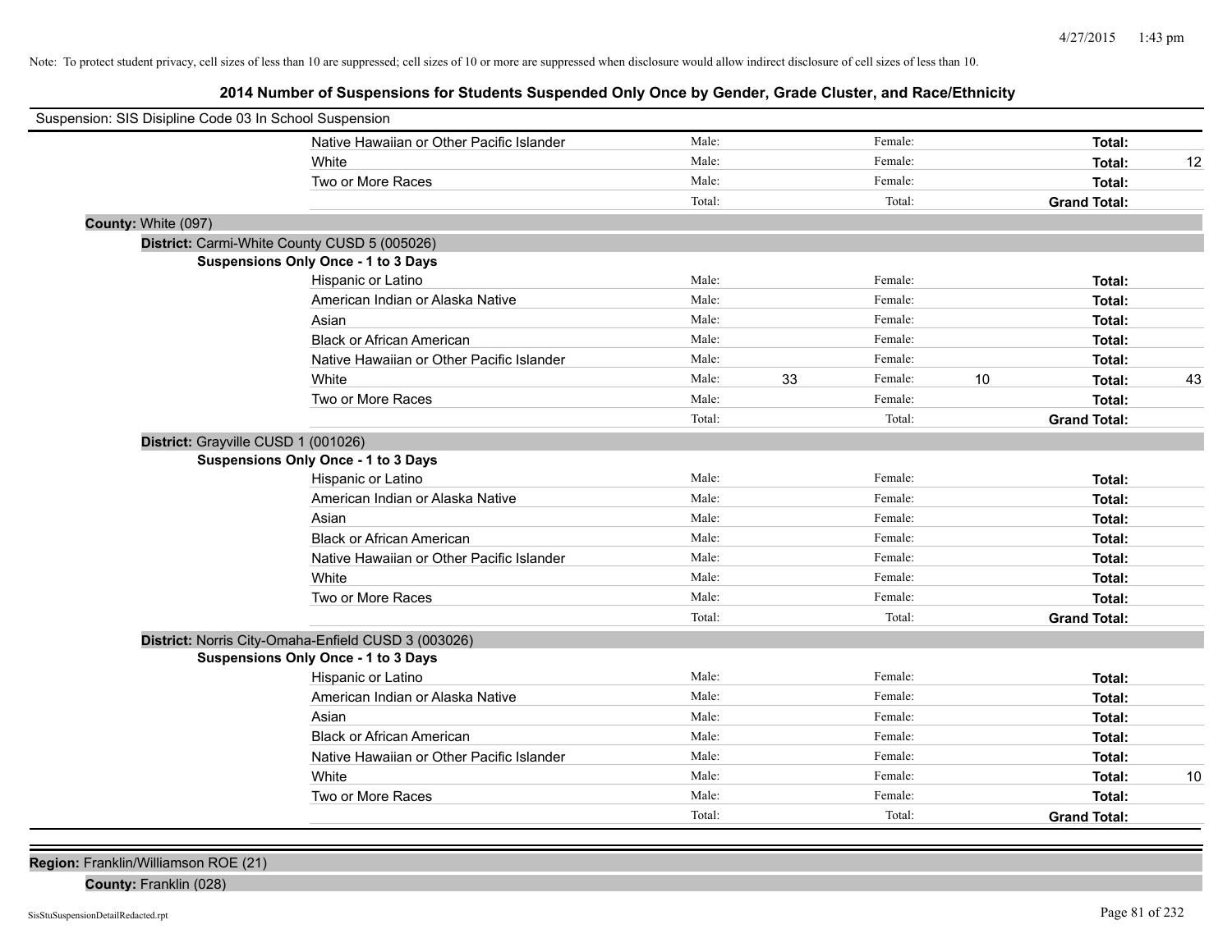Note: To protect student privacy, cell sizes of less than 10 are suppressed; cell sizes of 10 or more are suppressed when disclosure would allow indirect disclosure of cell sizes of less than 10.

## 2014 Number of Suspensions for Students Suspended Only Once by Gender, Grade Cluster, and Race/Ethnicity

Suspension: SIS Disipline Code 03 In School Suspension

| | Male: | | Female: | | Total: | |
|---|---|---|---|---|---|---|
| Native Hawaiian or Other Pacific Islander | Male: | | Female: | | **Total:** | |
| White | Male: | | Female: | | **Total:** | 12 |
| Two or More Races | Male: | | Female: | | **Total:** | |
| | Total: | | Total: | | **Grand Total:** | |

**County:** White (097)

**District:** Carmi-White County CUSD 5 (005026)

**Suspensions Only Once - 1 to 3 Days**

| | | | | | | |
|---|---|---|---|---|---|---|
| Hispanic or Latino | Male: | | Female: | | **Total:** | |
| American Indian or Alaska Native | Male: | | Female: | | **Total:** | |
| Asian | Male: | | Female: | | **Total:** | |
| Black or African American | Male: | | Female: | | **Total:** | |
| Native Hawaiian or Other Pacific Islander | Male: | | Female: | | **Total:** | |
| White | Male: | 33 | Female: | 10 | **Total:** | 43 |
| Two or More Races | Male: | | Female: | | **Total:** | |
| | Total: | | Total: | | **Grand Total:** | |

**District:** Grayville CUSD 1 (001026)

**Suspensions Only Once - 1 to 3 Days**

| | | | | | | |
|---|---|---|---|---|---|---|
| Hispanic or Latino | Male: | | Female: | | **Total:** | |
| American Indian or Alaska Native | Male: | | Female: | | **Total:** | |
| Asian | Male: | | Female: | | **Total:** | |
| Black or African American | Male: | | Female: | | **Total:** | |
| Native Hawaiian or Other Pacific Islander | Male: | | Female: | | **Total:** | |
| White | Male: | | Female: | | **Total:** | |
| Two or More Races | Male: | | Female: | | **Total:** | |
| | Total: | | Total: | | **Grand Total:** | |

**District:** Norris City-Omaha-Enfield CUSD 3 (003026)

**Suspensions Only Once - 1 to 3 Days**

| | | | | | | |
|---|---|---|---|---|---|---|
| Hispanic or Latino | Male: | | Female: | | **Total:** | |
| American Indian or Alaska Native | Male: | | Female: | | **Total:** | |
| Asian | Male: | | Female: | | **Total:** | |
| Black or African American | Male: | | Female: | | **Total:** | |
| Native Hawaiian or Other Pacific Islander | Male: | | Female: | | **Total:** | |
| White | Male: | | Female: | | **Total:** | 10 |
| Two or More Races | Male: | | Female: | | **Total:** | |
| | Total: | | Total: | | **Grand Total:** | |

**Region:** Franklin/Williamson ROE (21)

**County:** Franklin (028)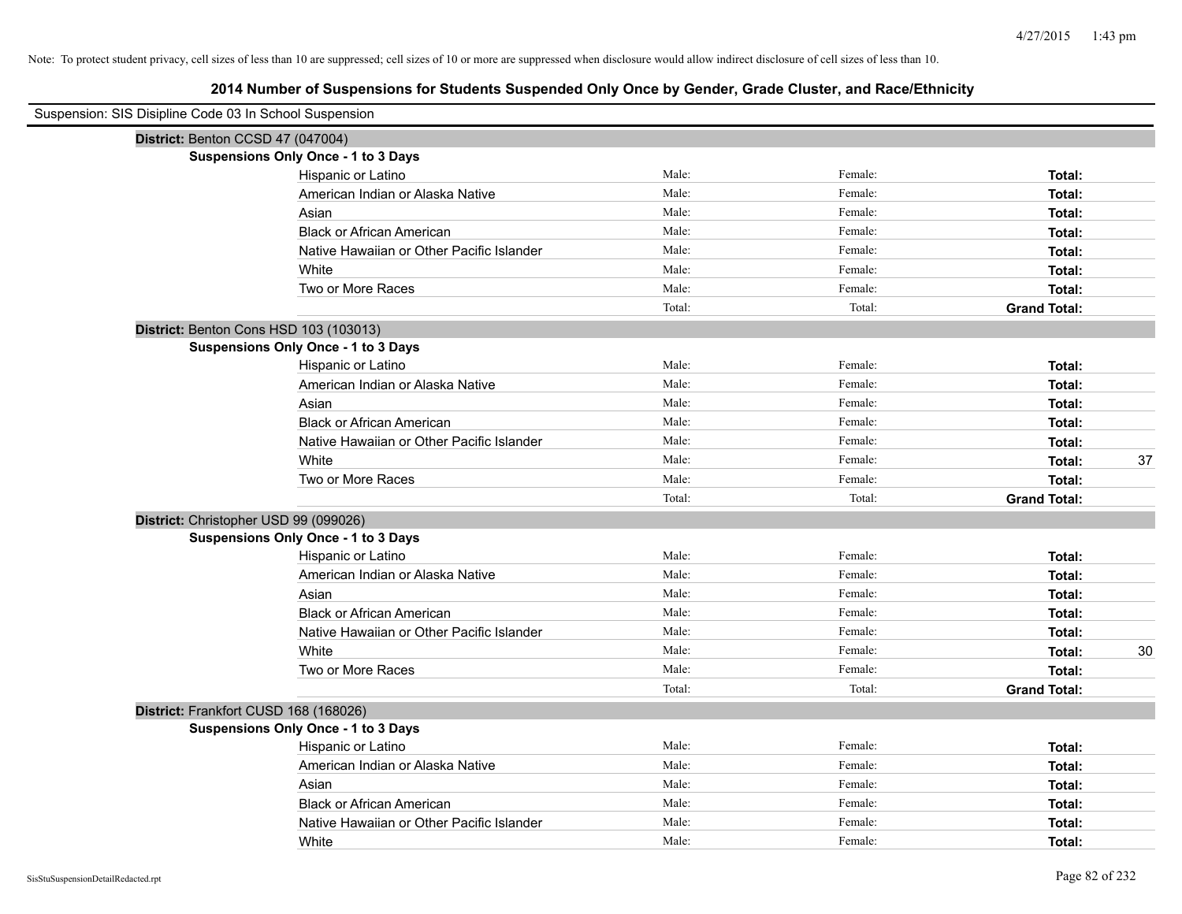Note: To protect student privacy, cell sizes of less than 10 are suppressed; cell sizes of 10 or more are suppressed when disclosure would allow indirect disclosure of cell sizes of less than 10.

# 2014 Number of Suspensions for Students Suspended Only Once by Gender, Grade Cluster, and Race/Ethnicity

Suspension: SIS Disipline Code 03 In School Suspension

**District:** Benton CCSD 47 (047004)

**Suspensions Only Once - 1 to 3 Days**

| Race/Ethnicity | Male | Female | Total |
|---|---|---|---|
| Hispanic or Latino | Male: | Female: | **Total:** |
| American Indian or Alaska Native | Male: | Female: | **Total:** |
| Asian | Male: | Female: | **Total:** |
| Black or African American | Male: | Female: | **Total:** |
| Native Hawaiian or Other Pacific Islander | Male: | Female: | **Total:** |
| White | Male: | Female: | **Total:** |
| Two or More Races | Male: | Female: | **Total:** |
| | Total: | Total: | **Grand Total:** |

**District:** Benton Cons HSD 103 (103013)

**Suspensions Only Once - 1 to 3 Days**

| Race/Ethnicity | Male | Female | Total |
|---|---|---|---|
| Hispanic or Latino | Male: | Female: | **Total:** |
| American Indian or Alaska Native | Male: | Female: | **Total:** |
| Asian | Male: | Female: | **Total:** |
| Black or African American | Male: | Female: | **Total:** |
| Native Hawaiian or Other Pacific Islander | Male: | Female: | **Total:** |
| White | Male: | Female: | **Total:** 37 |
| Two or More Races | Male: | Female: | **Total:** |
| | Total: | Total: | **Grand Total:** |

**District:** Christopher USD 99 (099026)

**Suspensions Only Once - 1 to 3 Days**

| Race/Ethnicity | Male | Female | Total |
|---|---|---|---|
| Hispanic or Latino | Male: | Female: | **Total:** |
| American Indian or Alaska Native | Male: | Female: | **Total:** |
| Asian | Male: | Female: | **Total:** |
| Black or African American | Male: | Female: | **Total:** |
| Native Hawaiian or Other Pacific Islander | Male: | Female: | **Total:** |
| White | Male: | Female: | **Total:** 30 |
| Two or More Races | Male: | Female: | **Total:** |
| | Total: | Total: | **Grand Total:** |

**District:** Frankfort CUSD 168 (168026)

**Suspensions Only Once - 1 to 3 Days**

| Race/Ethnicity | Male | Female | Total |
|---|---|---|---|
| Hispanic or Latino | Male: | Female: | **Total:** |
| American Indian or Alaska Native | Male: | Female: | **Total:** |
| Asian | Male: | Female: | **Total:** |
| Black or African American | Male: | Female: | **Total:** |
| Native Hawaiian or Other Pacific Islander | Male: | Female: | **Total:** |
| White | Male: | Female: | **Total:** |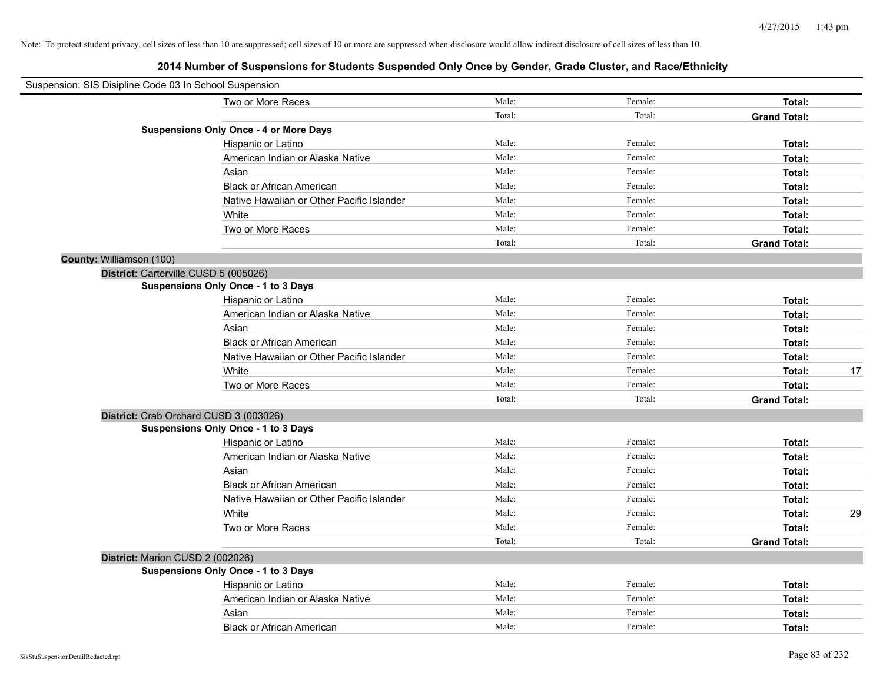Note: To protect student privacy, cell sizes of less than 10 are suppressed; cell sizes of 10 or more are suppressed when disclosure would allow indirect disclosure of cell sizes of less than 10.

# 2014 Number of Suspensions for Students Suspended Only Once by Gender, Grade Cluster, and Race/Ethnicity

Suspension: SIS Disipline Code 03 In School Suspension

| | Male | Female | Total | |
|---|---|---|---|---|
| Two or More Races | Male: | Female: | **Total:** | |
| | Total: | Total: | **Grand Total:** | |
| **Suspensions Only Once - 4 or More Days** | | | | |
| Hispanic or Latino | Male: | Female: | **Total:** | |
| American Indian or Alaska Native | Male: | Female: | **Total:** | |
| Asian | Male: | Female: | **Total:** | |
| Black or African American | Male: | Female: | **Total:** | |
| Native Hawaiian or Other Pacific Islander | Male: | Female: | **Total:** | |
| White | Male: | Female: | **Total:** | |
| Two or More Races | Male: | Female: | **Total:** | |
| | Total: | Total: | **Grand Total:** | |

**County:** Williamson (100)

**District:** Carterville CUSD 5 (005026)

| **Suspensions Only Once - 1 to 3 Days** | | | | |
|---|---|---|---|---|
| Hispanic or Latino | Male: | Female: | **Total:** | |
| American Indian or Alaska Native | Male: | Female: | **Total:** | |
| Asian | Male: | Female: | **Total:** | |
| Black or African American | Male: | Female: | **Total:** | |
| Native Hawaiian or Other Pacific Islander | Male: | Female: | **Total:** | |
| White | Male: | Female: | **Total:** | 17 |
| Two or More Races | Male: | Female: | **Total:** | |
| | Total: | Total: | **Grand Total:** | |

**District:** Crab Orchard CUSD 3 (003026)

| **Suspensions Only Once - 1 to 3 Days** | | | | |
|---|---|---|---|---|
| Hispanic or Latino | Male: | Female: | **Total:** | |
| American Indian or Alaska Native | Male: | Female: | **Total:** | |
| Asian | Male: | Female: | **Total:** | |
| Black or African American | Male: | Female: | **Total:** | |
| Native Hawaiian or Other Pacific Islander | Male: | Female: | **Total:** | |
| White | Male: | Female: | **Total:** | 29 |
| Two or More Races | Male: | Female: | **Total:** | |
| | Total: | Total: | **Grand Total:** | |

**District:** Marion CUSD 2 (002026)

| **Suspensions Only Once - 1 to 3 Days** | | | | |
|---|---|---|---|---|
| Hispanic or Latino | Male: | Female: | **Total:** | |
| American Indian or Alaska Native | Male: | Female: | **Total:** | |
| Asian | Male: | Female: | **Total:** | |
| Black or African American | Male: | Female: | **Total:** | |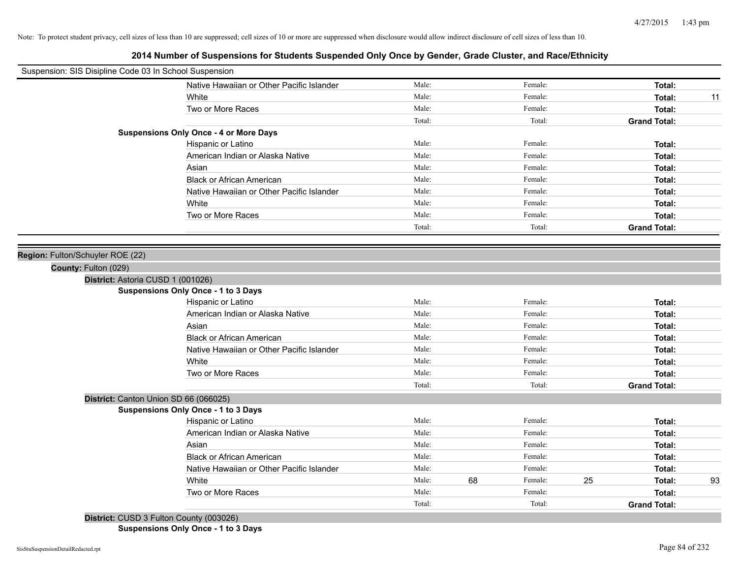Note: To protect student privacy, cell sizes of less than 10 are suppressed; cell sizes of 10 or more are suppressed when disclosure would allow indirect disclosure of cell sizes of less than 10.

## 2014 Number of Suspensions for Students Suspended Only Once by Gender, Grade Cluster, and Race/Ethnicity

Suspension: SIS Disipline Code 03 In School Suspension

| | Male: | | Female: | | | |
|---|---|---|---|---|---|---|
| Native Hawaiian or Other Pacific Islander | Male: | | Female: | | **Total:** | |
| White | Male: | | Female: | | **Total:** | 11 |
| Two or More Races | Male: | | Female: | | **Total:** | |
| | Total: | | Total: | | **Grand Total:** | |

**Suspensions Only Once - 4 or More Days**

| | | | | | | |
|---|---|---|---|---|---|---|
| Hispanic or Latino | Male: | | Female: | | **Total:** | |
| American Indian or Alaska Native | Male: | | Female: | | **Total:** | |
| Asian | Male: | | Female: | | **Total:** | |
| Black or African American | Male: | | Female: | | **Total:** | |
| Native Hawaiian or Other Pacific Islander | Male: | | Female: | | **Total:** | |
| White | Male: | | Female: | | **Total:** | |
| Two or More Races | Male: | | Female: | | **Total:** | |
| | Total: | | Total: | | **Grand Total:** | |

**Region:** Fulton/Schuyler ROE (22)

**County:** Fulton (029)

**District:** Astoria CUSD 1 (001026)

**Suspensions Only Once - 1 to 3 Days**

| | | | | | | |
|---|---|---|---|---|---|---|
| Hispanic or Latino | Male: | | Female: | | **Total:** | |
| American Indian or Alaska Native | Male: | | Female: | | **Total:** | |
| Asian | Male: | | Female: | | **Total:** | |
| Black or African American | Male: | | Female: | | **Total:** | |
| Native Hawaiian or Other Pacific Islander | Male: | | Female: | | **Total:** | |
| White | Male: | | Female: | | **Total:** | |
| Two or More Races | Male: | | Female: | | **Total:** | |
| | Total: | | Total: | | **Grand Total:** | |

**District:** Canton Union SD 66 (066025)

**Suspensions Only Once - 1 to 3 Days**

| | | | | | | |
|---|---|---|---|---|---|---|
| Hispanic or Latino | Male: | | Female: | | **Total:** | |
| American Indian or Alaska Native | Male: | | Female: | | **Total:** | |
| Asian | Male: | | Female: | | **Total:** | |
| Black or African American | Male: | | Female: | | **Total:** | |
| Native Hawaiian or Other Pacific Islander | Male: | | Female: | | **Total:** | |
| White | Male: | 68 | Female: | 25 | **Total:** | 93 |
| Two or More Races | Male: | | Female: | | **Total:** | |
| | Total: | | Total: | | **Grand Total:** | |

**District:** CUSD 3 Fulton County (003026)

**Suspensions Only Once - 1 to 3 Days**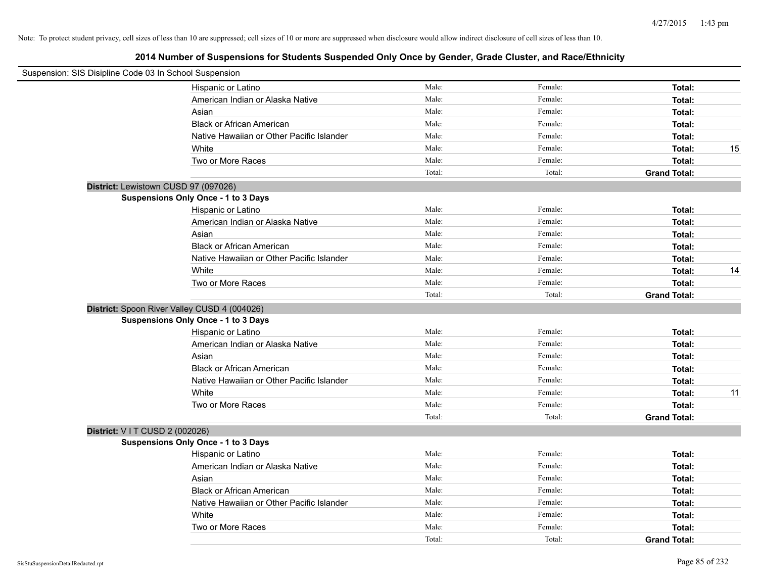Note: To protect student privacy, cell sizes of less than 10 are suppressed; cell sizes of 10 or more are suppressed when disclosure would allow indirect disclosure of cell sizes of less than 10.

## 2014 Number of Suspensions for Students Suspended Only Once by Gender, Grade Cluster, and Race/Ethnicity

Suspension: SIS Disipline Code 03 In School Suspension

| | Male: | Female: | Total: | |
|---|---|---|---|---|
| Hispanic or Latino | Male: | Female: | **Total:** | |
| American Indian or Alaska Native | Male: | Female: | **Total:** | |
| Asian | Male: | Female: | **Total:** | |
| Black or African American | Male: | Female: | **Total:** | |
| Native Hawaiian or Other Pacific Islander | Male: | Female: | **Total:** | |
| White | Male: | Female: | **Total:** | 15 |
| Two or More Races | Male: | Female: | **Total:** | |
| | Total: | Total: | **Grand Total:** | |

**District:** Lewistown CUSD 97 (097026)

**Suspensions Only Once - 1 to 3 Days**

| | | | | |
|---|---|---|---|---|
| Hispanic or Latino | Male: | Female: | **Total:** | |
| American Indian or Alaska Native | Male: | Female: | **Total:** | |
| Asian | Male: | Female: | **Total:** | |
| Black or African American | Male: | Female: | **Total:** | |
| Native Hawaiian or Other Pacific Islander | Male: | Female: | **Total:** | |
| White | Male: | Female: | **Total:** | 14 |
| Two or More Races | Male: | Female: | **Total:** | |
| | Total: | Total: | **Grand Total:** | |

**District:** Spoon River Valley CUSD 4 (004026)

**Suspensions Only Once - 1 to 3 Days**

| | | | | |
|---|---|---|---|---|
| Hispanic or Latino | Male: | Female: | **Total:** | |
| American Indian or Alaska Native | Male: | Female: | **Total:** | |
| Asian | Male: | Female: | **Total:** | |
| Black or African American | Male: | Female: | **Total:** | |
| Native Hawaiian or Other Pacific Islander | Male: | Female: | **Total:** | |
| White | Male: | Female: | **Total:** | 11 |
| Two or More Races | Male: | Female: | **Total:** | |
| | Total: | Total: | **Grand Total:** | |

**District:** V I T CUSD 2 (002026)

**Suspensions Only Once - 1 to 3 Days**

| | | | | |
|---|---|---|---|---|
| Hispanic or Latino | Male: | Female: | **Total:** | |
| American Indian or Alaska Native | Male: | Female: | **Total:** | |
| Asian | Male: | Female: | **Total:** | |
| Black or African American | Male: | Female: | **Total:** | |
| Native Hawaiian or Other Pacific Islander | Male: | Female: | **Total:** | |
| White | Male: | Female: | **Total:** | |
| Two or More Races | Male: | Female: | **Total:** | |
| | Total: | Total: | **Grand Total:** | |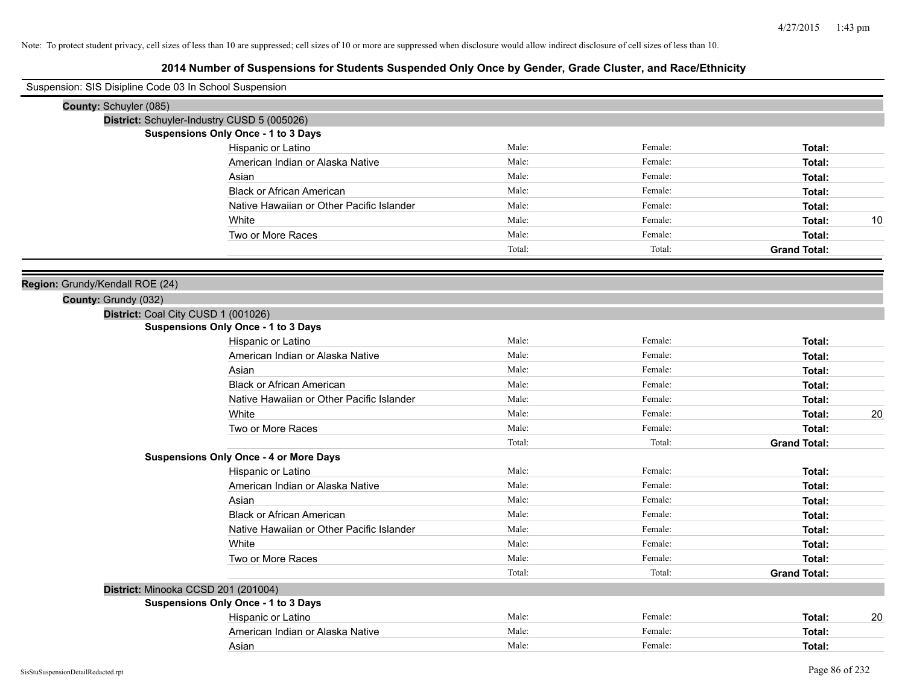Note: To protect student privacy, cell sizes of less than 10 are suppressed; cell sizes of 10 or more are suppressed when disclosure would allow indirect disclosure of cell sizes of less than 10.

# 2014 Number of Suspensions for Students Suspended Only Once by Gender, Grade Cluster, and Race/Ethnicity

Suspension: SIS Disipline Code 03 In School Suspension

**County:** Schuyler (085)

**District:** Schuyler-Industry CUSD 5 (005026)

**Suspensions Only Once - 1 to 3 Days**

| Race/Ethnicity | Male: | Female: | Total: | |
|---|---|---|---|---|
| Hispanic or Latino | Male: | Female: | **Total:** | |
| American Indian or Alaska Native | Male: | Female: | **Total:** | |
| Asian | Male: | Female: | **Total:** | |
| Black or African American | Male: | Female: | **Total:** | |
| Native Hawaiian or Other Pacific Islander | Male: | Female: | **Total:** | |
| White | Male: | Female: | **Total:** | 10 |
| Two or More Races | Male: | Female: | **Total:** | |
| | Total: | Total: | **Grand Total:** | |

**Region:** Grundy/Kendall ROE (24)

**County:** Grundy (032)

**District:** Coal City CUSD 1 (001026)

**Suspensions Only Once - 1 to 3 Days**

| Race/Ethnicity | Male: | Female: | Total: | |
|---|---|---|---|---|
| Hispanic or Latino | Male: | Female: | **Total:** | |
| American Indian or Alaska Native | Male: | Female: | **Total:** | |
| Asian | Male: | Female: | **Total:** | |
| Black or African American | Male: | Female: | **Total:** | |
| Native Hawaiian or Other Pacific Islander | Male: | Female: | **Total:** | |
| White | Male: | Female: | **Total:** | 20 |
| Two or More Races | Male: | Female: | **Total:** | |
| | Total: | Total: | **Grand Total:** | |

**Suspensions Only Once - 4 or More Days**

| Race/Ethnicity | Male: | Female: | Total: | |
|---|---|---|---|---|
| Hispanic or Latino | Male: | Female: | **Total:** | |
| American Indian or Alaska Native | Male: | Female: | **Total:** | |
| Asian | Male: | Female: | **Total:** | |
| Black or African American | Male: | Female: | **Total:** | |
| Native Hawaiian or Other Pacific Islander | Male: | Female: | **Total:** | |
| White | Male: | Female: | **Total:** | |
| Two or More Races | Male: | Female: | **Total:** | |
| | Total: | Total: | **Grand Total:** | |

**District:** Minooka CCSD 201 (201004)

**Suspensions Only Once - 1 to 3 Days**

| Race/Ethnicity | Male: | Female: | Total: | |
|---|---|---|---|---|
| Hispanic or Latino | Male: | Female: | **Total:** | 20 |
| American Indian or Alaska Native | Male: | Female: | **Total:** | |
| Asian | Male: | Female: | **Total:** | |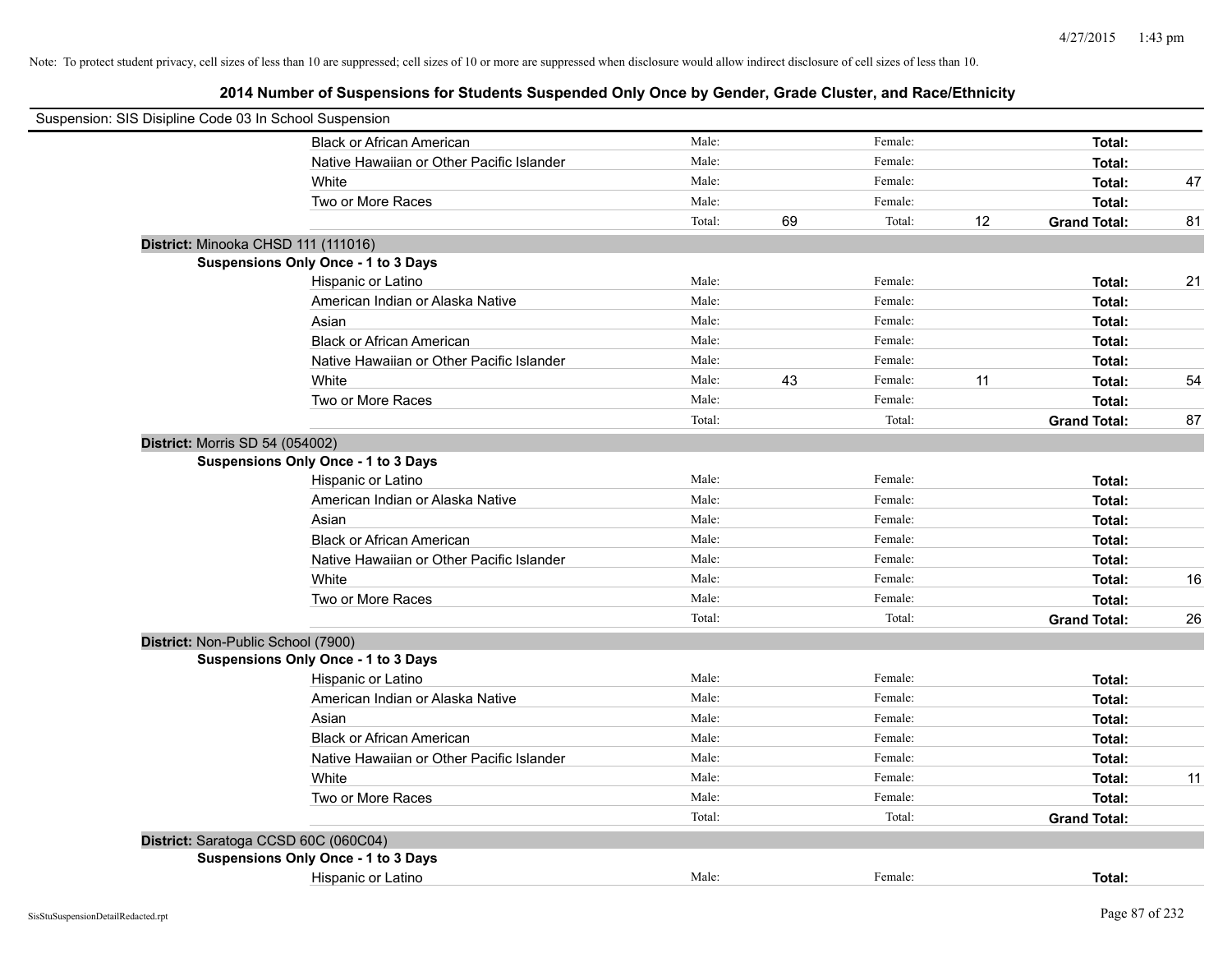Note: To protect student privacy, cell sizes of less than 10 are suppressed; cell sizes of 10 or more are suppressed when disclosure would allow indirect disclosure of cell sizes of less than 10.

## 2014 Number of Suspensions for Students Suspended Only Once by Gender, Grade Cluster, and Race/Ethnicity

Suspension: SIS Disipline Code 03 In School Suspension

| | | | | | | | |
|---|---|---|---|---|---|---|---|
| Black or African American | Male: | | Female: | | **Total:** | |
| Native Hawaiian or Other Pacific Islander | Male: | | Female: | | **Total:** | |
| White | Male: | | Female: | | **Total:** | 47 |
| Two or More Races | Male: | | Female: | | **Total:** | |
| | Total: | 69 | Total: | 12 | **Grand Total:** | 81 |

**District:** Minooka CHSD 111 (111016)

**Suspensions Only Once - 1 to 3 Days**

| | | | | | | |
|---|---|---|---|---|---|---|
| Hispanic or Latino | Male: | | Female: | | **Total:** | 21 |
| American Indian or Alaska Native | Male: | | Female: | | **Total:** | |
| Asian | Male: | | Female: | | **Total:** | |
| Black or African American | Male: | | Female: | | **Total:** | |
| Native Hawaiian or Other Pacific Islander | Male: | | Female: | | **Total:** | |
| White | Male: | 43 | Female: | 11 | **Total:** | 54 |
| Two or More Races | Male: | | Female: | | **Total:** | |
| | Total: | | Total: | | **Grand Total:** | 87 |

**District:** Morris SD 54 (054002)

**Suspensions Only Once - 1 to 3 Days**

| | | | | | | |
|---|---|---|---|---|---|---|
| Hispanic or Latino | Male: | | Female: | | **Total:** | |
| American Indian or Alaska Native | Male: | | Female: | | **Total:** | |
| Asian | Male: | | Female: | | **Total:** | |
| Black or African American | Male: | | Female: | | **Total:** | |
| Native Hawaiian or Other Pacific Islander | Male: | | Female: | | **Total:** | |
| White | Male: | | Female: | | **Total:** | 16 |
| Two or More Races | Male: | | Female: | | **Total:** | |
| | Total: | | Total: | | **Grand Total:** | 26 |

**District:** Non-Public School (7900)

**Suspensions Only Once - 1 to 3 Days**

| | | | | | | |
|---|---|---|---|---|---|---|
| Hispanic or Latino | Male: | | Female: | | **Total:** | |
| American Indian or Alaska Native | Male: | | Female: | | **Total:** | |
| Asian | Male: | | Female: | | **Total:** | |
| Black or African American | Male: | | Female: | | **Total:** | |
| Native Hawaiian or Other Pacific Islander | Male: | | Female: | | **Total:** | |
| White | Male: | | Female: | | **Total:** | 11 |
| Two or More Races | Male: | | Female: | | **Total:** | |
| | Total: | | Total: | | **Grand Total:** | |

**District:** Saratoga CCSD 60C (060C04)

**Suspensions Only Once - 1 to 3 Days**

| | | | | | | |
|---|---|---|---|---|---|---|
| Hispanic or Latino | Male: | | Female: | | **Total:** | |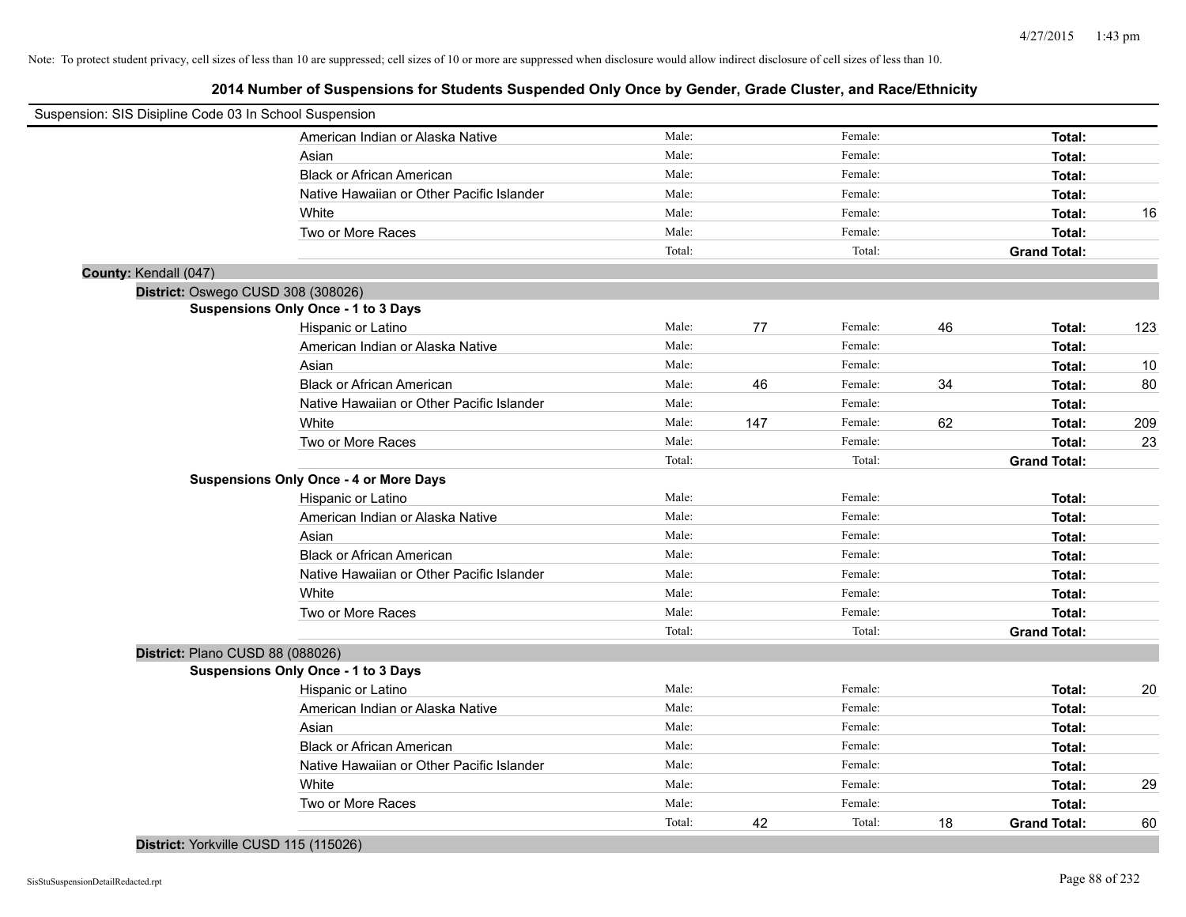Note: To protect student privacy, cell sizes of less than 10 are suppressed; cell sizes of 10 or more are suppressed when disclosure would allow indirect disclosure of cell sizes of less than 10.

# 2014 Number of Suspensions for Students Suspended Only Once by Gender, Grade Cluster, and Race/Ethnicity

Suspension: SIS Disipline Code 03 In School Suspension

| | | | | | | |
|---|---|---|---|---|---|---|
| American Indian or Alaska Native | Male: | | Female: | | **Total:** | |
| Asian | Male: | | Female: | | **Total:** | |
| Black or African American | Male: | | Female: | | **Total:** | |
| Native Hawaiian or Other Pacific Islander | Male: | | Female: | | **Total:** | |
| White | Male: | | Female: | | **Total:** | 16 |
| Two or More Races | Male: | | Female: | | **Total:** | |
| | Total: | | Total: | | **Grand Total:** | |

**County:** Kendall (047)

**District:** Oswego CUSD 308 (308026)

**Suspensions Only Once - 1 to 3 Days**

| | | | | | | |
|---|---|---|---|---|---|---|
| Hispanic or Latino | Male: | 77 | Female: | 46 | **Total:** | 123 |
| American Indian or Alaska Native | Male: | | Female: | | **Total:** | |
| Asian | Male: | | Female: | | **Total:** | 10 |
| Black or African American | Male: | 46 | Female: | 34 | **Total:** | 80 |
| Native Hawaiian or Other Pacific Islander | Male: | | Female: | | **Total:** | |
| White | Male: | 147 | Female: | 62 | **Total:** | 209 |
| Two or More Races | Male: | | Female: | | **Total:** | 23 |
| | Total: | | Total: | | **Grand Total:** | |

**Suspensions Only Once - 4 or More Days**

| | | | | | | |
|---|---|---|---|---|---|---|
| Hispanic or Latino | Male: | | Female: | | **Total:** | |
| American Indian or Alaska Native | Male: | | Female: | | **Total:** | |
| Asian | Male: | | Female: | | **Total:** | |
| Black or African American | Male: | | Female: | | **Total:** | |
| Native Hawaiian or Other Pacific Islander | Male: | | Female: | | **Total:** | |
| White | Male: | | Female: | | **Total:** | |
| Two or More Races | Male: | | Female: | | **Total:** | |
| | Total: | | Total: | | **Grand Total:** | |

**District:** Plano CUSD 88 (088026)

**Suspensions Only Once - 1 to 3 Days**

| | | | | | | |
|---|---|---|---|---|---|---|
| Hispanic or Latino | Male: | | Female: | | **Total:** | 20 |
| American Indian or Alaska Native | Male: | | Female: | | **Total:** | |
| Asian | Male: | | Female: | | **Total:** | |
| Black or African American | Male: | | Female: | | **Total:** | |
| Native Hawaiian or Other Pacific Islander | Male: | | Female: | | **Total:** | |
| White | Male: | | Female: | | **Total:** | 29 |
| Two or More Races | Male: | | Female: | | **Total:** | |
| | Total: | 42 | Total: | 18 | **Grand Total:** | 60 |

**District:** Yorkville CUSD 115 (115026)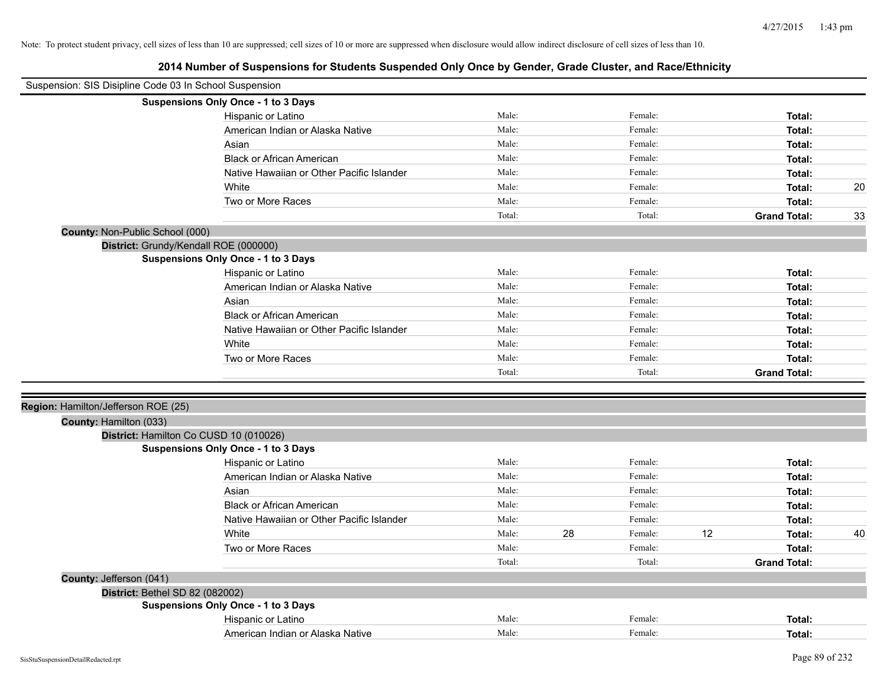Note: To protect student privacy, cell sizes of less than 10 are suppressed; cell sizes of 10 or more are suppressed when disclosure would allow indirect disclosure of cell sizes of less than 10.

## 2014 Number of Suspensions for Students Suspended Only Once by Gender, Grade Cluster, and Race/Ethnicity

Suspension: SIS Disipline Code 03 In School Suspension

**Suspensions Only Once - 1 to 3 Days**

| Race/Ethnicity | Male: | | Female: | | Total: | |
|---|---|---|---|---|---|---|
| Hispanic or Latino | Male: | | Female: | | **Total:** | |
| American Indian or Alaska Native | Male: | | Female: | | **Total:** | |
| Asian | Male: | | Female: | | **Total:** | |
| Black or African American | Male: | | Female: | | **Total:** | |
| Native Hawaiian or Other Pacific Islander | Male: | | Female: | | **Total:** | |
| White | Male: | | Female: | | **Total:** | 20 |
| Two or More Races | Male: | | Female: | | **Total:** | |
| | Total: | | Total: | | **Grand Total:** | 33 |

**County:** Non-Public School (000)

**District:** Grundy/Kendall ROE (000000)

**Suspensions Only Once - 1 to 3 Days**

| Race/Ethnicity | Male: | | Female: | | Total: | |
|---|---|---|---|---|---|---|
| Hispanic or Latino | Male: | | Female: | | **Total:** | |
| American Indian or Alaska Native | Male: | | Female: | | **Total:** | |
| Asian | Male: | | Female: | | **Total:** | |
| Black or African American | Male: | | Female: | | **Total:** | |
| Native Hawaiian or Other Pacific Islander | Male: | | Female: | | **Total:** | |
| White | Male: | | Female: | | **Total:** | |
| Two or More Races | Male: | | Female: | | **Total:** | |
| | Total: | | Total: | | **Grand Total:** | |

**Region:** Hamilton/Jefferson ROE (25)

**County:** Hamilton (033)

**District:** Hamilton Co CUSD 10 (010026)

**Suspensions Only Once - 1 to 3 Days**

| Race/Ethnicity | Male: | | Female: | | Total: | |
|---|---|---|---|---|---|---|
| Hispanic or Latino | Male: | | Female: | | **Total:** | |
| American Indian or Alaska Native | Male: | | Female: | | **Total:** | |
| Asian | Male: | | Female: | | **Total:** | |
| Black or African American | Male: | | Female: | | **Total:** | |
| Native Hawaiian or Other Pacific Islander | Male: | | Female: | | **Total:** | |
| White | Male: | 28 | Female: | 12 | **Total:** | 40 |
| Two or More Races | Male: | | Female: | | **Total:** | |
| | Total: | | Total: | | **Grand Total:** | |

**County:** Jefferson (041)

**District:** Bethel SD 82 (082002)

**Suspensions Only Once - 1 to 3 Days**

| Race/Ethnicity | Male: | | Female: | | Total: | |
|---|---|---|---|---|---|---|
| Hispanic or Latino | Male: | | Female: | | **Total:** | |
| American Indian or Alaska Native | Male: | | Female: | | **Total:** | |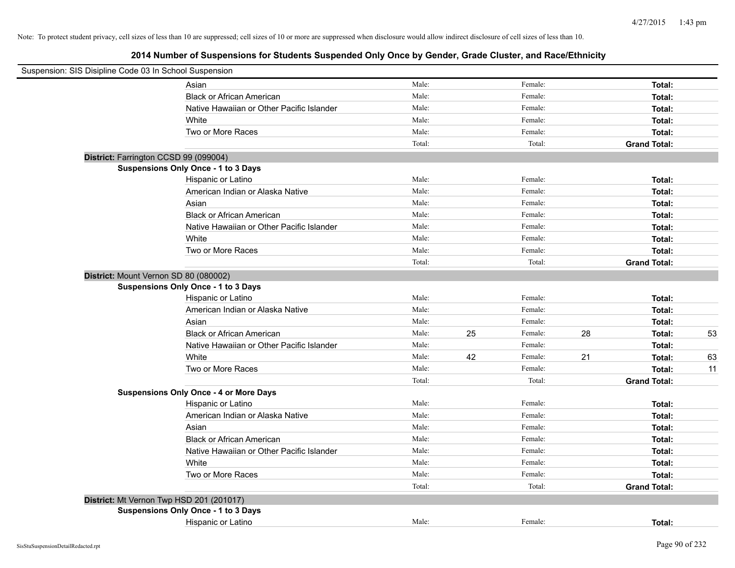Note: To protect student privacy, cell sizes of less than 10 are suppressed; cell sizes of 10 or more are suppressed when disclosure would allow indirect disclosure of cell sizes of less than 10.

# 2014 Number of Suspensions for Students Suspended Only Once by Gender, Grade Cluster, and Race/Ethnicity

Suspension: SIS Disipline Code 03 In School Suspension

| | | | | | | |
|---|---|---|---|---|---|---|
| Asian | Male: | | Female: | | **Total:** | |
| Black or African American | Male: | | Female: | | **Total:** | |
| Native Hawaiian or Other Pacific Islander | Male: | | Female: | | **Total:** | |
| White | Male: | | Female: | | **Total:** | |
| Two or More Races | Male: | | Female: | | **Total:** | |
| | Total: | | Total: | | **Grand Total:** | |

**District:** Farrington CCSD 99 (099004)

**Suspensions Only Once - 1 to 3 Days**

| | | | | | | |
|---|---|---|---|---|---|---|
| Hispanic or Latino | Male: | | Female: | | **Total:** | |
| American Indian or Alaska Native | Male: | | Female: | | **Total:** | |
| Asian | Male: | | Female: | | **Total:** | |
| Black or African American | Male: | | Female: | | **Total:** | |
| Native Hawaiian or Other Pacific Islander | Male: | | Female: | | **Total:** | |
| White | Male: | | Female: | | **Total:** | |
| Two or More Races | Male: | | Female: | | **Total:** | |
| | Total: | | Total: | | **Grand Total:** | |

**District:** Mount Vernon SD 80 (080002)

**Suspensions Only Once - 1 to 3 Days**

| | | | | | | |
|---|---|---|---|---|---|---|
| Hispanic or Latino | Male: | | Female: | | **Total:** | |
| American Indian or Alaska Native | Male: | | Female: | | **Total:** | |
| Asian | Male: | | Female: | | **Total:** | |
| Black or African American | Male: | 25 | Female: | 28 | **Total:** | 53 |
| Native Hawaiian or Other Pacific Islander | Male: | | Female: | | **Total:** | |
| White | Male: | 42 | Female: | 21 | **Total:** | 63 |
| Two or More Races | Male: | | Female: | | **Total:** | 11 |
| | Total: | | Total: | | **Grand Total:** | |

**Suspensions Only Once - 4 or More Days**

| | | | | | | |
|---|---|---|---|---|---|---|
| Hispanic or Latino | Male: | | Female: | | **Total:** | |
| American Indian or Alaska Native | Male: | | Female: | | **Total:** | |
| Asian | Male: | | Female: | | **Total:** | |
| Black or African American | Male: | | Female: | | **Total:** | |
| Native Hawaiian or Other Pacific Islander | Male: | | Female: | | **Total:** | |
| White | Male: | | Female: | | **Total:** | |
| Two or More Races | Male: | | Female: | | **Total:** | |
| | Total: | | Total: | | **Grand Total:** | |

**District:** Mt Vernon Twp HSD 201 (201017)

**Suspensions Only Once - 1 to 3 Days**

| | | | | | | |
|---|---|---|---|---|---|---|
| Hispanic or Latino | Male: | | Female: | | **Total:** | |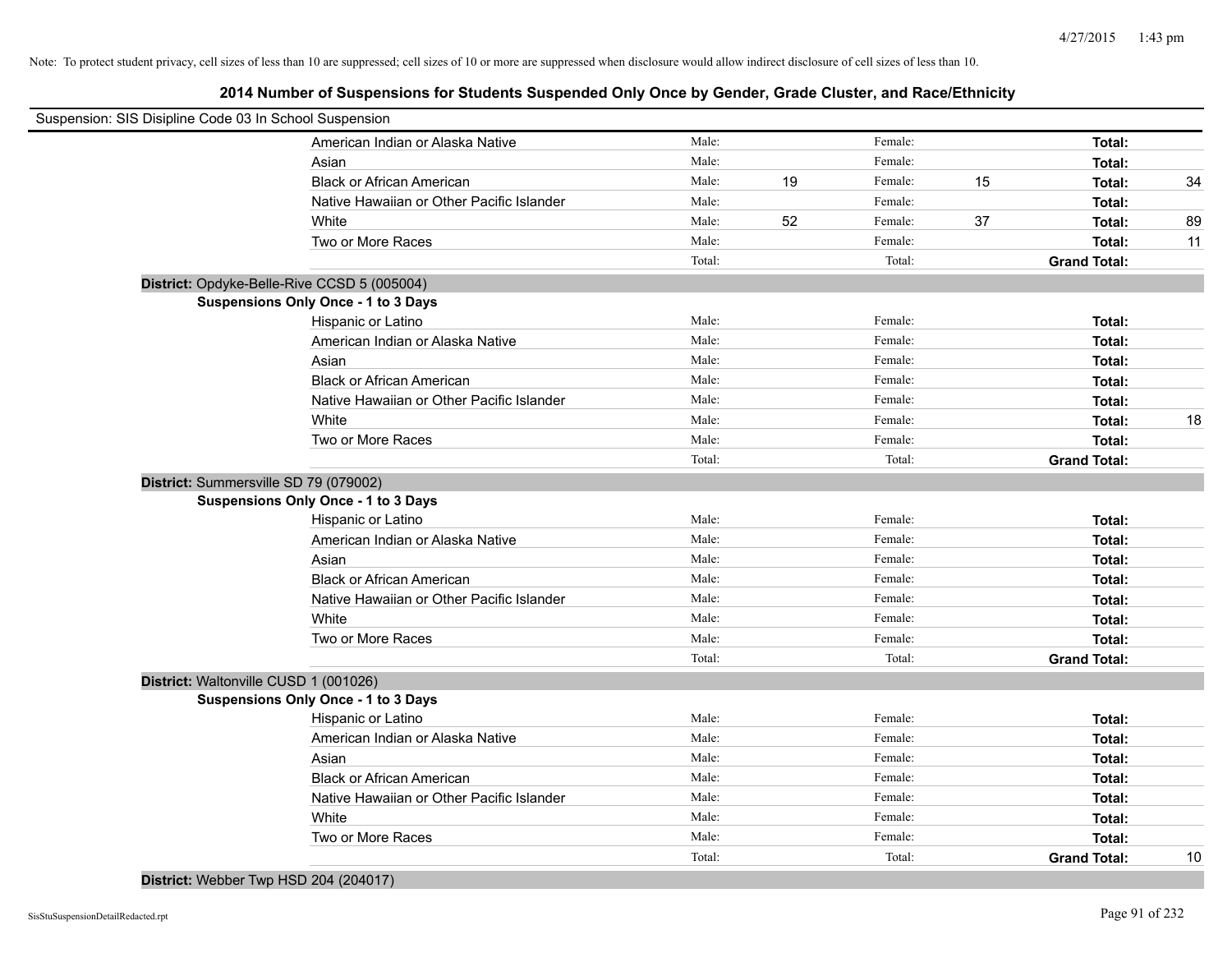Note: To protect student privacy, cell sizes of less than 10 are suppressed; cell sizes of 10 or more are suppressed when disclosure would allow indirect disclosure of cell sizes of less than 10.

## 2014 Number of Suspensions for Students Suspended Only Once by Gender, Grade Cluster, and Race/Ethnicity

Suspension: SIS Disipline Code 03 In School Suspension

| | | | | | | |
|---|---|---|---|---|---|---|
| American Indian or Alaska Native | Male: | | Female: | | **Total:** | |
| Asian | Male: | | Female: | | **Total:** | |
| Black or African American | Male: | 19 | Female: | 15 | **Total:** | 34 |
| Native Hawaiian or Other Pacific Islander | Male: | | Female: | | **Total:** | |
| White | Male: | 52 | Female: | 37 | **Total:** | 89 |
| Two or More Races | Male: | | Female: | | **Total:** | 11 |
| | Total: | | Total: | | **Grand Total:** | |

**District:** Opdyke-Belle-Rive CCSD 5 (005004)

**Suspensions Only Once - 1 to 3 Days**

| | | | | | | |
|---|---|---|---|---|---|---|
| Hispanic or Latino | Male: | | Female: | | **Total:** | |
| American Indian or Alaska Native | Male: | | Female: | | **Total:** | |
| Asian | Male: | | Female: | | **Total:** | |
| Black or African American | Male: | | Female: | | **Total:** | |
| Native Hawaiian or Other Pacific Islander | Male: | | Female: | | **Total:** | |
| White | Male: | | Female: | | **Total:** | 18 |
| Two or More Races | Male: | | Female: | | **Total:** | |
| | Total: | | Total: | | **Grand Total:** | |

**District:** Summersville SD 79 (079002)

**Suspensions Only Once - 1 to 3 Days**

| | | | | | | |
|---|---|---|---|---|---|---|
| Hispanic or Latino | Male: | | Female: | | **Total:** | |
| American Indian or Alaska Native | Male: | | Female: | | **Total:** | |
| Asian | Male: | | Female: | | **Total:** | |
| Black or African American | Male: | | Female: | | **Total:** | |
| Native Hawaiian or Other Pacific Islander | Male: | | Female: | | **Total:** | |
| White | Male: | | Female: | | **Total:** | |
| Two or More Races | Male: | | Female: | | **Total:** | |
| | Total: | | Total: | | **Grand Total:** | |

**District:** Waltonville CUSD 1 (001026)

**Suspensions Only Once - 1 to 3 Days**

| | | | | | | |
|---|---|---|---|---|---|---|
| Hispanic or Latino | Male: | | Female: | | **Total:** | |
| American Indian or Alaska Native | Male: | | Female: | | **Total:** | |
| Asian | Male: | | Female: | | **Total:** | |
| Black or African American | Male: | | Female: | | **Total:** | |
| Native Hawaiian or Other Pacific Islander | Male: | | Female: | | **Total:** | |
| White | Male: | | Female: | | **Total:** | |
| Two or More Races | Male: | | Female: | | **Total:** | |
| | Total: | | Total: | | **Grand Total:** | 10 |

**District:** Webber Twp HSD 204 (204017)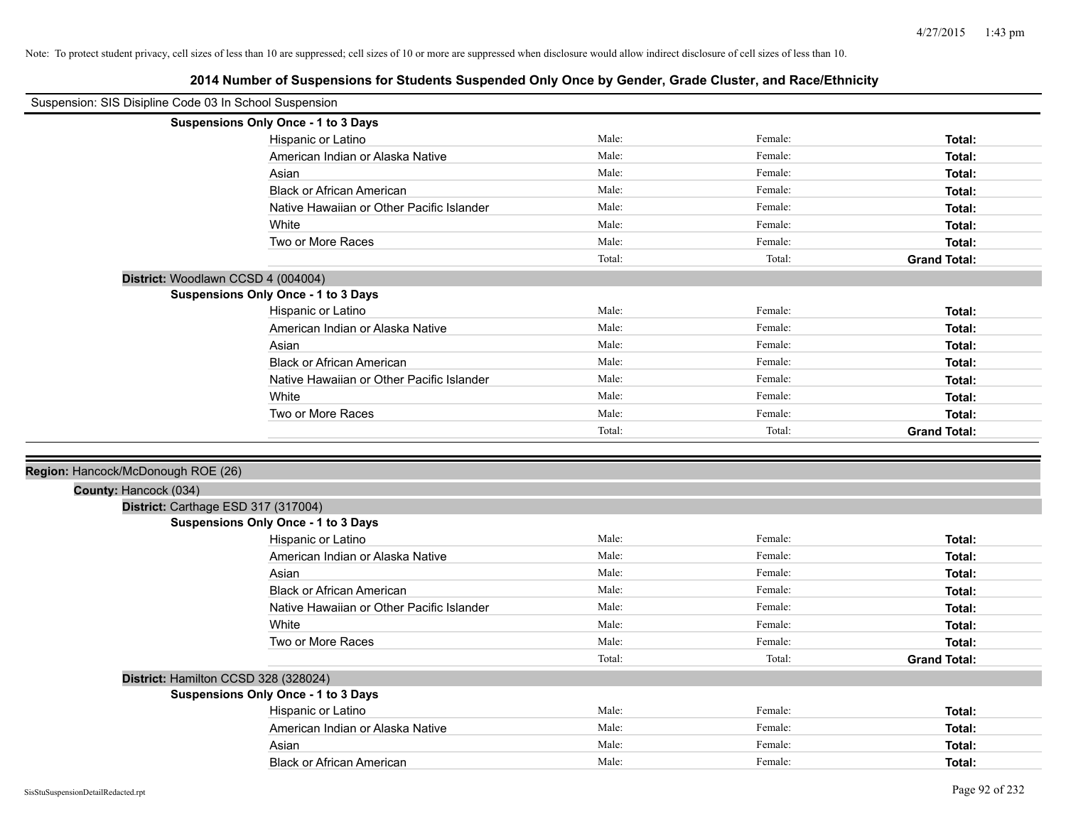Note: To protect student privacy, cell sizes of less than 10 are suppressed; cell sizes of 10 or more are suppressed when disclosure would allow indirect disclosure of cell sizes of less than 10.

## 2014 Number of Suspensions for Students Suspended Only Once by Gender, Grade Cluster, and Race/Ethnicity

Suspension: SIS Disipline Code 03 In School Suspension

**Suspensions Only Once - 1 to 3 Days**

| | | | |
|---|---|---|---|
| Hispanic or Latino | Male: | Female: | **Total:** |
| American Indian or Alaska Native | Male: | Female: | **Total:** |
| Asian | Male: | Female: | **Total:** |
| Black or African American | Male: | Female: | **Total:** |
| Native Hawaiian or Other Pacific Islander | Male: | Female: | **Total:** |
| White | Male: | Female: | **Total:** |
| Two or More Races | Male: | Female: | **Total:** |
| | Total: | Total: | **Grand Total:** |

**District:** Woodlawn CCSD 4 (004004)

**Suspensions Only Once - 1 to 3 Days**

| | | | |
|---|---|---|---|
| Hispanic or Latino | Male: | Female: | **Total:** |
| American Indian or Alaska Native | Male: | Female: | **Total:** |
| Asian | Male: | Female: | **Total:** |
| Black or African American | Male: | Female: | **Total:** |
| Native Hawaiian or Other Pacific Islander | Male: | Female: | **Total:** |
| White | Male: | Female: | **Total:** |
| Two or More Races | Male: | Female: | **Total:** |
| | Total: | Total: | **Grand Total:** |

**Region:** Hancock/McDonough ROE (26)

**County:** Hancock (034)

**District:** Carthage ESD 317 (317004)

**Suspensions Only Once - 1 to 3 Days**

| | | | |
|---|---|---|---|
| Hispanic or Latino | Male: | Female: | **Total:** |
| American Indian or Alaska Native | Male: | Female: | **Total:** |
| Asian | Male: | Female: | **Total:** |
| Black or African American | Male: | Female: | **Total:** |
| Native Hawaiian or Other Pacific Islander | Male: | Female: | **Total:** |
| White | Male: | Female: | **Total:** |
| Two or More Races | Male: | Female: | **Total:** |
| | Total: | Total: | **Grand Total:** |

**District:** Hamilton CCSD 328 (328024)

**Suspensions Only Once - 1 to 3 Days**

| | | | |
|---|---|---|---|
| Hispanic or Latino | Male: | Female: | **Total:** |
| American Indian or Alaska Native | Male: | Female: | **Total:** |
| Asian | Male: | Female: | **Total:** |
| Black or African American | Male: | Female: | **Total:** |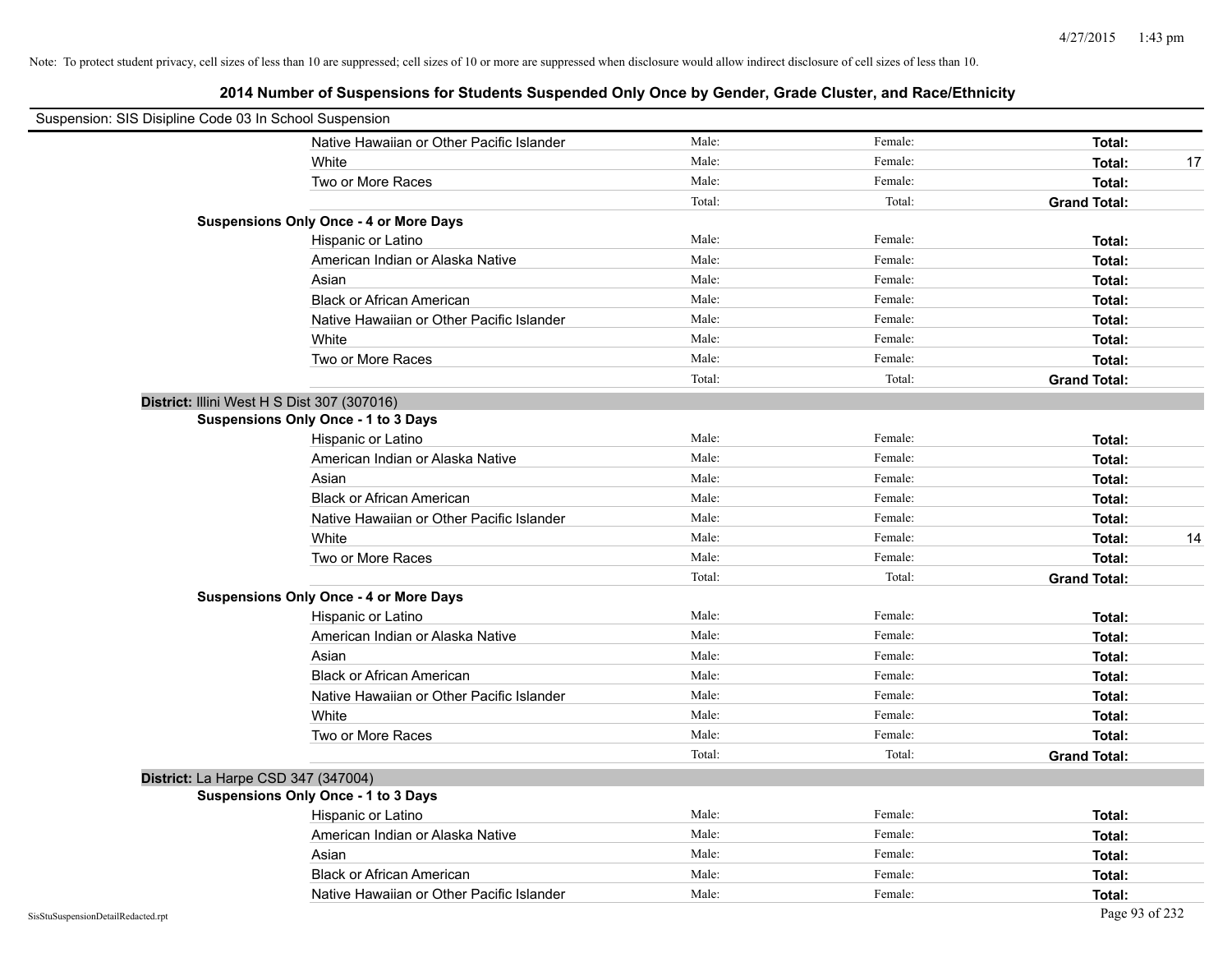Note: To protect student privacy, cell sizes of less than 10 are suppressed; cell sizes of 10 or more are suppressed when disclosure would allow indirect disclosure of cell sizes of less than 10.

## 2014 Number of Suspensions for Students Suspended Only Once by Gender, Grade Cluster, and Race/Ethnicity

Suspension: SIS Disipline Code 03 In School Suspension

| | | | | |
|---|---|---|---|---|
| Native Hawaiian or Other Pacific Islander | Male: | Female: | **Total:** | |
| White | Male: | Female: | **Total:** | 17 |
| Two or More Races | Male: | Female: | **Total:** | |
| | Total: | Total: | **Grand Total:** | |

**Suspensions Only Once - 4 or More Days**

| | | | | |
|---|---|---|---|---|
| Hispanic or Latino | Male: | Female: | **Total:** | |
| American Indian or Alaska Native | Male: | Female: | **Total:** | |
| Asian | Male: | Female: | **Total:** | |
| Black or African American | Male: | Female: | **Total:** | |
| Native Hawaiian or Other Pacific Islander | Male: | Female: | **Total:** | |
| White | Male: | Female: | **Total:** | |
| Two or More Races | Male: | Female: | **Total:** | |
| | Total: | Total: | **Grand Total:** | |

**District:** Illini West H S Dist 307 (307016)

**Suspensions Only Once - 1 to 3 Days**

| | | | | |
|---|---|---|---|---|
| Hispanic or Latino | Male: | Female: | **Total:** | |
| American Indian or Alaska Native | Male: | Female: | **Total:** | |
| Asian | Male: | Female: | **Total:** | |
| Black or African American | Male: | Female: | **Total:** | |
| Native Hawaiian or Other Pacific Islander | Male: | Female: | **Total:** | |
| White | Male: | Female: | **Total:** | 14 |
| Two or More Races | Male: | Female: | **Total:** | |
| | Total: | Total: | **Grand Total:** | |

**Suspensions Only Once - 4 or More Days**

| | | | | |
|---|---|---|---|---|
| Hispanic or Latino | Male: | Female: | **Total:** | |
| American Indian or Alaska Native | Male: | Female: | **Total:** | |
| Asian | Male: | Female: | **Total:** | |
| Black or African American | Male: | Female: | **Total:** | |
| Native Hawaiian or Other Pacific Islander | Male: | Female: | **Total:** | |
| White | Male: | Female: | **Total:** | |
| Two or More Races | Male: | Female: | **Total:** | |
| | Total: | Total: | **Grand Total:** | |

**District:** La Harpe CSD 347 (347004)

**Suspensions Only Once - 1 to 3 Days**

| | | | | |
|---|---|---|---|---|
| Hispanic or Latino | Male: | Female: | **Total:** | |
| American Indian or Alaska Native | Male: | Female: | **Total:** | |
| Asian | Male: | Female: | **Total:** | |
| Black or African American | Male: | Female: | **Total:** | |
| Native Hawaiian or Other Pacific Islander | Male: | Female: | **Total:** | |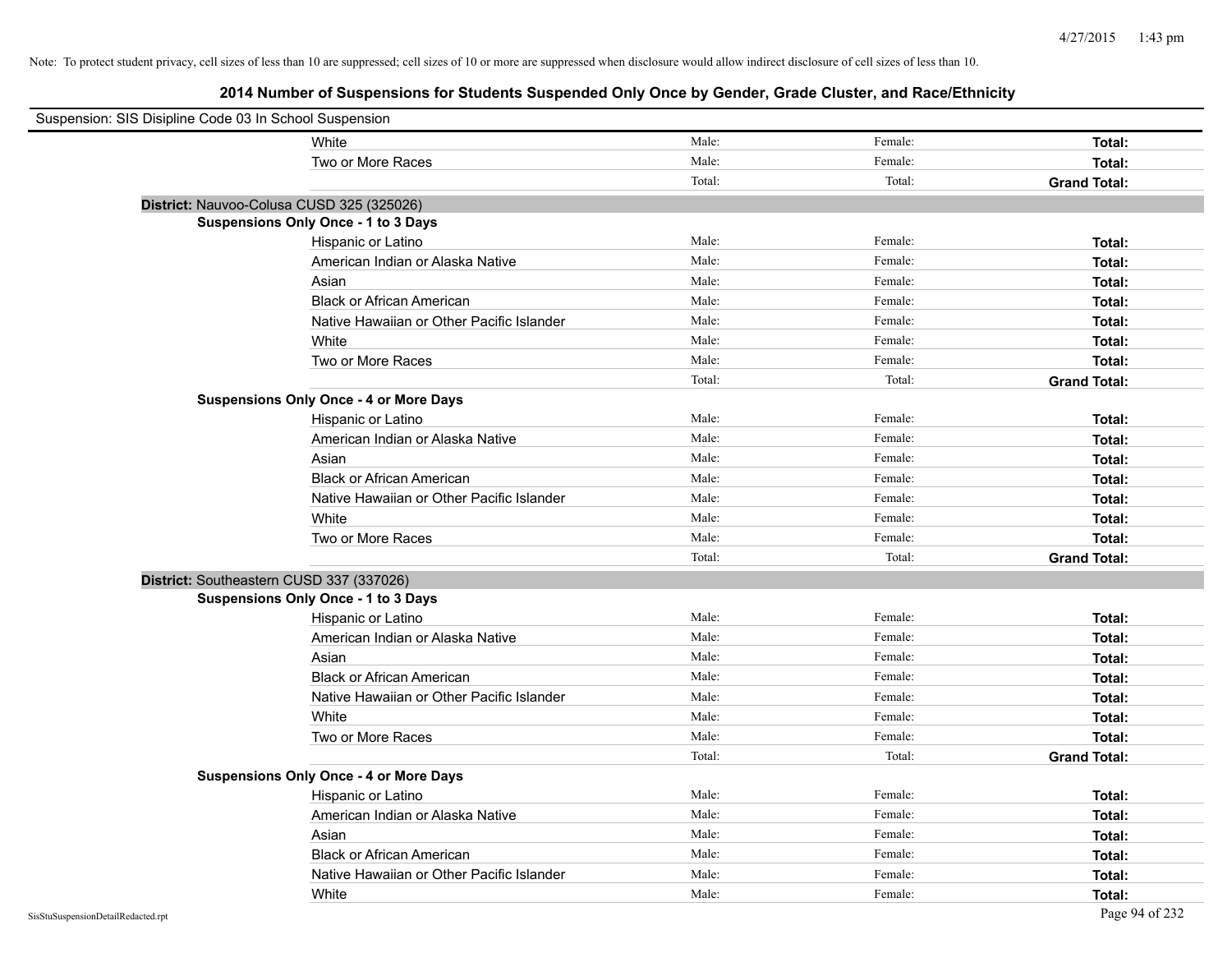Note: To protect student privacy, cell sizes of less than 10 are suppressed; cell sizes of 10 or more are suppressed when disclosure would allow indirect disclosure of cell sizes of less than 10.

## 2014 Number of Suspensions for Students Suspended Only Once by Gender, Grade Cluster, and Race/Ethnicity

Suspension: SIS Disipline Code 03 In School Suspension

| | | | |
|---|---|---|---|
| White | Male: | Female: | **Total:** |
| Two or More Races | Male: | Female: | **Total:** |
| | Total: | Total: | **Grand Total:** |

**District:** Nauvoo-Colusa CUSD 325 (325026)

**Suspensions Only Once - 1 to 3 Days**

| | | | |
|---|---|---|---|
| Hispanic or Latino | Male: | Female: | **Total:** |
| American Indian or Alaska Native | Male: | Female: | **Total:** |
| Asian | Male: | Female: | **Total:** |
| Black or African American | Male: | Female: | **Total:** |
| Native Hawaiian or Other Pacific Islander | Male: | Female: | **Total:** |
| White | Male: | Female: | **Total:** |
| Two or More Races | Male: | Female: | **Total:** |
| | Total: | Total: | **Grand Total:** |

**Suspensions Only Once - 4 or More Days**

| | | | |
|---|---|---|---|
| Hispanic or Latino | Male: | Female: | **Total:** |
| American Indian or Alaska Native | Male: | Female: | **Total:** |
| Asian | Male: | Female: | **Total:** |
| Black or African American | Male: | Female: | **Total:** |
| Native Hawaiian or Other Pacific Islander | Male: | Female: | **Total:** |
| White | Male: | Female: | **Total:** |
| Two or More Races | Male: | Female: | **Total:** |
| | Total: | Total: | **Grand Total:** |

**District:** Southeastern CUSD 337 (337026)

**Suspensions Only Once - 1 to 3 Days**

| | | | |
|---|---|---|---|
| Hispanic or Latino | Male: | Female: | **Total:** |
| American Indian or Alaska Native | Male: | Female: | **Total:** |
| Asian | Male: | Female: | **Total:** |
| Black or African American | Male: | Female: | **Total:** |
| Native Hawaiian or Other Pacific Islander | Male: | Female: | **Total:** |
| White | Male: | Female: | **Total:** |
| Two or More Races | Male: | Female: | **Total:** |
| | Total: | Total: | **Grand Total:** |

**Suspensions Only Once - 4 or More Days**

| | | | |
|---|---|---|---|
| Hispanic or Latino | Male: | Female: | **Total:** |
| American Indian or Alaska Native | Male: | Female: | **Total:** |
| Asian | Male: | Female: | **Total:** |
| Black or African American | Male: | Female: | **Total:** |
| Native Hawaiian or Other Pacific Islander | Male: | Female: | **Total:** |
| White | Male: | Female: | **Total:** |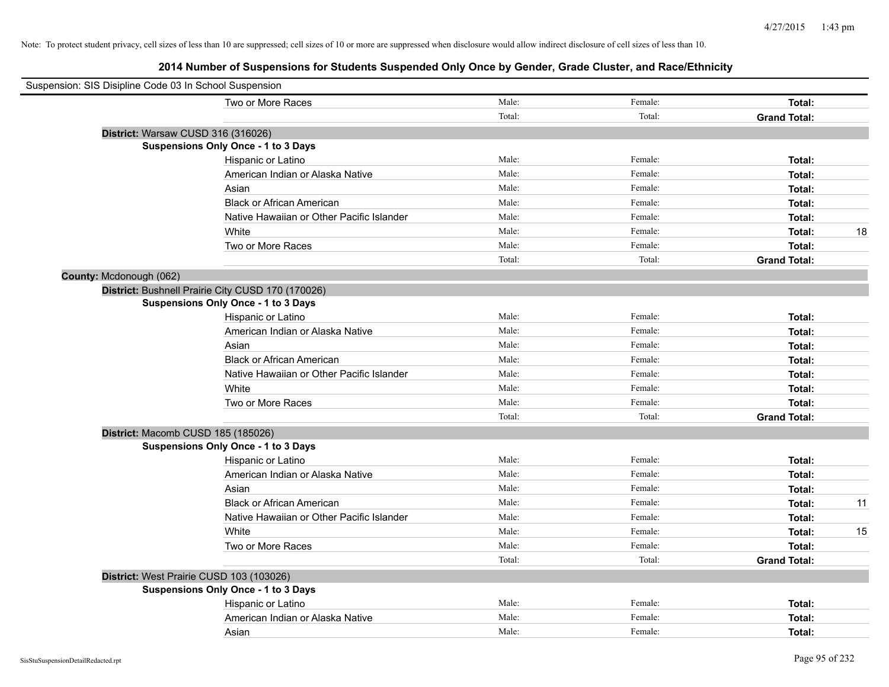Note: To protect student privacy, cell sizes of less than 10 are suppressed; cell sizes of 10 or more are suppressed when disclosure would allow indirect disclosure of cell sizes of less than 10.

## 2014 Number of Suspensions for Students Suspended Only Once by Gender, Grade Cluster, and Race/Ethnicity

Suspension: SIS Disipline Code 03 In School Suspension

| | Male: | Female: | Total: | |
|---|---|---|---|---|
| Two or More Races | Male: | Female: | **Total:** | |
| | Total: | Total: | **Grand Total:** | |

**District:** Warsaw CUSD 316 (316026)

**Suspensions Only Once - 1 to 3 Days**

| | | | | |
|---|---|---|---|---|
| Hispanic or Latino | Male: | Female: | **Total:** | |
| American Indian or Alaska Native | Male: | Female: | **Total:** | |
| Asian | Male: | Female: | **Total:** | |
| Black or African American | Male: | Female: | **Total:** | |
| Native Hawaiian or Other Pacific Islander | Male: | Female: | **Total:** | |
| White | Male: | Female: | **Total:** | 18 |
| Two or More Races | Male: | Female: | **Total:** | |
| | Total: | Total: | **Grand Total:** | |

**County:** Mcdonough (062)

**District:** Bushnell Prairie City CUSD 170 (170026)

**Suspensions Only Once - 1 to 3 Days**

| | | | | |
|---|---|---|---|---|
| Hispanic or Latino | Male: | Female: | **Total:** | |
| American Indian or Alaska Native | Male: | Female: | **Total:** | |
| Asian | Male: | Female: | **Total:** | |
| Black or African American | Male: | Female: | **Total:** | |
| Native Hawaiian or Other Pacific Islander | Male: | Female: | **Total:** | |
| White | Male: | Female: | **Total:** | |
| Two or More Races | Male: | Female: | **Total:** | |
| | Total: | Total: | **Grand Total:** | |

**District:** Macomb CUSD 185 (185026)

**Suspensions Only Once - 1 to 3 Days**

| | | | | |
|---|---|---|---|---|
| Hispanic or Latino | Male: | Female: | **Total:** | |
| American Indian or Alaska Native | Male: | Female: | **Total:** | |
| Asian | Male: | Female: | **Total:** | |
| Black or African American | Male: | Female: | **Total:** | 11 |
| Native Hawaiian or Other Pacific Islander | Male: | Female: | **Total:** | |
| White | Male: | Female: | **Total:** | 15 |
| Two or More Races | Male: | Female: | **Total:** | |
| | Total: | Total: | **Grand Total:** | |

**District:** West Prairie CUSD 103 (103026)

**Suspensions Only Once - 1 to 3 Days**

| | | | | |
|---|---|---|---|---|
| Hispanic or Latino | Male: | Female: | **Total:** | |
| American Indian or Alaska Native | Male: | Female: | **Total:** | |
| Asian | Male: | Female: | **Total:** | |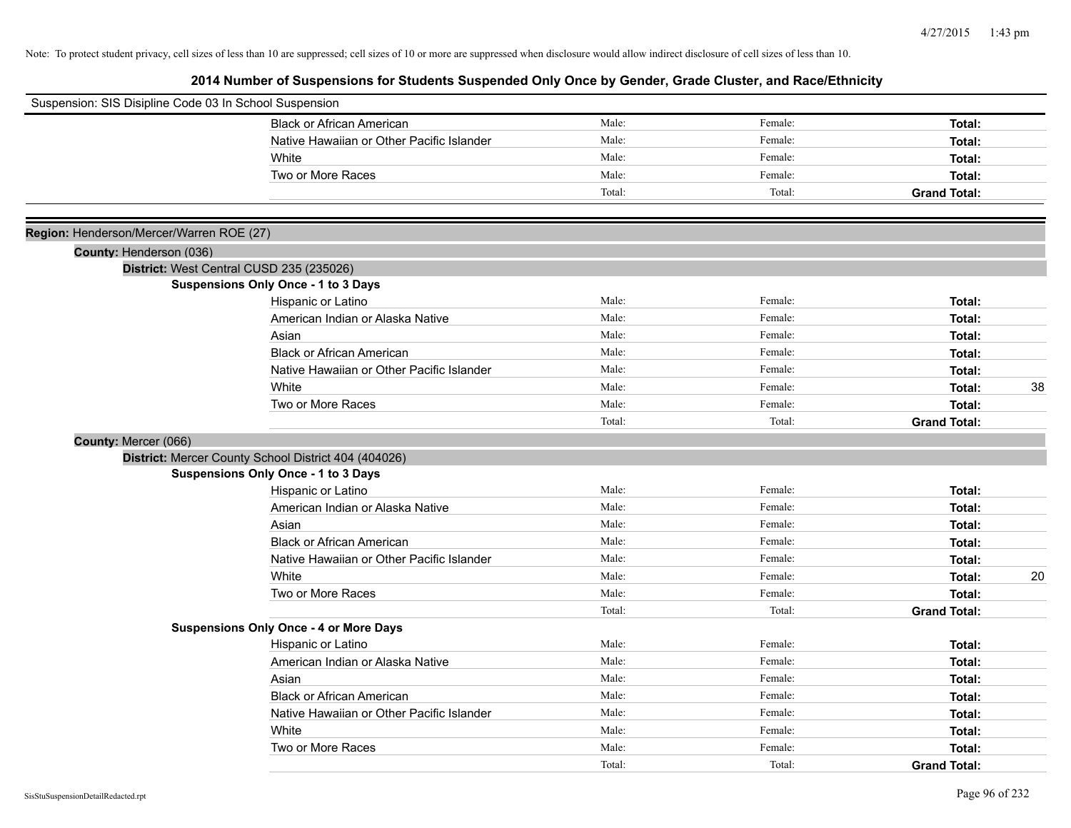Note: To protect student privacy, cell sizes of less than 10 are suppressed; cell sizes of 10 or more are suppressed when disclosure would allow indirect disclosure of cell sizes of less than 10.

# 2014 Number of Suspensions for Students Suspended Only Once by Gender, Grade Cluster, and Race/Ethnicity

Suspension: SIS Disipline Code 03 In School Suspension

| | | | | |
|---|---|---|---|---|
| Black or African American | Male: | Female: | **Total:** | |
| Native Hawaiian or Other Pacific Islander | Male: | Female: | **Total:** | |
| White | Male: | Female: | **Total:** | |
| Two or More Races | Male: | Female: | **Total:** | |
| | Total: | Total: | **Grand Total:** | |

**Region:** Henderson/Mercer/Warren ROE (27)

**County:** Henderson (036)

**District:** West Central CUSD 235 (235026)

**Suspensions Only Once - 1 to 3 Days**

| | | | | |
|---|---|---|---|---|
| Hispanic or Latino | Male: | Female: | **Total:** | |
| American Indian or Alaska Native | Male: | Female: | **Total:** | |
| Asian | Male: | Female: | **Total:** | |
| Black or African American | Male: | Female: | **Total:** | |
| Native Hawaiian or Other Pacific Islander | Male: | Female: | **Total:** | |
| White | Male: | Female: | **Total:** | 38 |
| Two or More Races | Male: | Female: | **Total:** | |
| | Total: | Total: | **Grand Total:** | |

**County:** Mercer (066)

**District:** Mercer County School District 404 (404026)

**Suspensions Only Once - 1 to 3 Days**

| | | | | |
|---|---|---|---|---|
| Hispanic or Latino | Male: | Female: | **Total:** | |
| American Indian or Alaska Native | Male: | Female: | **Total:** | |
| Asian | Male: | Female: | **Total:** | |
| Black or African American | Male: | Female: | **Total:** | |
| Native Hawaiian or Other Pacific Islander | Male: | Female: | **Total:** | |
| White | Male: | Female: | **Total:** | 20 |
| Two or More Races | Male: | Female: | **Total:** | |
| | Total: | Total: | **Grand Total:** | |

**Suspensions Only Once - 4 or More Days**

| | | | | |
|---|---|---|---|---|
| Hispanic or Latino | Male: | Female: | **Total:** | |
| American Indian or Alaska Native | Male: | Female: | **Total:** | |
| Asian | Male: | Female: | **Total:** | |
| Black or African American | Male: | Female: | **Total:** | |
| Native Hawaiian or Other Pacific Islander | Male: | Female: | **Total:** | |
| White | Male: | Female: | **Total:** | |
| Two or More Races | Male: | Female: | **Total:** | |
| | Total: | Total: | **Grand Total:** | |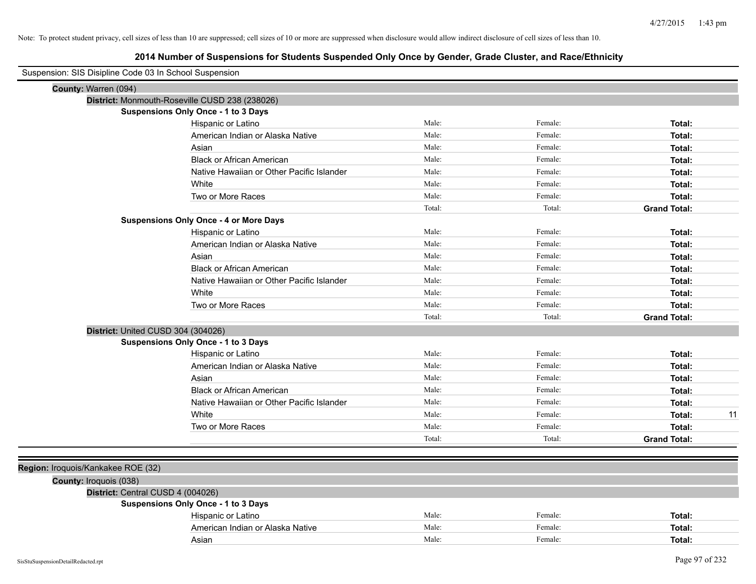Note: To protect student privacy, cell sizes of less than 10 are suppressed; cell sizes of 10 or more are suppressed when disclosure would allow indirect disclosure of cell sizes of less than 10.

# 2014 Number of Suspensions for Students Suspended Only Once by Gender, Grade Cluster, and Race/Ethnicity

Suspension: SIS Disipline Code 03 In School Suspension

**County:** Warren (094)

**District:** Monmouth-Roseville CUSD 238 (238026)

**Suspensions Only Once - 1 to 3 Days**

| | | | | |
|---|---|---|---|---|
| Hispanic or Latino | Male: | Female: | **Total:** | |
| American Indian or Alaska Native | Male: | Female: | **Total:** | |
| Asian | Male: | Female: | **Total:** | |
| Black or African American | Male: | Female: | **Total:** | |
| Native Hawaiian or Other Pacific Islander | Male: | Female: | **Total:** | |
| White | Male: | Female: | **Total:** | |
| Two or More Races | Male: | Female: | **Total:** | |
| | Total: | Total: | **Grand Total:** | |

**Suspensions Only Once - 4 or More Days**

| | | | | |
|---|---|---|---|---|
| Hispanic or Latino | Male: | Female: | **Total:** | |
| American Indian or Alaska Native | Male: | Female: | **Total:** | |
| Asian | Male: | Female: | **Total:** | |
| Black or African American | Male: | Female: | **Total:** | |
| Native Hawaiian or Other Pacific Islander | Male: | Female: | **Total:** | |
| White | Male: | Female: | **Total:** | |
| Two or More Races | Male: | Female: | **Total:** | |
| | Total: | Total: | **Grand Total:** | |

**District:** United CUSD 304 (304026)

**Suspensions Only Once - 1 to 3 Days**

| | | | | |
|---|---|---|---|---|
| Hispanic or Latino | Male: | Female: | **Total:** | |
| American Indian or Alaska Native | Male: | Female: | **Total:** | |
| Asian | Male: | Female: | **Total:** | |
| Black or African American | Male: | Female: | **Total:** | |
| Native Hawaiian or Other Pacific Islander | Male: | Female: | **Total:** | |
| White | Male: | Female: | **Total:** | 11 |
| Two or More Races | Male: | Female: | **Total:** | |
| | Total: | Total: | **Grand Total:** | |

**Region:** Iroquois/Kankakee ROE (32)

**County:** Iroquois (038)

**District:** Central CUSD 4 (004026)

**Suspensions Only Once - 1 to 3 Days**

| | | | | |
|---|---|---|---|---|
| Hispanic or Latino | Male: | Female: | **Total:** | |
| American Indian or Alaska Native | Male: | Female: | **Total:** | |
| Asian | Male: | Female: | **Total:** | |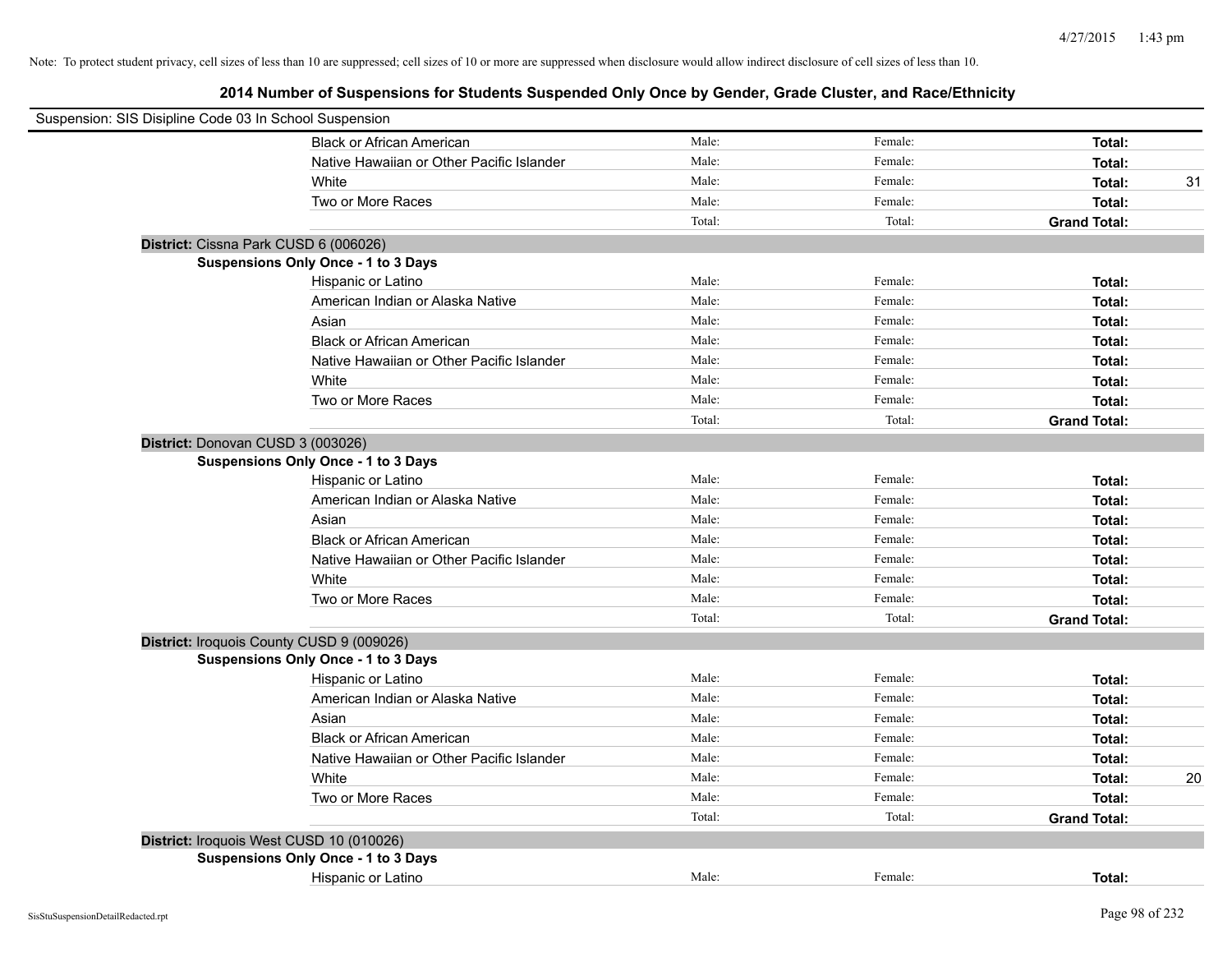Note: To protect student privacy, cell sizes of less than 10 are suppressed; cell sizes of 10 or more are suppressed when disclosure would allow indirect disclosure of cell sizes of less than 10.

## 2014 Number of Suspensions for Students Suspended Only Once by Gender, Grade Cluster, and Race/Ethnicity

Suspension: SIS Disipline Code 03 In School Suspension

| | | | | |
|---|---|---|---|---|
| Black or African American | Male: | Female: | **Total:** | |
| Native Hawaiian or Other Pacific Islander | Male: | Female: | **Total:** | |
| White | Male: | Female: | **Total:** | 31 |
| Two or More Races | Male: | Female: | **Total:** | |
| | Total: | Total: | **Grand Total:** | |

**District:** Cissna Park CUSD 6 (006026)

**Suspensions Only Once - 1 to 3 Days**

| | | | | |
|---|---|---|---|---|
| Hispanic or Latino | Male: | Female: | **Total:** | |
| American Indian or Alaska Native | Male: | Female: | **Total:** | |
| Asian | Male: | Female: | **Total:** | |
| Black or African American | Male: | Female: | **Total:** | |
| Native Hawaiian or Other Pacific Islander | Male: | Female: | **Total:** | |
| White | Male: | Female: | **Total:** | |
| Two or More Races | Male: | Female: | **Total:** | |
| | Total: | Total: | **Grand Total:** | |

**District:** Donovan CUSD 3 (003026)

**Suspensions Only Once - 1 to 3 Days**

| | | | | |
|---|---|---|---|---|
| Hispanic or Latino | Male: | Female: | **Total:** | |
| American Indian or Alaska Native | Male: | Female: | **Total:** | |
| Asian | Male: | Female: | **Total:** | |
| Black or African American | Male: | Female: | **Total:** | |
| Native Hawaiian or Other Pacific Islander | Male: | Female: | **Total:** | |
| White | Male: | Female: | **Total:** | |
| Two or More Races | Male: | Female: | **Total:** | |
| | Total: | Total: | **Grand Total:** | |

**District:** Iroquois County CUSD 9 (009026)

**Suspensions Only Once - 1 to 3 Days**

| | | | | |
|---|---|---|---|---|
| Hispanic or Latino | Male: | Female: | **Total:** | |
| American Indian or Alaska Native | Male: | Female: | **Total:** | |
| Asian | Male: | Female: | **Total:** | |
| Black or African American | Male: | Female: | **Total:** | |
| Native Hawaiian or Other Pacific Islander | Male: | Female: | **Total:** | |
| White | Male: | Female: | **Total:** | 20 |
| Two or More Races | Male: | Female: | **Total:** | |
| | Total: | Total: | **Grand Total:** | |

**District:** Iroquois West CUSD 10 (010026)

**Suspensions Only Once - 1 to 3 Days**

| | | | | |
|---|---|---|---|---|
| Hispanic or Latino | Male: | Female: | **Total:** | |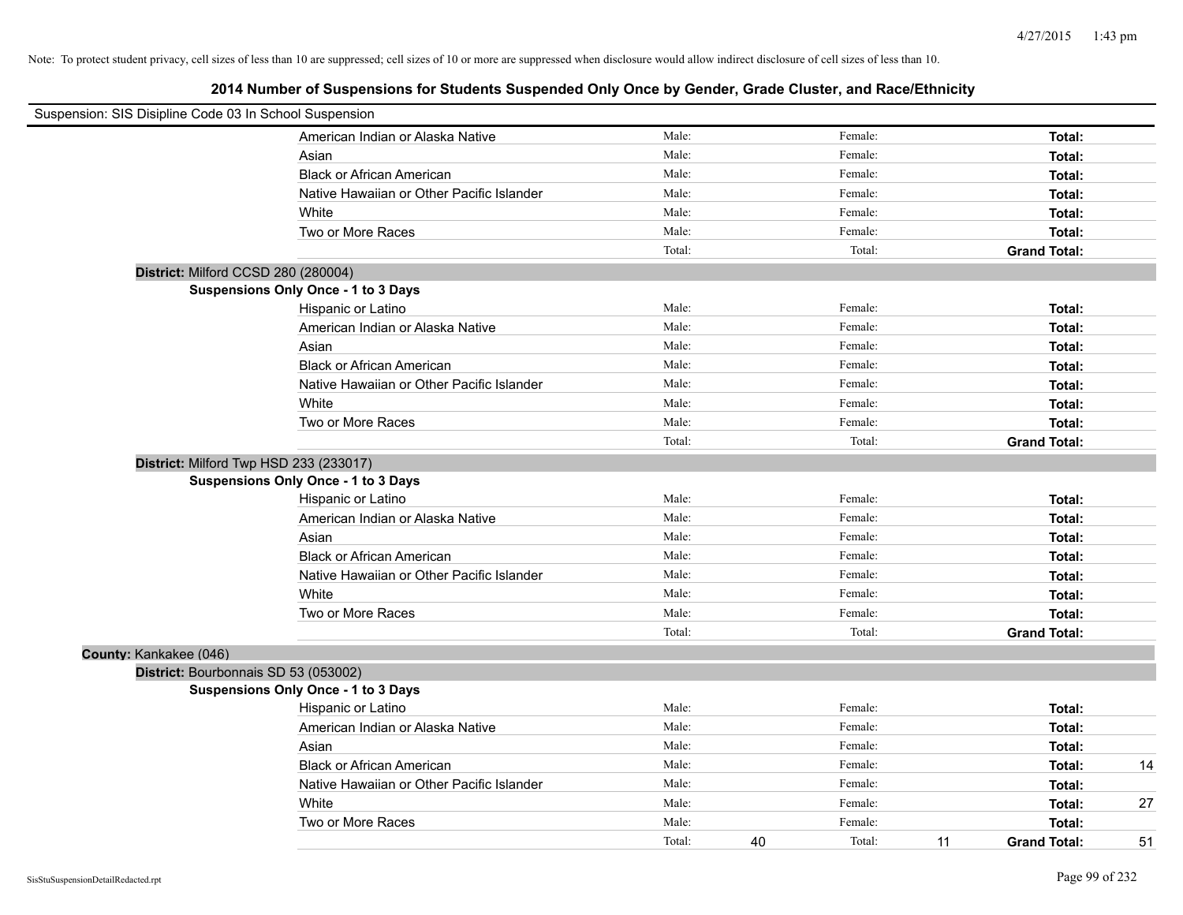Note: To protect student privacy, cell sizes of less than 10 are suppressed; cell sizes of 10 or more are suppressed when disclosure would allow indirect disclosure of cell sizes of less than 10.

## 2014 Number of Suspensions for Students Suspended Only Once by Gender, Grade Cluster, and Race/Ethnicity

Suspension: SIS Disipline Code 03 In School Suspension

| | Male: | | Female: | | Total: | |
|---|---|---|---|---|---|---|
| American Indian or Alaska Native | Male: | | Female: | | **Total:** | |
| Asian | Male: | | Female: | | **Total:** | |
| Black or African American | Male: | | Female: | | **Total:** | |
| Native Hawaiian or Other Pacific Islander | Male: | | Female: | | **Total:** | |
| White | Male: | | Female: | | **Total:** | |
| Two or More Races | Male: | | Female: | | **Total:** | |
| | Total: | | Total: | | **Grand Total:** | |

**District:** Milford CCSD 280 (280004)

**Suspensions Only Once - 1 to 3 Days**

| | | | | | | |
|---|---|---|---|---|---|---|
| Hispanic or Latino | Male: | | Female: | | **Total:** | |
| American Indian or Alaska Native | Male: | | Female: | | **Total:** | |
| Asian | Male: | | Female: | | **Total:** | |
| Black or African American | Male: | | Female: | | **Total:** | |
| Native Hawaiian or Other Pacific Islander | Male: | | Female: | | **Total:** | |
| White | Male: | | Female: | | **Total:** | |
| Two or More Races | Male: | | Female: | | **Total:** | |
| | Total: | | Total: | | **Grand Total:** | |

**District:** Milford Twp HSD 233 (233017)

**Suspensions Only Once - 1 to 3 Days**

| | | | | | | |
|---|---|---|---|---|---|---|
| Hispanic or Latino | Male: | | Female: | | **Total:** | |
| American Indian or Alaska Native | Male: | | Female: | | **Total:** | |
| Asian | Male: | | Female: | | **Total:** | |
| Black or African American | Male: | | Female: | | **Total:** | |
| Native Hawaiian or Other Pacific Islander | Male: | | Female: | | **Total:** | |
| White | Male: | | Female: | | **Total:** | |
| Two or More Races | Male: | | Female: | | **Total:** | |
| | Total: | | Total: | | **Grand Total:** | |

**County:** Kankakee (046)

**District:** Bourbonnais SD 53 (053002)

**Suspensions Only Once - 1 to 3 Days**

| | | | | | | |
|---|---|---|---|---|---|---|
| Hispanic or Latino | Male: | | Female: | | **Total:** | |
| American Indian or Alaska Native | Male: | | Female: | | **Total:** | |
| Asian | Male: | | Female: | | **Total:** | |
| Black or African American | Male: | | Female: | | **Total:** | 14 |
| Native Hawaiian or Other Pacific Islander | Male: | | Female: | | **Total:** | |
| White | Male: | | Female: | | **Total:** | 27 |
| Two or More Races | Male: | | Female: | | **Total:** | |
| | Total: | 40 | Total: | 11 | **Grand Total:** | 51 |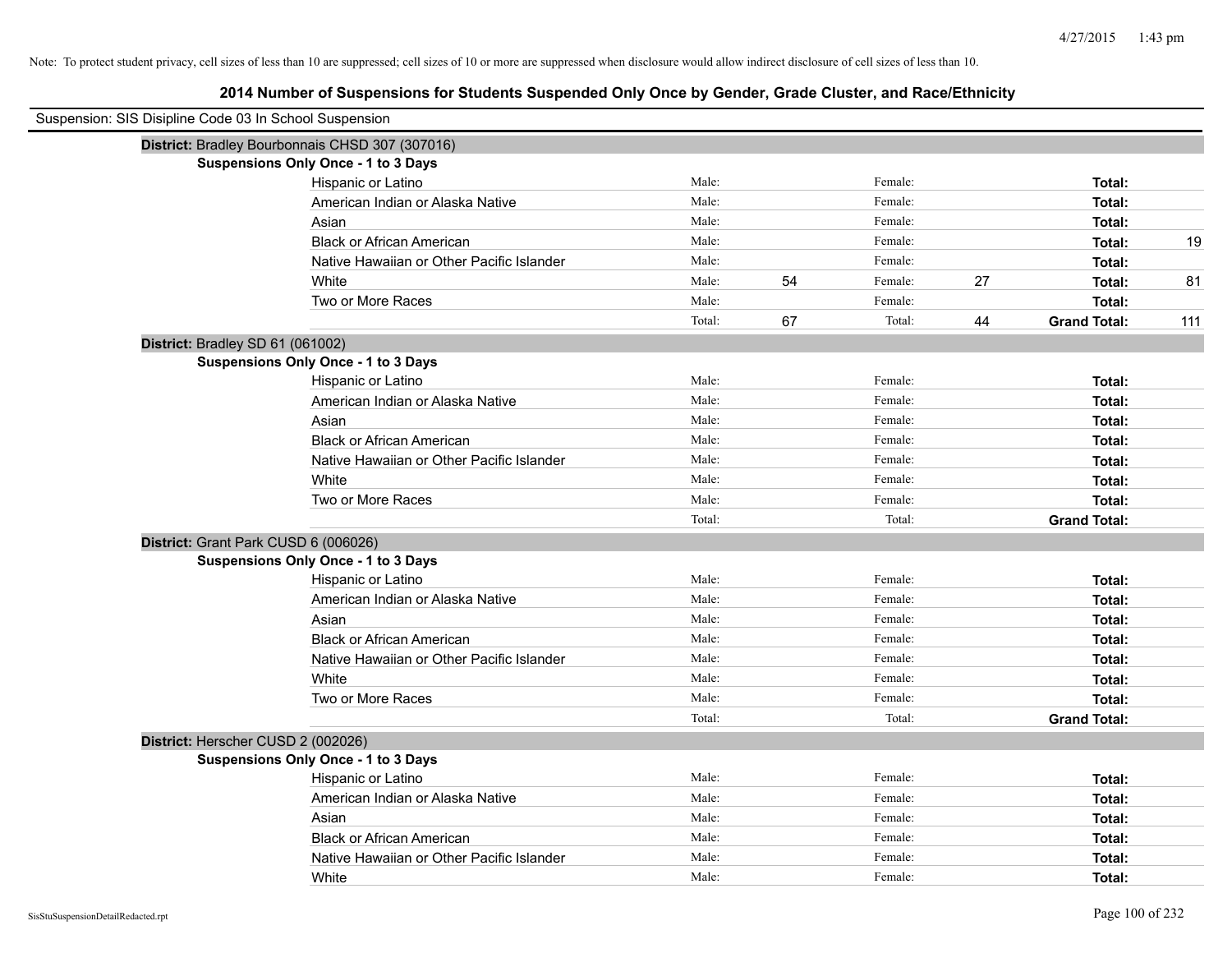4/27/2015 1:43 pm

Note: To protect student privacy, cell sizes of less than 10 are suppressed; cell sizes of 10 or more are suppressed when disclosure would allow indirect disclosure of cell sizes of less than 10.

## 2014 Number of Suspensions for Students Suspended Only Once by Gender, Grade Cluster, and Race/Ethnicity

Suspension: SIS Disipline Code 03 In School Suspension

**District:** Bradley Bourbonnais CHSD 307 (307016)

**Suspensions Only Once - 1 to 3 Days**

| | | | | | | |
|---|---|---|---|---|---|---|
| Hispanic or Latino | Male: | | Female: | | **Total:** | |
| American Indian or Alaska Native | Male: | | Female: | | **Total:** | |
| Asian | Male: | | Female: | | **Total:** | |
| Black or African American | Male: | | Female: | | **Total:** | 19 |
| Native Hawaiian or Other Pacific Islander | Male: | | Female: | | **Total:** | |
| White | Male: | 54 | Female: | 27 | **Total:** | 81 |
| Two or More Races | Male: | | Female: | | **Total:** | |
| | Total: | 67 | Total: | 44 | **Grand Total:** | 111 |

**District:** Bradley SD 61 (061002)

**Suspensions Only Once - 1 to 3 Days**

| | | | | | | |
|---|---|---|---|---|---|---|
| Hispanic or Latino | Male: | | Female: | | **Total:** | |
| American Indian or Alaska Native | Male: | | Female: | | **Total:** | |
| Asian | Male: | | Female: | | **Total:** | |
| Black or African American | Male: | | Female: | | **Total:** | |
| Native Hawaiian or Other Pacific Islander | Male: | | Female: | | **Total:** | |
| White | Male: | | Female: | | **Total:** | |
| Two or More Races | Male: | | Female: | | **Total:** | |
| | Total: | | Total: | | **Grand Total:** | |

**District:** Grant Park CUSD 6 (006026)

**Suspensions Only Once - 1 to 3 Days**

| | | | | | | |
|---|---|---|---|---|---|---|
| Hispanic or Latino | Male: | | Female: | | **Total:** | |
| American Indian or Alaska Native | Male: | | Female: | | **Total:** | |
| Asian | Male: | | Female: | | **Total:** | |
| Black or African American | Male: | | Female: | | **Total:** | |
| Native Hawaiian or Other Pacific Islander | Male: | | Female: | | **Total:** | |
| White | Male: | | Female: | | **Total:** | |
| Two or More Races | Male: | | Female: | | **Total:** | |
| | Total: | | Total: | | **Grand Total:** | |

**District:** Herscher CUSD 2 (002026)

**Suspensions Only Once - 1 to 3 Days**

| | | | | | | |
|---|---|---|---|---|---|---|
| Hispanic or Latino | Male: | | Female: | | **Total:** | |
| American Indian or Alaska Native | Male: | | Female: | | **Total:** | |
| Asian | Male: | | Female: | | **Total:** | |
| Black or African American | Male: | | Female: | | **Total:** | |
| Native Hawaiian or Other Pacific Islander | Male: | | Female: | | **Total:** | |
| White | Male: | | Female: | | **Total:** | |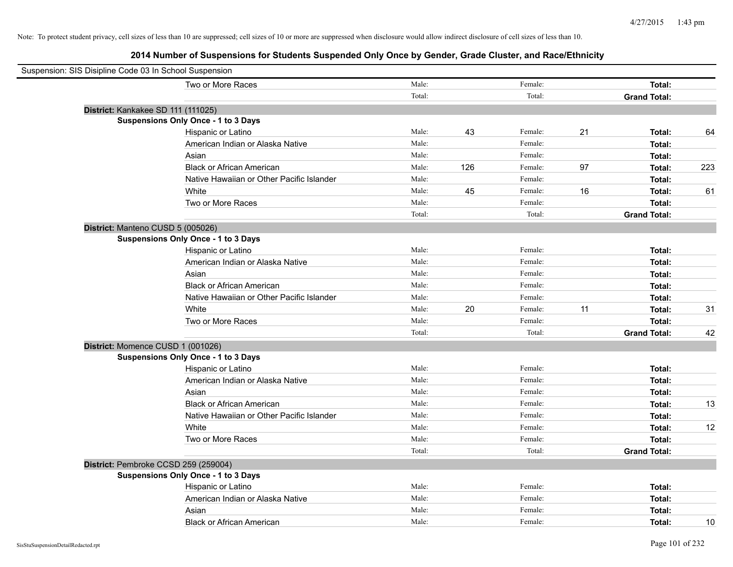Note: To protect student privacy, cell sizes of less than 10 are suppressed; cell sizes of 10 or more are suppressed when disclosure would allow indirect disclosure of cell sizes of less than 10.

## 2014 Number of Suspensions for Students Suspended Only Once by Gender, Grade Cluster, and Race/Ethnicity

Suspension: SIS Disipline Code 03 In School Suspension

| | | | | | | |
|---|---|---|---|---|---|---|
| Two or More Races | Male: | | Female: | | **Total:** | |
| | Total: | | Total: | | **Grand Total:** | |

**District:** Kankakee SD 111 (111025)

**Suspensions Only Once - 1 to 3 Days**

| | | | | | | |
|---|---|---|---|---|---|---|
| Hispanic or Latino | Male: | 43 | Female: | 21 | **Total:** | 64 |
| American Indian or Alaska Native | Male: | | Female: | | **Total:** | |
| Asian | Male: | | Female: | | **Total:** | |
| Black or African American | Male: | 126 | Female: | 97 | **Total:** | 223 |
| Native Hawaiian or Other Pacific Islander | Male: | | Female: | | **Total:** | |
| White | Male: | 45 | Female: | 16 | **Total:** | 61 |
| Two or More Races | Male: | | Female: | | **Total:** | |
| | Total: | | Total: | | **Grand Total:** | |

**District:** Manteno CUSD 5 (005026)

**Suspensions Only Once - 1 to 3 Days**

| | | | | | | |
|---|---|---|---|---|---|---|
| Hispanic or Latino | Male: | | Female: | | **Total:** | |
| American Indian or Alaska Native | Male: | | Female: | | **Total:** | |
| Asian | Male: | | Female: | | **Total:** | |
| Black or African American | Male: | | Female: | | **Total:** | |
| Native Hawaiian or Other Pacific Islander | Male: | | Female: | | **Total:** | |
| White | Male: | 20 | Female: | 11 | **Total:** | 31 |
| Two or More Races | Male: | | Female: | | **Total:** | |
| | Total: | | Total: | | **Grand Total:** | 42 |

**District:** Momence CUSD 1 (001026)

**Suspensions Only Once - 1 to 3 Days**

| | | | | | | |
|---|---|---|---|---|---|---|
| Hispanic or Latino | Male: | | Female: | | **Total:** | |
| American Indian or Alaska Native | Male: | | Female: | | **Total:** | |
| Asian | Male: | | Female: | | **Total:** | |
| Black or African American | Male: | | Female: | | **Total:** | 13 |
| Native Hawaiian or Other Pacific Islander | Male: | | Female: | | **Total:** | |
| White | Male: | | Female: | | **Total:** | 12 |
| Two or More Races | Male: | | Female: | | **Total:** | |
| | Total: | | Total: | | **Grand Total:** | |

**District:** Pembroke CCSD 259 (259004)

**Suspensions Only Once - 1 to 3 Days**

| | | | | | | |
|---|---|---|---|---|---|---|
| Hispanic or Latino | Male: | | Female: | | **Total:** | |
| American Indian or Alaska Native | Male: | | Female: | | **Total:** | |
| Asian | Male: | | Female: | | **Total:** | |
| Black or African American | Male: | | Female: | | **Total:** | 10 |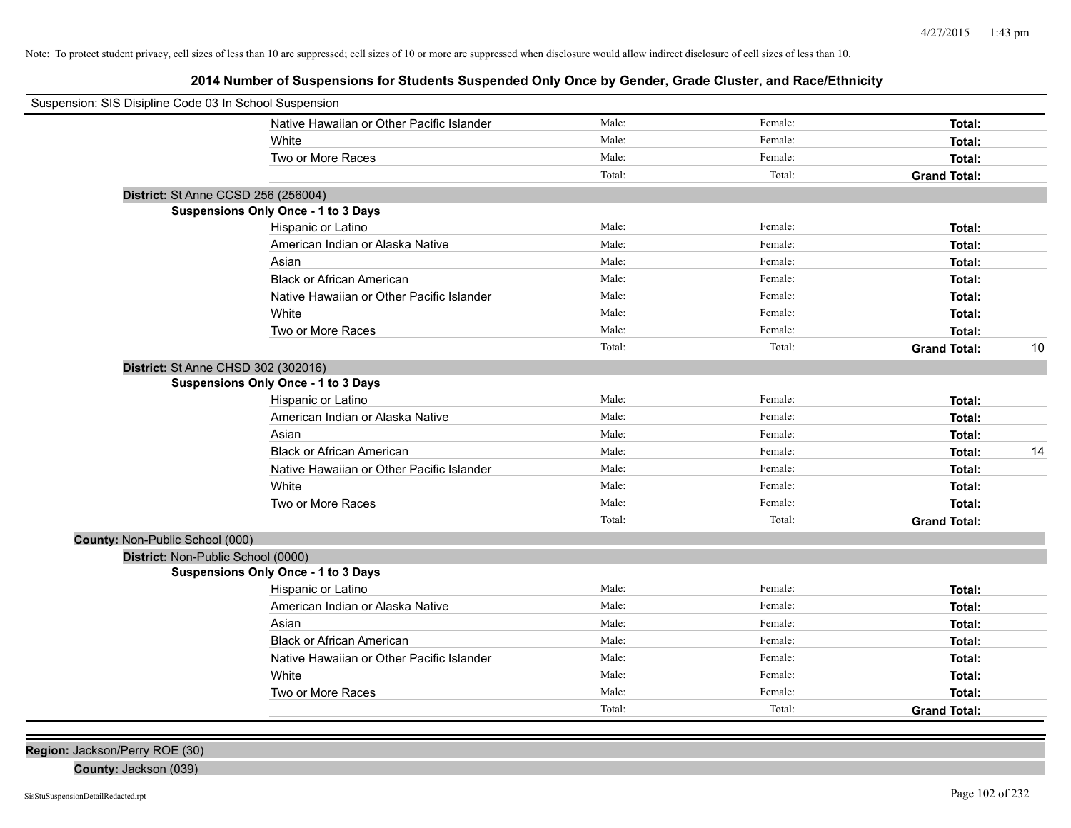Note: To protect student privacy, cell sizes of less than 10 are suppressed; cell sizes of 10 or more are suppressed when disclosure would allow indirect disclosure of cell sizes of less than 10.

## 2014 Number of Suspensions for Students Suspended Only Once by Gender, Grade Cluster, and Race/Ethnicity

Suspension: SIS Disipline Code 03 In School Suspension

| | | | | |
|---|---|---|---|---|
| Native Hawaiian or Other Pacific Islander | Male: | Female: | **Total:** | |
| White | Male: | Female: | **Total:** | |
| Two or More Races | Male: | Female: | **Total:** | |
| | Total: | Total: | **Grand Total:** | |

**District:** St Anne CCSD 256 (256004)

**Suspensions Only Once - 1 to 3 Days**

| | | | | |
|---|---|---|---|---|
| Hispanic or Latino | Male: | Female: | **Total:** | |
| American Indian or Alaska Native | Male: | Female: | **Total:** | |
| Asian | Male: | Female: | **Total:** | |
| Black or African American | Male: | Female: | **Total:** | |
| Native Hawaiian or Other Pacific Islander | Male: | Female: | **Total:** | |
| White | Male: | Female: | **Total:** | |
| Two or More Races | Male: | Female: | **Total:** | |
| | Total: | Total: | **Grand Total:** | 10 |

**District:** St Anne CHSD 302 (302016)

**Suspensions Only Once - 1 to 3 Days**

| | | | | |
|---|---|---|---|---|
| Hispanic or Latino | Male: | Female: | **Total:** | |
| American Indian or Alaska Native | Male: | Female: | **Total:** | |
| Asian | Male: | Female: | **Total:** | |
| Black or African American | Male: | Female: | **Total:** | 14 |
| Native Hawaiian or Other Pacific Islander | Male: | Female: | **Total:** | |
| White | Male: | Female: | **Total:** | |
| Two or More Races | Male: | Female: | **Total:** | |
| | Total: | Total: | **Grand Total:** | |

**County:** Non-Public School (000)

**District:** Non-Public School (0000)

**Suspensions Only Once - 1 to 3 Days**

| | | | | |
|---|---|---|---|---|
| Hispanic or Latino | Male: | Female: | **Total:** | |
| American Indian or Alaska Native | Male: | Female: | **Total:** | |
| Asian | Male: | Female: | **Total:** | |
| Black or African American | Male: | Female: | **Total:** | |
| Native Hawaiian or Other Pacific Islander | Male: | Female: | **Total:** | |
| White | Male: | Female: | **Total:** | |
| Two or More Races | Male: | Female: | **Total:** | |
| | Total: | Total: | **Grand Total:** | |

**Region:** Jackson/Perry ROE (30)

**County:** Jackson (039)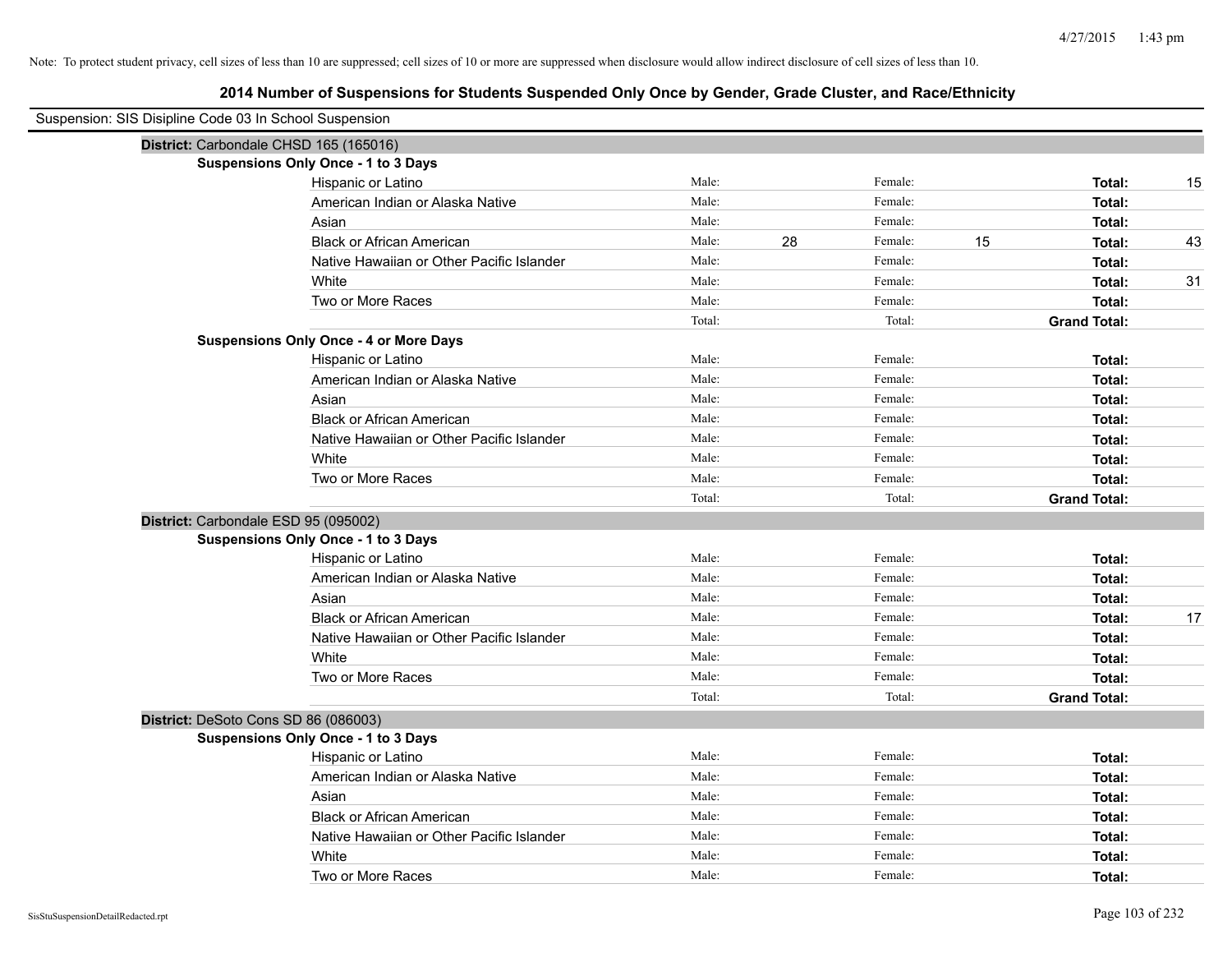Note: To protect student privacy, cell sizes of less than 10 are suppressed; cell sizes of 10 or more are suppressed when disclosure would allow indirect disclosure of cell sizes of less than 10.

# 2014 Number of Suspensions for Students Suspended Only Once by Gender, Grade Cluster, and Race/Ethnicity

Suspension: SIS Disipline Code 03 In School Suspension

**District:** Carbondale CHSD 165 (165016)

**Suspensions Only Once - 1 to 3 Days**

| | | | | | | |
|---|---|---|---|---|---|---|
| Hispanic or Latino | Male: | | Female: | | **Total:** | 15 |
| American Indian or Alaska Native | Male: | | Female: | | **Total:** | |
| Asian | Male: | | Female: | | **Total:** | |
| Black or African American | Male: | 28 | Female: | 15 | **Total:** | 43 |
| Native Hawaiian or Other Pacific Islander | Male: | | Female: | | **Total:** | |
| White | Male: | | Female: | | **Total:** | 31 |
| Two or More Races | Male: | | Female: | | **Total:** | |
| | Total: | | Total: | | **Grand Total:** | |

**Suspensions Only Once - 4 or More Days**

| | | | | | | |
|---|---|---|---|---|---|---|
| Hispanic or Latino | Male: | | Female: | | **Total:** | |
| American Indian or Alaska Native | Male: | | Female: | | **Total:** | |
| Asian | Male: | | Female: | | **Total:** | |
| Black or African American | Male: | | Female: | | **Total:** | |
| Native Hawaiian or Other Pacific Islander | Male: | | Female: | | **Total:** | |
| White | Male: | | Female: | | **Total:** | |
| Two or More Races | Male: | | Female: | | **Total:** | |
| | Total: | | Total: | | **Grand Total:** | |

**District:** Carbondale ESD 95 (095002)

**Suspensions Only Once - 1 to 3 Days**

| | | | | | | |
|---|---|---|---|---|---|---|
| Hispanic or Latino | Male: | | Female: | | **Total:** | |
| American Indian or Alaska Native | Male: | | Female: | | **Total:** | |
| Asian | Male: | | Female: | | **Total:** | |
| Black or African American | Male: | | Female: | | **Total:** | 17 |
| Native Hawaiian or Other Pacific Islander | Male: | | Female: | | **Total:** | |
| White | Male: | | Female: | | **Total:** | |
| Two or More Races | Male: | | Female: | | **Total:** | |
| | Total: | | Total: | | **Grand Total:** | |

**District:** DeSoto Cons SD 86 (086003)

**Suspensions Only Once - 1 to 3 Days**

| | | | | | | |
|---|---|---|---|---|---|---|
| Hispanic or Latino | Male: | | Female: | | **Total:** | |
| American Indian or Alaska Native | Male: | | Female: | | **Total:** | |
| Asian | Male: | | Female: | | **Total:** | |
| Black or African American | Male: | | Female: | | **Total:** | |
| Native Hawaiian or Other Pacific Islander | Male: | | Female: | | **Total:** | |
| White | Male: | | Female: | | **Total:** | |
| Two or More Races | Male: | | Female: | | **Total:** | |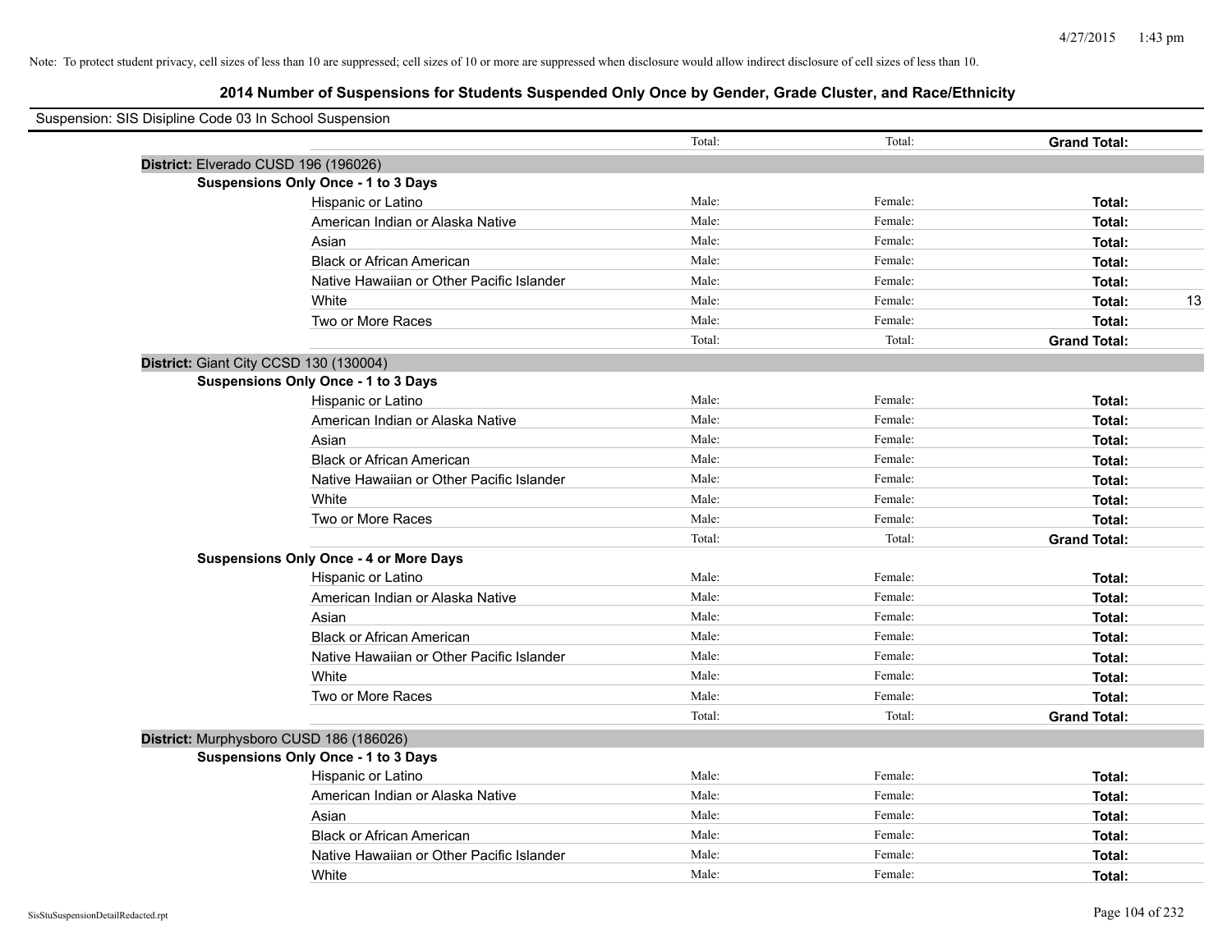Note: To protect student privacy, cell sizes of less than 10 are suppressed; cell sizes of 10 or more are suppressed when disclosure would allow indirect disclosure of cell sizes of less than 10.

## 2014 Number of Suspensions for Students Suspended Only Once by Gender, Grade Cluster, and Race/Ethnicity

Suspension: SIS Disipline Code 03 In School Suspension

| | | | | | |
|---|---|---|---|---|---|
| | | Total: | Total: | **Grand Total:** | |
| **District:** Elverado CUSD 196 (196026) | | | | | |
| **Suspensions Only Once - 1 to 3 Days** | | | | | |
| | Hispanic or Latino | Male: | Female: | **Total:** | |
| | American Indian or Alaska Native | Male: | Female: | **Total:** | |
| | Asian | Male: | Female: | **Total:** | |
| | Black or African American | Male: | Female: | **Total:** | |
| | Native Hawaiian or Other Pacific Islander | Male: | Female: | **Total:** | |
| | White | Male: | Female: | **Total:** | 13 |
| | Two or More Races | Male: | Female: | **Total:** | |
| | | Total: | Total: | **Grand Total:** | |
| **District:** Giant City CCSD 130 (130004) | | | | | |
| **Suspensions Only Once - 1 to 3 Days** | | | | | |
| | Hispanic or Latino | Male: | Female: | **Total:** | |
| | American Indian or Alaska Native | Male: | Female: | **Total:** | |
| | Asian | Male: | Female: | **Total:** | |
| | Black or African American | Male: | Female: | **Total:** | |
| | Native Hawaiian or Other Pacific Islander | Male: | Female: | **Total:** | |
| | White | Male: | Female: | **Total:** | |
| | Two or More Races | Male: | Female: | **Total:** | |
| | | Total: | Total: | **Grand Total:** | |
| **Suspensions Only Once - 4 or More Days** | | | | | |
| | Hispanic or Latino | Male: | Female: | **Total:** | |
| | American Indian or Alaska Native | Male: | Female: | **Total:** | |
| | Asian | Male: | Female: | **Total:** | |
| | Black or African American | Male: | Female: | **Total:** | |
| | Native Hawaiian or Other Pacific Islander | Male: | Female: | **Total:** | |
| | White | Male: | Female: | **Total:** | |
| | Two or More Races | Male: | Female: | **Total:** | |
| | | Total: | Total: | **Grand Total:** | |
| **District:** Murphysboro CUSD 186 (186026) | | | | | |
| **Suspensions Only Once - 1 to 3 Days** | | | | | |
| | Hispanic or Latino | Male: | Female: | **Total:** | |
| | American Indian or Alaska Native | Male: | Female: | **Total:** | |
| | Asian | Male: | Female: | **Total:** | |
| | Black or African American | Male: | Female: | **Total:** | |
| | Native Hawaiian or Other Pacific Islander | Male: | Female: | **Total:** | |
| | White | Male: | Female: | **Total:** | |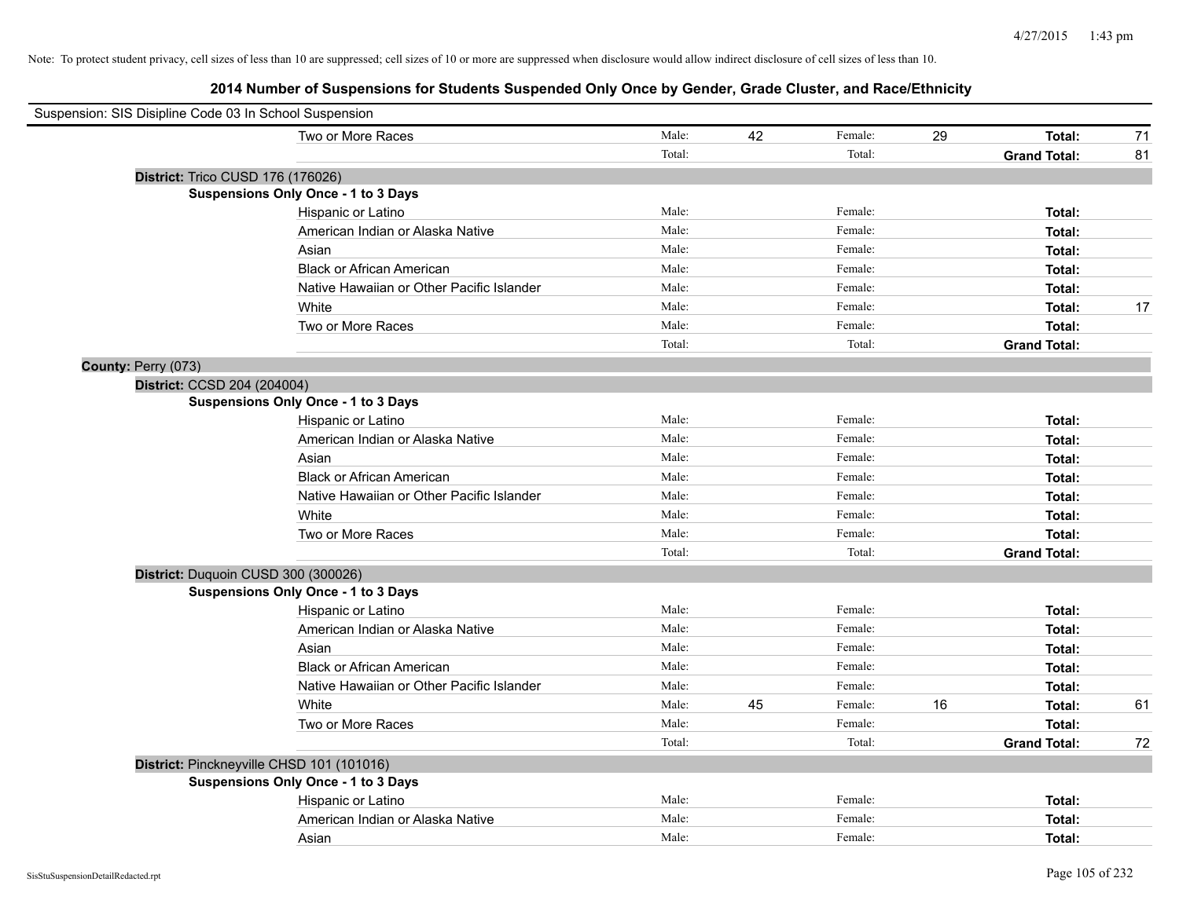Note: To protect student privacy, cell sizes of less than 10 are suppressed; cell sizes of 10 or more are suppressed when disclosure would allow indirect disclosure of cell sizes of less than 10.

## 2014 Number of Suspensions for Students Suspended Only Once by Gender, Grade Cluster, and Race/Ethnicity

Suspension: SIS Disipline Code 03 In School Suspension

| | | | | | |
|---|---|---|---|---|---|
| Two or More Races | Male: | 42 | Female: 29 | Total: | 71 |
| | Total: | | Total: | Grand Total: | 81 |

**District:** Trico CUSD 176 (176026)

**Suspensions Only Once - 1 to 3 Days**

| | | | | | |
|---|---|---|---|---|---|
| Hispanic or Latino | Male: | | Female: | Total: | |
| American Indian or Alaska Native | Male: | | Female: | Total: | |
| Asian | Male: | | Female: | Total: | |
| Black or African American | Male: | | Female: | Total: | |
| Native Hawaiian or Other Pacific Islander | Male: | | Female: | Total: | |
| White | Male: | | Female: | Total: | 17 |
| Two or More Races | Male: | | Female: | Total: | |
| | Total: | | Total: | Grand Total: | |

**County:** Perry (073)

**District:** CCSD 204 (204004)

**Suspensions Only Once - 1 to 3 Days**

| | | | | | |
|---|---|---|---|---|---|
| Hispanic or Latino | Male: | | Female: | Total: | |
| American Indian or Alaska Native | Male: | | Female: | Total: | |
| Asian | Male: | | Female: | Total: | |
| Black or African American | Male: | | Female: | Total: | |
| Native Hawaiian or Other Pacific Islander | Male: | | Female: | Total: | |
| White | Male: | | Female: | Total: | |
| Two or More Races | Male: | | Female: | Total: | |
| | Total: | | Total: | Grand Total: | |

**District:** Duquoin CUSD 300 (300026)

**Suspensions Only Once - 1 to 3 Days**

| | | | | | |
|---|---|---|---|---|---|
| Hispanic or Latino | Male: | | Female: | Total: | |
| American Indian or Alaska Native | Male: | | Female: | Total: | |
| Asian | Male: | | Female: | Total: | |
| Black or African American | Male: | | Female: | Total: | |
| Native Hawaiian or Other Pacific Islander | Male: | | Female: | Total: | |
| White | Male: | 45 | Female: 16 | Total: | 61 |
| Two or More Races | Male: | | Female: | Total: | |
| | Total: | | Total: | Grand Total: | 72 |

**District:** Pinckneyville CHSD 101 (101016)

**Suspensions Only Once - 1 to 3 Days**

| | | | | | |
|---|---|---|---|---|---|
| Hispanic or Latino | Male: | | Female: | Total: | |
| American Indian or Alaska Native | Male: | | Female: | Total: | |
| Asian | Male: | | Female: | Total: | |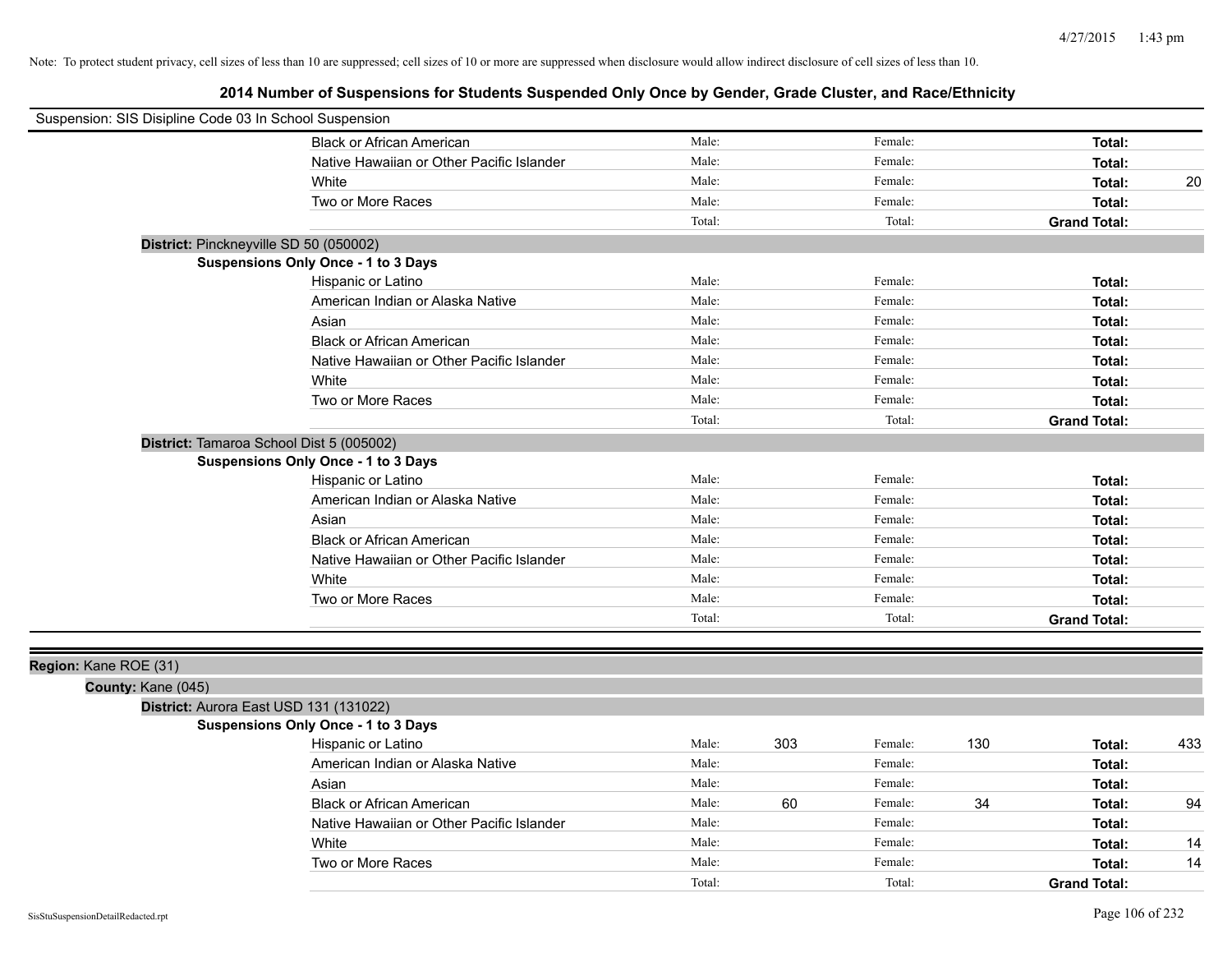Note: To protect student privacy, cell sizes of less than 10 are suppressed; cell sizes of 10 or more are suppressed when disclosure would allow indirect disclosure of cell sizes of less than 10.

## 2014 Number of Suspensions for Students Suspended Only Once by Gender, Grade Cluster, and Race/Ethnicity

Suspension: SIS Disipline Code 03 In School Suspension

| | Male: | | Female: | | | |
|---|---|---|---|---|---|---|
| Black or African American | Male: | | Female: | | **Total:** | |
| Native Hawaiian or Other Pacific Islander | Male: | | Female: | | **Total:** | |
| White | Male: | | Female: | | **Total:** | 20 |
| Two or More Races | Male: | | Female: | | **Total:** | |
| | Total: | | Total: | | **Grand Total:** | |

**District:** Pinckneyville SD 50 (050002)

**Suspensions Only Once - 1 to 3 Days**

| | | | | | | |
|---|---|---|---|---|---|---|
| Hispanic or Latino | Male: | | Female: | | **Total:** | |
| American Indian or Alaska Native | Male: | | Female: | | **Total:** | |
| Asian | Male: | | Female: | | **Total:** | |
| Black or African American | Male: | | Female: | | **Total:** | |
| Native Hawaiian or Other Pacific Islander | Male: | | Female: | | **Total:** | |
| White | Male: | | Female: | | **Total:** | |
| Two or More Races | Male: | | Female: | | **Total:** | |
| | Total: | | Total: | | **Grand Total:** | |

**District:** Tamaroa School Dist 5 (005002)

**Suspensions Only Once - 1 to 3 Days**

| | | | | | | |
|---|---|---|---|---|---|---|
| Hispanic or Latino | Male: | | Female: | | **Total:** | |
| American Indian or Alaska Native | Male: | | Female: | | **Total:** | |
| Asian | Male: | | Female: | | **Total:** | |
| Black or African American | Male: | | Female: | | **Total:** | |
| Native Hawaiian or Other Pacific Islander | Male: | | Female: | | **Total:** | |
| White | Male: | | Female: | | **Total:** | |
| Two or More Races | Male: | | Female: | | **Total:** | |
| | Total: | | Total: | | **Grand Total:** | |

**Region:** Kane ROE (31)

**County:** Kane (045)

**District:** Aurora East USD 131 (131022)

**Suspensions Only Once - 1 to 3 Days**

| | | | | | | |
|---|---|---|---|---|---|---|
| Hispanic or Latino | Male: | 303 | Female: | 130 | **Total:** | 433 |
| American Indian or Alaska Native | Male: | | Female: | | **Total:** | |
| Asian | Male: | | Female: | | **Total:** | |
| Black or African American | Male: | 60 | Female: | 34 | **Total:** | 94 |
| Native Hawaiian or Other Pacific Islander | Male: | | Female: | | **Total:** | |
| White | Male: | | Female: | | **Total:** | 14 |
| Two or More Races | Male: | | Female: | | **Total:** | 14 |
| | Total: | | Total: | | **Grand Total:** | |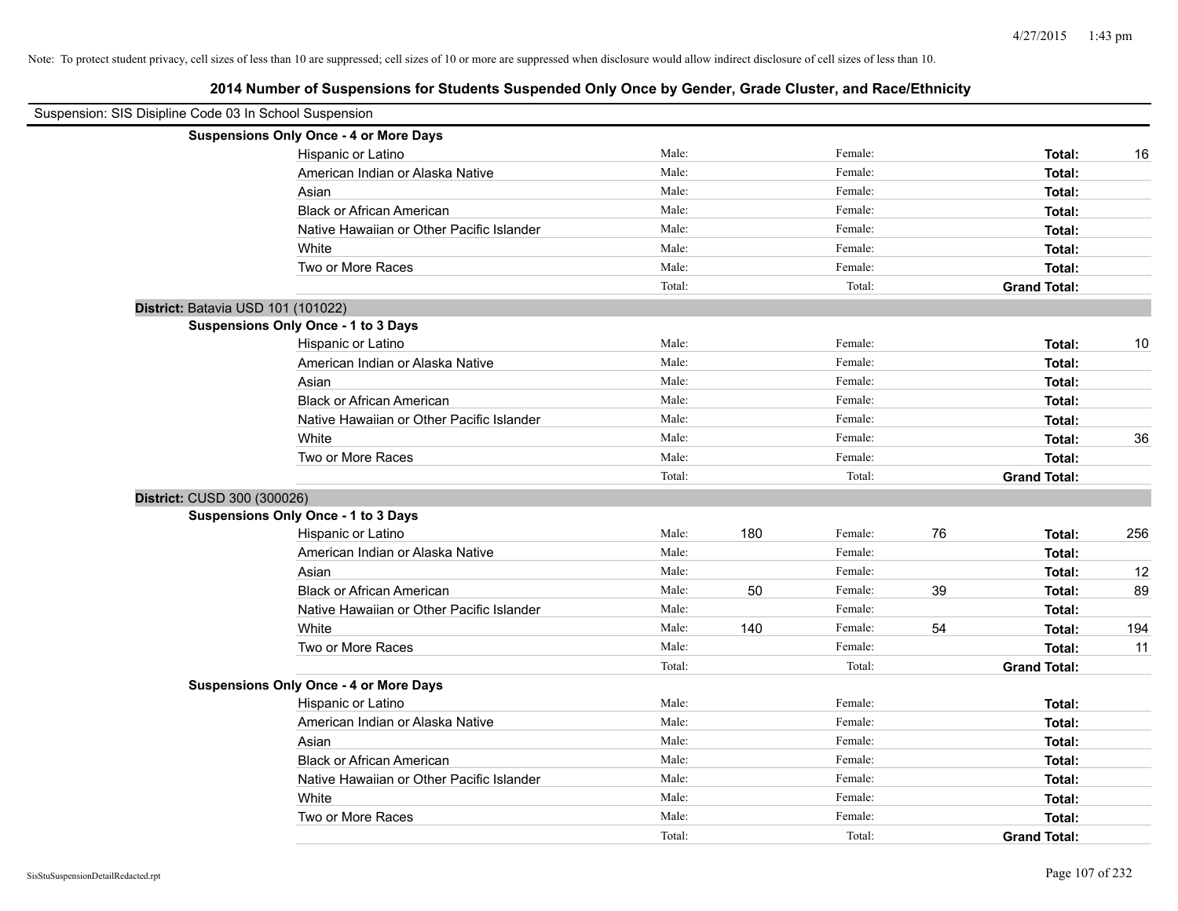Note: To protect student privacy, cell sizes of less than 10 are suppressed; cell sizes of 10 or more are suppressed when disclosure would allow indirect disclosure of cell sizes of less than 10.

## 2014 Number of Suspensions for Students Suspended Only Once by Gender, Grade Cluster, and Race/Ethnicity

Suspension: SIS Disipline Code 03 In School Suspension

**Suspensions Only Once - 4 or More Days**

| | | | | | | |
|---|---|---|---|---|---|---|
| Hispanic or Latino | Male: | | Female: | | **Total:** | 16 |
| American Indian or Alaska Native | Male: | | Female: | | **Total:** | |
| Asian | Male: | | Female: | | **Total:** | |
| Black or African American | Male: | | Female: | | **Total:** | |
| Native Hawaiian or Other Pacific Islander | Male: | | Female: | | **Total:** | |
| White | Male: | | Female: | | **Total:** | |
| Two or More Races | Male: | | Female: | | **Total:** | |
| | Total: | | Total: | | **Grand Total:** | |

**District:** Batavia USD 101 (101022)

**Suspensions Only Once - 1 to 3 Days**

| | | | | | | |
|---|---|---|---|---|---|---|
| Hispanic or Latino | Male: | | Female: | | **Total:** | 10 |
| American Indian or Alaska Native | Male: | | Female: | | **Total:** | |
| Asian | Male: | | Female: | | **Total:** | |
| Black or African American | Male: | | Female: | | **Total:** | |
| Native Hawaiian or Other Pacific Islander | Male: | | Female: | | **Total:** | |
| White | Male: | | Female: | | **Total:** | 36 |
| Two or More Races | Male: | | Female: | | **Total:** | |
| | Total: | | Total: | | **Grand Total:** | |

**District:** CUSD 300 (300026)

**Suspensions Only Once - 1 to 3 Days**

| | | | | | | |
|---|---|---|---|---|---|---|
| Hispanic or Latino | Male: | 180 | Female: | 76 | **Total:** | 256 |
| American Indian or Alaska Native | Male: | | Female: | | **Total:** | |
| Asian | Male: | | Female: | | **Total:** | 12 |
| Black or African American | Male: | 50 | Female: | 39 | **Total:** | 89 |
| Native Hawaiian or Other Pacific Islander | Male: | | Female: | | **Total:** | |
| White | Male: | 140 | Female: | 54 | **Total:** | 194 |
| Two or More Races | Male: | | Female: | | **Total:** | 11 |
| | Total: | | Total: | | **Grand Total:** | |

**Suspensions Only Once - 4 or More Days**

| | | | | | | |
|---|---|---|---|---|---|---|
| Hispanic or Latino | Male: | | Female: | | **Total:** | |
| American Indian or Alaska Native | Male: | | Female: | | **Total:** | |
| Asian | Male: | | Female: | | **Total:** | |
| Black or African American | Male: | | Female: | | **Total:** | |
| Native Hawaiian or Other Pacific Islander | Male: | | Female: | | **Total:** | |
| White | Male: | | Female: | | **Total:** | |
| Two or More Races | Male: | | Female: | | **Total:** | |
| | Total: | | Total: | | **Grand Total:** | |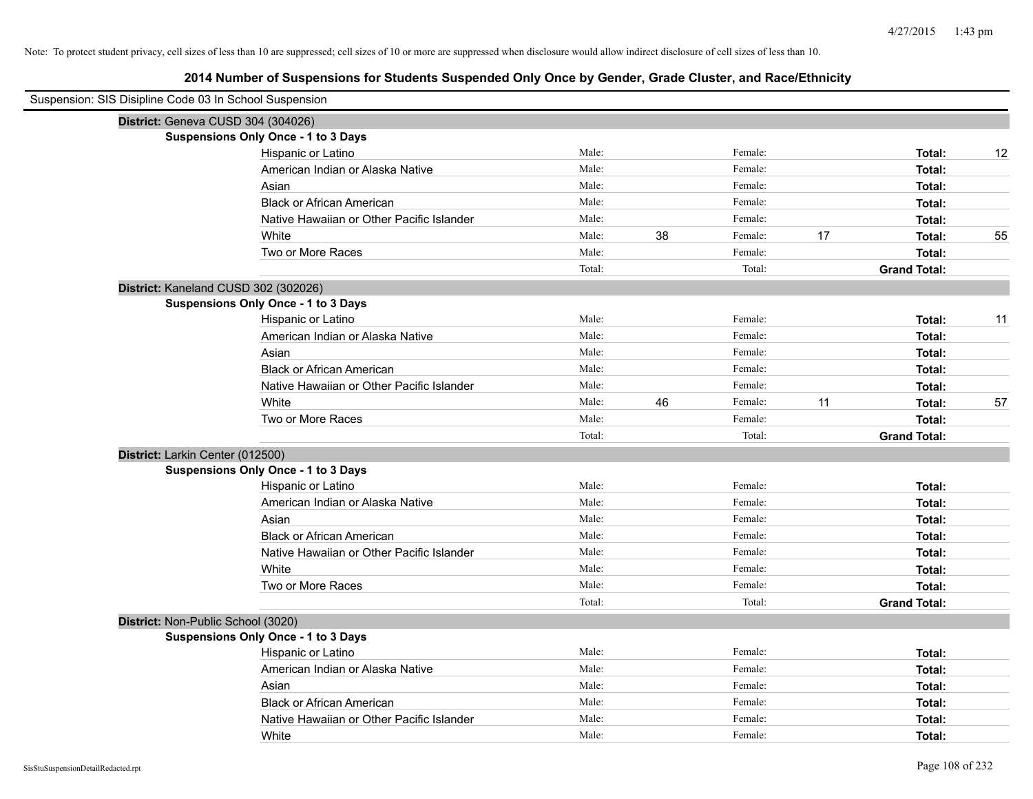Note: To protect student privacy, cell sizes of less than 10 are suppressed; cell sizes of 10 or more are suppressed when disclosure would allow indirect disclosure of cell sizes of less than 10.

# 2014 Number of Suspensions for Students Suspended Only Once by Gender, Grade Cluster, and Race/Ethnicity

Suspension: SIS Disipline Code 03 In School Suspension

**District:** Geneva CUSD 304 (304026)

**Suspensions Only Once - 1 to 3 Days**

| Race/Ethnicity | | Male | | Female | | Total |
|---|---|---|---|---|---|---|
| Hispanic or Latino | Male: | | Female: | | **Total:** | 12 |
| American Indian or Alaska Native | Male: | | Female: | | **Total:** | |
| Asian | Male: | | Female: | | **Total:** | |
| Black or African American | Male: | | Female: | | **Total:** | |
| Native Hawaiian or Other Pacific Islander | Male: | | Female: | | **Total:** | |
| White | Male: | 38 | Female: | 17 | **Total:** | 55 |
| Two or More Races | Male: | | Female: | | **Total:** | |
| | Total: | | Total: | | **Grand Total:** | |

**District:** Kaneland CUSD 302 (302026)

**Suspensions Only Once - 1 to 3 Days**

| Race/Ethnicity | | Male | | Female | | Total |
|---|---|---|---|---|---|---|
| Hispanic or Latino | Male: | | Female: | | **Total:** | 11 |
| American Indian or Alaska Native | Male: | | Female: | | **Total:** | |
| Asian | Male: | | Female: | | **Total:** | |
| Black or African American | Male: | | Female: | | **Total:** | |
| Native Hawaiian or Other Pacific Islander | Male: | | Female: | | **Total:** | |
| White | Male: | 46 | Female: | 11 | **Total:** | 57 |
| Two or More Races | Male: | | Female: | | **Total:** | |
| | Total: | | Total: | | **Grand Total:** | |

**District:** Larkin Center (012500)

**Suspensions Only Once - 1 to 3 Days**

| Race/Ethnicity | | Male | | Female | | Total |
|---|---|---|---|---|---|---|
| Hispanic or Latino | Male: | | Female: | | **Total:** | |
| American Indian or Alaska Native | Male: | | Female: | | **Total:** | |
| Asian | Male: | | Female: | | **Total:** | |
| Black or African American | Male: | | Female: | | **Total:** | |
| Native Hawaiian or Other Pacific Islander | Male: | | Female: | | **Total:** | |
| White | Male: | | Female: | | **Total:** | |
| Two or More Races | Male: | | Female: | | **Total:** | |
| | Total: | | Total: | | **Grand Total:** | |

**District:** Non-Public School (3020)

**Suspensions Only Once - 1 to 3 Days**

| Race/Ethnicity | | Male | | Female | | Total |
|---|---|---|---|---|---|---|
| Hispanic or Latino | Male: | | Female: | | **Total:** | |
| American Indian or Alaska Native | Male: | | Female: | | **Total:** | |
| Asian | Male: | | Female: | | **Total:** | |
| Black or African American | Male: | | Female: | | **Total:** | |
| Native Hawaiian or Other Pacific Islander | Male: | | Female: | | **Total:** | |
| White | Male: | | Female: | | **Total:** | |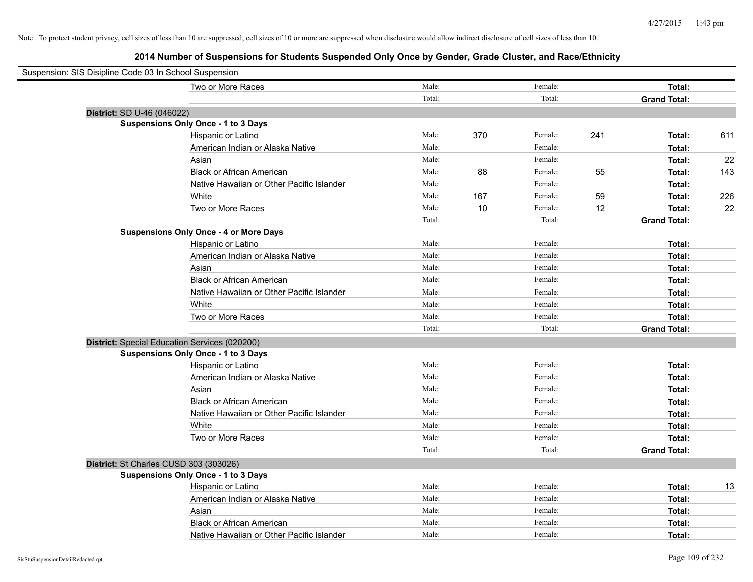Note: To protect student privacy, cell sizes of less than 10 are suppressed; cell sizes of 10 or more are suppressed when disclosure would allow indirect disclosure of cell sizes of less than 10.

## 2014 Number of Suspensions for Students Suspended Only Once by Gender, Grade Cluster, and Race/Ethnicity

Suspension: SIS Disipline Code 03 In School Suspension

| | | | | | | |
|---|---|---|---|---|---|---|
| Two or More Races | Male: | | Female: | | **Total:** | |
| | Total: | | Total: | | **Grand Total:** | |

**District:** SD U-46 (046022)

**Suspensions Only Once - 1 to 3 Days**

| | | | | | | |
|---|---|---|---|---|---|---|
| Hispanic or Latino | Male: | 370 | Female: | 241 | **Total:** | 611 |
| American Indian or Alaska Native | Male: | | Female: | | **Total:** | |
| Asian | Male: | | Female: | | **Total:** | 22 |
| Black or African American | Male: | 88 | Female: | 55 | **Total:** | 143 |
| Native Hawaiian or Other Pacific Islander | Male: | | Female: | | **Total:** | |
| White | Male: | 167 | Female: | 59 | **Total:** | 226 |
| Two or More Races | Male: | 10 | Female: | 12 | **Total:** | 22 |
| | Total: | | Total: | | **Grand Total:** | |

**Suspensions Only Once - 4 or More Days**

| | | | | | | |
|---|---|---|---|---|---|---|
| Hispanic or Latino | Male: | | Female: | | **Total:** | |
| American Indian or Alaska Native | Male: | | Female: | | **Total:** | |
| Asian | Male: | | Female: | | **Total:** | |
| Black or African American | Male: | | Female: | | **Total:** | |
| Native Hawaiian or Other Pacific Islander | Male: | | Female: | | **Total:** | |
| White | Male: | | Female: | | **Total:** | |
| Two or More Races | Male: | | Female: | | **Total:** | |
| | Total: | | Total: | | **Grand Total:** | |

**District:** Special Education Services (020200)

**Suspensions Only Once - 1 to 3 Days**

| | | | | | | |
|---|---|---|---|---|---|---|
| Hispanic or Latino | Male: | | Female: | | **Total:** | |
| American Indian or Alaska Native | Male: | | Female: | | **Total:** | |
| Asian | Male: | | Female: | | **Total:** | |
| Black or African American | Male: | | Female: | | **Total:** | |
| Native Hawaiian or Other Pacific Islander | Male: | | Female: | | **Total:** | |
| White | Male: | | Female: | | **Total:** | |
| Two or More Races | Male: | | Female: | | **Total:** | |
| | Total: | | Total: | | **Grand Total:** | |

**District:** St Charles CUSD 303 (303026)

**Suspensions Only Once - 1 to 3 Days**

| | | | | | | |
|---|---|---|---|---|---|---|
| Hispanic or Latino | Male: | | Female: | | **Total:** | 13 |
| American Indian or Alaska Native | Male: | | Female: | | **Total:** | |
| Asian | Male: | | Female: | | **Total:** | |
| Black or African American | Male: | | Female: | | **Total:** | |
| Native Hawaiian or Other Pacific Islander | Male: | | Female: | | **Total:** | |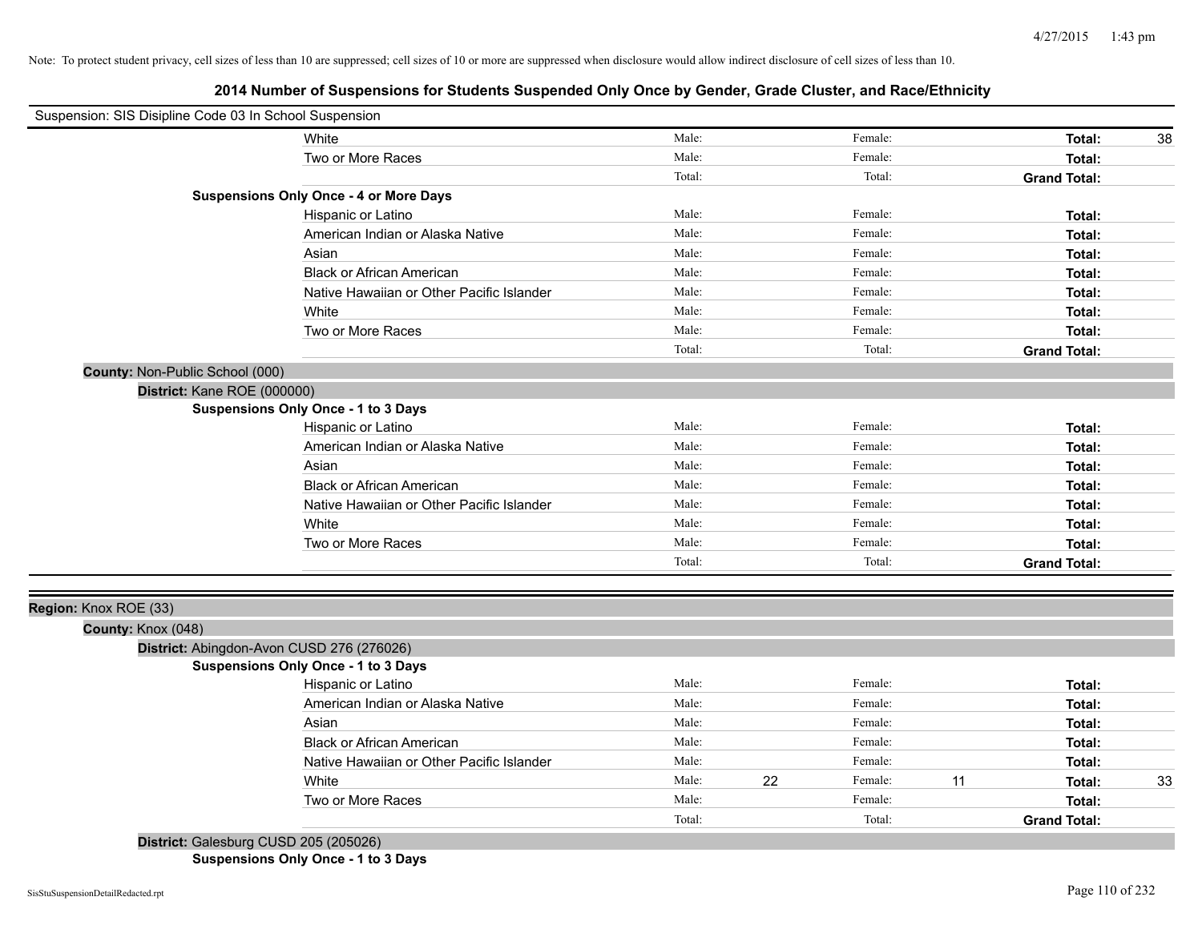Note: To protect student privacy, cell sizes of less than 10 are suppressed; cell sizes of 10 or more are suppressed when disclosure would allow indirect disclosure of cell sizes of less than 10.

## 2014 Number of Suspensions for Students Suspended Only Once by Gender, Grade Cluster, and Race/Ethnicity

Suspension: SIS Disipline Code 03 In School Suspension

| | | | | | | |
|---|---|---|---|---|---|---|
| White | Male: | | Female: | | **Total:** | 38 |
| Two or More Races | Male: | | Female: | | **Total:** | |
| | Total: | | Total: | | **Grand Total:** | |

**Suspensions Only Once - 4 or More Days**

| | | | | | | |
|---|---|---|---|---|---|---|
| Hispanic or Latino | Male: | | Female: | | **Total:** | |
| American Indian or Alaska Native | Male: | | Female: | | **Total:** | |
| Asian | Male: | | Female: | | **Total:** | |
| Black or African American | Male: | | Female: | | **Total:** | |
| Native Hawaiian or Other Pacific Islander | Male: | | Female: | | **Total:** | |
| White | Male: | | Female: | | **Total:** | |
| Two or More Races | Male: | | Female: | | **Total:** | |
| | Total: | | Total: | | **Grand Total:** | |

**County:** Non-Public School (000)

**District:** Kane ROE (000000)

**Suspensions Only Once - 1 to 3 Days**

| | | | | | | |
|---|---|---|---|---|---|---|
| Hispanic or Latino | Male: | | Female: | | **Total:** | |
| American Indian or Alaska Native | Male: | | Female: | | **Total:** | |
| Asian | Male: | | Female: | | **Total:** | |
| Black or African American | Male: | | Female: | | **Total:** | |
| Native Hawaiian or Other Pacific Islander | Male: | | Female: | | **Total:** | |
| White | Male: | | Female: | | **Total:** | |
| Two or More Races | Male: | | Female: | | **Total:** | |
| | Total: | | Total: | | **Grand Total:** | |

**Region:** Knox ROE (33)

**County:** Knox (048)

**District:** Abingdon-Avon CUSD 276 (276026)

**Suspensions Only Once - 1 to 3 Days**

| | | | | | | |
|---|---|---|---|---|---|---|
| Hispanic or Latino | Male: | | Female: | | **Total:** | |
| American Indian or Alaska Native | Male: | | Female: | | **Total:** | |
| Asian | Male: | | Female: | | **Total:** | |
| Black or African American | Male: | | Female: | | **Total:** | |
| Native Hawaiian or Other Pacific Islander | Male: | | Female: | | **Total:** | |
| White | Male: | 22 | Female: | 11 | **Total:** | 33 |
| Two or More Races | Male: | | Female: | | **Total:** | |
| | Total: | | Total: | | **Grand Total:** | |

**District:** Galesburg CUSD 205 (205026)

**Suspensions Only Once - 1 to 3 Days**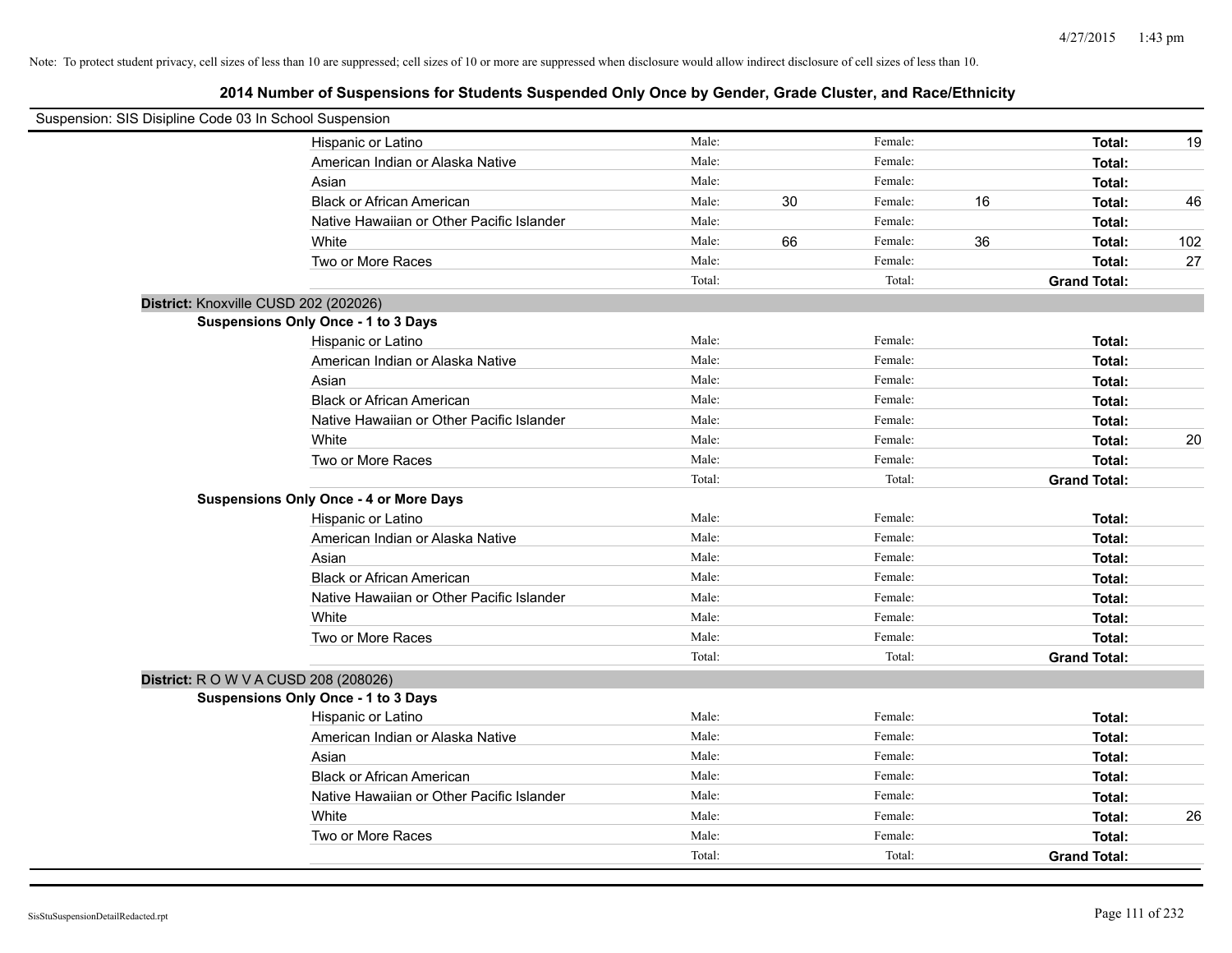Note: To protect student privacy, cell sizes of less than 10 are suppressed; cell sizes of 10 or more are suppressed when disclosure would allow indirect disclosure of cell sizes of less than 10.

# 2014 Number of Suspensions for Students Suspended Only Once by Gender, Grade Cluster, and Race/Ethnicity

Suspension: SIS Disipline Code 03 In School Suspension

| | | | | | | |
|---|---|---|---|---|---|---|
| Hispanic or Latino | Male: | | Female: | | **Total:** | 19 |
| American Indian or Alaska Native | Male: | | Female: | | **Total:** | |
| Asian | Male: | | Female: | | **Total:** | |
| Black or African American | Male: | 30 | Female: | 16 | **Total:** | 46 |
| Native Hawaiian or Other Pacific Islander | Male: | | Female: | | **Total:** | |
| White | Male: | 66 | Female: | 36 | **Total:** | 102 |
| Two or More Races | Male: | | Female: | | **Total:** | 27 |
| | Total: | | Total: | | **Grand Total:** | |

**District:** Knoxville CUSD 202 (202026)

**Suspensions Only Once - 1 to 3 Days**

| | | | | | | |
|---|---|---|---|---|---|---|
| Hispanic or Latino | Male: | | Female: | | **Total:** | |
| American Indian or Alaska Native | Male: | | Female: | | **Total:** | |
| Asian | Male: | | Female: | | **Total:** | |
| Black or African American | Male: | | Female: | | **Total:** | |
| Native Hawaiian or Other Pacific Islander | Male: | | Female: | | **Total:** | |
| White | Male: | | Female: | | **Total:** | 20 |
| Two or More Races | Male: | | Female: | | **Total:** | |
| | Total: | | Total: | | **Grand Total:** | |

**Suspensions Only Once - 4 or More Days**

| | | | | | | |
|---|---|---|---|---|---|---|
| Hispanic or Latino | Male: | | Female: | | **Total:** | |
| American Indian or Alaska Native | Male: | | Female: | | **Total:** | |
| Asian | Male: | | Female: | | **Total:** | |
| Black or African American | Male: | | Female: | | **Total:** | |
| Native Hawaiian or Other Pacific Islander | Male: | | Female: | | **Total:** | |
| White | Male: | | Female: | | **Total:** | |
| Two or More Races | Male: | | Female: | | **Total:** | |
| | Total: | | Total: | | **Grand Total:** | |

**District:** R O W V A CUSD 208 (208026)

**Suspensions Only Once - 1 to 3 Days**

| | | | | | | |
|---|---|---|---|---|---|---|
| Hispanic or Latino | Male: | | Female: | | **Total:** | |
| American Indian or Alaska Native | Male: | | Female: | | **Total:** | |
| Asian | Male: | | Female: | | **Total:** | |
| Black or African American | Male: | | Female: | | **Total:** | |
| Native Hawaiian or Other Pacific Islander | Male: | | Female: | | **Total:** | |
| White | Male: | | Female: | | **Total:** | 26 |
| Two or More Races | Male: | | Female: | | **Total:** | |
| | Total: | | Total: | | **Grand Total:** | |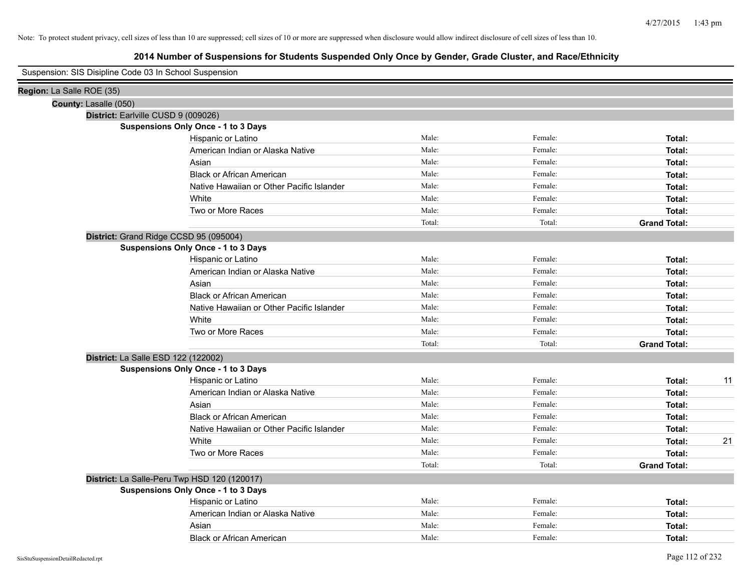Note: To protect student privacy, cell sizes of less than 10 are suppressed; cell sizes of 10 or more are suppressed when disclosure would allow indirect disclosure of cell sizes of less than 10.

# 2014 Number of Suspensions for Students Suspended Only Once by Gender, Grade Cluster, and Race/Ethnicity

Suspension: SIS Disipline Code 03 In School Suspension

**Region:** La Salle ROE (35)

**County:** Lasalle (050)

**District:** Earlville CUSD 9 (009026)

**Suspensions Only Once - 1 to 3 Days**

| Race/Ethnicity | Male | Female | Total |
|---|---|---|---|
| Hispanic or Latino | Male: | Female: | **Total:** |
| American Indian or Alaska Native | Male: | Female: | **Total:** |
| Asian | Male: | Female: | **Total:** |
| Black or African American | Male: | Female: | **Total:** |
| Native Hawaiian or Other Pacific Islander | Male: | Female: | **Total:** |
| White | Male: | Female: | **Total:** |
| Two or More Races | Male: | Female: | **Total:** |
| | Total: | Total: | **Grand Total:** |

**District:** Grand Ridge CCSD 95 (095004)

**Suspensions Only Once - 1 to 3 Days**

| Race/Ethnicity | Male | Female | Total |
|---|---|---|---|
| Hispanic or Latino | Male: | Female: | **Total:** |
| American Indian or Alaska Native | Male: | Female: | **Total:** |
| Asian | Male: | Female: | **Total:** |
| Black or African American | Male: | Female: | **Total:** |
| Native Hawaiian or Other Pacific Islander | Male: | Female: | **Total:** |
| White | Male: | Female: | **Total:** |
| Two or More Races | Male: | Female: | **Total:** |
| | Total: | Total: | **Grand Total:** |

**District:** La Salle ESD 122 (122002)

**Suspensions Only Once - 1 to 3 Days**

| Race/Ethnicity | Male | Female | Total |
|---|---|---|---|
| Hispanic or Latino | Male: | Female: | **Total:** 11 |
| American Indian or Alaska Native | Male: | Female: | **Total:** |
| Asian | Male: | Female: | **Total:** |
| Black or African American | Male: | Female: | **Total:** |
| Native Hawaiian or Other Pacific Islander | Male: | Female: | **Total:** |
| White | Male: | Female: | **Total:** 21 |
| Two or More Races | Male: | Female: | **Total:** |
| | Total: | Total: | **Grand Total:** |

**District:** La Salle-Peru Twp HSD 120 (120017)

**Suspensions Only Once - 1 to 3 Days**

| Race/Ethnicity | Male | Female | Total |
|---|---|---|---|
| Hispanic or Latino | Male: | Female: | **Total:** |
| American Indian or Alaska Native | Male: | Female: | **Total:** |
| Asian | Male: | Female: | **Total:** |
| Black or African American | Male: | Female: | **Total:** |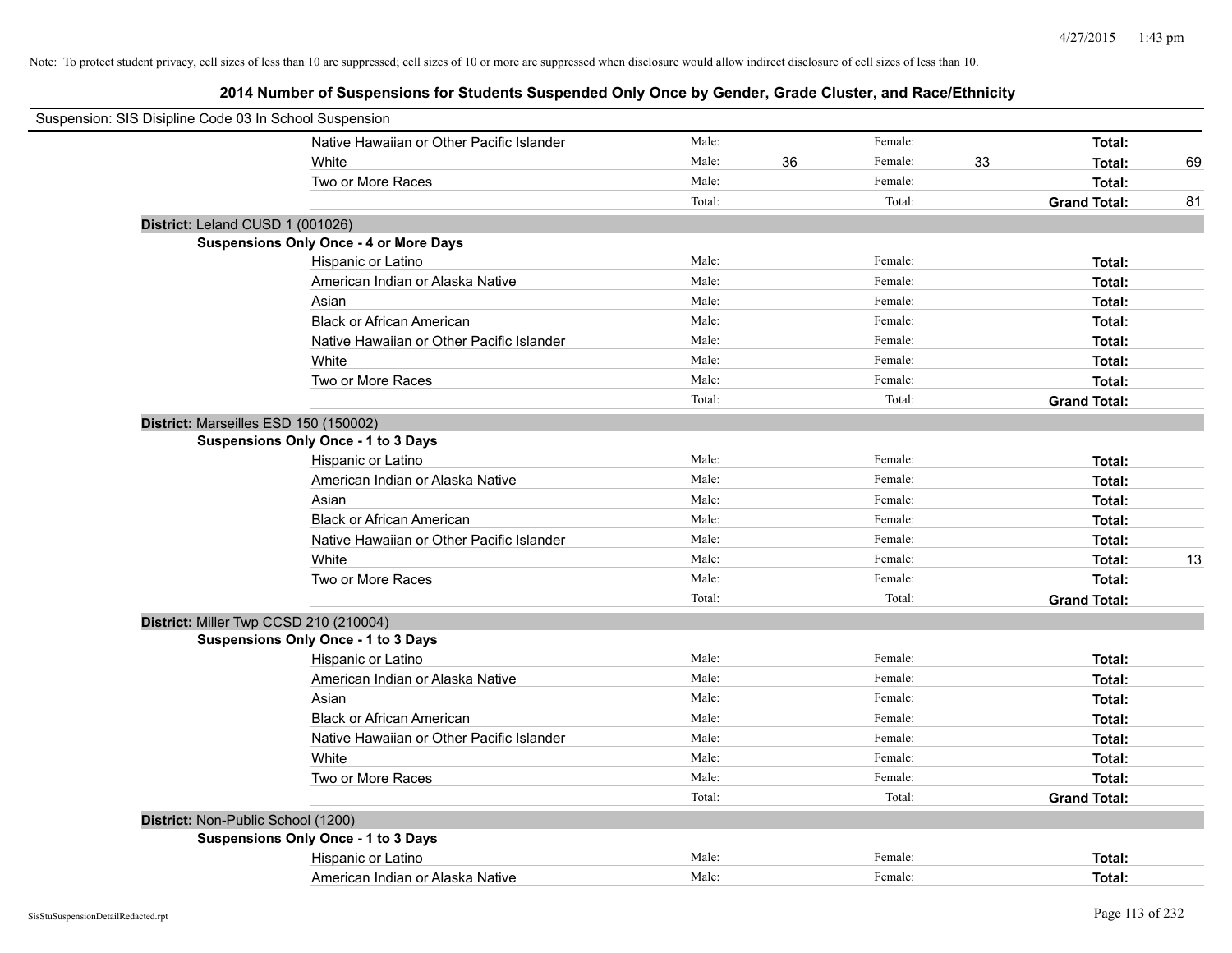Note: To protect student privacy, cell sizes of less than 10 are suppressed; cell sizes of 10 or more are suppressed when disclosure would allow indirect disclosure of cell sizes of less than 10.

## 2014 Number of Suspensions for Students Suspended Only Once by Gender, Grade Cluster, and Race/Ethnicity

Suspension: SIS Disipline Code 03 In School Suspension

| | | | | | | |
|---|---|---|---|---|---|---|
| Native Hawaiian or Other Pacific Islander | Male: | | Female: | | **Total:** | |
| White | Male: | 36 | Female: | 33 | **Total:** | 69 |
| Two or More Races | Male: | | Female: | | **Total:** | |
| | Total: | | Total: | | **Grand Total:** | 81 |

**District:** Leland CUSD 1 (001026)

**Suspensions Only Once - 4 or More Days**

| | | | | | | |
|---|---|---|---|---|---|---|
| Hispanic or Latino | Male: | | Female: | | **Total:** | |
| American Indian or Alaska Native | Male: | | Female: | | **Total:** | |
| Asian | Male: | | Female: | | **Total:** | |
| Black or African American | Male: | | Female: | | **Total:** | |
| Native Hawaiian or Other Pacific Islander | Male: | | Female: | | **Total:** | |
| White | Male: | | Female: | | **Total:** | |
| Two or More Races | Male: | | Female: | | **Total:** | |
| | Total: | | Total: | | **Grand Total:** | |

**District:** Marseilles ESD 150 (150002)

**Suspensions Only Once - 1 to 3 Days**

| | | | | | | |
|---|---|---|---|---|---|---|
| Hispanic or Latino | Male: | | Female: | | **Total:** | |
| American Indian or Alaska Native | Male: | | Female: | | **Total:** | |
| Asian | Male: | | Female: | | **Total:** | |
| Black or African American | Male: | | Female: | | **Total:** | |
| Native Hawaiian or Other Pacific Islander | Male: | | Female: | | **Total:** | |
| White | Male: | | Female: | | **Total:** | 13 |
| Two or More Races | Male: | | Female: | | **Total:** | |
| | Total: | | Total: | | **Grand Total:** | |

**District:** Miller Twp CCSD 210 (210004)

**Suspensions Only Once - 1 to 3 Days**

| | | | | | | |
|---|---|---|---|---|---|---|
| Hispanic or Latino | Male: | | Female: | | **Total:** | |
| American Indian or Alaska Native | Male: | | Female: | | **Total:** | |
| Asian | Male: | | Female: | | **Total:** | |
| Black or African American | Male: | | Female: | | **Total:** | |
| Native Hawaiian or Other Pacific Islander | Male: | | Female: | | **Total:** | |
| White | Male: | | Female: | | **Total:** | |
| Two or More Races | Male: | | Female: | | **Total:** | |
| | Total: | | Total: | | **Grand Total:** | |

**District:** Non-Public School (1200)

**Suspensions Only Once - 1 to 3 Days**

| | | | | | | |
|---|---|---|---|---|---|---|
| Hispanic or Latino | Male: | | Female: | | **Total:** | |
| American Indian or Alaska Native | Male: | | Female: | | **Total:** | |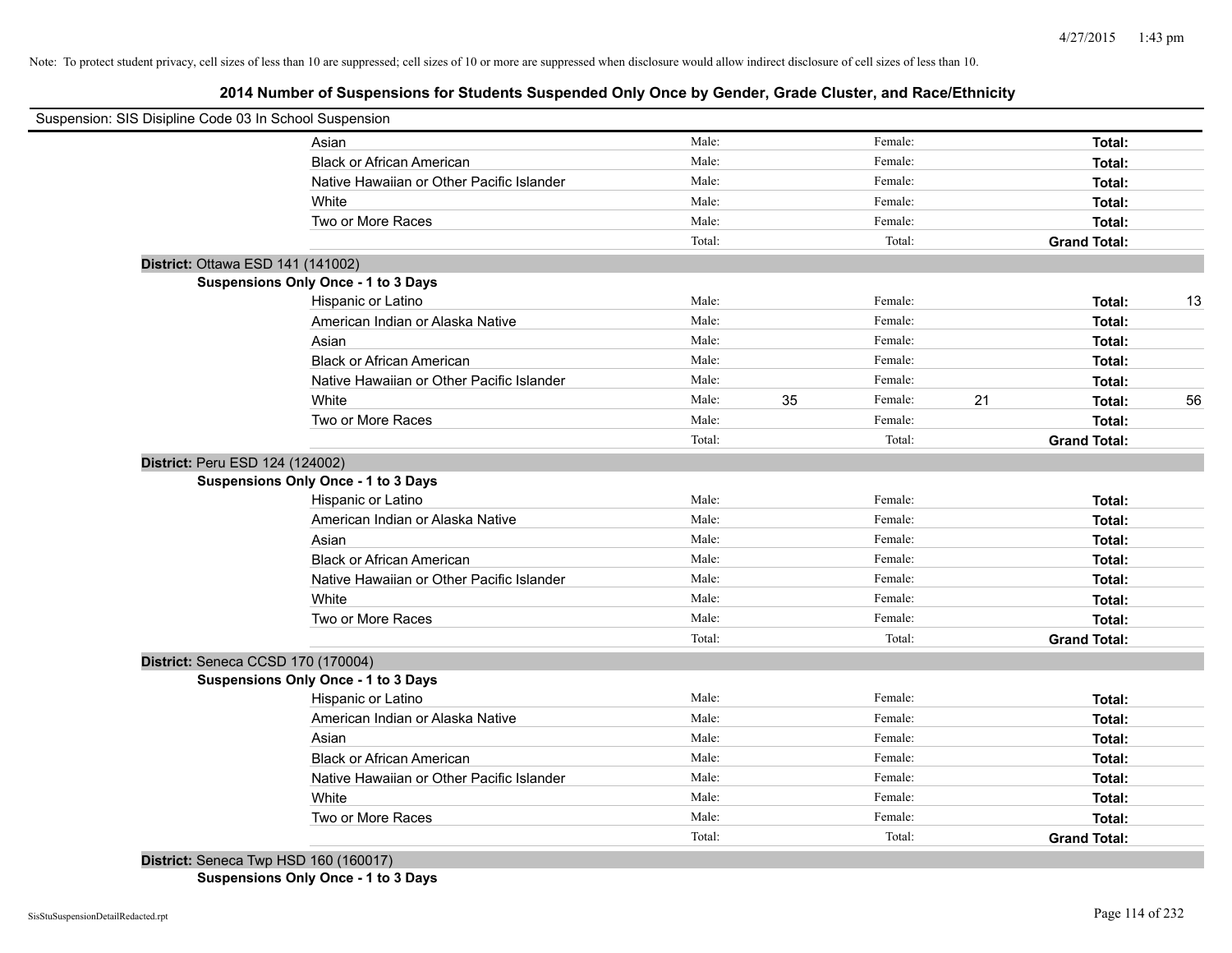Note: To protect student privacy, cell sizes of less than 10 are suppressed; cell sizes of 10 or more are suppressed when disclosure would allow indirect disclosure of cell sizes of less than 10.

## 2014 Number of Suspensions for Students Suspended Only Once by Gender, Grade Cluster, and Race/Ethnicity

Suspension: SIS Disipline Code 03 In School Suspension

| | Male: | | Female: | | | |
|---|---|---|---|---|---|---|
| Asian | Male: | | Female: | | **Total:** | |
| Black or African American | Male: | | Female: | | **Total:** | |
| Native Hawaiian or Other Pacific Islander | Male: | | Female: | | **Total:** | |
| White | Male: | | Female: | | **Total:** | |
| Two or More Races | Male: | | Female: | | **Total:** | |
| | Total: | | Total: | | **Grand Total:** | |

**District:** Ottawa ESD 141 (141002)

**Suspensions Only Once - 1 to 3 Days**

| | | | | | | |
|---|---|---|---|---|---|---|
| Hispanic or Latino | Male: | | Female: | | **Total:** | 13 |
| American Indian or Alaska Native | Male: | | Female: | | **Total:** | |
| Asian | Male: | | Female: | | **Total:** | |
| Black or African American | Male: | | Female: | | **Total:** | |
| Native Hawaiian or Other Pacific Islander | Male: | | Female: | | **Total:** | |
| White | Male: | 35 | Female: | 21 | **Total:** | 56 |
| Two or More Races | Male: | | Female: | | **Total:** | |
| | Total: | | Total: | | **Grand Total:** | |

**District:** Peru ESD 124 (124002)

**Suspensions Only Once - 1 to 3 Days**

| | | | | | | |
|---|---|---|---|---|---|---|
| Hispanic or Latino | Male: | | Female: | | **Total:** | |
| American Indian or Alaska Native | Male: | | Female: | | **Total:** | |
| Asian | Male: | | Female: | | **Total:** | |
| Black or African American | Male: | | Female: | | **Total:** | |
| Native Hawaiian or Other Pacific Islander | Male: | | Female: | | **Total:** | |
| White | Male: | | Female: | | **Total:** | |
| Two or More Races | Male: | | Female: | | **Total:** | |
| | Total: | | Total: | | **Grand Total:** | |

**District:** Seneca CCSD 170 (170004)

**Suspensions Only Once - 1 to 3 Days**

| | | | | | | |
|---|---|---|---|---|---|---|
| Hispanic or Latino | Male: | | Female: | | **Total:** | |
| American Indian or Alaska Native | Male: | | Female: | | **Total:** | |
| Asian | Male: | | Female: | | **Total:** | |
| Black or African American | Male: | | Female: | | **Total:** | |
| Native Hawaiian or Other Pacific Islander | Male: | | Female: | | **Total:** | |
| White | Male: | | Female: | | **Total:** | |
| Two or More Races | Male: | | Female: | | **Total:** | |
| | Total: | | Total: | | **Grand Total:** | |

**District:** Seneca Twp HSD 160 (160017)

**Suspensions Only Once - 1 to 3 Days**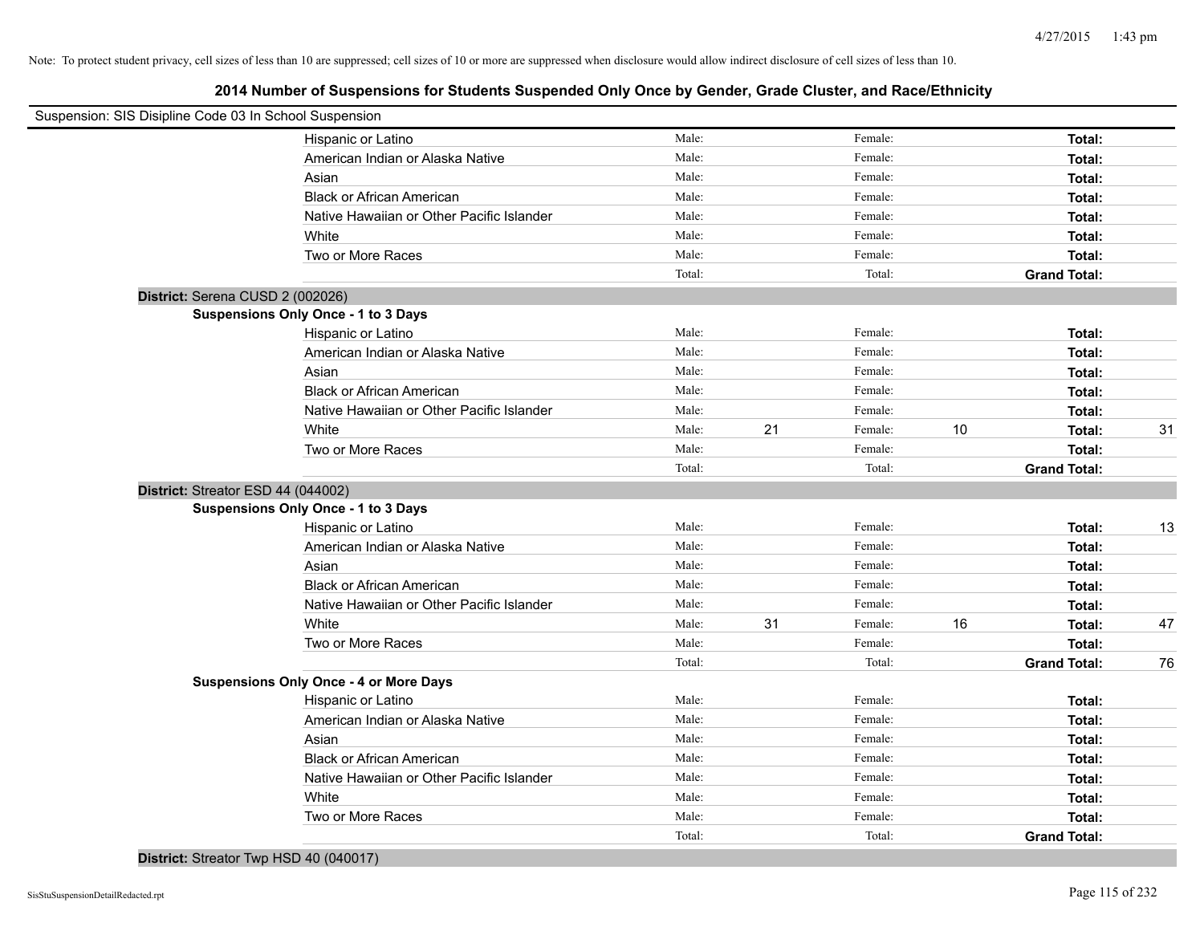Note: To protect student privacy, cell sizes of less than 10 are suppressed; cell sizes of 10 or more are suppressed when disclosure would allow indirect disclosure of cell sizes of less than 10.

# 2014 Number of Suspensions for Students Suspended Only Once by Gender, Grade Cluster, and Race/Ethnicity

Suspension: SIS Disipline Code 03 In School Suspension

| | | | | | | |
|---|---|---|---|---|---|---|
| Hispanic or Latino | Male: | | Female: | | **Total:** | |
| American Indian or Alaska Native | Male: | | Female: | | **Total:** | |
| Asian | Male: | | Female: | | **Total:** | |
| Black or African American | Male: | | Female: | | **Total:** | |
| Native Hawaiian or Other Pacific Islander | Male: | | Female: | | **Total:** | |
| White | Male: | | Female: | | **Total:** | |
| Two or More Races | Male: | | Female: | | **Total:** | |
| | Total: | | Total: | | **Grand Total:** | |

**District:** Serena CUSD 2 (002026)

**Suspensions Only Once - 1 to 3 Days**

| | | | | | | |
|---|---|---|---|---|---|---|
| Hispanic or Latino | Male: | | Female: | | **Total:** | |
| American Indian or Alaska Native | Male: | | Female: | | **Total:** | |
| Asian | Male: | | Female: | | **Total:** | |
| Black or African American | Male: | | Female: | | **Total:** | |
| Native Hawaiian or Other Pacific Islander | Male: | | Female: | | **Total:** | |
| White | Male: | 21 | Female: | 10 | **Total:** | 31 |
| Two or More Races | Male: | | Female: | | **Total:** | |
| | Total: | | Total: | | **Grand Total:** | |

**District:** Streator ESD 44 (044002)

**Suspensions Only Once - 1 to 3 Days**

| | | | | | | |
|---|---|---|---|---|---|---|
| Hispanic or Latino | Male: | | Female: | | **Total:** | 13 |
| American Indian or Alaska Native | Male: | | Female: | | **Total:** | |
| Asian | Male: | | Female: | | **Total:** | |
| Black or African American | Male: | | Female: | | **Total:** | |
| Native Hawaiian or Other Pacific Islander | Male: | | Female: | | **Total:** | |
| White | Male: | 31 | Female: | 16 | **Total:** | 47 |
| Two or More Races | Male: | | Female: | | **Total:** | |
| | Total: | | Total: | | **Grand Total:** | 76 |

**Suspensions Only Once - 4 or More Days**

| | | | | | | |
|---|---|---|---|---|---|---|
| Hispanic or Latino | Male: | | Female: | | **Total:** | |
| American Indian or Alaska Native | Male: | | Female: | | **Total:** | |
| Asian | Male: | | Female: | | **Total:** | |
| Black or African American | Male: | | Female: | | **Total:** | |
| Native Hawaiian or Other Pacific Islander | Male: | | Female: | | **Total:** | |
| White | Male: | | Female: | | **Total:** | |
| Two or More Races | Male: | | Female: | | **Total:** | |
| | Total: | | Total: | | **Grand Total:** | |

**District:** Streator Twp HSD 40 (040017)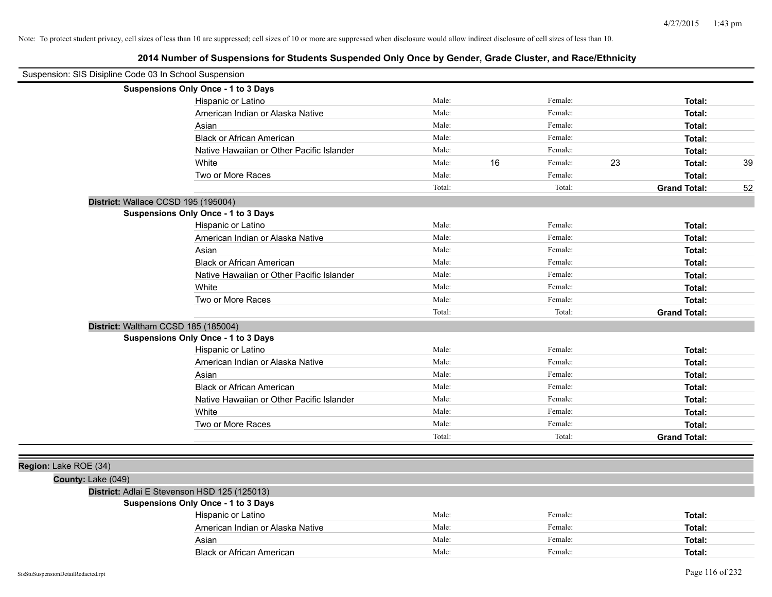Note: To protect student privacy, cell sizes of less than 10 are suppressed; cell sizes of 10 or more are suppressed when disclosure would allow indirect disclosure of cell sizes of less than 10.

## 2014 Number of Suspensions for Students Suspended Only Once by Gender, Grade Cluster, and Race/Ethnicity

Suspension: SIS Disipline Code 03 In School Suspension

**Suspensions Only Once - 1 to 3 Days**

| Race/Ethnicity | | | | | | |
|---|---|---|---|---|---|---|
| Hispanic or Latino | Male: | | Female: | | **Total:** | |
| American Indian or Alaska Native | Male: | | Female: | | **Total:** | |
| Asian | Male: | | Female: | | **Total:** | |
| Black or African American | Male: | | Female: | | **Total:** | |
| Native Hawaiian or Other Pacific Islander | Male: | | Female: | | **Total:** | |
| White | Male: | 16 | Female: | 23 | **Total:** | 39 |
| Two or More Races | Male: | | Female: | | **Total:** | |
| | Total: | | Total: | | **Grand Total:** | 52 |

**District:** Wallace CCSD 195 (195004)

**Suspensions Only Once - 1 to 3 Days**

| Race/Ethnicity | | | | | | |
|---|---|---|---|---|---|---|
| Hispanic or Latino | Male: | | Female: | | **Total:** | |
| American Indian or Alaska Native | Male: | | Female: | | **Total:** | |
| Asian | Male: | | Female: | | **Total:** | |
| Black or African American | Male: | | Female: | | **Total:** | |
| Native Hawaiian or Other Pacific Islander | Male: | | Female: | | **Total:** | |
| White | Male: | | Female: | | **Total:** | |
| Two or More Races | Male: | | Female: | | **Total:** | |
| | Total: | | Total: | | **Grand Total:** | |

**District:** Waltham CCSD 185 (185004)

**Suspensions Only Once - 1 to 3 Days**

| Race/Ethnicity | | | | | | |
|---|---|---|---|---|---|---|
| Hispanic or Latino | Male: | | Female: | | **Total:** | |
| American Indian or Alaska Native | Male: | | Female: | | **Total:** | |
| Asian | Male: | | Female: | | **Total:** | |
| Black or African American | Male: | | Female: | | **Total:** | |
| Native Hawaiian or Other Pacific Islander | Male: | | Female: | | **Total:** | |
| White | Male: | | Female: | | **Total:** | |
| Two or More Races | Male: | | Female: | | **Total:** | |
| | Total: | | Total: | | **Grand Total:** | |

**Region:** Lake ROE (34)

**County:** Lake (049)

**District:** Adlai E Stevenson HSD 125 (125013)

**Suspensions Only Once - 1 to 3 Days**

| Race/Ethnicity | | | | | | |
|---|---|---|---|---|---|---|
| Hispanic or Latino | Male: | | Female: | | **Total:** | |
| American Indian or Alaska Native | Male: | | Female: | | **Total:** | |
| Asian | Male: | | Female: | | **Total:** | |
| Black or African American | Male: | | Female: | | **Total:** | |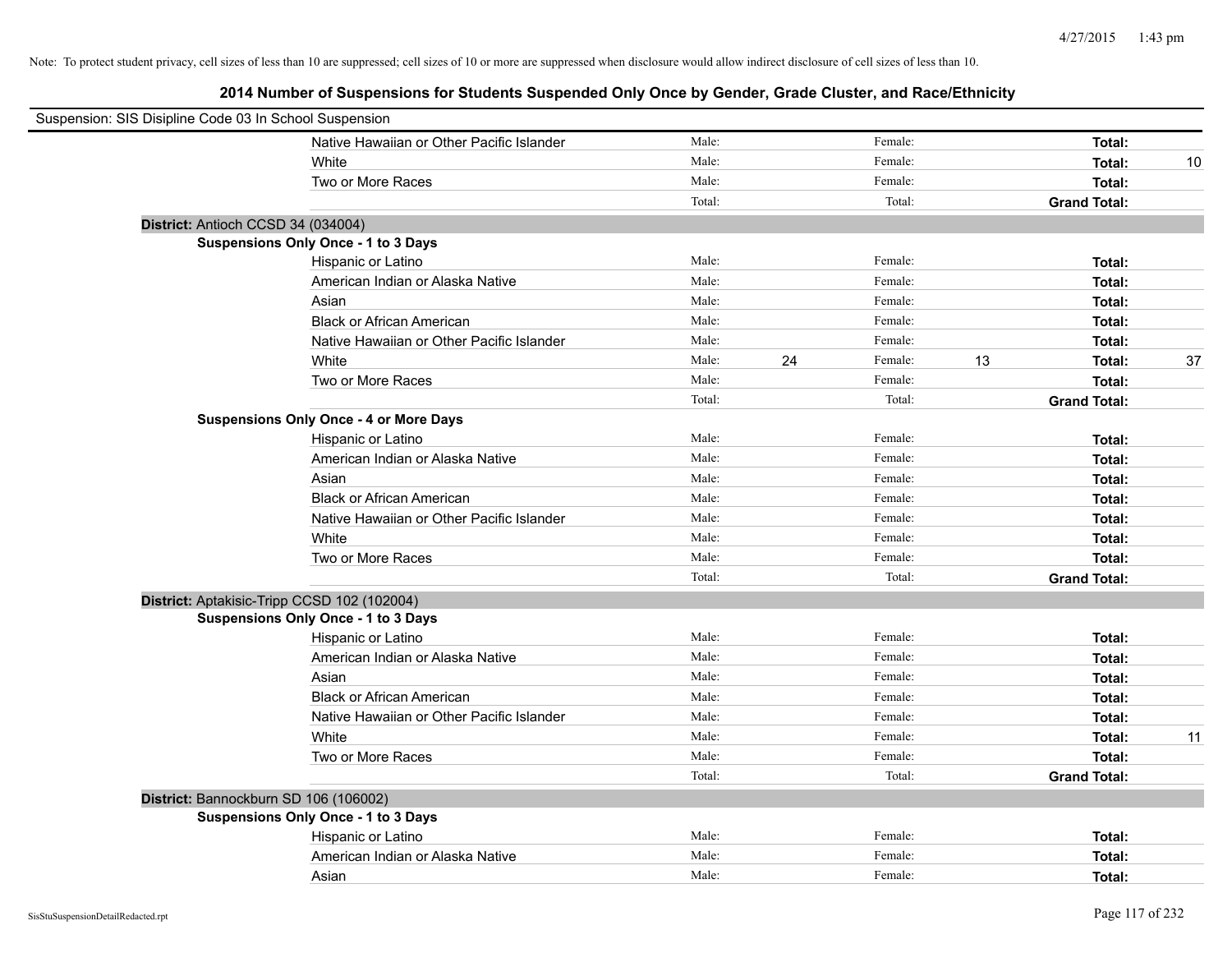Note: To protect student privacy, cell sizes of less than 10 are suppressed; cell sizes of 10 or more are suppressed when disclosure would allow indirect disclosure of cell sizes of less than 10.

## 2014 Number of Suspensions for Students Suspended Only Once by Gender, Grade Cluster, and Race/Ethnicity

Suspension: SIS Disipline Code 03 In School Suspension

| | | | | | | |
|---|---|---|---|---|---|---|
| Native Hawaiian or Other Pacific Islander | Male: | | Female: | | **Total:** | |
| White | Male: | | Female: | | **Total:** | 10 |
| Two or More Races | Male: | | Female: | | **Total:** | |
| | Total: | | Total: | | **Grand Total:** | |

**District:** Antioch CCSD 34 (034004)

**Suspensions Only Once - 1 to 3 Days**

| | | | | | | |
|---|---|---|---|---|---|---|
| Hispanic or Latino | Male: | | Female: | | **Total:** | |
| American Indian or Alaska Native | Male: | | Female: | | **Total:** | |
| Asian | Male: | | Female: | | **Total:** | |
| Black or African American | Male: | | Female: | | **Total:** | |
| Native Hawaiian or Other Pacific Islander | Male: | | Female: | | **Total:** | |
| White | Male: | 24 | Female: | 13 | **Total:** | 37 |
| Two or More Races | Male: | | Female: | | **Total:** | |
| | Total: | | Total: | | **Grand Total:** | |

**Suspensions Only Once - 4 or More Days**

| | | | | | | |
|---|---|---|---|---|---|---|
| Hispanic or Latino | Male: | | Female: | | **Total:** | |
| American Indian or Alaska Native | Male: | | Female: | | **Total:** | |
| Asian | Male: | | Female: | | **Total:** | |
| Black or African American | Male: | | Female: | | **Total:** | |
| Native Hawaiian or Other Pacific Islander | Male: | | Female: | | **Total:** | |
| White | Male: | | Female: | | **Total:** | |
| Two or More Races | Male: | | Female: | | **Total:** | |
| | Total: | | Total: | | **Grand Total:** | |

**District:** Aptakisic-Tripp CCSD 102 (102004)

**Suspensions Only Once - 1 to 3 Days**

| | | | | | | |
|---|---|---|---|---|---|---|
| Hispanic or Latino | Male: | | Female: | | **Total:** | |
| American Indian or Alaska Native | Male: | | Female: | | **Total:** | |
| Asian | Male: | | Female: | | **Total:** | |
| Black or African American | Male: | | Female: | | **Total:** | |
| Native Hawaiian or Other Pacific Islander | Male: | | Female: | | **Total:** | |
| White | Male: | | Female: | | **Total:** | 11 |
| Two or More Races | Male: | | Female: | | **Total:** | |
| | Total: | | Total: | | **Grand Total:** | |

**District:** Bannockburn SD 106 (106002)

**Suspensions Only Once - 1 to 3 Days**

| | | | | | | |
|---|---|---|---|---|---|---|
| Hispanic or Latino | Male: | | Female: | | **Total:** | |
| American Indian or Alaska Native | Male: | | Female: | | **Total:** | |
| Asian | Male: | | Female: | | **Total:** | |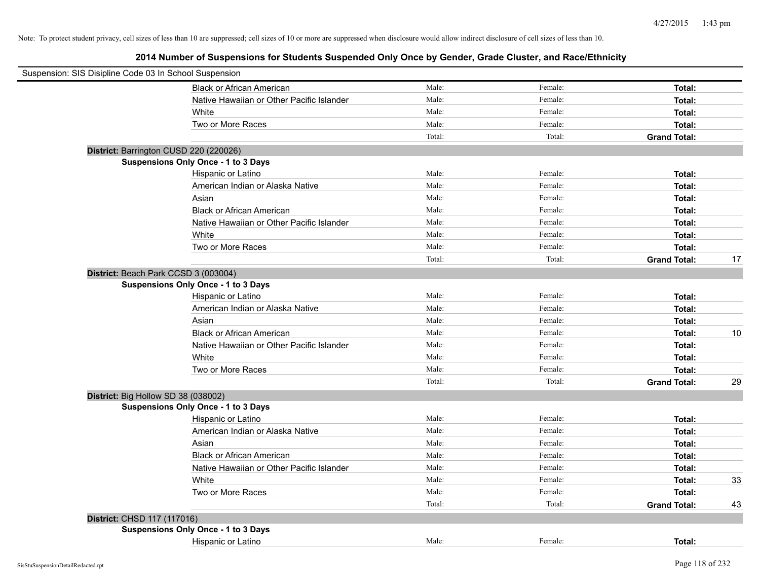Note: To protect student privacy, cell sizes of less than 10 are suppressed; cell sizes of 10 or more are suppressed when disclosure would allow indirect disclosure of cell sizes of less than 10.

## 2014 Number of Suspensions for Students Suspended Only Once by Gender, Grade Cluster, and Race/Ethnicity

Suspension: SIS Disipline Code 03 In School Suspension

| | | | | |
|---|---|---|---|---|
| Black or African American | Male: | Female: | **Total:** | |
| Native Hawaiian or Other Pacific Islander | Male: | Female: | **Total:** | |
| White | Male: | Female: | **Total:** | |
| Two or More Races | Male: | Female: | **Total:** | |
| | Total: | Total: | **Grand Total:** | |

**District:** Barrington CUSD 220 (220026)

**Suspensions Only Once - 1 to 3 Days**

| | | | | |
|---|---|---|---|---|
| Hispanic or Latino | Male: | Female: | **Total:** | |
| American Indian or Alaska Native | Male: | Female: | **Total:** | |
| Asian | Male: | Female: | **Total:** | |
| Black or African American | Male: | Female: | **Total:** | |
| Native Hawaiian or Other Pacific Islander | Male: | Female: | **Total:** | |
| White | Male: | Female: | **Total:** | |
| Two or More Races | Male: | Female: | **Total:** | |
| | Total: | Total: | **Grand Total:** | 17 |

**District:** Beach Park CCSD 3 (003004)

**Suspensions Only Once - 1 to 3 Days**

| | | | | |
|---|---|---|---|---|
| Hispanic or Latino | Male: | Female: | **Total:** | |
| American Indian or Alaska Native | Male: | Female: | **Total:** | |
| Asian | Male: | Female: | **Total:** | |
| Black or African American | Male: | Female: | **Total:** | 10 |
| Native Hawaiian or Other Pacific Islander | Male: | Female: | **Total:** | |
| White | Male: | Female: | **Total:** | |
| Two or More Races | Male: | Female: | **Total:** | |
| | Total: | Total: | **Grand Total:** | 29 |

**District:** Big Hollow SD 38 (038002)

**Suspensions Only Once - 1 to 3 Days**

| | | | | |
|---|---|---|---|---|
| Hispanic or Latino | Male: | Female: | **Total:** | |
| American Indian or Alaska Native | Male: | Female: | **Total:** | |
| Asian | Male: | Female: | **Total:** | |
| Black or African American | Male: | Female: | **Total:** | |
| Native Hawaiian or Other Pacific Islander | Male: | Female: | **Total:** | |
| White | Male: | Female: | **Total:** | 33 |
| Two or More Races | Male: | Female: | **Total:** | |
| | Total: | Total: | **Grand Total:** | 43 |

**District:** CHSD 117 (117016)

**Suspensions Only Once - 1 to 3 Days**

| | | | | |
|---|---|---|---|---|
| Hispanic or Latino | Male: | Female: | **Total:** | |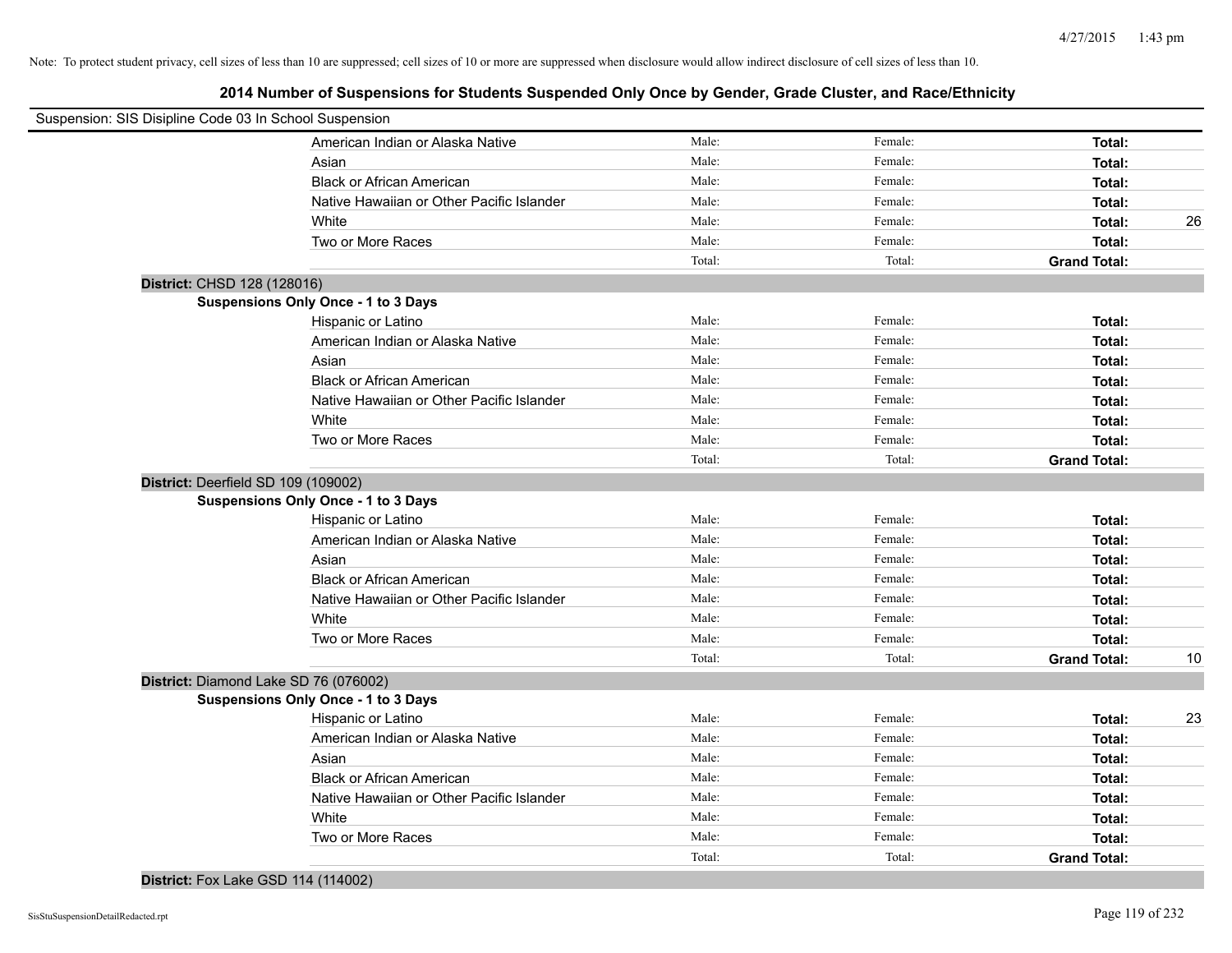Note: To protect student privacy, cell sizes of less than 10 are suppressed; cell sizes of 10 or more are suppressed when disclosure would allow indirect disclosure of cell sizes of less than 10.

## 2014 Number of Suspensions for Students Suspended Only Once by Gender, Grade Cluster, and Race/Ethnicity

Suspension: SIS Disipline Code 03 In School Suspension

| | | | | |
|---|---|---|---|---|
| American Indian or Alaska Native | Male: | Female: | **Total:** | |
| Asian | Male: | Female: | **Total:** | |
| Black or African American | Male: | Female: | **Total:** | |
| Native Hawaiian or Other Pacific Islander | Male: | Female: | **Total:** | |
| White | Male: | Female: | **Total:** | 26 |
| Two or More Races | Male: | Female: | **Total:** | |
| | Total: | Total: | **Grand Total:** | |

**District:** CHSD 128 (128016)

**Suspensions Only Once - 1 to 3 Days**

| | | | | |
|---|---|---|---|---|
| Hispanic or Latino | Male: | Female: | **Total:** | |
| American Indian or Alaska Native | Male: | Female: | **Total:** | |
| Asian | Male: | Female: | **Total:** | |
| Black or African American | Male: | Female: | **Total:** | |
| Native Hawaiian or Other Pacific Islander | Male: | Female: | **Total:** | |
| White | Male: | Female: | **Total:** | |
| Two or More Races | Male: | Female: | **Total:** | |
| | Total: | Total: | **Grand Total:** | |

**District:** Deerfield SD 109 (109002)

**Suspensions Only Once - 1 to 3 Days**

| | | | | |
|---|---|---|---|---|
| Hispanic or Latino | Male: | Female: | **Total:** | |
| American Indian or Alaska Native | Male: | Female: | **Total:** | |
| Asian | Male: | Female: | **Total:** | |
| Black or African American | Male: | Female: | **Total:** | |
| Native Hawaiian or Other Pacific Islander | Male: | Female: | **Total:** | |
| White | Male: | Female: | **Total:** | |
| Two or More Races | Male: | Female: | **Total:** | |
| | Total: | Total: | **Grand Total:** | 10 |

**District:** Diamond Lake SD 76 (076002)

**Suspensions Only Once - 1 to 3 Days**

| | | | | |
|---|---|---|---|---|
| Hispanic or Latino | Male: | Female: | **Total:** | 23 |
| American Indian or Alaska Native | Male: | Female: | **Total:** | |
| Asian | Male: | Female: | **Total:** | |
| Black or African American | Male: | Female: | **Total:** | |
| Native Hawaiian or Other Pacific Islander | Male: | Female: | **Total:** | |
| White | Male: | Female: | **Total:** | |
| Two or More Races | Male: | Female: | **Total:** | |
| | Total: | Total: | **Grand Total:** | |

**District:** Fox Lake GSD 114 (114002)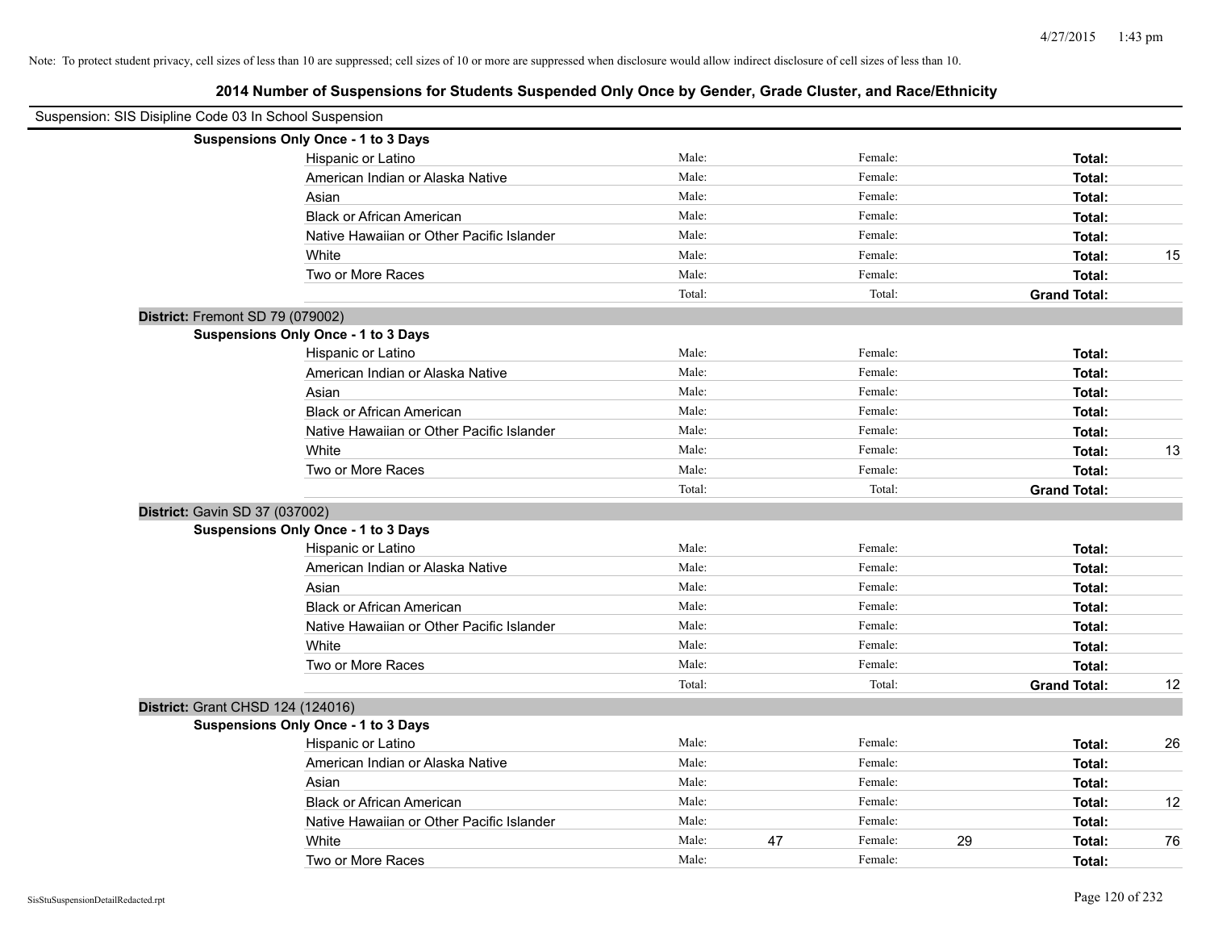Note: To protect student privacy, cell sizes of less than 10 are suppressed; cell sizes of 10 or more are suppressed when disclosure would allow indirect disclosure of cell sizes of less than 10.

## 2014 Number of Suspensions for Students Suspended Only Once by Gender, Grade Cluster, and Race/Ethnicity

Suspension: SIS Disipline Code 03 In School Suspension

**Suspensions Only Once - 1 to 3 Days**

| | Male: | | Female: | | | |
|---|---|---|---|---|---|---|
| Hispanic or Latino | Male: | | Female: | | **Total:** | |
| American Indian or Alaska Native | Male: | | Female: | | **Total:** | |
| Asian | Male: | | Female: | | **Total:** | |
| Black or African American | Male: | | Female: | | **Total:** | |
| Native Hawaiian or Other Pacific Islander | Male: | | Female: | | **Total:** | |
| White | Male: | | Female: | | **Total:** | 15 |
| Two or More Races | Male: | | Female: | | **Total:** | |
| | Total: | | Total: | | **Grand Total:** | |

**District:** Fremont SD 79 (079002)

**Suspensions Only Once - 1 to 3 Days**

| | | | | | | |
|---|---|---|---|---|---|---|
| Hispanic or Latino | Male: | | Female: | | **Total:** | |
| American Indian or Alaska Native | Male: | | Female: | | **Total:** | |
| Asian | Male: | | Female: | | **Total:** | |
| Black or African American | Male: | | Female: | | **Total:** | |
| Native Hawaiian or Other Pacific Islander | Male: | | Female: | | **Total:** | |
| White | Male: | | Female: | | **Total:** | 13 |
| Two or More Races | Male: | | Female: | | **Total:** | |
| | Total: | | Total: | | **Grand Total:** | |

**District:** Gavin SD 37 (037002)

**Suspensions Only Once - 1 to 3 Days**

| | | | | | | |
|---|---|---|---|---|---|---|
| Hispanic or Latino | Male: | | Female: | | **Total:** | |
| American Indian or Alaska Native | Male: | | Female: | | **Total:** | |
| Asian | Male: | | Female: | | **Total:** | |
| Black or African American | Male: | | Female: | | **Total:** | |
| Native Hawaiian or Other Pacific Islander | Male: | | Female: | | **Total:** | |
| White | Male: | | Female: | | **Total:** | |
| Two or More Races | Male: | | Female: | | **Total:** | |
| | Total: | | Total: | | **Grand Total:** | 12 |

**District:** Grant CHSD 124 (124016)

**Suspensions Only Once - 1 to 3 Days**

| | | | | | | |
|---|---|---|---|---|---|---|
| Hispanic or Latino | Male: | | Female: | | **Total:** | 26 |
| American Indian or Alaska Native | Male: | | Female: | | **Total:** | |
| Asian | Male: | | Female: | | **Total:** | |
| Black or African American | Male: | | Female: | | **Total:** | 12 |
| Native Hawaiian or Other Pacific Islander | Male: | | Female: | | **Total:** | |
| White | Male: | 47 | Female: | 29 | **Total:** | 76 |
| Two or More Races | Male: | | Female: | | **Total:** | |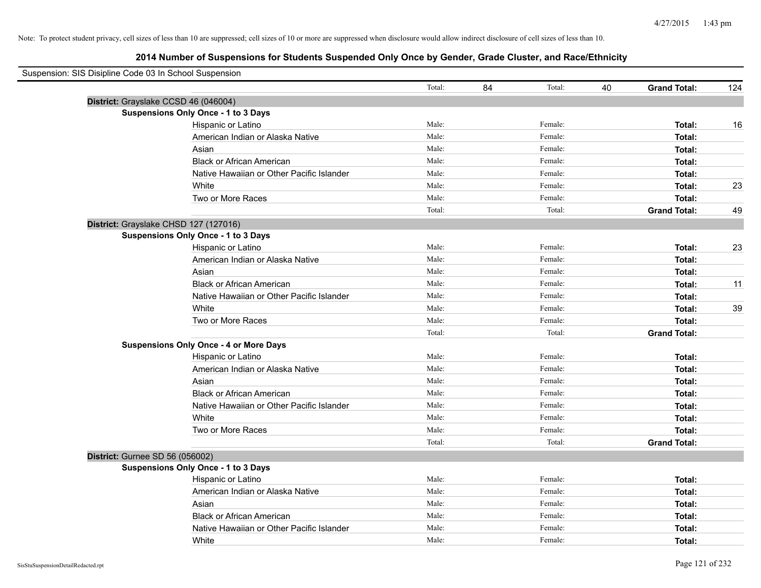Note: To protect student privacy, cell sizes of less than 10 are suppressed; cell sizes of 10 or more are suppressed when disclosure would allow indirect disclosure of cell sizes of less than 10.

## 2014 Number of Suspensions for Students Suspended Only Once by Gender, Grade Cluster, and Race/Ethnicity

Suspension: SIS Disipline Code 03 In School Suspension

| | | | | | | |
|---|---|---|---|---|---|---|
| | Total: | 84 | Total: | 40 | **Grand Total:** | 124 |

**District:** Grayslake CCSD 46 (046004)

**Suspensions Only Once - 1 to 3 Days**

| | | | | | | |
|---|---|---|---|---|---|---|
| Hispanic or Latino | Male: | | Female: | | **Total:** | 16 |
| American Indian or Alaska Native | Male: | | Female: | | **Total:** | |
| Asian | Male: | | Female: | | **Total:** | |
| Black or African American | Male: | | Female: | | **Total:** | |
| Native Hawaiian or Other Pacific Islander | Male: | | Female: | | **Total:** | |
| White | Male: | | Female: | | **Total:** | 23 |
| Two or More Races | Male: | | Female: | | **Total:** | |
| | Total: | | Total: | | **Grand Total:** | 49 |

**District:** Grayslake CHSD 127 (127016)

**Suspensions Only Once - 1 to 3 Days**

| | | | | | | |
|---|---|---|---|---|---|---|
| Hispanic or Latino | Male: | | Female: | | **Total:** | 23 |
| American Indian or Alaska Native | Male: | | Female: | | **Total:** | |
| Asian | Male: | | Female: | | **Total:** | |
| Black or African American | Male: | | Female: | | **Total:** | 11 |
| Native Hawaiian or Other Pacific Islander | Male: | | Female: | | **Total:** | |
| White | Male: | | Female: | | **Total:** | 39 |
| Two or More Races | Male: | | Female: | | **Total:** | |
| | Total: | | Total: | | **Grand Total:** | |

**Suspensions Only Once - 4 or More Days**

| | | | | | | |
|---|---|---|---|---|---|---|
| Hispanic or Latino | Male: | | Female: | | **Total:** | |
| American Indian or Alaska Native | Male: | | Female: | | **Total:** | |
| Asian | Male: | | Female: | | **Total:** | |
| Black or African American | Male: | | Female: | | **Total:** | |
| Native Hawaiian or Other Pacific Islander | Male: | | Female: | | **Total:** | |
| White | Male: | | Female: | | **Total:** | |
| Two or More Races | Male: | | Female: | | **Total:** | |
| | Total: | | Total: | | **Grand Total:** | |

**District:** Gurnee SD 56 (056002)

**Suspensions Only Once - 1 to 3 Days**

| | | | | | | |
|---|---|---|---|---|---|---|
| Hispanic or Latino | Male: | | Female: | | **Total:** | |
| American Indian or Alaska Native | Male: | | Female: | | **Total:** | |
| Asian | Male: | | Female: | | **Total:** | |
| Black or African American | Male: | | Female: | | **Total:** | |
| Native Hawaiian or Other Pacific Islander | Male: | | Female: | | **Total:** | |
| White | Male: | | Female: | | **Total:** | |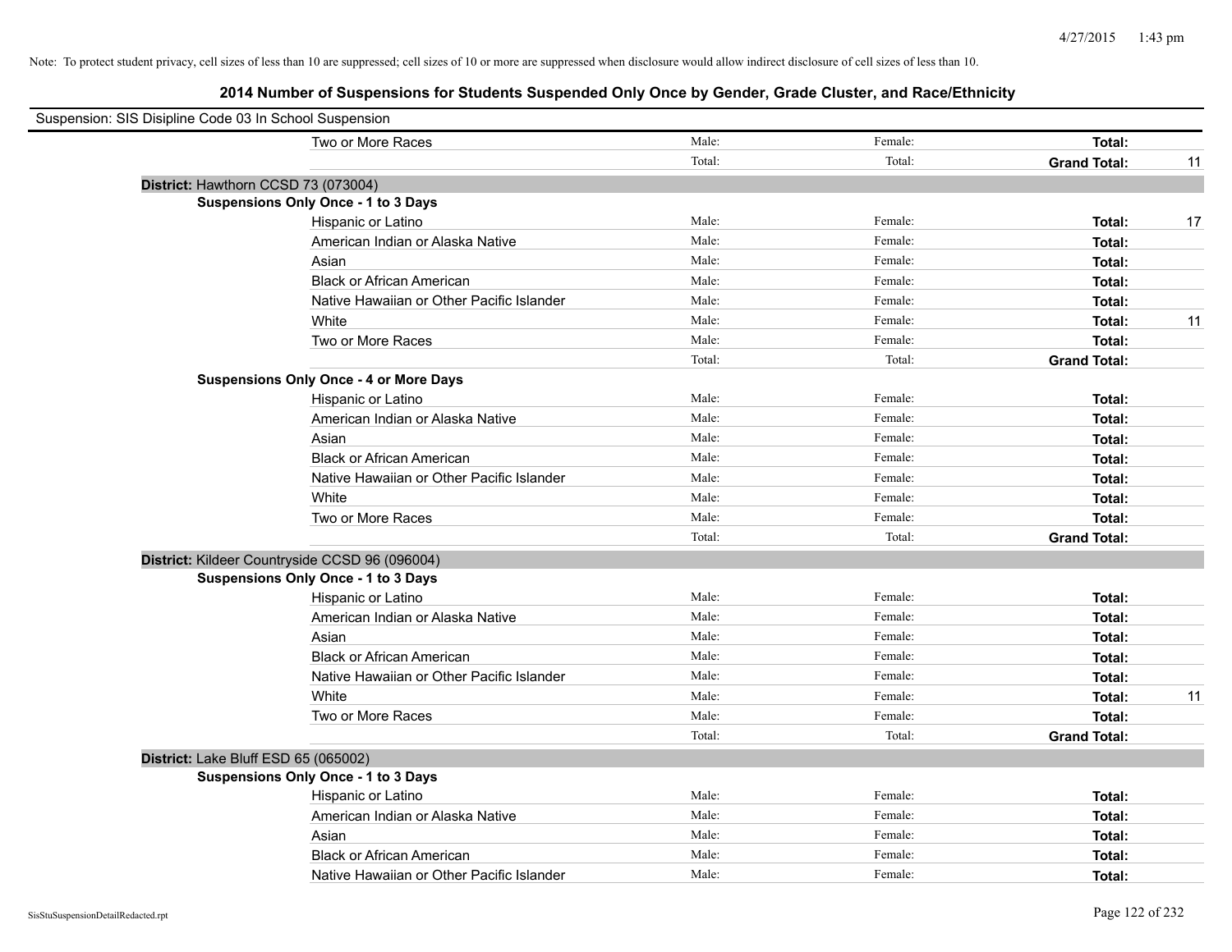Note: To protect student privacy, cell sizes of less than 10 are suppressed; cell sizes of 10 or more are suppressed when disclosure would allow indirect disclosure of cell sizes of less than 10.

# 2014 Number of Suspensions for Students Suspended Only Once by Gender, Grade Cluster, and Race/Ethnicity

Suspension: SIS Disipline Code 03 In School Suspension

| | | | | |
|---|---|---|---|---|
| Two or More Races | Male: | Female: | **Total:** | |
| | Total: | Total: | **Grand Total:** | 11 |

**District:** Hawthorn CCSD 73 (073004)

**Suspensions Only Once - 1 to 3 Days**

| | | | | |
|---|---|---|---|---|
| Hispanic or Latino | Male: | Female: | **Total:** | 17 |
| American Indian or Alaska Native | Male: | Female: | **Total:** | |
| Asian | Male: | Female: | **Total:** | |
| Black or African American | Male: | Female: | **Total:** | |
| Native Hawaiian or Other Pacific Islander | Male: | Female: | **Total:** | |
| White | Male: | Female: | **Total:** | 11 |
| Two or More Races | Male: | Female: | **Total:** | |
| | Total: | Total: | **Grand Total:** | |

**Suspensions Only Once - 4 or More Days**

| | | | | |
|---|---|---|---|---|
| Hispanic or Latino | Male: | Female: | **Total:** | |
| American Indian or Alaska Native | Male: | Female: | **Total:** | |
| Asian | Male: | Female: | **Total:** | |
| Black or African American | Male: | Female: | **Total:** | |
| Native Hawaiian or Other Pacific Islander | Male: | Female: | **Total:** | |
| White | Male: | Female: | **Total:** | |
| Two or More Races | Male: | Female: | **Total:** | |
| | Total: | Total: | **Grand Total:** | |

**District:** Kildeer Countryside CCSD 96 (096004)

**Suspensions Only Once - 1 to 3 Days**

| | | | | |
|---|---|---|---|---|
| Hispanic or Latino | Male: | Female: | **Total:** | |
| American Indian or Alaska Native | Male: | Female: | **Total:** | |
| Asian | Male: | Female: | **Total:** | |
| Black or African American | Male: | Female: | **Total:** | |
| Native Hawaiian or Other Pacific Islander | Male: | Female: | **Total:** | |
| White | Male: | Female: | **Total:** | 11 |
| Two or More Races | Male: | Female: | **Total:** | |
| | Total: | Total: | **Grand Total:** | |

**District:** Lake Bluff ESD 65 (065002)

**Suspensions Only Once - 1 to 3 Days**

| | | | | |
|---|---|---|---|---|
| Hispanic or Latino | Male: | Female: | **Total:** | |
| American Indian or Alaska Native | Male: | Female: | **Total:** | |
| Asian | Male: | Female: | **Total:** | |
| Black or African American | Male: | Female: | **Total:** | |
| Native Hawaiian or Other Pacific Islander | Male: | Female: | **Total:** | |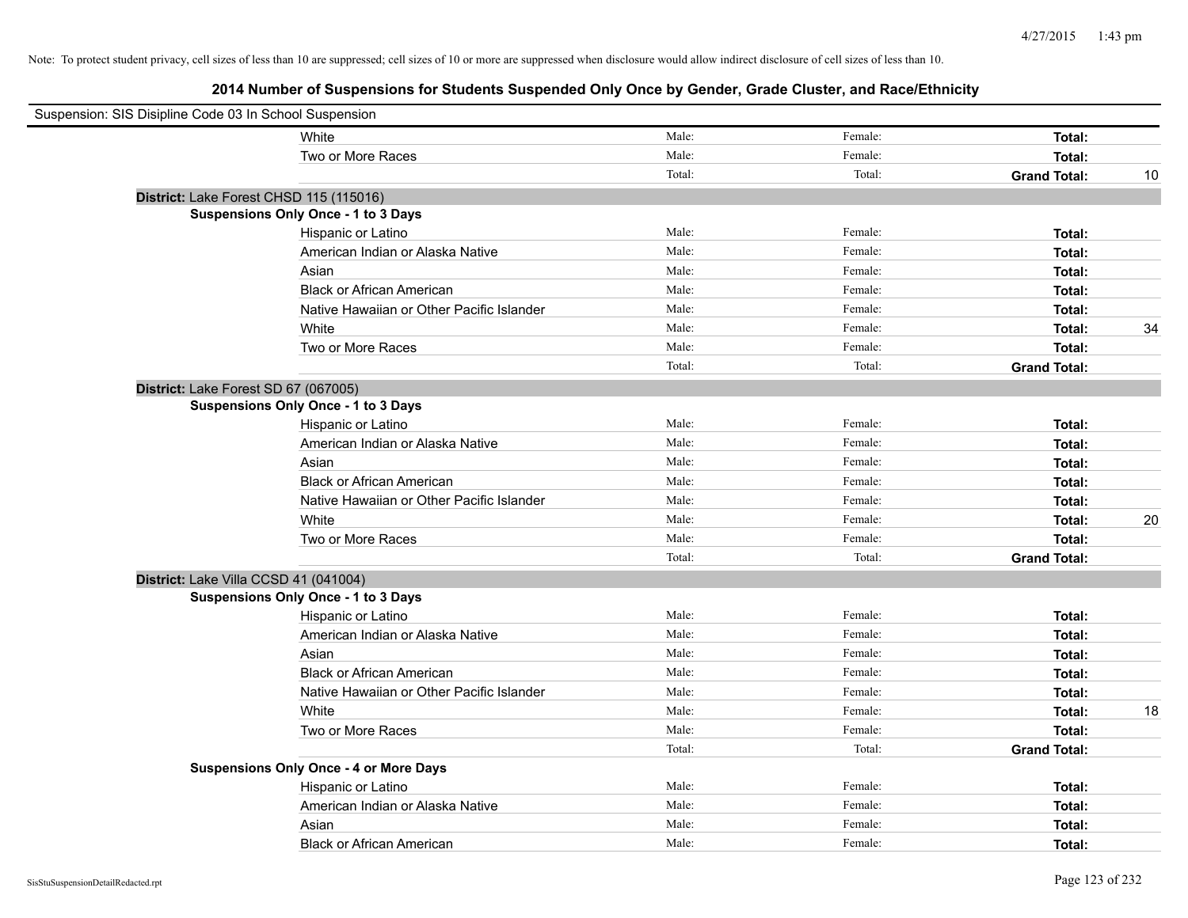Note: To protect student privacy, cell sizes of less than 10 are suppressed; cell sizes of 10 or more are suppressed when disclosure would allow indirect disclosure of cell sizes of less than 10.

# 2014 Number of Suspensions for Students Suspended Only Once by Gender, Grade Cluster, and Race/Ethnicity

Suspension: SIS Disipline Code 03 In School Suspension

| | | | | |
|---|---|---|---|---|
| White | Male: | Female: | **Total:** | |
| Two or More Races | Male: | Female: | **Total:** | |
| | Total: | Total: | **Grand Total:** | 10 |

**District:** Lake Forest CHSD 115 (115016)

**Suspensions Only Once - 1 to 3 Days**

| | | | | |
|---|---|---|---|---|
| Hispanic or Latino | Male: | Female: | **Total:** | |
| American Indian or Alaska Native | Male: | Female: | **Total:** | |
| Asian | Male: | Female: | **Total:** | |
| Black or African American | Male: | Female: | **Total:** | |
| Native Hawaiian or Other Pacific Islander | Male: | Female: | **Total:** | |
| White | Male: | Female: | **Total:** | 34 |
| Two or More Races | Male: | Female: | **Total:** | |
| | Total: | Total: | **Grand Total:** | |

**District:** Lake Forest SD 67 (067005)

**Suspensions Only Once - 1 to 3 Days**

| | | | | |
|---|---|---|---|---|
| Hispanic or Latino | Male: | Female: | **Total:** | |
| American Indian or Alaska Native | Male: | Female: | **Total:** | |
| Asian | Male: | Female: | **Total:** | |
| Black or African American | Male: | Female: | **Total:** | |
| Native Hawaiian or Other Pacific Islander | Male: | Female: | **Total:** | |
| White | Male: | Female: | **Total:** | 20 |
| Two or More Races | Male: | Female: | **Total:** | |
| | Total: | Total: | **Grand Total:** | |

**District:** Lake Villa CCSD 41 (041004)

**Suspensions Only Once - 1 to 3 Days**

| | | | | |
|---|---|---|---|---|
| Hispanic or Latino | Male: | Female: | **Total:** | |
| American Indian or Alaska Native | Male: | Female: | **Total:** | |
| Asian | Male: | Female: | **Total:** | |
| Black or African American | Male: | Female: | **Total:** | |
| Native Hawaiian or Other Pacific Islander | Male: | Female: | **Total:** | |
| White | Male: | Female: | **Total:** | 18 |
| Two or More Races | Male: | Female: | **Total:** | |
| | Total: | Total: | **Grand Total:** | |

**Suspensions Only Once - 4 or More Days**

| | | | | |
|---|---|---|---|---|
| Hispanic or Latino | Male: | Female: | **Total:** | |
| American Indian or Alaska Native | Male: | Female: | **Total:** | |
| Asian | Male: | Female: | **Total:** | |
| Black or African American | Male: | Female: | **Total:** | |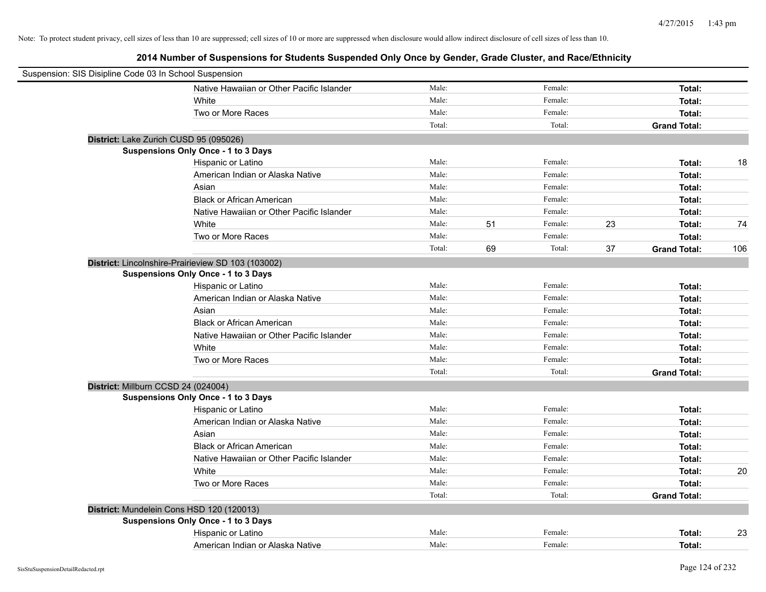Note: To protect student privacy, cell sizes of less than 10 are suppressed; cell sizes of 10 or more are suppressed when disclosure would allow indirect disclosure of cell sizes of less than 10.

## 2014 Number of Suspensions for Students Suspended Only Once by Gender, Grade Cluster, and Race/Ethnicity

Suspension: SIS Disipline Code 03 In School Suspension

| | | | | | |
|---|---|---|---|---|---|
| Native Hawaiian or Other Pacific Islander | Male: | | Female: | | **Total:** | |
| White | Male: | | Female: | | **Total:** | |
| Two or More Races | Male: | | Female: | | **Total:** | |
| | Total: | | Total: | | **Grand Total:** | |

**District:** Lake Zurich CUSD 95 (095026)

**Suspensions Only Once - 1 to 3 Days**

| | | | | | | |
|---|---|---|---|---|---|---|
| Hispanic or Latino | Male: | | Female: | | **Total:** | 18 |
| American Indian or Alaska Native | Male: | | Female: | | **Total:** | |
| Asian | Male: | | Female: | | **Total:** | |
| Black or African American | Male: | | Female: | | **Total:** | |
| Native Hawaiian or Other Pacific Islander | Male: | | Female: | | **Total:** | |
| White | Male: | 51 | Female: | 23 | **Total:** | 74 |
| Two or More Races | Male: | | Female: | | **Total:** | |
| | Total: | 69 | Total: | 37 | **Grand Total:** | 106 |

**District:** Lincolnshire-Prairieview SD 103 (103002)

**Suspensions Only Once - 1 to 3 Days**

| | | | | | | |
|---|---|---|---|---|---|---|
| Hispanic or Latino | Male: | | Female: | | **Total:** | |
| American Indian or Alaska Native | Male: | | Female: | | **Total:** | |
| Asian | Male: | | Female: | | **Total:** | |
| Black or African American | Male: | | Female: | | **Total:** | |
| Native Hawaiian or Other Pacific Islander | Male: | | Female: | | **Total:** | |
| White | Male: | | Female: | | **Total:** | |
| Two or More Races | Male: | | Female: | | **Total:** | |
| | Total: | | Total: | | **Grand Total:** | |

**District:** Millburn CCSD 24 (024004)

**Suspensions Only Once - 1 to 3 Days**

| | | | | | | |
|---|---|---|---|---|---|---|
| Hispanic or Latino | Male: | | Female: | | **Total:** | |
| American Indian or Alaska Native | Male: | | Female: | | **Total:** | |
| Asian | Male: | | Female: | | **Total:** | |
| Black or African American | Male: | | Female: | | **Total:** | |
| Native Hawaiian or Other Pacific Islander | Male: | | Female: | | **Total:** | |
| White | Male: | | Female: | | **Total:** | 20 |
| Two or More Races | Male: | | Female: | | **Total:** | |
| | Total: | | Total: | | **Grand Total:** | |

**District:** Mundelein Cons HSD 120 (120013)

**Suspensions Only Once - 1 to 3 Days**

| | | | | | | |
|---|---|---|---|---|---|---|
| Hispanic or Latino | Male: | | Female: | | **Total:** | 23 |
| American Indian or Alaska Native | Male: | | Female: | | **Total:** | |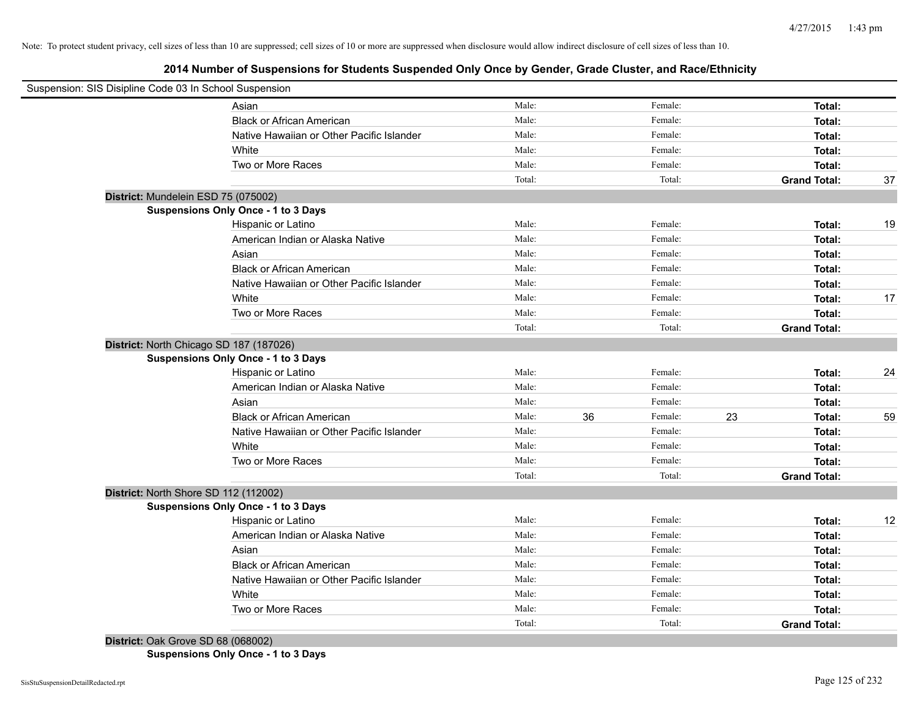Note: To protect student privacy, cell sizes of less than 10 are suppressed; cell sizes of 10 or more are suppressed when disclosure would allow indirect disclosure of cell sizes of less than 10.

## 2014 Number of Suspensions for Students Suspended Only Once by Gender, Grade Cluster, and Race/Ethnicity

Suspension: SIS Disipline Code 03 In School Suspension

| | | | | | | |
|---|---|---|---|---|---|---|
| Asian | Male: | | Female: | | **Total:** | |
| Black or African American | Male: | | Female: | | **Total:** | |
| Native Hawaiian or Other Pacific Islander | Male: | | Female: | | **Total:** | |
| White | Male: | | Female: | | **Total:** | |
| Two or More Races | Male: | | Female: | | **Total:** | |
| | Total: | | Total: | | **Grand Total:** | 37 |

**District:** Mundelein ESD 75 (075002)

**Suspensions Only Once - 1 to 3 Days**

| | | | | | | |
|---|---|---|---|---|---|---|
| Hispanic or Latino | Male: | | Female: | | **Total:** | 19 |
| American Indian or Alaska Native | Male: | | Female: | | **Total:** | |
| Asian | Male: | | Female: | | **Total:** | |
| Black or African American | Male: | | Female: | | **Total:** | |
| Native Hawaiian or Other Pacific Islander | Male: | | Female: | | **Total:** | |
| White | Male: | | Female: | | **Total:** | 17 |
| Two or More Races | Male: | | Female: | | **Total:** | |
| | Total: | | Total: | | **Grand Total:** | |

**District:** North Chicago SD 187 (187026)

**Suspensions Only Once - 1 to 3 Days**

| | | | | | | |
|---|---|---|---|---|---|---|
| Hispanic or Latino | Male: | | Female: | | **Total:** | 24 |
| American Indian or Alaska Native | Male: | | Female: | | **Total:** | |
| Asian | Male: | | Female: | | **Total:** | |
| Black or African American | Male: | 36 | Female: | 23 | **Total:** | 59 |
| Native Hawaiian or Other Pacific Islander | Male: | | Female: | | **Total:** | |
| White | Male: | | Female: | | **Total:** | |
| Two or More Races | Male: | | Female: | | **Total:** | |
| | Total: | | Total: | | **Grand Total:** | |

**District:** North Shore SD 112 (112002)

**Suspensions Only Once - 1 to 3 Days**

| | | | | | | |
|---|---|---|---|---|---|---|
| Hispanic or Latino | Male: | | Female: | | **Total:** | 12 |
| American Indian or Alaska Native | Male: | | Female: | | **Total:** | |
| Asian | Male: | | Female: | | **Total:** | |
| Black or African American | Male: | | Female: | | **Total:** | |
| Native Hawaiian or Other Pacific Islander | Male: | | Female: | | **Total:** | |
| White | Male: | | Female: | | **Total:** | |
| Two or More Races | Male: | | Female: | | **Total:** | |
| | Total: | | Total: | | **Grand Total:** | |

**District:** Oak Grove SD 68 (068002)

**Suspensions Only Once - 1 to 3 Days**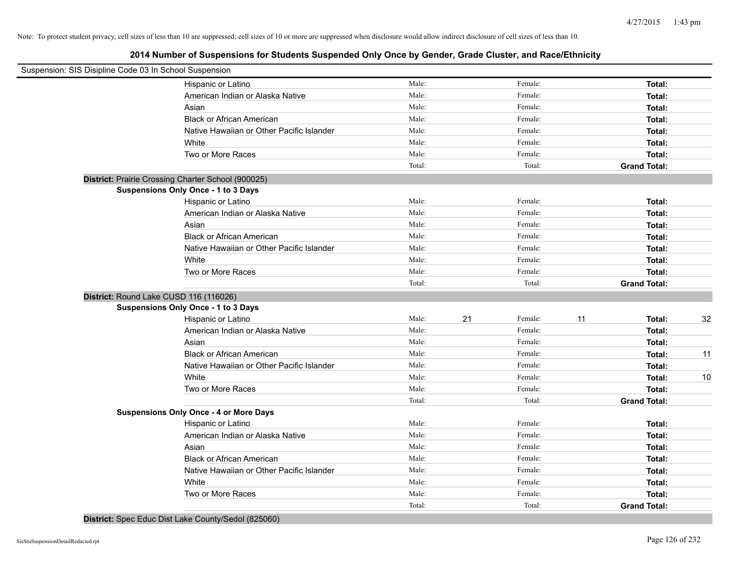Note: To protect student privacy, cell sizes of less than 10 are suppressed; cell sizes of 10 or more are suppressed when disclosure would allow indirect disclosure of cell sizes of less than 10.

# 2014 Number of Suspensions for Students Suspended Only Once by Gender, Grade Cluster, and Race/Ethnicity

Suspension: SIS Disipline Code 03 In School Suspension

| | | | | | | | |
|---|---|---|---|---|---|---|---|
| Hispanic or Latino | Male: | | Female: | | **Total:** | |
| American Indian or Alaska Native | Male: | | Female: | | **Total:** | |
| Asian | Male: | | Female: | | **Total:** | |
| Black or African American | Male: | | Female: | | **Total:** | |
| Native Hawaiian or Other Pacific Islander | Male: | | Female: | | **Total:** | |
| White | Male: | | Female: | | **Total:** | |
| Two or More Races | Male: | | Female: | | **Total:** | |
| | Total: | | Total: | | **Grand Total:** | |

**District:** Prairie Crossing Charter School (900025)

**Suspensions Only Once - 1 to 3 Days**

| | | | | | | |
|---|---|---|---|---|---|---|
| Hispanic or Latino | Male: | | Female: | | **Total:** | |
| American Indian or Alaska Native | Male: | | Female: | | **Total:** | |
| Asian | Male: | | Female: | | **Total:** | |
| Black or African American | Male: | | Female: | | **Total:** | |
| Native Hawaiian or Other Pacific Islander | Male: | | Female: | | **Total:** | |
| White | Male: | | Female: | | **Total:** | |
| Two or More Races | Male: | | Female: | | **Total:** | |
| | Total: | | Total: | | **Grand Total:** | |

**District:** Round Lake CUSD 116 (116026)

**Suspensions Only Once - 1 to 3 Days**

| | | | | | | |
|---|---|---|---|---|---|---|
| Hispanic or Latino | Male: | 21 | Female: | 11 | **Total:** | 32 |
| American Indian or Alaska Native | Male: | | Female: | | **Total:** | |
| Asian | Male: | | Female: | | **Total:** | |
| Black or African American | Male: | | Female: | | **Total:** | 11 |
| Native Hawaiian or Other Pacific Islander | Male: | | Female: | | **Total:** | |
| White | Male: | | Female: | | **Total:** | 10 |
| Two or More Races | Male: | | Female: | | **Total:** | |
| | Total: | | Total: | | **Grand Total:** | |

**Suspensions Only Once - 4 or More Days**

| | | | | | | |
|---|---|---|---|---|---|---|
| Hispanic or Latino | Male: | | Female: | | **Total:** | |
| American Indian or Alaska Native | Male: | | Female: | | **Total:** | |
| Asian | Male: | | Female: | | **Total:** | |
| Black or African American | Male: | | Female: | | **Total:** | |
| Native Hawaiian or Other Pacific Islander | Male: | | Female: | | **Total:** | |
| White | Male: | | Female: | | **Total:** | |
| Two or More Races | Male: | | Female: | | **Total:** | |
| | Total: | | Total: | | **Grand Total:** | |

**District:** Spec Educ Dist Lake County/Sedol (825060)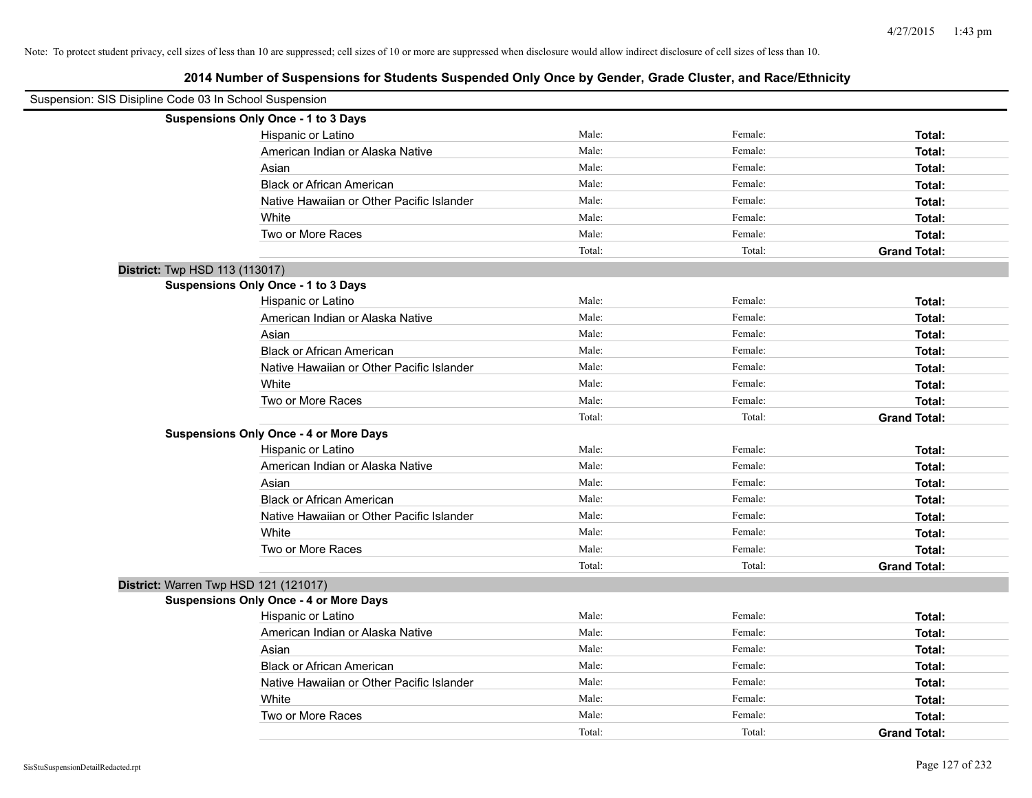Note: To protect student privacy, cell sizes of less than 10 are suppressed; cell sizes of 10 or more are suppressed when disclosure would allow indirect disclosure of cell sizes of less than 10.

# 2014 Number of Suspensions for Students Suspended Only Once by Gender, Grade Cluster, and Race/Ethnicity

Suspension: SIS Disipline Code 03 In School Suspension

**Suspensions Only Once - 1 to 3 Days**

| | | | |
|---|---|---|---|
| Hispanic or Latino | Male: | Female: | **Total:** |
| American Indian or Alaska Native | Male: | Female: | **Total:** |
| Asian | Male: | Female: | **Total:** |
| Black or African American | Male: | Female: | **Total:** |
| Native Hawaiian or Other Pacific Islander | Male: | Female: | **Total:** |
| White | Male: | Female: | **Total:** |
| Two or More Races | Male: | Female: | **Total:** |
| | Total: | Total: | **Grand Total:** |

**District:** Twp HSD 113 (113017)

**Suspensions Only Once - 1 to 3 Days**

| | | | |
|---|---|---|---|
| Hispanic or Latino | Male: | Female: | **Total:** |
| American Indian or Alaska Native | Male: | Female: | **Total:** |
| Asian | Male: | Female: | **Total:** |
| Black or African American | Male: | Female: | **Total:** |
| Native Hawaiian or Other Pacific Islander | Male: | Female: | **Total:** |
| White | Male: | Female: | **Total:** |
| Two or More Races | Male: | Female: | **Total:** |
| | Total: | Total: | **Grand Total:** |

**Suspensions Only Once - 4 or More Days**

| | | | |
|---|---|---|---|
| Hispanic or Latino | Male: | Female: | **Total:** |
| American Indian or Alaska Native | Male: | Female: | **Total:** |
| Asian | Male: | Female: | **Total:** |
| Black or African American | Male: | Female: | **Total:** |
| Native Hawaiian or Other Pacific Islander | Male: | Female: | **Total:** |
| White | Male: | Female: | **Total:** |
| Two or More Races | Male: | Female: | **Total:** |
| | Total: | Total: | **Grand Total:** |

**District:** Warren Twp HSD 121 (121017)

**Suspensions Only Once - 4 or More Days**

| | | | |
|---|---|---|---|
| Hispanic or Latino | Male: | Female: | **Total:** |
| American Indian or Alaska Native | Male: | Female: | **Total:** |
| Asian | Male: | Female: | **Total:** |
| Black or African American | Male: | Female: | **Total:** |
| Native Hawaiian or Other Pacific Islander | Male: | Female: | **Total:** |
| White | Male: | Female: | **Total:** |
| Two or More Races | Male: | Female: | **Total:** |
| | Total: | Total: | **Grand Total:** |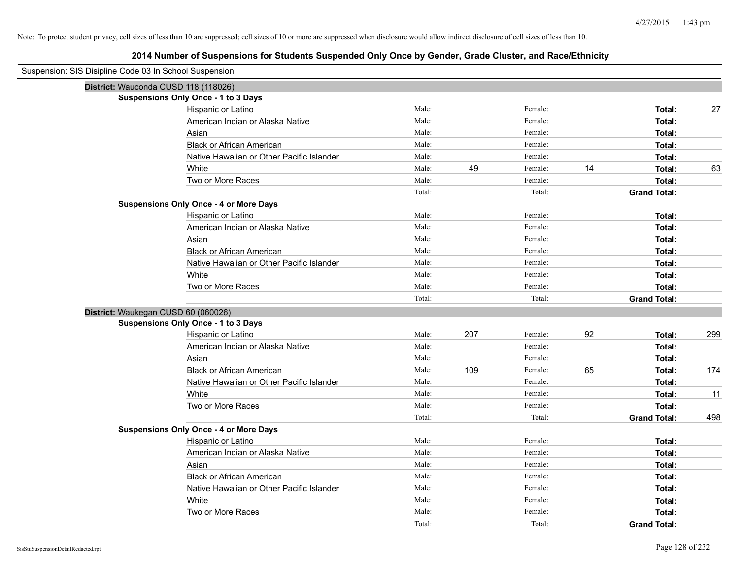Note: To protect student privacy, cell sizes of less than 10 are suppressed; cell sizes of 10 or more are suppressed when disclosure would allow indirect disclosure of cell sizes of less than 10.

# 2014 Number of Suspensions for Students Suspended Only Once by Gender, Grade Cluster, and Race/Ethnicity

Suspension: SIS Disipline Code 03 In School Suspension

## District: Wauconda CUSD 118 (118026)

### Suspensions Only Once - 1 to 3 Days

| Race/Ethnicity | Male: | | Female: | | Total: | |
|---|---|---|---|---|---|---|
| Hispanic or Latino | Male: | | Female: | | **Total:** | 27 |
| American Indian or Alaska Native | Male: | | Female: | | **Total:** | |
| Asian | Male: | | Female: | | **Total:** | |
| Black or African American | Male: | | Female: | | **Total:** | |
| Native Hawaiian or Other Pacific Islander | Male: | | Female: | | **Total:** | |
| White | Male: | 49 | Female: | 14 | **Total:** | 63 |
| Two or More Races | Male: | | Female: | | **Total:** | |
| | Total: | | Total: | | **Grand Total:** | |

### Suspensions Only Once - 4 or More Days

| Race/Ethnicity | Male: | | Female: | | Total: | |
|---|---|---|---|---|---|---|
| Hispanic or Latino | Male: | | Female: | | **Total:** | |
| American Indian or Alaska Native | Male: | | Female: | | **Total:** | |
| Asian | Male: | | Female: | | **Total:** | |
| Black or African American | Male: | | Female: | | **Total:** | |
| Native Hawaiian or Other Pacific Islander | Male: | | Female: | | **Total:** | |
| White | Male: | | Female: | | **Total:** | |
| Two or More Races | Male: | | Female: | | **Total:** | |
| | Total: | | Total: | | **Grand Total:** | |

## District: Waukegan CUSD 60 (060026)

### Suspensions Only Once - 1 to 3 Days

| Race/Ethnicity | Male: | | Female: | | Total: | |
|---|---|---|---|---|---|---|
| Hispanic or Latino | Male: | 207 | Female: | 92 | **Total:** | 299 |
| American Indian or Alaska Native | Male: | | Female: | | **Total:** | |
| Asian | Male: | | Female: | | **Total:** | |
| Black or African American | Male: | 109 | Female: | 65 | **Total:** | 174 |
| Native Hawaiian or Other Pacific Islander | Male: | | Female: | | **Total:** | |
| White | Male: | | Female: | | **Total:** | 11 |
| Two or More Races | Male: | | Female: | | **Total:** | |
| | Total: | | Total: | | **Grand Total:** | 498 |

### Suspensions Only Once - 4 or More Days

| Race/Ethnicity | Male: | | Female: | | Total: | |
|---|---|---|---|---|---|---|
| Hispanic or Latino | Male: | | Female: | | **Total:** | |
| American Indian or Alaska Native | Male: | | Female: | | **Total:** | |
| Asian | Male: | | Female: | | **Total:** | |
| Black or African American | Male: | | Female: | | **Total:** | |
| Native Hawaiian or Other Pacific Islander | Male: | | Female: | | **Total:** | |
| White | Male: | | Female: | | **Total:** | |
| Two or More Races | Male: | | Female: | | **Total:** | |
| | Total: | | Total: | | **Grand Total:** | |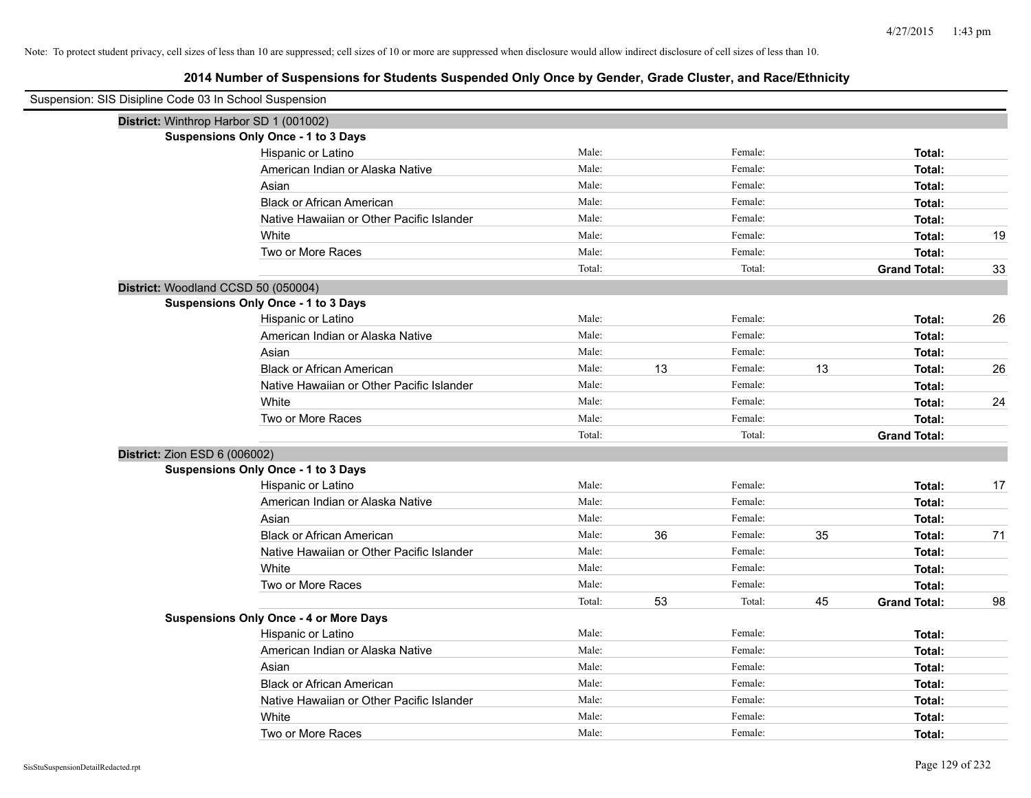Note: To protect student privacy, cell sizes of less than 10 are suppressed; cell sizes of 10 or more are suppressed when disclosure would allow indirect disclosure of cell sizes of less than 10.

## 2014 Number of Suspensions for Students Suspended Only Once by Gender, Grade Cluster, and Race/Ethnicity

Suspension: SIS Disipline Code 03 In School Suspension

**District:** Winthrop Harbor SD 1 (001002)

**Suspensions Only Once - 1 to 3 Days**

| Race/Ethnicity | | | | | | |
|---|---|---|---|---|---|---|
| Hispanic or Latino | Male: | | Female: | | **Total:** | |
| American Indian or Alaska Native | Male: | | Female: | | **Total:** | |
| Asian | Male: | | Female: | | **Total:** | |
| Black or African American | Male: | | Female: | | **Total:** | |
| Native Hawaiian or Other Pacific Islander | Male: | | Female: | | **Total:** | |
| White | Male: | | Female: | | **Total:** | 19 |
| Two or More Races | Male: | | Female: | | **Total:** | |
| | Total: | | Total: | | **Grand Total:** | 33 |

**District:** Woodland CCSD 50 (050004)

**Suspensions Only Once - 1 to 3 Days**

| Race/Ethnicity | | | | | | |
|---|---|---|---|---|---|---|
| Hispanic or Latino | Male: | | Female: | | **Total:** | 26 |
| American Indian or Alaska Native | Male: | | Female: | | **Total:** | |
| Asian | Male: | | Female: | | **Total:** | |
| Black or African American | Male: | 13 | Female: | 13 | **Total:** | 26 |
| Native Hawaiian or Other Pacific Islander | Male: | | Female: | | **Total:** | |
| White | Male: | | Female: | | **Total:** | 24 |
| Two or More Races | Male: | | Female: | | **Total:** | |
| | Total: | | Total: | | **Grand Total:** | |

**District:** Zion ESD 6 (006002)

**Suspensions Only Once - 1 to 3 Days**

| Race/Ethnicity | | | | | | |
|---|---|---|---|---|---|---|
| Hispanic or Latino | Male: | | Female: | | **Total:** | 17 |
| American Indian or Alaska Native | Male: | | Female: | | **Total:** | |
| Asian | Male: | | Female: | | **Total:** | |
| Black or African American | Male: | 36 | Female: | 35 | **Total:** | 71 |
| Native Hawaiian or Other Pacific Islander | Male: | | Female: | | **Total:** | |
| White | Male: | | Female: | | **Total:** | |
| Two or More Races | Male: | | Female: | | **Total:** | |
| | Total: | 53 | Total: | 45 | **Grand Total:** | 98 |

**Suspensions Only Once - 4 or More Days**

| Race/Ethnicity | | | | | | |
|---|---|---|---|---|---|---|
| Hispanic or Latino | Male: | | Female: | | **Total:** | |
| American Indian or Alaska Native | Male: | | Female: | | **Total:** | |
| Asian | Male: | | Female: | | **Total:** | |
| Black or African American | Male: | | Female: | | **Total:** | |
| Native Hawaiian or Other Pacific Islander | Male: | | Female: | | **Total:** | |
| White | Male: | | Female: | | **Total:** | |
| Two or More Races | Male: | | Female: | | **Total:** | |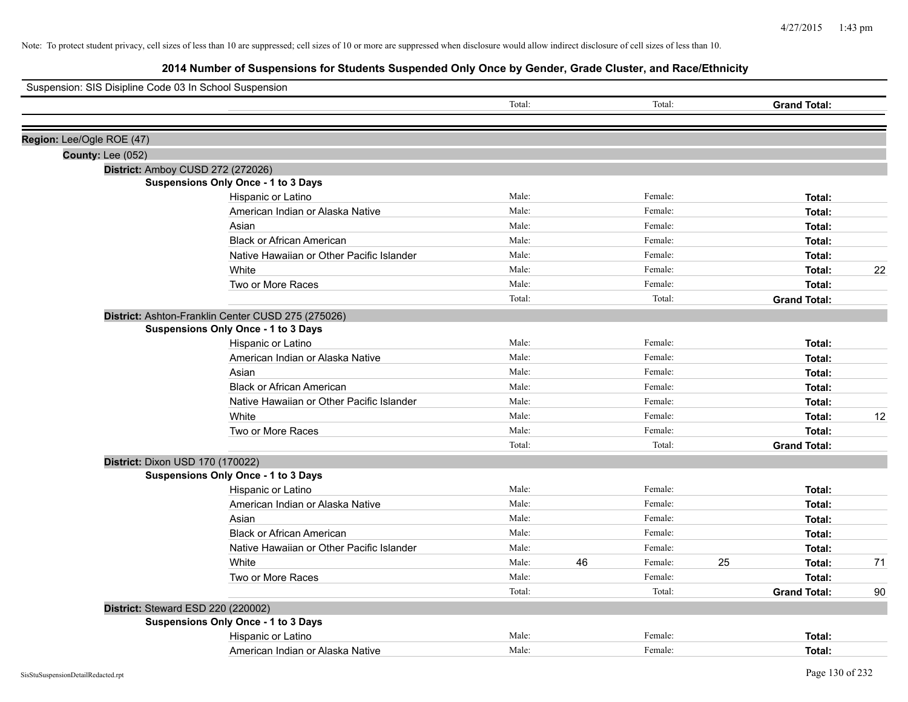Note: To protect student privacy, cell sizes of less than 10 are suppressed; cell sizes of 10 or more are suppressed when disclosure would allow indirect disclosure of cell sizes of less than 10.

## 2014 Number of Suspensions for Students Suspended Only Once by Gender, Grade Cluster, and Race/Ethnicity

Suspension: SIS Disipline Code 03 In School Suspension

| | | | | | | | |
|---|---|---|---|---|---|---|---|
| | Total: | | Total: | | **Grand Total:** | | |

**Region:** Lee/Ogle ROE (47)

**County:** Lee (052)

**District:** Amboy CUSD 272 (272026)

**Suspensions Only Once - 1 to 3 Days**

| Race/Ethnicity | Male: | | Female: | | Total: | |
|---|---|---|---|---|---|---|
| Hispanic or Latino | Male: | | Female: | | **Total:** | |
| American Indian or Alaska Native | Male: | | Female: | | **Total:** | |
| Asian | Male: | | Female: | | **Total:** | |
| Black or African American | Male: | | Female: | | **Total:** | |
| Native Hawaiian or Other Pacific Islander | Male: | | Female: | | **Total:** | |
| White | Male: | | Female: | | **Total:** | 22 |
| Two or More Races | Male: | | Female: | | **Total:** | |
| | Total: | | Total: | | **Grand Total:** | |

**District:** Ashton-Franklin Center CUSD 275 (275026)

**Suspensions Only Once - 1 to 3 Days**

| Race/Ethnicity | Male: | | Female: | | Total: | |
|---|---|---|---|---|---|---|
| Hispanic or Latino | Male: | | Female: | | **Total:** | |
| American Indian or Alaska Native | Male: | | Female: | | **Total:** | |
| Asian | Male: | | Female: | | **Total:** | |
| Black or African American | Male: | | Female: | | **Total:** | |
| Native Hawaiian or Other Pacific Islander | Male: | | Female: | | **Total:** | |
| White | Male: | | Female: | | **Total:** | 12 |
| Two or More Races | Male: | | Female: | | **Total:** | |
| | Total: | | Total: | | **Grand Total:** | |

**District:** Dixon USD 170 (170022)

**Suspensions Only Once - 1 to 3 Days**

| Race/Ethnicity | Male: | | Female: | | Total: | |
|---|---|---|---|---|---|---|
| Hispanic or Latino | Male: | | Female: | | **Total:** | |
| American Indian or Alaska Native | Male: | | Female: | | **Total:** | |
| Asian | Male: | | Female: | | **Total:** | |
| Black or African American | Male: | | Female: | | **Total:** | |
| Native Hawaiian or Other Pacific Islander | Male: | | Female: | | **Total:** | |
| White | Male: | 46 | Female: | 25 | **Total:** | 71 |
| Two or More Races | Male: | | Female: | | **Total:** | |
| | Total: | | Total: | | **Grand Total:** | 90 |

**District:** Steward ESD 220 (220002)

**Suspensions Only Once - 1 to 3 Days**

| Race/Ethnicity | Male: | | Female: | | Total: | |
|---|---|---|---|---|---|---|
| Hispanic or Latino | Male: | | Female: | | **Total:** | |
| American Indian or Alaska Native | Male: | | Female: | | **Total:** | |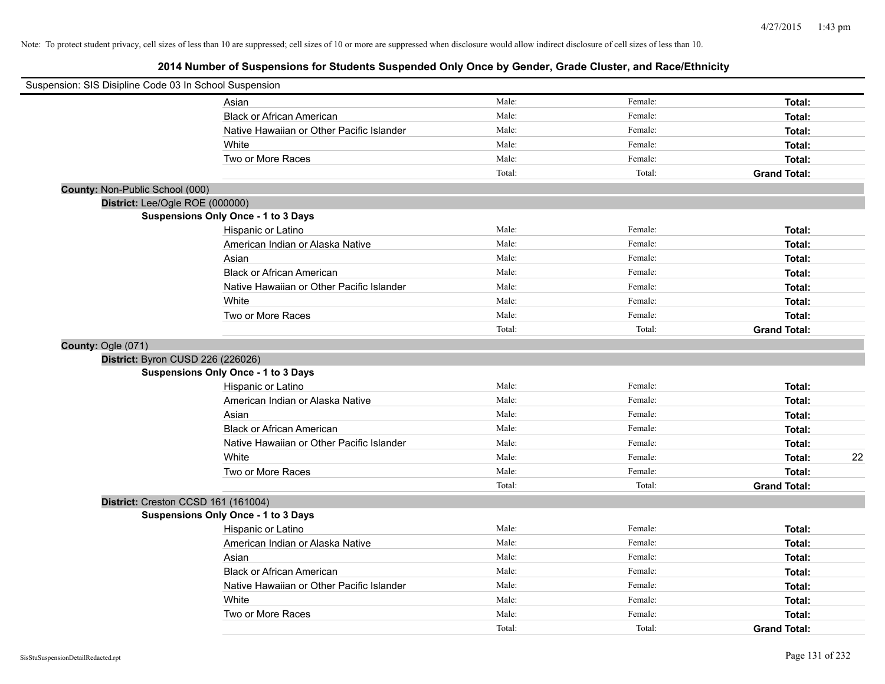Note: To protect student privacy, cell sizes of less than 10 are suppressed; cell sizes of 10 or more are suppressed when disclosure would allow indirect disclosure of cell sizes of less than 10.

## 2014 Number of Suspensions for Students Suspended Only Once by Gender, Grade Cluster, and Race/Ethnicity

Suspension: SIS Disipline Code 03 In School Suspension

| | Male: | Female: | Total: | |
|---|---|---|---|---|
| Asian | Male: | Female: | **Total:** | |
| Black or African American | Male: | Female: | **Total:** | |
| Native Hawaiian or Other Pacific Islander | Male: | Female: | **Total:** | |
| White | Male: | Female: | **Total:** | |
| Two or More Races | Male: | Female: | **Total:** | |
| | Total: | Total: | **Grand Total:** | |

**County:** Non-Public School (000)

**District:** Lee/Ogle ROE (000000)

**Suspensions Only Once - 1 to 3 Days**

| Race/Ethnicity | Male | Female | Total | |
|---|---|---|---|---|
| Hispanic or Latino | Male: | Female: | **Total:** | |
| American Indian or Alaska Native | Male: | Female: | **Total:** | |
| Asian | Male: | Female: | **Total:** | |
| Black or African American | Male: | Female: | **Total:** | |
| Native Hawaiian or Other Pacific Islander | Male: | Female: | **Total:** | |
| White | Male: | Female: | **Total:** | |
| Two or More Races | Male: | Female: | **Total:** | |
| | Total: | Total: | **Grand Total:** | |

**County:** Ogle (071)

**District:** Byron CUSD 226 (226026)

**Suspensions Only Once - 1 to 3 Days**

| Race/Ethnicity | Male | Female | Total | |
|---|---|---|---|---|
| Hispanic or Latino | Male: | Female: | **Total:** | |
| American Indian or Alaska Native | Male: | Female: | **Total:** | |
| Asian | Male: | Female: | **Total:** | |
| Black or African American | Male: | Female: | **Total:** | |
| Native Hawaiian or Other Pacific Islander | Male: | Female: | **Total:** | |
| White | Male: | Female: | **Total:** | 22 |
| Two or More Races | Male: | Female: | **Total:** | |
| | Total: | Total: | **Grand Total:** | |

**District:** Creston CCSD 161 (161004)

**Suspensions Only Once - 1 to 3 Days**

| Race/Ethnicity | Male | Female | Total | |
|---|---|---|---|---|
| Hispanic or Latino | Male: | Female: | **Total:** | |
| American Indian or Alaska Native | Male: | Female: | **Total:** | |
| Asian | Male: | Female: | **Total:** | |
| Black or African American | Male: | Female: | **Total:** | |
| Native Hawaiian or Other Pacific Islander | Male: | Female: | **Total:** | |
| White | Male: | Female: | **Total:** | |
| Two or More Races | Male: | Female: | **Total:** | |
| | Total: | Total: | **Grand Total:** | |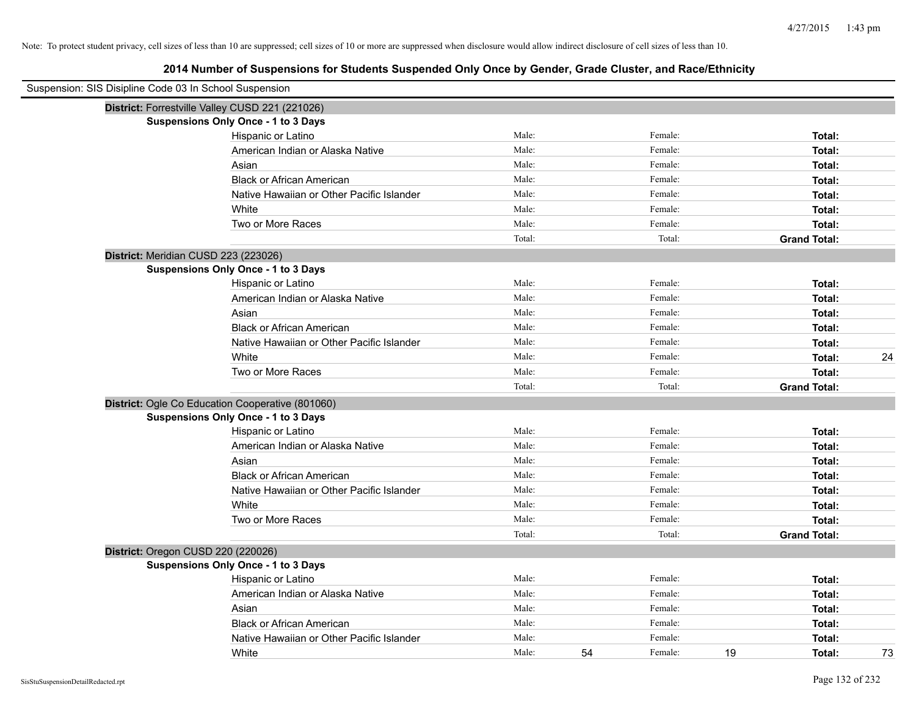Note: To protect student privacy, cell sizes of less than 10 are suppressed; cell sizes of 10 or more are suppressed when disclosure would allow indirect disclosure of cell sizes of less than 10.

## 2014 Number of Suspensions for Students Suspended Only Once by Gender, Grade Cluster, and Race/Ethnicity

Suspension: SIS Disipline Code 03 In School Suspension

**District:** Forrestville Valley CUSD 221 (221026)

**Suspensions Only Once - 1 to 3 Days**

| Race/Ethnicity | Male: | | Female: | | Total: | |
|---|---|---|---|---|---|---|
| Hispanic or Latino | Male: | | Female: | | **Total:** | |
| American Indian or Alaska Native | Male: | | Female: | | **Total:** | |
| Asian | Male: | | Female: | | **Total:** | |
| Black or African American | Male: | | Female: | | **Total:** | |
| Native Hawaiian or Other Pacific Islander | Male: | | Female: | | **Total:** | |
| White | Male: | | Female: | | **Total:** | |
| Two or More Races | Male: | | Female: | | **Total:** | |
| | Total: | | Total: | | **Grand Total:** | |

**District:** Meridian CUSD 223 (223026)

**Suspensions Only Once - 1 to 3 Days**

| Race/Ethnicity | Male: | | Female: | | Total: | |
|---|---|---|---|---|---|---|
| Hispanic or Latino | Male: | | Female: | | **Total:** | |
| American Indian or Alaska Native | Male: | | Female: | | **Total:** | |
| Asian | Male: | | Female: | | **Total:** | |
| Black or African American | Male: | | Female: | | **Total:** | |
| Native Hawaiian or Other Pacific Islander | Male: | | Female: | | **Total:** | |
| White | Male: | | Female: | | **Total:** | 24 |
| Two or More Races | Male: | | Female: | | **Total:** | |
| | Total: | | Total: | | **Grand Total:** | |

**District:** Ogle Co Education Cooperative (801060)

**Suspensions Only Once - 1 to 3 Days**

| Race/Ethnicity | Male: | | Female: | | Total: | |
|---|---|---|---|---|---|---|
| Hispanic or Latino | Male: | | Female: | | **Total:** | |
| American Indian or Alaska Native | Male: | | Female: | | **Total:** | |
| Asian | Male: | | Female: | | **Total:** | |
| Black or African American | Male: | | Female: | | **Total:** | |
| Native Hawaiian or Other Pacific Islander | Male: | | Female: | | **Total:** | |
| White | Male: | | Female: | | **Total:** | |
| Two or More Races | Male: | | Female: | | **Total:** | |
| | Total: | | Total: | | **Grand Total:** | |

**District:** Oregon CUSD 220 (220026)

**Suspensions Only Once - 1 to 3 Days**

| Race/Ethnicity | Male: | | Female: | | Total: | |
|---|---|---|---|---|---|---|
| Hispanic or Latino | Male: | | Female: | | **Total:** | |
| American Indian or Alaska Native | Male: | | Female: | | **Total:** | |
| Asian | Male: | | Female: | | **Total:** | |
| Black or African American | Male: | | Female: | | **Total:** | |
| Native Hawaiian or Other Pacific Islander | Male: | | Female: | | **Total:** | |
| White | Male: | 54 | Female: | 19 | **Total:** | 73 |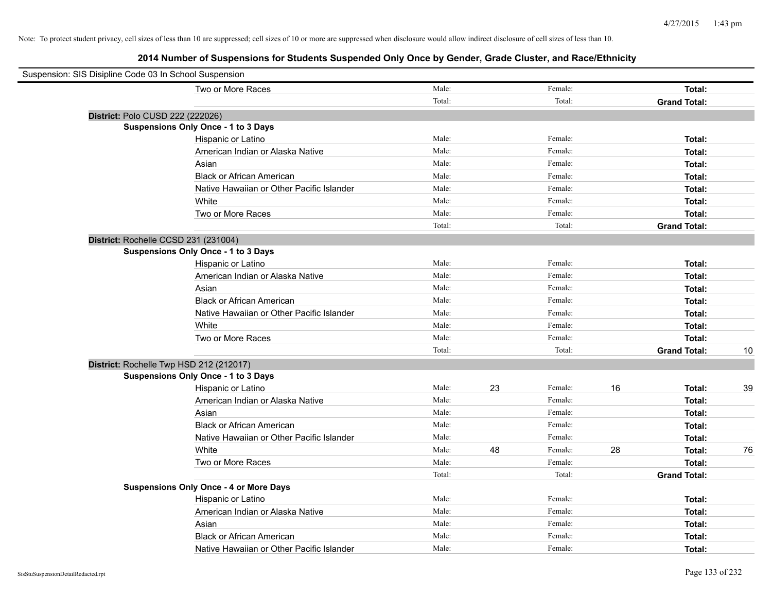Note: To protect student privacy, cell sizes of less than 10 are suppressed; cell sizes of 10 or more are suppressed when disclosure would allow indirect disclosure of cell sizes of less than 10.

## 2014 Number of Suspensions for Students Suspended Only Once by Gender, Grade Cluster, and Race/Ethnicity

Suspension: SIS Disipline Code 03 In School Suspension

| | | | | | | | |
|---|---|---|---|---|---|---|---|
| Two or More Races | Male: | | Female: | | **Total:** | |
| | Total: | | Total: | | **Grand Total:** | |

**District:** Polo CUSD 222 (222026)

**Suspensions Only Once - 1 to 3 Days**

| | | | | | | |
|---|---|---|---|---|---|---|
| Hispanic or Latino | Male: | | Female: | | **Total:** | |
| American Indian or Alaska Native | Male: | | Female: | | **Total:** | |
| Asian | Male: | | Female: | | **Total:** | |
| Black or African American | Male: | | Female: | | **Total:** | |
| Native Hawaiian or Other Pacific Islander | Male: | | Female: | | **Total:** | |
| White | Male: | | Female: | | **Total:** | |
| Two or More Races | Male: | | Female: | | **Total:** | |
| | Total: | | Total: | | **Grand Total:** | |

**District:** Rochelle CCSD 231 (231004)

**Suspensions Only Once - 1 to 3 Days**

| | | | | | | |
|---|---|---|---|---|---|---|
| Hispanic or Latino | Male: | | Female: | | **Total:** | |
| American Indian or Alaska Native | Male: | | Female: | | **Total:** | |
| Asian | Male: | | Female: | | **Total:** | |
| Black or African American | Male: | | Female: | | **Total:** | |
| Native Hawaiian or Other Pacific Islander | Male: | | Female: | | **Total:** | |
| White | Male: | | Female: | | **Total:** | |
| Two or More Races | Male: | | Female: | | **Total:** | |
| | Total: | | Total: | | **Grand Total:** | 10 |

**District:** Rochelle Twp HSD 212 (212017)

**Suspensions Only Once - 1 to 3 Days**

| | | | | | | |
|---|---|---|---|---|---|---|
| Hispanic or Latino | Male: | 23 | Female: | 16 | **Total:** | 39 |
| American Indian or Alaska Native | Male: | | Female: | | **Total:** | |
| Asian | Male: | | Female: | | **Total:** | |
| Black or African American | Male: | | Female: | | **Total:** | |
| Native Hawaiian or Other Pacific Islander | Male: | | Female: | | **Total:** | |
| White | Male: | 48 | Female: | 28 | **Total:** | 76 |
| Two or More Races | Male: | | Female: | | **Total:** | |
| | Total: | | Total: | | **Grand Total:** | |

**Suspensions Only Once - 4 or More Days**

| | | | | | | |
|---|---|---|---|---|---|---|
| Hispanic or Latino | Male: | | Female: | | **Total:** | |
| American Indian or Alaska Native | Male: | | Female: | | **Total:** | |
| Asian | Male: | | Female: | | **Total:** | |
| Black or African American | Male: | | Female: | | **Total:** | |
| Native Hawaiian or Other Pacific Islander | Male: | | Female: | | **Total:** | |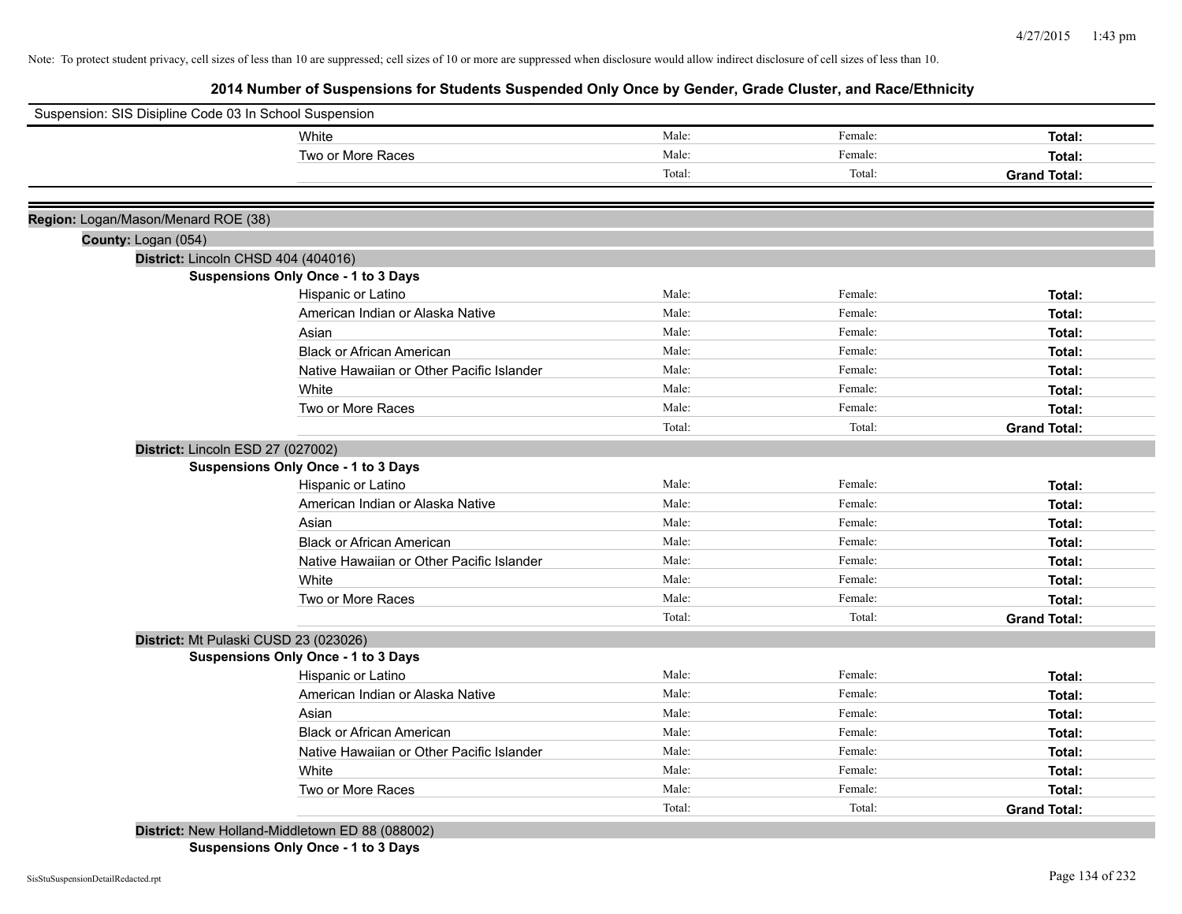Note: To protect student privacy, cell sizes of less than 10 are suppressed; cell sizes of 10 or more are suppressed when disclosure would allow indirect disclosure of cell sizes of less than 10.

## 2014 Number of Suspensions for Students Suspended Only Once by Gender, Grade Cluster, and Race/Ethnicity

Suspension: SIS Disipline Code 03 In School Suspension

| | | | |
|---|---|---|---|
| White | Male: | Female: | **Total:** |
| Two or More Races | Male: | Female: | **Total:** |
| | Total: | Total: | **Grand Total:** |

**Region:** Logan/Mason/Menard ROE (38)

**County:** Logan (054)

**District:** Lincoln CHSD 404 (404016)

**Suspensions Only Once - 1 to 3 Days**

| | | | |
|---|---|---|---|
| Hispanic or Latino | Male: | Female: | **Total:** |
| American Indian or Alaska Native | Male: | Female: | **Total:** |
| Asian | Male: | Female: | **Total:** |
| Black or African American | Male: | Female: | **Total:** |
| Native Hawaiian or Other Pacific Islander | Male: | Female: | **Total:** |
| White | Male: | Female: | **Total:** |
| Two or More Races | Male: | Female: | **Total:** |
| | Total: | Total: | **Grand Total:** |

**District:** Lincoln ESD 27 (027002)

**Suspensions Only Once - 1 to 3 Days**

| | | | |
|---|---|---|---|
| Hispanic or Latino | Male: | Female: | **Total:** |
| American Indian or Alaska Native | Male: | Female: | **Total:** |
| Asian | Male: | Female: | **Total:** |
| Black or African American | Male: | Female: | **Total:** |
| Native Hawaiian or Other Pacific Islander | Male: | Female: | **Total:** |
| White | Male: | Female: | **Total:** |
| Two or More Races | Male: | Female: | **Total:** |
| | Total: | Total: | **Grand Total:** |

**District:** Mt Pulaski CUSD 23 (023026)

**Suspensions Only Once - 1 to 3 Days**

| | | | |
|---|---|---|---|
| Hispanic or Latino | Male: | Female: | **Total:** |
| American Indian or Alaska Native | Male: | Female: | **Total:** |
| Asian | Male: | Female: | **Total:** |
| Black or African American | Male: | Female: | **Total:** |
| Native Hawaiian or Other Pacific Islander | Male: | Female: | **Total:** |
| White | Male: | Female: | **Total:** |
| Two or More Races | Male: | Female: | **Total:** |
| | Total: | Total: | **Grand Total:** |

**District:** New Holland-Middletown ED 88 (088002)

**Suspensions Only Once - 1 to 3 Days**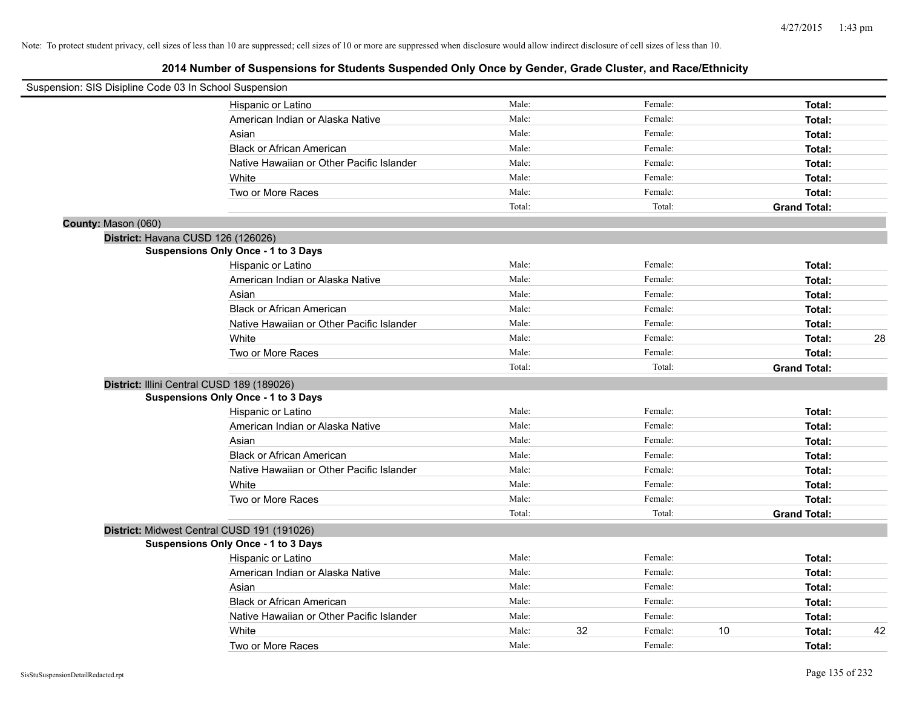Note: To protect student privacy, cell sizes of less than 10 are suppressed; cell sizes of 10 or more are suppressed when disclosure would allow indirect disclosure of cell sizes of less than 10.

## 2014 Number of Suspensions for Students Suspended Only Once by Gender, Grade Cluster, and Race/Ethnicity

Suspension: SIS Disipline Code 03 In School Suspension

| | | | | | |
|---|---|---|---|---|---|
| Hispanic or Latino | Male: | | Female: | | **Total:** | |
| American Indian or Alaska Native | Male: | | Female: | | **Total:** | |
| Asian | Male: | | Female: | | **Total:** | |
| Black or African American | Male: | | Female: | | **Total:** | |
| Native Hawaiian or Other Pacific Islander | Male: | | Female: | | **Total:** | |
| White | Male: | | Female: | | **Total:** | |
| Two or More Races | Male: | | Female: | | **Total:** | |
| | Total: | | Total: | | **Grand Total:** | |

**County:** Mason (060)

**District:** Havana CUSD 126 (126026)

**Suspensions Only Once - 1 to 3 Days**

| | | | | | | |
|---|---|---|---|---|---|---|
| Hispanic or Latino | Male: | | Female: | | **Total:** | |
| American Indian or Alaska Native | Male: | | Female: | | **Total:** | |
| Asian | Male: | | Female: | | **Total:** | |
| Black or African American | Male: | | Female: | | **Total:** | |
| Native Hawaiian or Other Pacific Islander | Male: | | Female: | | **Total:** | |
| White | Male: | | Female: | | **Total:** | 28 |
| Two or More Races | Male: | | Female: | | **Total:** | |
| | Total: | | Total: | | **Grand Total:** | |

**District:** Illini Central CUSD 189 (189026)

**Suspensions Only Once - 1 to 3 Days**

| | | | | | | |
|---|---|---|---|---|---|---|
| Hispanic or Latino | Male: | | Female: | | **Total:** | |
| American Indian or Alaska Native | Male: | | Female: | | **Total:** | |
| Asian | Male: | | Female: | | **Total:** | |
| Black or African American | Male: | | Female: | | **Total:** | |
| Native Hawaiian or Other Pacific Islander | Male: | | Female: | | **Total:** | |
| White | Male: | | Female: | | **Total:** | |
| Two or More Races | Male: | | Female: | | **Total:** | |
| | Total: | | Total: | | **Grand Total:** | |

**District:** Midwest Central CUSD 191 (191026)

**Suspensions Only Once - 1 to 3 Days**

| | | | | | | |
|---|---|---|---|---|---|---|
| Hispanic or Latino | Male: | | Female: | | **Total:** | |
| American Indian or Alaska Native | Male: | | Female: | | **Total:** | |
| Asian | Male: | | Female: | | **Total:** | |
| Black or African American | Male: | | Female: | | **Total:** | |
| Native Hawaiian or Other Pacific Islander | Male: | | Female: | | **Total:** | |
| White | Male: | 32 | Female: | 10 | **Total:** | 42 |
| Two or More Races | Male: | | Female: | | **Total:** | |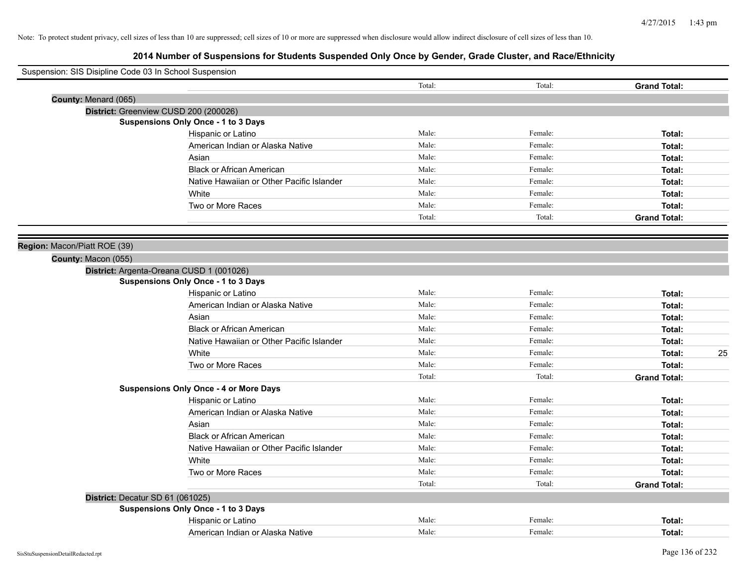Note: To protect student privacy, cell sizes of less than 10 are suppressed; cell sizes of 10 or more are suppressed when disclosure would allow indirect disclosure of cell sizes of less than 10.

# 2014 Number of Suspensions for Students Suspended Only Once by Gender, Grade Cluster, and Race/Ethnicity

Suspension: SIS Disipline Code 03 In School Suspension

| | Total: | Total: | **Grand Total:** | |
|---|---|---|---|---|

**County:** Menard (065)

**District:** Greenview CUSD 200 (200026)

**Suspensions Only Once - 1 to 3 Days**

| | | | | |
|---|---|---|---|---|
| Hispanic or Latino | Male: | Female: | **Total:** | |
| American Indian or Alaska Native | Male: | Female: | **Total:** | |
| Asian | Male: | Female: | **Total:** | |
| Black or African American | Male: | Female: | **Total:** | |
| Native Hawaiian or Other Pacific Islander | Male: | Female: | **Total:** | |
| White | Male: | Female: | **Total:** | |
| Two or More Races | Male: | Female: | **Total:** | |
| | Total: | Total: | **Grand Total:** | |

**Region:** Macon/Piatt ROE (39)

**County:** Macon (055)

**District:** Argenta-Oreana CUSD 1 (001026)

**Suspensions Only Once - 1 to 3 Days**

| | | | | |
|---|---|---|---|---|
| Hispanic or Latino | Male: | Female: | **Total:** | |
| American Indian or Alaska Native | Male: | Female: | **Total:** | |
| Asian | Male: | Female: | **Total:** | |
| Black or African American | Male: | Female: | **Total:** | |
| Native Hawaiian or Other Pacific Islander | Male: | Female: | **Total:** | |
| White | Male: | Female: | **Total:** | 25 |
| Two or More Races | Male: | Female: | **Total:** | |
| | Total: | Total: | **Grand Total:** | |

**Suspensions Only Once - 4 or More Days**

| | | | | |
|---|---|---|---|---|
| Hispanic or Latino | Male: | Female: | **Total:** | |
| American Indian or Alaska Native | Male: | Female: | **Total:** | |
| Asian | Male: | Female: | **Total:** | |
| Black or African American | Male: | Female: | **Total:** | |
| Native Hawaiian or Other Pacific Islander | Male: | Female: | **Total:** | |
| White | Male: | Female: | **Total:** | |
| Two or More Races | Male: | Female: | **Total:** | |
| | Total: | Total: | **Grand Total:** | |

**District:** Decatur SD 61 (061025)

**Suspensions Only Once - 1 to 3 Days**

| | | | | |
|---|---|---|---|---|
| Hispanic or Latino | Male: | Female: | **Total:** | |
| American Indian or Alaska Native | Male: | Female: | **Total:** | |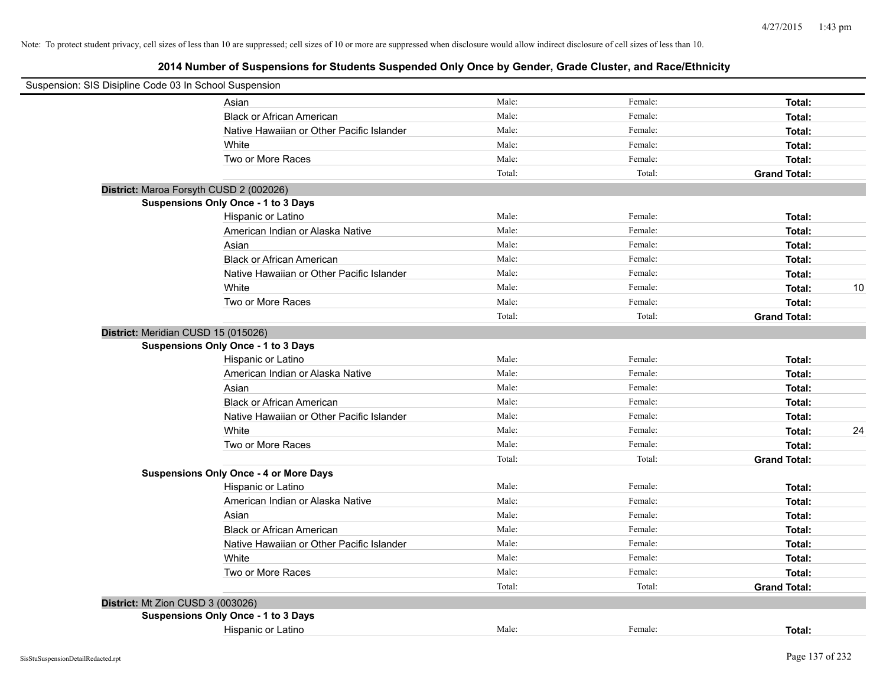Note: To protect student privacy, cell sizes of less than 10 are suppressed; cell sizes of 10 or more are suppressed when disclosure would allow indirect disclosure of cell sizes of less than 10.

## 2014 Number of Suspensions for Students Suspended Only Once by Gender, Grade Cluster, and Race/Ethnicity

Suspension: SIS Disipline Code 03 In School Suspension

| | | | | |
|---|---|---|---|---|
| Asian | Male: | Female: | **Total:** | |
| Black or African American | Male: | Female: | **Total:** | |
| Native Hawaiian or Other Pacific Islander | Male: | Female: | **Total:** | |
| White | Male: | Female: | **Total:** | |
| Two or More Races | Male: | Female: | **Total:** | |
| | Total: | Total: | **Grand Total:** | |

**District:** Maroa Forsyth CUSD 2 (002026)

**Suspensions Only Once - 1 to 3 Days**

| | | | | |
|---|---|---|---|---|
| Hispanic or Latino | Male: | Female: | **Total:** | |
| American Indian or Alaska Native | Male: | Female: | **Total:** | |
| Asian | Male: | Female: | **Total:** | |
| Black or African American | Male: | Female: | **Total:** | |
| Native Hawaiian or Other Pacific Islander | Male: | Female: | **Total:** | |
| White | Male: | Female: | **Total:** | 10 |
| Two or More Races | Male: | Female: | **Total:** | |
| | Total: | Total: | **Grand Total:** | |

**District:** Meridian CUSD 15 (015026)

**Suspensions Only Once - 1 to 3 Days**

| | | | | |
|---|---|---|---|---|
| Hispanic or Latino | Male: | Female: | **Total:** | |
| American Indian or Alaska Native | Male: | Female: | **Total:** | |
| Asian | Male: | Female: | **Total:** | |
| Black or African American | Male: | Female: | **Total:** | |
| Native Hawaiian or Other Pacific Islander | Male: | Female: | **Total:** | |
| White | Male: | Female: | **Total:** | 24 |
| Two or More Races | Male: | Female: | **Total:** | |
| | Total: | Total: | **Grand Total:** | |

**Suspensions Only Once - 4 or More Days**

| | | | | |
|---|---|---|---|---|
| Hispanic or Latino | Male: | Female: | **Total:** | |
| American Indian or Alaska Native | Male: | Female: | **Total:** | |
| Asian | Male: | Female: | **Total:** | |
| Black or African American | Male: | Female: | **Total:** | |
| Native Hawaiian or Other Pacific Islander | Male: | Female: | **Total:** | |
| White | Male: | Female: | **Total:** | |
| Two or More Races | Male: | Female: | **Total:** | |
| | Total: | Total: | **Grand Total:** | |

**District:** Mt Zion CUSD 3 (003026)

**Suspensions Only Once - 1 to 3 Days**

| | | | | |
|---|---|---|---|---|
| Hispanic or Latino | Male: | Female: | **Total:** | |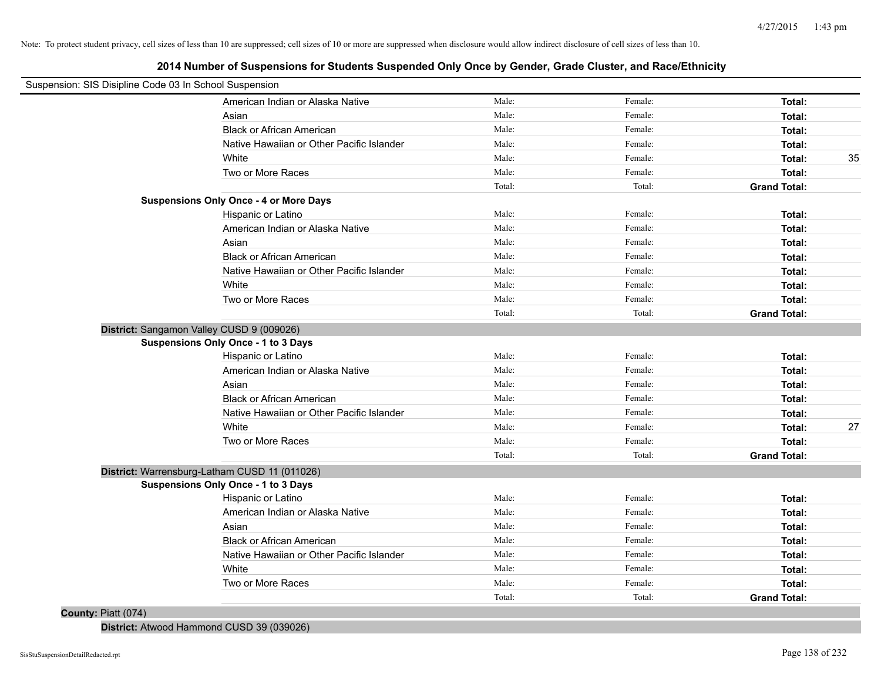Note: To protect student privacy, cell sizes of less than 10 are suppressed; cell sizes of 10 or more are suppressed when disclosure would allow indirect disclosure of cell sizes of less than 10.

# 2014 Number of Suspensions for Students Suspended Only Once by Gender, Grade Cluster, and Race/Ethnicity

Suspension: SIS Disipline Code 03 In School Suspension

| | Male | Female | Total | |
|---|---|---|---|---|
| American Indian or Alaska Native | Male: | Female: | **Total:** | |
| Asian | Male: | Female: | **Total:** | |
| Black or African American | Male: | Female: | **Total:** | |
| Native Hawaiian or Other Pacific Islander | Male: | Female: | **Total:** | |
| White | Male: | Female: | **Total:** | 35 |
| Two or More Races | Male: | Female: | **Total:** | |
| | Total: | Total: | **Grand Total:** | |

**Suspensions Only Once - 4 or More Days**

| | Male | Female | Total | |
|---|---|---|---|---|
| Hispanic or Latino | Male: | Female: | **Total:** | |
| American Indian or Alaska Native | Male: | Female: | **Total:** | |
| Asian | Male: | Female: | **Total:** | |
| Black or African American | Male: | Female: | **Total:** | |
| Native Hawaiian or Other Pacific Islander | Male: | Female: | **Total:** | |
| White | Male: | Female: | **Total:** | |
| Two or More Races | Male: | Female: | **Total:** | |
| | Total: | Total: | **Grand Total:** | |

**District:** Sangamon Valley CUSD 9 (009026)

**Suspensions Only Once - 1 to 3 Days**

| | Male | Female | Total | |
|---|---|---|---|---|
| Hispanic or Latino | Male: | Female: | **Total:** | |
| American Indian or Alaska Native | Male: | Female: | **Total:** | |
| Asian | Male: | Female: | **Total:** | |
| Black or African American | Male: | Female: | **Total:** | |
| Native Hawaiian or Other Pacific Islander | Male: | Female: | **Total:** | |
| White | Male: | Female: | **Total:** | 27 |
| Two or More Races | Male: | Female: | **Total:** | |
| | Total: | Total: | **Grand Total:** | |

**District:** Warrensburg-Latham CUSD 11 (011026)

**Suspensions Only Once - 1 to 3 Days**

| | Male | Female | Total | |
|---|---|---|---|---|
| Hispanic or Latino | Male: | Female: | **Total:** | |
| American Indian or Alaska Native | Male: | Female: | **Total:** | |
| Asian | Male: | Female: | **Total:** | |
| Black or African American | Male: | Female: | **Total:** | |
| Native Hawaiian or Other Pacific Islander | Male: | Female: | **Total:** | |
| White | Male: | Female: | **Total:** | |
| Two or More Races | Male: | Female: | **Total:** | |
| | Total: | Total: | **Grand Total:** | |

**County:** Piatt (074)

**District:** Atwood Hammond CUSD 39 (039026)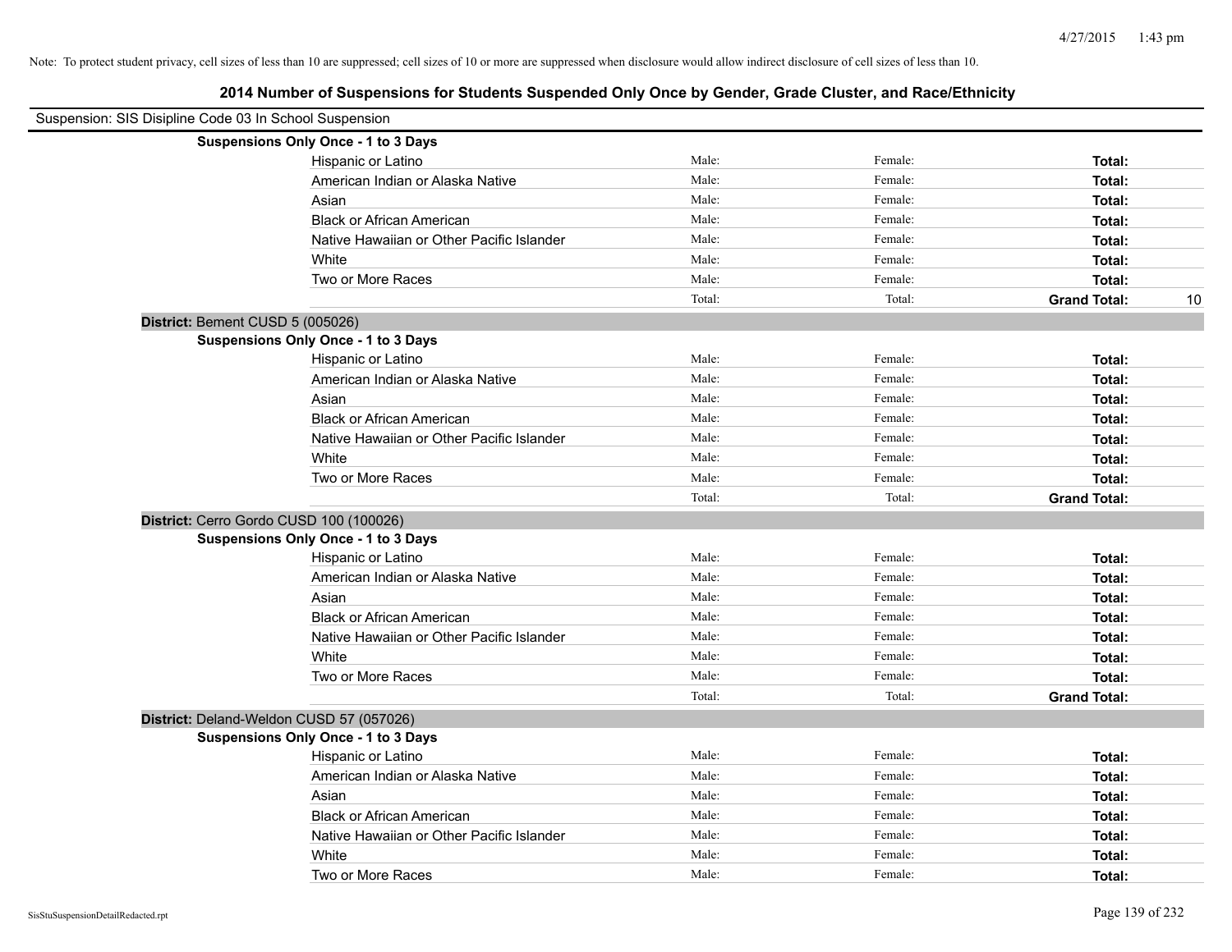Note: To protect student privacy, cell sizes of less than 10 are suppressed; cell sizes of 10 or more are suppressed when disclosure would allow indirect disclosure of cell sizes of less than 10.

## 2014 Number of Suspensions for Students Suspended Only Once by Gender, Grade Cluster, and Race/Ethnicity

Suspension: SIS Disipline Code 03 In School Suspension

| | | | | |
|---|---|---|---|---|
| **Suspensions Only Once - 1 to 3 Days** | | | | |
| Hispanic or Latino | Male: | Female: | **Total:** | |
| American Indian or Alaska Native | Male: | Female: | **Total:** | |
| Asian | Male: | Female: | **Total:** | |
| Black or African American | Male: | Female: | **Total:** | |
| Native Hawaiian or Other Pacific Islander | Male: | Female: | **Total:** | |
| White | Male: | Female: | **Total:** | |
| Two or More Races | Male: | Female: | **Total:** | |
| | Total: | Total: | **Grand Total:** | 10 |

**District:** Bement CUSD 5 (005026)

| | | | | |
|---|---|---|---|---|
| **Suspensions Only Once - 1 to 3 Days** | | | | |
| Hispanic or Latino | Male: | Female: | **Total:** | |
| American Indian or Alaska Native | Male: | Female: | **Total:** | |
| Asian | Male: | Female: | **Total:** | |
| Black or African American | Male: | Female: | **Total:** | |
| Native Hawaiian or Other Pacific Islander | Male: | Female: | **Total:** | |
| White | Male: | Female: | **Total:** | |
| Two or More Races | Male: | Female: | **Total:** | |
| | Total: | Total: | **Grand Total:** | |

**District:** Cerro Gordo CUSD 100 (100026)

| | | | | |
|---|---|---|---|---|
| **Suspensions Only Once - 1 to 3 Days** | | | | |
| Hispanic or Latino | Male: | Female: | **Total:** | |
| American Indian or Alaska Native | Male: | Female: | **Total:** | |
| Asian | Male: | Female: | **Total:** | |
| Black or African American | Male: | Female: | **Total:** | |
| Native Hawaiian or Other Pacific Islander | Male: | Female: | **Total:** | |
| White | Male: | Female: | **Total:** | |
| Two or More Races | Male: | Female: | **Total:** | |
| | Total: | Total: | **Grand Total:** | |

**District:** Deland-Weldon CUSD 57 (057026)

| | | | | |
|---|---|---|---|---|
| **Suspensions Only Once - 1 to 3 Days** | | | | |
| Hispanic or Latino | Male: | Female: | **Total:** | |
| American Indian or Alaska Native | Male: | Female: | **Total:** | |
| Asian | Male: | Female: | **Total:** | |
| Black or African American | Male: | Female: | **Total:** | |
| Native Hawaiian or Other Pacific Islander | Male: | Female: | **Total:** | |
| White | Male: | Female: | **Total:** | |
| Two or More Races | Male: | Female: | **Total:** | |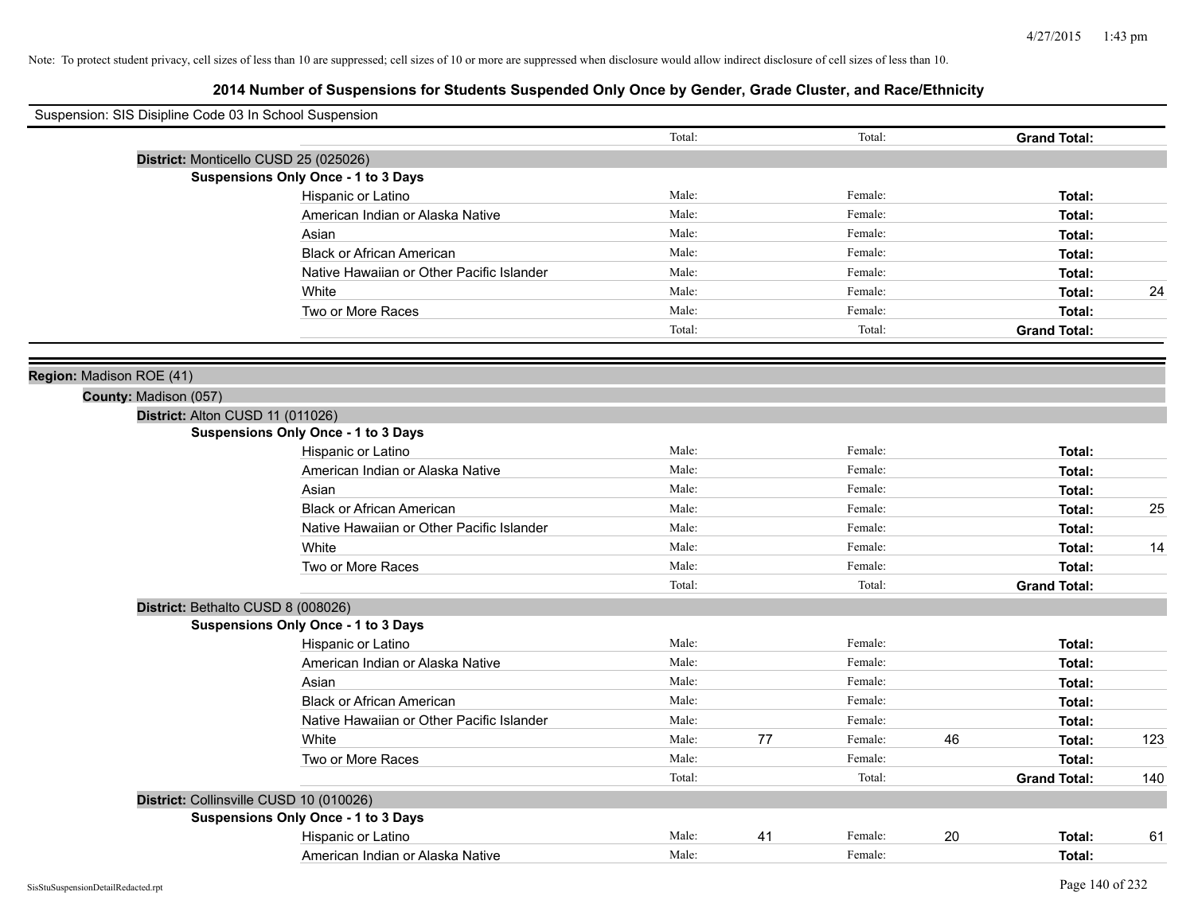Note: To protect student privacy, cell sizes of less than 10 are suppressed; cell sizes of 10 or more are suppressed when disclosure would allow indirect disclosure of cell sizes of less than 10.

## 2014 Number of Suspensions for Students Suspended Only Once by Gender, Grade Cluster, and Race/Ethnicity

Suspension: SIS Disipline Code 03 In School Suspension

| | Total: | | Total: | | Grand Total: | |
|---|---|---|---|---|---|---|

**District:** Monticello CUSD 25 (025026)

**Suspensions Only Once - 1 to 3 Days**

| Race/Ethnicity | | | | | | |
|---|---|---|---|---|---|---|
| Hispanic or Latino | Male: | | Female: | | **Total:** | |
| American Indian or Alaska Native | Male: | | Female: | | **Total:** | |
| Asian | Male: | | Female: | | **Total:** | |
| Black or African American | Male: | | Female: | | **Total:** | |
| Native Hawaiian or Other Pacific Islander | Male: | | Female: | | **Total:** | |
| White | Male: | | Female: | | **Total:** | 24 |
| Two or More Races | Male: | | Female: | | **Total:** | |
| | Total: | | Total: | | **Grand Total:** | |

**Region:** Madison ROE (41)

**County:** Madison (057)

**District:** Alton CUSD 11 (011026)

**Suspensions Only Once - 1 to 3 Days**

| Race/Ethnicity | | | | | | |
|---|---|---|---|---|---|---|
| Hispanic or Latino | Male: | | Female: | | **Total:** | |
| American Indian or Alaska Native | Male: | | Female: | | **Total:** | |
| Asian | Male: | | Female: | | **Total:** | |
| Black or African American | Male: | | Female: | | **Total:** | 25 |
| Native Hawaiian or Other Pacific Islander | Male: | | Female: | | **Total:** | |
| White | Male: | | Female: | | **Total:** | 14 |
| Two or More Races | Male: | | Female: | | **Total:** | |
| | Total: | | Total: | | **Grand Total:** | |

**District:** Bethalto CUSD 8 (008026)

**Suspensions Only Once - 1 to 3 Days**

| Race/Ethnicity | | | | | | |
|---|---|---|---|---|---|---|
| Hispanic or Latino | Male: | | Female: | | **Total:** | |
| American Indian or Alaska Native | Male: | | Female: | | **Total:** | |
| Asian | Male: | | Female: | | **Total:** | |
| Black or African American | Male: | | Female: | | **Total:** | |
| Native Hawaiian or Other Pacific Islander | Male: | | Female: | | **Total:** | |
| White | Male: | 77 | Female: | 46 | **Total:** | 123 |
| Two or More Races | Male: | | Female: | | **Total:** | |
| | Total: | | Total: | | **Grand Total:** | 140 |

**District:** Collinsville CUSD 10 (010026)

**Suspensions Only Once - 1 to 3 Days**

| Race/Ethnicity | | | | | | |
|---|---|---|---|---|---|---|
| Hispanic or Latino | Male: | 41 | Female: | 20 | **Total:** | 61 |
| American Indian or Alaska Native | Male: | | Female: | | **Total:** | |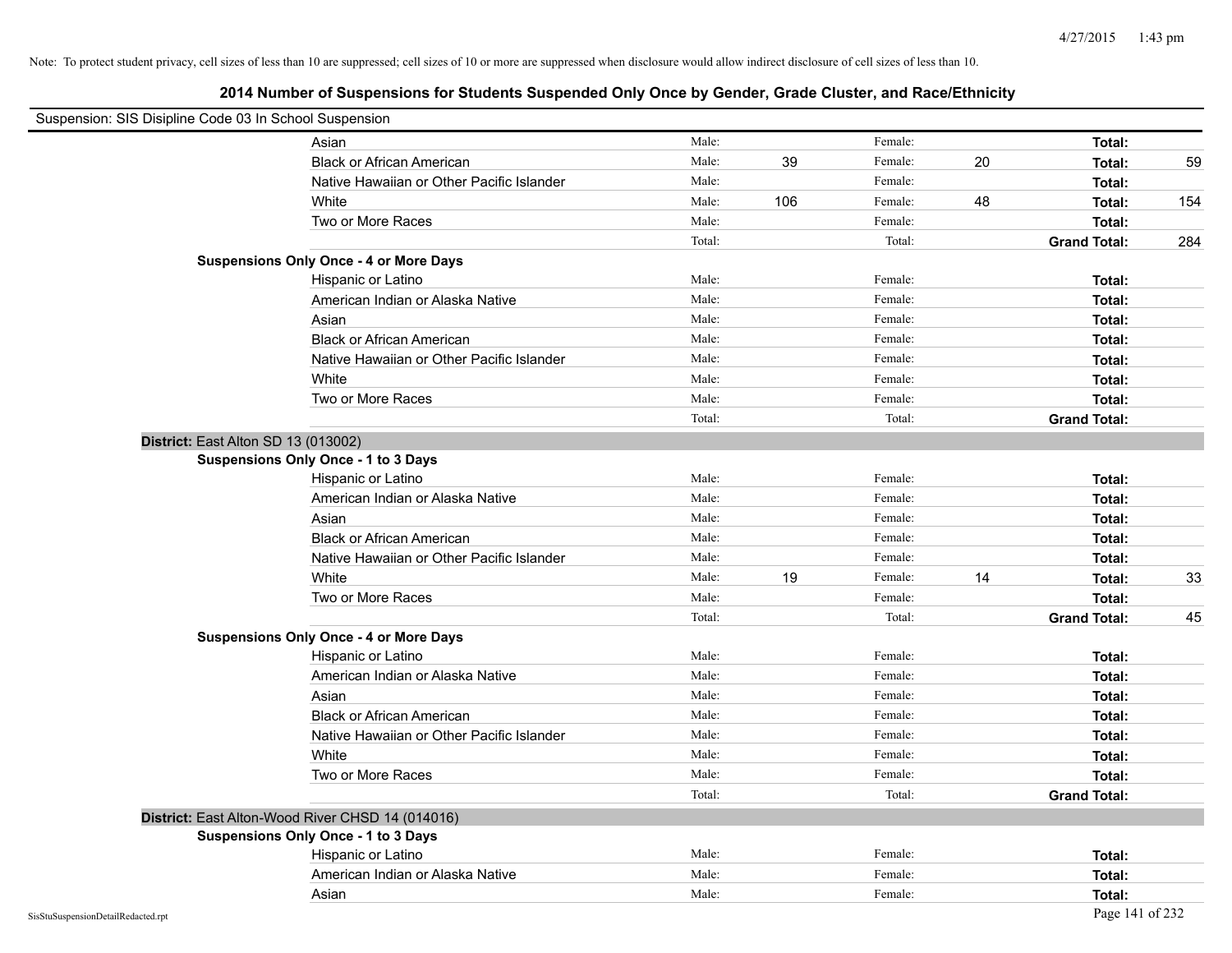Note: To protect student privacy, cell sizes of less than 10 are suppressed; cell sizes of 10 or more are suppressed when disclosure would allow indirect disclosure of cell sizes of less than 10.

## 2014 Number of Suspensions for Students Suspended Only Once by Gender, Grade Cluster, and Race/Ethnicity

Suspension: SIS Disipline Code 03 In School Suspension

| | | | | | | | |
|---|---|---|---|---|---|---|---|
| Asian | Male: | | Female: | | **Total:** | |
| Black or African American | Male: | 39 | Female: | 20 | **Total:** | 59 |
| Native Hawaiian or Other Pacific Islander | Male: | | Female: | | **Total:** | |
| White | Male: | 106 | Female: | 48 | **Total:** | 154 |
| Two or More Races | Male: | | Female: | | **Total:** | |
| | Total: | | Total: | | **Grand Total:** | 284 |

**Suspensions Only Once - 4 or More Days**

| | | | | | | |
|---|---|---|---|---|---|---|
| Hispanic or Latino | Male: | | Female: | | **Total:** | |
| American Indian or Alaska Native | Male: | | Female: | | **Total:** | |
| Asian | Male: | | Female: | | **Total:** | |
| Black or African American | Male: | | Female: | | **Total:** | |
| Native Hawaiian or Other Pacific Islander | Male: | | Female: | | **Total:** | |
| White | Male: | | Female: | | **Total:** | |
| Two or More Races | Male: | | Female: | | **Total:** | |
| | Total: | | Total: | | **Grand Total:** | |

**District:** East Alton SD 13 (013002)

**Suspensions Only Once - 1 to 3 Days**

| | | | | | | |
|---|---|---|---|---|---|---|
| Hispanic or Latino | Male: | | Female: | | **Total:** | |
| American Indian or Alaska Native | Male: | | Female: | | **Total:** | |
| Asian | Male: | | Female: | | **Total:** | |
| Black or African American | Male: | | Female: | | **Total:** | |
| Native Hawaiian or Other Pacific Islander | Male: | | Female: | | **Total:** | |
| White | Male: | 19 | Female: | 14 | **Total:** | 33 |
| Two or More Races | Male: | | Female: | | **Total:** | |
| | Total: | | Total: | | **Grand Total:** | 45 |

**Suspensions Only Once - 4 or More Days**

| | | | | | | |
|---|---|---|---|---|---|---|
| Hispanic or Latino | Male: | | Female: | | **Total:** | |
| American Indian or Alaska Native | Male: | | Female: | | **Total:** | |
| Asian | Male: | | Female: | | **Total:** | |
| Black or African American | Male: | | Female: | | **Total:** | |
| Native Hawaiian or Other Pacific Islander | Male: | | Female: | | **Total:** | |
| White | Male: | | Female: | | **Total:** | |
| Two or More Races | Male: | | Female: | | **Total:** | |
| | Total: | | Total: | | **Grand Total:** | |

**District:** East Alton-Wood River CHSD 14 (014016)

**Suspensions Only Once - 1 to 3 Days**

| | | | | | | |
|---|---|---|---|---|---|---|
| Hispanic or Latino | Male: | | Female: | | **Total:** | |
| American Indian or Alaska Native | Male: | | Female: | | **Total:** | |
| Asian | Male: | | Female: | | **Total:** | |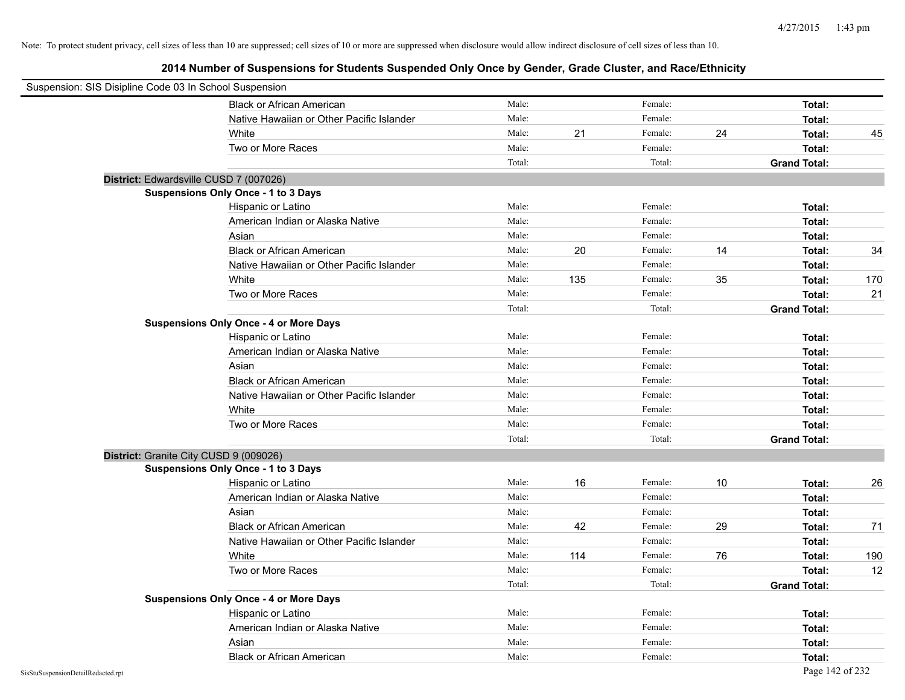Note: To protect student privacy, cell sizes of less than 10 are suppressed; cell sizes of 10 or more are suppressed when disclosure would allow indirect disclosure of cell sizes of less than 10.

## 2014 Number of Suspensions for Students Suspended Only Once by Gender, Grade Cluster, and Race/Ethnicity

Suspension: SIS Disipline Code 03 In School Suspension

| | | | | | | |
|---|---|---|---|---|---|---|
| Black or African American | Male: | | Female: | | **Total:** | |
| Native Hawaiian or Other Pacific Islander | Male: | | Female: | | **Total:** | |
| White | Male: | 21 | Female: | 24 | **Total:** | 45 |
| Two or More Races | Male: | | Female: | | **Total:** | |
| | Total: | | Total: | | **Grand Total:** | |

**District:** Edwardsville CUSD 7 (007026)

**Suspensions Only Once - 1 to 3 Days**

| | | | | | | |
|---|---|---|---|---|---|---|
| Hispanic or Latino | Male: | | Female: | | **Total:** | |
| American Indian or Alaska Native | Male: | | Female: | | **Total:** | |
| Asian | Male: | | Female: | | **Total:** | |
| Black or African American | Male: | 20 | Female: | 14 | **Total:** | 34 |
| Native Hawaiian or Other Pacific Islander | Male: | | Female: | | **Total:** | |
| White | Male: | 135 | Female: | 35 | **Total:** | 170 |
| Two or More Races | Male: | | Female: | | **Total:** | 21 |
| | Total: | | Total: | | **Grand Total:** | |

**Suspensions Only Once - 4 or More Days**

| | | | | | | |
|---|---|---|---|---|---|---|
| Hispanic or Latino | Male: | | Female: | | **Total:** | |
| American Indian or Alaska Native | Male: | | Female: | | **Total:** | |
| Asian | Male: | | Female: | | **Total:** | |
| Black or African American | Male: | | Female: | | **Total:** | |
| Native Hawaiian or Other Pacific Islander | Male: | | Female: | | **Total:** | |
| White | Male: | | Female: | | **Total:** | |
| Two or More Races | Male: | | Female: | | **Total:** | |
| | Total: | | Total: | | **Grand Total:** | |

**District:** Granite City CUSD 9 (009026)

**Suspensions Only Once - 1 to 3 Days**

| | | | | | | |
|---|---|---|---|---|---|---|
| Hispanic or Latino | Male: | 16 | Female: | 10 | **Total:** | 26 |
| American Indian or Alaska Native | Male: | | Female: | | **Total:** | |
| Asian | Male: | | Female: | | **Total:** | |
| Black or African American | Male: | 42 | Female: | 29 | **Total:** | 71 |
| Native Hawaiian or Other Pacific Islander | Male: | | Female: | | **Total:** | |
| White | Male: | 114 | Female: | 76 | **Total:** | 190 |
| Two or More Races | Male: | | Female: | | **Total:** | 12 |
| | Total: | | Total: | | **Grand Total:** | |

**Suspensions Only Once - 4 or More Days**

| | | | | | | |
|---|---|---|---|---|---|---|
| Hispanic or Latino | Male: | | Female: | | **Total:** | |
| American Indian or Alaska Native | Male: | | Female: | | **Total:** | |
| Asian | Male: | | Female: | | **Total:** | |
| Black or African American | Male: | | Female: | | **Total:** | |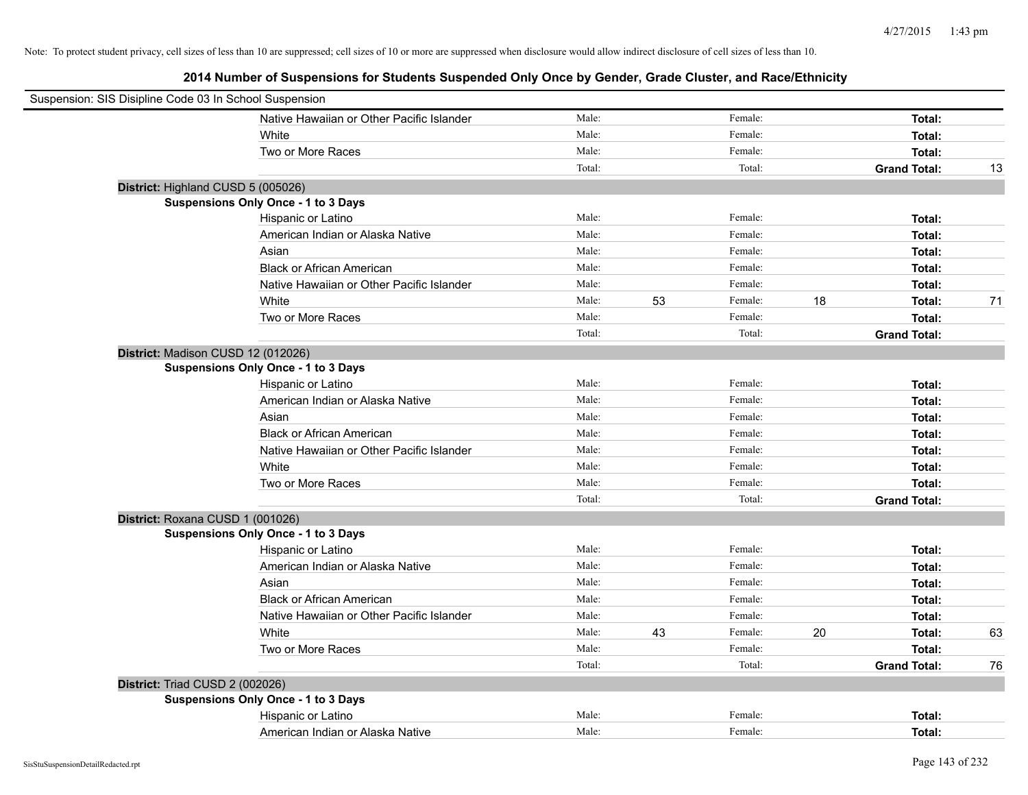Note: To protect student privacy, cell sizes of less than 10 are suppressed; cell sizes of 10 or more are suppressed when disclosure would allow indirect disclosure of cell sizes of less than 10.

## 2014 Number of Suspensions for Students Suspended Only Once by Gender, Grade Cluster, and Race/Ethnicity

Suspension: SIS Disipline Code 03 In School Suspension

| | | | | | | | |
|---|---|---|---|---|---|---|---|
| Native Hawaiian or Other Pacific Islander | Male: | | Female: | | **Total:** | |
| White | Male: | | Female: | | **Total:** | |
| Two or More Races | Male: | | Female: | | **Total:** | |
| | Total: | | Total: | | **Grand Total:** | 13 |

**District:** Highland CUSD 5 (005026)

**Suspensions Only Once - 1 to 3 Days**

| | | | | | | |
|---|---|---|---|---|---|---|
| Hispanic or Latino | Male: | | Female: | | **Total:** | |
| American Indian or Alaska Native | Male: | | Female: | | **Total:** | |
| Asian | Male: | | Female: | | **Total:** | |
| Black or African American | Male: | | Female: | | **Total:** | |
| Native Hawaiian or Other Pacific Islander | Male: | | Female: | | **Total:** | |
| White | Male: | 53 | Female: | 18 | **Total:** | 71 |
| Two or More Races | Male: | | Female: | | **Total:** | |
| | Total: | | Total: | | **Grand Total:** | |

**District:** Madison CUSD 12 (012026)

**Suspensions Only Once - 1 to 3 Days**

| | | | | | | |
|---|---|---|---|---|---|---|
| Hispanic or Latino | Male: | | Female: | | **Total:** | |
| American Indian or Alaska Native | Male: | | Female: | | **Total:** | |
| Asian | Male: | | Female: | | **Total:** | |
| Black or African American | Male: | | Female: | | **Total:** | |
| Native Hawaiian or Other Pacific Islander | Male: | | Female: | | **Total:** | |
| White | Male: | | Female: | | **Total:** | |
| Two or More Races | Male: | | Female: | | **Total:** | |
| | Total: | | Total: | | **Grand Total:** | |

**District:** Roxana CUSD 1 (001026)

**Suspensions Only Once - 1 to 3 Days**

| | | | | | | |
|---|---|---|---|---|---|---|
| Hispanic or Latino | Male: | | Female: | | **Total:** | |
| American Indian or Alaska Native | Male: | | Female: | | **Total:** | |
| Asian | Male: | | Female: | | **Total:** | |
| Black or African American | Male: | | Female: | | **Total:** | |
| Native Hawaiian or Other Pacific Islander | Male: | | Female: | | **Total:** | |
| White | Male: | 43 | Female: | 20 | **Total:** | 63 |
| Two or More Races | Male: | | Female: | | **Total:** | |
| | Total: | | Total: | | **Grand Total:** | 76 |

**District:** Triad CUSD 2 (002026)

**Suspensions Only Once - 1 to 3 Days**

| | | | | | | |
|---|---|---|---|---|---|---|
| Hispanic or Latino | Male: | | Female: | | **Total:** | |
| American Indian or Alaska Native | Male: | | Female: | | **Total:** | |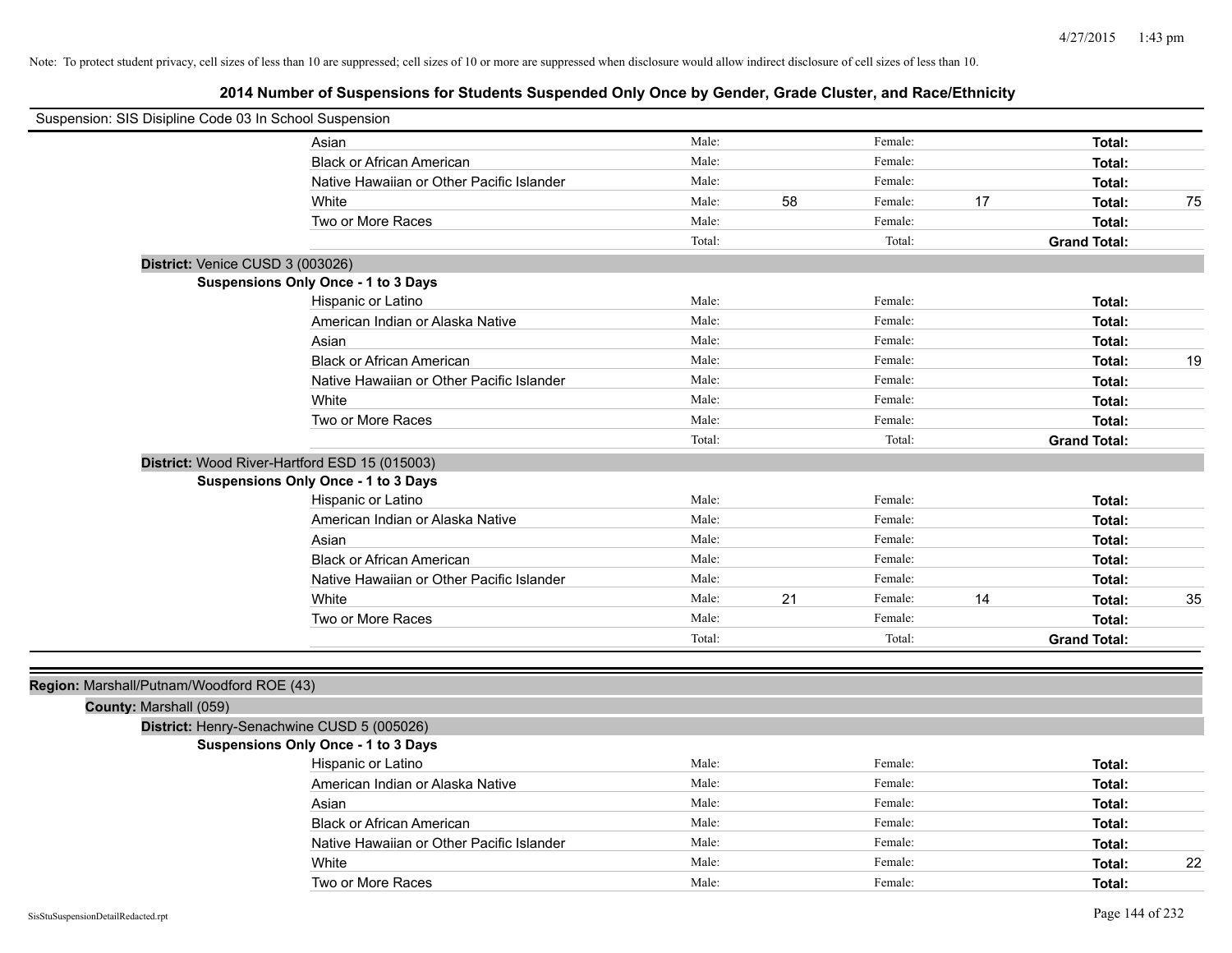Note: To protect student privacy, cell sizes of less than 10 are suppressed; cell sizes of 10 or more are suppressed when disclosure would allow indirect disclosure of cell sizes of less than 10.

## 2014 Number of Suspensions for Students Suspended Only Once by Gender, Grade Cluster, and Race/Ethnicity

Suspension: SIS Disipline Code 03 In School Suspension

| | Male: | | Female: | | Total: | |
|---|---|---|---|---|---|---|
| Asian | Male: | | Female: | | **Total:** | |
| Black or African American | Male: | | Female: | | **Total:** | |
| Native Hawaiian or Other Pacific Islander | Male: | | Female: | | **Total:** | |
| White | Male: | 58 | Female: | 17 | **Total:** | 75 |
| Two or More Races | Male: | | Female: | | **Total:** | |
| | Total: | | Total: | | **Grand Total:** | |

**District:** Venice CUSD 3 (003026)

**Suspensions Only Once - 1 to 3 Days**

| | Male: | | Female: | | Total: | |
|---|---|---|---|---|---|---|
| Hispanic or Latino | Male: | | Female: | | **Total:** | |
| American Indian or Alaska Native | Male: | | Female: | | **Total:** | |
| Asian | Male: | | Female: | | **Total:** | |
| Black or African American | Male: | | Female: | | **Total:** | 19 |
| Native Hawaiian or Other Pacific Islander | Male: | | Female: | | **Total:** | |
| White | Male: | | Female: | | **Total:** | |
| Two or More Races | Male: | | Female: | | **Total:** | |
| | Total: | | Total: | | **Grand Total:** | |

**District:** Wood River-Hartford ESD 15 (015003)

**Suspensions Only Once - 1 to 3 Days**

| | Male: | | Female: | | Total: | |
|---|---|---|---|---|---|---|
| Hispanic or Latino | Male: | | Female: | | **Total:** | |
| American Indian or Alaska Native | Male: | | Female: | | **Total:** | |
| Asian | Male: | | Female: | | **Total:** | |
| Black or African American | Male: | | Female: | | **Total:** | |
| Native Hawaiian or Other Pacific Islander | Male: | | Female: | | **Total:** | |
| White | Male: | 21 | Female: | 14 | **Total:** | 35 |
| Two or More Races | Male: | | Female: | | **Total:** | |
| | Total: | | Total: | | **Grand Total:** | |

**Region:** Marshall/Putnam/Woodford ROE (43)

**County:** Marshall (059)

**District:** Henry-Senachwine CUSD 5 (005026)

**Suspensions Only Once - 1 to 3 Days**

| | Male: | | Female: | | Total: | |
|---|---|---|---|---|---|---|
| Hispanic or Latino | Male: | | Female: | | **Total:** | |
| American Indian or Alaska Native | Male: | | Female: | | **Total:** | |
| Asian | Male: | | Female: | | **Total:** | |
| Black or African American | Male: | | Female: | | **Total:** | |
| Native Hawaiian or Other Pacific Islander | Male: | | Female: | | **Total:** | |
| White | Male: | | Female: | | **Total:** | 22 |
| Two or More Races | Male: | | Female: | | **Total:** | |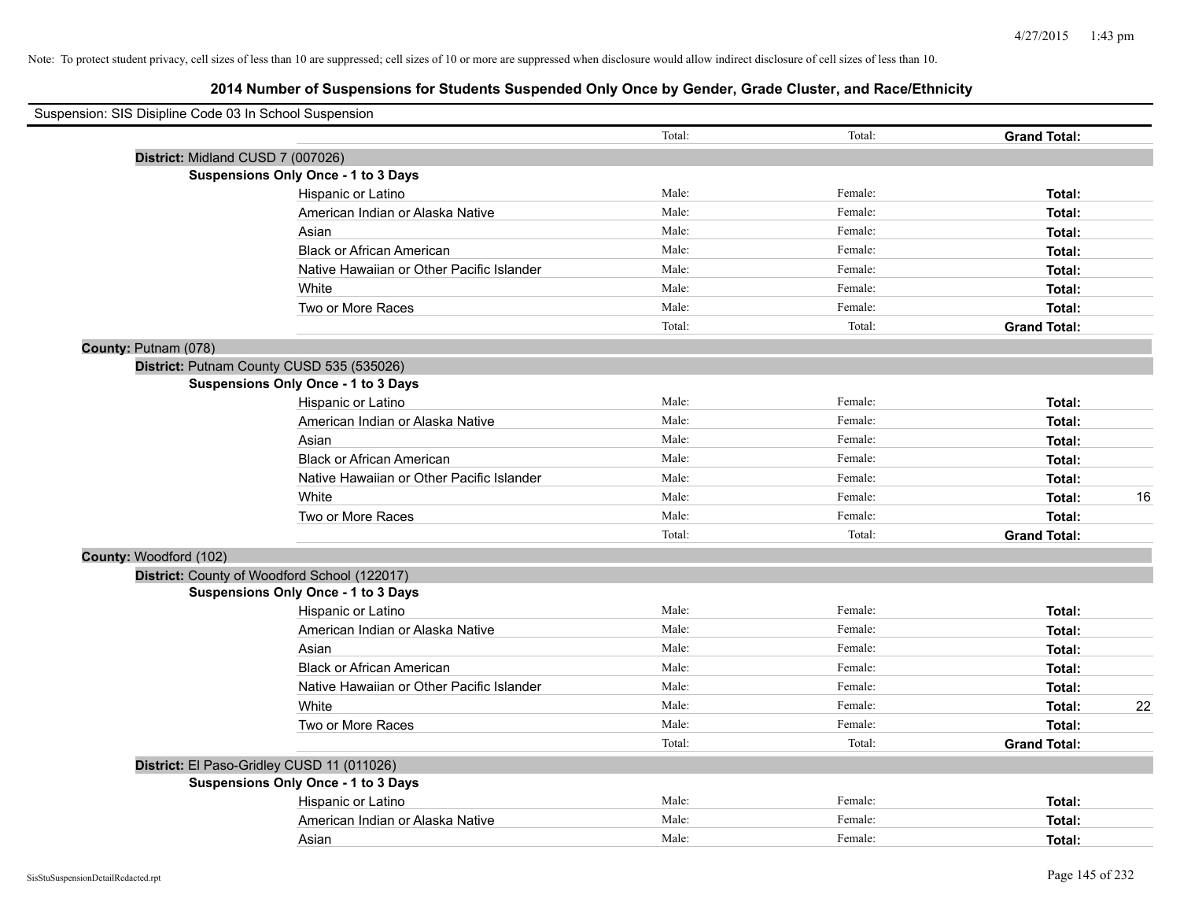Note: To protect student privacy, cell sizes of less than 10 are suppressed; cell sizes of 10 or more are suppressed when disclosure would allow indirect disclosure of cell sizes of less than 10.

## 2014 Number of Suspensions for Students Suspended Only Once by Gender, Grade Cluster, and Race/Ethnicity

Suspension: SIS Disipline Code 03 In School Suspension

| | | | | |
|---|---|---|---|---|
| | Total: | Total: | **Grand Total:** | |
| **District:** Midland CUSD 7 (007026) | | | | |
| **Suspensions Only Once - 1 to 3 Days** | | | | |
| Hispanic or Latino | Male: | Female: | **Total:** | |
| American Indian or Alaska Native | Male: | Female: | **Total:** | |
| Asian | Male: | Female: | **Total:** | |
| Black or African American | Male: | Female: | **Total:** | |
| Native Hawaiian or Other Pacific Islander | Male: | Female: | **Total:** | |
| White | Male: | Female: | **Total:** | |
| Two or More Races | Male: | Female: | **Total:** | |
| | Total: | Total: | **Grand Total:** | |
| **County:** Putnam (078) | | | | |
| **District:** Putnam County CUSD 535 (535026) | | | | |
| **Suspensions Only Once - 1 to 3 Days** | | | | |
| Hispanic or Latino | Male: | Female: | **Total:** | |
| American Indian or Alaska Native | Male: | Female: | **Total:** | |
| Asian | Male: | Female: | **Total:** | |
| Black or African American | Male: | Female: | **Total:** | |
| Native Hawaiian or Other Pacific Islander | Male: | Female: | **Total:** | |
| White | Male: | Female: | **Total:** | 16 |
| Two or More Races | Male: | Female: | **Total:** | |
| | Total: | Total: | **Grand Total:** | |
| **County:** Woodford (102) | | | | |
| **District:** County of Woodford School (122017) | | | | |
| **Suspensions Only Once - 1 to 3 Days** | | | | |
| Hispanic or Latino | Male: | Female: | **Total:** | |
| American Indian or Alaska Native | Male: | Female: | **Total:** | |
| Asian | Male: | Female: | **Total:** | |
| Black or African American | Male: | Female: | **Total:** | |
| Native Hawaiian or Other Pacific Islander | Male: | Female: | **Total:** | |
| White | Male: | Female: | **Total:** | 22 |
| Two or More Races | Male: | Female: | **Total:** | |
| | Total: | Total: | **Grand Total:** | |
| **District:** El Paso-Gridley CUSD 11 (011026) | | | | |
| **Suspensions Only Once - 1 to 3 Days** | | | | |
| Hispanic or Latino | Male: | Female: | **Total:** | |
| American Indian or Alaska Native | Male: | Female: | **Total:** | |
| Asian | Male: | Female: | **Total:** | |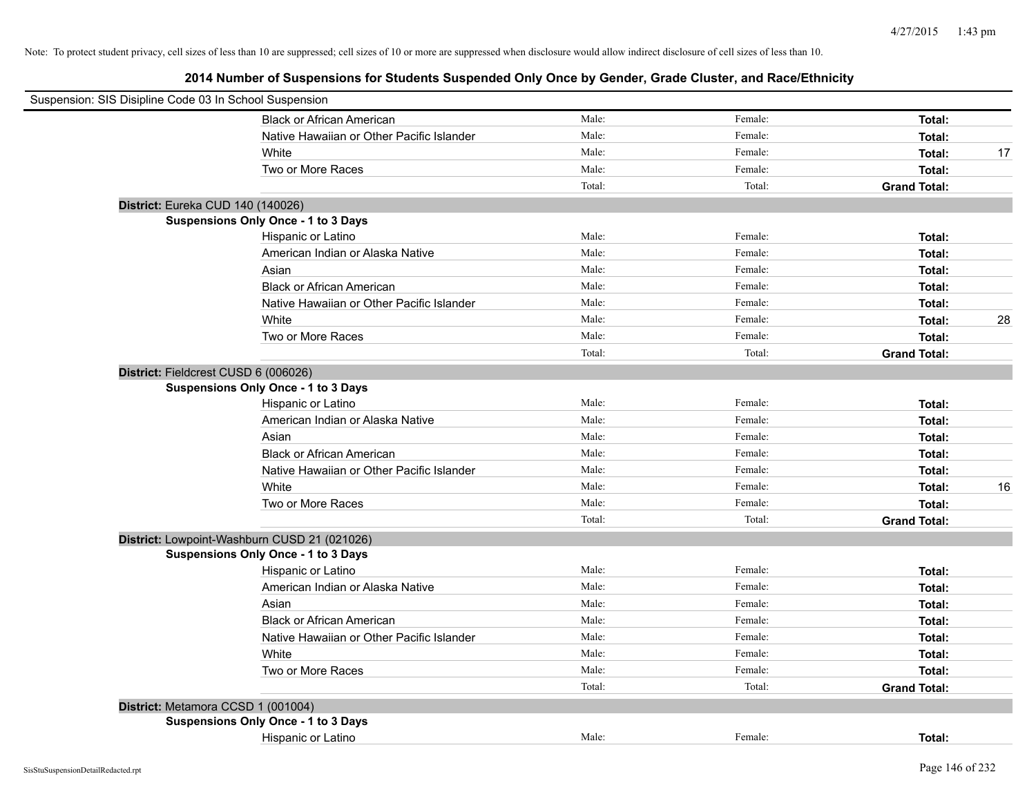Note: To protect student privacy, cell sizes of less than 10 are suppressed; cell sizes of 10 or more are suppressed when disclosure would allow indirect disclosure of cell sizes of less than 10.

# 2014 Number of Suspensions for Students Suspended Only Once by Gender, Grade Cluster, and Race/Ethnicity

Suspension: SIS Disipline Code 03 In School Suspension

| | Male | Female | Total | |
|---|---|---|---|---|
| Black or African American | Male: | Female: | **Total:** | |
| Native Hawaiian or Other Pacific Islander | Male: | Female: | **Total:** | |
| White | Male: | Female: | **Total:** | 17 |
| Two or More Races | Male: | Female: | **Total:** | |
| | Total: | Total: | **Grand Total:** | |

**District:** Eureka CUD 140 (140026)

**Suspensions Only Once - 1 to 3 Days**

| | Male | Female | Total | |
|---|---|---|---|---|
| Hispanic or Latino | Male: | Female: | **Total:** | |
| American Indian or Alaska Native | Male: | Female: | **Total:** | |
| Asian | Male: | Female: | **Total:** | |
| Black or African American | Male: | Female: | **Total:** | |
| Native Hawaiian or Other Pacific Islander | Male: | Female: | **Total:** | |
| White | Male: | Female: | **Total:** | 28 |
| Two or More Races | Male: | Female: | **Total:** | |
| | Total: | Total: | **Grand Total:** | |

**District:** Fieldcrest CUSD 6 (006026)

**Suspensions Only Once - 1 to 3 Days**

| | Male | Female | Total | |
|---|---|---|---|---|
| Hispanic or Latino | Male: | Female: | **Total:** | |
| American Indian or Alaska Native | Male: | Female: | **Total:** | |
| Asian | Male: | Female: | **Total:** | |
| Black or African American | Male: | Female: | **Total:** | |
| Native Hawaiian or Other Pacific Islander | Male: | Female: | **Total:** | |
| White | Male: | Female: | **Total:** | 16 |
| Two or More Races | Male: | Female: | **Total:** | |
| | Total: | Total: | **Grand Total:** | |

**District:** Lowpoint-Washburn CUSD 21 (021026)

**Suspensions Only Once - 1 to 3 Days**

| | Male | Female | Total | |
|---|---|---|---|---|
| Hispanic or Latino | Male: | Female: | **Total:** | |
| American Indian or Alaska Native | Male: | Female: | **Total:** | |
| Asian | Male: | Female: | **Total:** | |
| Black or African American | Male: | Female: | **Total:** | |
| Native Hawaiian or Other Pacific Islander | Male: | Female: | **Total:** | |
| White | Male: | Female: | **Total:** | |
| Two or More Races | Male: | Female: | **Total:** | |
| | Total: | Total: | **Grand Total:** | |

**District:** Metamora CCSD 1 (001004)

**Suspensions Only Once - 1 to 3 Days**

| | Male | Female | Total | |
|---|---|---|---|---|
| Hispanic or Latino | Male: | Female: | **Total:** | |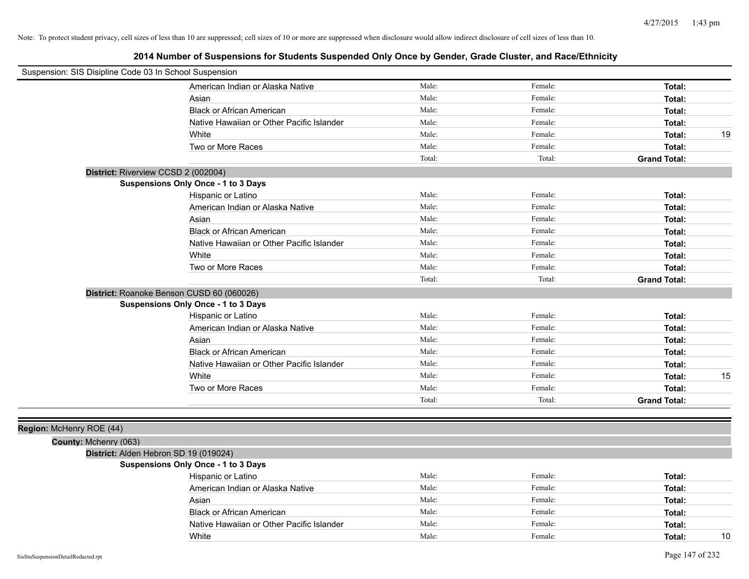Note: To protect student privacy, cell sizes of less than 10 are suppressed; cell sizes of 10 or more are suppressed when disclosure would allow indirect disclosure of cell sizes of less than 10.

# 2014 Number of Suspensions for Students Suspended Only Once by Gender, Grade Cluster, and Race/Ethnicity

Suspension: SIS Disipline Code 03 In School Suspension

| | | | |
|---|---|---|---|
| American Indian or Alaska Native | Male: | Female: | **Total:** |
| Asian | Male: | Female: | **Total:** |
| Black or African American | Male: | Female: | **Total:** |
| Native Hawaiian or Other Pacific Islander | Male: | Female: | **Total:** |
| White | Male: | Female: | **Total:** 19 |
| Two or More Races | Male: | Female: | **Total:** |
| | Total: | Total: | **Grand Total:** |

**District:** Riverview CCSD 2 (002004)

**Suspensions Only Once - 1 to 3 Days**

| | | | |
|---|---|---|---|
| Hispanic or Latino | Male: | Female: | **Total:** |
| American Indian or Alaska Native | Male: | Female: | **Total:** |
| Asian | Male: | Female: | **Total:** |
| Black or African American | Male: | Female: | **Total:** |
| Native Hawaiian or Other Pacific Islander | Male: | Female: | **Total:** |
| White | Male: | Female: | **Total:** |
| Two or More Races | Male: | Female: | **Total:** |
| | Total: | Total: | **Grand Total:** |

**District:** Roanoke Benson CUSD 60 (060026)

**Suspensions Only Once - 1 to 3 Days**

| | | | |
|---|---|---|---|
| Hispanic or Latino | Male: | Female: | **Total:** |
| American Indian or Alaska Native | Male: | Female: | **Total:** |
| Asian | Male: | Female: | **Total:** |
| Black or African American | Male: | Female: | **Total:** |
| Native Hawaiian or Other Pacific Islander | Male: | Female: | **Total:** |
| White | Male: | Female: | **Total:** 15 |
| Two or More Races | Male: | Female: | **Total:** |
| | Total: | Total: | **Grand Total:** |

**Region:** McHenry ROE (44)

**County:** Mchenry (063)

**District:** Alden Hebron SD 19 (019024)

**Suspensions Only Once - 1 to 3 Days**

| | | | |
|---|---|---|---|
| Hispanic or Latino | Male: | Female: | **Total:** |
| American Indian or Alaska Native | Male: | Female: | **Total:** |
| Asian | Male: | Female: | **Total:** |
| Black or African American | Male: | Female: | **Total:** |
| Native Hawaiian or Other Pacific Islander | Male: | Female: | **Total:** |
| White | Male: | Female: | **Total:** 10 |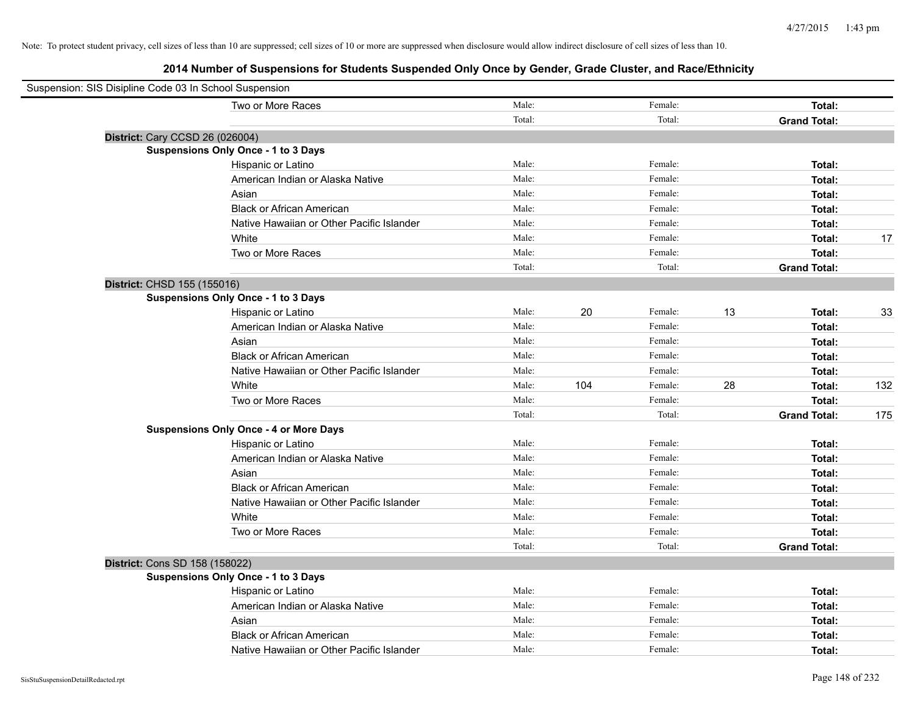Note: To protect student privacy, cell sizes of less than 10 are suppressed; cell sizes of 10 or more are suppressed when disclosure would allow indirect disclosure of cell sizes of less than 10.

## 2014 Number of Suspensions for Students Suspended Only Once by Gender, Grade Cluster, and Race/Ethnicity

Suspension: SIS Disipline Code 03 In School Suspension

| | | | | | |
|---|---|---|---|---|---|
| Two or More Races | Male: | | Female: | | **Total:** | |
| | Total: | | Total: | | **Grand Total:** | |

**District:** Cary CCSD 26 (026004)

**Suspensions Only Once - 1 to 3 Days**

| | | | | | | |
|---|---|---|---|---|---|---|
| Hispanic or Latino | Male: | | Female: | | **Total:** | |
| American Indian or Alaska Native | Male: | | Female: | | **Total:** | |
| Asian | Male: | | Female: | | **Total:** | |
| Black or African American | Male: | | Female: | | **Total:** | |
| Native Hawaiian or Other Pacific Islander | Male: | | Female: | | **Total:** | |
| White | Male: | | Female: | | **Total:** | 17 |
| Two or More Races | Male: | | Female: | | **Total:** | |
| | Total: | | Total: | | **Grand Total:** | |

**District:** CHSD 155 (155016)

**Suspensions Only Once - 1 to 3 Days**

| | | | | | | |
|---|---|---|---|---|---|---|
| Hispanic or Latino | Male: | 20 | Female: | 13 | **Total:** | 33 |
| American Indian or Alaska Native | Male: | | Female: | | **Total:** | |
| Asian | Male: | | Female: | | **Total:** | |
| Black or African American | Male: | | Female: | | **Total:** | |
| Native Hawaiian or Other Pacific Islander | Male: | | Female: | | **Total:** | |
| White | Male: | 104 | Female: | 28 | **Total:** | 132 |
| Two or More Races | Male: | | Female: | | **Total:** | |
| | Total: | | Total: | | **Grand Total:** | 175 |

**Suspensions Only Once - 4 or More Days**

| | | | | | | |
|---|---|---|---|---|---|---|
| Hispanic or Latino | Male: | | Female: | | **Total:** | |
| American Indian or Alaska Native | Male: | | Female: | | **Total:** | |
| Asian | Male: | | Female: | | **Total:** | |
| Black or African American | Male: | | Female: | | **Total:** | |
| Native Hawaiian or Other Pacific Islander | Male: | | Female: | | **Total:** | |
| White | Male: | | Female: | | **Total:** | |
| Two or More Races | Male: | | Female: | | **Total:** | |
| | Total: | | Total: | | **Grand Total:** | |

**District:** Cons SD 158 (158022)

**Suspensions Only Once - 1 to 3 Days**

| | | | | | | |
|---|---|---|---|---|---|---|
| Hispanic or Latino | Male: | | Female: | | **Total:** | |
| American Indian or Alaska Native | Male: | | Female: | | **Total:** | |
| Asian | Male: | | Female: | | **Total:** | |
| Black or African American | Male: | | Female: | | **Total:** | |
| Native Hawaiian or Other Pacific Islander | Male: | | Female: | | **Total:** | |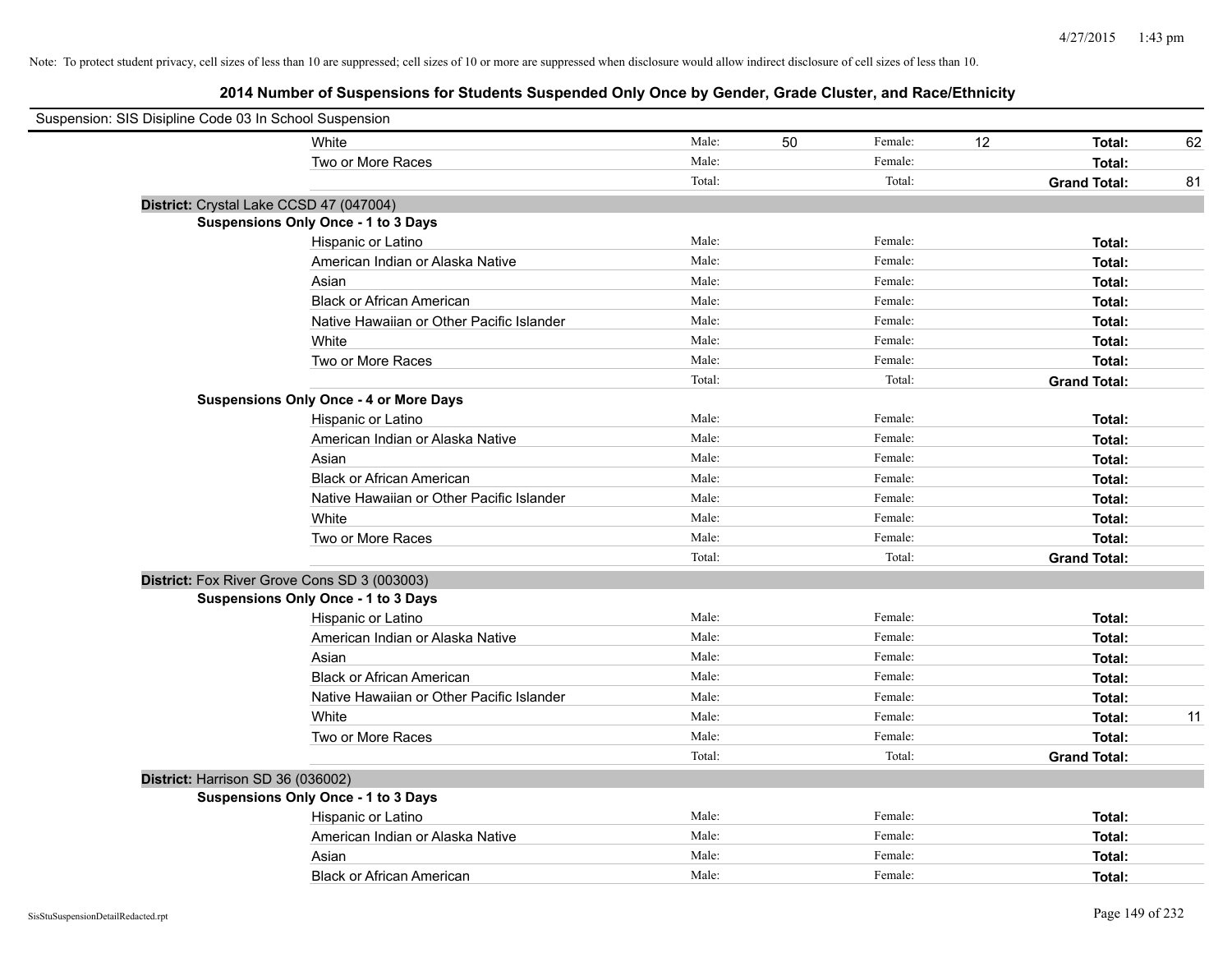Note: To protect student privacy, cell sizes of less than 10 are suppressed; cell sizes of 10 or more are suppressed when disclosure would allow indirect disclosure of cell sizes of less than 10.

## 2014 Number of Suspensions for Students Suspended Only Once by Gender, Grade Cluster, and Race/Ethnicity

Suspension: SIS Disipline Code 03 In School Suspension

| | | | | | | |
|---|---|---|---|---|---|---|
| White | Male: | 50 | Female: | 12 | **Total:** | 62 |
| Two or More Races | Male: | | Female: | | **Total:** | |
| | Total: | | Total: | | **Grand Total:** | 81 |

**District:** Crystal Lake CCSD 47 (047004)

**Suspensions Only Once - 1 to 3 Days**

| | | | | | | |
|---|---|---|---|---|---|---|
| Hispanic or Latino | Male: | | Female: | | **Total:** | |
| American Indian or Alaska Native | Male: | | Female: | | **Total:** | |
| Asian | Male: | | Female: | | **Total:** | |
| Black or African American | Male: | | Female: | | **Total:** | |
| Native Hawaiian or Other Pacific Islander | Male: | | Female: | | **Total:** | |
| White | Male: | | Female: | | **Total:** | |
| Two or More Races | Male: | | Female: | | **Total:** | |
| | Total: | | Total: | | **Grand Total:** | |

**Suspensions Only Once - 4 or More Days**

| | | | | | | |
|---|---|---|---|---|---|---|
| Hispanic or Latino | Male: | | Female: | | **Total:** | |
| American Indian or Alaska Native | Male: | | Female: | | **Total:** | |
| Asian | Male: | | Female: | | **Total:** | |
| Black or African American | Male: | | Female: | | **Total:** | |
| Native Hawaiian or Other Pacific Islander | Male: | | Female: | | **Total:** | |
| White | Male: | | Female: | | **Total:** | |
| Two or More Races | Male: | | Female: | | **Total:** | |
| | Total: | | Total: | | **Grand Total:** | |

**District:** Fox River Grove Cons SD 3 (003003)

**Suspensions Only Once - 1 to 3 Days**

| | | | | | | |
|---|---|---|---|---|---|---|
| Hispanic or Latino | Male: | | Female: | | **Total:** | |
| American Indian or Alaska Native | Male: | | Female: | | **Total:** | |
| Asian | Male: | | Female: | | **Total:** | |
| Black or African American | Male: | | Female: | | **Total:** | |
| Native Hawaiian or Other Pacific Islander | Male: | | Female: | | **Total:** | |
| White | Male: | | Female: | | **Total:** | 11 |
| Two or More Races | Male: | | Female: | | **Total:** | |
| | Total: | | Total: | | **Grand Total:** | |

**District:** Harrison SD 36 (036002)

**Suspensions Only Once - 1 to 3 Days**

| | | | | | | |
|---|---|---|---|---|---|---|
| Hispanic or Latino | Male: | | Female: | | **Total:** | |
| American Indian or Alaska Native | Male: | | Female: | | **Total:** | |
| Asian | Male: | | Female: | | **Total:** | |
| Black or African American | Male: | | Female: | | **Total:** | |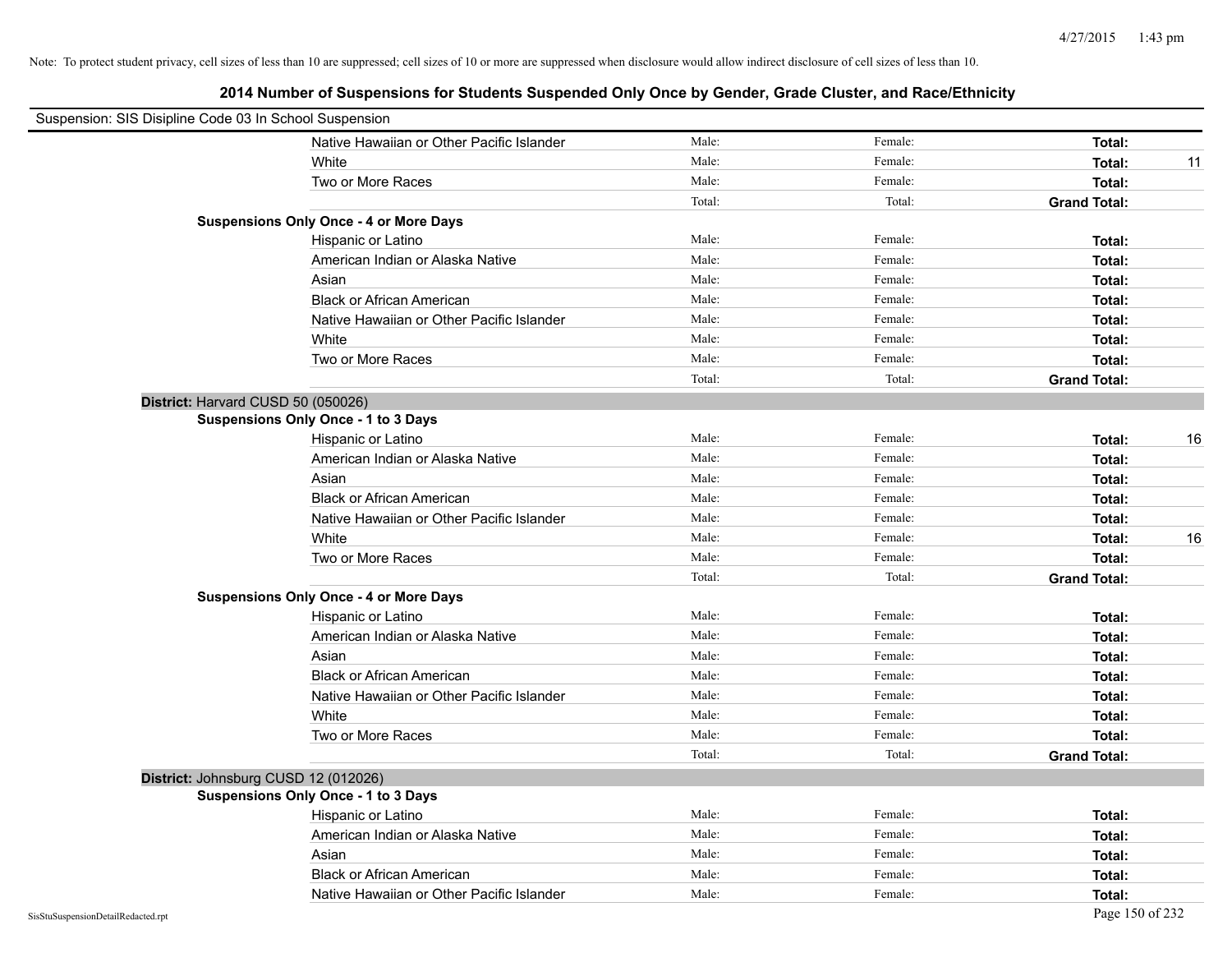Note: To protect student privacy, cell sizes of less than 10 are suppressed; cell sizes of 10 or more are suppressed when disclosure would allow indirect disclosure of cell sizes of less than 10.

## 2014 Number of Suspensions for Students Suspended Only Once by Gender, Grade Cluster, and Race/Ethnicity

Suspension: SIS Disipline Code 03 In School Suspension

| | | | | |
|---|---|---|---|---|
| Native Hawaiian or Other Pacific Islander | Male: | Female: | **Total:** | |
| White | Male: | Female: | **Total:** | 11 |
| Two or More Races | Male: | Female: | **Total:** | |
| | Total: | Total: | **Grand Total:** | |

**Suspensions Only Once - 4 or More Days**

| | | | | |
|---|---|---|---|---|
| Hispanic or Latino | Male: | Female: | **Total:** | |
| American Indian or Alaska Native | Male: | Female: | **Total:** | |
| Asian | Male: | Female: | **Total:** | |
| Black or African American | Male: | Female: | **Total:** | |
| Native Hawaiian or Other Pacific Islander | Male: | Female: | **Total:** | |
| White | Male: | Female: | **Total:** | |
| Two or More Races | Male: | Female: | **Total:** | |
| | Total: | Total: | **Grand Total:** | |

**District:** Harvard CUSD 50 (050026)

**Suspensions Only Once - 1 to 3 Days**

| | | | | |
|---|---|---|---|---|
| Hispanic or Latino | Male: | Female: | **Total:** | 16 |
| American Indian or Alaska Native | Male: | Female: | **Total:** | |
| Asian | Male: | Female: | **Total:** | |
| Black or African American | Male: | Female: | **Total:** | |
| Native Hawaiian or Other Pacific Islander | Male: | Female: | **Total:** | |
| White | Male: | Female: | **Total:** | 16 |
| Two or More Races | Male: | Female: | **Total:** | |
| | Total: | Total: | **Grand Total:** | |

**Suspensions Only Once - 4 or More Days**

| | | | | |
|---|---|---|---|---|
| Hispanic or Latino | Male: | Female: | **Total:** | |
| American Indian or Alaska Native | Male: | Female: | **Total:** | |
| Asian | Male: | Female: | **Total:** | |
| Black or African American | Male: | Female: | **Total:** | |
| Native Hawaiian or Other Pacific Islander | Male: | Female: | **Total:** | |
| White | Male: | Female: | **Total:** | |
| Two or More Races | Male: | Female: | **Total:** | |
| | Total: | Total: | **Grand Total:** | |

**District:** Johnsburg CUSD 12 (012026)

**Suspensions Only Once - 1 to 3 Days**

| | | | | |
|---|---|---|---|---|
| Hispanic or Latino | Male: | Female: | **Total:** | |
| American Indian or Alaska Native | Male: | Female: | **Total:** | |
| Asian | Male: | Female: | **Total:** | |
| Black or African American | Male: | Female: | **Total:** | |
| Native Hawaiian or Other Pacific Islander | Male: | Female: | **Total:** | |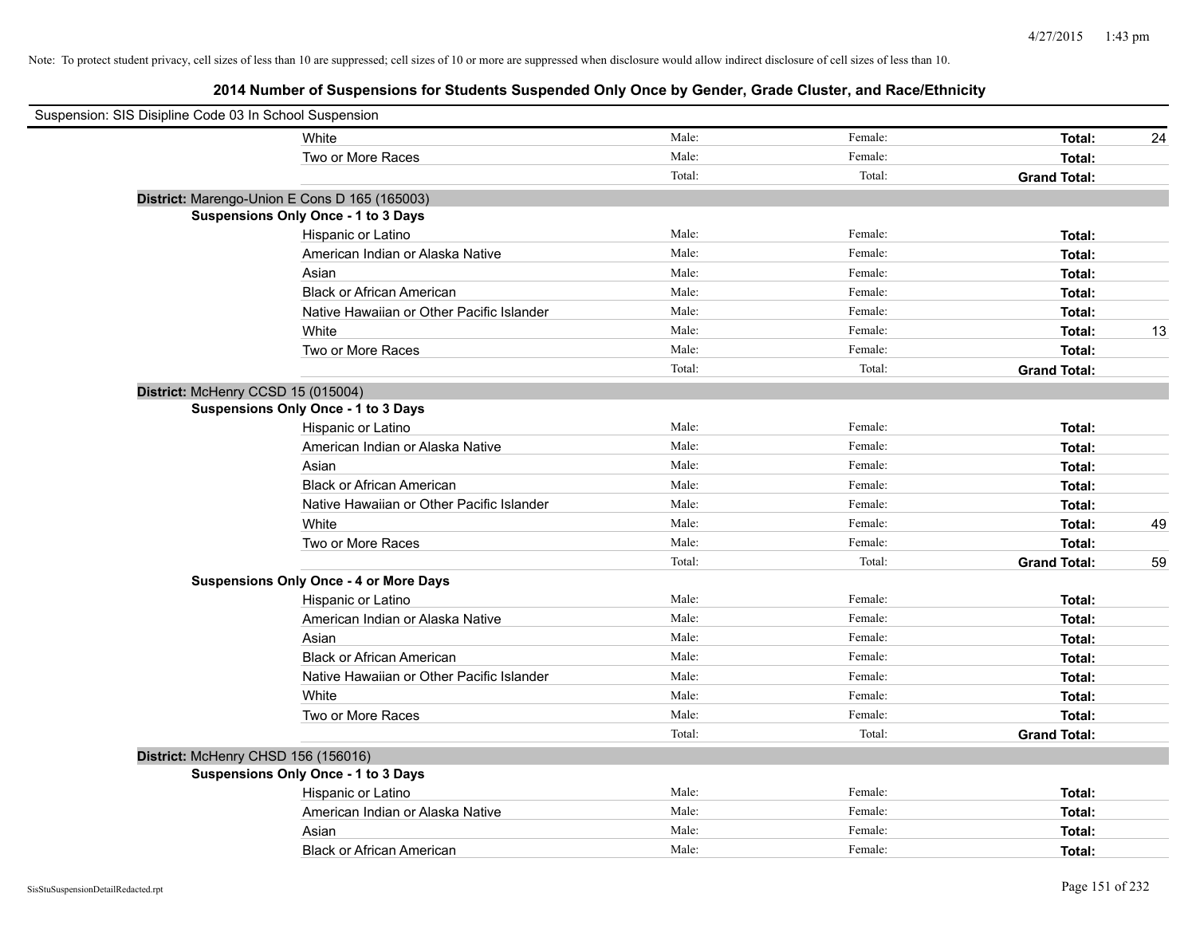Note: To protect student privacy, cell sizes of less than 10 are suppressed; cell sizes of 10 or more are suppressed when disclosure would allow indirect disclosure of cell sizes of less than 10.

## 2014 Number of Suspensions for Students Suspended Only Once by Gender, Grade Cluster, and Race/Ethnicity

Suspension: SIS Disipline Code 03 In School Suspension

| | | | | |
|---|---|---|---|---|
| White | Male: | Female: | **Total:** | 24 |
| Two or More Races | Male: | Female: | **Total:** | |
| | Total: | Total: | **Grand Total:** | |

**District:** Marengo-Union E Cons D 165 (165003)

**Suspensions Only Once - 1 to 3 Days**

| | | | | |
|---|---|---|---|---|
| Hispanic or Latino | Male: | Female: | **Total:** | |
| American Indian or Alaska Native | Male: | Female: | **Total:** | |
| Asian | Male: | Female: | **Total:** | |
| Black or African American | Male: | Female: | **Total:** | |
| Native Hawaiian or Other Pacific Islander | Male: | Female: | **Total:** | |
| White | Male: | Female: | **Total:** | 13 |
| Two or More Races | Male: | Female: | **Total:** | |
| | Total: | Total: | **Grand Total:** | |

**District:** McHenry CCSD 15 (015004)

**Suspensions Only Once - 1 to 3 Days**

| | | | | |
|---|---|---|---|---|
| Hispanic or Latino | Male: | Female: | **Total:** | |
| American Indian or Alaska Native | Male: | Female: | **Total:** | |
| Asian | Male: | Female: | **Total:** | |
| Black or African American | Male: | Female: | **Total:** | |
| Native Hawaiian or Other Pacific Islander | Male: | Female: | **Total:** | |
| White | Male: | Female: | **Total:** | 49 |
| Two or More Races | Male: | Female: | **Total:** | |
| | Total: | Total: | **Grand Total:** | 59 |

**Suspensions Only Once - 4 or More Days**

| | | | | |
|---|---|---|---|---|
| Hispanic or Latino | Male: | Female: | **Total:** | |
| American Indian or Alaska Native | Male: | Female: | **Total:** | |
| Asian | Male: | Female: | **Total:** | |
| Black or African American | Male: | Female: | **Total:** | |
| Native Hawaiian or Other Pacific Islander | Male: | Female: | **Total:** | |
| White | Male: | Female: | **Total:** | |
| Two or More Races | Male: | Female: | **Total:** | |
| | Total: | Total: | **Grand Total:** | |

**District:** McHenry CHSD 156 (156016)

**Suspensions Only Once - 1 to 3 Days**

| | | | | |
|---|---|---|---|---|
| Hispanic or Latino | Male: | Female: | **Total:** | |
| American Indian or Alaska Native | Male: | Female: | **Total:** | |
| Asian | Male: | Female: | **Total:** | |
| Black or African American | Male: | Female: | **Total:** | |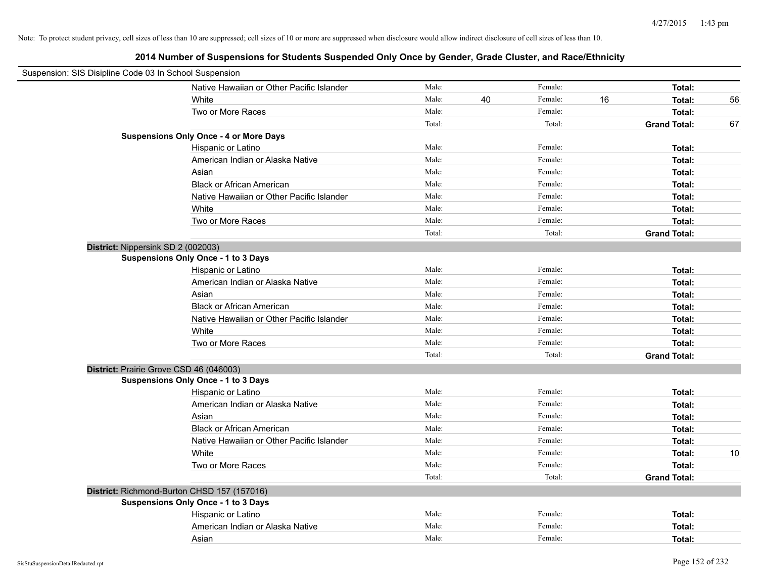Note: To protect student privacy, cell sizes of less than 10 are suppressed; cell sizes of 10 or more are suppressed when disclosure would allow indirect disclosure of cell sizes of less than 10.

## 2014 Number of Suspensions for Students Suspended Only Once by Gender, Grade Cluster, and Race/Ethnicity

Suspension: SIS Disipline Code 03 In School Suspension

| | | | | | | | |
|---|---|---|---|---|---|---|---|
| Native Hawaiian or Other Pacific Islander | Male: | | Female: | | **Total:** | |
| White | Male: | 40 | Female: | 16 | **Total:** | 56 |
| Two or More Races | Male: | | Female: | | **Total:** | |
| | Total: | | Total: | | **Grand Total:** | 67 |

**Suspensions Only Once - 4 or More Days**

| | | | | | | |
|---|---|---|---|---|---|---|
| Hispanic or Latino | Male: | | Female: | | **Total:** | |
| American Indian or Alaska Native | Male: | | Female: | | **Total:** | |
| Asian | Male: | | Female: | | **Total:** | |
| Black or African American | Male: | | Female: | | **Total:** | |
| Native Hawaiian or Other Pacific Islander | Male: | | Female: | | **Total:** | |
| White | Male: | | Female: | | **Total:** | |
| Two or More Races | Male: | | Female: | | **Total:** | |
| | Total: | | Total: | | **Grand Total:** | |

**District:** Nippersink SD 2 (002003)

**Suspensions Only Once - 1 to 3 Days**

| | | | | | | |
|---|---|---|---|---|---|---|
| Hispanic or Latino | Male: | | Female: | | **Total:** | |
| American Indian or Alaska Native | Male: | | Female: | | **Total:** | |
| Asian | Male: | | Female: | | **Total:** | |
| Black or African American | Male: | | Female: | | **Total:** | |
| Native Hawaiian or Other Pacific Islander | Male: | | Female: | | **Total:** | |
| White | Male: | | Female: | | **Total:** | |
| Two or More Races | Male: | | Female: | | **Total:** | |
| | Total: | | Total: | | **Grand Total:** | |

**District:** Prairie Grove CSD 46 (046003)

**Suspensions Only Once - 1 to 3 Days**

| | | | | | | |
|---|---|---|---|---|---|---|
| Hispanic or Latino | Male: | | Female: | | **Total:** | |
| American Indian or Alaska Native | Male: | | Female: | | **Total:** | |
| Asian | Male: | | Female: | | **Total:** | |
| Black or African American | Male: | | Female: | | **Total:** | |
| Native Hawaiian or Other Pacific Islander | Male: | | Female: | | **Total:** | |
| White | Male: | | Female: | | **Total:** | 10 |
| Two or More Races | Male: | | Female: | | **Total:** | |
| | Total: | | Total: | | **Grand Total:** | |

**District:** Richmond-Burton CHSD 157 (157016)

**Suspensions Only Once - 1 to 3 Days**

| | | | | | | |
|---|---|---|---|---|---|---|
| Hispanic or Latino | Male: | | Female: | | **Total:** | |
| American Indian or Alaska Native | Male: | | Female: | | **Total:** | |
| Asian | Male: | | Female: | | **Total:** | |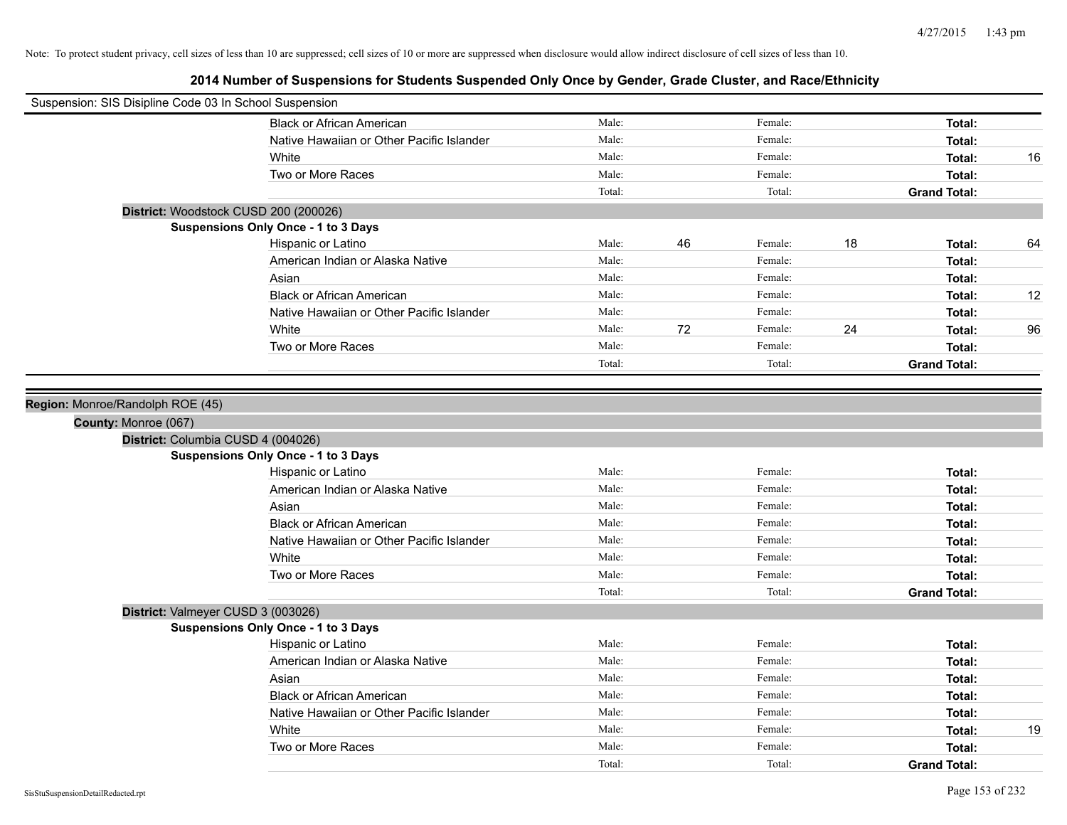Note: To protect student privacy, cell sizes of less than 10 are suppressed; cell sizes of 10 or more are suppressed when disclosure would allow indirect disclosure of cell sizes of less than 10.

## 2014 Number of Suspensions for Students Suspended Only Once by Gender, Grade Cluster, and Race/Ethnicity

Suspension: SIS Disipline Code 03 In School Suspension

| | Male: | | Female: | | | |
|---|---|---|---|---|---|---|
| Black or African American | Male: | | Female: | | Total: | |
| Native Hawaiian or Other Pacific Islander | Male: | | Female: | | Total: | |
| White | Male: | | Female: | | Total: | 16 |
| Two or More Races | Male: | | Female: | | Total: | |
| | Total: | | Total: | | Grand Total: | |

**District:** Woodstock CUSD 200 (200026)

**Suspensions Only Once - 1 to 3 Days**

| | | | | | | |
|---|---|---|---|---|---|---|
| Hispanic or Latino | Male: | 46 | Female: | 18 | Total: | 64 |
| American Indian or Alaska Native | Male: | | Female: | | Total: | |
| Asian | Male: | | Female: | | Total: | |
| Black or African American | Male: | | Female: | | Total: | 12 |
| Native Hawaiian or Other Pacific Islander | Male: | | Female: | | Total: | |
| White | Male: | 72 | Female: | 24 | Total: | 96 |
| Two or More Races | Male: | | Female: | | Total: | |
| | Total: | | Total: | | Grand Total: | |

**Region:** Monroe/Randolph ROE (45)

**County:** Monroe (067)

**District:** Columbia CUSD 4 (004026)

**Suspensions Only Once - 1 to 3 Days**

| | | | | | | |
|---|---|---|---|---|---|---|
| Hispanic or Latino | Male: | | Female: | | Total: | |
| American Indian or Alaska Native | Male: | | Female: | | Total: | |
| Asian | Male: | | Female: | | Total: | |
| Black or African American | Male: | | Female: | | Total: | |
| Native Hawaiian or Other Pacific Islander | Male: | | Female: | | Total: | |
| White | Male: | | Female: | | Total: | |
| Two or More Races | Male: | | Female: | | Total: | |
| | Total: | | Total: | | Grand Total: | |

**District:** Valmeyer CUSD 3 (003026)

**Suspensions Only Once - 1 to 3 Days**

| | | | | | | |
|---|---|---|---|---|---|---|
| Hispanic or Latino | Male: | | Female: | | Total: | |
| American Indian or Alaska Native | Male: | | Female: | | Total: | |
| Asian | Male: | | Female: | | Total: | |
| Black or African American | Male: | | Female: | | Total: | |
| Native Hawaiian or Other Pacific Islander | Male: | | Female: | | Total: | |
| White | Male: | | Female: | | Total: | 19 |
| Two or More Races | Male: | | Female: | | Total: | |
| | Total: | | Total: | | Grand Total: | |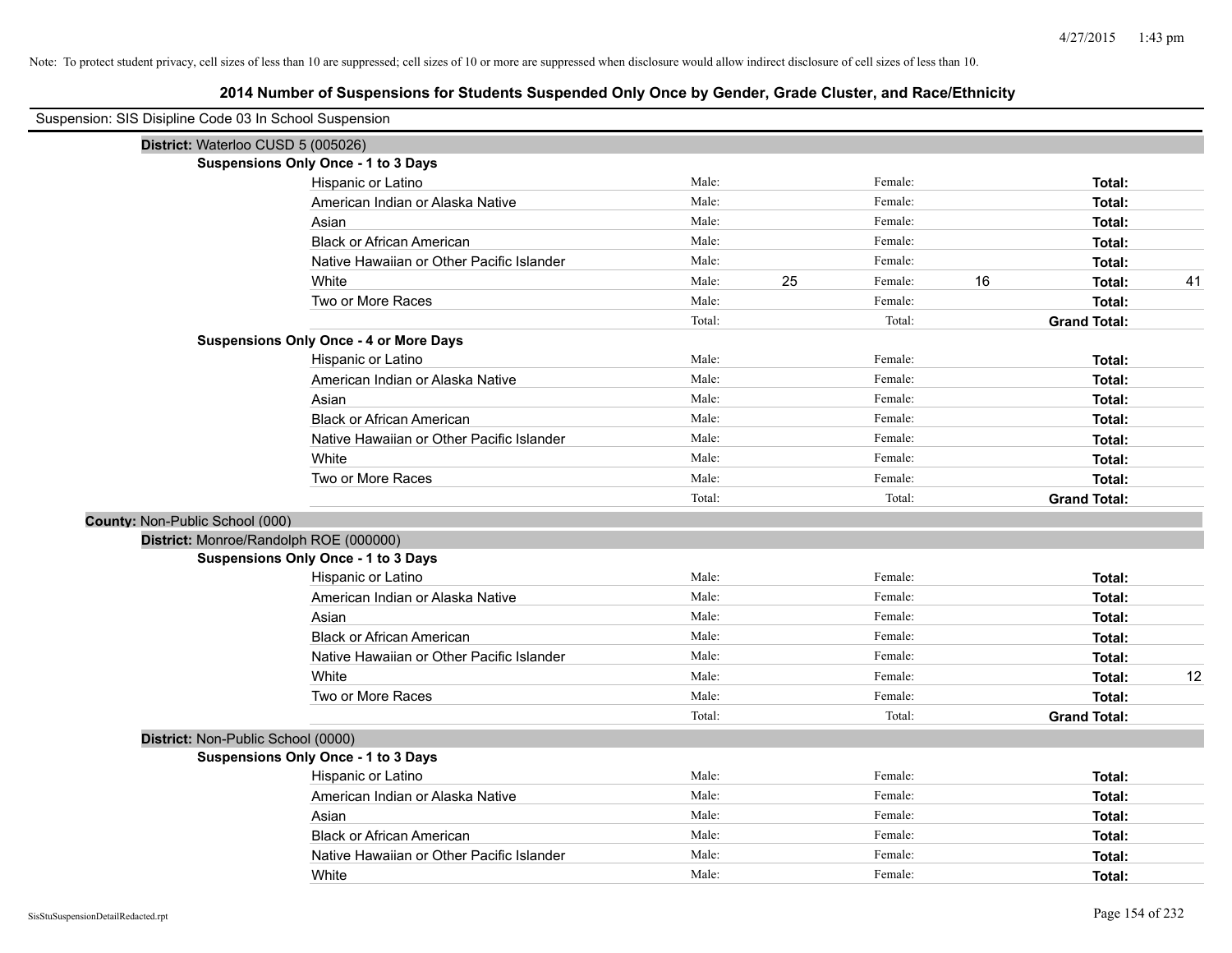Note: To protect student privacy, cell sizes of less than 10 are suppressed; cell sizes of 10 or more are suppressed when disclosure would allow indirect disclosure of cell sizes of less than 10.

## 2014 Number of Suspensions for Students Suspended Only Once by Gender, Grade Cluster, and Race/Ethnicity

Suspension: SIS Disipline Code 03 In School Suspension

**District:** Waterloo CUSD 5 (005026)

**Suspensions Only Once - 1 to 3 Days**

| | | | | | | |
|---|---|---|---|---|---|---|
| Hispanic or Latino | Male: | | Female: | | **Total:** | |
| American Indian or Alaska Native | Male: | | Female: | | **Total:** | |
| Asian | Male: | | Female: | | **Total:** | |
| Black or African American | Male: | | Female: | | **Total:** | |
| Native Hawaiian or Other Pacific Islander | Male: | | Female: | | **Total:** | |
| White | Male: | 25 | Female: | 16 | **Total:** | 41 |
| Two or More Races | Male: | | Female: | | **Total:** | |
| | Total: | | Total: | | **Grand Total:** | |

**Suspensions Only Once - 4 or More Days**

| | | | | | | |
|---|---|---|---|---|---|---|
| Hispanic or Latino | Male: | | Female: | | **Total:** | |
| American Indian or Alaska Native | Male: | | Female: | | **Total:** | |
| Asian | Male: | | Female: | | **Total:** | |
| Black or African American | Male: | | Female: | | **Total:** | |
| Native Hawaiian or Other Pacific Islander | Male: | | Female: | | **Total:** | |
| White | Male: | | Female: | | **Total:** | |
| Two or More Races | Male: | | Female: | | **Total:** | |
| | Total: | | Total: | | **Grand Total:** | |

**County:** Non-Public School (000)

**District:** Monroe/Randolph ROE (000000)

**Suspensions Only Once - 1 to 3 Days**

| | | | | | | |
|---|---|---|---|---|---|---|
| Hispanic or Latino | Male: | | Female: | | **Total:** | |
| American Indian or Alaska Native | Male: | | Female: | | **Total:** | |
| Asian | Male: | | Female: | | **Total:** | |
| Black or African American | Male: | | Female: | | **Total:** | |
| Native Hawaiian or Other Pacific Islander | Male: | | Female: | | **Total:** | |
| White | Male: | | Female: | | **Total:** | 12 |
| Two or More Races | Male: | | Female: | | **Total:** | |
| | Total: | | Total: | | **Grand Total:** | |

**District:** Non-Public School (0000)

**Suspensions Only Once - 1 to 3 Days**

| | | | | | | |
|---|---|---|---|---|---|---|
| Hispanic or Latino | Male: | | Female: | | **Total:** | |
| American Indian or Alaska Native | Male: | | Female: | | **Total:** | |
| Asian | Male: | | Female: | | **Total:** | |
| Black or African American | Male: | | Female: | | **Total:** | |
| Native Hawaiian or Other Pacific Islander | Male: | | Female: | | **Total:** | |
| White | Male: | | Female: | | **Total:** | |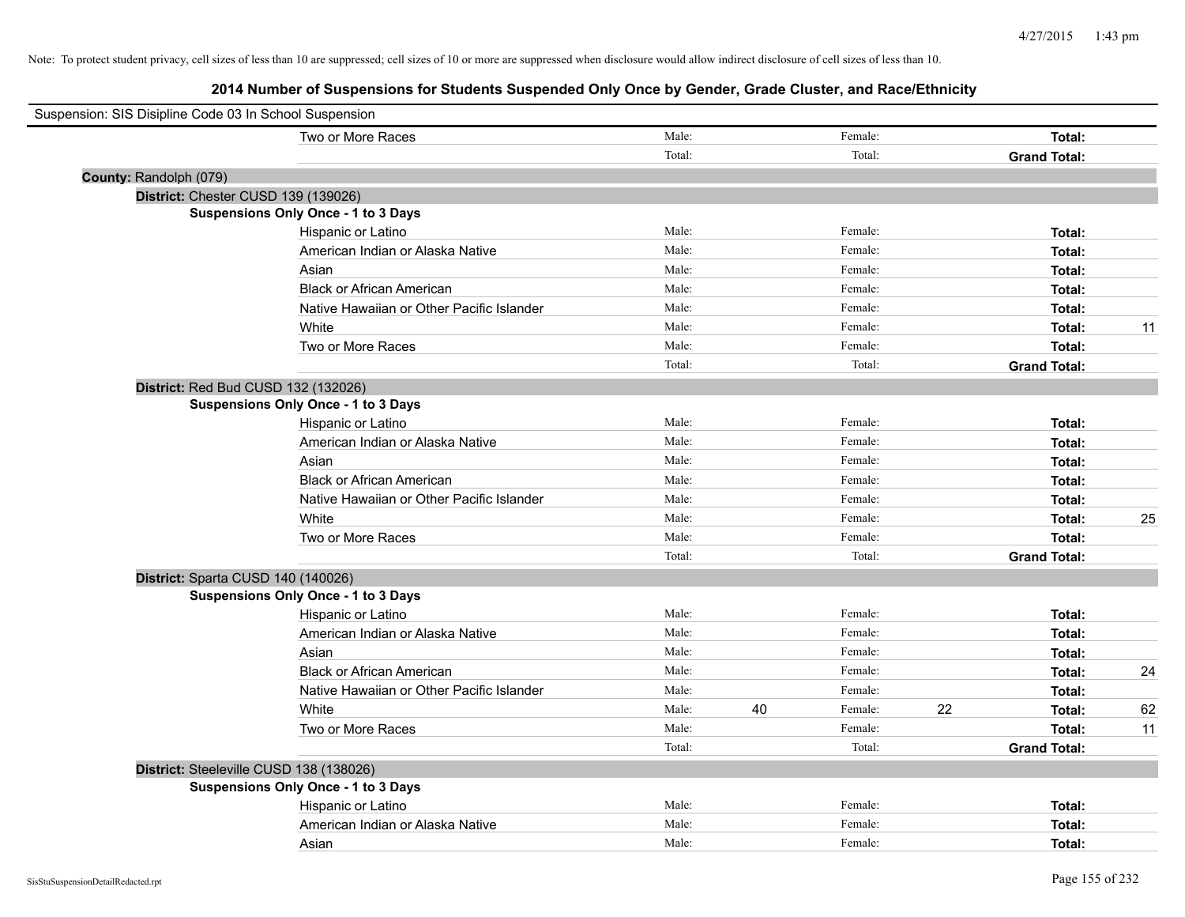Note: To protect student privacy, cell sizes of less than 10 are suppressed; cell sizes of 10 or more are suppressed when disclosure would allow indirect disclosure of cell sizes of less than 10.

# 2014 Number of Suspensions for Students Suspended Only Once by Gender, Grade Cluster, and Race/Ethnicity

Suspension: SIS Disipline Code 03 In School Suspension

| | Male: | | Female: | | | |
|---|---|---|---|---|---|---|
| Two or More Races | Male: | | Female: | | **Total:** | |
| | Total: | | Total: | | **Grand Total:** | |

**County:** Randolph (079)

**District:** Chester CUSD 139 (139026)

**Suspensions Only Once - 1 to 3 Days**

| Race/Ethnicity | | | | | | |
|---|---|---|---|---|---|---|
| Hispanic or Latino | Male: | | Female: | | **Total:** | |
| American Indian or Alaska Native | Male: | | Female: | | **Total:** | |
| Asian | Male: | | Female: | | **Total:** | |
| Black or African American | Male: | | Female: | | **Total:** | |
| Native Hawaiian or Other Pacific Islander | Male: | | Female: | | **Total:** | |
| White | Male: | | Female: | | **Total:** | 11 |
| Two or More Races | Male: | | Female: | | **Total:** | |
| | Total: | | Total: | | **Grand Total:** | |

**District:** Red Bud CUSD 132 (132026)

**Suspensions Only Once - 1 to 3 Days**

| Race/Ethnicity | | | | | | |
|---|---|---|---|---|---|---|
| Hispanic or Latino | Male: | | Female: | | **Total:** | |
| American Indian or Alaska Native | Male: | | Female: | | **Total:** | |
| Asian | Male: | | Female: | | **Total:** | |
| Black or African American | Male: | | Female: | | **Total:** | |
| Native Hawaiian or Other Pacific Islander | Male: | | Female: | | **Total:** | |
| White | Male: | | Female: | | **Total:** | 25 |
| Two or More Races | Male: | | Female: | | **Total:** | |
| | Total: | | Total: | | **Grand Total:** | |

**District:** Sparta CUSD 140 (140026)

**Suspensions Only Once - 1 to 3 Days**

| Race/Ethnicity | | | | | | |
|---|---|---|---|---|---|---|
| Hispanic or Latino | Male: | | Female: | | **Total:** | |
| American Indian or Alaska Native | Male: | | Female: | | **Total:** | |
| Asian | Male: | | Female: | | **Total:** | |
| Black or African American | Male: | | Female: | | **Total:** | 24 |
| Native Hawaiian or Other Pacific Islander | Male: | | Female: | | **Total:** | |
| White | Male: | 40 | Female: | 22 | **Total:** | 62 |
| Two or More Races | Male: | | Female: | | **Total:** | 11 |
| | Total: | | Total: | | **Grand Total:** | |

**District:** Steeleville CUSD 138 (138026)

**Suspensions Only Once - 1 to 3 Days**

| Race/Ethnicity | | | | | | |
|---|---|---|---|---|---|---|
| Hispanic or Latino | Male: | | Female: | | **Total:** | |
| American Indian or Alaska Native | Male: | | Female: | | **Total:** | |
| Asian | Male: | | Female: | | **Total:** | |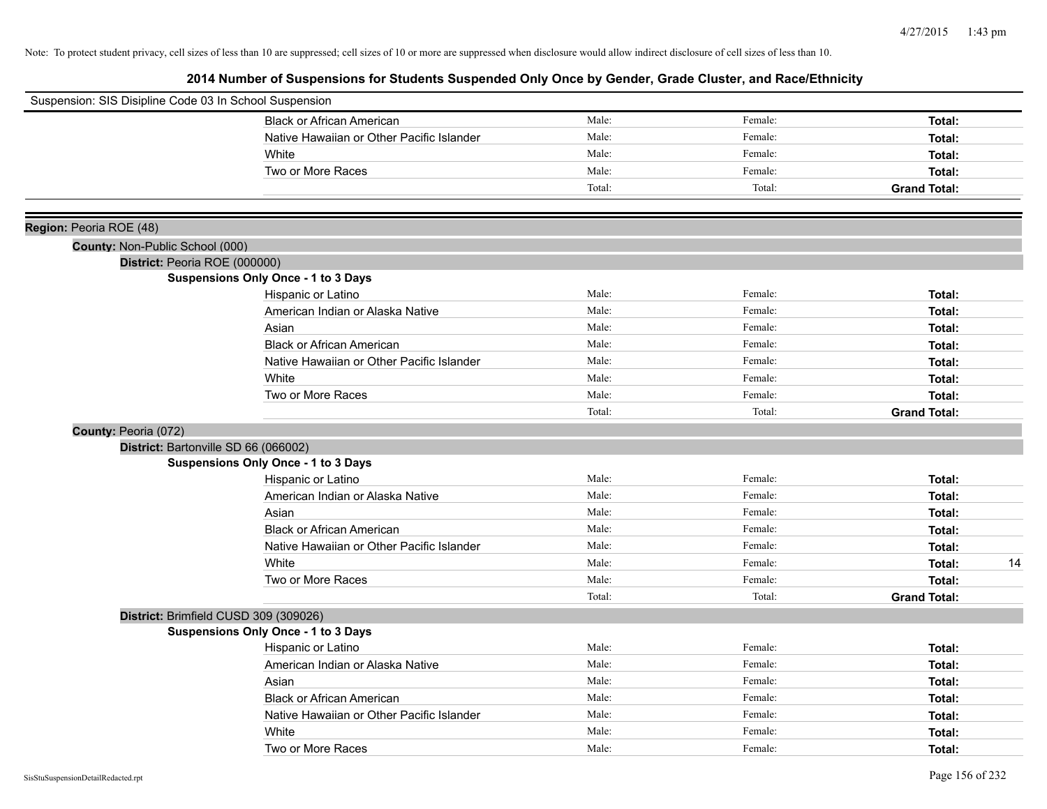Note: To protect student privacy, cell sizes of less than 10 are suppressed; cell sizes of 10 or more are suppressed when disclosure would allow indirect disclosure of cell sizes of less than 10.

## 2014 Number of Suspensions for Students Suspended Only Once by Gender, Grade Cluster, and Race/Ethnicity

Suspension: SIS Disipline Code 03 In School Suspension

| | Male: | Female: | Total: |
|---|---|---|---|
| Black or African American | Male: | Female: | **Total:** |
| Native Hawaiian or Other Pacific Islander | Male: | Female: | **Total:** |
| White | Male: | Female: | **Total:** |
| Two or More Races | Male: | Female: | **Total:** |
| | Total: | Total: | **Grand Total:** |

**Region:** Peoria ROE (48)

**County:** Non-Public School (000)

**District:** Peoria ROE (000000)

**Suspensions Only Once - 1 to 3 Days**

| | Male: | Female: | Total: |
|---|---|---|---|
| Hispanic or Latino | Male: | Female: | **Total:** |
| American Indian or Alaska Native | Male: | Female: | **Total:** |
| Asian | Male: | Female: | **Total:** |
| Black or African American | Male: | Female: | **Total:** |
| Native Hawaiian or Other Pacific Islander | Male: | Female: | **Total:** |
| White | Male: | Female: | **Total:** |
| Two or More Races | Male: | Female: | **Total:** |
| | Total: | Total: | **Grand Total:** |

**County:** Peoria (072)

**District:** Bartonville SD 66 (066002)

**Suspensions Only Once - 1 to 3 Days**

| | Male: | Female: | Total: |
|---|---|---|---|
| Hispanic or Latino | Male: | Female: | **Total:** |
| American Indian or Alaska Native | Male: | Female: | **Total:** |
| Asian | Male: | Female: | **Total:** |
| Black or African American | Male: | Female: | **Total:** |
| Native Hawaiian or Other Pacific Islander | Male: | Female: | **Total:** |
| White | Male: | Female: | **Total:** 14 |
| Two or More Races | Male: | Female: | **Total:** |
| | Total: | Total: | **Grand Total:** |

**District:** Brimfield CUSD 309 (309026)

**Suspensions Only Once - 1 to 3 Days**

| | Male: | Female: | Total: |
|---|---|---|---|
| Hispanic or Latino | Male: | Female: | **Total:** |
| American Indian or Alaska Native | Male: | Female: | **Total:** |
| Asian | Male: | Female: | **Total:** |
| Black or African American | Male: | Female: | **Total:** |
| Native Hawaiian or Other Pacific Islander | Male: | Female: | **Total:** |
| White | Male: | Female: | **Total:** |
| Two or More Races | Male: | Female: | **Total:** |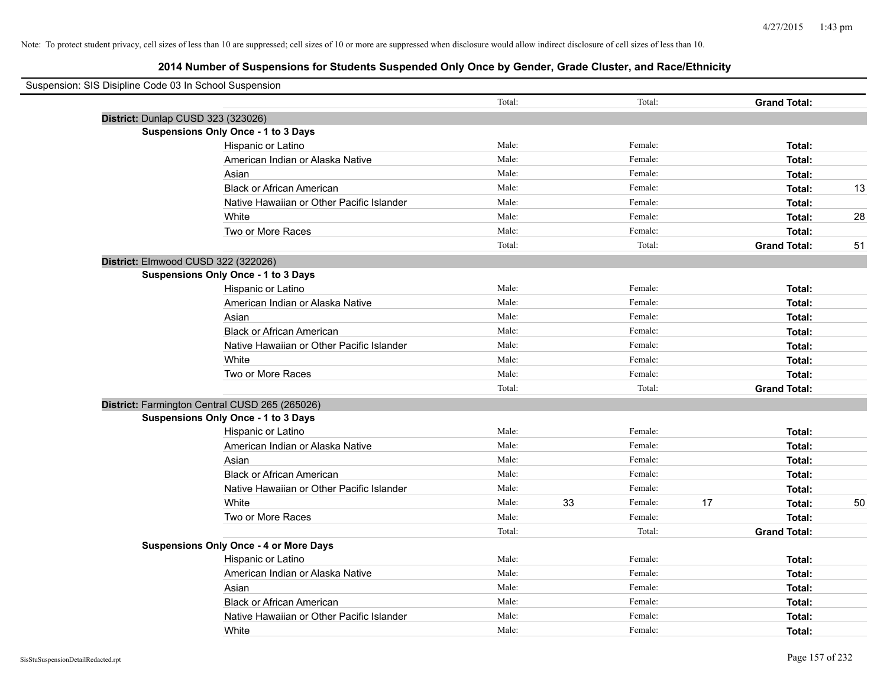Note: To protect student privacy, cell sizes of less than 10 are suppressed; cell sizes of 10 or more are suppressed when disclosure would allow indirect disclosure of cell sizes of less than 10.

## 2014 Number of Suspensions for Students Suspended Only Once by Gender, Grade Cluster, and Race/Ethnicity

Suspension: SIS Disipline Code 03 In School Suspension

| | | | | | | | |
|---|---|---|---|---|---|---|---|
| | Total: | | Total: | | **Grand Total:** | |
| **District:** Dunlap CUSD 323 (323026) | | | | | | |
| **Suspensions Only Once - 1 to 3 Days** | | | | | | |
| Hispanic or Latino | Male: | | Female: | | **Total:** | |
| American Indian or Alaska Native | Male: | | Female: | | **Total:** | |
| Asian | Male: | | Female: | | **Total:** | |
| Black or African American | Male: | | Female: | | **Total:** | 13 |
| Native Hawaiian or Other Pacific Islander | Male: | | Female: | | **Total:** | |
| White | Male: | | Female: | | **Total:** | 28 |
| Two or More Races | Male: | | Female: | | **Total:** | |
| | Total: | | Total: | | **Grand Total:** | 51 |
| **District:** Elmwood CUSD 322 (322026) | | | | | | |
| **Suspensions Only Once - 1 to 3 Days** | | | | | | |
| Hispanic or Latino | Male: | | Female: | | **Total:** | |
| American Indian or Alaska Native | Male: | | Female: | | **Total:** | |
| Asian | Male: | | Female: | | **Total:** | |
| Black or African American | Male: | | Female: | | **Total:** | |
| Native Hawaiian or Other Pacific Islander | Male: | | Female: | | **Total:** | |
| White | Male: | | Female: | | **Total:** | |
| Two or More Races | Male: | | Female: | | **Total:** | |
| | Total: | | Total: | | **Grand Total:** | |
| **District:** Farmington Central CUSD 265 (265026) | | | | | | |
| **Suspensions Only Once - 1 to 3 Days** | | | | | | |
| Hispanic or Latino | Male: | | Female: | | **Total:** | |
| American Indian or Alaska Native | Male: | | Female: | | **Total:** | |
| Asian | Male: | | Female: | | **Total:** | |
| Black or African American | Male: | | Female: | | **Total:** | |
| Native Hawaiian or Other Pacific Islander | Male: | | Female: | | **Total:** | |
| White | Male: | 33 | Female: | 17 | **Total:** | 50 |
| Two or More Races | Male: | | Female: | | **Total:** | |
| | Total: | | Total: | | **Grand Total:** | |
| **Suspensions Only Once - 4 or More Days** | | | | | | |
| Hispanic or Latino | Male: | | Female: | | **Total:** | |
| American Indian or Alaska Native | Male: | | Female: | | **Total:** | |
| Asian | Male: | | Female: | | **Total:** | |
| Black or African American | Male: | | Female: | | **Total:** | |
| Native Hawaiian or Other Pacific Islander | Male: | | Female: | | **Total:** | |
| White | Male: | | Female: | | **Total:** | |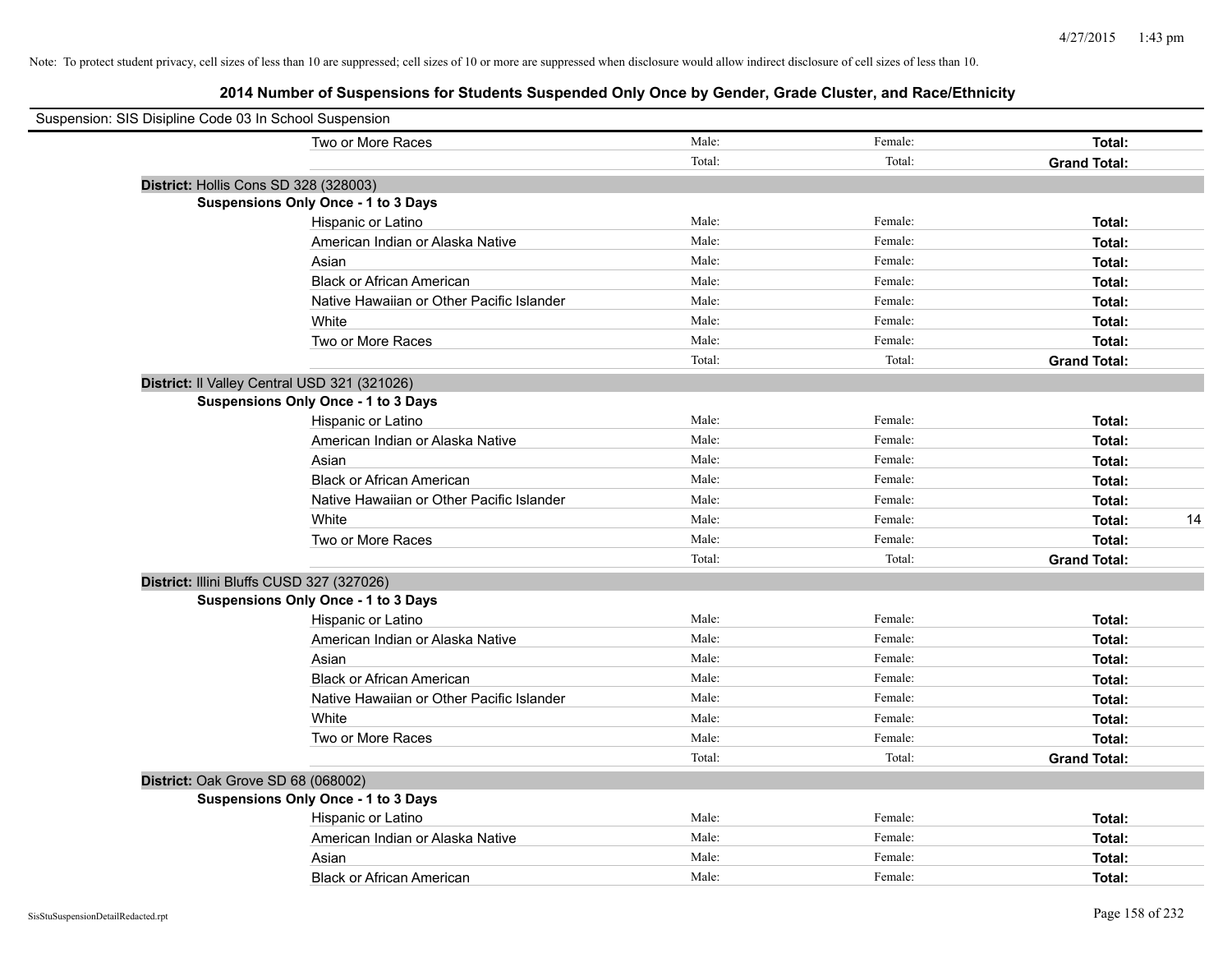Note: To protect student privacy, cell sizes of less than 10 are suppressed; cell sizes of 10 or more are suppressed when disclosure would allow indirect disclosure of cell sizes of less than 10.

## 2014 Number of Suspensions for Students Suspended Only Once by Gender, Grade Cluster, and Race/Ethnicity

Suspension: SIS Disipline Code 03 In School Suspension

| | Male | Female | Total | |
|---|---|---|---|---|
| Two or More Races | Male: | Female: | **Total:** | |
| | Total: | Total: | **Grand Total:** | |

**District:** Hollis Cons SD 328 (328003)

**Suspensions Only Once - 1 to 3 Days**

| | Male | Female | Total | |
|---|---|---|---|---|
| Hispanic or Latino | Male: | Female: | **Total:** | |
| American Indian or Alaska Native | Male: | Female: | **Total:** | |
| Asian | Male: | Female: | **Total:** | |
| Black or African American | Male: | Female: | **Total:** | |
| Native Hawaiian or Other Pacific Islander | Male: | Female: | **Total:** | |
| White | Male: | Female: | **Total:** | |
| Two or More Races | Male: | Female: | **Total:** | |
| | Total: | Total: | **Grand Total:** | |

**District:** Il Valley Central USD 321 (321026)

**Suspensions Only Once - 1 to 3 Days**

| | Male | Female | Total | |
|---|---|---|---|---|
| Hispanic or Latino | Male: | Female: | **Total:** | |
| American Indian or Alaska Native | Male: | Female: | **Total:** | |
| Asian | Male: | Female: | **Total:** | |
| Black or African American | Male: | Female: | **Total:** | |
| Native Hawaiian or Other Pacific Islander | Male: | Female: | **Total:** | |
| White | Male: | Female: | **Total:** | 14 |
| Two or More Races | Male: | Female: | **Total:** | |
| | Total: | Total: | **Grand Total:** | |

**District:** Illini Bluffs CUSD 327 (327026)

**Suspensions Only Once - 1 to 3 Days**

| | Male | Female | Total | |
|---|---|---|---|---|
| Hispanic or Latino | Male: | Female: | **Total:** | |
| American Indian or Alaska Native | Male: | Female: | **Total:** | |
| Asian | Male: | Female: | **Total:** | |
| Black or African American | Male: | Female: | **Total:** | |
| Native Hawaiian or Other Pacific Islander | Male: | Female: | **Total:** | |
| White | Male: | Female: | **Total:** | |
| Two or More Races | Male: | Female: | **Total:** | |
| | Total: | Total: | **Grand Total:** | |

**District:** Oak Grove SD 68 (068002)

**Suspensions Only Once - 1 to 3 Days**

| | Male | Female | Total | |
|---|---|---|---|---|
| Hispanic or Latino | Male: | Female: | **Total:** | |
| American Indian or Alaska Native | Male: | Female: | **Total:** | |
| Asian | Male: | Female: | **Total:** | |
| Black or African American | Male: | Female: | **Total:** | |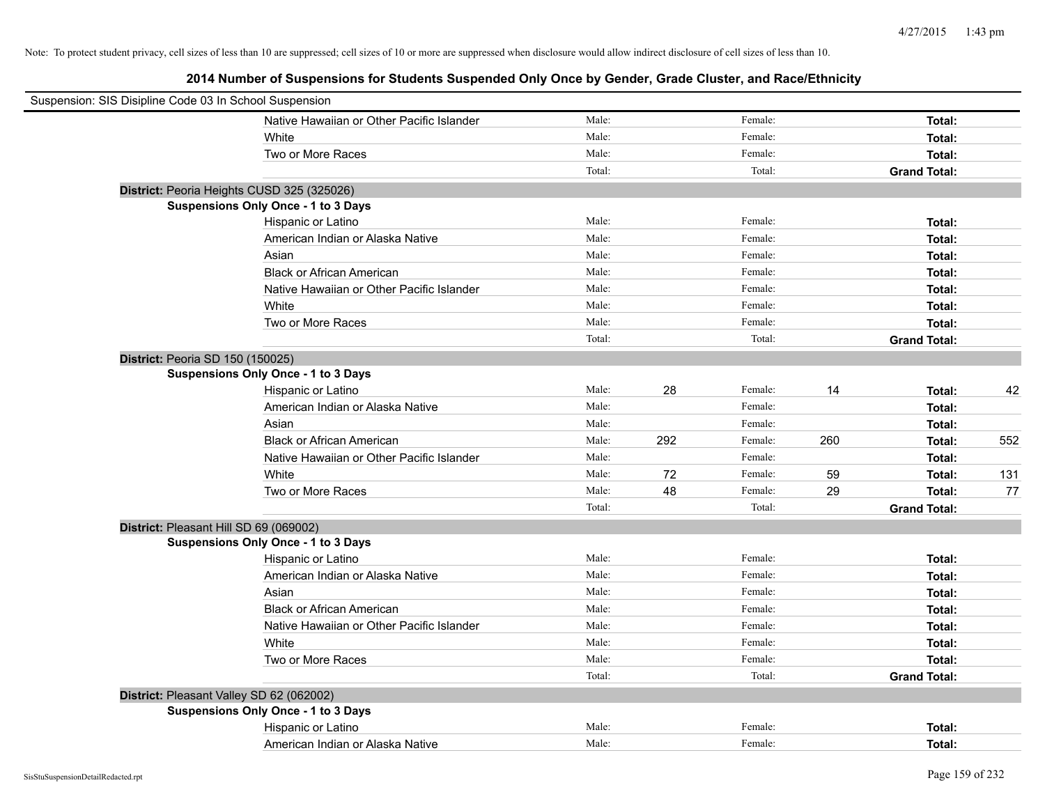Note: To protect student privacy, cell sizes of less than 10 are suppressed; cell sizes of 10 or more are suppressed when disclosure would allow indirect disclosure of cell sizes of less than 10.

## 2014 Number of Suspensions for Students Suspended Only Once by Gender, Grade Cluster, and Race/Ethnicity

Suspension: SIS Disipline Code 03 In School Suspension

| | | | | | | |
|---|---|---|---|---|---|---|
| Native Hawaiian or Other Pacific Islander | Male: | | Female: | | **Total:** | |
| White | Male: | | Female: | | **Total:** | |
| Two or More Races | Male: | | Female: | | **Total:** | |
| | Total: | | Total: | | **Grand Total:** | |

**District:** Peoria Heights CUSD 325 (325026)

**Suspensions Only Once - 1 to 3 Days**

| | | | | | | |
|---|---|---|---|---|---|---|
| Hispanic or Latino | Male: | | Female: | | **Total:** | |
| American Indian or Alaska Native | Male: | | Female: | | **Total:** | |
| Asian | Male: | | Female: | | **Total:** | |
| Black or African American | Male: | | Female: | | **Total:** | |
| Native Hawaiian or Other Pacific Islander | Male: | | Female: | | **Total:** | |
| White | Male: | | Female: | | **Total:** | |
| Two or More Races | Male: | | Female: | | **Total:** | |
| | Total: | | Total: | | **Grand Total:** | |

**District:** Peoria SD 150 (150025)

**Suspensions Only Once - 1 to 3 Days**

| | | | | | | |
|---|---|---|---|---|---|---|
| Hispanic or Latino | Male: | 28 | Female: | 14 | **Total:** | 42 |
| American Indian or Alaska Native | Male: | | Female: | | **Total:** | |
| Asian | Male: | | Female: | | **Total:** | |
| Black or African American | Male: | 292 | Female: | 260 | **Total:** | 552 |
| Native Hawaiian or Other Pacific Islander | Male: | | Female: | | **Total:** | |
| White | Male: | 72 | Female: | 59 | **Total:** | 131 |
| Two or More Races | Male: | 48 | Female: | 29 | **Total:** | 77 |
| | Total: | | Total: | | **Grand Total:** | |

**District:** Pleasant Hill SD 69 (069002)

**Suspensions Only Once - 1 to 3 Days**

| | | | | | | |
|---|---|---|---|---|---|---|
| Hispanic or Latino | Male: | | Female: | | **Total:** | |
| American Indian or Alaska Native | Male: | | Female: | | **Total:** | |
| Asian | Male: | | Female: | | **Total:** | |
| Black or African American | Male: | | Female: | | **Total:** | |
| Native Hawaiian or Other Pacific Islander | Male: | | Female: | | **Total:** | |
| White | Male: | | Female: | | **Total:** | |
| Two or More Races | Male: | | Female: | | **Total:** | |
| | Total: | | Total: | | **Grand Total:** | |

**District:** Pleasant Valley SD 62 (062002)

**Suspensions Only Once - 1 to 3 Days**

| | | | | | | |
|---|---|---|---|---|---|---|
| Hispanic or Latino | Male: | | Female: | | **Total:** | |
| American Indian or Alaska Native | Male: | | Female: | | **Total:** | |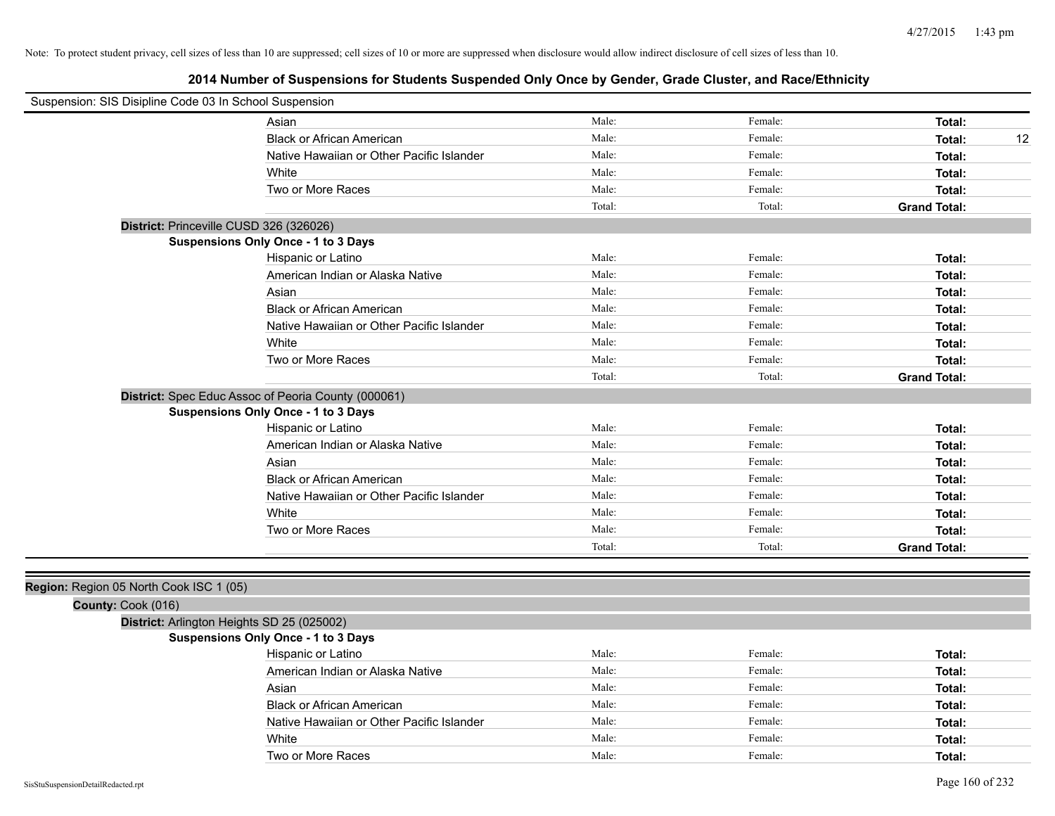Note: To protect student privacy, cell sizes of less than 10 are suppressed; cell sizes of 10 or more are suppressed when disclosure would allow indirect disclosure of cell sizes of less than 10.

# 2014 Number of Suspensions for Students Suspended Only Once by Gender, Grade Cluster, and Race/Ethnicity

Suspension: SIS Disipline Code 03 In School Suspension

| | | | | |
|---|---|---|---|---|
| Asian | Male: | Female: | **Total:** | |
| Black or African American | Male: | Female: | **Total:** | 12 |
| Native Hawaiian or Other Pacific Islander | Male: | Female: | **Total:** | |
| White | Male: | Female: | **Total:** | |
| Two or More Races | Male: | Female: | **Total:** | |
| | Total: | Total: | **Grand Total:** | |

**District:** Princeville CUSD 326 (326026)

**Suspensions Only Once - 1 to 3 Days**

| | | | | |
|---|---|---|---|---|
| Hispanic or Latino | Male: | Female: | **Total:** | |
| American Indian or Alaska Native | Male: | Female: | **Total:** | |
| Asian | Male: | Female: | **Total:** | |
| Black or African American | Male: | Female: | **Total:** | |
| Native Hawaiian or Other Pacific Islander | Male: | Female: | **Total:** | |
| White | Male: | Female: | **Total:** | |
| Two or More Races | Male: | Female: | **Total:** | |
| | Total: | Total: | **Grand Total:** | |

**District:** Spec Educ Assoc of Peoria County (000061)

**Suspensions Only Once - 1 to 3 Days**

| | | | | |
|---|---|---|---|---|
| Hispanic or Latino | Male: | Female: | **Total:** | |
| American Indian or Alaska Native | Male: | Female: | **Total:** | |
| Asian | Male: | Female: | **Total:** | |
| Black or African American | Male: | Female: | **Total:** | |
| Native Hawaiian or Other Pacific Islander | Male: | Female: | **Total:** | |
| White | Male: | Female: | **Total:** | |
| Two or More Races | Male: | Female: | **Total:** | |
| | Total: | Total: | **Grand Total:** | |

**Region:** Region 05 North Cook ISC 1 (05)

**County:** Cook (016)

**District:** Arlington Heights SD 25 (025002)

**Suspensions Only Once - 1 to 3 Days**

| | | | | |
|---|---|---|---|---|
| Hispanic or Latino | Male: | Female: | **Total:** | |
| American Indian or Alaska Native | Male: | Female: | **Total:** | |
| Asian | Male: | Female: | **Total:** | |
| Black or African American | Male: | Female: | **Total:** | |
| Native Hawaiian or Other Pacific Islander | Male: | Female: | **Total:** | |
| White | Male: | Female: | **Total:** | |
| Two or More Races | Male: | Female: | **Total:** | |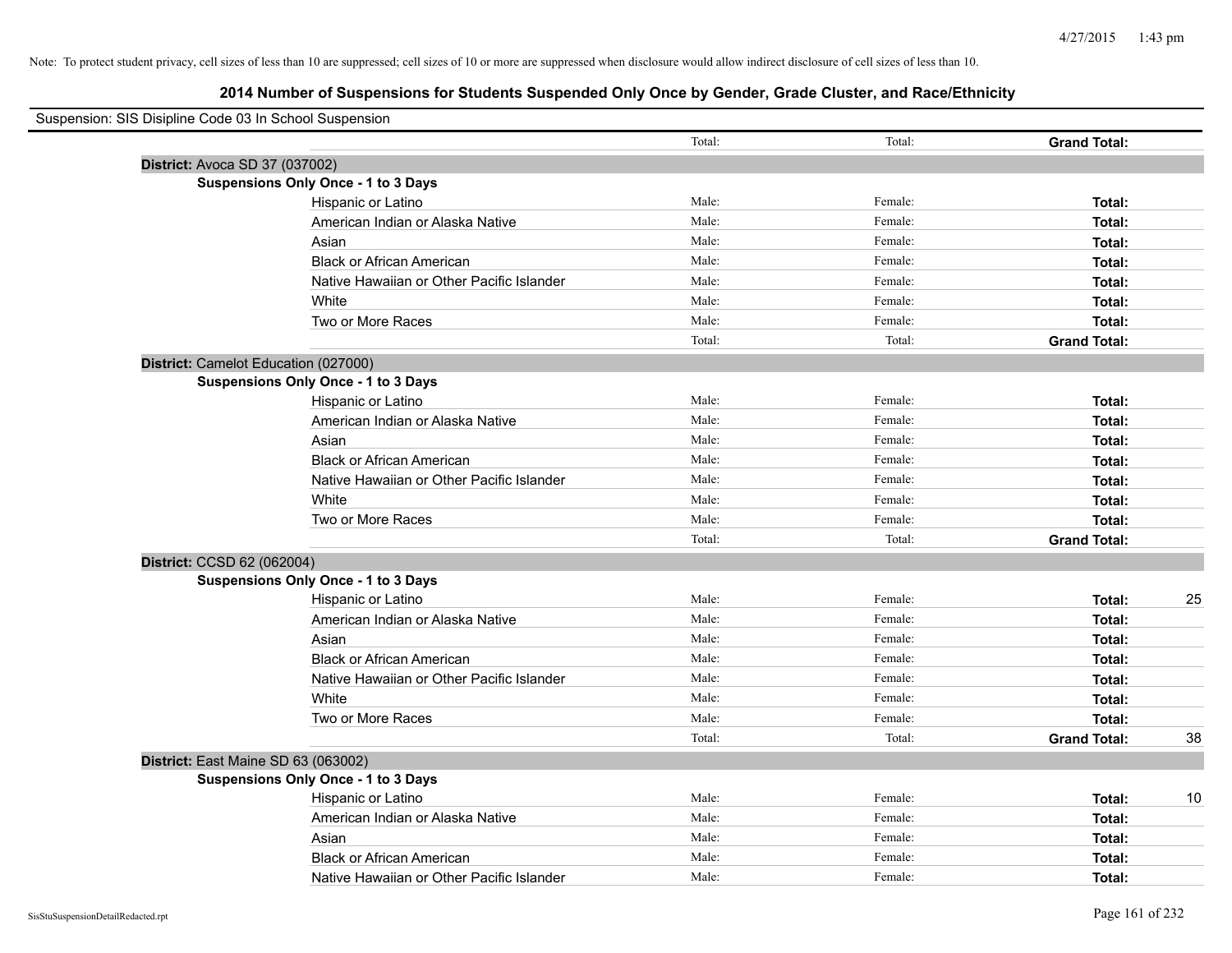Note: To protect student privacy, cell sizes of less than 10 are suppressed; cell sizes of 10 or more are suppressed when disclosure would allow indirect disclosure of cell sizes of less than 10.

## 2014 Number of Suspensions for Students Suspended Only Once by Gender, Grade Cluster, and Race/Ethnicity

Suspension: SIS Disipline Code 03 In School Suspension

| | | | | | |
|---|---|---|---|---|---|
| | | Total: | Total: | **Grand Total:** | |
| **District:** Avoca SD 37 (037002) | | | | | |
| **Suspensions Only Once - 1 to 3 Days** | | | | | |
| | Hispanic or Latino | Male: | Female: | **Total:** | |
| | American Indian or Alaska Native | Male: | Female: | **Total:** | |
| | Asian | Male: | Female: | **Total:** | |
| | Black or African American | Male: | Female: | **Total:** | |
| | Native Hawaiian or Other Pacific Islander | Male: | Female: | **Total:** | |
| | White | Male: | Female: | **Total:** | |
| | Two or More Races | Male: | Female: | **Total:** | |
| | | Total: | Total: | **Grand Total:** | |
| **District:** Camelot Education (027000) | | | | | |
| **Suspensions Only Once - 1 to 3 Days** | | | | | |
| | Hispanic or Latino | Male: | Female: | **Total:** | |
| | American Indian or Alaska Native | Male: | Female: | **Total:** | |
| | Asian | Male: | Female: | **Total:** | |
| | Black or African American | Male: | Female: | **Total:** | |
| | Native Hawaiian or Other Pacific Islander | Male: | Female: | **Total:** | |
| | White | Male: | Female: | **Total:** | |
| | Two or More Races | Male: | Female: | **Total:** | |
| | | Total: | Total: | **Grand Total:** | |
| **District:** CCSD 62 (062004) | | | | | |
| **Suspensions Only Once - 1 to 3 Days** | | | | | |
| | Hispanic or Latino | Male: | Female: | **Total:** | 25 |
| | American Indian or Alaska Native | Male: | Female: | **Total:** | |
| | Asian | Male: | Female: | **Total:** | |
| | Black or African American | Male: | Female: | **Total:** | |
| | Native Hawaiian or Other Pacific Islander | Male: | Female: | **Total:** | |
| | White | Male: | Female: | **Total:** | |
| | Two or More Races | Male: | Female: | **Total:** | |
| | | Total: | Total: | **Grand Total:** | 38 |
| **District:** East Maine SD 63 (063002) | | | | | |
| **Suspensions Only Once - 1 to 3 Days** | | | | | |
| | Hispanic or Latino | Male: | Female: | **Total:** | 10 |
| | American Indian or Alaska Native | Male: | Female: | **Total:** | |
| | Asian | Male: | Female: | **Total:** | |
| | Black or African American | Male: | Female: | **Total:** | |
| | Native Hawaiian or Other Pacific Islander | Male: | Female: | **Total:** | |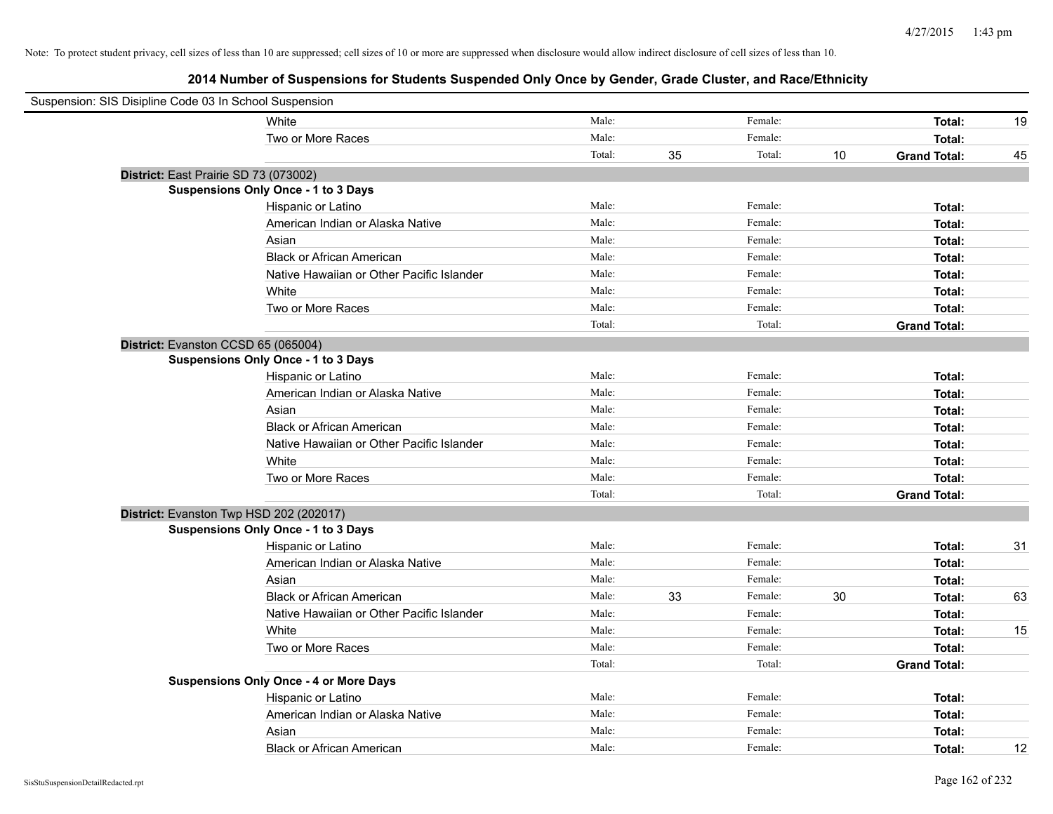Note: To protect student privacy, cell sizes of less than 10 are suppressed; cell sizes of 10 or more are suppressed when disclosure would allow indirect disclosure of cell sizes of less than 10.

# 2014 Number of Suspensions for Students Suspended Only Once by Gender, Grade Cluster, and Race/Ethnicity

Suspension: SIS Disipline Code 03 In School Suspension

| | | | | | | |
|---|---|---|---|---|---|---|
| White | Male: | | Female: | | **Total:** | 19 |
| Two or More Races | Male: | | Female: | | **Total:** | |
| | Total: | 35 | Total: | 10 | **Grand Total:** | 45 |

**District:** East Prairie SD 73 (073002)

**Suspensions Only Once - 1 to 3 Days**

| | | | | | | |
|---|---|---|---|---|---|---|
| Hispanic or Latino | Male: | | Female: | | **Total:** | |
| American Indian or Alaska Native | Male: | | Female: | | **Total:** | |
| Asian | Male: | | Female: | | **Total:** | |
| Black or African American | Male: | | Female: | | **Total:** | |
| Native Hawaiian or Other Pacific Islander | Male: | | Female: | | **Total:** | |
| White | Male: | | Female: | | **Total:** | |
| Two or More Races | Male: | | Female: | | **Total:** | |
| | Total: | | Total: | | **Grand Total:** | |

**District:** Evanston CCSD 65 (065004)

**Suspensions Only Once - 1 to 3 Days**

| | | | | | | |
|---|---|---|---|---|---|---|
| Hispanic or Latino | Male: | | Female: | | **Total:** | |
| American Indian or Alaska Native | Male: | | Female: | | **Total:** | |
| Asian | Male: | | Female: | | **Total:** | |
| Black or African American | Male: | | Female: | | **Total:** | |
| Native Hawaiian or Other Pacific Islander | Male: | | Female: | | **Total:** | |
| White | Male: | | Female: | | **Total:** | |
| Two or More Races | Male: | | Female: | | **Total:** | |
| | Total: | | Total: | | **Grand Total:** | |

**District:** Evanston Twp HSD 202 (202017)

**Suspensions Only Once - 1 to 3 Days**

| | | | | | | |
|---|---|---|---|---|---|---|
| Hispanic or Latino | Male: | | Female: | | **Total:** | 31 |
| American Indian or Alaska Native | Male: | | Female: | | **Total:** | |
| Asian | Male: | | Female: | | **Total:** | |
| Black or African American | Male: | 33 | Female: | 30 | **Total:** | 63 |
| Native Hawaiian or Other Pacific Islander | Male: | | Female: | | **Total:** | |
| White | Male: | | Female: | | **Total:** | 15 |
| Two or More Races | Male: | | Female: | | **Total:** | |
| | Total: | | Total: | | **Grand Total:** | |

**Suspensions Only Once - 4 or More Days**

| | | | | | | |
|---|---|---|---|---|---|---|
| Hispanic or Latino | Male: | | Female: | | **Total:** | |
| American Indian or Alaska Native | Male: | | Female: | | **Total:** | |
| Asian | Male: | | Female: | | **Total:** | |
| Black or African American | Male: | | Female: | | **Total:** | 12 |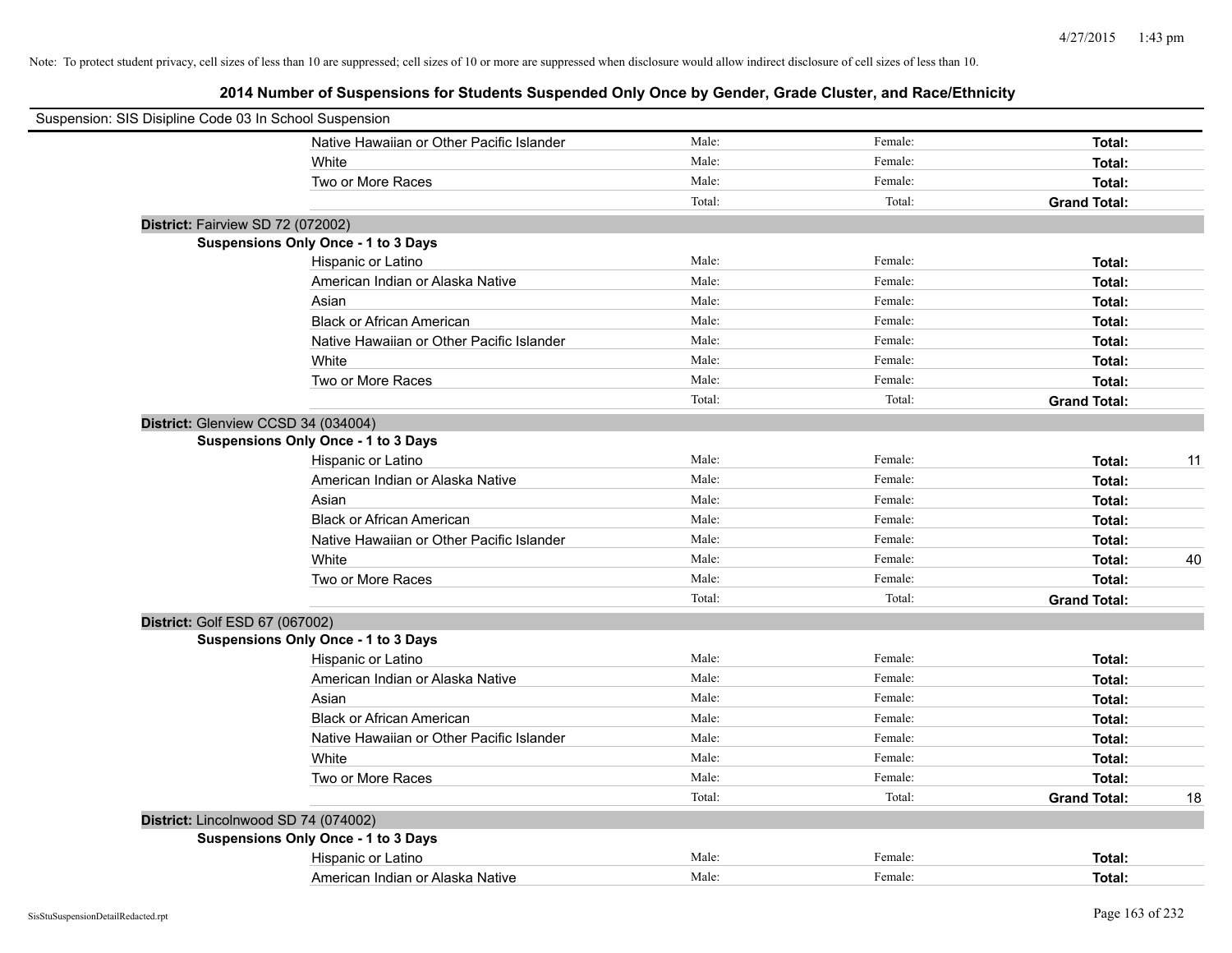Note: To protect student privacy, cell sizes of less than 10 are suppressed; cell sizes of 10 or more are suppressed when disclosure would allow indirect disclosure of cell sizes of less than 10.

## 2014 Number of Suspensions for Students Suspended Only Once by Gender, Grade Cluster, and Race/Ethnicity

Suspension: SIS Disipline Code 03 In School Suspension

| | | | | |
|---|---|---|---|---|
| Native Hawaiian or Other Pacific Islander | Male: | Female: | **Total:** | |
| White | Male: | Female: | **Total:** | |
| Two or More Races | Male: | Female: | **Total:** | |
| | Total: | Total: | **Grand Total:** | |

**District:** Fairview SD 72 (072002)

**Suspensions Only Once - 1 to 3 Days**

| | | | | |
|---|---|---|---|---|
| Hispanic or Latino | Male: | Female: | **Total:** | |
| American Indian or Alaska Native | Male: | Female: | **Total:** | |
| Asian | Male: | Female: | **Total:** | |
| Black or African American | Male: | Female: | **Total:** | |
| Native Hawaiian or Other Pacific Islander | Male: | Female: | **Total:** | |
| White | Male: | Female: | **Total:** | |
| Two or More Races | Male: | Female: | **Total:** | |
| | Total: | Total: | **Grand Total:** | |

**District:** Glenview CCSD 34 (034004)

**Suspensions Only Once - 1 to 3 Days**

| | | | | |
|---|---|---|---|---|
| Hispanic or Latino | Male: | Female: | **Total:** | 11 |
| American Indian or Alaska Native | Male: | Female: | **Total:** | |
| Asian | Male: | Female: | **Total:** | |
| Black or African American | Male: | Female: | **Total:** | |
| Native Hawaiian or Other Pacific Islander | Male: | Female: | **Total:** | |
| White | Male: | Female: | **Total:** | 40 |
| Two or More Races | Male: | Female: | **Total:** | |
| | Total: | Total: | **Grand Total:** | |

**District:** Golf ESD 67 (067002)

**Suspensions Only Once - 1 to 3 Days**

| | | | | |
|---|---|---|---|---|
| Hispanic or Latino | Male: | Female: | **Total:** | |
| American Indian or Alaska Native | Male: | Female: | **Total:** | |
| Asian | Male: | Female: | **Total:** | |
| Black or African American | Male: | Female: | **Total:** | |
| Native Hawaiian or Other Pacific Islander | Male: | Female: | **Total:** | |
| White | Male: | Female: | **Total:** | |
| Two or More Races | Male: | Female: | **Total:** | |
| | Total: | Total: | **Grand Total:** | 18 |

**District:** Lincolnwood SD 74 (074002)

**Suspensions Only Once - 1 to 3 Days**

| | | | | |
|---|---|---|---|---|
| Hispanic or Latino | Male: | Female: | **Total:** | |
| American Indian or Alaska Native | Male: | Female: | **Total:** | |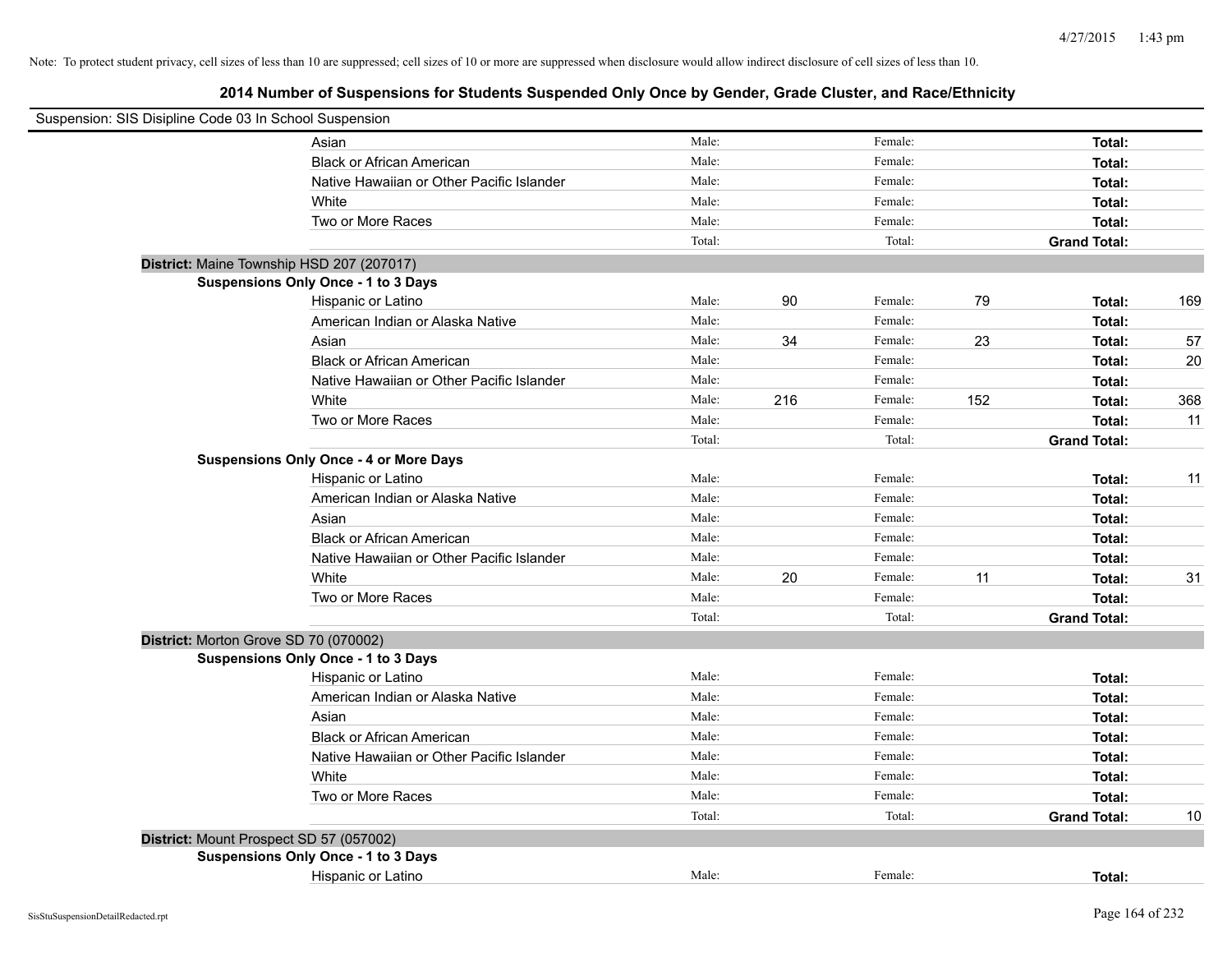Note: To protect student privacy, cell sizes of less than 10 are suppressed; cell sizes of 10 or more are suppressed when disclosure would allow indirect disclosure of cell sizes of less than 10.

## 2014 Number of Suspensions for Students Suspended Only Once by Gender, Grade Cluster, and Race/Ethnicity

Suspension: SIS Disipline Code 03 In School Suspension

| | | | | | | | |
|---|---|---|---|---|---|---|---|
| | Asian | Male: | | Female: | | **Total:** | |
| | Black or African American | Male: | | Female: | | **Total:** | |
| | Native Hawaiian or Other Pacific Islander | Male: | | Female: | | **Total:** | |
| | White | Male: | | Female: | | **Total:** | |
| | Two or More Races | Male: | | Female: | | **Total:** | |
| | | Total: | | Total: | | **Grand Total:** | |
| **District:** Maine Township HSD 207 (207017) | | | | | | | |
| **Suspensions Only Once - 1 to 3 Days** | | | | | | | |
| | Hispanic or Latino | Male: | 90 | Female: | 79 | **Total:** | 169 |
| | American Indian or Alaska Native | Male: | | Female: | | **Total:** | |
| | Asian | Male: | 34 | Female: | 23 | **Total:** | 57 |
| | Black or African American | Male: | | Female: | | **Total:** | 20 |
| | Native Hawaiian or Other Pacific Islander | Male: | | Female: | | **Total:** | |
| | White | Male: | 216 | Female: | 152 | **Total:** | 368 |
| | Two or More Races | Male: | | Female: | | **Total:** | 11 |
| | | Total: | | Total: | | **Grand Total:** | |
| **Suspensions Only Once - 4 or More Days** | | | | | | | |
| | Hispanic or Latino | Male: | | Female: | | **Total:** | 11 |
| | American Indian or Alaska Native | Male: | | Female: | | **Total:** | |
| | Asian | Male: | | Female: | | **Total:** | |
| | Black or African American | Male: | | Female: | | **Total:** | |
| | Native Hawaiian or Other Pacific Islander | Male: | | Female: | | **Total:** | |
| | White | Male: | 20 | Female: | 11 | **Total:** | 31 |
| | Two or More Races | Male: | | Female: | | **Total:** | |
| | | Total: | | Total: | | **Grand Total:** | |
| **District:** Morton Grove SD 70 (070002) | | | | | | | |
| **Suspensions Only Once - 1 to 3 Days** | | | | | | | |
| | Hispanic or Latino | Male: | | Female: | | **Total:** | |
| | American Indian or Alaska Native | Male: | | Female: | | **Total:** | |
| | Asian | Male: | | Female: | | **Total:** | |
| | Black or African American | Male: | | Female: | | **Total:** | |
| | Native Hawaiian or Other Pacific Islander | Male: | | Female: | | **Total:** | |
| | White | Male: | | Female: | | **Total:** | |
| | Two or More Races | Male: | | Female: | | **Total:** | |
| | | Total: | | Total: | | **Grand Total:** | 10 |
| **District:** Mount Prospect SD 57 (057002) | | | | | | | |
| **Suspensions Only Once - 1 to 3 Days** | | | | | | | |
| | Hispanic or Latino | Male: | | Female: | | **Total:** | |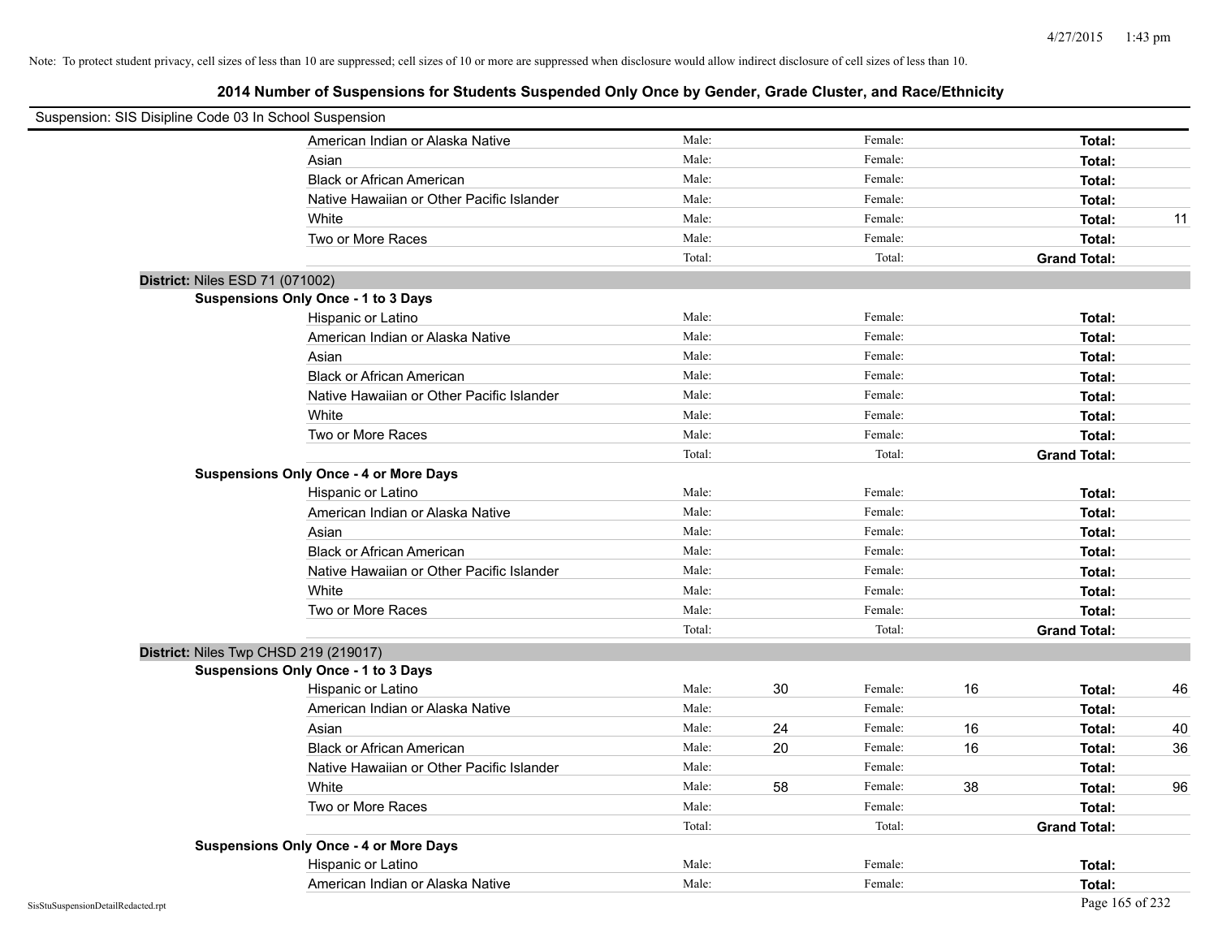Note: To protect student privacy, cell sizes of less than 10 are suppressed; cell sizes of 10 or more are suppressed when disclosure would allow indirect disclosure of cell sizes of less than 10.

## 2014 Number of Suspensions for Students Suspended Only Once by Gender, Grade Cluster, and Race/Ethnicity

Suspension: SIS Disipline Code 03 In School Suspension

| | Male: | | Female: | | Total: | |
|---|---|---|---|---|---|---|
| American Indian or Alaska Native | Male: | | Female: | | **Total:** | |
| Asian | Male: | | Female: | | **Total:** | |
| Black or African American | Male: | | Female: | | **Total:** | |
| Native Hawaiian or Other Pacific Islander | Male: | | Female: | | **Total:** | |
| White | Male: | | Female: | | **Total:** | 11 |
| Two or More Races | Male: | | Female: | | **Total:** | |
| | Total: | | Total: | | **Grand Total:** | |

**District:** Niles ESD 71 (071002)

**Suspensions Only Once - 1 to 3 Days**

| | | | | | | |
|---|---|---|---|---|---|---|
| Hispanic or Latino | Male: | | Female: | | **Total:** | |
| American Indian or Alaska Native | Male: | | Female: | | **Total:** | |
| Asian | Male: | | Female: | | **Total:** | |
| Black or African American | Male: | | Female: | | **Total:** | |
| Native Hawaiian or Other Pacific Islander | Male: | | Female: | | **Total:** | |
| White | Male: | | Female: | | **Total:** | |
| Two or More Races | Male: | | Female: | | **Total:** | |
| | Total: | | Total: | | **Grand Total:** | |

**Suspensions Only Once - 4 or More Days**

| | | | | | | |
|---|---|---|---|---|---|---|
| Hispanic or Latino | Male: | | Female: | | **Total:** | |
| American Indian or Alaska Native | Male: | | Female: | | **Total:** | |
| Asian | Male: | | Female: | | **Total:** | |
| Black or African American | Male: | | Female: | | **Total:** | |
| Native Hawaiian or Other Pacific Islander | Male: | | Female: | | **Total:** | |
| White | Male: | | Female: | | **Total:** | |
| Two or More Races | Male: | | Female: | | **Total:** | |
| | Total: | | Total: | | **Grand Total:** | |

**District:** Niles Twp CHSD 219 (219017)

**Suspensions Only Once - 1 to 3 Days**

| | | | | | | |
|---|---|---|---|---|---|---|
| Hispanic or Latino | Male: | 30 | Female: | 16 | **Total:** | 46 |
| American Indian or Alaska Native | Male: | | Female: | | **Total:** | |
| Asian | Male: | 24 | Female: | 16 | **Total:** | 40 |
| Black or African American | Male: | 20 | Female: | 16 | **Total:** | 36 |
| Native Hawaiian or Other Pacific Islander | Male: | | Female: | | **Total:** | |
| White | Male: | 58 | Female: | 38 | **Total:** | 96 |
| Two or More Races | Male: | | Female: | | **Total:** | |
| | Total: | | Total: | | **Grand Total:** | |

**Suspensions Only Once - 4 or More Days**

| | | | | | | |
|---|---|---|---|---|---|---|
| Hispanic or Latino | Male: | | Female: | | **Total:** | |
| American Indian or Alaska Native | Male: | | Female: | | **Total:** | |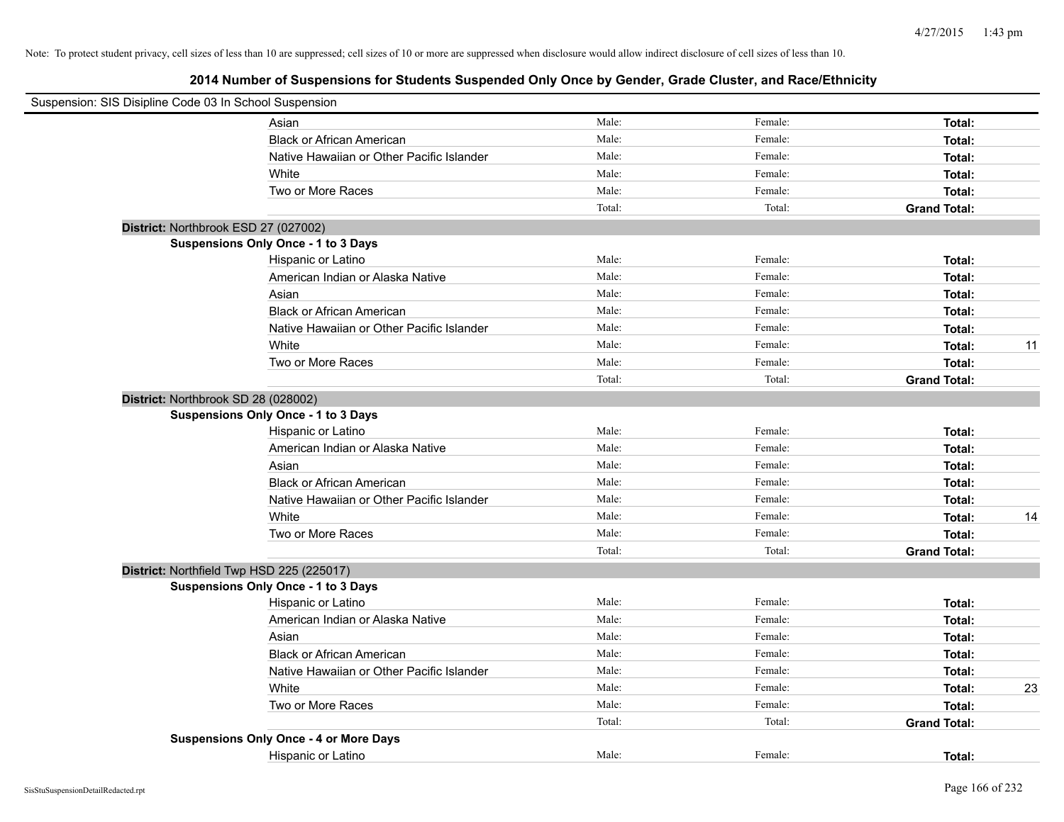Note: To protect student privacy, cell sizes of less than 10 are suppressed; cell sizes of 10 or more are suppressed when disclosure would allow indirect disclosure of cell sizes of less than 10.

## 2014 Number of Suspensions for Students Suspended Only Once by Gender, Grade Cluster, and Race/Ethnicity

Suspension: SIS Disipline Code 03 In School Suspension

| | Male: | Female: | Total: | |
|---|---|---|---|---|
| Asian | Male: | Female: | **Total:** | |
| Black or African American | Male: | Female: | **Total:** | |
| Native Hawaiian or Other Pacific Islander | Male: | Female: | **Total:** | |
| White | Male: | Female: | **Total:** | |
| Two or More Races | Male: | Female: | **Total:** | |
| | Total: | Total: | **Grand Total:** | |

**District:** Northbrook ESD 27 (027002)

**Suspensions Only Once - 1 to 3 Days**

| | | | | |
|---|---|---|---|---|
| Hispanic or Latino | Male: | Female: | **Total:** | |
| American Indian or Alaska Native | Male: | Female: | **Total:** | |
| Asian | Male: | Female: | **Total:** | |
| Black or African American | Male: | Female: | **Total:** | |
| Native Hawaiian or Other Pacific Islander | Male: | Female: | **Total:** | |
| White | Male: | Female: | **Total:** | 11 |
| Two or More Races | Male: | Female: | **Total:** | |
| | Total: | Total: | **Grand Total:** | |

**District:** Northbrook SD 28 (028002)

**Suspensions Only Once - 1 to 3 Days**

| | | | | |
|---|---|---|---|---|
| Hispanic or Latino | Male: | Female: | **Total:** | |
| American Indian or Alaska Native | Male: | Female: | **Total:** | |
| Asian | Male: | Female: | **Total:** | |
| Black or African American | Male: | Female: | **Total:** | |
| Native Hawaiian or Other Pacific Islander | Male: | Female: | **Total:** | |
| White | Male: | Female: | **Total:** | 14 |
| Two or More Races | Male: | Female: | **Total:** | |
| | Total: | Total: | **Grand Total:** | |

**District:** Northfield Twp HSD 225 (225017)

**Suspensions Only Once - 1 to 3 Days**

| | | | | |
|---|---|---|---|---|
| Hispanic or Latino | Male: | Female: | **Total:** | |
| American Indian or Alaska Native | Male: | Female: | **Total:** | |
| Asian | Male: | Female: | **Total:** | |
| Black or African American | Male: | Female: | **Total:** | |
| Native Hawaiian or Other Pacific Islander | Male: | Female: | **Total:** | |
| White | Male: | Female: | **Total:** | 23 |
| Two or More Races | Male: | Female: | **Total:** | |
| | Total: | Total: | **Grand Total:** | |

**Suspensions Only Once - 4 or More Days**

| | | | | |
|---|---|---|---|---|
| Hispanic or Latino | Male: | Female: | **Total:** | |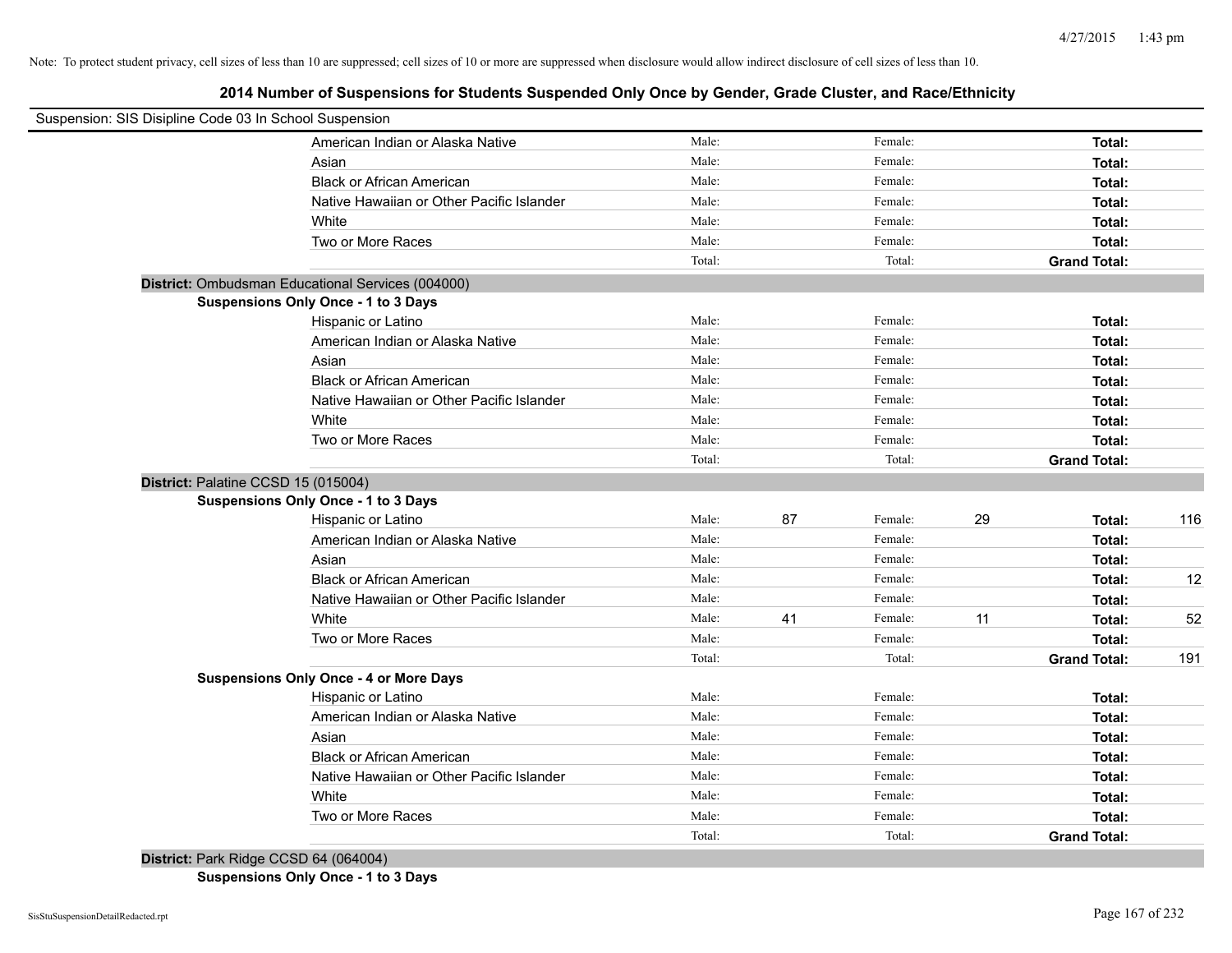Note: To protect student privacy, cell sizes of less than 10 are suppressed; cell sizes of 10 or more are suppressed when disclosure would allow indirect disclosure of cell sizes of less than 10.

# 2014 Number of Suspensions for Students Suspended Only Once by Gender, Grade Cluster, and Race/Ethnicity

Suspension: SIS Disipline Code 03 In School Suspension

| | Male: | | Female: | | Total: | |
|---|---|---|---|---|---|---|
| American Indian or Alaska Native | Male: | | Female: | | **Total:** | |
| Asian | Male: | | Female: | | **Total:** | |
| Black or African American | Male: | | Female: | | **Total:** | |
| Native Hawaiian or Other Pacific Islander | Male: | | Female: | | **Total:** | |
| White | Male: | | Female: | | **Total:** | |
| Two or More Races | Male: | | Female: | | **Total:** | |
| | Total: | | Total: | | **Grand Total:** | |

**District:** Ombudsman Educational Services (004000)

**Suspensions Only Once - 1 to 3 Days**

| | | | | | | |
|---|---|---|---|---|---|---|
| Hispanic or Latino | Male: | | Female: | | **Total:** | |
| American Indian or Alaska Native | Male: | | Female: | | **Total:** | |
| Asian | Male: | | Female: | | **Total:** | |
| Black or African American | Male: | | Female: | | **Total:** | |
| Native Hawaiian or Other Pacific Islander | Male: | | Female: | | **Total:** | |
| White | Male: | | Female: | | **Total:** | |
| Two or More Races | Male: | | Female: | | **Total:** | |
| | Total: | | Total: | | **Grand Total:** | |

**District:** Palatine CCSD 15 (015004)

**Suspensions Only Once - 1 to 3 Days**

| | | | | | | |
|---|---|---|---|---|---|---|
| Hispanic or Latino | Male: | 87 | Female: | 29 | **Total:** | 116 |
| American Indian or Alaska Native | Male: | | Female: | | **Total:** | |
| Asian | Male: | | Female: | | **Total:** | |
| Black or African American | Male: | | Female: | | **Total:** | 12 |
| Native Hawaiian or Other Pacific Islander | Male: | | Female: | | **Total:** | |
| White | Male: | 41 | Female: | 11 | **Total:** | 52 |
| Two or More Races | Male: | | Female: | | **Total:** | |
| | Total: | | Total: | | **Grand Total:** | 191 |

**Suspensions Only Once - 4 or More Days**

| | | | | | | |
|---|---|---|---|---|---|---|
| Hispanic or Latino | Male: | | Female: | | **Total:** | |
| American Indian or Alaska Native | Male: | | Female: | | **Total:** | |
| Asian | Male: | | Female: | | **Total:** | |
| Black or African American | Male: | | Female: | | **Total:** | |
| Native Hawaiian or Other Pacific Islander | Male: | | Female: | | **Total:** | |
| White | Male: | | Female: | | **Total:** | |
| Two or More Races | Male: | | Female: | | **Total:** | |
| | Total: | | Total: | | **Grand Total:** | |

**District:** Park Ridge CCSD 64 (064004)

**Suspensions Only Once - 1 to 3 Days**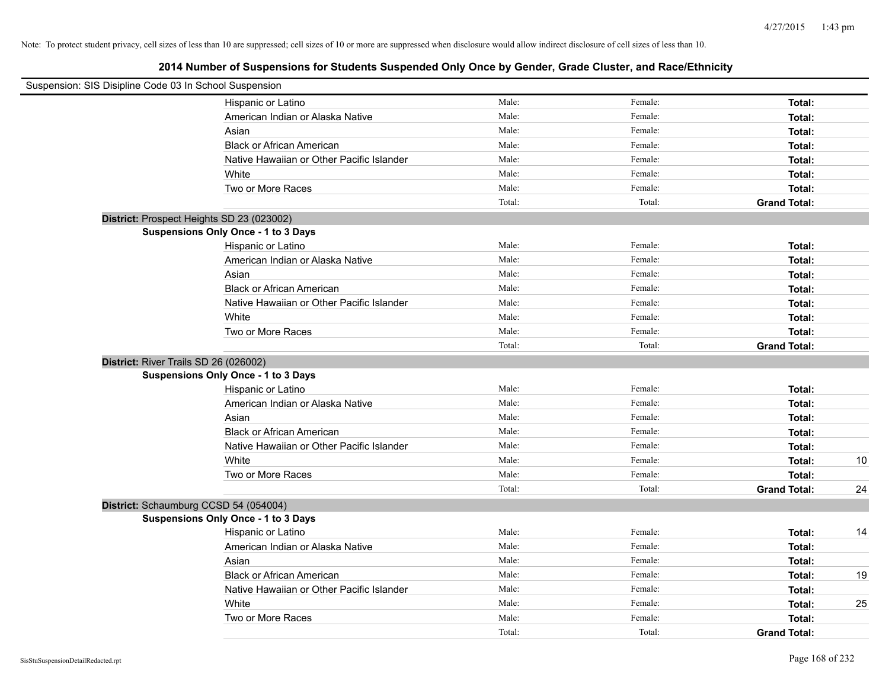Note: To protect student privacy, cell sizes of less than 10 are suppressed; cell sizes of 10 or more are suppressed when disclosure would allow indirect disclosure of cell sizes of less than 10.

## 2014 Number of Suspensions for Students Suspended Only Once by Gender, Grade Cluster, and Race/Ethnicity

Suspension: SIS Disipline Code 03 In School Suspension

| | Male: | Female: | Total: | |
|---|---|---|---|---|
| Hispanic or Latino | Male: | Female: | **Total:** | |
| American Indian or Alaska Native | Male: | Female: | **Total:** | |
| Asian | Male: | Female: | **Total:** | |
| Black or African American | Male: | Female: | **Total:** | |
| Native Hawaiian or Other Pacific Islander | Male: | Female: | **Total:** | |
| White | Male: | Female: | **Total:** | |
| Two or More Races | Male: | Female: | **Total:** | |
| | Total: | Total: | **Grand Total:** | |

**District:** Prospect Heights SD 23 (023002)

**Suspensions Only Once - 1 to 3 Days**

| | Male: | Female: | Total: | |
|---|---|---|---|---|
| Hispanic or Latino | Male: | Female: | **Total:** | |
| American Indian or Alaska Native | Male: | Female: | **Total:** | |
| Asian | Male: | Female: | **Total:** | |
| Black or African American | Male: | Female: | **Total:** | |
| Native Hawaiian or Other Pacific Islander | Male: | Female: | **Total:** | |
| White | Male: | Female: | **Total:** | |
| Two or More Races | Male: | Female: | **Total:** | |
| | Total: | Total: | **Grand Total:** | |

**District:** River Trails SD 26 (026002)

**Suspensions Only Once - 1 to 3 Days**

| | Male: | Female: | Total: | |
|---|---|---|---|---|
| Hispanic or Latino | Male: | Female: | **Total:** | |
| American Indian or Alaska Native | Male: | Female: | **Total:** | |
| Asian | Male: | Female: | **Total:** | |
| Black or African American | Male: | Female: | **Total:** | |
| Native Hawaiian or Other Pacific Islander | Male: | Female: | **Total:** | |
| White | Male: | Female: | **Total:** | 10 |
| Two or More Races | Male: | Female: | **Total:** | |
| | Total: | Total: | **Grand Total:** | 24 |

**District:** Schaumburg CCSD 54 (054004)

**Suspensions Only Once - 1 to 3 Days**

| | Male: | Female: | Total: | |
|---|---|---|---|---|
| Hispanic or Latino | Male: | Female: | **Total:** | 14 |
| American Indian or Alaska Native | Male: | Female: | **Total:** | |
| Asian | Male: | Female: | **Total:** | |
| Black or African American | Male: | Female: | **Total:** | 19 |
| Native Hawaiian or Other Pacific Islander | Male: | Female: | **Total:** | |
| White | Male: | Female: | **Total:** | 25 |
| Two or More Races | Male: | Female: | **Total:** | |
| | Total: | Total: | **Grand Total:** | |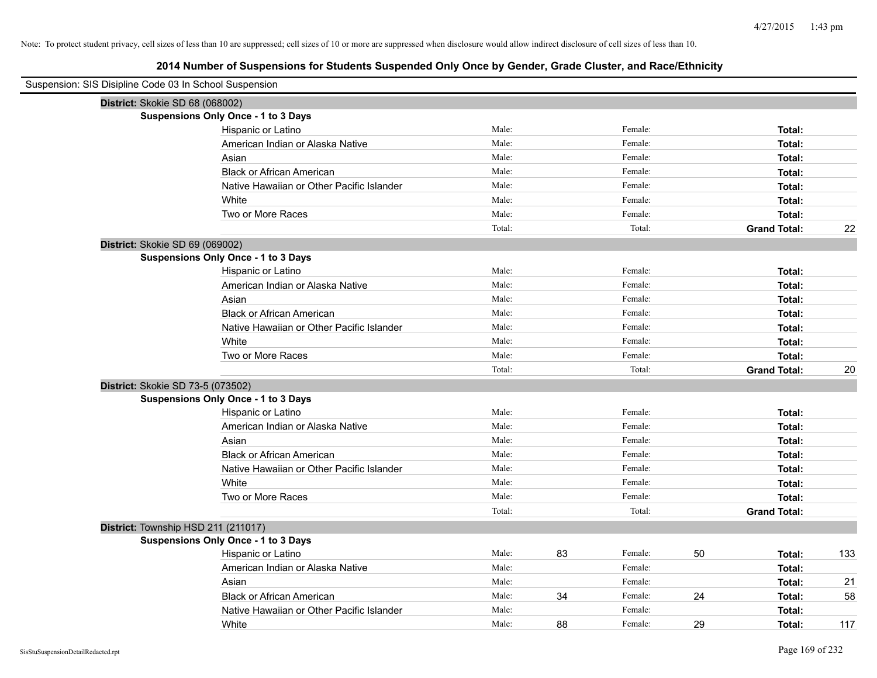Note: To protect student privacy, cell sizes of less than 10 are suppressed; cell sizes of 10 or more are suppressed when disclosure would allow indirect disclosure of cell sizes of less than 10.

## 2014 Number of Suspensions for Students Suspended Only Once by Gender, Grade Cluster, and Race/Ethnicity

Suspension: SIS Disipline Code 03 In School Suspension

**District:** Skokie SD 68 (068002)

**Suspensions Only Once - 1 to 3 Days**

| Race/Ethnicity | | | | | | |
|---|---|---|---|---|---|---|
| Hispanic or Latino | Male: | | Female: | | **Total:** | |
| American Indian or Alaska Native | Male: | | Female: | | **Total:** | |
| Asian | Male: | | Female: | | **Total:** | |
| Black or African American | Male: | | Female: | | **Total:** | |
| Native Hawaiian or Other Pacific Islander | Male: | | Female: | | **Total:** | |
| White | Male: | | Female: | | **Total:** | |
| Two or More Races | Male: | | Female: | | **Total:** | |
| | Total: | | Total: | | **Grand Total:** | 22 |

**District:** Skokie SD 69 (069002)

**Suspensions Only Once - 1 to 3 Days**

| Race/Ethnicity | | | | | | |
|---|---|---|---|---|---|---|
| Hispanic or Latino | Male: | | Female: | | **Total:** | |
| American Indian or Alaska Native | Male: | | Female: | | **Total:** | |
| Asian | Male: | | Female: | | **Total:** | |
| Black or African American | Male: | | Female: | | **Total:** | |
| Native Hawaiian or Other Pacific Islander | Male: | | Female: | | **Total:** | |
| White | Male: | | Female: | | **Total:** | |
| Two or More Races | Male: | | Female: | | **Total:** | |
| | Total: | | Total: | | **Grand Total:** | 20 |

**District:** Skokie SD 73-5 (073502)

**Suspensions Only Once - 1 to 3 Days**

| Race/Ethnicity | | | | | | |
|---|---|---|---|---|---|---|
| Hispanic or Latino | Male: | | Female: | | **Total:** | |
| American Indian or Alaska Native | Male: | | Female: | | **Total:** | |
| Asian | Male: | | Female: | | **Total:** | |
| Black or African American | Male: | | Female: | | **Total:** | |
| Native Hawaiian or Other Pacific Islander | Male: | | Female: | | **Total:** | |
| White | Male: | | Female: | | **Total:** | |
| Two or More Races | Male: | | Female: | | **Total:** | |
| | Total: | | Total: | | **Grand Total:** | |

**District:** Township HSD 211 (211017)

**Suspensions Only Once - 1 to 3 Days**

| Race/Ethnicity | | | | | | |
|---|---|---|---|---|---|---|
| Hispanic or Latino | Male: | 83 | Female: | 50 | **Total:** | 133 |
| American Indian or Alaska Native | Male: | | Female: | | **Total:** | |
| Asian | Male: | | Female: | | **Total:** | 21 |
| Black or African American | Male: | 34 | Female: | 24 | **Total:** | 58 |
| Native Hawaiian or Other Pacific Islander | Male: | | Female: | | **Total:** | |
| White | Male: | 88 | Female: | 29 | **Total:** | 117 |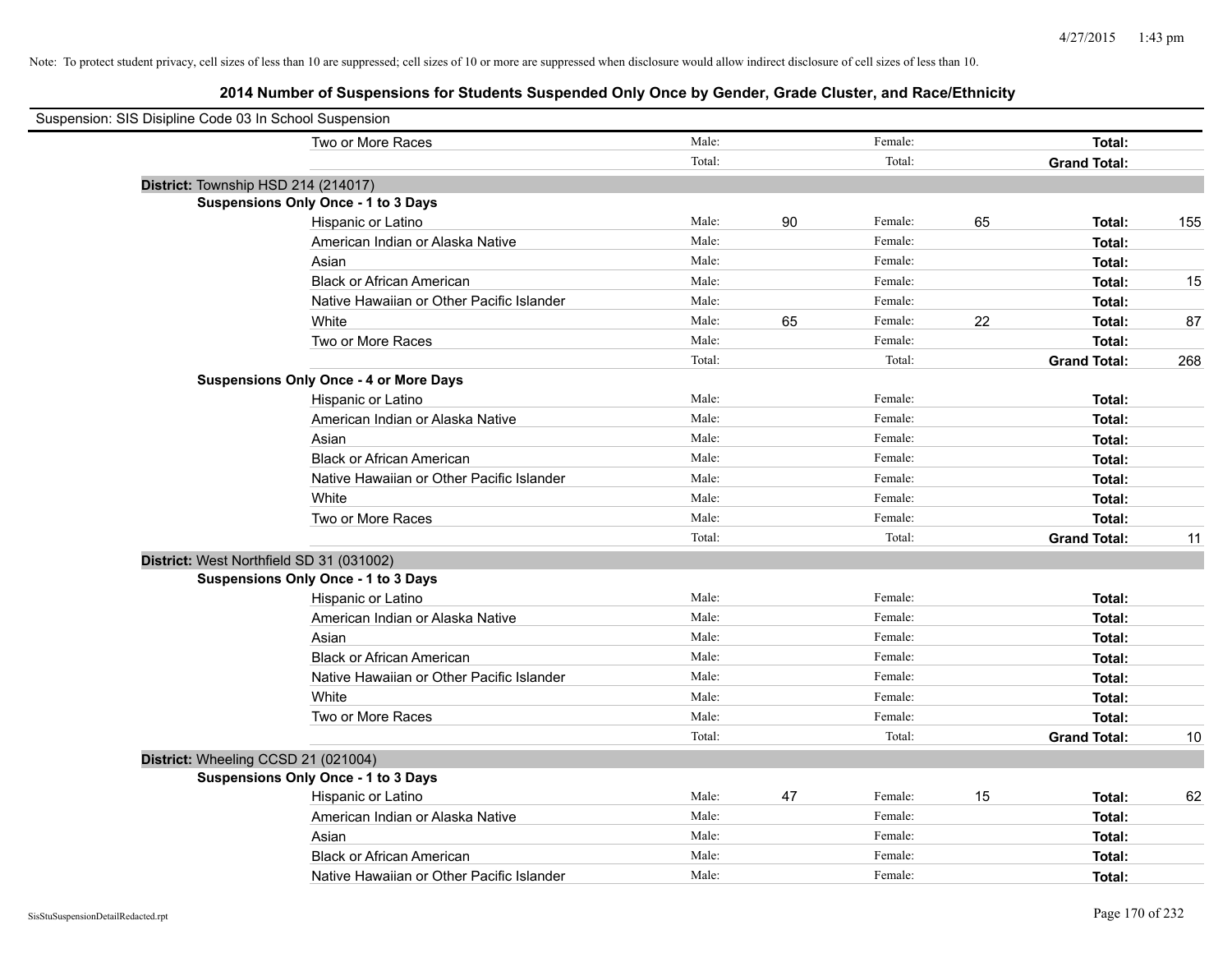Note: To protect student privacy, cell sizes of less than 10 are suppressed; cell sizes of 10 or more are suppressed when disclosure would allow indirect disclosure of cell sizes of less than 10.

## 2014 Number of Suspensions for Students Suspended Only Once by Gender, Grade Cluster, and Race/Ethnicity

Suspension: SIS Disipline Code 03 In School Suspension

| | | | | | | |
|---|---|---|---|---|---|---|
| Two or More Races | Male: | | Female: | | **Total:** | |
| | Total: | | Total: | | **Grand Total:** | |

**District:** Township HSD 214 (214017)

**Suspensions Only Once - 1 to 3 Days**

| | | | | | | |
|---|---|---|---|---|---|---|
| Hispanic or Latino | Male: | 90 | Female: | 65 | **Total:** | 155 |
| American Indian or Alaska Native | Male: | | Female: | | **Total:** | |
| Asian | Male: | | Female: | | **Total:** | |
| Black or African American | Male: | | Female: | | **Total:** | 15 |
| Native Hawaiian or Other Pacific Islander | Male: | | Female: | | **Total:** | |
| White | Male: | 65 | Female: | 22 | **Total:** | 87 |
| Two or More Races | Male: | | Female: | | **Total:** | |
| | Total: | | Total: | | **Grand Total:** | 268 |

**Suspensions Only Once - 4 or More Days**

| | | | | | | |
|---|---|---|---|---|---|---|
| Hispanic or Latino | Male: | | Female: | | **Total:** | |
| American Indian or Alaska Native | Male: | | Female: | | **Total:** | |
| Asian | Male: | | Female: | | **Total:** | |
| Black or African American | Male: | | Female: | | **Total:** | |
| Native Hawaiian or Other Pacific Islander | Male: | | Female: | | **Total:** | |
| White | Male: | | Female: | | **Total:** | |
| Two or More Races | Male: | | Female: | | **Total:** | |
| | Total: | | Total: | | **Grand Total:** | 11 |

**District:** West Northfield SD 31 (031002)

**Suspensions Only Once - 1 to 3 Days**

| | | | | | | |
|---|---|---|---|---|---|---|
| Hispanic or Latino | Male: | | Female: | | **Total:** | |
| American Indian or Alaska Native | Male: | | Female: | | **Total:** | |
| Asian | Male: | | Female: | | **Total:** | |
| Black or African American | Male: | | Female: | | **Total:** | |
| Native Hawaiian or Other Pacific Islander | Male: | | Female: | | **Total:** | |
| White | Male: | | Female: | | **Total:** | |
| Two or More Races | Male: | | Female: | | **Total:** | |
| | Total: | | Total: | | **Grand Total:** | 10 |

**District:** Wheeling CCSD 21 (021004)

**Suspensions Only Once - 1 to 3 Days**

| | | | | | | |
|---|---|---|---|---|---|---|
| Hispanic or Latino | Male: | 47 | Female: | 15 | **Total:** | 62 |
| American Indian or Alaska Native | Male: | | Female: | | **Total:** | |
| Asian | Male: | | Female: | | **Total:** | |
| Black or African American | Male: | | Female: | | **Total:** | |
| Native Hawaiian or Other Pacific Islander | Male: | | Female: | | **Total:** | |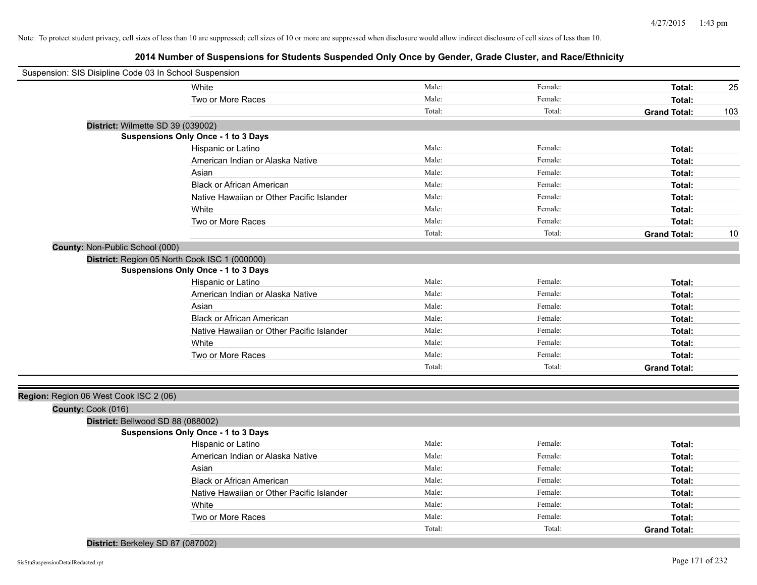Note: To protect student privacy, cell sizes of less than 10 are suppressed; cell sizes of 10 or more are suppressed when disclosure would allow indirect disclosure of cell sizes of less than 10.

## 2014 Number of Suspensions for Students Suspended Only Once by Gender, Grade Cluster, and Race/Ethnicity

Suspension: SIS Disipline Code 03 In School Suspension

| | Male | Female | Total | |
|---|---|---|---|---|
| White | Male: | Female: | **Total:** | 25 |
| Two or More Races | Male: | Female: | **Total:** | |
| | Total: | Total: | **Grand Total:** | 103 |

**District:** Wilmette SD 39 (039002)

**Suspensions Only Once - 1 to 3 Days**

| | Male | Female | Total | |
|---|---|---|---|---|
| Hispanic or Latino | Male: | Female: | **Total:** | |
| American Indian or Alaska Native | Male: | Female: | **Total:** | |
| Asian | Male: | Female: | **Total:** | |
| Black or African American | Male: | Female: | **Total:** | |
| Native Hawaiian or Other Pacific Islander | Male: | Female: | **Total:** | |
| White | Male: | Female: | **Total:** | |
| Two or More Races | Male: | Female: | **Total:** | |
| | Total: | Total: | **Grand Total:** | 10 |

**County:** Non-Public School (000)

**District:** Region 05 North Cook ISC 1 (000000)

**Suspensions Only Once - 1 to 3 Days**

| | Male | Female | Total | |
|---|---|---|---|---|
| Hispanic or Latino | Male: | Female: | **Total:** | |
| American Indian or Alaska Native | Male: | Female: | **Total:** | |
| Asian | Male: | Female: | **Total:** | |
| Black or African American | Male: | Female: | **Total:** | |
| Native Hawaiian or Other Pacific Islander | Male: | Female: | **Total:** | |
| White | Male: | Female: | **Total:** | |
| Two or More Races | Male: | Female: | **Total:** | |
| | Total: | Total: | **Grand Total:** | |

**Region:** Region 06 West Cook ISC 2 (06)

**County:** Cook (016)

**District:** Bellwood SD 88 (088002)

**Suspensions Only Once - 1 to 3 Days**

| | Male | Female | Total | |
|---|---|---|---|---|
| Hispanic or Latino | Male: | Female: | **Total:** | |
| American Indian or Alaska Native | Male: | Female: | **Total:** | |
| Asian | Male: | Female: | **Total:** | |
| Black or African American | Male: | Female: | **Total:** | |
| Native Hawaiian or Other Pacific Islander | Male: | Female: | **Total:** | |
| White | Male: | Female: | **Total:** | |
| Two or More Races | Male: | Female: | **Total:** | |
| | Total: | Total: | **Grand Total:** | |

**District:** Berkeley SD 87 (087002)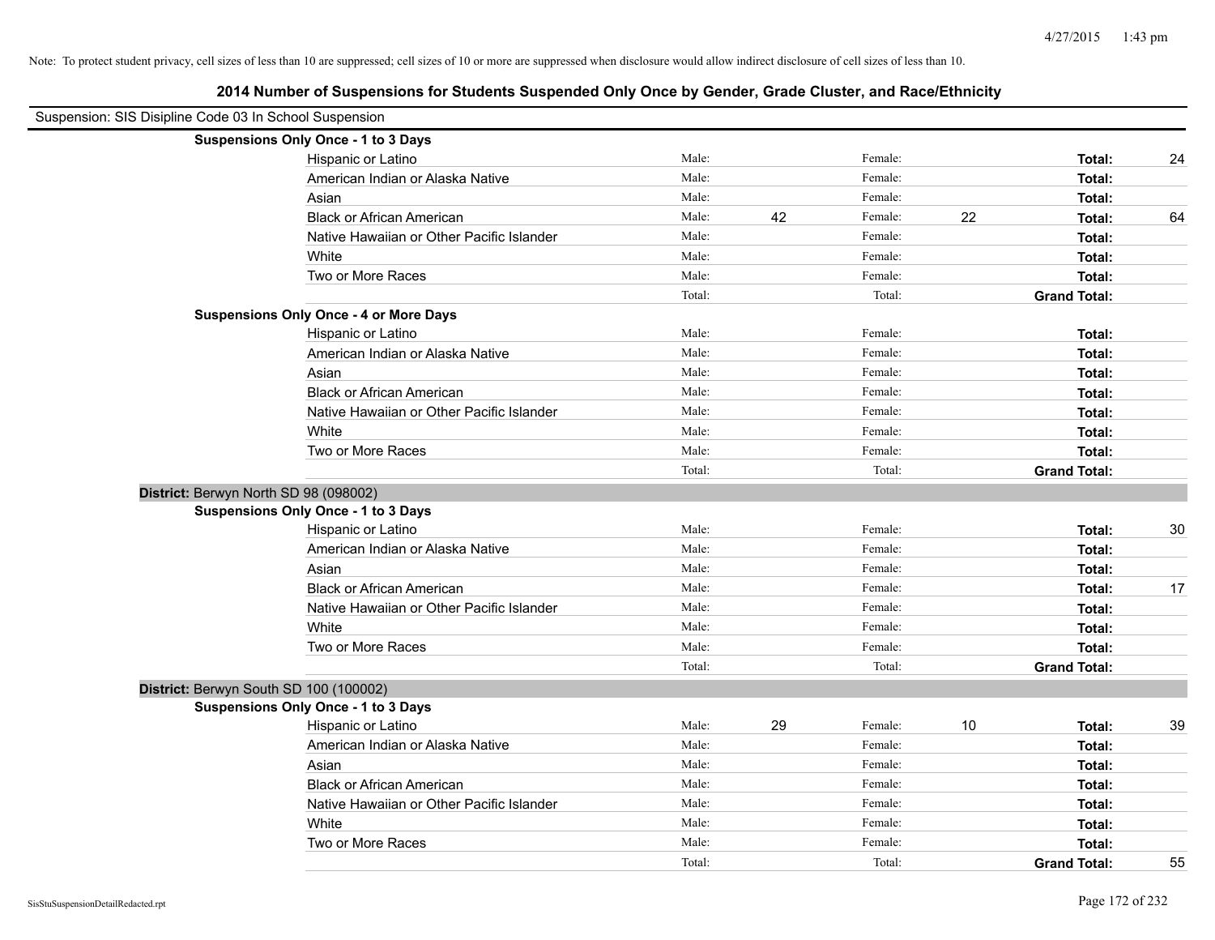Note: To protect student privacy, cell sizes of less than 10 are suppressed; cell sizes of 10 or more are suppressed when disclosure would allow indirect disclosure of cell sizes of less than 10.

## 2014 Number of Suspensions for Students Suspended Only Once by Gender, Grade Cluster, and Race/Ethnicity

Suspension: SIS Disipline Code 03 In School Suspension

**Suspensions Only Once - 1 to 3 Days**

| | | | | | | |
|---|---|---|---|---|---|---|
| Hispanic or Latino | Male: | | Female: | | **Total:** | 24 |
| American Indian or Alaska Native | Male: | | Female: | | **Total:** | |
| Asian | Male: | | Female: | | **Total:** | |
| Black or African American | Male: | 42 | Female: | 22 | **Total:** | 64 |
| Native Hawaiian or Other Pacific Islander | Male: | | Female: | | **Total:** | |
| White | Male: | | Female: | | **Total:** | |
| Two or More Races | Male: | | Female: | | **Total:** | |
| | Total: | | Total: | | **Grand Total:** | |

**Suspensions Only Once - 4 or More Days**

| | | | | | | |
|---|---|---|---|---|---|---|
| Hispanic or Latino | Male: | | Female: | | **Total:** | |
| American Indian or Alaska Native | Male: | | Female: | | **Total:** | |
| Asian | Male: | | Female: | | **Total:** | |
| Black or African American | Male: | | Female: | | **Total:** | |
| Native Hawaiian or Other Pacific Islander | Male: | | Female: | | **Total:** | |
| White | Male: | | Female: | | **Total:** | |
| Two or More Races | Male: | | Female: | | **Total:** | |
| | Total: | | Total: | | **Grand Total:** | |

**District:** Berwyn North SD 98 (098002)

**Suspensions Only Once - 1 to 3 Days**

| | | | | | | |
|---|---|---|---|---|---|---|
| Hispanic or Latino | Male: | | Female: | | **Total:** | 30 |
| American Indian or Alaska Native | Male: | | Female: | | **Total:** | |
| Asian | Male: | | Female: | | **Total:** | |
| Black or African American | Male: | | Female: | | **Total:** | 17 |
| Native Hawaiian or Other Pacific Islander | Male: | | Female: | | **Total:** | |
| White | Male: | | Female: | | **Total:** | |
| Two or More Races | Male: | | Female: | | **Total:** | |
| | Total: | | Total: | | **Grand Total:** | |

**District:** Berwyn South SD 100 (100002)

**Suspensions Only Once - 1 to 3 Days**

| | | | | | | |
|---|---|---|---|---|---|---|
| Hispanic or Latino | Male: | 29 | Female: | 10 | **Total:** | 39 |
| American Indian or Alaska Native | Male: | | Female: | | **Total:** | |
| Asian | Male: | | Female: | | **Total:** | |
| Black or African American | Male: | | Female: | | **Total:** | |
| Native Hawaiian or Other Pacific Islander | Male: | | Female: | | **Total:** | |
| White | Male: | | Female: | | **Total:** | |
| Two or More Races | Male: | | Female: | | **Total:** | |
| | Total: | | Total: | | **Grand Total:** | 55 |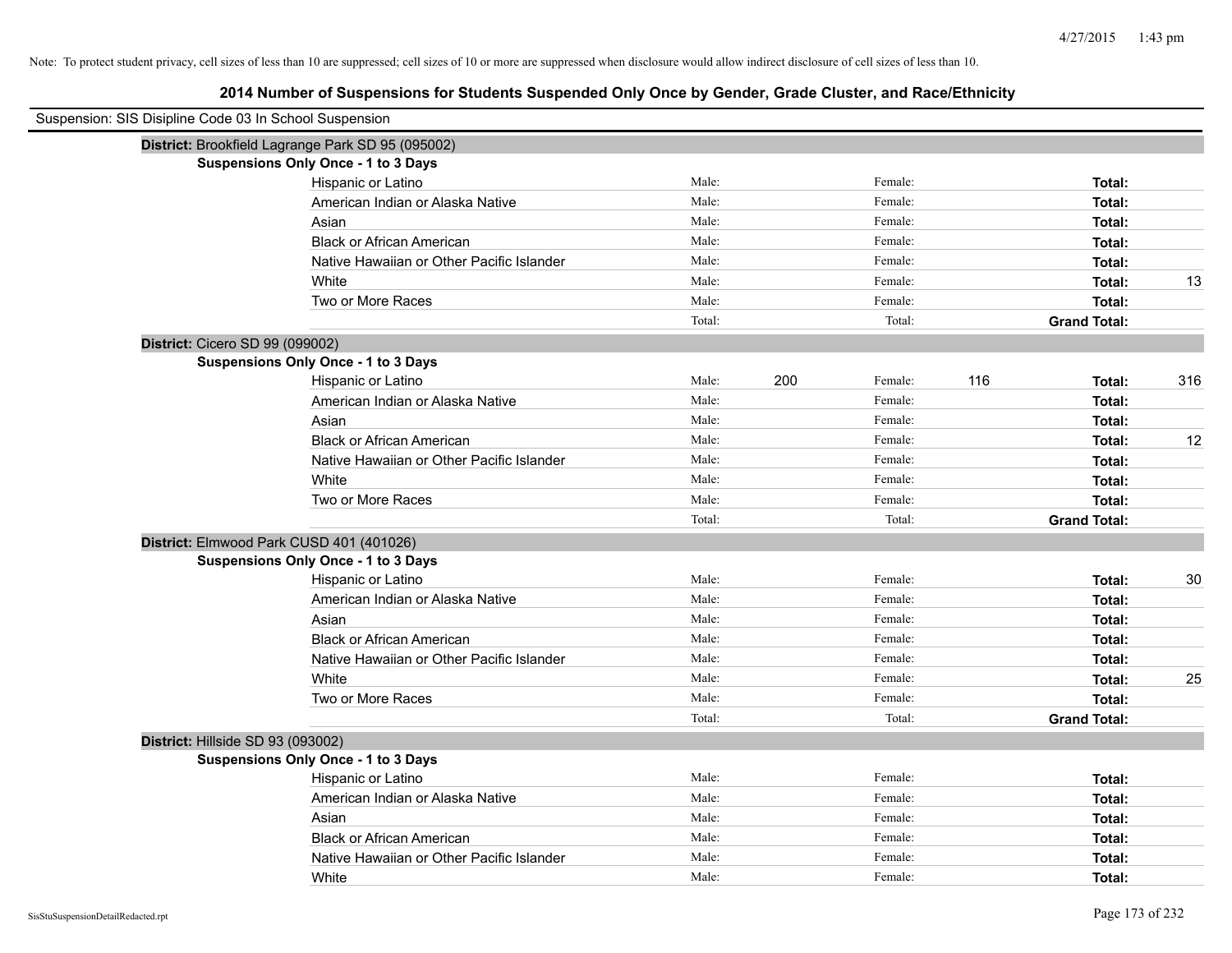Note: To protect student privacy, cell sizes of less than 10 are suppressed; cell sizes of 10 or more are suppressed when disclosure would allow indirect disclosure of cell sizes of less than 10.

# 2014 Number of Suspensions for Students Suspended Only Once by Gender, Grade Cluster, and Race/Ethnicity

Suspension: SIS Disipline Code 03 In School Suspension

## District: Brookfield Lagrange Park SD 95 (095002)

### Suspensions Only Once - 1 to 3 Days

| Race/Ethnicity | Male: | | Female: | | Total: | |
|---|---|---|---|---|---|---|
| Hispanic or Latino | Male: | | Female: | | **Total:** | |
| American Indian or Alaska Native | Male: | | Female: | | **Total:** | |
| Asian | Male: | | Female: | | **Total:** | |
| Black or African American | Male: | | Female: | | **Total:** | |
| Native Hawaiian or Other Pacific Islander | Male: | | Female: | | **Total:** | |
| White | Male: | | Female: | | **Total:** | 13 |
| Two or More Races | Male: | | Female: | | **Total:** | |
| | Total: | | Total: | | **Grand Total:** | |

## District: Cicero SD 99 (099002)

### Suspensions Only Once - 1 to 3 Days

| Race/Ethnicity | Male: | | Female: | | Total: | |
|---|---|---|---|---|---|---|
| Hispanic or Latino | Male: | 200 | Female: | 116 | **Total:** | 316 |
| American Indian or Alaska Native | Male: | | Female: | | **Total:** | |
| Asian | Male: | | Female: | | **Total:** | |
| Black or African American | Male: | | Female: | | **Total:** | 12 |
| Native Hawaiian or Other Pacific Islander | Male: | | Female: | | **Total:** | |
| White | Male: | | Female: | | **Total:** | |
| Two or More Races | Male: | | Female: | | **Total:** | |
| | Total: | | Total: | | **Grand Total:** | |

## District: Elmwood Park CUSD 401 (401026)

### Suspensions Only Once - 1 to 3 Days

| Race/Ethnicity | Male: | | Female: | | Total: | |
|---|---|---|---|---|---|---|
| Hispanic or Latino | Male: | | Female: | | **Total:** | 30 |
| American Indian or Alaska Native | Male: | | Female: | | **Total:** | |
| Asian | Male: | | Female: | | **Total:** | |
| Black or African American | Male: | | Female: | | **Total:** | |
| Native Hawaiian or Other Pacific Islander | Male: | | Female: | | **Total:** | |
| White | Male: | | Female: | | **Total:** | 25 |
| Two or More Races | Male: | | Female: | | **Total:** | |
| | Total: | | Total: | | **Grand Total:** | |

## District: Hillside SD 93 (093002)

### Suspensions Only Once - 1 to 3 Days

| Race/Ethnicity | Male: | | Female: | | Total: | |
|---|---|---|---|---|---|---|
| Hispanic or Latino | Male: | | Female: | | **Total:** | |
| American Indian or Alaska Native | Male: | | Female: | | **Total:** | |
| Asian | Male: | | Female: | | **Total:** | |
| Black or African American | Male: | | Female: | | **Total:** | |
| Native Hawaiian or Other Pacific Islander | Male: | | Female: | | **Total:** | |
| White | Male: | | Female: | | **Total:** | |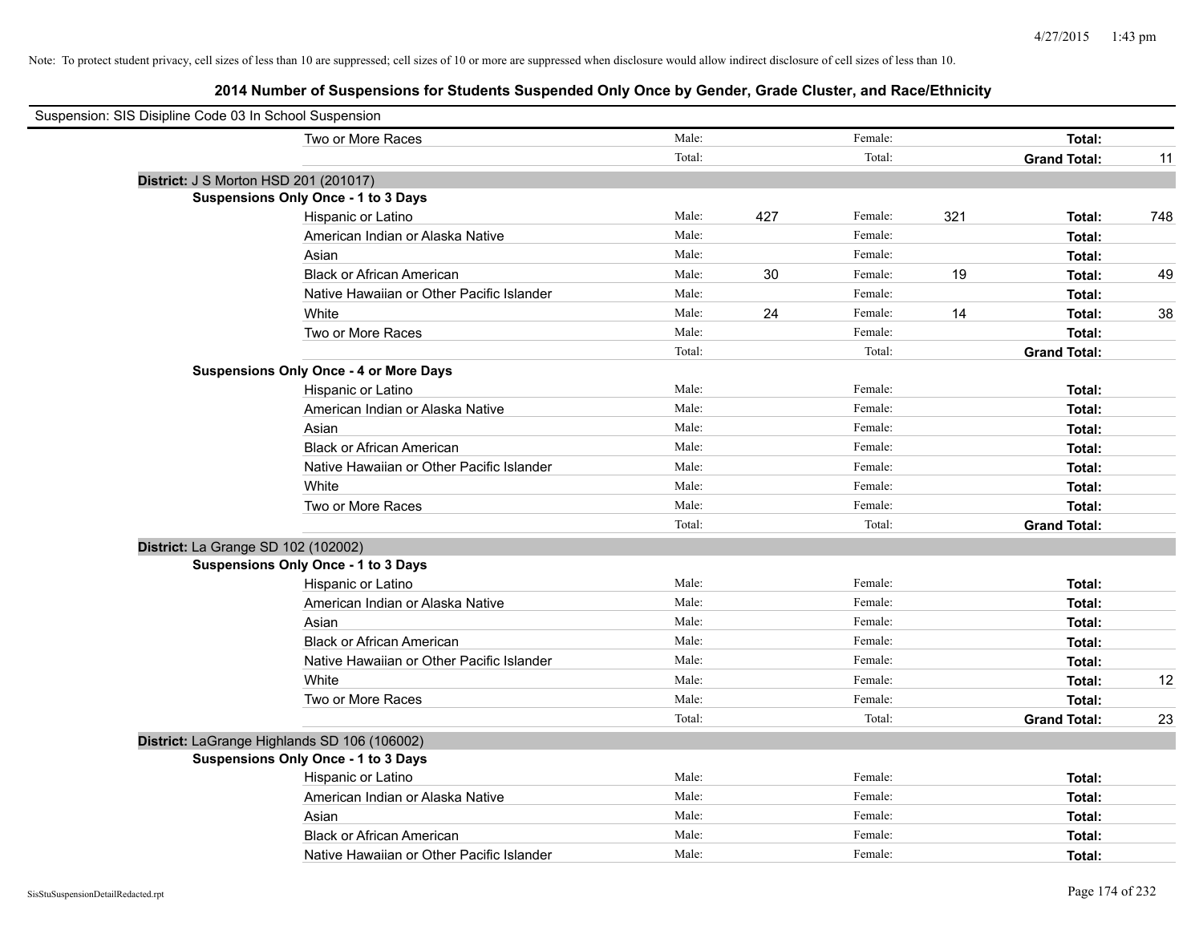Note: To protect student privacy, cell sizes of less than 10 are suppressed; cell sizes of 10 or more are suppressed when disclosure would allow indirect disclosure of cell sizes of less than 10.

## 2014 Number of Suspensions for Students Suspended Only Once by Gender, Grade Cluster, and Race/Ethnicity

Suspension: SIS Disipline Code 03 In School Suspension

| | | | | | | |
|---|---|---|---|---|---|---|
| Two or More Races | Male: | | Female: | | **Total:** | |
| | Total: | | Total: | | **Grand Total:** | 11 |

**District:** J S Morton HSD 201 (201017)

**Suspensions Only Once - 1 to 3 Days**

| | | | | | | |
|---|---|---|---|---|---|---|
| Hispanic or Latino | Male: | 427 | Female: | 321 | **Total:** | 748 |
| American Indian or Alaska Native | Male: | | Female: | | **Total:** | |
| Asian | Male: | | Female: | | **Total:** | |
| Black or African American | Male: | 30 | Female: | 19 | **Total:** | 49 |
| Native Hawaiian or Other Pacific Islander | Male: | | Female: | | **Total:** | |
| White | Male: | 24 | Female: | 14 | **Total:** | 38 |
| Two or More Races | Male: | | Female: | | **Total:** | |
| | Total: | | Total: | | **Grand Total:** | |

**Suspensions Only Once - 4 or More Days**

| | | | | | | |
|---|---|---|---|---|---|---|
| Hispanic or Latino | Male: | | Female: | | **Total:** | |
| American Indian or Alaska Native | Male: | | Female: | | **Total:** | |
| Asian | Male: | | Female: | | **Total:** | |
| Black or African American | Male: | | Female: | | **Total:** | |
| Native Hawaiian or Other Pacific Islander | Male: | | Female: | | **Total:** | |
| White | Male: | | Female: | | **Total:** | |
| Two or More Races | Male: | | Female: | | **Total:** | |
| | Total: | | Total: | | **Grand Total:** | |

**District:** La Grange SD 102 (102002)

**Suspensions Only Once - 1 to 3 Days**

| | | | | | | |
|---|---|---|---|---|---|---|
| Hispanic or Latino | Male: | | Female: | | **Total:** | |
| American Indian or Alaska Native | Male: | | Female: | | **Total:** | |
| Asian | Male: | | Female: | | **Total:** | |
| Black or African American | Male: | | Female: | | **Total:** | |
| Native Hawaiian or Other Pacific Islander | Male: | | Female: | | **Total:** | |
| White | Male: | | Female: | | **Total:** | 12 |
| Two or More Races | Male: | | Female: | | **Total:** | |
| | Total: | | Total: | | **Grand Total:** | 23 |

**District:** LaGrange Highlands SD 106 (106002)

**Suspensions Only Once - 1 to 3 Days**

| | | | | | | |
|---|---|---|---|---|---|---|
| Hispanic or Latino | Male: | | Female: | | **Total:** | |
| American Indian or Alaska Native | Male: | | Female: | | **Total:** | |
| Asian | Male: | | Female: | | **Total:** | |
| Black or African American | Male: | | Female: | | **Total:** | |
| Native Hawaiian or Other Pacific Islander | Male: | | Female: | | **Total:** | |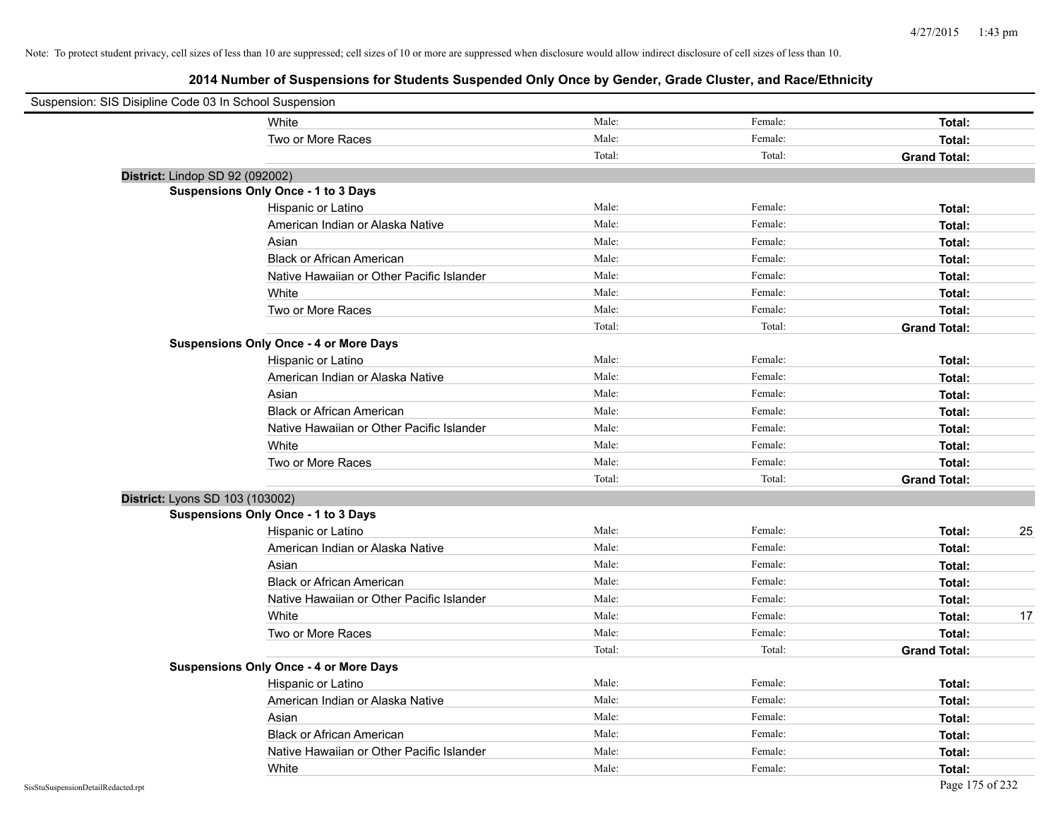Note: To protect student privacy, cell sizes of less than 10 are suppressed; cell sizes of 10 or more are suppressed when disclosure would allow indirect disclosure of cell sizes of less than 10.

## 2014 Number of Suspensions for Students Suspended Only Once by Gender, Grade Cluster, and Race/Ethnicity

Suspension: SIS Disipline Code 03 In School Suspension

| | | | | |
|---|---|---|---|---|
| White | Male: | Female: | **Total:** | |
| Two or More Races | Male: | Female: | **Total:** | |
| | Total: | Total: | **Grand Total:** | |

**District:** Lindop SD 92 (092002)

**Suspensions Only Once - 1 to 3 Days**

| | | | | |
|---|---|---|---|---|
| Hispanic or Latino | Male: | Female: | **Total:** | |
| American Indian or Alaska Native | Male: | Female: | **Total:** | |
| Asian | Male: | Female: | **Total:** | |
| Black or African American | Male: | Female: | **Total:** | |
| Native Hawaiian or Other Pacific Islander | Male: | Female: | **Total:** | |
| White | Male: | Female: | **Total:** | |
| Two or More Races | Male: | Female: | **Total:** | |
| | Total: | Total: | **Grand Total:** | |

**Suspensions Only Once - 4 or More Days**

| | | | | |
|---|---|---|---|---|
| Hispanic or Latino | Male: | Female: | **Total:** | |
| American Indian or Alaska Native | Male: | Female: | **Total:** | |
| Asian | Male: | Female: | **Total:** | |
| Black or African American | Male: | Female: | **Total:** | |
| Native Hawaiian or Other Pacific Islander | Male: | Female: | **Total:** | |
| White | Male: | Female: | **Total:** | |
| Two or More Races | Male: | Female: | **Total:** | |
| | Total: | Total: | **Grand Total:** | |

**District:** Lyons SD 103 (103002)

**Suspensions Only Once - 1 to 3 Days**

| | | | | |
|---|---|---|---|---|
| Hispanic or Latino | Male: | Female: | **Total:** | 25 |
| American Indian or Alaska Native | Male: | Female: | **Total:** | |
| Asian | Male: | Female: | **Total:** | |
| Black or African American | Male: | Female: | **Total:** | |
| Native Hawaiian or Other Pacific Islander | Male: | Female: | **Total:** | |
| White | Male: | Female: | **Total:** | 17 |
| Two or More Races | Male: | Female: | **Total:** | |
| | Total: | Total: | **Grand Total:** | |

**Suspensions Only Once - 4 or More Days**

| | | | | |
|---|---|---|---|---|
| Hispanic or Latino | Male: | Female: | **Total:** | |
| American Indian or Alaska Native | Male: | Female: | **Total:** | |
| Asian | Male: | Female: | **Total:** | |
| Black or African American | Male: | Female: | **Total:** | |
| Native Hawaiian or Other Pacific Islander | Male: | Female: | **Total:** | |
| White | Male: | Female: | **Total:** | |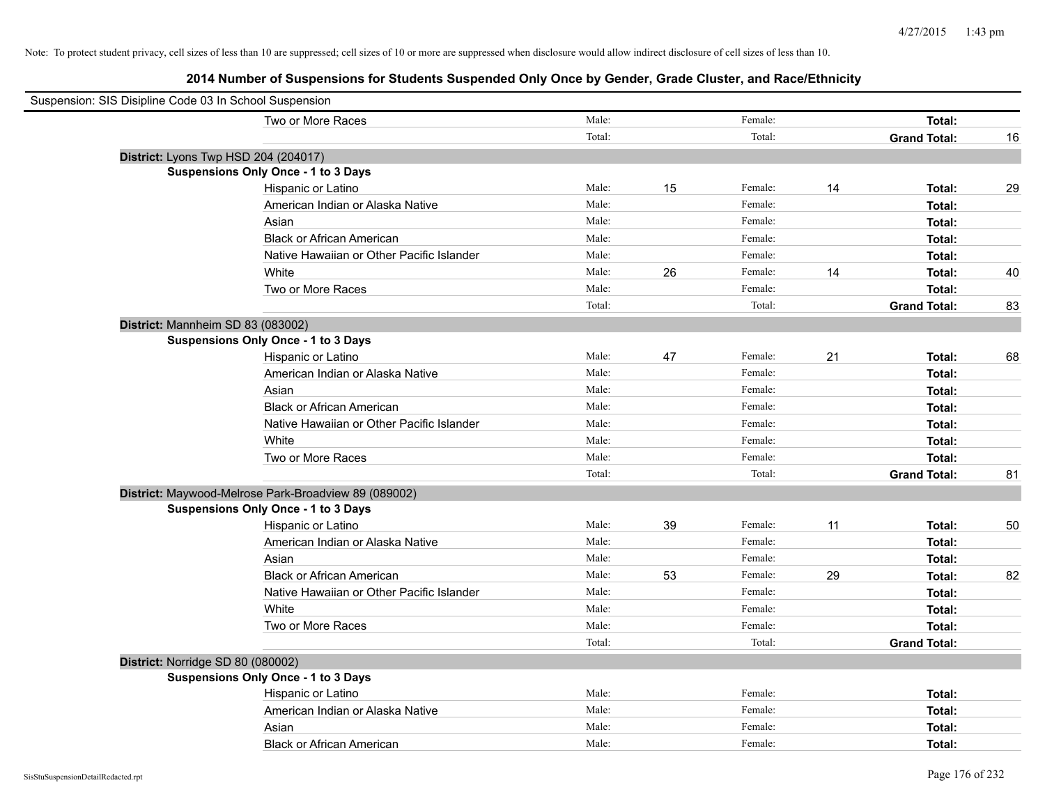Note: To protect student privacy, cell sizes of less than 10 are suppressed; cell sizes of 10 or more are suppressed when disclosure would allow indirect disclosure of cell sizes of less than 10.

## 2014 Number of Suspensions for Students Suspended Only Once by Gender, Grade Cluster, and Race/Ethnicity

Suspension: SIS Disipline Code 03 In School Suspension

| | | | | | | |
|---|---|---|---|---|---|---|
| Two or More Races | Male: | | Female: | | **Total:** | |
| | Total: | | Total: | | **Grand Total:** | 16 |

**District:** Lyons Twp HSD 204 (204017)

**Suspensions Only Once - 1 to 3 Days**

| | | | | | | |
|---|---|---|---|---|---|---|
| Hispanic or Latino | Male: | 15 | Female: | 14 | **Total:** | 29 |
| American Indian or Alaska Native | Male: | | Female: | | **Total:** | |
| Asian | Male: | | Female: | | **Total:** | |
| Black or African American | Male: | | Female: | | **Total:** | |
| Native Hawaiian or Other Pacific Islander | Male: | | Female: | | **Total:** | |
| White | Male: | 26 | Female: | 14 | **Total:** | 40 |
| Two or More Races | Male: | | Female: | | **Total:** | |
| | Total: | | Total: | | **Grand Total:** | 83 |

**District:** Mannheim SD 83 (083002)

**Suspensions Only Once - 1 to 3 Days**

| | | | | | | |
|---|---|---|---|---|---|---|
| Hispanic or Latino | Male: | 47 | Female: | 21 | **Total:** | 68 |
| American Indian or Alaska Native | Male: | | Female: | | **Total:** | |
| Asian | Male: | | Female: | | **Total:** | |
| Black or African American | Male: | | Female: | | **Total:** | |
| Native Hawaiian or Other Pacific Islander | Male: | | Female: | | **Total:** | |
| White | Male: | | Female: | | **Total:** | |
| Two or More Races | Male: | | Female: | | **Total:** | |
| | Total: | | Total: | | **Grand Total:** | 81 |

**District:** Maywood-Melrose Park-Broadview 89 (089002)

**Suspensions Only Once - 1 to 3 Days**

| | | | | | | |
|---|---|---|---|---|---|---|
| Hispanic or Latino | Male: | 39 | Female: | 11 | **Total:** | 50 |
| American Indian or Alaska Native | Male: | | Female: | | **Total:** | |
| Asian | Male: | | Female: | | **Total:** | |
| Black or African American | Male: | 53 | Female: | 29 | **Total:** | 82 |
| Native Hawaiian or Other Pacific Islander | Male: | | Female: | | **Total:** | |
| White | Male: | | Female: | | **Total:** | |
| Two or More Races | Male: | | Female: | | **Total:** | |
| | Total: | | Total: | | **Grand Total:** | |

**District:** Norridge SD 80 (080002)

**Suspensions Only Once - 1 to 3 Days**

| | | | | | | |
|---|---|---|---|---|---|---|
| Hispanic or Latino | Male: | | Female: | | **Total:** | |
| American Indian or Alaska Native | Male: | | Female: | | **Total:** | |
| Asian | Male: | | Female: | | **Total:** | |
| Black or African American | Male: | | Female: | | **Total:** | |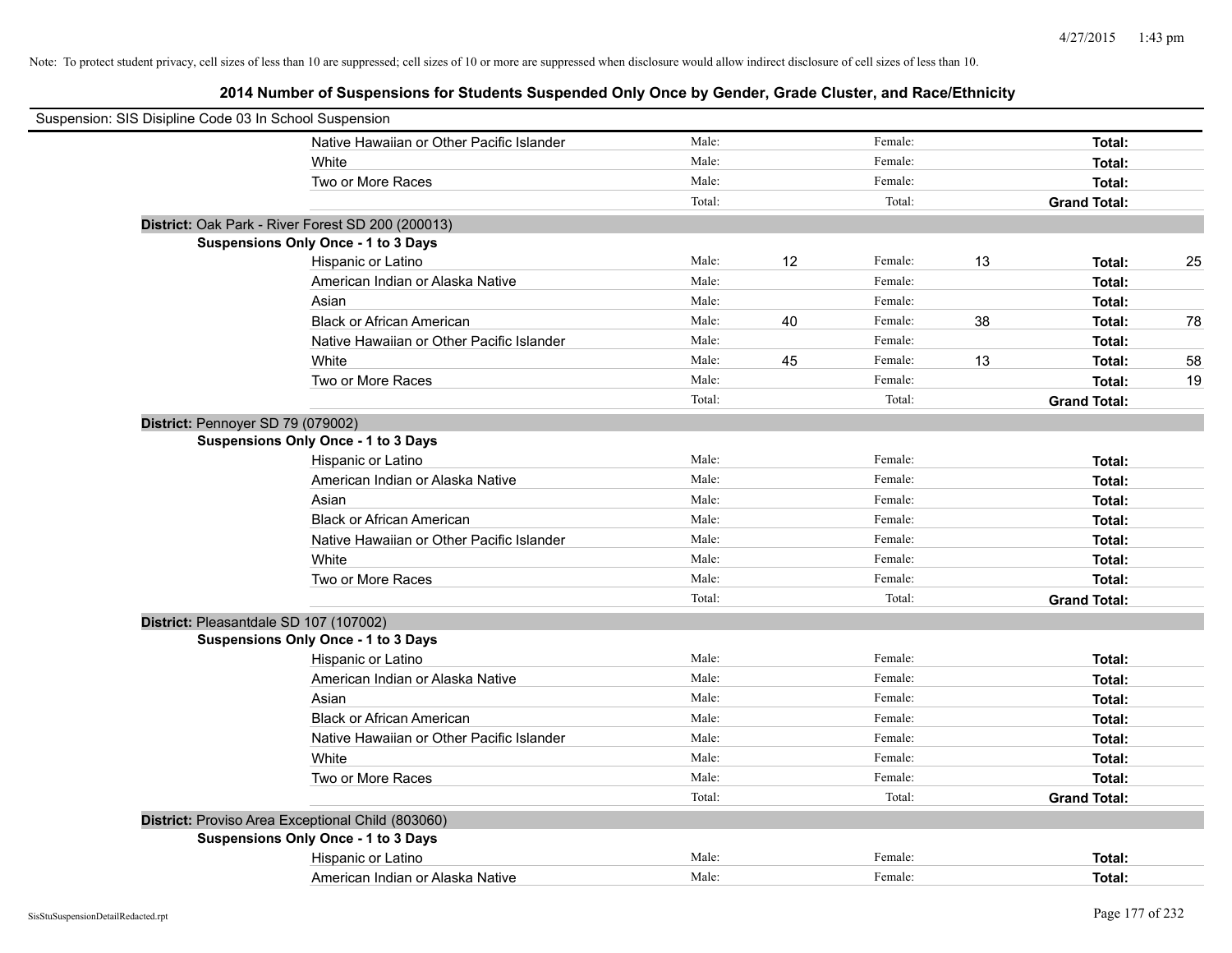Note: To protect student privacy, cell sizes of less than 10 are suppressed; cell sizes of 10 or more are suppressed when disclosure would allow indirect disclosure of cell sizes of less than 10.

## 2014 Number of Suspensions for Students Suspended Only Once by Gender, Grade Cluster, and Race/Ethnicity

Suspension: SIS Disipline Code 03 In School Suspension

| | | | | | | |
|---|---|---|---|---|---|---|
| Native Hawaiian or Other Pacific Islander | Male: | | Female: | | **Total:** | |
| White | Male: | | Female: | | **Total:** | |
| Two or More Races | Male: | | Female: | | **Total:** | |
| | Total: | | Total: | | **Grand Total:** | |

**District:** Oak Park - River Forest SD 200 (200013)

**Suspensions Only Once - 1 to 3 Days**

| | | | | | | |
|---|---|---|---|---|---|---|
| Hispanic or Latino | Male: | 12 | Female: | 13 | **Total:** | 25 |
| American Indian or Alaska Native | Male: | | Female: | | **Total:** | |
| Asian | Male: | | Female: | | **Total:** | |
| Black or African American | Male: | 40 | Female: | 38 | **Total:** | 78 |
| Native Hawaiian or Other Pacific Islander | Male: | | Female: | | **Total:** | |
| White | Male: | 45 | Female: | 13 | **Total:** | 58 |
| Two or More Races | Male: | | Female: | | **Total:** | 19 |
| | Total: | | Total: | | **Grand Total:** | |

**District:** Pennoyer SD 79 (079002)

**Suspensions Only Once - 1 to 3 Days**

| | | | | | | |
|---|---|---|---|---|---|---|
| Hispanic or Latino | Male: | | Female: | | **Total:** | |
| American Indian or Alaska Native | Male: | | Female: | | **Total:** | |
| Asian | Male: | | Female: | | **Total:** | |
| Black or African American | Male: | | Female: | | **Total:** | |
| Native Hawaiian or Other Pacific Islander | Male: | | Female: | | **Total:** | |
| White | Male: | | Female: | | **Total:** | |
| Two or More Races | Male: | | Female: | | **Total:** | |
| | Total: | | Total: | | **Grand Total:** | |

**District:** Pleasantdale SD 107 (107002)

**Suspensions Only Once - 1 to 3 Days**

| | | | | | | |
|---|---|---|---|---|---|---|
| Hispanic or Latino | Male: | | Female: | | **Total:** | |
| American Indian or Alaska Native | Male: | | Female: | | **Total:** | |
| Asian | Male: | | Female: | | **Total:** | |
| Black or African American | Male: | | Female: | | **Total:** | |
| Native Hawaiian or Other Pacific Islander | Male: | | Female: | | **Total:** | |
| White | Male: | | Female: | | **Total:** | |
| Two or More Races | Male: | | Female: | | **Total:** | |
| | Total: | | Total: | | **Grand Total:** | |

**District:** Proviso Area Exceptional Child (803060)

**Suspensions Only Once - 1 to 3 Days**

| | | | | | | |
|---|---|---|---|---|---|---|
| Hispanic or Latino | Male: | | Female: | | **Total:** | |
| American Indian or Alaska Native | Male: | | Female: | | **Total:** | |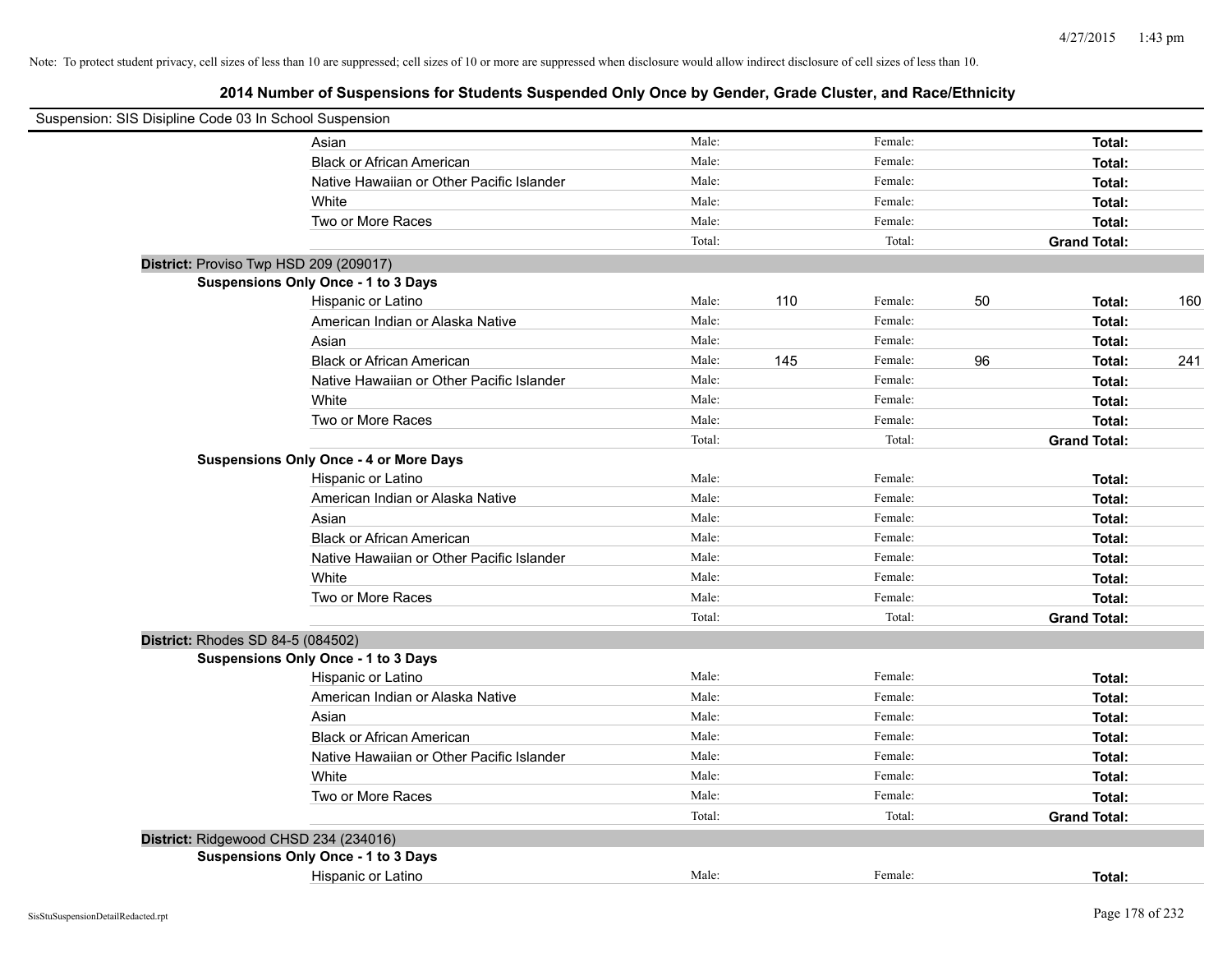Note: To protect student privacy, cell sizes of less than 10 are suppressed; cell sizes of 10 or more are suppressed when disclosure would allow indirect disclosure of cell sizes of less than 10.

## 2014 Number of Suspensions for Students Suspended Only Once by Gender, Grade Cluster, and Race/Ethnicity

Suspension: SIS Disipline Code 03 In School Suspension

| | | | | | | | |
|---|---|---|---|---|---|---|---|
| | Asian | Male: | | Female: | | **Total:** | |
| | Black or African American | Male: | | Female: | | **Total:** | |
| | Native Hawaiian or Other Pacific Islander | Male: | | Female: | | **Total:** | |
| | White | Male: | | Female: | | **Total:** | |
| | Two or More Races | Male: | | Female: | | **Total:** | |
| | | Total: | | Total: | | **Grand Total:** | |
| **District:** Proviso Twp HSD 209 (209017) | | | | | | | |
| **Suspensions Only Once - 1 to 3 Days** | | | | | | | |
| | Hispanic or Latino | Male: | 110 | Female: | 50 | **Total:** | 160 |
| | American Indian or Alaska Native | Male: | | Female: | | **Total:** | |
| | Asian | Male: | | Female: | | **Total:** | |
| | Black or African American | Male: | 145 | Female: | 96 | **Total:** | 241 |
| | Native Hawaiian or Other Pacific Islander | Male: | | Female: | | **Total:** | |
| | White | Male: | | Female: | | **Total:** | |
| | Two or More Races | Male: | | Female: | | **Total:** | |
| | | Total: | | Total: | | **Grand Total:** | |
| **Suspensions Only Once - 4 or More Days** | | | | | | | |
| | Hispanic or Latino | Male: | | Female: | | **Total:** | |
| | American Indian or Alaska Native | Male: | | Female: | | **Total:** | |
| | Asian | Male: | | Female: | | **Total:** | |
| | Black or African American | Male: | | Female: | | **Total:** | |
| | Native Hawaiian or Other Pacific Islander | Male: | | Female: | | **Total:** | |
| | White | Male: | | Female: | | **Total:** | |
| | Two or More Races | Male: | | Female: | | **Total:** | |
| | | Total: | | Total: | | **Grand Total:** | |
| **District:** Rhodes SD 84-5 (084502) | | | | | | | |
| **Suspensions Only Once - 1 to 3 Days** | | | | | | | |
| | Hispanic or Latino | Male: | | Female: | | **Total:** | |
| | American Indian or Alaska Native | Male: | | Female: | | **Total:** | |
| | Asian | Male: | | Female: | | **Total:** | |
| | Black or African American | Male: | | Female: | | **Total:** | |
| | Native Hawaiian or Other Pacific Islander | Male: | | Female: | | **Total:** | |
| | White | Male: | | Female: | | **Total:** | |
| | Two or More Races | Male: | | Female: | | **Total:** | |
| | | Total: | | Total: | | **Grand Total:** | |
| **District:** Ridgewood CHSD 234 (234016) | | | | | | | |
| **Suspensions Only Once - 1 to 3 Days** | | | | | | | |
| | Hispanic or Latino | Male: | | Female: | | **Total:** | |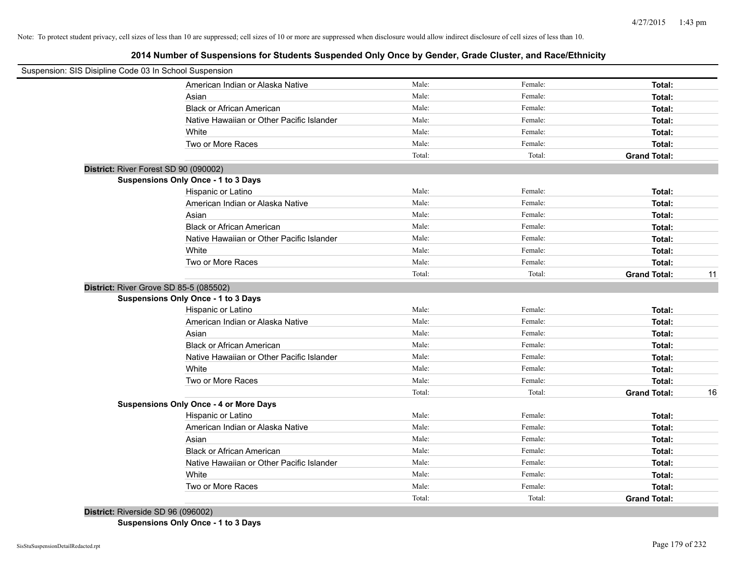Note: To protect student privacy, cell sizes of less than 10 are suppressed; cell sizes of 10 or more are suppressed when disclosure would allow indirect disclosure of cell sizes of less than 10.

## 2014 Number of Suspensions for Students Suspended Only Once by Gender, Grade Cluster, and Race/Ethnicity

Suspension: SIS Disipline Code 03 In School Suspension

| | Male | Female | Total |
|---|---|---|---|
| American Indian or Alaska Native | Male: | Female: | **Total:** |
| Asian | Male: | Female: | **Total:** |
| Black or African American | Male: | Female: | **Total:** |
| Native Hawaiian or Other Pacific Islander | Male: | Female: | **Total:** |
| White | Male: | Female: | **Total:** |
| Two or More Races | Male: | Female: | **Total:** |
| | Total: | Total: | **Grand Total:** |

**District:** River Forest SD 90 (090002)

**Suspensions Only Once - 1 to 3 Days**

| | Male | Female | Total |
|---|---|---|---|
| Hispanic or Latino | Male: | Female: | **Total:** |
| American Indian or Alaska Native | Male: | Female: | **Total:** |
| Asian | Male: | Female: | **Total:** |
| Black or African American | Male: | Female: | **Total:** |
| Native Hawaiian or Other Pacific Islander | Male: | Female: | **Total:** |
| White | Male: | Female: | **Total:** |
| Two or More Races | Male: | Female: | **Total:** |
| | Total: | Total: | **Grand Total:** 11 |

**District:** River Grove SD 85-5 (085502)

**Suspensions Only Once - 1 to 3 Days**

| | Male | Female | Total |
|---|---|---|---|
| Hispanic or Latino | Male: | Female: | **Total:** |
| American Indian or Alaska Native | Male: | Female: | **Total:** |
| Asian | Male: | Female: | **Total:** |
| Black or African American | Male: | Female: | **Total:** |
| Native Hawaiian or Other Pacific Islander | Male: | Female: | **Total:** |
| White | Male: | Female: | **Total:** |
| Two or More Races | Male: | Female: | **Total:** |
| | Total: | Total: | **Grand Total:** 16 |

**Suspensions Only Once - 4 or More Days**

| | Male | Female | Total |
|---|---|---|---|
| Hispanic or Latino | Male: | Female: | **Total:** |
| American Indian or Alaska Native | Male: | Female: | **Total:** |
| Asian | Male: | Female: | **Total:** |
| Black or African American | Male: | Female: | **Total:** |
| Native Hawaiian or Other Pacific Islander | Male: | Female: | **Total:** |
| White | Male: | Female: | **Total:** |
| Two or More Races | Male: | Female: | **Total:** |
| | Total: | Total: | **Grand Total:** |

**District:** Riverside SD 96 (096002)

**Suspensions Only Once - 1 to 3 Days**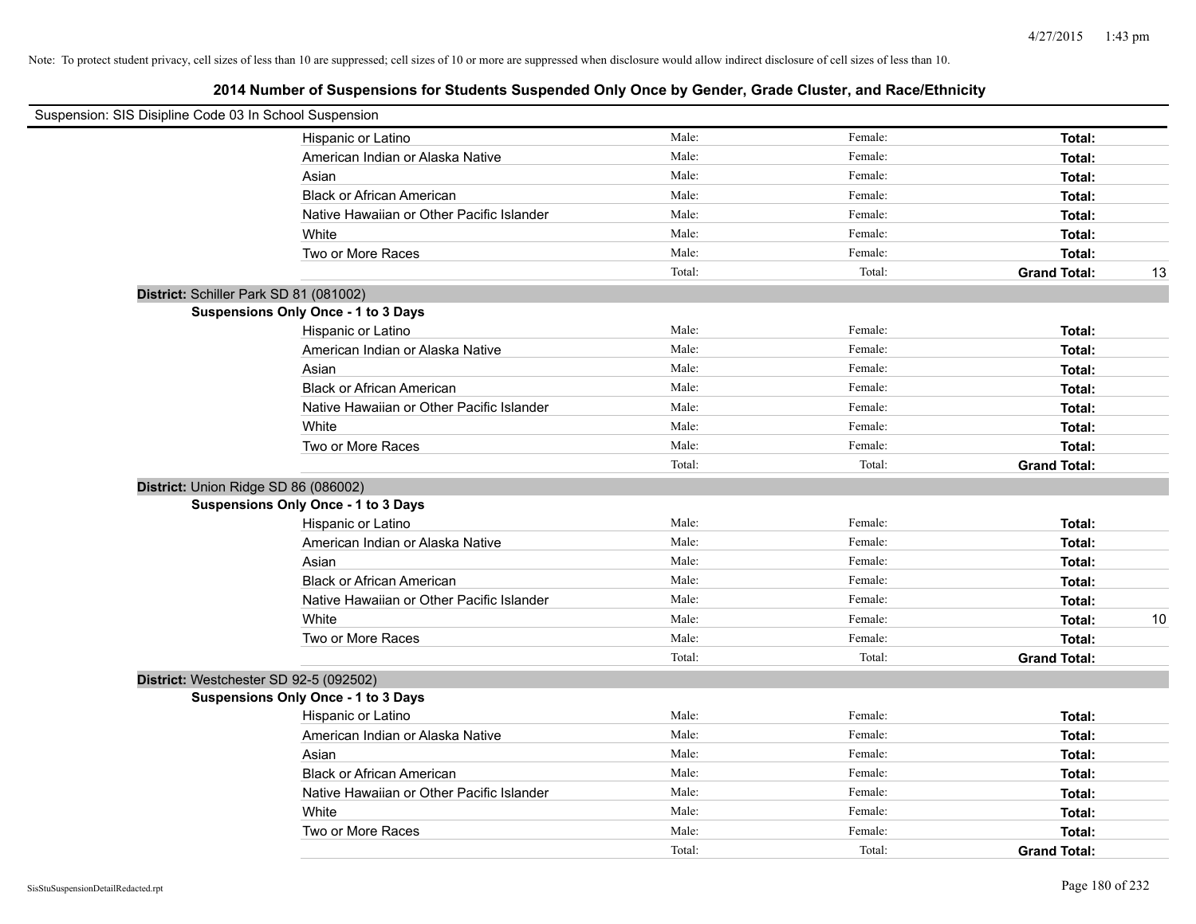Note: To protect student privacy, cell sizes of less than 10 are suppressed; cell sizes of 10 or more are suppressed when disclosure would allow indirect disclosure of cell sizes of less than 10.

## 2014 Number of Suspensions for Students Suspended Only Once by Gender, Grade Cluster, and Race/Ethnicity

Suspension: SIS Disipline Code 03 In School Suspension

| | Male: | Female: | Total: | |
|---|---|---|---|---|
| Hispanic or Latino | Male: | Female: | **Total:** | |
| American Indian or Alaska Native | Male: | Female: | **Total:** | |
| Asian | Male: | Female: | **Total:** | |
| Black or African American | Male: | Female: | **Total:** | |
| Native Hawaiian or Other Pacific Islander | Male: | Female: | **Total:** | |
| White | Male: | Female: | **Total:** | |
| Two or More Races | Male: | Female: | **Total:** | |
| | Total: | Total: | **Grand Total:** | 13 |

**District:** Schiller Park SD 81 (081002)

**Suspensions Only Once - 1 to 3 Days**

| | Male: | Female: | Total: | |
|---|---|---|---|---|
| Hispanic or Latino | Male: | Female: | **Total:** | |
| American Indian or Alaska Native | Male: | Female: | **Total:** | |
| Asian | Male: | Female: | **Total:** | |
| Black or African American | Male: | Female: | **Total:** | |
| Native Hawaiian or Other Pacific Islander | Male: | Female: | **Total:** | |
| White | Male: | Female: | **Total:** | |
| Two or More Races | Male: | Female: | **Total:** | |
| | Total: | Total: | **Grand Total:** | |

**District:** Union Ridge SD 86 (086002)

**Suspensions Only Once - 1 to 3 Days**

| | Male: | Female: | Total: | |
|---|---|---|---|---|
| Hispanic or Latino | Male: | Female: | **Total:** | |
| American Indian or Alaska Native | Male: | Female: | **Total:** | |
| Asian | Male: | Female: | **Total:** | |
| Black or African American | Male: | Female: | **Total:** | |
| Native Hawaiian or Other Pacific Islander | Male: | Female: | **Total:** | |
| White | Male: | Female: | **Total:** | 10 |
| Two or More Races | Male: | Female: | **Total:** | |
| | Total: | Total: | **Grand Total:** | |

**District:** Westchester SD 92-5 (092502)

**Suspensions Only Once - 1 to 3 Days**

| | Male: | Female: | Total: | |
|---|---|---|---|---|
| Hispanic or Latino | Male: | Female: | **Total:** | |
| American Indian or Alaska Native | Male: | Female: | **Total:** | |
| Asian | Male: | Female: | **Total:** | |
| Black or African American | Male: | Female: | **Total:** | |
| Native Hawaiian or Other Pacific Islander | Male: | Female: | **Total:** | |
| White | Male: | Female: | **Total:** | |
| Two or More Races | Male: | Female: | **Total:** | |
| | Total: | Total: | **Grand Total:** | |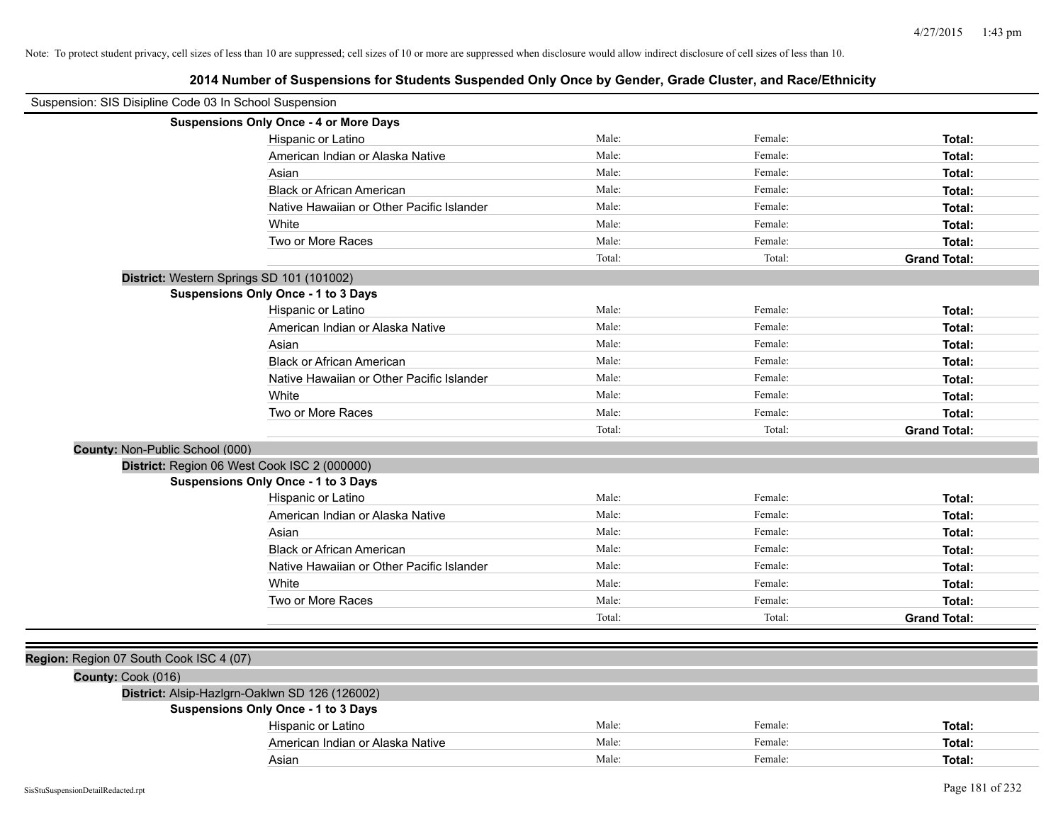Note: To protect student privacy, cell sizes of less than 10 are suppressed; cell sizes of 10 or more are suppressed when disclosure would allow indirect disclosure of cell sizes of less than 10.

## 2014 Number of Suspensions for Students Suspended Only Once by Gender, Grade Cluster, and Race/Ethnicity

Suspension: SIS Disipline Code 03 In School Suspension

**Suspensions Only Once - 4 or More Days**

| | | | |
|---|---|---|---|
| Hispanic or Latino | Male: | Female: | **Total:** |
| American Indian or Alaska Native | Male: | Female: | **Total:** |
| Asian | Male: | Female: | **Total:** |
| Black or African American | Male: | Female: | **Total:** |
| Native Hawaiian or Other Pacific Islander | Male: | Female: | **Total:** |
| White | Male: | Female: | **Total:** |
| Two or More Races | Male: | Female: | **Total:** |
| | Total: | Total: | **Grand Total:** |

**District:** Western Springs SD 101 (101002)

**Suspensions Only Once - 1 to 3 Days**

| | | | |
|---|---|---|---|
| Hispanic or Latino | Male: | Female: | **Total:** |
| American Indian or Alaska Native | Male: | Female: | **Total:** |
| Asian | Male: | Female: | **Total:** |
| Black or African American | Male: | Female: | **Total:** |
| Native Hawaiian or Other Pacific Islander | Male: | Female: | **Total:** |
| White | Male: | Female: | **Total:** |
| Two or More Races | Male: | Female: | **Total:** |
| | Total: | Total: | **Grand Total:** |

**County:** Non-Public School (000)

**District:** Region 06 West Cook ISC 2 (000000)

**Suspensions Only Once - 1 to 3 Days**

| | | | |
|---|---|---|---|
| Hispanic or Latino | Male: | Female: | **Total:** |
| American Indian or Alaska Native | Male: | Female: | **Total:** |
| Asian | Male: | Female: | **Total:** |
| Black or African American | Male: | Female: | **Total:** |
| Native Hawaiian or Other Pacific Islander | Male: | Female: | **Total:** |
| White | Male: | Female: | **Total:** |
| Two or More Races | Male: | Female: | **Total:** |
| | Total: | Total: | **Grand Total:** |

**Region:** Region 07 South Cook ISC 4 (07)

**County:** Cook (016)

**District:** Alsip-Hazlgrn-Oaklwn SD 126 (126002)

**Suspensions Only Once - 1 to 3 Days**

| | | | |
|---|---|---|---|
| Hispanic or Latino | Male: | Female: | **Total:** |
| American Indian or Alaska Native | Male: | Female: | **Total:** |
| Asian | Male: | Female: | **Total:** |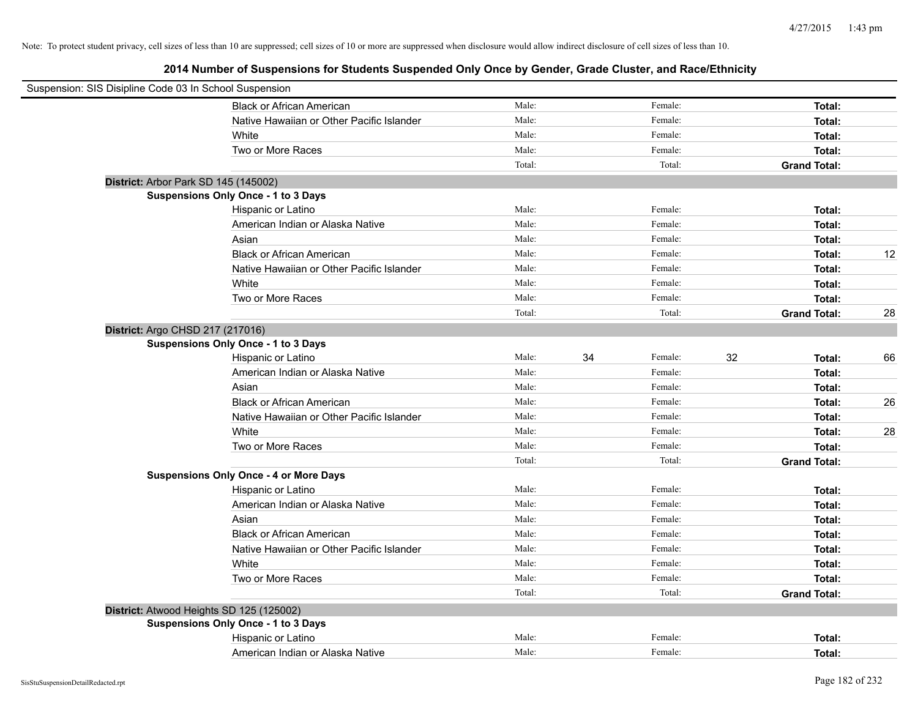Note: To protect student privacy, cell sizes of less than 10 are suppressed; cell sizes of 10 or more are suppressed when disclosure would allow indirect disclosure of cell sizes of less than 10.

# 2014 Number of Suspensions for Students Suspended Only Once by Gender, Grade Cluster, and Race/Ethnicity

Suspension: SIS Disipline Code 03 In School Suspension

| | Male: | | Female: | | | |
|---|---|---|---|---|---|---|
| Black or African American | Male: | | Female: | | **Total:** | |
| Native Hawaiian or Other Pacific Islander | Male: | | Female: | | **Total:** | |
| White | Male: | | Female: | | **Total:** | |
| Two or More Races | Male: | | Female: | | **Total:** | |
| | Total: | | Total: | | **Grand Total:** | |

**District:** Arbor Park SD 145 (145002)

**Suspensions Only Once - 1 to 3 Days**

| | | | | | | |
|---|---|---|---|---|---|---|
| Hispanic or Latino | Male: | | Female: | | **Total:** | |
| American Indian or Alaska Native | Male: | | Female: | | **Total:** | |
| Asian | Male: | | Female: | | **Total:** | |
| Black or African American | Male: | | Female: | | **Total:** | 12 |
| Native Hawaiian or Other Pacific Islander | Male: | | Female: | | **Total:** | |
| White | Male: | | Female: | | **Total:** | |
| Two or More Races | Male: | | Female: | | **Total:** | |
| | Total: | | Total: | | **Grand Total:** | 28 |

**District:** Argo CHSD 217 (217016)

**Suspensions Only Once - 1 to 3 Days**

| | | | | | | |
|---|---|---|---|---|---|---|
| Hispanic or Latino | Male: | 34 | Female: | 32 | **Total:** | 66 |
| American Indian or Alaska Native | Male: | | Female: | | **Total:** | |
| Asian | Male: | | Female: | | **Total:** | |
| Black or African American | Male: | | Female: | | **Total:** | 26 |
| Native Hawaiian or Other Pacific Islander | Male: | | Female: | | **Total:** | |
| White | Male: | | Female: | | **Total:** | 28 |
| Two or More Races | Male: | | Female: | | **Total:** | |
| | Total: | | Total: | | **Grand Total:** | |

**Suspensions Only Once - 4 or More Days**

| | | | | | | |
|---|---|---|---|---|---|---|
| Hispanic or Latino | Male: | | Female: | | **Total:** | |
| American Indian or Alaska Native | Male: | | Female: | | **Total:** | |
| Asian | Male: | | Female: | | **Total:** | |
| Black or African American | Male: | | Female: | | **Total:** | |
| Native Hawaiian or Other Pacific Islander | Male: | | Female: | | **Total:** | |
| White | Male: | | Female: | | **Total:** | |
| Two or More Races | Male: | | Female: | | **Total:** | |
| | Total: | | Total: | | **Grand Total:** | |

**District:** Atwood Heights SD 125 (125002)

**Suspensions Only Once - 1 to 3 Days**

| | | | | | | |
|---|---|---|---|---|---|---|
| Hispanic or Latino | Male: | | Female: | | **Total:** | |
| American Indian or Alaska Native | Male: | | Female: | | **Total:** | |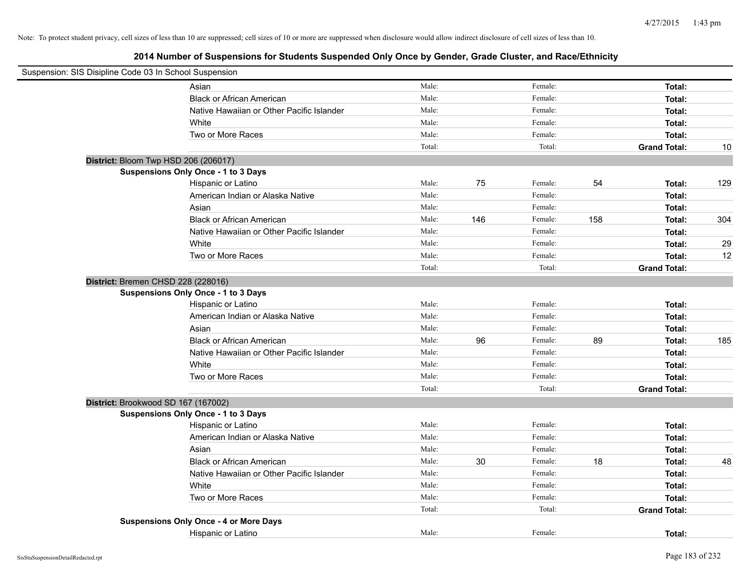Note: To protect student privacy, cell sizes of less than 10 are suppressed; cell sizes of 10 or more are suppressed when disclosure would allow indirect disclosure of cell sizes of less than 10.

## 2014 Number of Suspensions for Students Suspended Only Once by Gender, Grade Cluster, and Race/Ethnicity

Suspension: SIS Disipline Code 03 In School Suspension

| | | | | | | | |
|---|---|---|---|---|---|---|---|
| | Asian | Male: | | Female: | | **Total:** | |
| | Black or African American | Male: | | Female: | | **Total:** | |
| | Native Hawaiian or Other Pacific Islander | Male: | | Female: | | **Total:** | |
| | White | Male: | | Female: | | **Total:** | |
| | Two or More Races | Male: | | Female: | | **Total:** | |
| | | Total: | | Total: | | **Grand Total:** | 10 |
| **District:** Bloom Twp HSD 206 (206017) | | | | | | | |
| **Suspensions Only Once - 1 to 3 Days** | | | | | | | |
| | Hispanic or Latino | Male: | 75 | Female: | 54 | **Total:** | 129 |
| | American Indian or Alaska Native | Male: | | Female: | | **Total:** | |
| | Asian | Male: | | Female: | | **Total:** | |
| | Black or African American | Male: | 146 | Female: | 158 | **Total:** | 304 |
| | Native Hawaiian or Other Pacific Islander | Male: | | Female: | | **Total:** | |
| | White | Male: | | Female: | | **Total:** | 29 |
| | Two or More Races | Male: | | Female: | | **Total:** | 12 |
| | | Total: | | Total: | | **Grand Total:** | |
| **District:** Bremen CHSD 228 (228016) | | | | | | | |
| **Suspensions Only Once - 1 to 3 Days** | | | | | | | |
| | Hispanic or Latino | Male: | | Female: | | **Total:** | |
| | American Indian or Alaska Native | Male: | | Female: | | **Total:** | |
| | Asian | Male: | | Female: | | **Total:** | |
| | Black or African American | Male: | 96 | Female: | 89 | **Total:** | 185 |
| | Native Hawaiian or Other Pacific Islander | Male: | | Female: | | **Total:** | |
| | White | Male: | | Female: | | **Total:** | |
| | Two or More Races | Male: | | Female: | | **Total:** | |
| | | Total: | | Total: | | **Grand Total:** | |
| **District:** Brookwood SD 167 (167002) | | | | | | | |
| **Suspensions Only Once - 1 to 3 Days** | | | | | | | |
| | Hispanic or Latino | Male: | | Female: | | **Total:** | |
| | American Indian or Alaska Native | Male: | | Female: | | **Total:** | |
| | Asian | Male: | | Female: | | **Total:** | |
| | Black or African American | Male: | 30 | Female: | 18 | **Total:** | 48 |
| | Native Hawaiian or Other Pacific Islander | Male: | | Female: | | **Total:** | |
| | White | Male: | | Female: | | **Total:** | |
| | Two or More Races | Male: | | Female: | | **Total:** | |
| | | Total: | | Total: | | **Grand Total:** | |
| **Suspensions Only Once - 4 or More Days** | | | | | | | |
| | Hispanic or Latino | Male: | | Female: | | **Total:** | |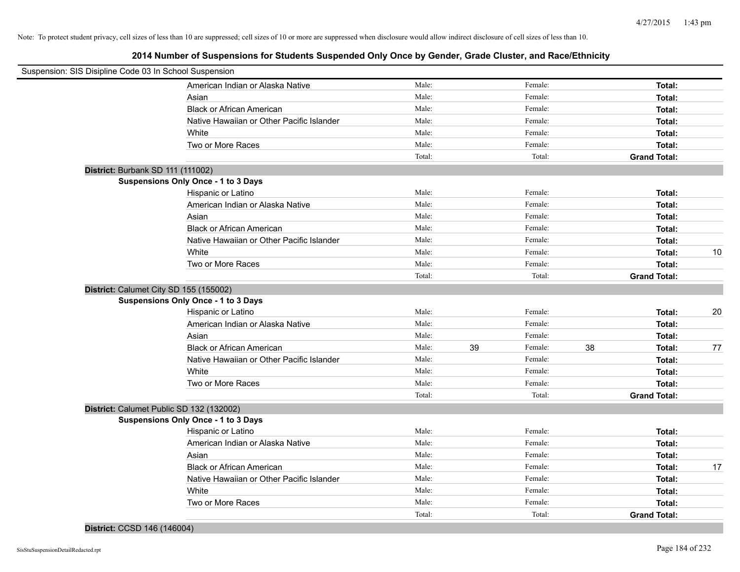Note: To protect student privacy, cell sizes of less than 10 are suppressed; cell sizes of 10 or more are suppressed when disclosure would allow indirect disclosure of cell sizes of less than 10.

## 2014 Number of Suspensions for Students Suspended Only Once by Gender, Grade Cluster, and Race/Ethnicity

Suspension: SIS Disipline Code 03 In School Suspension

| | | | | | | | |
|---|---|---|---|---|---|---|---|
| American Indian or Alaska Native | Male: | | Female: | | **Total:** | |
| Asian | Male: | | Female: | | **Total:** | |
| Black or African American | Male: | | Female: | | **Total:** | |
| Native Hawaiian or Other Pacific Islander | Male: | | Female: | | **Total:** | |
| White | Male: | | Female: | | **Total:** | |
| Two or More Races | Male: | | Female: | | **Total:** | |
| | Total: | | Total: | | **Grand Total:** | |

**District:** Burbank SD 111 (111002)

**Suspensions Only Once - 1 to 3 Days**

| | | | | | | |
|---|---|---|---|---|---|---|
| Hispanic or Latino | Male: | | Female: | | **Total:** | |
| American Indian or Alaska Native | Male: | | Female: | | **Total:** | |
| Asian | Male: | | Female: | | **Total:** | |
| Black or African American | Male: | | Female: | | **Total:** | |
| Native Hawaiian or Other Pacific Islander | Male: | | Female: | | **Total:** | |
| White | Male: | | Female: | | **Total:** | 10 |
| Two or More Races | Male: | | Female: | | **Total:** | |
| | Total: | | Total: | | **Grand Total:** | |

**District:** Calumet City SD 155 (155002)

**Suspensions Only Once - 1 to 3 Days**

| | | | | | | |
|---|---|---|---|---|---|---|
| Hispanic or Latino | Male: | | Female: | | **Total:** | 20 |
| American Indian or Alaska Native | Male: | | Female: | | **Total:** | |
| Asian | Male: | | Female: | | **Total:** | |
| Black or African American | Male: | 39 | Female: | 38 | **Total:** | 77 |
| Native Hawaiian or Other Pacific Islander | Male: | | Female: | | **Total:** | |
| White | Male: | | Female: | | **Total:** | |
| Two or More Races | Male: | | Female: | | **Total:** | |
| | Total: | | Total: | | **Grand Total:** | |

**District:** Calumet Public SD 132 (132002)

**Suspensions Only Once - 1 to 3 Days**

| | | | | | | |
|---|---|---|---|---|---|---|
| Hispanic or Latino | Male: | | Female: | | **Total:** | |
| American Indian or Alaska Native | Male: | | Female: | | **Total:** | |
| Asian | Male: | | Female: | | **Total:** | |
| Black or African American | Male: | | Female: | | **Total:** | 17 |
| Native Hawaiian or Other Pacific Islander | Male: | | Female: | | **Total:** | |
| White | Male: | | Female: | | **Total:** | |
| Two or More Races | Male: | | Female: | | **Total:** | |
| | Total: | | Total: | | **Grand Total:** | |

**District:** CCSD 146 (146004)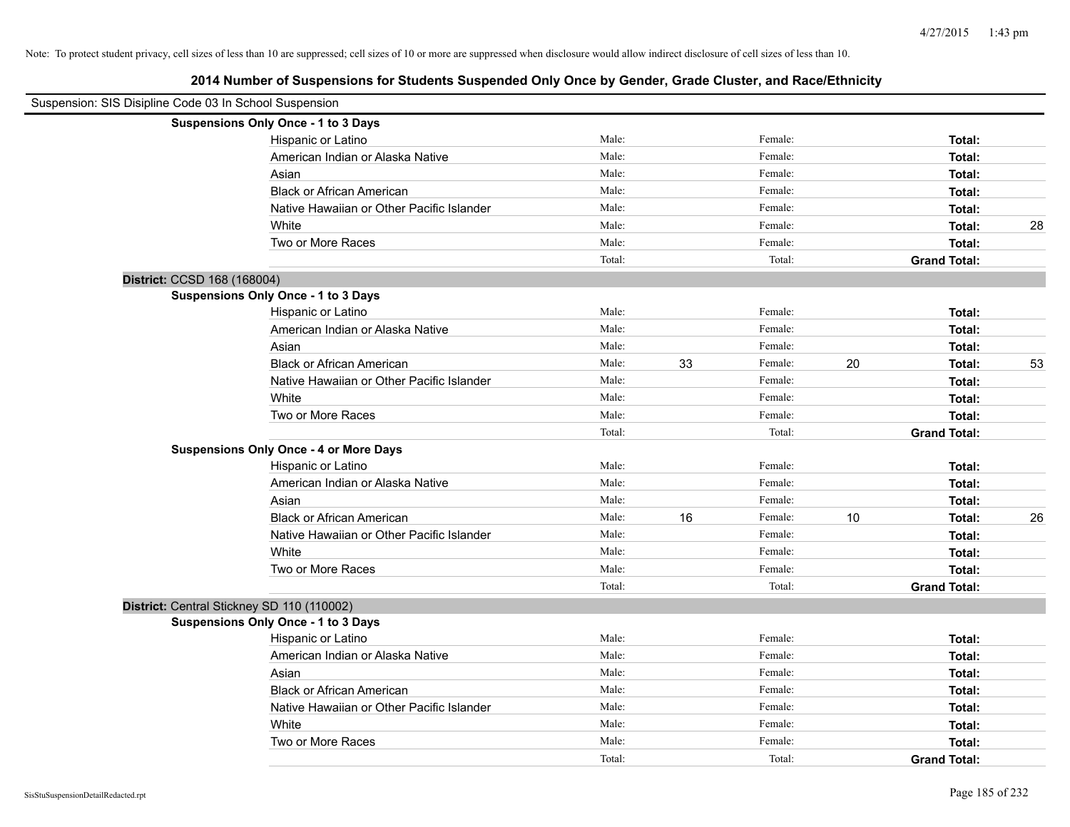Note: To protect student privacy, cell sizes of less than 10 are suppressed; cell sizes of 10 or more are suppressed when disclosure would allow indirect disclosure of cell sizes of less than 10.

## 2014 Number of Suspensions for Students Suspended Only Once by Gender, Grade Cluster, and Race/Ethnicity

Suspension: SIS Disipline Code 03 In School Suspension

**Suspensions Only Once - 1 to 3 Days**

| | | | | | | |
|---|---|---|---|---|---|---|
| Hispanic or Latino | Male: | | Female: | | **Total:** | |
| American Indian or Alaska Native | Male: | | Female: | | **Total:** | |
| Asian | Male: | | Female: | | **Total:** | |
| Black or African American | Male: | | Female: | | **Total:** | |
| Native Hawaiian or Other Pacific Islander | Male: | | Female: | | **Total:** | |
| White | Male: | | Female: | | **Total:** | 28 |
| Two or More Races | Male: | | Female: | | **Total:** | |
| | Total: | | Total: | | **Grand Total:** | |

**District:** CCSD 168 (168004)

**Suspensions Only Once - 1 to 3 Days**

| | | | | | | |
|---|---|---|---|---|---|---|
| Hispanic or Latino | Male: | | Female: | | **Total:** | |
| American Indian or Alaska Native | Male: | | Female: | | **Total:** | |
| Asian | Male: | | Female: | | **Total:** | |
| Black or African American | Male: | 33 | Female: | 20 | **Total:** | 53 |
| Native Hawaiian or Other Pacific Islander | Male: | | Female: | | **Total:** | |
| White | Male: | | Female: | | **Total:** | |
| Two or More Races | Male: | | Female: | | **Total:** | |
| | Total: | | Total: | | **Grand Total:** | |

**Suspensions Only Once - 4 or More Days**

| | | | | | | |
|---|---|---|---|---|---|---|
| Hispanic or Latino | Male: | | Female: | | **Total:** | |
| American Indian or Alaska Native | Male: | | Female: | | **Total:** | |
| Asian | Male: | | Female: | | **Total:** | |
| Black or African American | Male: | 16 | Female: | 10 | **Total:** | 26 |
| Native Hawaiian or Other Pacific Islander | Male: | | Female: | | **Total:** | |
| White | Male: | | Female: | | **Total:** | |
| Two or More Races | Male: | | Female: | | **Total:** | |
| | Total: | | Total: | | **Grand Total:** | |

**District:** Central Stickney SD 110 (110002)

**Suspensions Only Once - 1 to 3 Days**

| | | | | | | |
|---|---|---|---|---|---|---|
| Hispanic or Latino | Male: | | Female: | | **Total:** | |
| American Indian or Alaska Native | Male: | | Female: | | **Total:** | |
| Asian | Male: | | Female: | | **Total:** | |
| Black or African American | Male: | | Female: | | **Total:** | |
| Native Hawaiian or Other Pacific Islander | Male: | | Female: | | **Total:** | |
| White | Male: | | Female: | | **Total:** | |
| Two or More Races | Male: | | Female: | | **Total:** | |
| | Total: | | Total: | | **Grand Total:** | |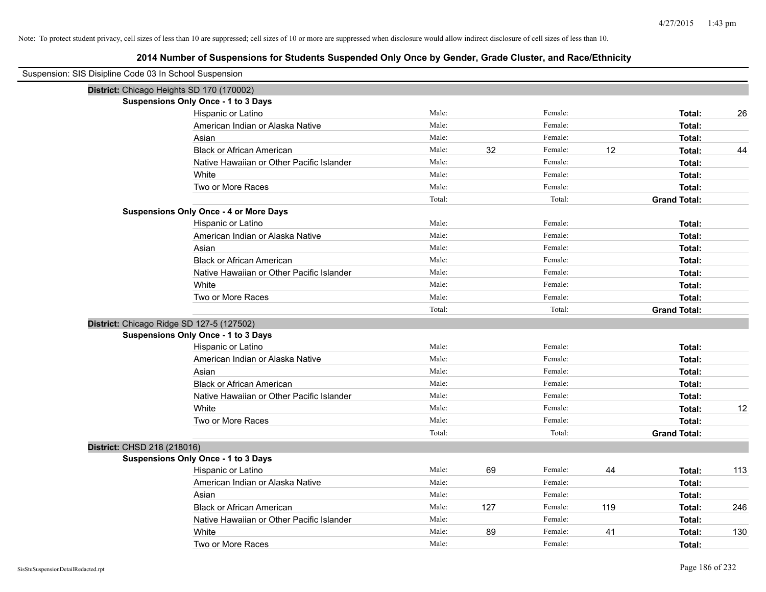Note: To protect student privacy, cell sizes of less than 10 are suppressed; cell sizes of 10 or more are suppressed when disclosure would allow indirect disclosure of cell sizes of less than 10.

# 2014 Number of Suspensions for Students Suspended Only Once by Gender, Grade Cluster, and Race/Ethnicity

Suspension: SIS Disipline Code 03 In School Suspension

## District: Chicago Heights SD 170 (170002)

### Suspensions Only Once - 1 to 3 Days

| Race/Ethnicity | | Male | | Female | | Total |
|---|---|---|---|---|---|---|
| Hispanic or Latino | Male: | | Female: | | Total: | 26 |
| American Indian or Alaska Native | Male: | | Female: | | Total: | |
| Asian | Male: | | Female: | | Total: | |
| Black or African American | Male: | 32 | Female: | 12 | Total: | 44 |
| Native Hawaiian or Other Pacific Islander | Male: | | Female: | | Total: | |
| White | Male: | | Female: | | Total: | |
| Two or More Races | Male: | | Female: | | Total: | |
| | Total: | | Total: | | Grand Total: | |

### Suspensions Only Once - 4 or More Days

| Race/Ethnicity | | Male | | Female | | Total |
|---|---|---|---|---|---|---|
| Hispanic or Latino | Male: | | Female: | | Total: | |
| American Indian or Alaska Native | Male: | | Female: | | Total: | |
| Asian | Male: | | Female: | | Total: | |
| Black or African American | Male: | | Female: | | Total: | |
| Native Hawaiian or Other Pacific Islander | Male: | | Female: | | Total: | |
| White | Male: | | Female: | | Total: | |
| Two or More Races | Male: | | Female: | | Total: | |
| | Total: | | Total: | | Grand Total: | |

## District: Chicago Ridge SD 127-5 (127502)

### Suspensions Only Once - 1 to 3 Days

| Race/Ethnicity | | Male | | Female | | Total |
|---|---|---|---|---|---|---|
| Hispanic or Latino | Male: | | Female: | | Total: | |
| American Indian or Alaska Native | Male: | | Female: | | Total: | |
| Asian | Male: | | Female: | | Total: | |
| Black or African American | Male: | | Female: | | Total: | |
| Native Hawaiian or Other Pacific Islander | Male: | | Female: | | Total: | |
| White | Male: | | Female: | | Total: | 12 |
| Two or More Races | Male: | | Female: | | Total: | |
| | Total: | | Total: | | Grand Total: | |

## District: CHSD 218 (218016)

### Suspensions Only Once - 1 to 3 Days

| Race/Ethnicity | | Male | | Female | | Total |
|---|---|---|---|---|---|---|
| Hispanic or Latino | Male: | 69 | Female: | 44 | Total: | 113 |
| American Indian or Alaska Native | Male: | | Female: | | Total: | |
| Asian | Male: | | Female: | | Total: | |
| Black or African American | Male: | 127 | Female: | 119 | Total: | 246 |
| Native Hawaiian or Other Pacific Islander | Male: | | Female: | | Total: | |
| White | Male: | 89 | Female: | 41 | Total: | 130 |
| Two or More Races | Male: | | Female: | | Total: | |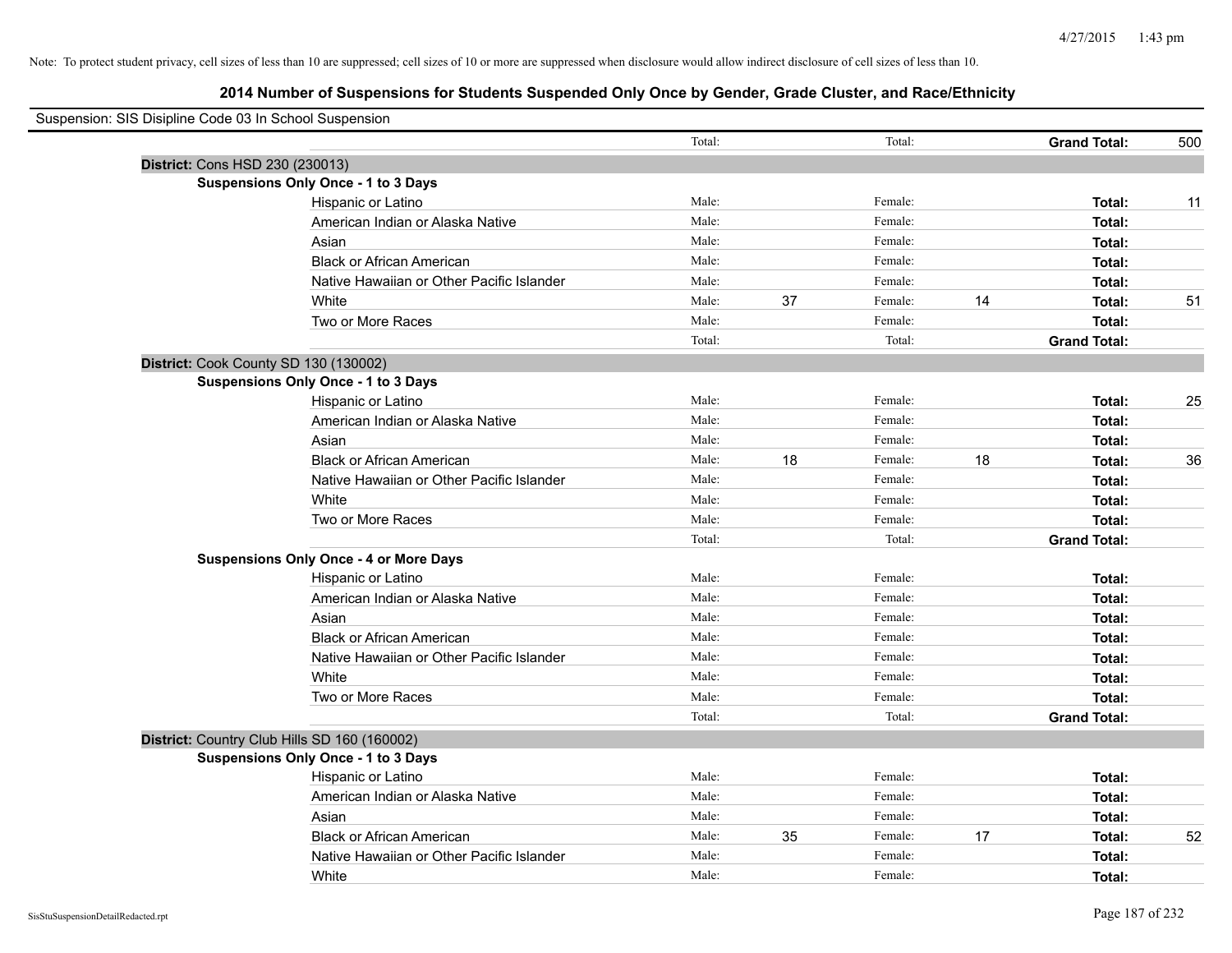Note: To protect student privacy, cell sizes of less than 10 are suppressed; cell sizes of 10 or more are suppressed when disclosure would allow indirect disclosure of cell sizes of less than 10.

## 2014 Number of Suspensions for Students Suspended Only Once by Gender, Grade Cluster, and Race/Ethnicity

Suspension: SIS Disipline Code 03 In School Suspension

| | | | | | | |
|---|---|---|---|---|---|---|
| | Total: | | Total: | | **Grand Total:** | 500 |
| **District:** Cons HSD 230 (230013) | | | | | | |
| **Suspensions Only Once - 1 to 3 Days** | | | | | | |
| Hispanic or Latino | Male: | | Female: | | **Total:** | 11 |
| American Indian or Alaska Native | Male: | | Female: | | **Total:** | |
| Asian | Male: | | Female: | | **Total:** | |
| Black or African American | Male: | | Female: | | **Total:** | |
| Native Hawaiian or Other Pacific Islander | Male: | | Female: | | **Total:** | |
| White | Male: | 37 | Female: | 14 | **Total:** | 51 |
| Two or More Races | Male: | | Female: | | **Total:** | |
| | Total: | | Total: | | **Grand Total:** | |
| **District:** Cook County SD 130 (130002) | | | | | | |
| **Suspensions Only Once - 1 to 3 Days** | | | | | | |
| Hispanic or Latino | Male: | | Female: | | **Total:** | 25 |
| American Indian or Alaska Native | Male: | | Female: | | **Total:** | |
| Asian | Male: | | Female: | | **Total:** | |
| Black or African American | Male: | 18 | Female: | 18 | **Total:** | 36 |
| Native Hawaiian or Other Pacific Islander | Male: | | Female: | | **Total:** | |
| White | Male: | | Female: | | **Total:** | |
| Two or More Races | Male: | | Female: | | **Total:** | |
| | Total: | | Total: | | **Grand Total:** | |
| **Suspensions Only Once - 4 or More Days** | | | | | | |
| Hispanic or Latino | Male: | | Female: | | **Total:** | |
| American Indian or Alaska Native | Male: | | Female: | | **Total:** | |
| Asian | Male: | | Female: | | **Total:** | |
| Black or African American | Male: | | Female: | | **Total:** | |
| Native Hawaiian or Other Pacific Islander | Male: | | Female: | | **Total:** | |
| White | Male: | | Female: | | **Total:** | |
| Two or More Races | Male: | | Female: | | **Total:** | |
| | Total: | | Total: | | **Grand Total:** | |
| **District:** Country Club Hills SD 160 (160002) | | | | | | |
| **Suspensions Only Once - 1 to 3 Days** | | | | | | |
| Hispanic or Latino | Male: | | Female: | | **Total:** | |
| American Indian or Alaska Native | Male: | | Female: | | **Total:** | |
| Asian | Male: | | Female: | | **Total:** | |
| Black or African American | Male: | 35 | Female: | 17 | **Total:** | 52 |
| Native Hawaiian or Other Pacific Islander | Male: | | Female: | | **Total:** | |
| White | Male: | | Female: | | **Total:** | |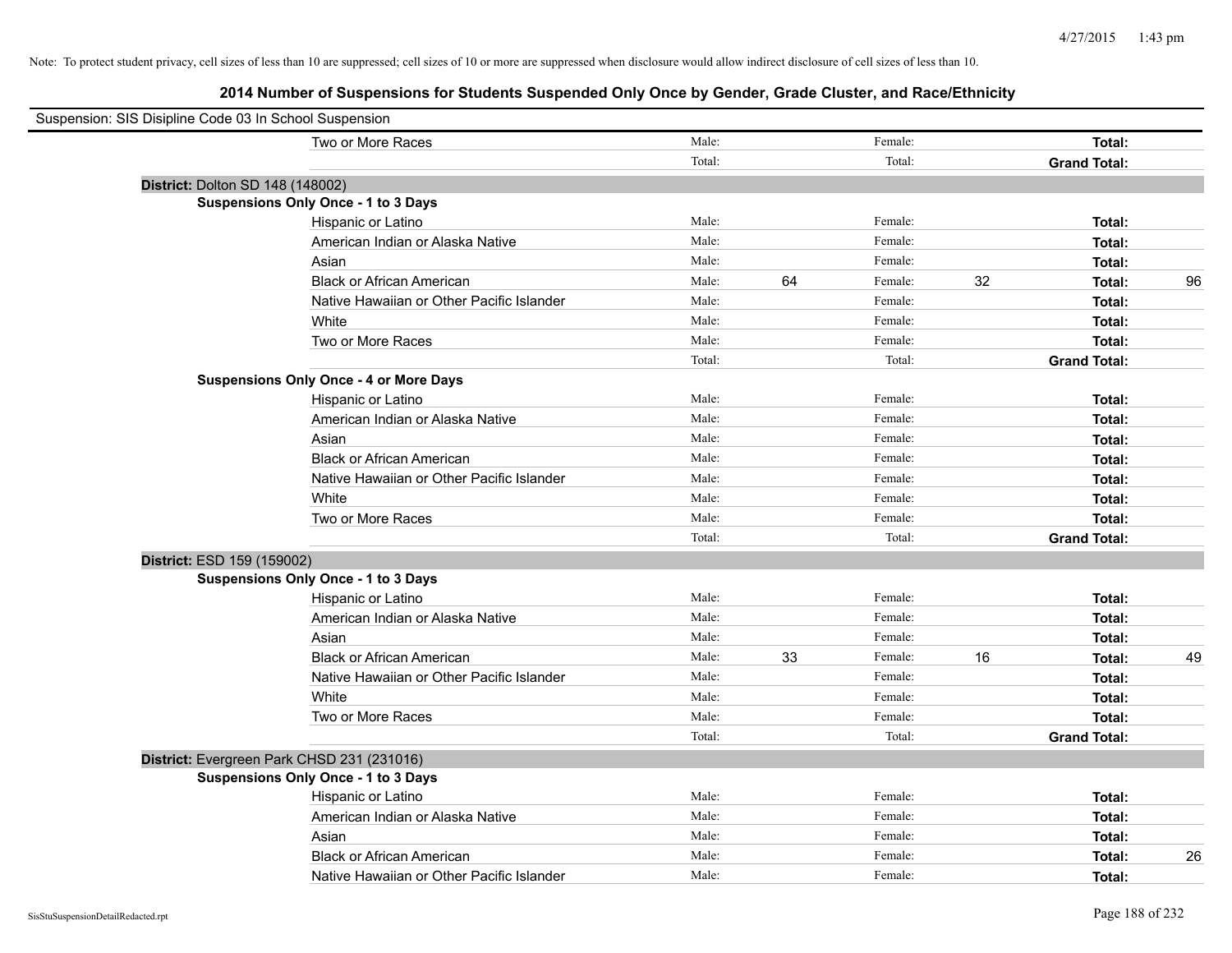Note: To protect student privacy, cell sizes of less than 10 are suppressed; cell sizes of 10 or more are suppressed when disclosure would allow indirect disclosure of cell sizes of less than 10.

# 2014 Number of Suspensions for Students Suspended Only Once by Gender, Grade Cluster, and Race/Ethnicity

Suspension: SIS Disipline Code 03 In School Suspension

| | | | | | |
|---|---|---|---|---|---|
| Two or More Races | Male: | | Female: | | **Total:** | |
| | Total: | | Total: | | **Grand Total:** | |

**District:** Dolton SD 148 (148002)

**Suspensions Only Once - 1 to 3 Days**

| | | | | | | |
|---|---|---|---|---|---|---|
| Hispanic or Latino | Male: | | Female: | | **Total:** | |
| American Indian or Alaska Native | Male: | | Female: | | **Total:** | |
| Asian | Male: | | Female: | | **Total:** | |
| Black or African American | Male: | 64 | Female: | 32 | **Total:** | 96 |
| Native Hawaiian or Other Pacific Islander | Male: | | Female: | | **Total:** | |
| White | Male: | | Female: | | **Total:** | |
| Two or More Races | Male: | | Female: | | **Total:** | |
| | Total: | | Total: | | **Grand Total:** | |

**Suspensions Only Once - 4 or More Days**

| | | | | | | |
|---|---|---|---|---|---|---|
| Hispanic or Latino | Male: | | Female: | | **Total:** | |
| American Indian or Alaska Native | Male: | | Female: | | **Total:** | |
| Asian | Male: | | Female: | | **Total:** | |
| Black or African American | Male: | | Female: | | **Total:** | |
| Native Hawaiian or Other Pacific Islander | Male: | | Female: | | **Total:** | |
| White | Male: | | Female: | | **Total:** | |
| Two or More Races | Male: | | Female: | | **Total:** | |
| | Total: | | Total: | | **Grand Total:** | |

**District:** ESD 159 (159002)

**Suspensions Only Once - 1 to 3 Days**

| | | | | | | |
|---|---|---|---|---|---|---|
| Hispanic or Latino | Male: | | Female: | | **Total:** | |
| American Indian or Alaska Native | Male: | | Female: | | **Total:** | |
| Asian | Male: | | Female: | | **Total:** | |
| Black or African American | Male: | 33 | Female: | 16 | **Total:** | 49 |
| Native Hawaiian or Other Pacific Islander | Male: | | Female: | | **Total:** | |
| White | Male: | | Female: | | **Total:** | |
| Two or More Races | Male: | | Female: | | **Total:** | |
| | Total: | | Total: | | **Grand Total:** | |

**District:** Evergreen Park CHSD 231 (231016)

**Suspensions Only Once - 1 to 3 Days**

| | | | | | | |
|---|---|---|---|---|---|---|
| Hispanic or Latino | Male: | | Female: | | **Total:** | |
| American Indian or Alaska Native | Male: | | Female: | | **Total:** | |
| Asian | Male: | | Female: | | **Total:** | |
| Black or African American | Male: | | Female: | | **Total:** | 26 |
| Native Hawaiian or Other Pacific Islander | Male: | | Female: | | **Total:** | |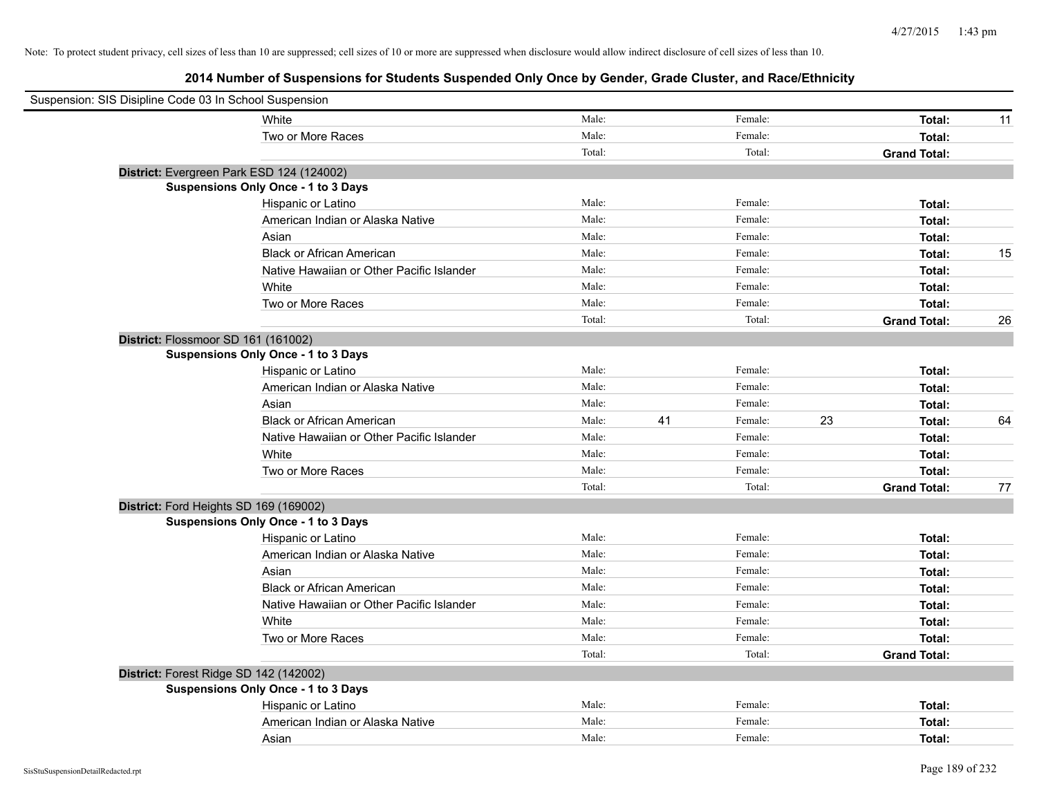Note: To protect student privacy, cell sizes of less than 10 are suppressed; cell sizes of 10 or more are suppressed when disclosure would allow indirect disclosure of cell sizes of less than 10.

## 2014 Number of Suspensions for Students Suspended Only Once by Gender, Grade Cluster, and Race/Ethnicity

Suspension: SIS Disipline Code 03 In School Suspension

| | | | | | | |
|---|---|---|---|---|---|---|
| White | Male: | | Female: | | **Total:** | 11 |
| Two or More Races | Male: | | Female: | | **Total:** | |
| | Total: | | Total: | | **Grand Total:** | |

**District:** Evergreen Park ESD 124 (124002)

**Suspensions Only Once - 1 to 3 Days**

| | | | | | | |
|---|---|---|---|---|---|---|
| Hispanic or Latino | Male: | | Female: | | **Total:** | |
| American Indian or Alaska Native | Male: | | Female: | | **Total:** | |
| Asian | Male: | | Female: | | **Total:** | |
| Black or African American | Male: | | Female: | | **Total:** | 15 |
| Native Hawaiian or Other Pacific Islander | Male: | | Female: | | **Total:** | |
| White | Male: | | Female: | | **Total:** | |
| Two or More Races | Male: | | Female: | | **Total:** | |
| | Total: | | Total: | | **Grand Total:** | 26 |

**District:** Flossmoor SD 161 (161002)

**Suspensions Only Once - 1 to 3 Days**

| | | | | | | |
|---|---|---|---|---|---|---|
| Hispanic or Latino | Male: | | Female: | | **Total:** | |
| American Indian or Alaska Native | Male: | | Female: | | **Total:** | |
| Asian | Male: | | Female: | | **Total:** | |
| Black or African American | Male: | 41 | Female: | 23 | **Total:** | 64 |
| Native Hawaiian or Other Pacific Islander | Male: | | Female: | | **Total:** | |
| White | Male: | | Female: | | **Total:** | |
| Two or More Races | Male: | | Female: | | **Total:** | |
| | Total: | | Total: | | **Grand Total:** | 77 |

**District:** Ford Heights SD 169 (169002)

**Suspensions Only Once - 1 to 3 Days**

| | | | | | | |
|---|---|---|---|---|---|---|
| Hispanic or Latino | Male: | | Female: | | **Total:** | |
| American Indian or Alaska Native | Male: | | Female: | | **Total:** | |
| Asian | Male: | | Female: | | **Total:** | |
| Black or African American | Male: | | Female: | | **Total:** | |
| Native Hawaiian or Other Pacific Islander | Male: | | Female: | | **Total:** | |
| White | Male: | | Female: | | **Total:** | |
| Two or More Races | Male: | | Female: | | **Total:** | |
| | Total: | | Total: | | **Grand Total:** | |

**District:** Forest Ridge SD 142 (142002)

**Suspensions Only Once - 1 to 3 Days**

| | | | | | | |
|---|---|---|---|---|---|---|
| Hispanic or Latino | Male: | | Female: | | **Total:** | |
| American Indian or Alaska Native | Male: | | Female: | | **Total:** | |
| Asian | Male: | | Female: | | **Total:** | |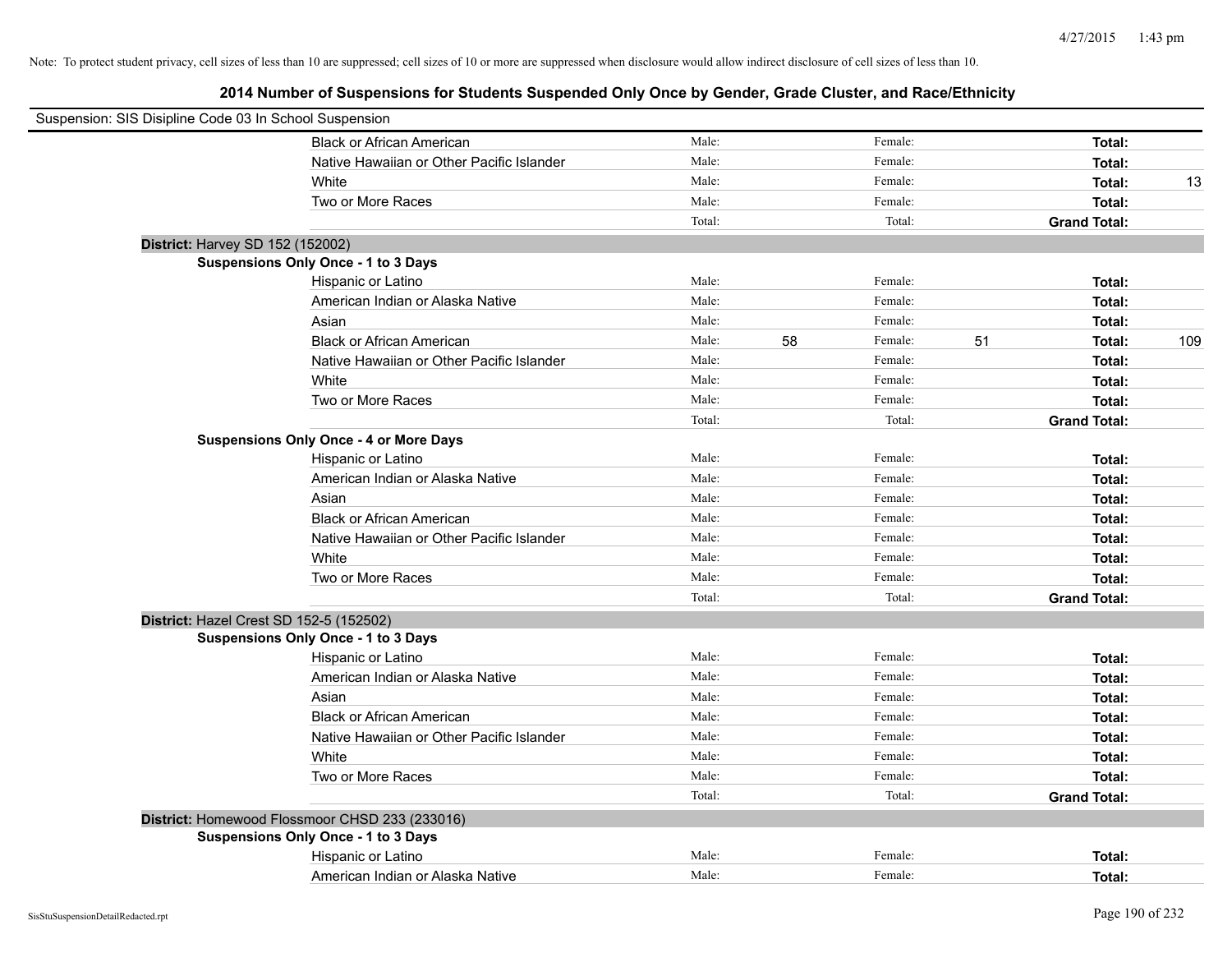Note: To protect student privacy, cell sizes of less than 10 are suppressed; cell sizes of 10 or more are suppressed when disclosure would allow indirect disclosure of cell sizes of less than 10.

## 2014 Number of Suspensions for Students Suspended Only Once by Gender, Grade Cluster, and Race/Ethnicity

Suspension: SIS Disipline Code 03 In School Suspension

| | | | | | | |
|---|---|---|---|---|---|---|
| Black or African American | Male: | | Female: | | **Total:** | |
| Native Hawaiian or Other Pacific Islander | Male: | | Female: | | **Total:** | |
| White | Male: | | Female: | | **Total:** | 13 |
| Two or More Races | Male: | | Female: | | **Total:** | |
| | Total: | | Total: | | **Grand Total:** | |

**District:** Harvey SD 152 (152002)

**Suspensions Only Once - 1 to 3 Days**

| | | | | | | |
|---|---|---|---|---|---|---|
| Hispanic or Latino | Male: | | Female: | | **Total:** | |
| American Indian or Alaska Native | Male: | | Female: | | **Total:** | |
| Asian | Male: | | Female: | | **Total:** | |
| Black or African American | Male: | 58 | Female: | 51 | **Total:** | 109 |
| Native Hawaiian or Other Pacific Islander | Male: | | Female: | | **Total:** | |
| White | Male: | | Female: | | **Total:** | |
| Two or More Races | Male: | | Female: | | **Total:** | |
| | Total: | | Total: | | **Grand Total:** | |

**Suspensions Only Once - 4 or More Days**

| | | | | | | |
|---|---|---|---|---|---|---|
| Hispanic or Latino | Male: | | Female: | | **Total:** | |
| American Indian or Alaska Native | Male: | | Female: | | **Total:** | |
| Asian | Male: | | Female: | | **Total:** | |
| Black or African American | Male: | | Female: | | **Total:** | |
| Native Hawaiian or Other Pacific Islander | Male: | | Female: | | **Total:** | |
| White | Male: | | Female: | | **Total:** | |
| Two or More Races | Male: | | Female: | | **Total:** | |
| | Total: | | Total: | | **Grand Total:** | |

**District:** Hazel Crest SD 152-5 (152502)

**Suspensions Only Once - 1 to 3 Days**

| | | | | | | |
|---|---|---|---|---|---|---|
| Hispanic or Latino | Male: | | Female: | | **Total:** | |
| American Indian or Alaska Native | Male: | | Female: | | **Total:** | |
| Asian | Male: | | Female: | | **Total:** | |
| Black or African American | Male: | | Female: | | **Total:** | |
| Native Hawaiian or Other Pacific Islander | Male: | | Female: | | **Total:** | |
| White | Male: | | Female: | | **Total:** | |
| Two or More Races | Male: | | Female: | | **Total:** | |
| | Total: | | Total: | | **Grand Total:** | |

**District:** Homewood Flossmoor CHSD 233 (233016)

**Suspensions Only Once - 1 to 3 Days**

| | | | | | | |
|---|---|---|---|---|---|---|
| Hispanic or Latino | Male: | | Female: | | **Total:** | |
| American Indian or Alaska Native | Male: | | Female: | | **Total:** | |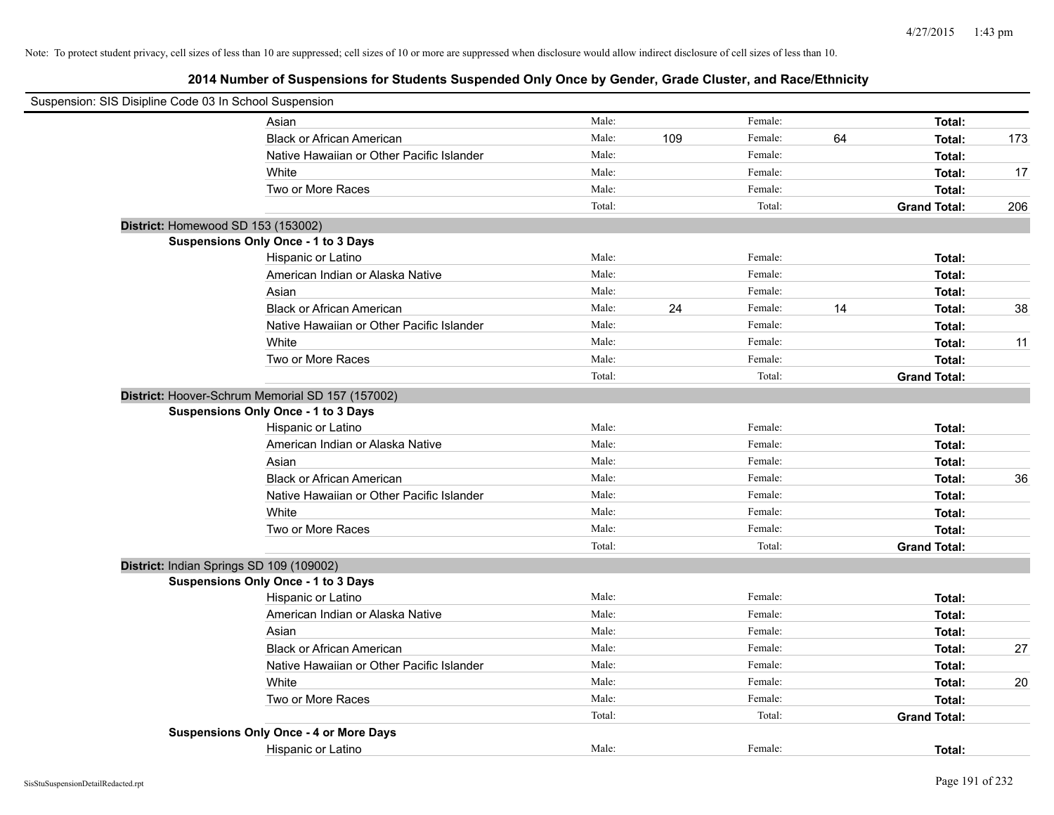Note: To protect student privacy, cell sizes of less than 10 are suppressed; cell sizes of 10 or more are suppressed when disclosure would allow indirect disclosure of cell sizes of less than 10.

## 2014 Number of Suspensions for Students Suspended Only Once by Gender, Grade Cluster, and Race/Ethnicity

Suspension: SIS Disipline Code 03 In School Suspension

| | | | | | | |
|---|---|---|---|---|---|---|
| Asian | Male: | | Female: | | **Total:** | |
| Black or African American | Male: | 109 | Female: | 64 | **Total:** | 173 |
| Native Hawaiian or Other Pacific Islander | Male: | | Female: | | **Total:** | |
| White | Male: | | Female: | | **Total:** | 17 |
| Two or More Races | Male: | | Female: | | **Total:** | |
| | Total: | | Total: | | **Grand Total:** | 206 |

**District:** Homewood SD 153 (153002)

**Suspensions Only Once - 1 to 3 Days**

| | | | | | | |
|---|---|---|---|---|---|---|
| Hispanic or Latino | Male: | | Female: | | **Total:** | |
| American Indian or Alaska Native | Male: | | Female: | | **Total:** | |
| Asian | Male: | | Female: | | **Total:** | |
| Black or African American | Male: | 24 | Female: | 14 | **Total:** | 38 |
| Native Hawaiian or Other Pacific Islander | Male: | | Female: | | **Total:** | |
| White | Male: | | Female: | | **Total:** | 11 |
| Two or More Races | Male: | | Female: | | **Total:** | |
| | Total: | | Total: | | **Grand Total:** | |

**District:** Hoover-Schrum Memorial SD 157 (157002)

**Suspensions Only Once - 1 to 3 Days**

| | | | | | | |
|---|---|---|---|---|---|---|
| Hispanic or Latino | Male: | | Female: | | **Total:** | |
| American Indian or Alaska Native | Male: | | Female: | | **Total:** | |
| Asian | Male: | | Female: | | **Total:** | |
| Black or African American | Male: | | Female: | | **Total:** | 36 |
| Native Hawaiian or Other Pacific Islander | Male: | | Female: | | **Total:** | |
| White | Male: | | Female: | | **Total:** | |
| Two or More Races | Male: | | Female: | | **Total:** | |
| | Total: | | Total: | | **Grand Total:** | |

**District:** Indian Springs SD 109 (109002)

**Suspensions Only Once - 1 to 3 Days**

| | | | | | | |
|---|---|---|---|---|---|---|
| Hispanic or Latino | Male: | | Female: | | **Total:** | |
| American Indian or Alaska Native | Male: | | Female: | | **Total:** | |
| Asian | Male: | | Female: | | **Total:** | |
| Black or African American | Male: | | Female: | | **Total:** | 27 |
| Native Hawaiian or Other Pacific Islander | Male: | | Female: | | **Total:** | |
| White | Male: | | Female: | | **Total:** | 20 |
| Two or More Races | Male: | | Female: | | **Total:** | |
| | Total: | | Total: | | **Grand Total:** | |

**Suspensions Only Once - 4 or More Days**

| | | | | | | |
|---|---|---|---|---|---|---|
| Hispanic or Latino | Male: | | Female: | | **Total:** | |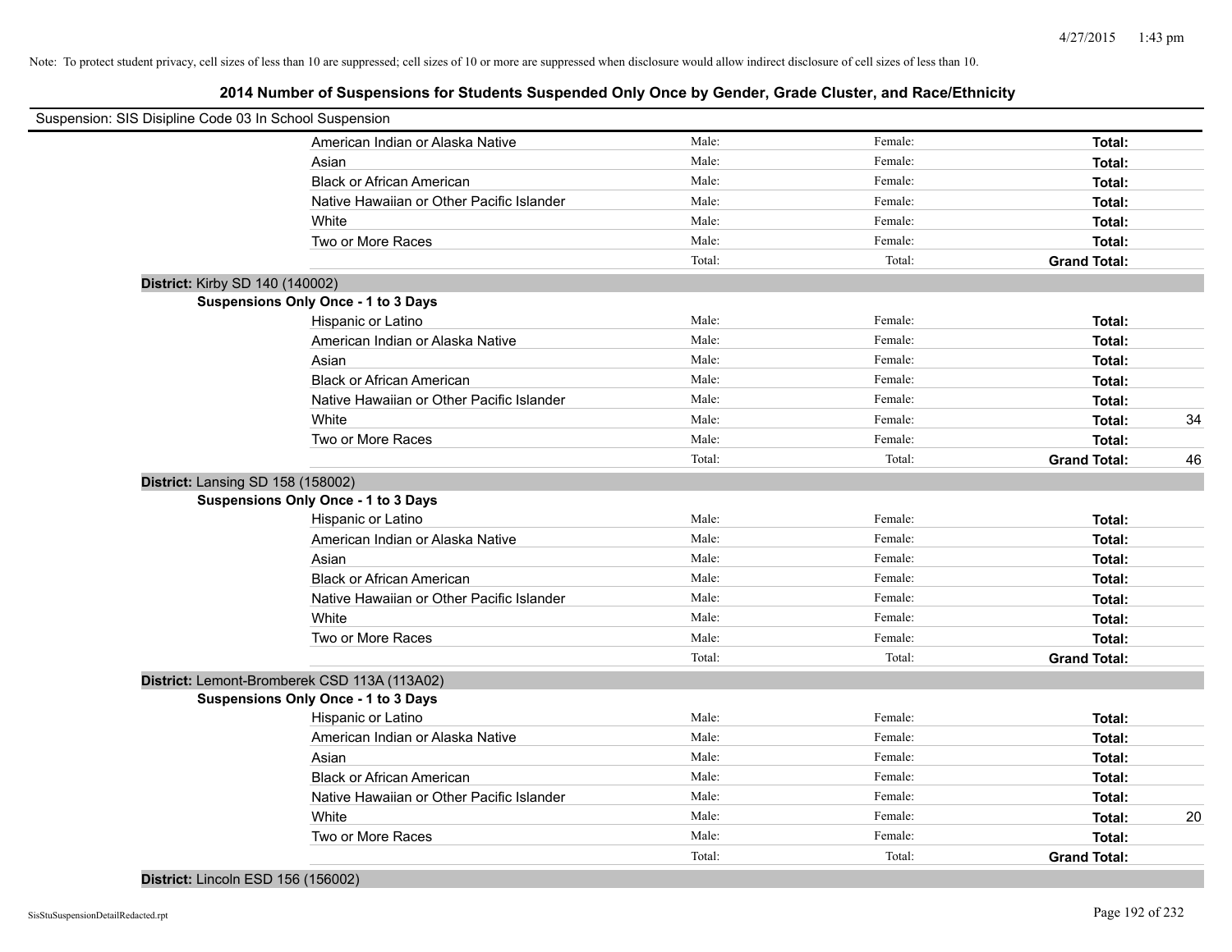Note: To protect student privacy, cell sizes of less than 10 are suppressed; cell sizes of 10 or more are suppressed when disclosure would allow indirect disclosure of cell sizes of less than 10.

## 2014 Number of Suspensions for Students Suspended Only Once by Gender, Grade Cluster, and Race/Ethnicity

Suspension: SIS Disipline Code 03 In School Suspension

| | Male: | Female: | Total: | |
|---|---|---|---|---|
| American Indian or Alaska Native | Male: | Female: | Total: | |
| Asian | Male: | Female: | Total: | |
| Black or African American | Male: | Female: | Total: | |
| Native Hawaiian or Other Pacific Islander | Male: | Female: | Total: | |
| White | Male: | Female: | Total: | |
| Two or More Races | Male: | Female: | Total: | |
| | Total: | Total: | Grand Total: | |

**District:** Kirby SD 140 (140002)

**Suspensions Only Once - 1 to 3 Days**

| | | | | |
|---|---|---|---|---|
| Hispanic or Latino | Male: | Female: | Total: | |
| American Indian or Alaska Native | Male: | Female: | Total: | |
| Asian | Male: | Female: | Total: | |
| Black or African American | Male: | Female: | Total: | |
| Native Hawaiian or Other Pacific Islander | Male: | Female: | Total: | |
| White | Male: | Female: | Total: | 34 |
| Two or More Races | Male: | Female: | Total: | |
| | Total: | Total: | Grand Total: | 46 |

**District:** Lansing SD 158 (158002)

**Suspensions Only Once - 1 to 3 Days**

| | | | | |
|---|---|---|---|---|
| Hispanic or Latino | Male: | Female: | Total: | |
| American Indian or Alaska Native | Male: | Female: | Total: | |
| Asian | Male: | Female: | Total: | |
| Black or African American | Male: | Female: | Total: | |
| Native Hawaiian or Other Pacific Islander | Male: | Female: | Total: | |
| White | Male: | Female: | Total: | |
| Two or More Races | Male: | Female: | Total: | |
| | Total: | Total: | Grand Total: | |

**District:** Lemont-Bromberek CSD 113A (113A02)

**Suspensions Only Once - 1 to 3 Days**

| | | | | |
|---|---|---|---|---|
| Hispanic or Latino | Male: | Female: | Total: | |
| American Indian or Alaska Native | Male: | Female: | Total: | |
| Asian | Male: | Female: | Total: | |
| Black or African American | Male: | Female: | Total: | |
| Native Hawaiian or Other Pacific Islander | Male: | Female: | Total: | |
| White | Male: | Female: | Total: | 20 |
| Two or More Races | Male: | Female: | Total: | |
| | Total: | Total: | Grand Total: | |

**District:** Lincoln ESD 156 (156002)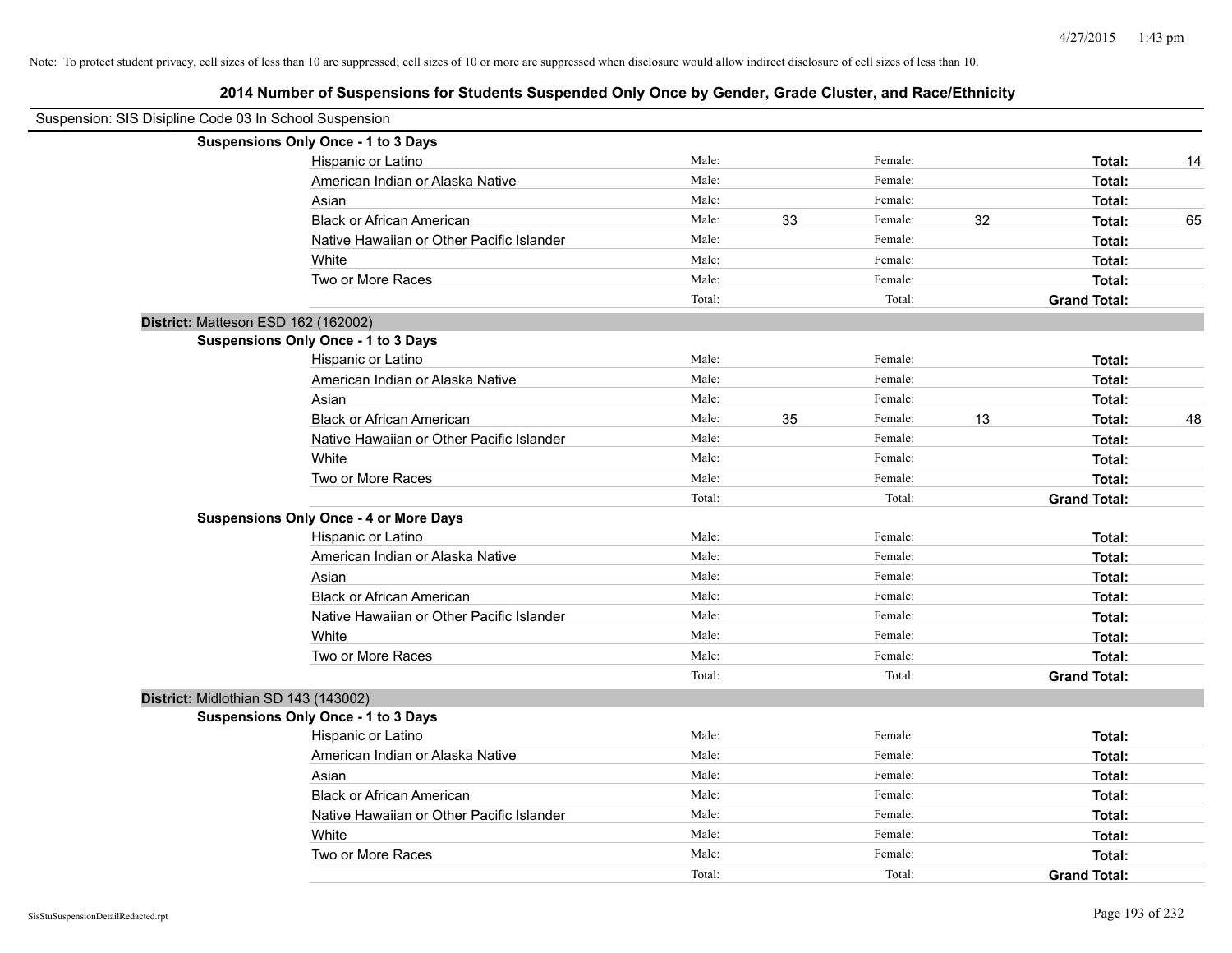Note: To protect student privacy, cell sizes of less than 10 are suppressed; cell sizes of 10 or more are suppressed when disclosure would allow indirect disclosure of cell sizes of less than 10.

## 2014 Number of Suspensions for Students Suspended Only Once by Gender, Grade Cluster, and Race/Ethnicity

Suspension: SIS Disipline Code 03 In School Suspension

**Suspensions Only Once - 1 to 3 Days**

| | | | | | | |
|---|---|---|---|---|---|---|
| Hispanic or Latino | Male: | | Female: | | **Total:** | 14 |
| American Indian or Alaska Native | Male: | | Female: | | **Total:** | |
| Asian | Male: | | Female: | | **Total:** | |
| Black or African American | Male: | 33 | Female: | 32 | **Total:** | 65 |
| Native Hawaiian or Other Pacific Islander | Male: | | Female: | | **Total:** | |
| White | Male: | | Female: | | **Total:** | |
| Two or More Races | Male: | | Female: | | **Total:** | |
| | Total: | | Total: | | **Grand Total:** | |

**District:** Matteson ESD 162 (162002)

**Suspensions Only Once - 1 to 3 Days**

| | | | | | | |
|---|---|---|---|---|---|---|
| Hispanic or Latino | Male: | | Female: | | **Total:** | |
| American Indian or Alaska Native | Male: | | Female: | | **Total:** | |
| Asian | Male: | | Female: | | **Total:** | |
| Black or African American | Male: | 35 | Female: | 13 | **Total:** | 48 |
| Native Hawaiian or Other Pacific Islander | Male: | | Female: | | **Total:** | |
| White | Male: | | Female: | | **Total:** | |
| Two or More Races | Male: | | Female: | | **Total:** | |
| | Total: | | Total: | | **Grand Total:** | |

**Suspensions Only Once - 4 or More Days**

| | | | | | | |
|---|---|---|---|---|---|---|
| Hispanic or Latino | Male: | | Female: | | **Total:** | |
| American Indian or Alaska Native | Male: | | Female: | | **Total:** | |
| Asian | Male: | | Female: | | **Total:** | |
| Black or African American | Male: | | Female: | | **Total:** | |
| Native Hawaiian or Other Pacific Islander | Male: | | Female: | | **Total:** | |
| White | Male: | | Female: | | **Total:** | |
| Two or More Races | Male: | | Female: | | **Total:** | |
| | Total: | | Total: | | **Grand Total:** | |

**District:** Midlothian SD 143 (143002)

**Suspensions Only Once - 1 to 3 Days**

| | | | | | | |
|---|---|---|---|---|---|---|
| Hispanic or Latino | Male: | | Female: | | **Total:** | |
| American Indian or Alaska Native | Male: | | Female: | | **Total:** | |
| Asian | Male: | | Female: | | **Total:** | |
| Black or African American | Male: | | Female: | | **Total:** | |
| Native Hawaiian or Other Pacific Islander | Male: | | Female: | | **Total:** | |
| White | Male: | | Female: | | **Total:** | |
| Two or More Races | Male: | | Female: | | **Total:** | |
| | Total: | | Total: | | **Grand Total:** | |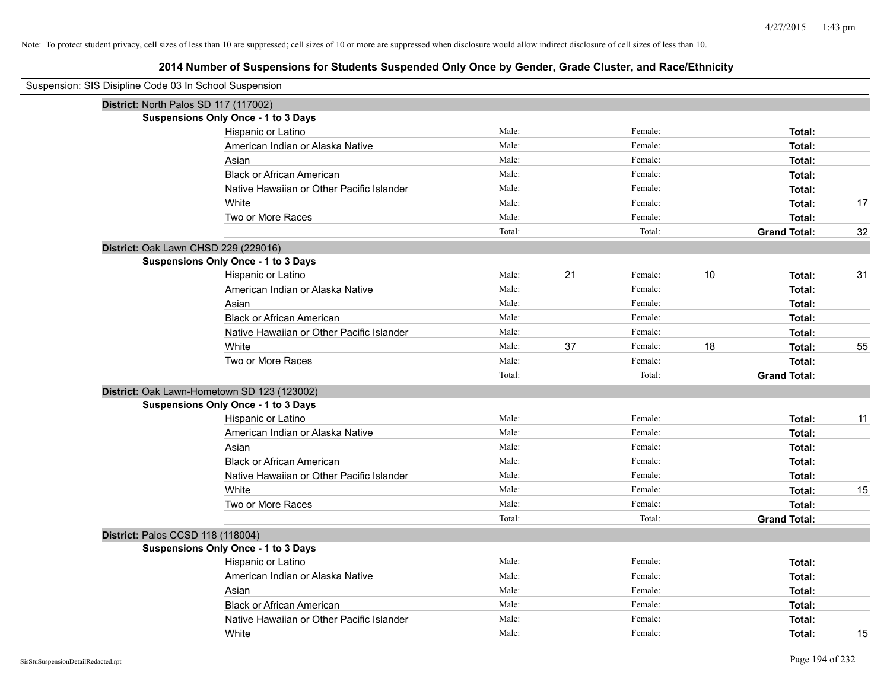Note: To protect student privacy, cell sizes of less than 10 are suppressed; cell sizes of 10 or more are suppressed when disclosure would allow indirect disclosure of cell sizes of less than 10.

## 2014 Number of Suspensions for Students Suspended Only Once by Gender, Grade Cluster, and Race/Ethnicity

Suspension: SIS Disipline Code 03 In School Suspension

**District:** North Palos SD 117 (117002)

**Suspensions Only Once - 1 to 3 Days**

| Race/Ethnicity | Male: | | Female: | | Total: | |
|---|---|---|---|---|---|---|
| Hispanic or Latino | Male: | | Female: | | **Total:** | |
| American Indian or Alaska Native | Male: | | Female: | | **Total:** | |
| Asian | Male: | | Female: | | **Total:** | |
| Black or African American | Male: | | Female: | | **Total:** | |
| Native Hawaiian or Other Pacific Islander | Male: | | Female: | | **Total:** | |
| White | Male: | | Female: | | **Total:** | 17 |
| Two or More Races | Male: | | Female: | | **Total:** | |
| | Total: | | Total: | | **Grand Total:** | 32 |

**District:** Oak Lawn CHSD 229 (229016)

**Suspensions Only Once - 1 to 3 Days**

| Race/Ethnicity | Male: | | Female: | | Total: | |
|---|---|---|---|---|---|---|
| Hispanic or Latino | Male: | 21 | Female: | 10 | **Total:** | 31 |
| American Indian or Alaska Native | Male: | | Female: | | **Total:** | |
| Asian | Male: | | Female: | | **Total:** | |
| Black or African American | Male: | | Female: | | **Total:** | |
| Native Hawaiian or Other Pacific Islander | Male: | | Female: | | **Total:** | |
| White | Male: | 37 | Female: | 18 | **Total:** | 55 |
| Two or More Races | Male: | | Female: | | **Total:** | |
| | Total: | | Total: | | **Grand Total:** | |

**District:** Oak Lawn-Hometown SD 123 (123002)

**Suspensions Only Once - 1 to 3 Days**

| Race/Ethnicity | Male: | | Female: | | Total: | |
|---|---|---|---|---|---|---|
| Hispanic or Latino | Male: | | Female: | | **Total:** | 11 |
| American Indian or Alaska Native | Male: | | Female: | | **Total:** | |
| Asian | Male: | | Female: | | **Total:** | |
| Black or African American | Male: | | Female: | | **Total:** | |
| Native Hawaiian or Other Pacific Islander | Male: | | Female: | | **Total:** | |
| White | Male: | | Female: | | **Total:** | 15 |
| Two or More Races | Male: | | Female: | | **Total:** | |
| | Total: | | Total: | | **Grand Total:** | |

**District:** Palos CCSD 118 (118004)

**Suspensions Only Once - 1 to 3 Days**

| Race/Ethnicity | Male: | | Female: | | Total: | |
|---|---|---|---|---|---|---|
| Hispanic or Latino | Male: | | Female: | | **Total:** | |
| American Indian or Alaska Native | Male: | | Female: | | **Total:** | |
| Asian | Male: | | Female: | | **Total:** | |
| Black or African American | Male: | | Female: | | **Total:** | |
| Native Hawaiian or Other Pacific Islander | Male: | | Female: | | **Total:** | |
| White | Male: | | Female: | | **Total:** | 15 |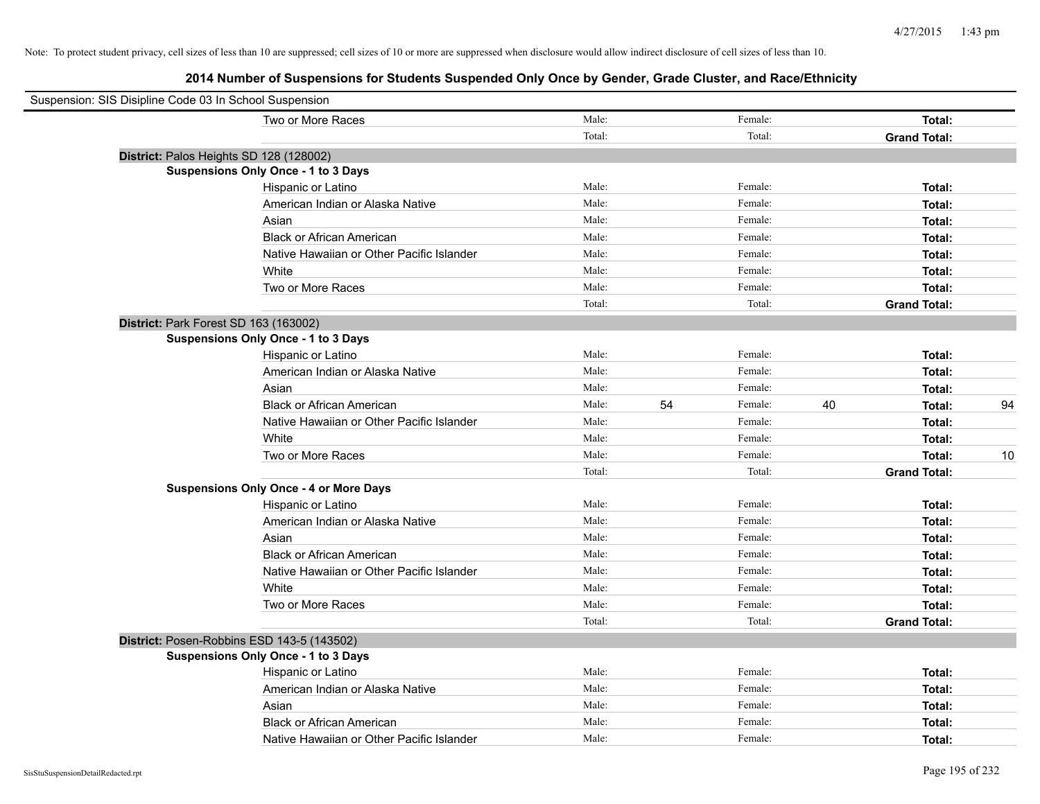Note: To protect student privacy, cell sizes of less than 10 are suppressed; cell sizes of 10 or more are suppressed when disclosure would allow indirect disclosure of cell sizes of less than 10.

## 2014 Number of Suspensions for Students Suspended Only Once by Gender, Grade Cluster, and Race/Ethnicity

Suspension: SIS Disipline Code 03 In School Suspension

| | | | | | |
|---|---|---|---|---|---|
| Two or More Races | Male: | | Female: | | Total: |
| | Total: | | Total: | | **Grand Total:** |

**District:** Palos Heights SD 128 (128002)

**Suspensions Only Once - 1 to 3 Days**

| | | | | | | |
|---|---|---|---|---|---|---|
| Hispanic or Latino | Male: | | Female: | | **Total:** | |
| American Indian or Alaska Native | Male: | | Female: | | **Total:** | |
| Asian | Male: | | Female: | | **Total:** | |
| Black or African American | Male: | | Female: | | **Total:** | |
| Native Hawaiian or Other Pacific Islander | Male: | | Female: | | **Total:** | |
| White | Male: | | Female: | | **Total:** | |
| Two or More Races | Male: | | Female: | | **Total:** | |
| | Total: | | Total: | | **Grand Total:** | |

**District:** Park Forest SD 163 (163002)

**Suspensions Only Once - 1 to 3 Days**

| | | | | | | |
|---|---|---|---|---|---|---|
| Hispanic or Latino | Male: | | Female: | | **Total:** | |
| American Indian or Alaska Native | Male: | | Female: | | **Total:** | |
| Asian | Male: | | Female: | | **Total:** | |
| Black or African American | Male: | 54 | Female: | 40 | **Total:** | 94 |
| Native Hawaiian or Other Pacific Islander | Male: | | Female: | | **Total:** | |
| White | Male: | | Female: | | **Total:** | |
| Two or More Races | Male: | | Female: | | **Total:** | 10 |
| | Total: | | Total: | | **Grand Total:** | |

**Suspensions Only Once - 4 or More Days**

| | | | | | | |
|---|---|---|---|---|---|---|
| Hispanic or Latino | Male: | | Female: | | **Total:** | |
| American Indian or Alaska Native | Male: | | Female: | | **Total:** | |
| Asian | Male: | | Female: | | **Total:** | |
| Black or African American | Male: | | Female: | | **Total:** | |
| Native Hawaiian or Other Pacific Islander | Male: | | Female: | | **Total:** | |
| White | Male: | | Female: | | **Total:** | |
| Two or More Races | Male: | | Female: | | **Total:** | |
| | Total: | | Total: | | **Grand Total:** | |

**District:** Posen-Robbins ESD 143-5 (143502)

**Suspensions Only Once - 1 to 3 Days**

| | | | | | | |
|---|---|---|---|---|---|---|
| Hispanic or Latino | Male: | | Female: | | **Total:** | |
| American Indian or Alaska Native | Male: | | Female: | | **Total:** | |
| Asian | Male: | | Female: | | **Total:** | |
| Black or African American | Male: | | Female: | | **Total:** | |
| Native Hawaiian or Other Pacific Islander | Male: | | Female: | | **Total:** | |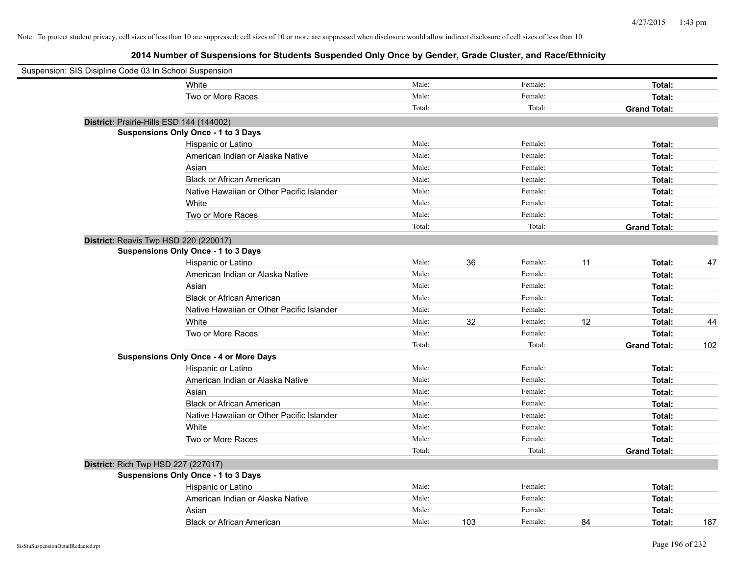Note: To protect student privacy, cell sizes of less than 10 are suppressed; cell sizes of 10 or more are suppressed when disclosure would allow indirect disclosure of cell sizes of less than 10.

## 2014 Number of Suspensions for Students Suspended Only Once by Gender, Grade Cluster, and Race/Ethnicity

Suspension: SIS Disipline Code 03 In School Suspension

| | | | | | | |
|---|---|---|---|---|---|---|
| White | Male: | | Female: | | **Total:** | |
| Two or More Races | Male: | | Female: | | **Total:** | |
| | Total: | | Total: | | **Grand Total:** | |

**District:** Prairie-Hills ESD 144 (144002)

**Suspensions Only Once - 1 to 3 Days**

| | | | | | | |
|---|---|---|---|---|---|---|
| Hispanic or Latino | Male: | | Female: | | **Total:** | |
| American Indian or Alaska Native | Male: | | Female: | | **Total:** | |
| Asian | Male: | | Female: | | **Total:** | |
| Black or African American | Male: | | Female: | | **Total:** | |
| Native Hawaiian or Other Pacific Islander | Male: | | Female: | | **Total:** | |
| White | Male: | | Female: | | **Total:** | |
| Two or More Races | Male: | | Female: | | **Total:** | |
| | Total: | | Total: | | **Grand Total:** | |

**District:** Reavis Twp HSD 220 (220017)

**Suspensions Only Once - 1 to 3 Days**

| | | | | | | |
|---|---|---|---|---|---|---|
| Hispanic or Latino | Male: | 36 | Female: | 11 | **Total:** | 47 |
| American Indian or Alaska Native | Male: | | Female: | | **Total:** | |
| Asian | Male: | | Female: | | **Total:** | |
| Black or African American | Male: | | Female: | | **Total:** | |
| Native Hawaiian or Other Pacific Islander | Male: | | Female: | | **Total:** | |
| White | Male: | 32 | Female: | 12 | **Total:** | 44 |
| Two or More Races | Male: | | Female: | | **Total:** | |
| | Total: | | Total: | | **Grand Total:** | 102 |

**Suspensions Only Once - 4 or More Days**

| | | | | | | |
|---|---|---|---|---|---|---|
| Hispanic or Latino | Male: | | Female: | | **Total:** | |
| American Indian or Alaska Native | Male: | | Female: | | **Total:** | |
| Asian | Male: | | Female: | | **Total:** | |
| Black or African American | Male: | | Female: | | **Total:** | |
| Native Hawaiian or Other Pacific Islander | Male: | | Female: | | **Total:** | |
| White | Male: | | Female: | | **Total:** | |
| Two or More Races | Male: | | Female: | | **Total:** | |
| | Total: | | Total: | | **Grand Total:** | |

**District:** Rich Twp HSD 227 (227017)

**Suspensions Only Once - 1 to 3 Days**

| | | | | | | |
|---|---|---|---|---|---|---|
| Hispanic or Latino | Male: | | Female: | | **Total:** | |
| American Indian or Alaska Native | Male: | | Female: | | **Total:** | |
| Asian | Male: | | Female: | | **Total:** | |
| Black or African American | Male: | 103 | Female: | 84 | **Total:** | 187 |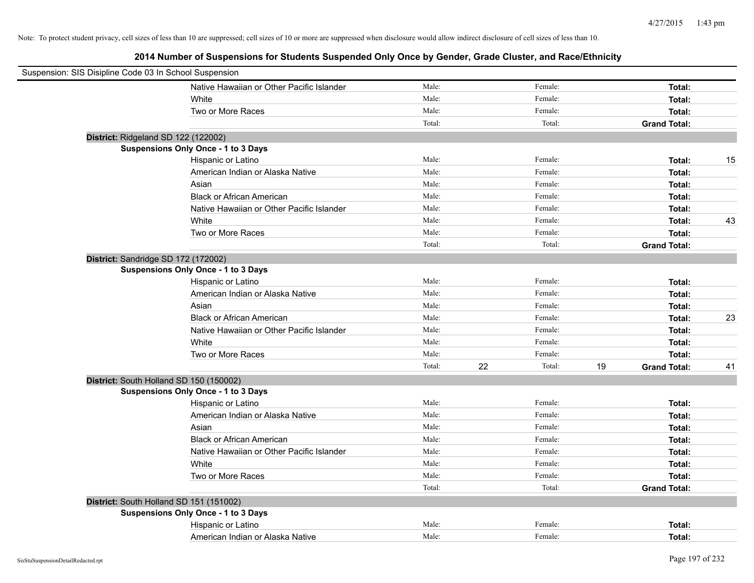Note: To protect student privacy, cell sizes of less than 10 are suppressed; cell sizes of 10 or more are suppressed when disclosure would allow indirect disclosure of cell sizes of less than 10.

## 2014 Number of Suspensions for Students Suspended Only Once by Gender, Grade Cluster, and Race/Ethnicity

Suspension: SIS Disipline Code 03 In School Suspension

| | Male | | Female | | | |
|---|---|---|---|---|---|---|
| Native Hawaiian or Other Pacific Islander | Male: | | Female: | | **Total:** | |
| White | Male: | | Female: | | **Total:** | |
| Two or More Races | Male: | | Female: | | **Total:** | |
| | Total: | | Total: | | **Grand Total:** | |

**District:** Ridgeland SD 122 (122002)

**Suspensions Only Once - 1 to 3 Days**

| | Male | | Female | | | |
|---|---|---|---|---|---|---|
| Hispanic or Latino | Male: | | Female: | | **Total:** | 15 |
| American Indian or Alaska Native | Male: | | Female: | | **Total:** | |
| Asian | Male: | | Female: | | **Total:** | |
| Black or African American | Male: | | Female: | | **Total:** | |
| Native Hawaiian or Other Pacific Islander | Male: | | Female: | | **Total:** | |
| White | Male: | | Female: | | **Total:** | 43 |
| Two or More Races | Male: | | Female: | | **Total:** | |
| | Total: | | Total: | | **Grand Total:** | |

**District:** Sandridge SD 172 (172002)

**Suspensions Only Once - 1 to 3 Days**

| | Male | | Female | | | |
|---|---|---|---|---|---|---|
| Hispanic or Latino | Male: | | Female: | | **Total:** | |
| American Indian or Alaska Native | Male: | | Female: | | **Total:** | |
| Asian | Male: | | Female: | | **Total:** | |
| Black or African American | Male: | | Female: | | **Total:** | 23 |
| Native Hawaiian or Other Pacific Islander | Male: | | Female: | | **Total:** | |
| White | Male: | | Female: | | **Total:** | |
| Two or More Races | Male: | | Female: | | **Total:** | |
| | Total: | 22 | Total: | 19 | **Grand Total:** | 41 |

**District:** South Holland SD 150 (150002)

**Suspensions Only Once - 1 to 3 Days**

| | Male | | Female | | | |
|---|---|---|---|---|---|---|
| Hispanic or Latino | Male: | | Female: | | **Total:** | |
| American Indian or Alaska Native | Male: | | Female: | | **Total:** | |
| Asian | Male: | | Female: | | **Total:** | |
| Black or African American | Male: | | Female: | | **Total:** | |
| Native Hawaiian or Other Pacific Islander | Male: | | Female: | | **Total:** | |
| White | Male: | | Female: | | **Total:** | |
| Two or More Races | Male: | | Female: | | **Total:** | |
| | Total: | | Total: | | **Grand Total:** | |

**District:** South Holland SD 151 (151002)

**Suspensions Only Once - 1 to 3 Days**

| | Male | | Female | | | |
|---|---|---|---|---|---|---|
| Hispanic or Latino | Male: | | Female: | | **Total:** | |
| American Indian or Alaska Native | Male: | | Female: | | **Total:** | |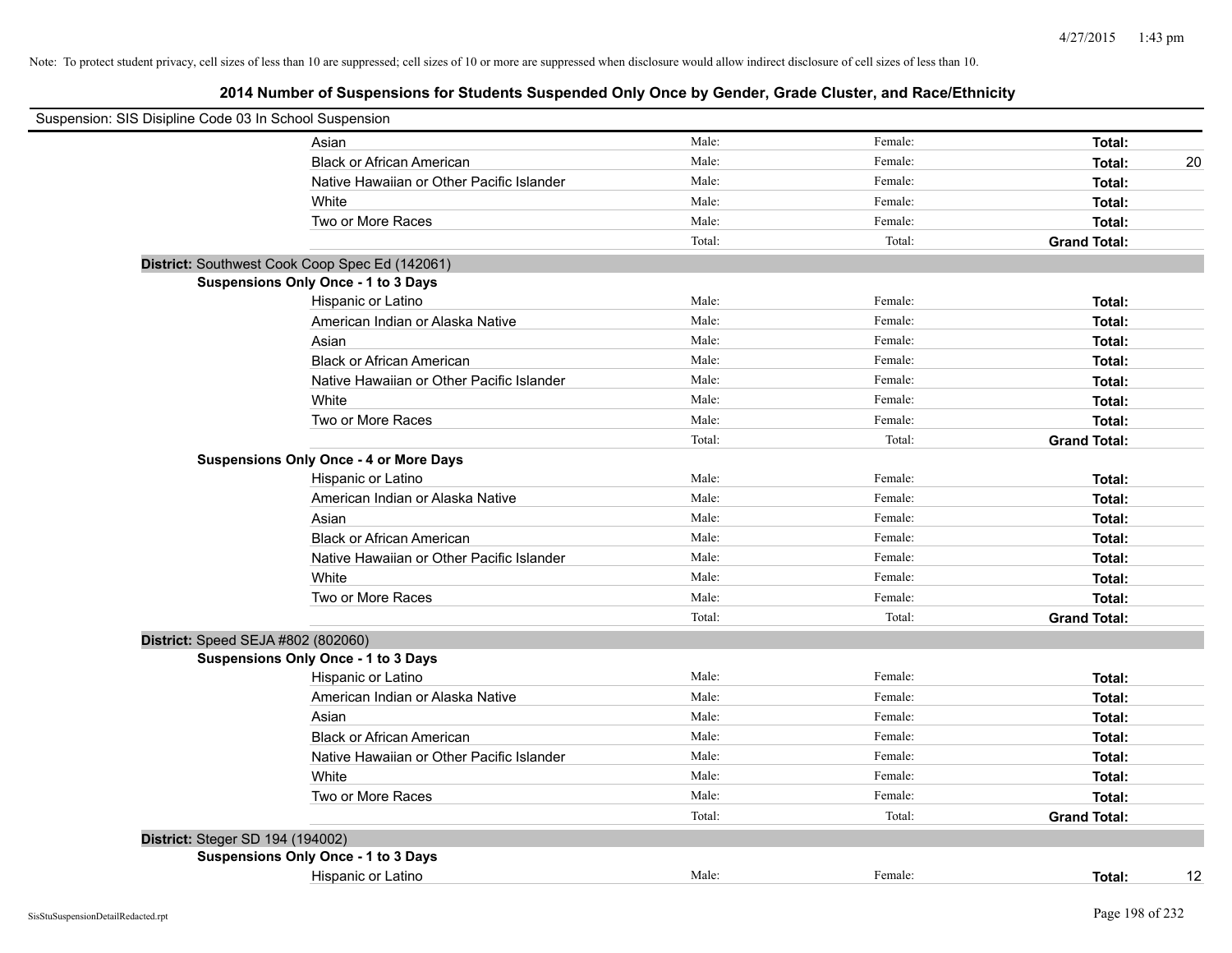Note: To protect student privacy, cell sizes of less than 10 are suppressed; cell sizes of 10 or more are suppressed when disclosure would allow indirect disclosure of cell sizes of less than 10.

## 2014 Number of Suspensions for Students Suspended Only Once by Gender, Grade Cluster, and Race/Ethnicity

Suspension: SIS Disipline Code 03 In School Suspension

| | Male: | Female: | Total: | |
|---|---|---|---|---|
| Asian | Male: | Female: | **Total:** | |
| Black or African American | Male: | Female: | **Total:** | 20 |
| Native Hawaiian or Other Pacific Islander | Male: | Female: | **Total:** | |
| White | Male: | Female: | **Total:** | |
| Two or More Races | Male: | Female: | **Total:** | |
| | Total: | Total: | **Grand Total:** | |

**District:** Southwest Cook Coop Spec Ed (142061)

**Suspensions Only Once - 1 to 3 Days**

| | | | | |
|---|---|---|---|---|
| Hispanic or Latino | Male: | Female: | **Total:** | |
| American Indian or Alaska Native | Male: | Female: | **Total:** | |
| Asian | Male: | Female: | **Total:** | |
| Black or African American | Male: | Female: | **Total:** | |
| Native Hawaiian or Other Pacific Islander | Male: | Female: | **Total:** | |
| White | Male: | Female: | **Total:** | |
| Two or More Races | Male: | Female: | **Total:** | |
| | Total: | Total: | **Grand Total:** | |

**Suspensions Only Once - 4 or More Days**

| | | | | |
|---|---|---|---|---|
| Hispanic or Latino | Male: | Female: | **Total:** | |
| American Indian or Alaska Native | Male: | Female: | **Total:** | |
| Asian | Male: | Female: | **Total:** | |
| Black or African American | Male: | Female: | **Total:** | |
| Native Hawaiian or Other Pacific Islander | Male: | Female: | **Total:** | |
| White | Male: | Female: | **Total:** | |
| Two or More Races | Male: | Female: | **Total:** | |
| | Total: | Total: | **Grand Total:** | |

**District:** Speed SEJA #802 (802060)

**Suspensions Only Once - 1 to 3 Days**

| | | | | |
|---|---|---|---|---|
| Hispanic or Latino | Male: | Female: | **Total:** | |
| American Indian or Alaska Native | Male: | Female: | **Total:** | |
| Asian | Male: | Female: | **Total:** | |
| Black or African American | Male: | Female: | **Total:** | |
| Native Hawaiian or Other Pacific Islander | Male: | Female: | **Total:** | |
| White | Male: | Female: | **Total:** | |
| Two or More Races | Male: | Female: | **Total:** | |
| | Total: | Total: | **Grand Total:** | |

**District:** Steger SD 194 (194002)

**Suspensions Only Once - 1 to 3 Days**

| | | | | |
|---|---|---|---|---|
| Hispanic or Latino | Male: | Female: | **Total:** | 12 |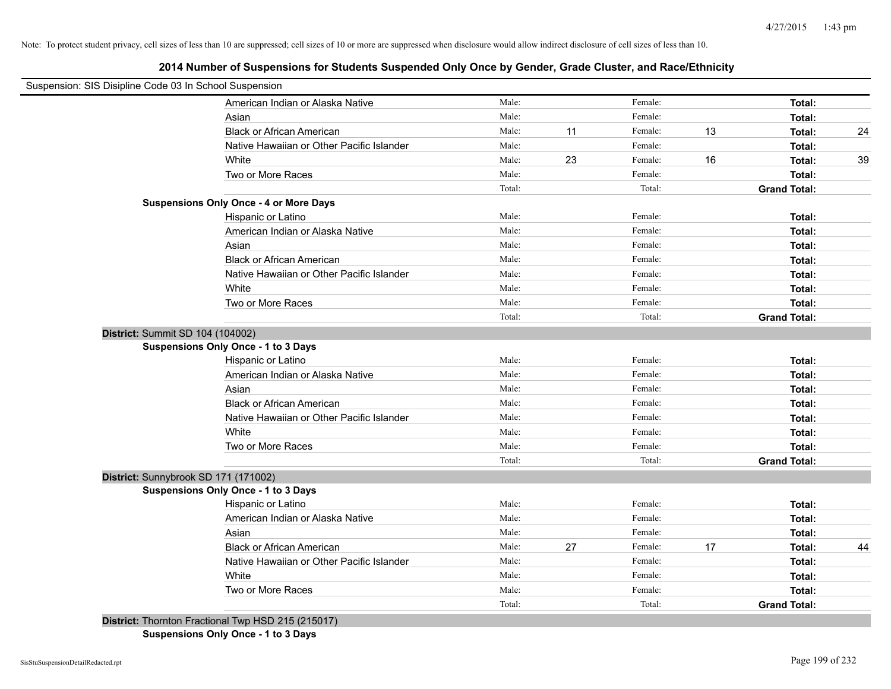Note: To protect student privacy, cell sizes of less than 10 are suppressed; cell sizes of 10 or more are suppressed when disclosure would allow indirect disclosure of cell sizes of less than 10.

## 2014 Number of Suspensions for Students Suspended Only Once by Gender, Grade Cluster, and Race/Ethnicity

Suspension: SIS Disipline Code 03 In School Suspension

| | | | | | | |
|---|---|---|---|---|---|---|
| American Indian or Alaska Native | Male: | | Female: | | **Total:** | |
| Asian | Male: | | Female: | | **Total:** | |
| Black or African American | Male: | 11 | Female: | 13 | **Total:** | 24 |
| Native Hawaiian or Other Pacific Islander | Male: | | Female: | | **Total:** | |
| White | Male: | 23 | Female: | 16 | **Total:** | 39 |
| Two or More Races | Male: | | Female: | | **Total:** | |
| | Total: | | Total: | | **Grand Total:** | |

**Suspensions Only Once - 4 or More Days**

| | | | | | | |
|---|---|---|---|---|---|---|
| Hispanic or Latino | Male: | | Female: | | **Total:** | |
| American Indian or Alaska Native | Male: | | Female: | | **Total:** | |
| Asian | Male: | | Female: | | **Total:** | |
| Black or African American | Male: | | Female: | | **Total:** | |
| Native Hawaiian or Other Pacific Islander | Male: | | Female: | | **Total:** | |
| White | Male: | | Female: | | **Total:** | |
| Two or More Races | Male: | | Female: | | **Total:** | |
| | Total: | | Total: | | **Grand Total:** | |

**District:** Summit SD 104 (104002)

**Suspensions Only Once - 1 to 3 Days**

| | | | | | | |
|---|---|---|---|---|---|---|
| Hispanic or Latino | Male: | | Female: | | **Total:** | |
| American Indian or Alaska Native | Male: | | Female: | | **Total:** | |
| Asian | Male: | | Female: | | **Total:** | |
| Black or African American | Male: | | Female: | | **Total:** | |
| Native Hawaiian or Other Pacific Islander | Male: | | Female: | | **Total:** | |
| White | Male: | | Female: | | **Total:** | |
| Two or More Races | Male: | | Female: | | **Total:** | |
| | Total: | | Total: | | **Grand Total:** | |

**District:** Sunnybrook SD 171 (171002)

**Suspensions Only Once - 1 to 3 Days**

| | | | | | | |
|---|---|---|---|---|---|---|
| Hispanic or Latino | Male: | | Female: | | **Total:** | |
| American Indian or Alaska Native | Male: | | Female: | | **Total:** | |
| Asian | Male: | | Female: | | **Total:** | |
| Black or African American | Male: | 27 | Female: | 17 | **Total:** | 44 |
| Native Hawaiian or Other Pacific Islander | Male: | | Female: | | **Total:** | |
| White | Male: | | Female: | | **Total:** | |
| Two or More Races | Male: | | Female: | | **Total:** | |
| | Total: | | Total: | | **Grand Total:** | |

**District:** Thornton Fractional Twp HSD 215 (215017)

**Suspensions Only Once - 1 to 3 Days**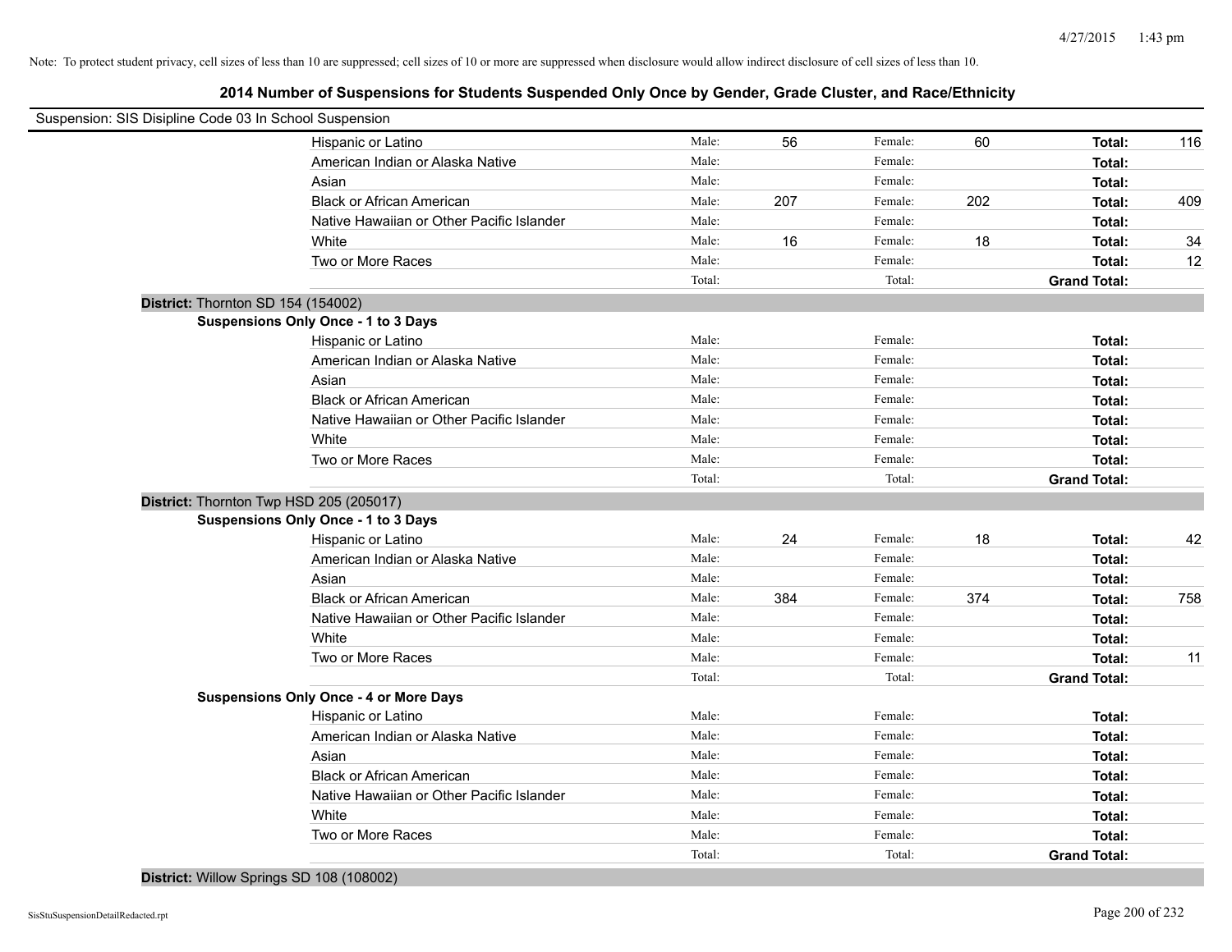Note: To protect student privacy, cell sizes of less than 10 are suppressed; cell sizes of 10 or more are suppressed when disclosure would allow indirect disclosure of cell sizes of less than 10.

## 2014 Number of Suspensions for Students Suspended Only Once by Gender, Grade Cluster, and Race/Ethnicity

Suspension: SIS Disipline Code 03 In School Suspension

| | | | | | | |
|---|---|---|---|---|---|---|
| Hispanic or Latino | Male: | 56 | Female: | 60 | **Total:** | 116 |
| American Indian or Alaska Native | Male: | | Female: | | **Total:** | |
| Asian | Male: | | Female: | | **Total:** | |
| Black or African American | Male: | 207 | Female: | 202 | **Total:** | 409 |
| Native Hawaiian or Other Pacific Islander | Male: | | Female: | | **Total:** | |
| White | Male: | 16 | Female: | 18 | **Total:** | 34 |
| Two or More Races | Male: | | Female: | | **Total:** | 12 |
| | Total: | | Total: | | **Grand Total:** | |

**District:** Thornton SD 154 (154002)

**Suspensions Only Once - 1 to 3 Days**

| | | | | | | |
|---|---|---|---|---|---|---|
| Hispanic or Latino | Male: | | Female: | | **Total:** | |
| American Indian or Alaska Native | Male: | | Female: | | **Total:** | |
| Asian | Male: | | Female: | | **Total:** | |
| Black or African American | Male: | | Female: | | **Total:** | |
| Native Hawaiian or Other Pacific Islander | Male: | | Female: | | **Total:** | |
| White | Male: | | Female: | | **Total:** | |
| Two or More Races | Male: | | Female: | | **Total:** | |
| | Total: | | Total: | | **Grand Total:** | |

**District:** Thornton Twp HSD 205 (205017)

**Suspensions Only Once - 1 to 3 Days**

| | | | | | | |
|---|---|---|---|---|---|---|
| Hispanic or Latino | Male: | 24 | Female: | 18 | **Total:** | 42 |
| American Indian or Alaska Native | Male: | | Female: | | **Total:** | |
| Asian | Male: | | Female: | | **Total:** | |
| Black or African American | Male: | 384 | Female: | 374 | **Total:** | 758 |
| Native Hawaiian or Other Pacific Islander | Male: | | Female: | | **Total:** | |
| White | Male: | | Female: | | **Total:** | |
| Two or More Races | Male: | | Female: | | **Total:** | 11 |
| | Total: | | Total: | | **Grand Total:** | |

**Suspensions Only Once - 4 or More Days**

| | | | | | | |
|---|---|---|---|---|---|---|
| Hispanic or Latino | Male: | | Female: | | **Total:** | |
| American Indian or Alaska Native | Male: | | Female: | | **Total:** | |
| Asian | Male: | | Female: | | **Total:** | |
| Black or African American | Male: | | Female: | | **Total:** | |
| Native Hawaiian or Other Pacific Islander | Male: | | Female: | | **Total:** | |
| White | Male: | | Female: | | **Total:** | |
| Two or More Races | Male: | | Female: | | **Total:** | |
| | Total: | | Total: | | **Grand Total:** | |

**District:** Willow Springs SD 108 (108002)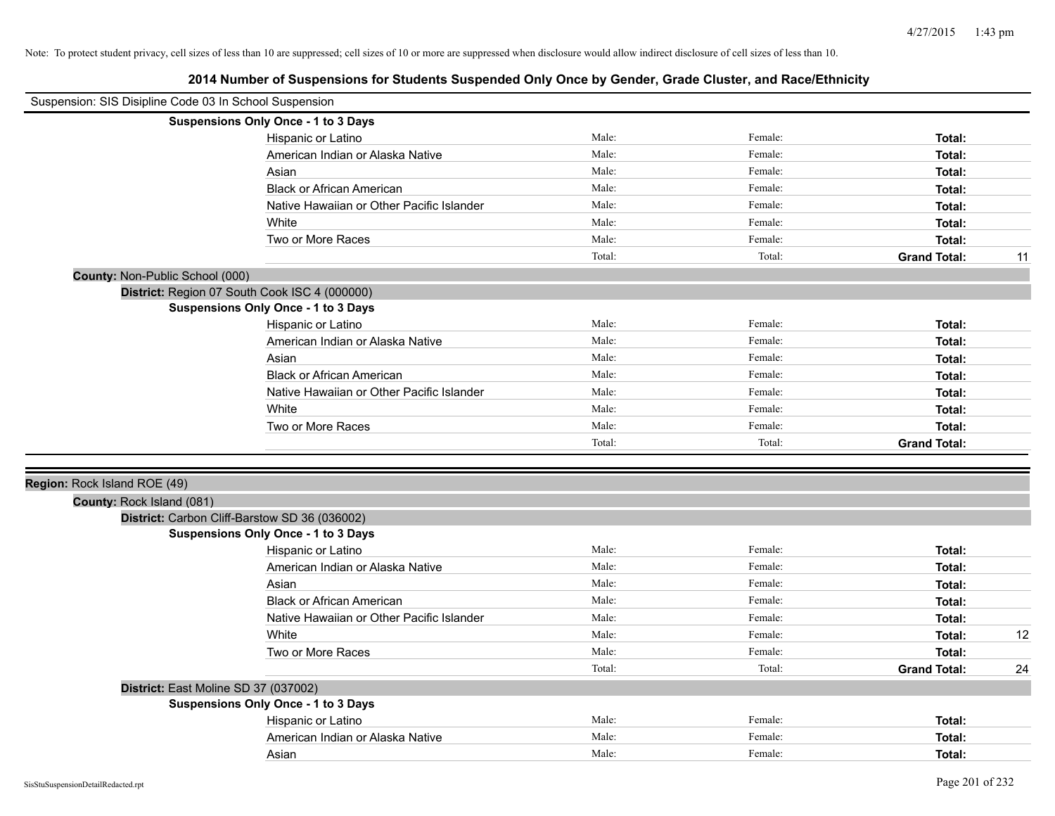Note: To protect student privacy, cell sizes of less than 10 are suppressed; cell sizes of 10 or more are suppressed when disclosure would allow indirect disclosure of cell sizes of less than 10.

# 2014 Number of Suspensions for Students Suspended Only Once by Gender, Grade Cluster, and Race/Ethnicity

Suspension: SIS Disipline Code 03 In School Suspension

**Suspensions Only Once - 1 to 3 Days**

| | | | | |
|---|---|---|---|---|
| Hispanic or Latino | Male: | Female: | **Total:** | |
| American Indian or Alaska Native | Male: | Female: | **Total:** | |
| Asian | Male: | Female: | **Total:** | |
| Black or African American | Male: | Female: | **Total:** | |
| Native Hawaiian or Other Pacific Islander | Male: | Female: | **Total:** | |
| White | Male: | Female: | **Total:** | |
| Two or More Races | Male: | Female: | **Total:** | |
| | Total: | Total: | **Grand Total:** | 11 |

**County:** Non-Public School (000)

**District:** Region 07 South Cook ISC 4 (000000)

**Suspensions Only Once - 1 to 3 Days**

| | | | | |
|---|---|---|---|---|
| Hispanic or Latino | Male: | Female: | **Total:** | |
| American Indian or Alaska Native | Male: | Female: | **Total:** | |
| Asian | Male: | Female: | **Total:** | |
| Black or African American | Male: | Female: | **Total:** | |
| Native Hawaiian or Other Pacific Islander | Male: | Female: | **Total:** | |
| White | Male: | Female: | **Total:** | |
| Two or More Races | Male: | Female: | **Total:** | |
| | Total: | Total: | **Grand Total:** | |

**Region:** Rock Island ROE (49)

**County:** Rock Island (081)

**District:** Carbon Cliff-Barstow SD 36 (036002)

**Suspensions Only Once - 1 to 3 Days**

| | | | | |
|---|---|---|---|---|
| Hispanic or Latino | Male: | Female: | **Total:** | |
| American Indian or Alaska Native | Male: | Female: | **Total:** | |
| Asian | Male: | Female: | **Total:** | |
| Black or African American | Male: | Female: | **Total:** | |
| Native Hawaiian or Other Pacific Islander | Male: | Female: | **Total:** | |
| White | Male: | Female: | **Total:** | 12 |
| Two or More Races | Male: | Female: | **Total:** | |
| | Total: | Total: | **Grand Total:** | 24 |

**District:** East Moline SD 37 (037002)

**Suspensions Only Once - 1 to 3 Days**

| | | | | |
|---|---|---|---|---|
| Hispanic or Latino | Male: | Female: | **Total:** | |
| American Indian or Alaska Native | Male: | Female: | **Total:** | |
| Asian | Male: | Female: | **Total:** | |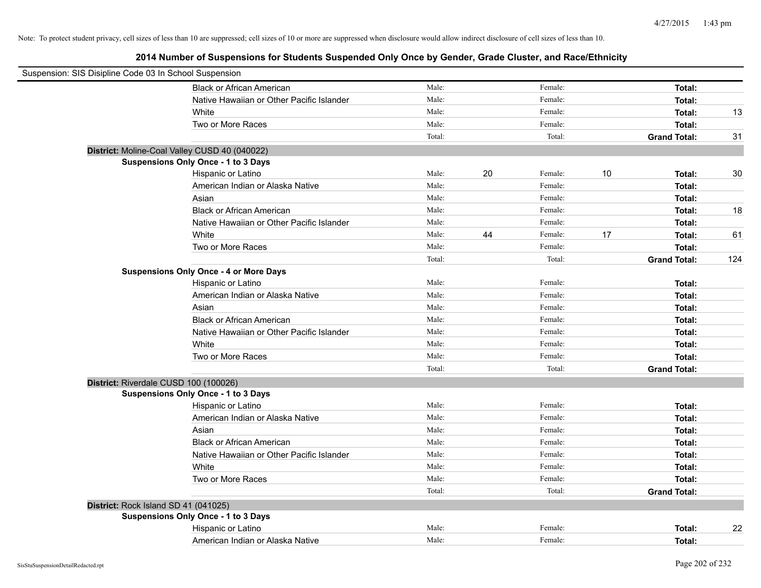Note: To protect student privacy, cell sizes of less than 10 are suppressed; cell sizes of 10 or more are suppressed when disclosure would allow indirect disclosure of cell sizes of less than 10.

## 2014 Number of Suspensions for Students Suspended Only Once by Gender, Grade Cluster, and Race/Ethnicity

Suspension: SIS Disipline Code 03 In School Suspension

| | | | | | | |
|---|---|---|---|---|---|---|
| Black or African American | Male: | | Female: | | **Total:** | |
| Native Hawaiian or Other Pacific Islander | Male: | | Female: | | **Total:** | |
| White | Male: | | Female: | | **Total:** | 13 |
| Two or More Races | Male: | | Female: | | **Total:** | |
| | Total: | | Total: | | **Grand Total:** | 31 |

**District:** Moline-Coal Valley CUSD 40 (040022)

**Suspensions Only Once - 1 to 3 Days**

| | | | | | | |
|---|---|---|---|---|---|---|
| Hispanic or Latino | Male: | 20 | Female: | 10 | **Total:** | 30 |
| American Indian or Alaska Native | Male: | | Female: | | **Total:** | |
| Asian | Male: | | Female: | | **Total:** | |
| Black or African American | Male: | | Female: | | **Total:** | 18 |
| Native Hawaiian or Other Pacific Islander | Male: | | Female: | | **Total:** | |
| White | Male: | 44 | Female: | 17 | **Total:** | 61 |
| Two or More Races | Male: | | Female: | | **Total:** | |
| | Total: | | Total: | | **Grand Total:** | 124 |

**Suspensions Only Once - 4 or More Days**

| | | | | | | |
|---|---|---|---|---|---|---|
| Hispanic or Latino | Male: | | Female: | | **Total:** | |
| American Indian or Alaska Native | Male: | | Female: | | **Total:** | |
| Asian | Male: | | Female: | | **Total:** | |
| Black or African American | Male: | | Female: | | **Total:** | |
| Native Hawaiian or Other Pacific Islander | Male: | | Female: | | **Total:** | |
| White | Male: | | Female: | | **Total:** | |
| Two or More Races | Male: | | Female: | | **Total:** | |
| | Total: | | Total: | | **Grand Total:** | |

**District:** Riverdale CUSD 100 (100026)

**Suspensions Only Once - 1 to 3 Days**

| | | | | | | |
|---|---|---|---|---|---|---|
| Hispanic or Latino | Male: | | Female: | | **Total:** | |
| American Indian or Alaska Native | Male: | | Female: | | **Total:** | |
| Asian | Male: | | Female: | | **Total:** | |
| Black or African American | Male: | | Female: | | **Total:** | |
| Native Hawaiian or Other Pacific Islander | Male: | | Female: | | **Total:** | |
| White | Male: | | Female: | | **Total:** | |
| Two or More Races | Male: | | Female: | | **Total:** | |
| | Total: | | Total: | | **Grand Total:** | |

**District:** Rock Island SD 41 (041025)

**Suspensions Only Once - 1 to 3 Days**

| | | | | | | |
|---|---|---|---|---|---|---|
| Hispanic or Latino | Male: | | Female: | | **Total:** | 22 |
| American Indian or Alaska Native | Male: | | Female: | | **Total:** | |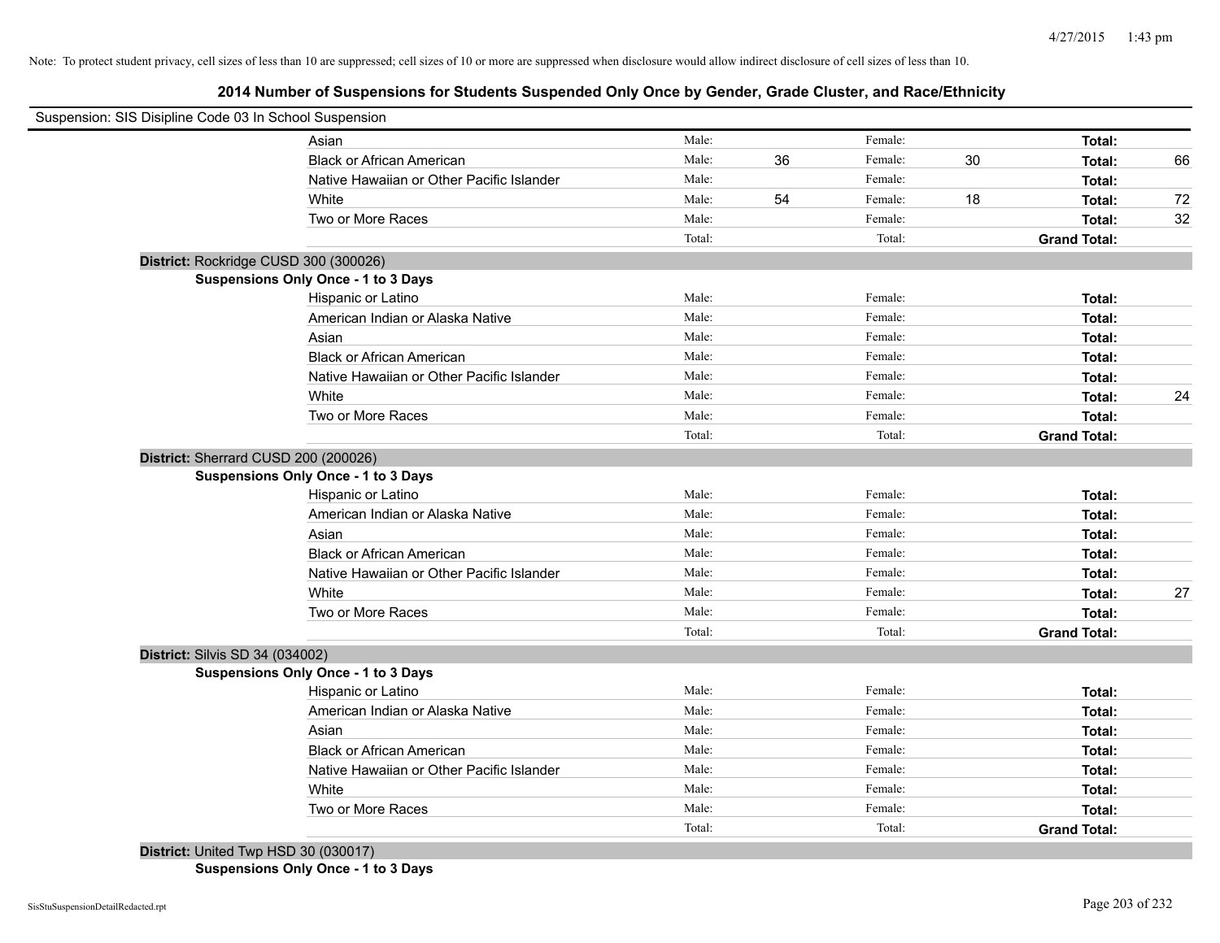Note: To protect student privacy, cell sizes of less than 10 are suppressed; cell sizes of 10 or more are suppressed when disclosure would allow indirect disclosure of cell sizes of less than 10.

## 2014 Number of Suspensions for Students Suspended Only Once by Gender, Grade Cluster, and Race/Ethnicity

Suspension: SIS Disipline Code 03 In School Suspension

| | | | | | | |
|---|---|---|---|---|---|---|
| Asian | Male: | | Female: | | Total: | |
| Black or African American | Male: | 36 | Female: | 30 | Total: | 66 |
| Native Hawaiian or Other Pacific Islander | Male: | | Female: | | Total: | |
| White | Male: | 54 | Female: | 18 | Total: | 72 |
| Two or More Races | Male: | | Female: | | Total: | 32 |
| | Total: | | Total: | | Grand Total: | |

**District:** Rockridge CUSD 300 (300026)

**Suspensions Only Once - 1 to 3 Days**

| | | | | | | |
|---|---|---|---|---|---|---|
| Hispanic or Latino | Male: | | Female: | | Total: | |
| American Indian or Alaska Native | Male: | | Female: | | Total: | |
| Asian | Male: | | Female: | | Total: | |
| Black or African American | Male: | | Female: | | Total: | |
| Native Hawaiian or Other Pacific Islander | Male: | | Female: | | Total: | |
| White | Male: | | Female: | | Total: | 24 |
| Two or More Races | Male: | | Female: | | Total: | |
| | Total: | | Total: | | Grand Total: | |

**District:** Sherrard CUSD 200 (200026)

**Suspensions Only Once - 1 to 3 Days**

| | | | | | | |
|---|---|---|---|---|---|---|
| Hispanic or Latino | Male: | | Female: | | Total: | |
| American Indian or Alaska Native | Male: | | Female: | | Total: | |
| Asian | Male: | | Female: | | Total: | |
| Black or African American | Male: | | Female: | | Total: | |
| Native Hawaiian or Other Pacific Islander | Male: | | Female: | | Total: | |
| White | Male: | | Female: | | Total: | 27 |
| Two or More Races | Male: | | Female: | | Total: | |
| | Total: | | Total: | | Grand Total: | |

**District:** Silvis SD 34 (034002)

**Suspensions Only Once - 1 to 3 Days**

| | | | | | | |
|---|---|---|---|---|---|---|
| Hispanic or Latino | Male: | | Female: | | Total: | |
| American Indian or Alaska Native | Male: | | Female: | | Total: | |
| Asian | Male: | | Female: | | Total: | |
| Black or African American | Male: | | Female: | | Total: | |
| Native Hawaiian or Other Pacific Islander | Male: | | Female: | | Total: | |
| White | Male: | | Female: | | Total: | |
| Two or More Races | Male: | | Female: | | Total: | |
| | Total: | | Total: | | Grand Total: | |

**District:** United Twp HSD 30 (030017)

**Suspensions Only Once - 1 to 3 Days**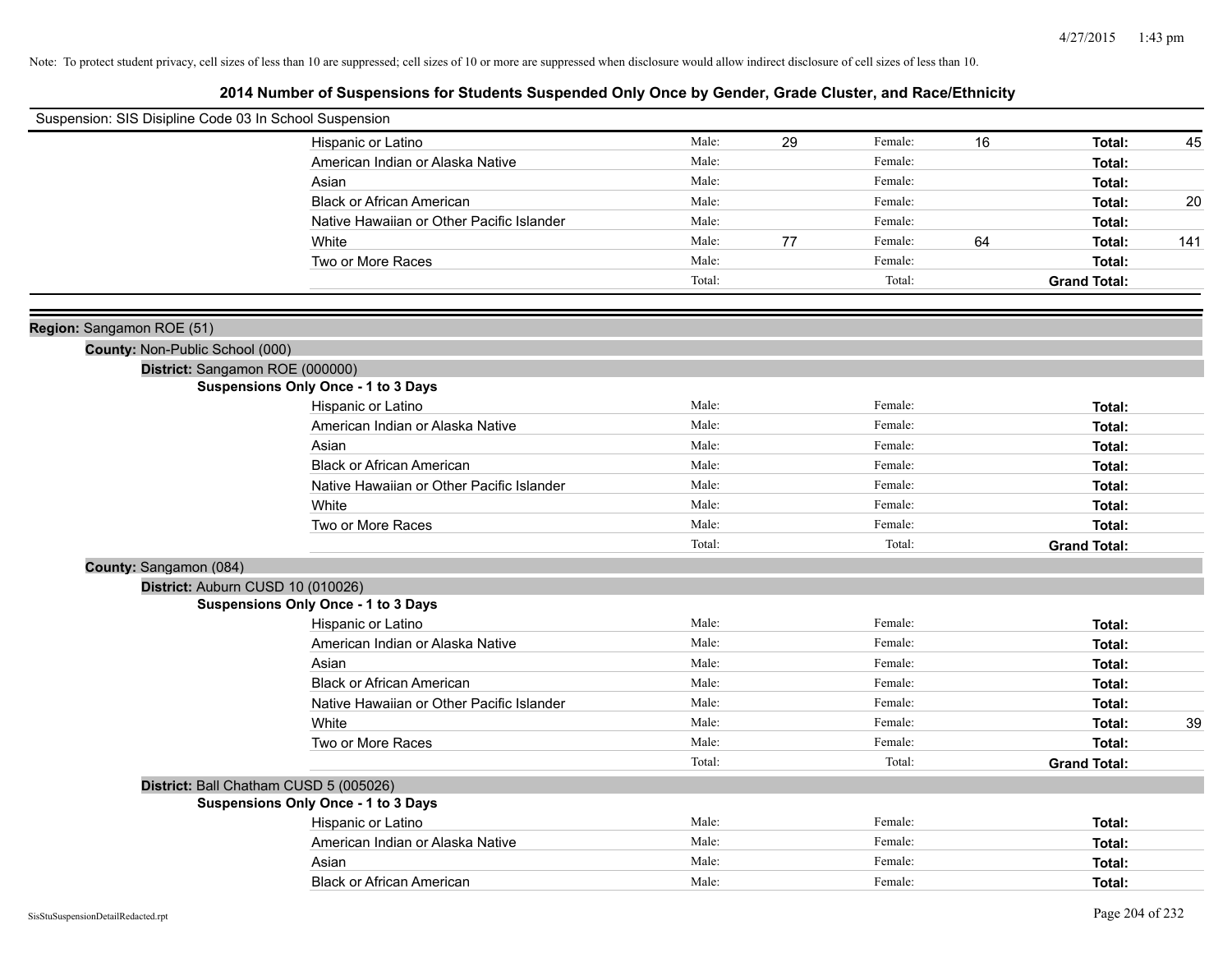Note: To protect student privacy, cell sizes of less than 10 are suppressed; cell sizes of 10 or more are suppressed when disclosure would allow indirect disclosure of cell sizes of less than 10.

## 2014 Number of Suspensions for Students Suspended Only Once by Gender, Grade Cluster, and Race/Ethnicity

Suspension: SIS Disipline Code 03 In School Suspension

| | | | | | | |
|---|---|---|---|---|---|---|
| Hispanic or Latino | Male: | 29 | Female: | 16 | **Total:** | 45 |
| American Indian or Alaska Native | Male: | | Female: | | **Total:** | |
| Asian | Male: | | Female: | | **Total:** | |
| Black or African American | Male: | | Female: | | **Total:** | 20 |
| Native Hawaiian or Other Pacific Islander | Male: | | Female: | | **Total:** | |
| White | Male: | 77 | Female: | 64 | **Total:** | 141 |
| Two or More Races | Male: | | Female: | | **Total:** | |
| | Total: | | Total: | | **Grand Total:** | |

**Region:** Sangamon ROE (51)

**County:** Non-Public School (000)

**District:** Sangamon ROE (000000)

**Suspensions Only Once - 1 to 3 Days**

| | | | | | | |
|---|---|---|---|---|---|---|
| Hispanic or Latino | Male: | | Female: | | **Total:** | |
| American Indian or Alaska Native | Male: | | Female: | | **Total:** | |
| Asian | Male: | | Female: | | **Total:** | |
| Black or African American | Male: | | Female: | | **Total:** | |
| Native Hawaiian or Other Pacific Islander | Male: | | Female: | | **Total:** | |
| White | Male: | | Female: | | **Total:** | |
| Two or More Races | Male: | | Female: | | **Total:** | |
| | Total: | | Total: | | **Grand Total:** | |

**County:** Sangamon (084)

**District:** Auburn CUSD 10 (010026)

**Suspensions Only Once - 1 to 3 Days**

| | | | | | | |
|---|---|---|---|---|---|---|
| Hispanic or Latino | Male: | | Female: | | **Total:** | |
| American Indian or Alaska Native | Male: | | Female: | | **Total:** | |
| Asian | Male: | | Female: | | **Total:** | |
| Black or African American | Male: | | Female: | | **Total:** | |
| Native Hawaiian or Other Pacific Islander | Male: | | Female: | | **Total:** | |
| White | Male: | | Female: | | **Total:** | 39 |
| Two or More Races | Male: | | Female: | | **Total:** | |
| | Total: | | Total: | | **Grand Total:** | |

**District:** Ball Chatham CUSD 5 (005026)

**Suspensions Only Once - 1 to 3 Days**

| | | | | | | |
|---|---|---|---|---|---|---|
| Hispanic or Latino | Male: | | Female: | | **Total:** | |
| American Indian or Alaska Native | Male: | | Female: | | **Total:** | |
| Asian | Male: | | Female: | | **Total:** | |
| Black or African American | Male: | | Female: | | **Total:** | |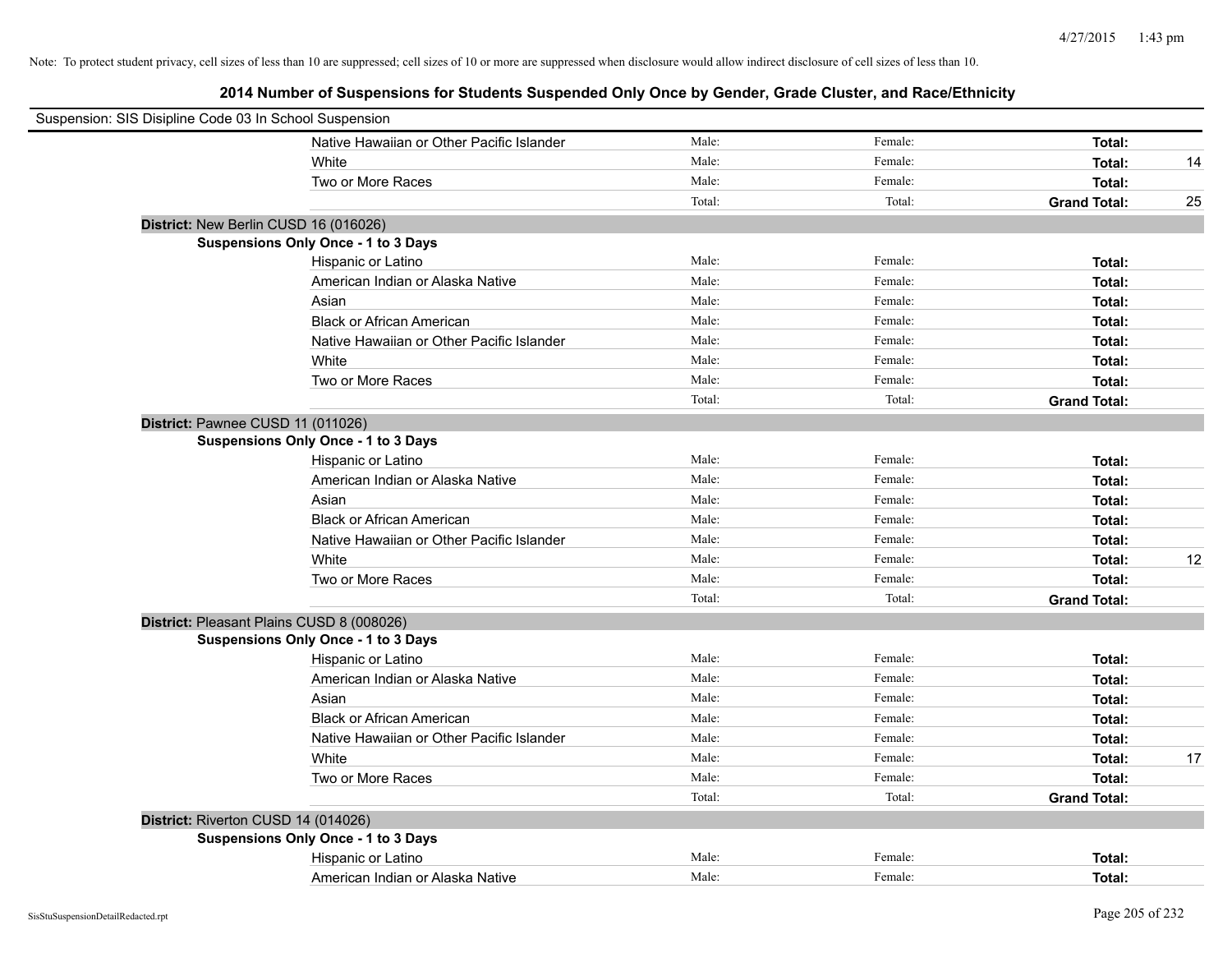Note: To protect student privacy, cell sizes of less than 10 are suppressed; cell sizes of 10 or more are suppressed when disclosure would allow indirect disclosure of cell sizes of less than 10.

## 2014 Number of Suspensions for Students Suspended Only Once by Gender, Grade Cluster, and Race/Ethnicity

Suspension: SIS Disipline Code 03 In School Suspension

| | | | | |
|---|---|---|---|---|
| Native Hawaiian or Other Pacific Islander | Male: | Female: | **Total:** | |
| White | Male: | Female: | **Total:** | 14 |
| Two or More Races | Male: | Female: | **Total:** | |
| | Total: | Total: | **Grand Total:** | 25 |

**District:** New Berlin CUSD 16 (016026)

**Suspensions Only Once - 1 to 3 Days**

| | | | | |
|---|---|---|---|---|
| Hispanic or Latino | Male: | Female: | **Total:** | |
| American Indian or Alaska Native | Male: | Female: | **Total:** | |
| Asian | Male: | Female: | **Total:** | |
| Black or African American | Male: | Female: | **Total:** | |
| Native Hawaiian or Other Pacific Islander | Male: | Female: | **Total:** | |
| White | Male: | Female: | **Total:** | |
| Two or More Races | Male: | Female: | **Total:** | |
| | Total: | Total: | **Grand Total:** | |

**District:** Pawnee CUSD 11 (011026)

**Suspensions Only Once - 1 to 3 Days**

| | | | | |
|---|---|---|---|---|
| Hispanic or Latino | Male: | Female: | **Total:** | |
| American Indian or Alaska Native | Male: | Female: | **Total:** | |
| Asian | Male: | Female: | **Total:** | |
| Black or African American | Male: | Female: | **Total:** | |
| Native Hawaiian or Other Pacific Islander | Male: | Female: | **Total:** | |
| White | Male: | Female: | **Total:** | 12 |
| Two or More Races | Male: | Female: | **Total:** | |
| | Total: | Total: | **Grand Total:** | |

**District:** Pleasant Plains CUSD 8 (008026)

**Suspensions Only Once - 1 to 3 Days**

| | | | | |
|---|---|---|---|---|
| Hispanic or Latino | Male: | Female: | **Total:** | |
| American Indian or Alaska Native | Male: | Female: | **Total:** | |
| Asian | Male: | Female: | **Total:** | |
| Black or African American | Male: | Female: | **Total:** | |
| Native Hawaiian or Other Pacific Islander | Male: | Female: | **Total:** | |
| White | Male: | Female: | **Total:** | 17 |
| Two or More Races | Male: | Female: | **Total:** | |
| | Total: | Total: | **Grand Total:** | |

**District:** Riverton CUSD 14 (014026)

**Suspensions Only Once - 1 to 3 Days**

| | | | | |
|---|---|---|---|---|
| Hispanic or Latino | Male: | Female: | **Total:** | |
| American Indian or Alaska Native | Male: | Female: | **Total:** | |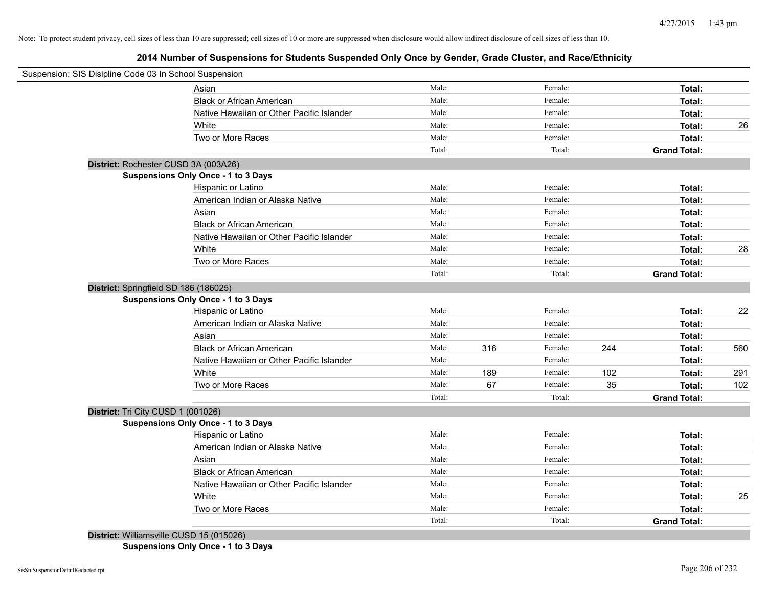Note: To protect student privacy, cell sizes of less than 10 are suppressed; cell sizes of 10 or more are suppressed when disclosure would allow indirect disclosure of cell sizes of less than 10.

## 2014 Number of Suspensions for Students Suspended Only Once by Gender, Grade Cluster, and Race/Ethnicity

Suspension: SIS Disipline Code 03 In School Suspension

| | Male: | | Female: | | Total: | |
|---|---|---|---|---|---|---|
| Asian | Male: | | Female: | | **Total:** | |
| Black or African American | Male: | | Female: | | **Total:** | |
| Native Hawaiian or Other Pacific Islander | Male: | | Female: | | **Total:** | |
| White | Male: | | Female: | | **Total:** | 26 |
| Two or More Races | Male: | | Female: | | **Total:** | |
| | Total: | | Total: | | **Grand Total:** | |

**District:** Rochester CUSD 3A (003A26)

**Suspensions Only Once - 1 to 3 Days**

| | Male: | | Female: | | Total: | |
|---|---|---|---|---|---|---|
| Hispanic or Latino | Male: | | Female: | | **Total:** | |
| American Indian or Alaska Native | Male: | | Female: | | **Total:** | |
| Asian | Male: | | Female: | | **Total:** | |
| Black or African American | Male: | | Female: | | **Total:** | |
| Native Hawaiian or Other Pacific Islander | Male: | | Female: | | **Total:** | |
| White | Male: | | Female: | | **Total:** | 28 |
| Two or More Races | Male: | | Female: | | **Total:** | |
| | Total: | | Total: | | **Grand Total:** | |

**District:** Springfield SD 186 (186025)

**Suspensions Only Once - 1 to 3 Days**

| | Male: | | Female: | | Total: | |
|---|---|---|---|---|---|---|
| Hispanic or Latino | Male: | | Female: | | **Total:** | 22 |
| American Indian or Alaska Native | Male: | | Female: | | **Total:** | |
| Asian | Male: | | Female: | | **Total:** | |
| Black or African American | Male: | 316 | Female: | 244 | **Total:** | 560 |
| Native Hawaiian or Other Pacific Islander | Male: | | Female: | | **Total:** | |
| White | Male: | 189 | Female: | 102 | **Total:** | 291 |
| Two or More Races | Male: | 67 | Female: | 35 | **Total:** | 102 |
| | Total: | | Total: | | **Grand Total:** | |

**District:** Tri City CUSD 1 (001026)

**Suspensions Only Once - 1 to 3 Days**

| | Male: | | Female: | | Total: | |
|---|---|---|---|---|---|---|
| Hispanic or Latino | Male: | | Female: | | **Total:** | |
| American Indian or Alaska Native | Male: | | Female: | | **Total:** | |
| Asian | Male: | | Female: | | **Total:** | |
| Black or African American | Male: | | Female: | | **Total:** | |
| Native Hawaiian or Other Pacific Islander | Male: | | Female: | | **Total:** | |
| White | Male: | | Female: | | **Total:** | 25 |
| Two or More Races | Male: | | Female: | | **Total:** | |
| | Total: | | Total: | | **Grand Total:** | |

**District:** Williamsville CUSD 15 (015026)

**Suspensions Only Once - 1 to 3 Days**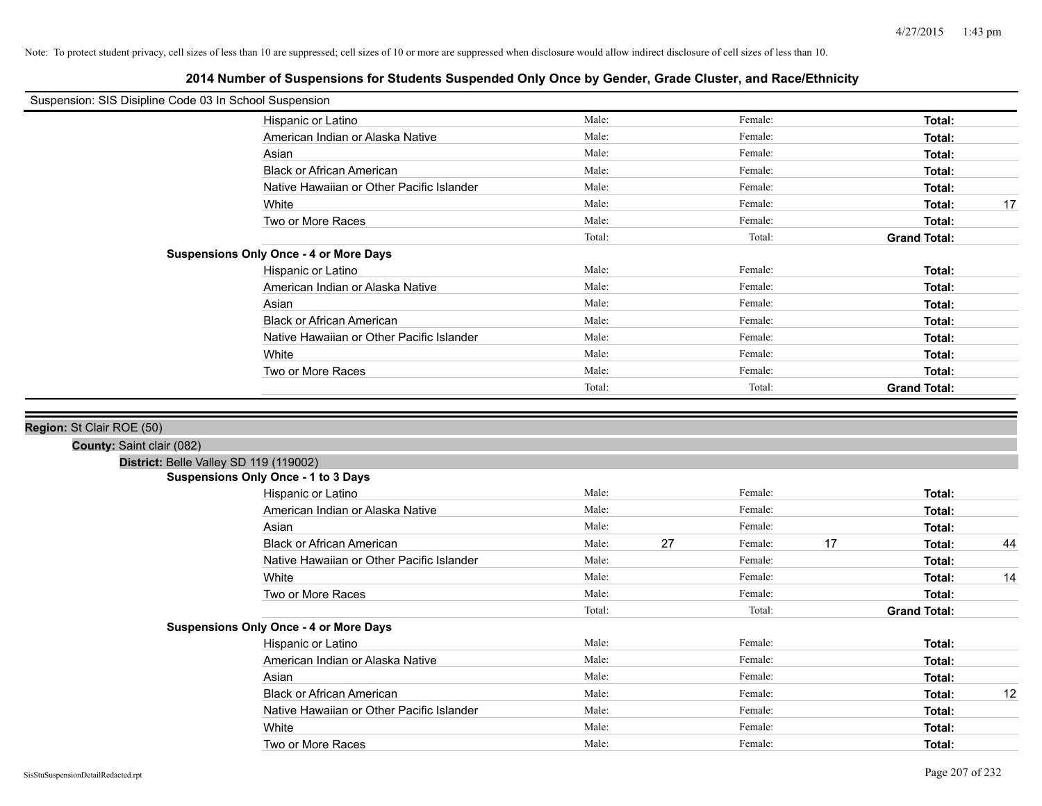Note: To protect student privacy, cell sizes of less than 10 are suppressed; cell sizes of 10 or more are suppressed when disclosure would allow indirect disclosure of cell sizes of less than 10.

## 2014 Number of Suspensions for Students Suspended Only Once by Gender, Grade Cluster, and Race/Ethnicity

Suspension: SIS Disipline Code 03 In School Suspension

| | Male: | | Female: | | | |
|---|---|---|---|---|---|---|
| Hispanic or Latino | Male: | | Female: | | **Total:** | |
| American Indian or Alaska Native | Male: | | Female: | | **Total:** | |
| Asian | Male: | | Female: | | **Total:** | |
| Black or African American | Male: | | Female: | | **Total:** | |
| Native Hawaiian or Other Pacific Islander | Male: | | Female: | | **Total:** | |
| White | Male: | | Female: | | **Total:** | 17 |
| Two or More Races | Male: | | Female: | | **Total:** | |
| | Total: | | Total: | | **Grand Total:** | |

**Suspensions Only Once - 4 or More Days**

| | | | | | | |
|---|---|---|---|---|---|---|
| Hispanic or Latino | Male: | | Female: | | **Total:** | |
| American Indian or Alaska Native | Male: | | Female: | | **Total:** | |
| Asian | Male: | | Female: | | **Total:** | |
| Black or African American | Male: | | Female: | | **Total:** | |
| Native Hawaiian or Other Pacific Islander | Male: | | Female: | | **Total:** | |
| White | Male: | | Female: | | **Total:** | |
| Two or More Races | Male: | | Female: | | **Total:** | |
| | Total: | | Total: | | **Grand Total:** | |

**Region:** St Clair ROE (50)

**County:** Saint clair (082)

**District:** Belle Valley SD 119 (119002)

**Suspensions Only Once - 1 to 3 Days**

| | | | | | | |
|---|---|---|---|---|---|---|
| Hispanic or Latino | Male: | | Female: | | **Total:** | |
| American Indian or Alaska Native | Male: | | Female: | | **Total:** | |
| Asian | Male: | | Female: | | **Total:** | |
| Black or African American | Male: | 27 | Female: | 17 | **Total:** | 44 |
| Native Hawaiian or Other Pacific Islander | Male: | | Female: | | **Total:** | |
| White | Male: | | Female: | | **Total:** | 14 |
| Two or More Races | Male: | | Female: | | **Total:** | |
| | Total: | | Total: | | **Grand Total:** | |

**Suspensions Only Once - 4 or More Days**

| | | | | | | |
|---|---|---|---|---|---|---|
| Hispanic or Latino | Male: | | Female: | | **Total:** | |
| American Indian or Alaska Native | Male: | | Female: | | **Total:** | |
| Asian | Male: | | Female: | | **Total:** | |
| Black or African American | Male: | | Female: | | **Total:** | 12 |
| Native Hawaiian or Other Pacific Islander | Male: | | Female: | | **Total:** | |
| White | Male: | | Female: | | **Total:** | |
| Two or More Races | Male: | | Female: | | **Total:** | |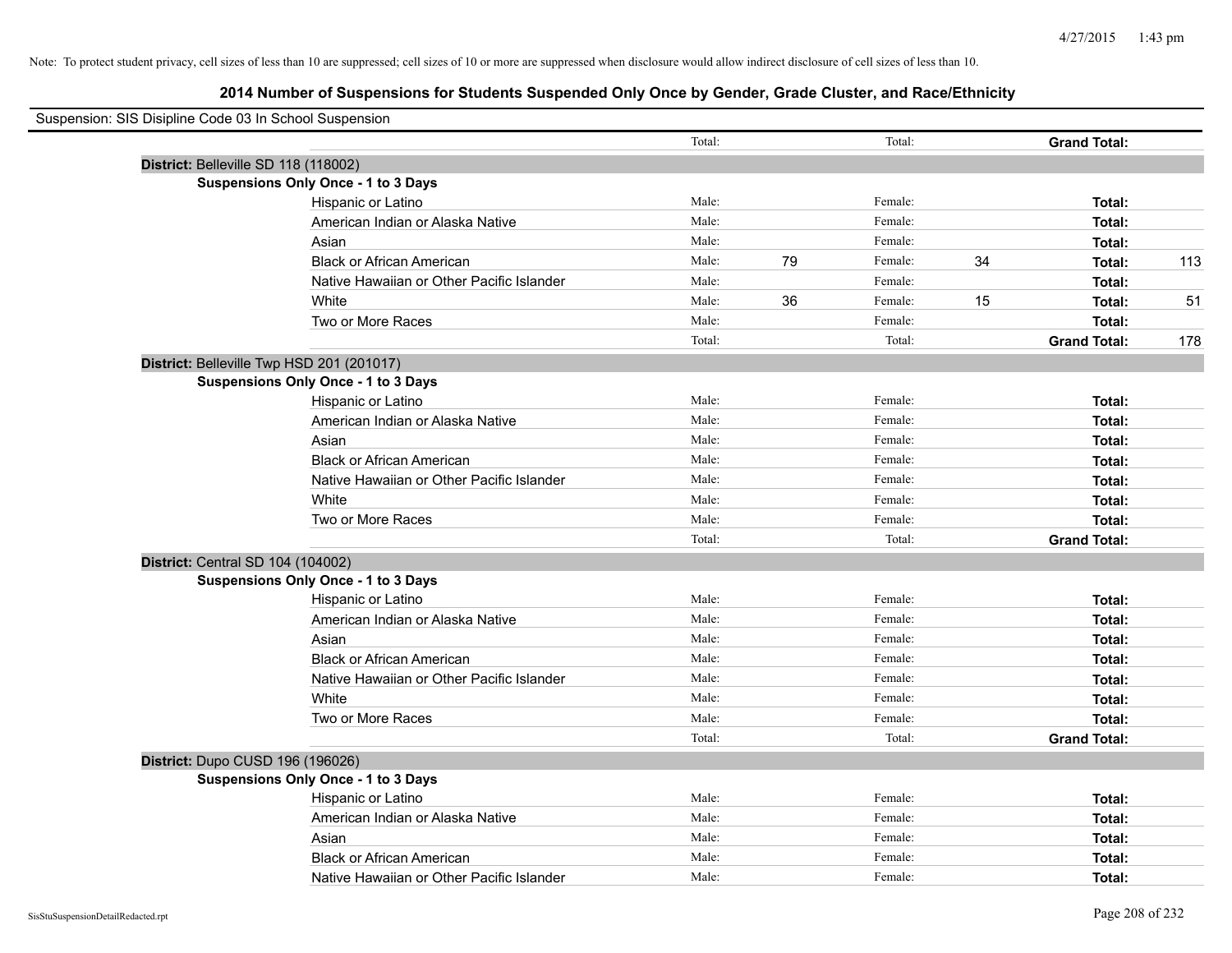Note: To protect student privacy, cell sizes of less than 10 are suppressed; cell sizes of 10 or more are suppressed when disclosure would allow indirect disclosure of cell sizes of less than 10.

## 2014 Number of Suspensions for Students Suspended Only Once by Gender, Grade Cluster, and Race/Ethnicity

Suspension: SIS Disipline Code 03 In School Suspension

| | | | | | | | |
|---|---|---|---|---|---|---|---|
| | | Total: | | Total: | | **Grand Total:** | |
| **District:** Belleville SD 118 (118002) | | | | | | | |
| **Suspensions Only Once - 1 to 3 Days** | | | | | | | |
| | Hispanic or Latino | Male: | | Female: | | **Total:** | |
| | American Indian or Alaska Native | Male: | | Female: | | **Total:** | |
| | Asian | Male: | | Female: | | **Total:** | |
| | Black or African American | Male: | 79 | Female: | 34 | **Total:** | 113 |
| | Native Hawaiian or Other Pacific Islander | Male: | | Female: | | **Total:** | |
| | White | Male: | 36 | Female: | 15 | **Total:** | 51 |
| | Two or More Races | Male: | | Female: | | **Total:** | |
| | | Total: | | Total: | | **Grand Total:** | 178 |
| **District:** Belleville Twp HSD 201 (201017) | | | | | | | |
| **Suspensions Only Once - 1 to 3 Days** | | | | | | | |
| | Hispanic or Latino | Male: | | Female: | | **Total:** | |
| | American Indian or Alaska Native | Male: | | Female: | | **Total:** | |
| | Asian | Male: | | Female: | | **Total:** | |
| | Black or African American | Male: | | Female: | | **Total:** | |
| | Native Hawaiian or Other Pacific Islander | Male: | | Female: | | **Total:** | |
| | White | Male: | | Female: | | **Total:** | |
| | Two or More Races | Male: | | Female: | | **Total:** | |
| | | Total: | | Total: | | **Grand Total:** | |
| **District:** Central SD 104 (104002) | | | | | | | |
| **Suspensions Only Once - 1 to 3 Days** | | | | | | | |
| | Hispanic or Latino | Male: | | Female: | | **Total:** | |
| | American Indian or Alaska Native | Male: | | Female: | | **Total:** | |
| | Asian | Male: | | Female: | | **Total:** | |
| | Black or African American | Male: | | Female: | | **Total:** | |
| | Native Hawaiian or Other Pacific Islander | Male: | | Female: | | **Total:** | |
| | White | Male: | | Female: | | **Total:** | |
| | Two or More Races | Male: | | Female: | | **Total:** | |
| | | Total: | | Total: | | **Grand Total:** | |
| **District:** Dupo CUSD 196 (196026) | | | | | | | |
| **Suspensions Only Once - 1 to 3 Days** | | | | | | | |
| | Hispanic or Latino | Male: | | Female: | | **Total:** | |
| | American Indian or Alaska Native | Male: | | Female: | | **Total:** | |
| | Asian | Male: | | Female: | | **Total:** | |
| | Black or African American | Male: | | Female: | | **Total:** | |
| | Native Hawaiian or Other Pacific Islander | Male: | | Female: | | **Total:** | |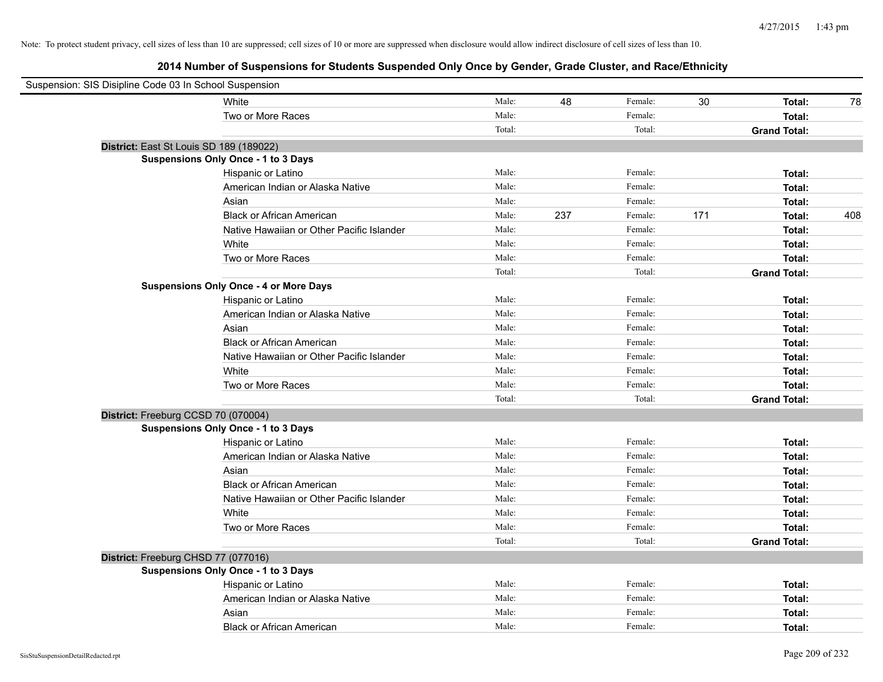Note: To protect student privacy, cell sizes of less than 10 are suppressed; cell sizes of 10 or more are suppressed when disclosure would allow indirect disclosure of cell sizes of less than 10.

## 2014 Number of Suspensions for Students Suspended Only Once by Gender, Grade Cluster, and Race/Ethnicity

Suspension: SIS Disipline Code 03 In School Suspension

| | | | | | | |
|---|---|---|---|---|---|---|
| White | Male: | 48 | Female: | 30 | **Total:** | 78 |
| Two or More Races | Male: | | Female: | | **Total:** | |
| | Total: | | Total: | | **Grand Total:** | |

**District:** East St Louis SD 189 (189022)

**Suspensions Only Once - 1 to 3 Days**

| | | | | | | |
|---|---|---|---|---|---|---|
| Hispanic or Latino | Male: | | Female: | | **Total:** | |
| American Indian or Alaska Native | Male: | | Female: | | **Total:** | |
| Asian | Male: | | Female: | | **Total:** | |
| Black or African American | Male: | 237 | Female: | 171 | **Total:** | 408 |
| Native Hawaiian or Other Pacific Islander | Male: | | Female: | | **Total:** | |
| White | Male: | | Female: | | **Total:** | |
| Two or More Races | Male: | | Female: | | **Total:** | |
| | Total: | | Total: | | **Grand Total:** | |

**Suspensions Only Once - 4 or More Days**

| | | | | | | |
|---|---|---|---|---|---|---|
| Hispanic or Latino | Male: | | Female: | | **Total:** | |
| American Indian or Alaska Native | Male: | | Female: | | **Total:** | |
| Asian | Male: | | Female: | | **Total:** | |
| Black or African American | Male: | | Female: | | **Total:** | |
| Native Hawaiian or Other Pacific Islander | Male: | | Female: | | **Total:** | |
| White | Male: | | Female: | | **Total:** | |
| Two or More Races | Male: | | Female: | | **Total:** | |
| | Total: | | Total: | | **Grand Total:** | |

**District:** Freeburg CCSD 70 (070004)

**Suspensions Only Once - 1 to 3 Days**

| | | | | | | |
|---|---|---|---|---|---|---|
| Hispanic or Latino | Male: | | Female: | | **Total:** | |
| American Indian or Alaska Native | Male: | | Female: | | **Total:** | |
| Asian | Male: | | Female: | | **Total:** | |
| Black or African American | Male: | | Female: | | **Total:** | |
| Native Hawaiian or Other Pacific Islander | Male: | | Female: | | **Total:** | |
| White | Male: | | Female: | | **Total:** | |
| Two or More Races | Male: | | Female: | | **Total:** | |
| | Total: | | Total: | | **Grand Total:** | |

**District:** Freeburg CHSD 77 (077016)

**Suspensions Only Once - 1 to 3 Days**

| | | | | | | |
|---|---|---|---|---|---|---|
| Hispanic or Latino | Male: | | Female: | | **Total:** | |
| American Indian or Alaska Native | Male: | | Female: | | **Total:** | |
| Asian | Male: | | Female: | | **Total:** | |
| Black or African American | Male: | | Female: | | **Total:** | |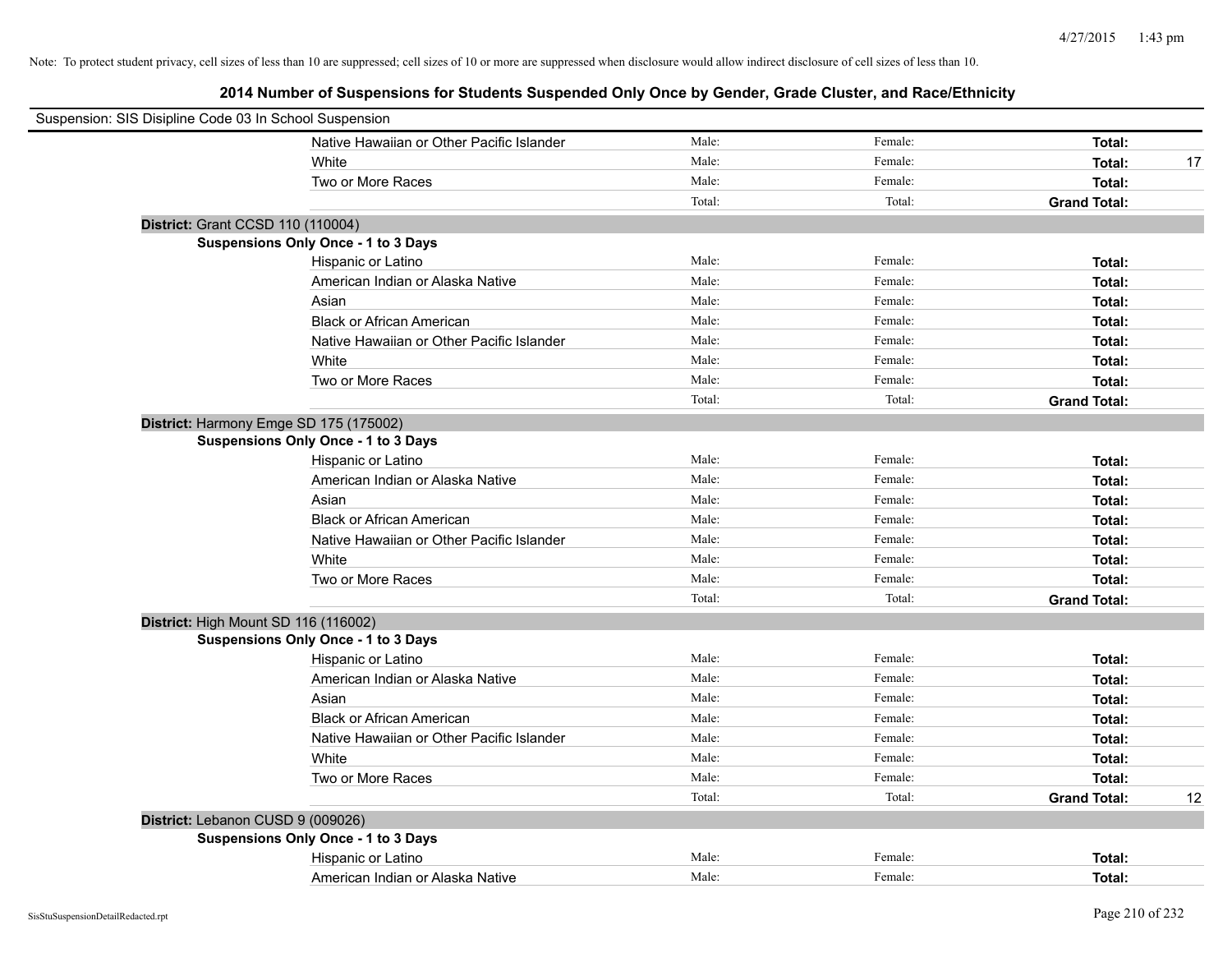Note: To protect student privacy, cell sizes of less than 10 are suppressed; cell sizes of 10 or more are suppressed when disclosure would allow indirect disclosure of cell sizes of less than 10.

## 2014 Number of Suspensions for Students Suspended Only Once by Gender, Grade Cluster, and Race/Ethnicity

Suspension: SIS Disipline Code 03 In School Suspension

| | | | | |
|---|---|---|---|---|
| Native Hawaiian or Other Pacific Islander | Male: | Female: | **Total:** | |
| White | Male: | Female: | **Total:** | 17 |
| Two or More Races | Male: | Female: | **Total:** | |
| | Total: | Total: | **Grand Total:** | |

**District:** Grant CCSD 110 (110004)

**Suspensions Only Once - 1 to 3 Days**

| | | | | |
|---|---|---|---|---|
| Hispanic or Latino | Male: | Female: | **Total:** | |
| American Indian or Alaska Native | Male: | Female: | **Total:** | |
| Asian | Male: | Female: | **Total:** | |
| Black or African American | Male: | Female: | **Total:** | |
| Native Hawaiian or Other Pacific Islander | Male: | Female: | **Total:** | |
| White | Male: | Female: | **Total:** | |
| Two or More Races | Male: | Female: | **Total:** | |
| | Total: | Total: | **Grand Total:** | |

**District:** Harmony Emge SD 175 (175002)

**Suspensions Only Once - 1 to 3 Days**

| | | | | |
|---|---|---|---|---|
| Hispanic or Latino | Male: | Female: | **Total:** | |
| American Indian or Alaska Native | Male: | Female: | **Total:** | |
| Asian | Male: | Female: | **Total:** | |
| Black or African American | Male: | Female: | **Total:** | |
| Native Hawaiian or Other Pacific Islander | Male: | Female: | **Total:** | |
| White | Male: | Female: | **Total:** | |
| Two or More Races | Male: | Female: | **Total:** | |
| | Total: | Total: | **Grand Total:** | |

**District:** High Mount SD 116 (116002)

**Suspensions Only Once - 1 to 3 Days**

| | | | | |
|---|---|---|---|---|
| Hispanic or Latino | Male: | Female: | **Total:** | |
| American Indian or Alaska Native | Male: | Female: | **Total:** | |
| Asian | Male: | Female: | **Total:** | |
| Black or African American | Male: | Female: | **Total:** | |
| Native Hawaiian or Other Pacific Islander | Male: | Female: | **Total:** | |
| White | Male: | Female: | **Total:** | |
| Two or More Races | Male: | Female: | **Total:** | |
| | Total: | Total: | **Grand Total:** | 12 |

**District:** Lebanon CUSD 9 (009026)

**Suspensions Only Once - 1 to 3 Days**

| | | | | |
|---|---|---|---|---|
| Hispanic or Latino | Male: | Female: | **Total:** | |
| American Indian or Alaska Native | Male: | Female: | **Total:** | |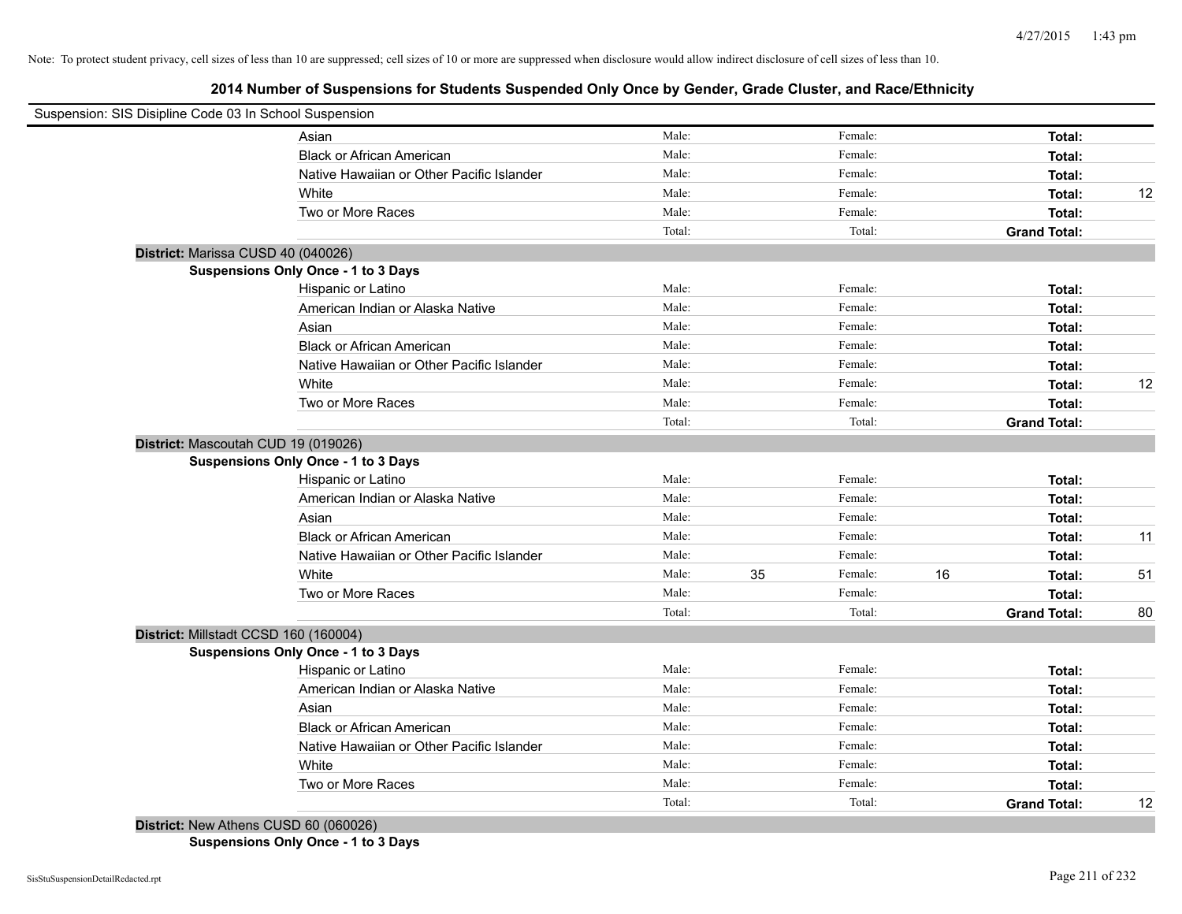Note: To protect student privacy, cell sizes of less than 10 are suppressed; cell sizes of 10 or more are suppressed when disclosure would allow indirect disclosure of cell sizes of less than 10.

## 2014 Number of Suspensions for Students Suspended Only Once by Gender, Grade Cluster, and Race/Ethnicity

Suspension: SIS Disipline Code 03 In School Suspension

| | Male: | | Female: | | Total: | |
|---|---|---|---|---|---|---|
| Asian | Male: | | Female: | | **Total:** | |
| Black or African American | Male: | | Female: | | **Total:** | |
| Native Hawaiian or Other Pacific Islander | Male: | | Female: | | **Total:** | |
| White | Male: | | Female: | | **Total:** | 12 |
| Two or More Races | Male: | | Female: | | **Total:** | |
| | Total: | | Total: | | **Grand Total:** | |

**District:** Marissa CUSD 40 (040026)

**Suspensions Only Once - 1 to 3 Days**

| | Male: | | Female: | | Total: | |
|---|---|---|---|---|---|---|
| Hispanic or Latino | Male: | | Female: | | **Total:** | |
| American Indian or Alaska Native | Male: | | Female: | | **Total:** | |
| Asian | Male: | | Female: | | **Total:** | |
| Black or African American | Male: | | Female: | | **Total:** | |
| Native Hawaiian or Other Pacific Islander | Male: | | Female: | | **Total:** | |
| White | Male: | | Female: | | **Total:** | 12 |
| Two or More Races | Male: | | Female: | | **Total:** | |
| | Total: | | Total: | | **Grand Total:** | |

**District:** Mascoutah CUD 19 (019026)

**Suspensions Only Once - 1 to 3 Days**

| | Male: | | Female: | | Total: | |
|---|---|---|---|---|---|---|
| Hispanic or Latino | Male: | | Female: | | **Total:** | |
| American Indian or Alaska Native | Male: | | Female: | | **Total:** | |
| Asian | Male: | | Female: | | **Total:** | |
| Black or African American | Male: | | Female: | | **Total:** | 11 |
| Native Hawaiian or Other Pacific Islander | Male: | | Female: | | **Total:** | |
| White | Male: | 35 | Female: | 16 | **Total:** | 51 |
| Two or More Races | Male: | | Female: | | **Total:** | |
| | Total: | | Total: | | **Grand Total:** | 80 |

**District:** Millstadt CCSD 160 (160004)

**Suspensions Only Once - 1 to 3 Days**

| | Male: | | Female: | | Total: | |
|---|---|---|---|---|---|---|
| Hispanic or Latino | Male: | | Female: | | **Total:** | |
| American Indian or Alaska Native | Male: | | Female: | | **Total:** | |
| Asian | Male: | | Female: | | **Total:** | |
| Black or African American | Male: | | Female: | | **Total:** | |
| Native Hawaiian or Other Pacific Islander | Male: | | Female: | | **Total:** | |
| White | Male: | | Female: | | **Total:** | |
| Two or More Races | Male: | | Female: | | **Total:** | |
| | Total: | | Total: | | **Grand Total:** | 12 |

**District:** New Athens CUSD 60 (060026)

**Suspensions Only Once - 1 to 3 Days**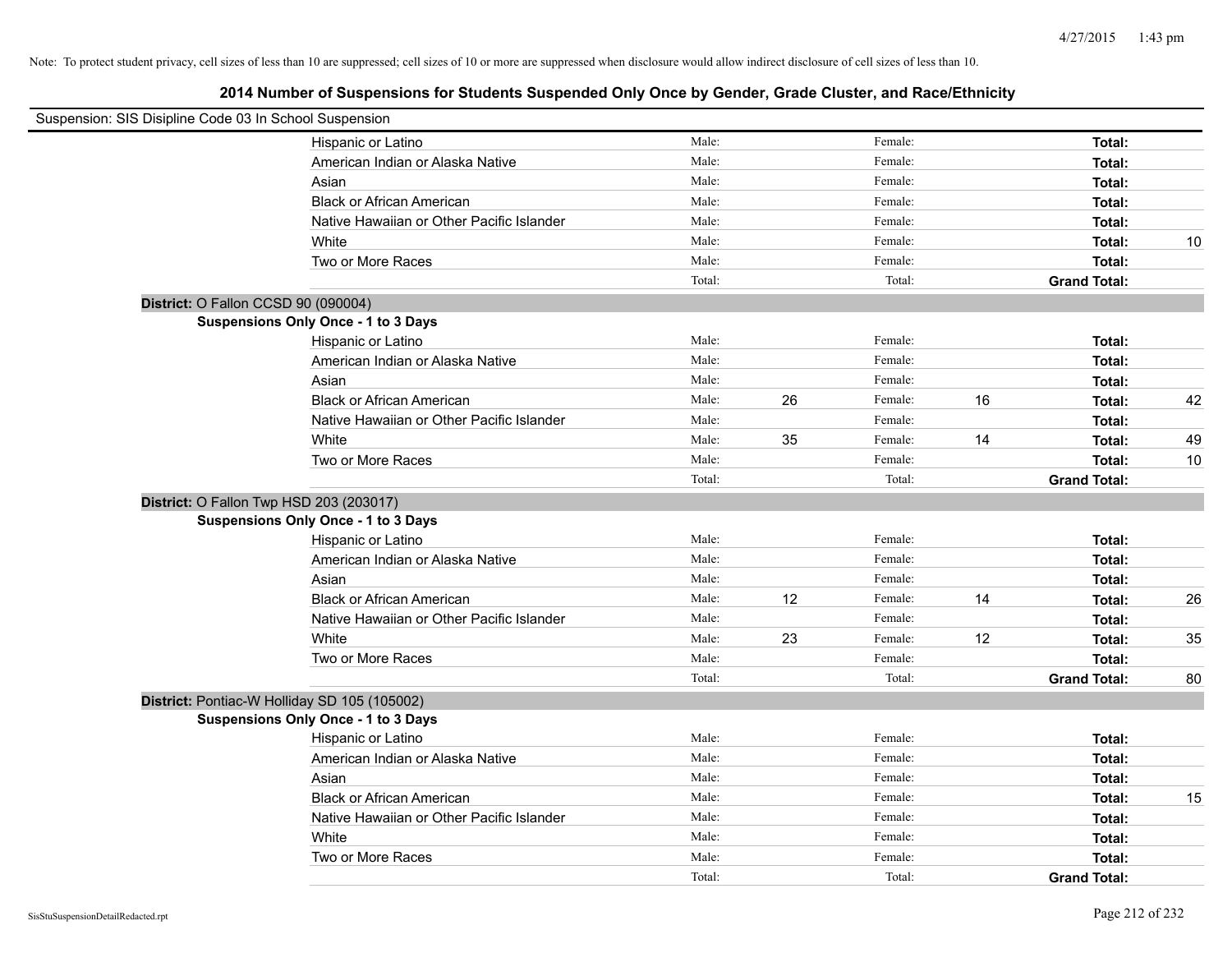Note: To protect student privacy, cell sizes of less than 10 are suppressed; cell sizes of 10 or more are suppressed when disclosure would allow indirect disclosure of cell sizes of less than 10.

## 2014 Number of Suspensions for Students Suspended Only Once by Gender, Grade Cluster, and Race/Ethnicity

Suspension: SIS Disipline Code 03 In School Suspension

| | Male: | | Female: | | | |
|---|---|---|---|---|---|---|
| Hispanic or Latino | Male: | | Female: | | **Total:** | |
| American Indian or Alaska Native | Male: | | Female: | | **Total:** | |
| Asian | Male: | | Female: | | **Total:** | |
| Black or African American | Male: | | Female: | | **Total:** | |
| Native Hawaiian or Other Pacific Islander | Male: | | Female: | | **Total:** | |
| White | Male: | | Female: | | **Total:** | 10 |
| Two or More Races | Male: | | Female: | | **Total:** | |
| | Total: | | Total: | | **Grand Total:** | |

**District:** O Fallon CCSD 90 (090004)

**Suspensions Only Once - 1 to 3 Days**

| | | | | | | |
|---|---|---|---|---|---|---|
| Hispanic or Latino | Male: | | Female: | | **Total:** | |
| American Indian or Alaska Native | Male: | | Female: | | **Total:** | |
| Asian | Male: | | Female: | | **Total:** | |
| Black or African American | Male: | 26 | Female: | 16 | **Total:** | 42 |
| Native Hawaiian or Other Pacific Islander | Male: | | Female: | | **Total:** | |
| White | Male: | 35 | Female: | 14 | **Total:** | 49 |
| Two or More Races | Male: | | Female: | | **Total:** | 10 |
| | Total: | | Total: | | **Grand Total:** | |

**District:** O Fallon Twp HSD 203 (203017)

**Suspensions Only Once - 1 to 3 Days**

| | | | | | | |
|---|---|---|---|---|---|---|
| Hispanic or Latino | Male: | | Female: | | **Total:** | |
| American Indian or Alaska Native | Male: | | Female: | | **Total:** | |
| Asian | Male: | | Female: | | **Total:** | |
| Black or African American | Male: | 12 | Female: | 14 | **Total:** | 26 |
| Native Hawaiian or Other Pacific Islander | Male: | | Female: | | **Total:** | |
| White | Male: | 23 | Female: | 12 | **Total:** | 35 |
| Two or More Races | Male: | | Female: | | **Total:** | |
| | Total: | | Total: | | **Grand Total:** | 80 |

**District:** Pontiac-W Holliday SD 105 (105002)

**Suspensions Only Once - 1 to 3 Days**

| | | | | | | |
|---|---|---|---|---|---|---|
| Hispanic or Latino | Male: | | Female: | | **Total:** | |
| American Indian or Alaska Native | Male: | | Female: | | **Total:** | |
| Asian | Male: | | Female: | | **Total:** | |
| Black or African American | Male: | | Female: | | **Total:** | 15 |
| Native Hawaiian or Other Pacific Islander | Male: | | Female: | | **Total:** | |
| White | Male: | | Female: | | **Total:** | |
| Two or More Races | Male: | | Female: | | **Total:** | |
| | Total: | | Total: | | **Grand Total:** | |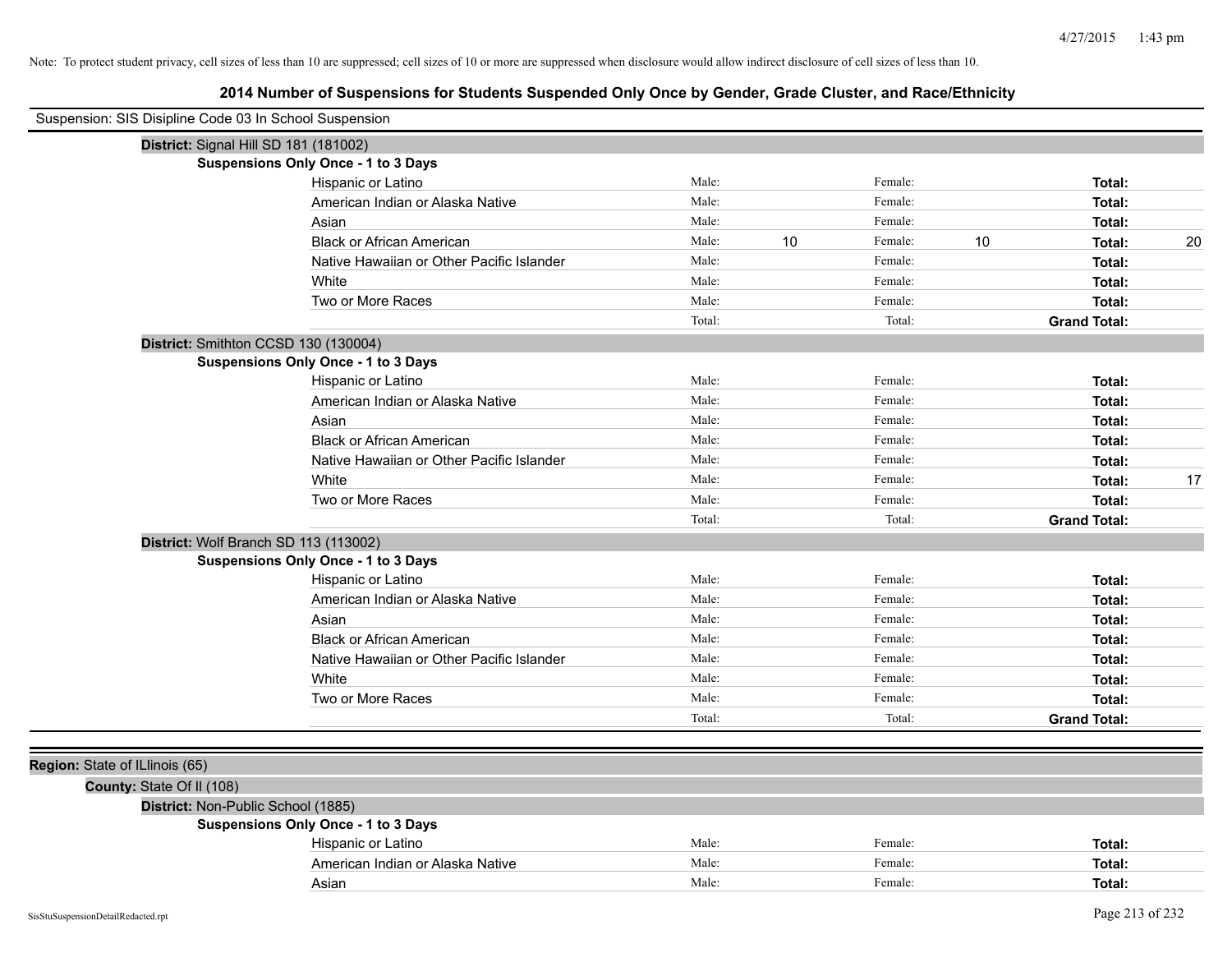Note: To protect student privacy, cell sizes of less than 10 are suppressed; cell sizes of 10 or more are suppressed when disclosure would allow indirect disclosure of cell sizes of less than 10.

## 2014 Number of Suspensions for Students Suspended Only Once by Gender, Grade Cluster, and Race/Ethnicity

Suspension: SIS Disipline Code 03 In School Suspension

**District:** Signal Hill SD 181 (181002)

**Suspensions Only Once - 1 to 3 Days**

| Race/Ethnicity | | | | | | |
|---|---|---|---|---|---|---|
| Hispanic or Latino | Male: | | Female: | | **Total:** | |
| American Indian or Alaska Native | Male: | | Female: | | **Total:** | |
| Asian | Male: | | Female: | | **Total:** | |
| Black or African American | Male: | 10 | Female: | 10 | **Total:** | 20 |
| Native Hawaiian or Other Pacific Islander | Male: | | Female: | | **Total:** | |
| White | Male: | | Female: | | **Total:** | |
| Two or More Races | Male: | | Female: | | **Total:** | |
| | Total: | | Total: | | **Grand Total:** | |

**District:** Smithton CCSD 130 (130004)

**Suspensions Only Once - 1 to 3 Days**

| Race/Ethnicity | | | | | | |
|---|---|---|---|---|---|---|
| Hispanic or Latino | Male: | | Female: | | **Total:** | |
| American Indian or Alaska Native | Male: | | Female: | | **Total:** | |
| Asian | Male: | | Female: | | **Total:** | |
| Black or African American | Male: | | Female: | | **Total:** | |
| Native Hawaiian or Other Pacific Islander | Male: | | Female: | | **Total:** | |
| White | Male: | | Female: | | **Total:** | 17 |
| Two or More Races | Male: | | Female: | | **Total:** | |
| | Total: | | Total: | | **Grand Total:** | |

**District:** Wolf Branch SD 113 (113002)

**Suspensions Only Once - 1 to 3 Days**

| Race/Ethnicity | | | | | | |
|---|---|---|---|---|---|---|
| Hispanic or Latino | Male: | | Female: | | **Total:** | |
| American Indian or Alaska Native | Male: | | Female: | | **Total:** | |
| Asian | Male: | | Female: | | **Total:** | |
| Black or African American | Male: | | Female: | | **Total:** | |
| Native Hawaiian or Other Pacific Islander | Male: | | Female: | | **Total:** | |
| White | Male: | | Female: | | **Total:** | |
| Two or More Races | Male: | | Female: | | **Total:** | |
| | Total: | | Total: | | **Grand Total:** | |

**Region:** State of ILlinois (65)

**County:** State Of Il (108)

**District:** Non-Public School (1885)

**Suspensions Only Once - 1 to 3 Days**

| Race/Ethnicity | | | | | | |
|---|---|---|---|---|---|---|
| Hispanic or Latino | Male: | | Female: | | **Total:** | |
| American Indian or Alaska Native | Male: | | Female: | | **Total:** | |
| Asian | Male: | | Female: | | **Total:** | |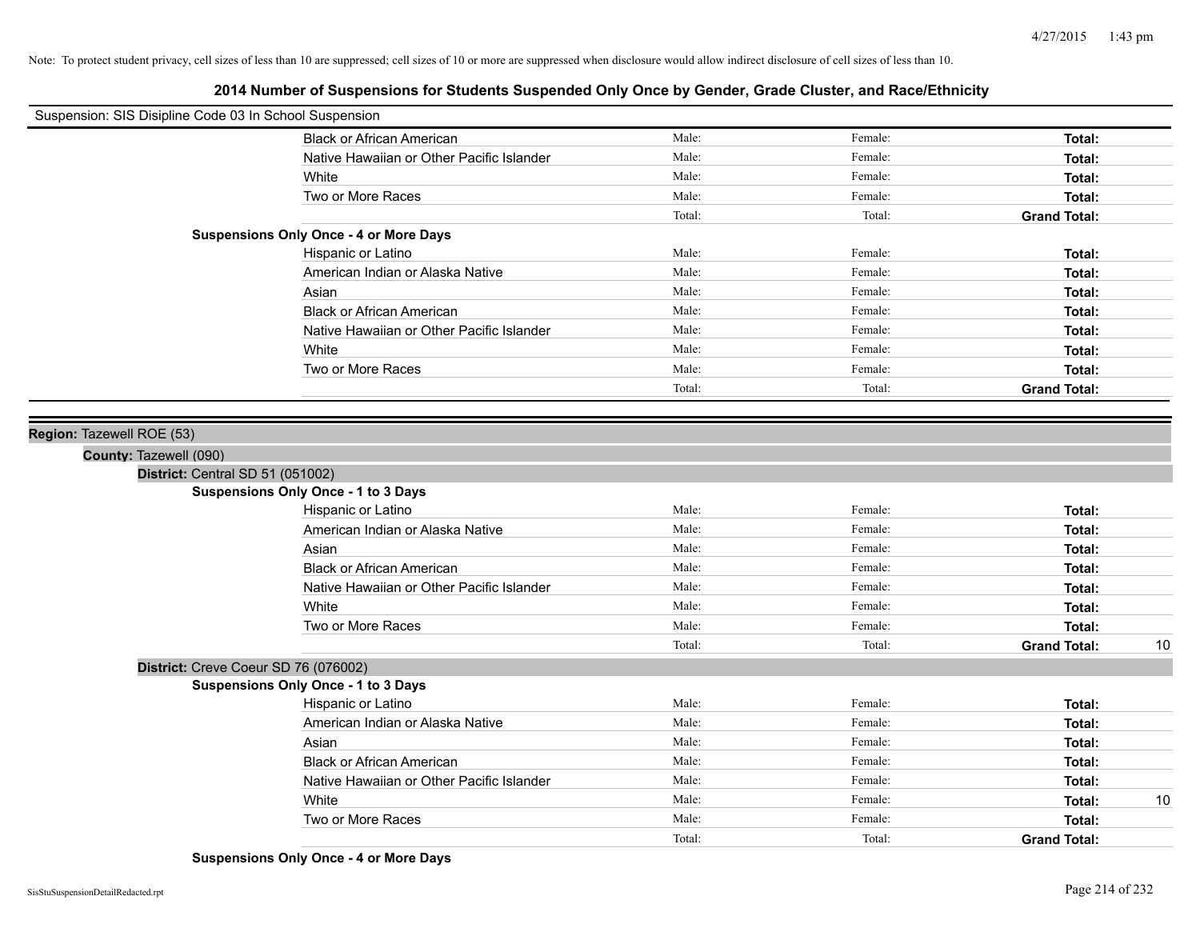Note: To protect student privacy, cell sizes of less than 10 are suppressed; cell sizes of 10 or more are suppressed when disclosure would allow indirect disclosure of cell sizes of less than 10.

## 2014 Number of Suspensions for Students Suspended Only Once by Gender, Grade Cluster, and Race/Ethnicity

Suspension: SIS Disipline Code 03 In School Suspension

| | | | | |
|---|---|---|---|---|
| Black or African American | Male: | Female: | **Total:** | |
| Native Hawaiian or Other Pacific Islander | Male: | Female: | **Total:** | |
| White | Male: | Female: | **Total:** | |
| Two or More Races | Male: | Female: | **Total:** | |
| | Total: | Total: | **Grand Total:** | |

**Suspensions Only Once - 4 or More Days**

| | | | | |
|---|---|---|---|---|
| Hispanic or Latino | Male: | Female: | **Total:** | |
| American Indian or Alaska Native | Male: | Female: | **Total:** | |
| Asian | Male: | Female: | **Total:** | |
| Black or African American | Male: | Female: | **Total:** | |
| Native Hawaiian or Other Pacific Islander | Male: | Female: | **Total:** | |
| White | Male: | Female: | **Total:** | |
| Two or More Races | Male: | Female: | **Total:** | |
| | Total: | Total: | **Grand Total:** | |

**Region:** Tazewell ROE (53)

**County:** Tazewell (090)

**District:** Central SD 51 (051002)

**Suspensions Only Once - 1 to 3 Days**

| | | | | |
|---|---|---|---|---|
| Hispanic or Latino | Male: | Female: | **Total:** | |
| American Indian or Alaska Native | Male: | Female: | **Total:** | |
| Asian | Male: | Female: | **Total:** | |
| Black or African American | Male: | Female: | **Total:** | |
| Native Hawaiian or Other Pacific Islander | Male: | Female: | **Total:** | |
| White | Male: | Female: | **Total:** | |
| Two or More Races | Male: | Female: | **Total:** | |
| | Total: | Total: | **Grand Total:** | 10 |

**District:** Creve Coeur SD 76 (076002)

**Suspensions Only Once - 1 to 3 Days**

| | | | | |
|---|---|---|---|---|
| Hispanic or Latino | Male: | Female: | **Total:** | |
| American Indian or Alaska Native | Male: | Female: | **Total:** | |
| Asian | Male: | Female: | **Total:** | |
| Black or African American | Male: | Female: | **Total:** | |
| Native Hawaiian or Other Pacific Islander | Male: | Female: | **Total:** | |
| White | Male: | Female: | **Total:** | 10 |
| Two or More Races | Male: | Female: | **Total:** | |
| | Total: | Total: | **Grand Total:** | |

**Suspensions Only Once - 4 or More Days**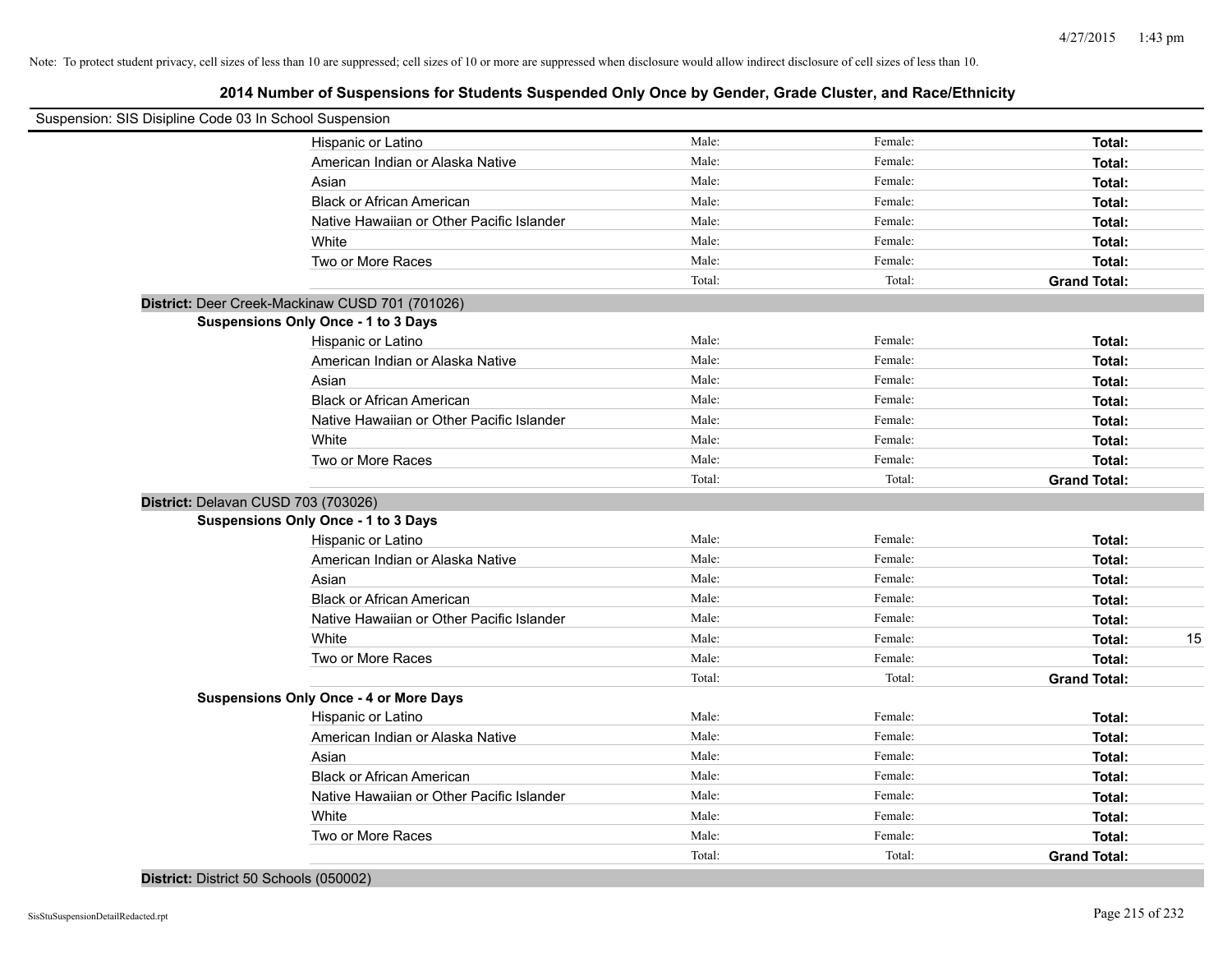Note: To protect student privacy, cell sizes of less than 10 are suppressed; cell sizes of 10 or more are suppressed when disclosure would allow indirect disclosure of cell sizes of less than 10.

## 2014 Number of Suspensions for Students Suspended Only Once by Gender, Grade Cluster, and Race/Ethnicity

Suspension: SIS Disipline Code 03 In School Suspension

| | | | | |
|---|---|---|---|---|
| Hispanic or Latino | Male: | Female: | **Total:** | |
| American Indian or Alaska Native | Male: | Female: | **Total:** | |
| Asian | Male: | Female: | **Total:** | |
| Black or African American | Male: | Female: | **Total:** | |
| Native Hawaiian or Other Pacific Islander | Male: | Female: | **Total:** | |
| White | Male: | Female: | **Total:** | |
| Two or More Races | Male: | Female: | **Total:** | |
| | Total: | Total: | **Grand Total:** | |

**District:** Deer Creek-Mackinaw CUSD 701 (701026)

**Suspensions Only Once - 1 to 3 Days**

| | | | | |
|---|---|---|---|---|
| Hispanic or Latino | Male: | Female: | **Total:** | |
| American Indian or Alaska Native | Male: | Female: | **Total:** | |
| Asian | Male: | Female: | **Total:** | |
| Black or African American | Male: | Female: | **Total:** | |
| Native Hawaiian or Other Pacific Islander | Male: | Female: | **Total:** | |
| White | Male: | Female: | **Total:** | |
| Two or More Races | Male: | Female: | **Total:** | |
| | Total: | Total: | **Grand Total:** | |

**District:** Delavan CUSD 703 (703026)

**Suspensions Only Once - 1 to 3 Days**

| | | | | |
|---|---|---|---|---|
| Hispanic or Latino | Male: | Female: | **Total:** | |
| American Indian or Alaska Native | Male: | Female: | **Total:** | |
| Asian | Male: | Female: | **Total:** | |
| Black or African American | Male: | Female: | **Total:** | |
| Native Hawaiian or Other Pacific Islander | Male: | Female: | **Total:** | |
| White | Male: | Female: | **Total:** | 15 |
| Two or More Races | Male: | Female: | **Total:** | |
| | Total: | Total: | **Grand Total:** | |

**Suspensions Only Once - 4 or More Days**

| | | | | |
|---|---|---|---|---|
| Hispanic or Latino | Male: | Female: | **Total:** | |
| American Indian or Alaska Native | Male: | Female: | **Total:** | |
| Asian | Male: | Female: | **Total:** | |
| Black or African American | Male: | Female: | **Total:** | |
| Native Hawaiian or Other Pacific Islander | Male: | Female: | **Total:** | |
| White | Male: | Female: | **Total:** | |
| Two or More Races | Male: | Female: | **Total:** | |
| | Total: | Total: | **Grand Total:** | |

**District:** District 50 Schools (050002)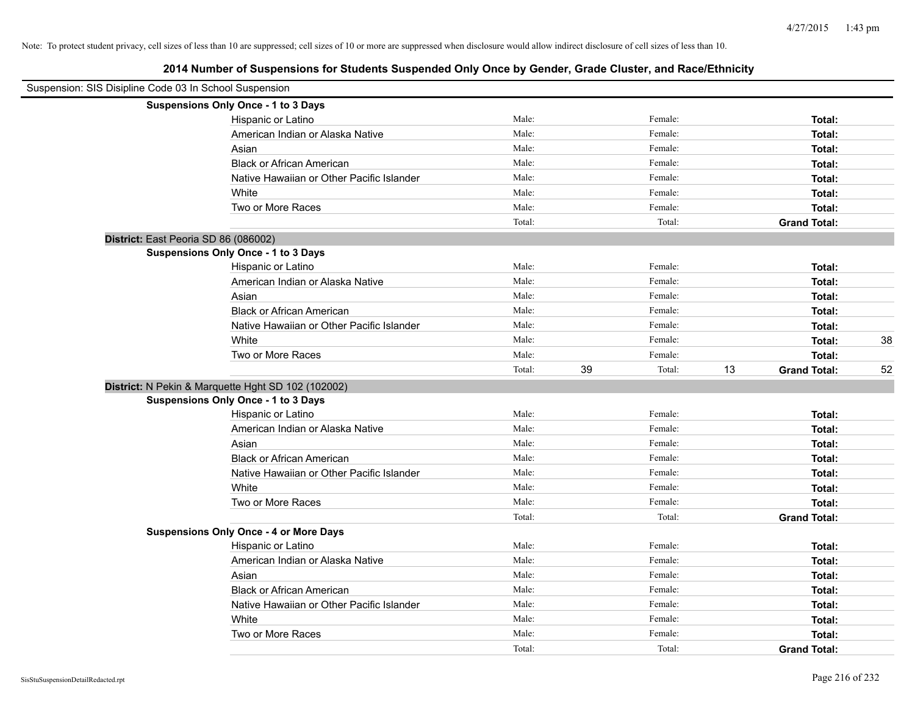Note: To protect student privacy, cell sizes of less than 10 are suppressed; cell sizes of 10 or more are suppressed when disclosure would allow indirect disclosure of cell sizes of less than 10.

## 2014 Number of Suspensions for Students Suspended Only Once by Gender, Grade Cluster, and Race/Ethnicity

Suspension: SIS Disipline Code 03 In School Suspension

**Suspensions Only Once - 1 to 3 Days**

| | Male: | | Female: | | Total: | |
|---|---|---|---|---|---|---|
| Hispanic or Latino | Male: | | Female: | | **Total:** | |
| American Indian or Alaska Native | Male: | | Female: | | **Total:** | |
| Asian | Male: | | Female: | | **Total:** | |
| Black or African American | Male: | | Female: | | **Total:** | |
| Native Hawaiian or Other Pacific Islander | Male: | | Female: | | **Total:** | |
| White | Male: | | Female: | | **Total:** | |
| Two or More Races | Male: | | Female: | | **Total:** | |
| | Total: | | Total: | | **Grand Total:** | |

**District:** East Peoria SD 86 (086002)

**Suspensions Only Once - 1 to 3 Days**

| | Male: | | Female: | | Total: | |
|---|---|---|---|---|---|---|
| Hispanic or Latino | Male: | | Female: | | **Total:** | |
| American Indian or Alaska Native | Male: | | Female: | | **Total:** | |
| Asian | Male: | | Female: | | **Total:** | |
| Black or African American | Male: | | Female: | | **Total:** | |
| Native Hawaiian or Other Pacific Islander | Male: | | Female: | | **Total:** | |
| White | Male: | | Female: | | **Total:** | 38 |
| Two or More Races | Male: | | Female: | | **Total:** | |
| | Total: | 39 | Total: | 13 | **Grand Total:** | 52 |

**District:** N Pekin & Marquette Hght SD 102 (102002)

**Suspensions Only Once - 1 to 3 Days**

| | Male: | | Female: | | Total: | |
|---|---|---|---|---|---|---|
| Hispanic or Latino | Male: | | Female: | | **Total:** | |
| American Indian or Alaska Native | Male: | | Female: | | **Total:** | |
| Asian | Male: | | Female: | | **Total:** | |
| Black or African American | Male: | | Female: | | **Total:** | |
| Native Hawaiian or Other Pacific Islander | Male: | | Female: | | **Total:** | |
| White | Male: | | Female: | | **Total:** | |
| Two or More Races | Male: | | Female: | | **Total:** | |
| | Total: | | Total: | | **Grand Total:** | |

**Suspensions Only Once - 4 or More Days**

| | Male: | | Female: | | Total: | |
|---|---|---|---|---|---|---|
| Hispanic or Latino | Male: | | Female: | | **Total:** | |
| American Indian or Alaska Native | Male: | | Female: | | **Total:** | |
| Asian | Male: | | Female: | | **Total:** | |
| Black or African American | Male: | | Female: | | **Total:** | |
| Native Hawaiian or Other Pacific Islander | Male: | | Female: | | **Total:** | |
| White | Male: | | Female: | | **Total:** | |
| Two or More Races | Male: | | Female: | | **Total:** | |
| | Total: | | Total: | | **Grand Total:** | |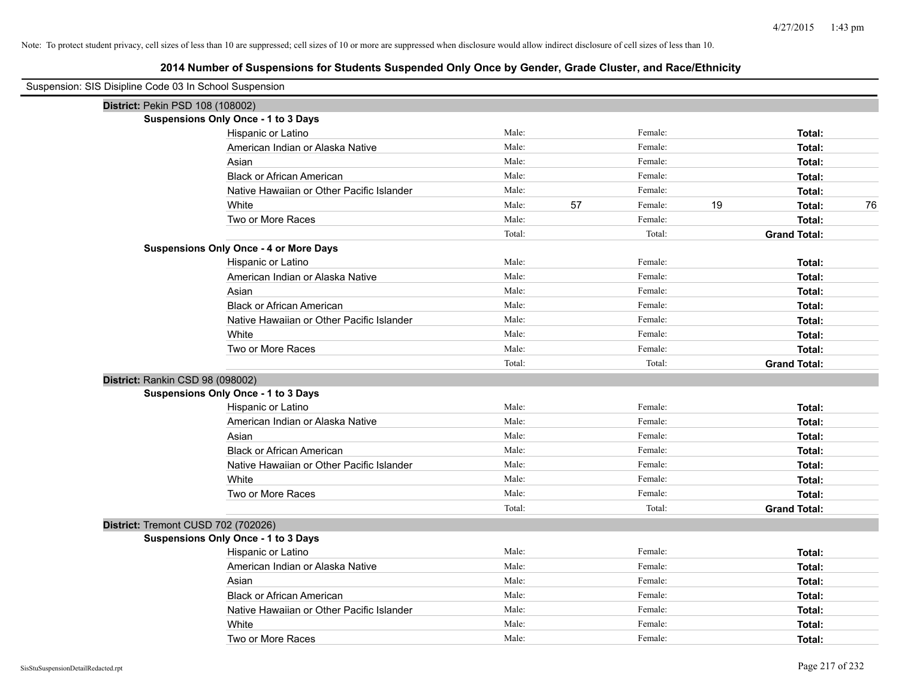Note: To protect student privacy, cell sizes of less than 10 are suppressed; cell sizes of 10 or more are suppressed when disclosure would allow indirect disclosure of cell sizes of less than 10.

## 2014 Number of Suspensions for Students Suspended Only Once by Gender, Grade Cluster, and Race/Ethnicity

Suspension: SIS Disipline Code 03 In School Suspension

**District:** Pekin PSD 108 (108002)

**Suspensions Only Once - 1 to 3 Days**

| Race/Ethnicity | Male: | | Female: | | Total: | |
|---|---|---|---|---|---|---|
| Hispanic or Latino | Male: | | Female: | | **Total:** | |
| American Indian or Alaska Native | Male: | | Female: | | **Total:** | |
| Asian | Male: | | Female: | | **Total:** | |
| Black or African American | Male: | | Female: | | **Total:** | |
| Native Hawaiian or Other Pacific Islander | Male: | | Female: | | **Total:** | |
| White | Male: | 57 | Female: | 19 | **Total:** | 76 |
| Two or More Races | Male: | | Female: | | **Total:** | |
| | Total: | | Total: | | **Grand Total:** | |

**Suspensions Only Once - 4 or More Days**

| Race/Ethnicity | Male: | | Female: | | Total: | |
|---|---|---|---|---|---|---|
| Hispanic or Latino | Male: | | Female: | | **Total:** | |
| American Indian or Alaska Native | Male: | | Female: | | **Total:** | |
| Asian | Male: | | Female: | | **Total:** | |
| Black or African American | Male: | | Female: | | **Total:** | |
| Native Hawaiian or Other Pacific Islander | Male: | | Female: | | **Total:** | |
| White | Male: | | Female: | | **Total:** | |
| Two or More Races | Male: | | Female: | | **Total:** | |
| | Total: | | Total: | | **Grand Total:** | |

**District:** Rankin CSD 98 (098002)

**Suspensions Only Once - 1 to 3 Days**

| Race/Ethnicity | Male: | | Female: | | Total: | |
|---|---|---|---|---|---|---|
| Hispanic or Latino | Male: | | Female: | | **Total:** | |
| American Indian or Alaska Native | Male: | | Female: | | **Total:** | |
| Asian | Male: | | Female: | | **Total:** | |
| Black or African American | Male: | | Female: | | **Total:** | |
| Native Hawaiian or Other Pacific Islander | Male: | | Female: | | **Total:** | |
| White | Male: | | Female: | | **Total:** | |
| Two or More Races | Male: | | Female: | | **Total:** | |
| | Total: | | Total: | | **Grand Total:** | |

**District:** Tremont CUSD 702 (702026)

**Suspensions Only Once - 1 to 3 Days**

| Race/Ethnicity | Male: | | Female: | | Total: | |
|---|---|---|---|---|---|---|
| Hispanic or Latino | Male: | | Female: | | **Total:** | |
| American Indian or Alaska Native | Male: | | Female: | | **Total:** | |
| Asian | Male: | | Female: | | **Total:** | |
| Black or African American | Male: | | Female: | | **Total:** | |
| Native Hawaiian or Other Pacific Islander | Male: | | Female: | | **Total:** | |
| White | Male: | | Female: | | **Total:** | |
| Two or More Races | Male: | | Female: | | **Total:** | |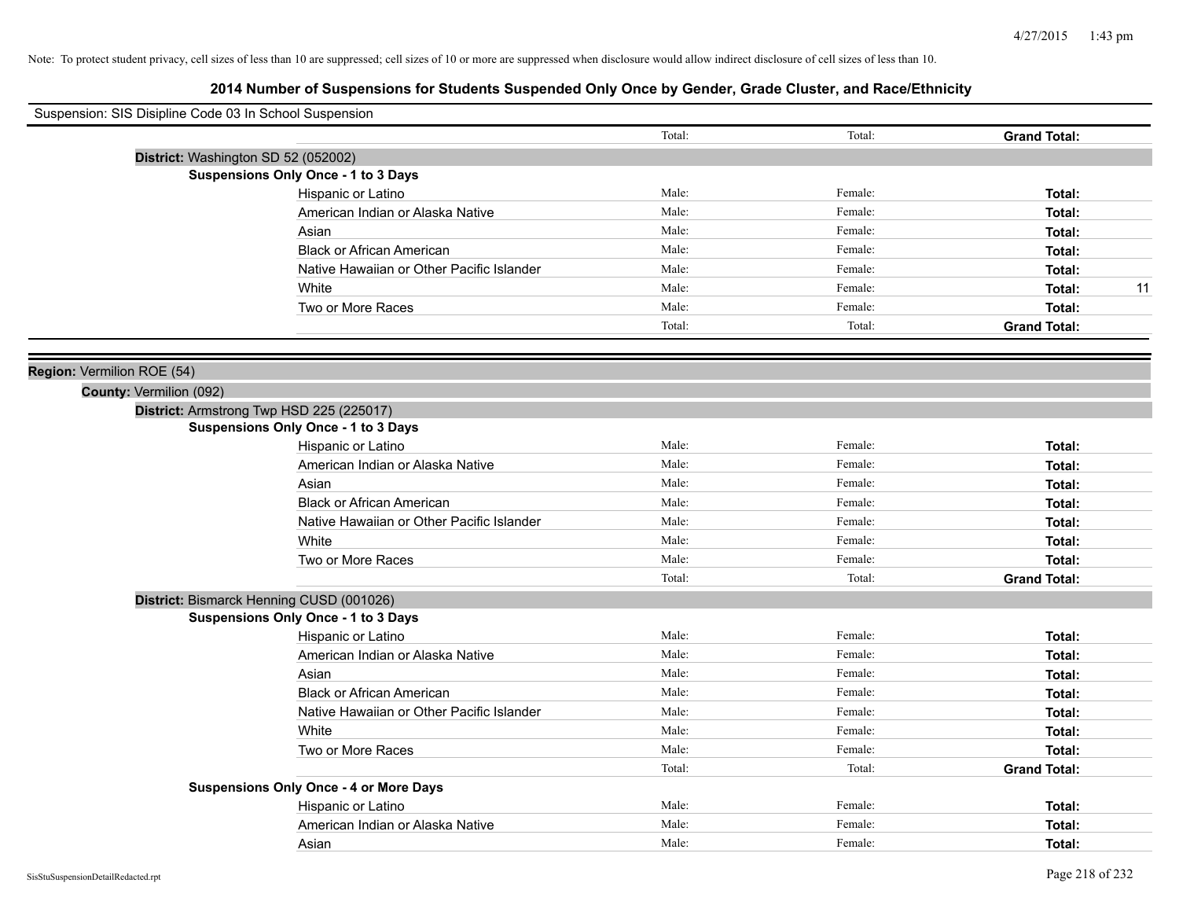Note: To protect student privacy, cell sizes of less than 10 are suppressed; cell sizes of 10 or more are suppressed when disclosure would allow indirect disclosure of cell sizes of less than 10.

## 2014 Number of Suspensions for Students Suspended Only Once by Gender, Grade Cluster, and Race/Ethnicity

Suspension: SIS Disipline Code 03 In School Suspension

| | Total: | Total: | Grand Total: | |
|---|---|---|---|---|

**District:** Washington SD 52 (052002)

**Suspensions Only Once - 1 to 3 Days**

| | | | | |
|---|---|---|---|---|
| Hispanic or Latino | Male: | Female: | **Total:** | |
| American Indian or Alaska Native | Male: | Female: | **Total:** | |
| Asian | Male: | Female: | **Total:** | |
| Black or African American | Male: | Female: | **Total:** | |
| Native Hawaiian or Other Pacific Islander | Male: | Female: | **Total:** | |
| White | Male: | Female: | **Total:** | 11 |
| Two or More Races | Male: | Female: | **Total:** | |
| | Total: | Total: | **Grand Total:** | |

**Region:** Vermilion ROE (54)

**County:** Vermilion (092)

**District:** Armstrong Twp HSD 225 (225017)

**Suspensions Only Once - 1 to 3 Days**

| | | | | |
|---|---|---|---|---|
| Hispanic or Latino | Male: | Female: | **Total:** | |
| American Indian or Alaska Native | Male: | Female: | **Total:** | |
| Asian | Male: | Female: | **Total:** | |
| Black or African American | Male: | Female: | **Total:** | |
| Native Hawaiian or Other Pacific Islander | Male: | Female: | **Total:** | |
| White | Male: | Female: | **Total:** | |
| Two or More Races | Male: | Female: | **Total:** | |
| | Total: | Total: | **Grand Total:** | |

**District:** Bismarck Henning CUSD (001026)

**Suspensions Only Once - 1 to 3 Days**

| | | | | |
|---|---|---|---|---|
| Hispanic or Latino | Male: | Female: | **Total:** | |
| American Indian or Alaska Native | Male: | Female: | **Total:** | |
| Asian | Male: | Female: | **Total:** | |
| Black or African American | Male: | Female: | **Total:** | |
| Native Hawaiian or Other Pacific Islander | Male: | Female: | **Total:** | |
| White | Male: | Female: | **Total:** | |
| Two or More Races | Male: | Female: | **Total:** | |
| | Total: | Total: | **Grand Total:** | |

**Suspensions Only Once - 4 or More Days**

| | | | | |
|---|---|---|---|---|
| Hispanic or Latino | Male: | Female: | **Total:** | |
| American Indian or Alaska Native | Male: | Female: | **Total:** | |
| Asian | Male: | Female: | **Total:** | |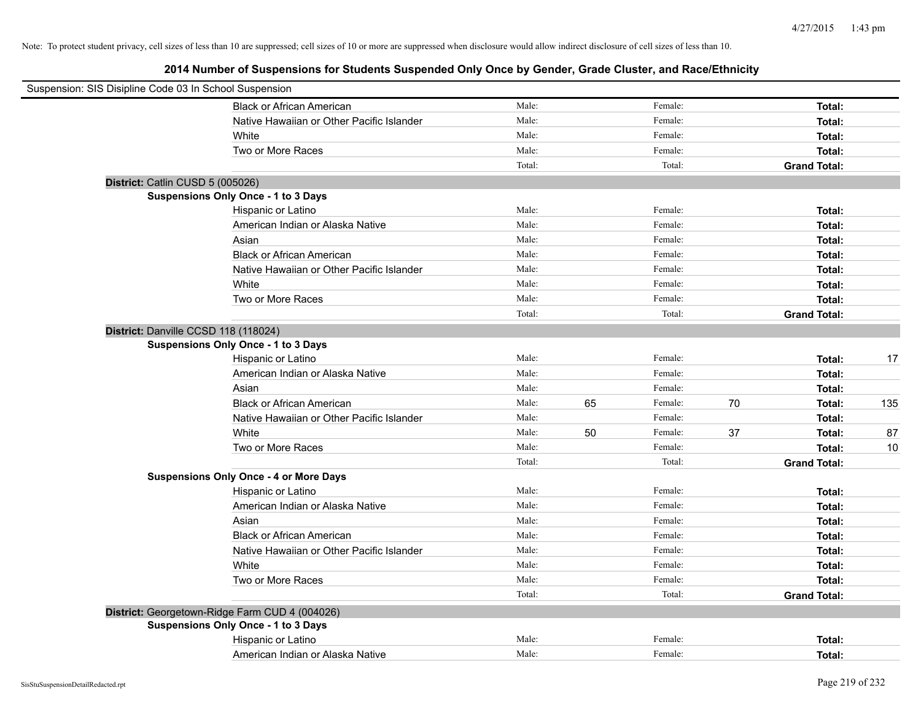Note: To protect student privacy, cell sizes of less than 10 are suppressed; cell sizes of 10 or more are suppressed when disclosure would allow indirect disclosure of cell sizes of less than 10.

## 2014 Number of Suspensions for Students Suspended Only Once by Gender, Grade Cluster, and Race/Ethnicity

Suspension: SIS Disipline Code 03 In School Suspension

| | | | | | | |
|---|---|---|---|---|---|---|
| Black or African American | Male: | | Female: | | **Total:** | |
| Native Hawaiian or Other Pacific Islander | Male: | | Female: | | **Total:** | |
| White | Male: | | Female: | | **Total:** | |
| Two or More Races | Male: | | Female: | | **Total:** | |
| | Total: | | Total: | | **Grand Total:** | |

**District:** Catlin CUSD 5 (005026)

**Suspensions Only Once - 1 to 3 Days**

| | | | | | | |
|---|---|---|---|---|---|---|
| Hispanic or Latino | Male: | | Female: | | **Total:** | |
| American Indian or Alaska Native | Male: | | Female: | | **Total:** | |
| Asian | Male: | | Female: | | **Total:** | |
| Black or African American | Male: | | Female: | | **Total:** | |
| Native Hawaiian or Other Pacific Islander | Male: | | Female: | | **Total:** | |
| White | Male: | | Female: | | **Total:** | |
| Two or More Races | Male: | | Female: | | **Total:** | |
| | Total: | | Total: | | **Grand Total:** | |

**District:** Danville CCSD 118 (118024)

**Suspensions Only Once - 1 to 3 Days**

| | | | | | | |
|---|---|---|---|---|---|---|
| Hispanic or Latino | Male: | | Female: | | **Total:** | 17 |
| American Indian or Alaska Native | Male: | | Female: | | **Total:** | |
| Asian | Male: | | Female: | | **Total:** | |
| Black or African American | Male: | 65 | Female: | 70 | **Total:** | 135 |
| Native Hawaiian or Other Pacific Islander | Male: | | Female: | | **Total:** | |
| White | Male: | 50 | Female: | 37 | **Total:** | 87 |
| Two or More Races | Male: | | Female: | | **Total:** | 10 |
| | Total: | | Total: | | **Grand Total:** | |

**Suspensions Only Once - 4 or More Days**

| | | | | | | |
|---|---|---|---|---|---|---|
| Hispanic or Latino | Male: | | Female: | | **Total:** | |
| American Indian or Alaska Native | Male: | | Female: | | **Total:** | |
| Asian | Male: | | Female: | | **Total:** | |
| Black or African American | Male: | | Female: | | **Total:** | |
| Native Hawaiian or Other Pacific Islander | Male: | | Female: | | **Total:** | |
| White | Male: | | Female: | | **Total:** | |
| Two or More Races | Male: | | Female: | | **Total:** | |
| | Total: | | Total: | | **Grand Total:** | |

**District:** Georgetown-Ridge Farm CUD 4 (004026)

**Suspensions Only Once - 1 to 3 Days**

| | | | | | | |
|---|---|---|---|---|---|---|
| Hispanic or Latino | Male: | | Female: | | **Total:** | |
| American Indian or Alaska Native | Male: | | Female: | | **Total:** | |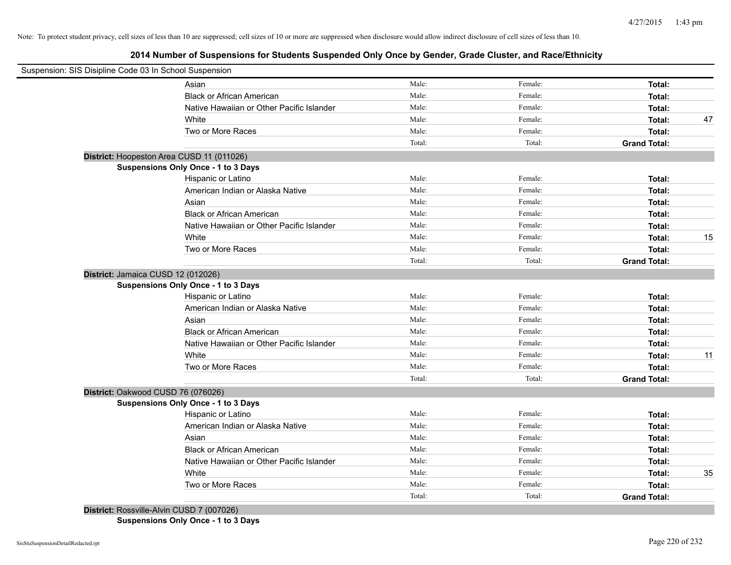Note: To protect student privacy, cell sizes of less than 10 are suppressed; cell sizes of 10 or more are suppressed when disclosure would allow indirect disclosure of cell sizes of less than 10.

## 2014 Number of Suspensions for Students Suspended Only Once by Gender, Grade Cluster, and Race/Ethnicity

Suspension: SIS Disipline Code 03 In School Suspension

| | Male | Female | Total | |
|---|---|---|---|---|
| Asian | Male: | Female: | **Total:** | |
| Black or African American | Male: | Female: | **Total:** | |
| Native Hawaiian or Other Pacific Islander | Male: | Female: | **Total:** | |
| White | Male: | Female: | **Total:** | 47 |
| Two or More Races | Male: | Female: | **Total:** | |
| | Total: | Total: | **Grand Total:** | |

**District:** Hoopeston Area CUSD 11 (011026)

**Suspensions Only Once - 1 to 3 Days**

| | Male | Female | Total | |
|---|---|---|---|---|
| Hispanic or Latino | Male: | Female: | **Total:** | |
| American Indian or Alaska Native | Male: | Female: | **Total:** | |
| Asian | Male: | Female: | **Total:** | |
| Black or African American | Male: | Female: | **Total:** | |
| Native Hawaiian or Other Pacific Islander | Male: | Female: | **Total:** | |
| White | Male: | Female: | **Total:** | 15 |
| Two or More Races | Male: | Female: | **Total:** | |
| | Total: | Total: | **Grand Total:** | |

**District:** Jamaica CUSD 12 (012026)

**Suspensions Only Once - 1 to 3 Days**

| | Male | Female | Total | |
|---|---|---|---|---|
| Hispanic or Latino | Male: | Female: | **Total:** | |
| American Indian or Alaska Native | Male: | Female: | **Total:** | |
| Asian | Male: | Female: | **Total:** | |
| Black or African American | Male: | Female: | **Total:** | |
| Native Hawaiian or Other Pacific Islander | Male: | Female: | **Total:** | |
| White | Male: | Female: | **Total:** | 11 |
| Two or More Races | Male: | Female: | **Total:** | |
| | Total: | Total: | **Grand Total:** | |

**District:** Oakwood CUSD 76 (076026)

**Suspensions Only Once - 1 to 3 Days**

| | Male | Female | Total | |
|---|---|---|---|---|
| Hispanic or Latino | Male: | Female: | **Total:** | |
| American Indian or Alaska Native | Male: | Female: | **Total:** | |
| Asian | Male: | Female: | **Total:** | |
| Black or African American | Male: | Female: | **Total:** | |
| Native Hawaiian or Other Pacific Islander | Male: | Female: | **Total:** | |
| White | Male: | Female: | **Total:** | 35 |
| Two or More Races | Male: | Female: | **Total:** | |
| | Total: | Total: | **Grand Total:** | |

**District:** Rossville-Alvin CUSD 7 (007026)

**Suspensions Only Once - 1 to 3 Days**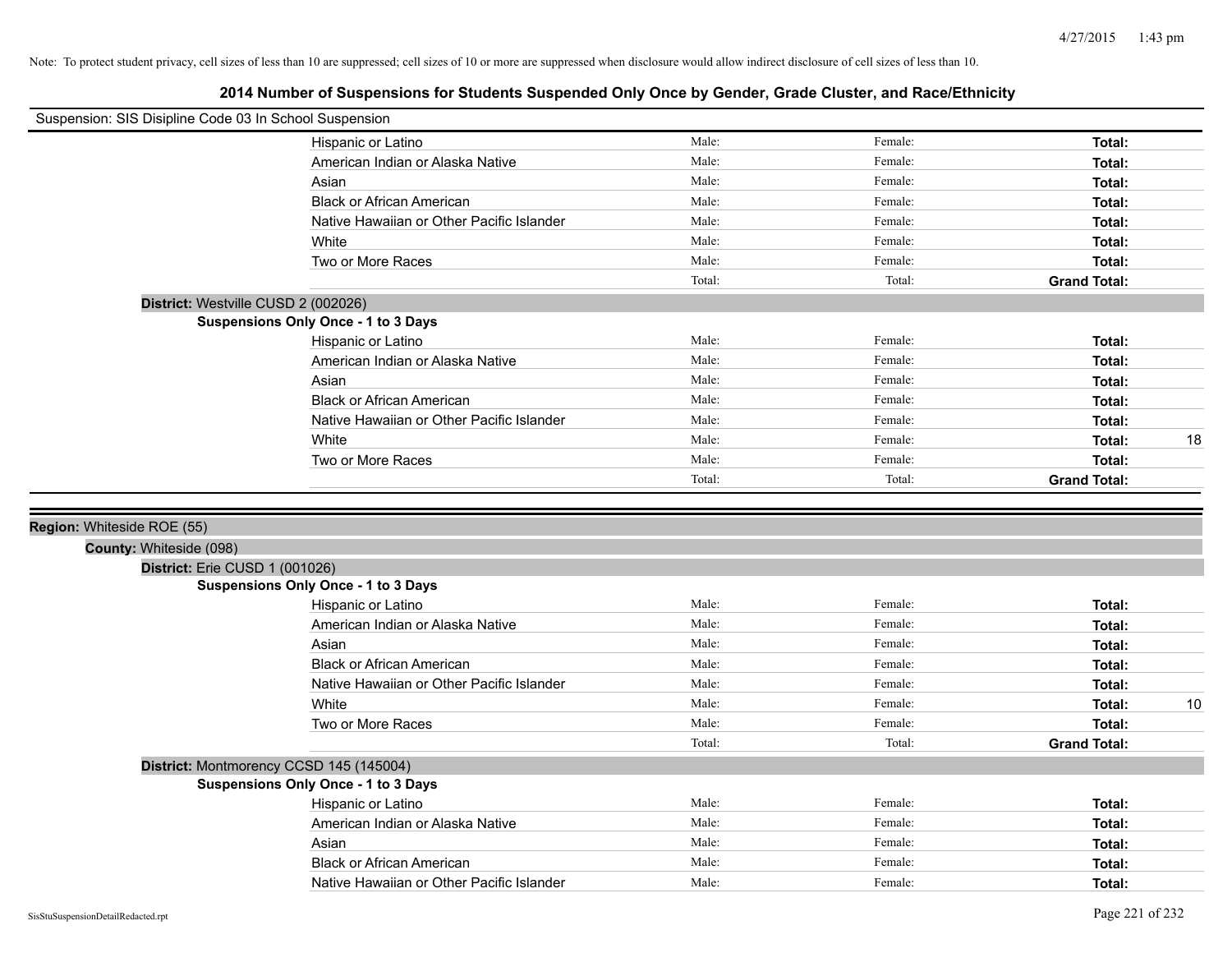Note: To protect student privacy, cell sizes of less than 10 are suppressed; cell sizes of 10 or more are suppressed when disclosure would allow indirect disclosure of cell sizes of less than 10.

## 2014 Number of Suspensions for Students Suspended Only Once by Gender, Grade Cluster, and Race/Ethnicity

Suspension: SIS Disipline Code 03 In School Suspension

| | Male: | Female: | Total: | |
|---|---|---|---|---|
| Hispanic or Latino | Male: | Female: | **Total:** | |
| American Indian or Alaska Native | Male: | Female: | **Total:** | |
| Asian | Male: | Female: | **Total:** | |
| Black or African American | Male: | Female: | **Total:** | |
| Native Hawaiian or Other Pacific Islander | Male: | Female: | **Total:** | |
| White | Male: | Female: | **Total:** | |
| Two or More Races | Male: | Female: | **Total:** | |
| | Total: | Total: | **Grand Total:** | |

**District:** Westville CUSD 2 (002026)

**Suspensions Only Once - 1 to 3 Days**

| | Male: | Female: | Total: | |
|---|---|---|---|---|
| Hispanic or Latino | Male: | Female: | **Total:** | |
| American Indian or Alaska Native | Male: | Female: | **Total:** | |
| Asian | Male: | Female: | **Total:** | |
| Black or African American | Male: | Female: | **Total:** | |
| Native Hawaiian or Other Pacific Islander | Male: | Female: | **Total:** | |
| White | Male: | Female: | **Total:** | 18 |
| Two or More Races | Male: | Female: | **Total:** | |
| | Total: | Total: | **Grand Total:** | |

**Region:** Whiteside ROE (55)

**County:** Whiteside (098)

**District:** Erie CUSD 1 (001026)

**Suspensions Only Once - 1 to 3 Days**

| | Male: | Female: | Total: | |
|---|---|---|---|---|
| Hispanic or Latino | Male: | Female: | **Total:** | |
| American Indian or Alaska Native | Male: | Female: | **Total:** | |
| Asian | Male: | Female: | **Total:** | |
| Black or African American | Male: | Female: | **Total:** | |
| Native Hawaiian or Other Pacific Islander | Male: | Female: | **Total:** | |
| White | Male: | Female: | **Total:** | 10 |
| Two or More Races | Male: | Female: | **Total:** | |
| | Total: | Total: | **Grand Total:** | |

**District:** Montmorency CCSD 145 (145004)

**Suspensions Only Once - 1 to 3 Days**

| | Male: | Female: | Total: | |
|---|---|---|---|---|
| Hispanic or Latino | Male: | Female: | **Total:** | |
| American Indian or Alaska Native | Male: | Female: | **Total:** | |
| Asian | Male: | Female: | **Total:** | |
| Black or African American | Male: | Female: | **Total:** | |
| Native Hawaiian or Other Pacific Islander | Male: | Female: | **Total:** | |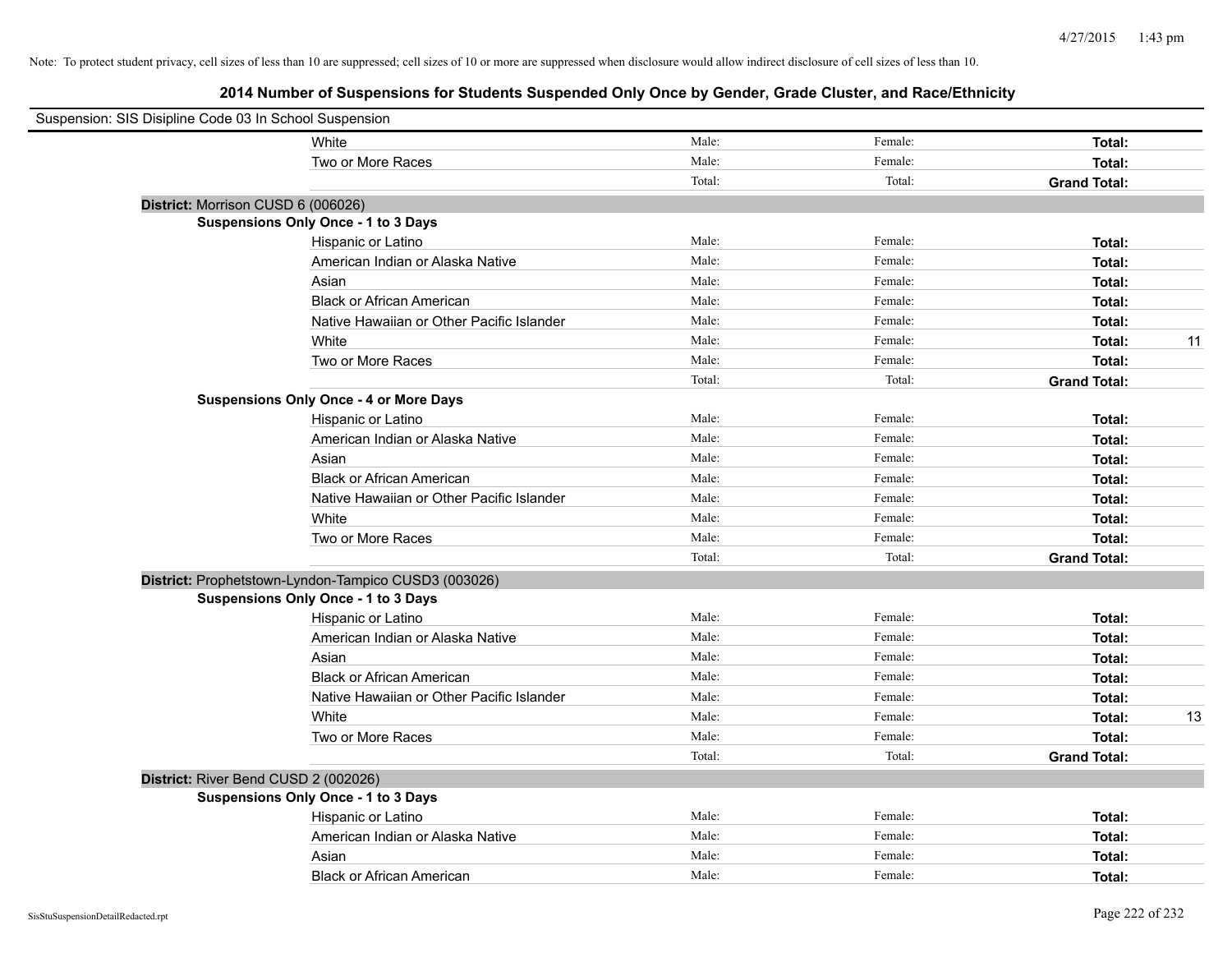Note: To protect student privacy, cell sizes of less than 10 are suppressed; cell sizes of 10 or more are suppressed when disclosure would allow indirect disclosure of cell sizes of less than 10.

## 2014 Number of Suspensions for Students Suspended Only Once by Gender, Grade Cluster, and Race/Ethnicity

Suspension: SIS Disipline Code 03 In School Suspension

| | | | | |
|---|---|---|---|---|
| White | Male: | Female: | **Total:** | |
| Two or More Races | Male: | Female: | **Total:** | |
| | Total: | Total: | **Grand Total:** | |

**District:** Morrison CUSD 6 (006026)

**Suspensions Only Once - 1 to 3 Days**

| | | | | |
|---|---|---|---|---|
| Hispanic or Latino | Male: | Female: | **Total:** | |
| American Indian or Alaska Native | Male: | Female: | **Total:** | |
| Asian | Male: | Female: | **Total:** | |
| Black or African American | Male: | Female: | **Total:** | |
| Native Hawaiian or Other Pacific Islander | Male: | Female: | **Total:** | |
| White | Male: | Female: | **Total:** | 11 |
| Two or More Races | Male: | Female: | **Total:** | |
| | Total: | Total: | **Grand Total:** | |

**Suspensions Only Once - 4 or More Days**

| | | | | |
|---|---|---|---|---|
| Hispanic or Latino | Male: | Female: | **Total:** | |
| American Indian or Alaska Native | Male: | Female: | **Total:** | |
| Asian | Male: | Female: | **Total:** | |
| Black or African American | Male: | Female: | **Total:** | |
| Native Hawaiian or Other Pacific Islander | Male: | Female: | **Total:** | |
| White | Male: | Female: | **Total:** | |
| Two or More Races | Male: | Female: | **Total:** | |
| | Total: | Total: | **Grand Total:** | |

**District:** Prophetstown-Lyndon-Tampico CUSD3 (003026)

**Suspensions Only Once - 1 to 3 Days**

| | | | | |
|---|---|---|---|---|
| Hispanic or Latino | Male: | Female: | **Total:** | |
| American Indian or Alaska Native | Male: | Female: | **Total:** | |
| Asian | Male: | Female: | **Total:** | |
| Black or African American | Male: | Female: | **Total:** | |
| Native Hawaiian or Other Pacific Islander | Male: | Female: | **Total:** | |
| White | Male: | Female: | **Total:** | 13 |
| Two or More Races | Male: | Female: | **Total:** | |
| | Total: | Total: | **Grand Total:** | |

**District:** River Bend CUSD 2 (002026)

**Suspensions Only Once - 1 to 3 Days**

| | | | | |
|---|---|---|---|---|
| Hispanic or Latino | Male: | Female: | **Total:** | |
| American Indian or Alaska Native | Male: | Female: | **Total:** | |
| Asian | Male: | Female: | **Total:** | |
| Black or African American | Male: | Female: | **Total:** | |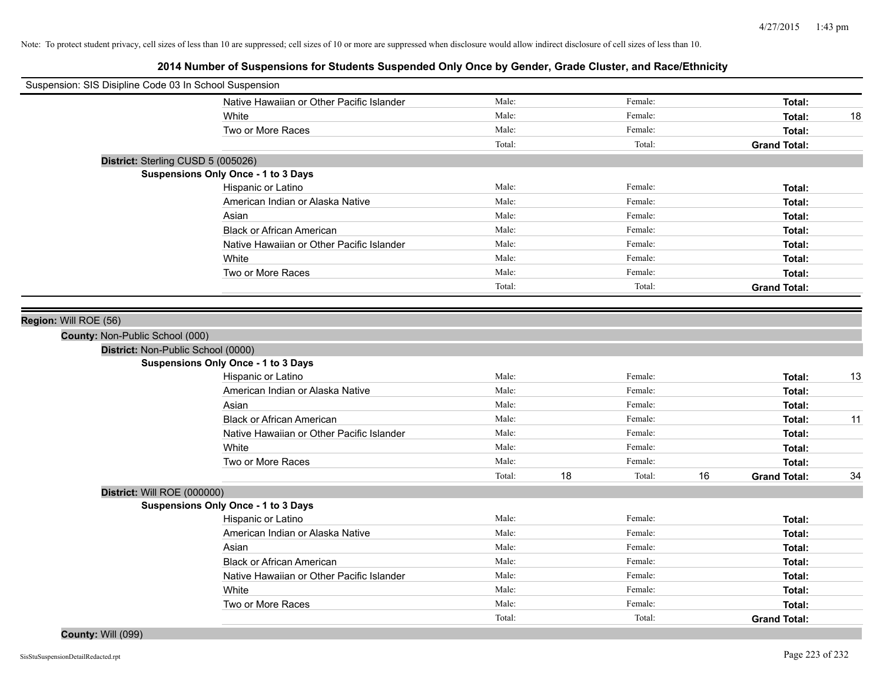Note: To protect student privacy, cell sizes of less than 10 are suppressed; cell sizes of 10 or more are suppressed when disclosure would allow indirect disclosure of cell sizes of less than 10.

## 2014 Number of Suspensions for Students Suspended Only Once by Gender, Grade Cluster, and Race/Ethnicity

Suspension: SIS Disipline Code 03 In School Suspension

| Race/Ethnicity | Male: | | Female: | | Total: | |
|---|---|---|---|---|---|---|
| Native Hawaiian or Other Pacific Islander | Male: | | Female: | | **Total:** | |
| White | Male: | | Female: | | **Total:** | 18 |
| Two or More Races | Male: | | Female: | | **Total:** | |
| | Total: | | Total: | | **Grand Total:** | |

**District:** Sterling CUSD 5 (005026)

**Suspensions Only Once - 1 to 3 Days**

| Race/Ethnicity | Male: | | Female: | | Total: | |
|---|---|---|---|---|---|---|
| Hispanic or Latino | Male: | | Female: | | **Total:** | |
| American Indian or Alaska Native | Male: | | Female: | | **Total:** | |
| Asian | Male: | | Female: | | **Total:** | |
| Black or African American | Male: | | Female: | | **Total:** | |
| Native Hawaiian or Other Pacific Islander | Male: | | Female: | | **Total:** | |
| White | Male: | | Female: | | **Total:** | |
| Two or More Races | Male: | | Female: | | **Total:** | |
| | Total: | | Total: | | **Grand Total:** | |

**Region:** Will ROE (56)

**County:** Non-Public School (000)

**District:** Non-Public School (0000)

**Suspensions Only Once - 1 to 3 Days**

| Race/Ethnicity | Male: | | Female: | | Total: | |
|---|---|---|---|---|---|---|
| Hispanic or Latino | Male: | | Female: | | **Total:** | 13 |
| American Indian or Alaska Native | Male: | | Female: | | **Total:** | |
| Asian | Male: | | Female: | | **Total:** | |
| Black or African American | Male: | | Female: | | **Total:** | 11 |
| Native Hawaiian or Other Pacific Islander | Male: | | Female: | | **Total:** | |
| White | Male: | | Female: | | **Total:** | |
| Two or More Races | Male: | | Female: | | **Total:** | |
| | Total: | 18 | Total: | 16 | **Grand Total:** | 34 |

**District:** Will ROE (000000)

**Suspensions Only Once - 1 to 3 Days**

| Race/Ethnicity | Male: | | Female: | | Total: | |
|---|---|---|---|---|---|---|
| Hispanic or Latino | Male: | | Female: | | **Total:** | |
| American Indian or Alaska Native | Male: | | Female: | | **Total:** | |
| Asian | Male: | | Female: | | **Total:** | |
| Black or African American | Male: | | Female: | | **Total:** | |
| Native Hawaiian or Other Pacific Islander | Male: | | Female: | | **Total:** | |
| White | Male: | | Female: | | **Total:** | |
| Two or More Races | Male: | | Female: | | **Total:** | |
| | Total: | | Total: | | **Grand Total:** | |

**County:** Will (099)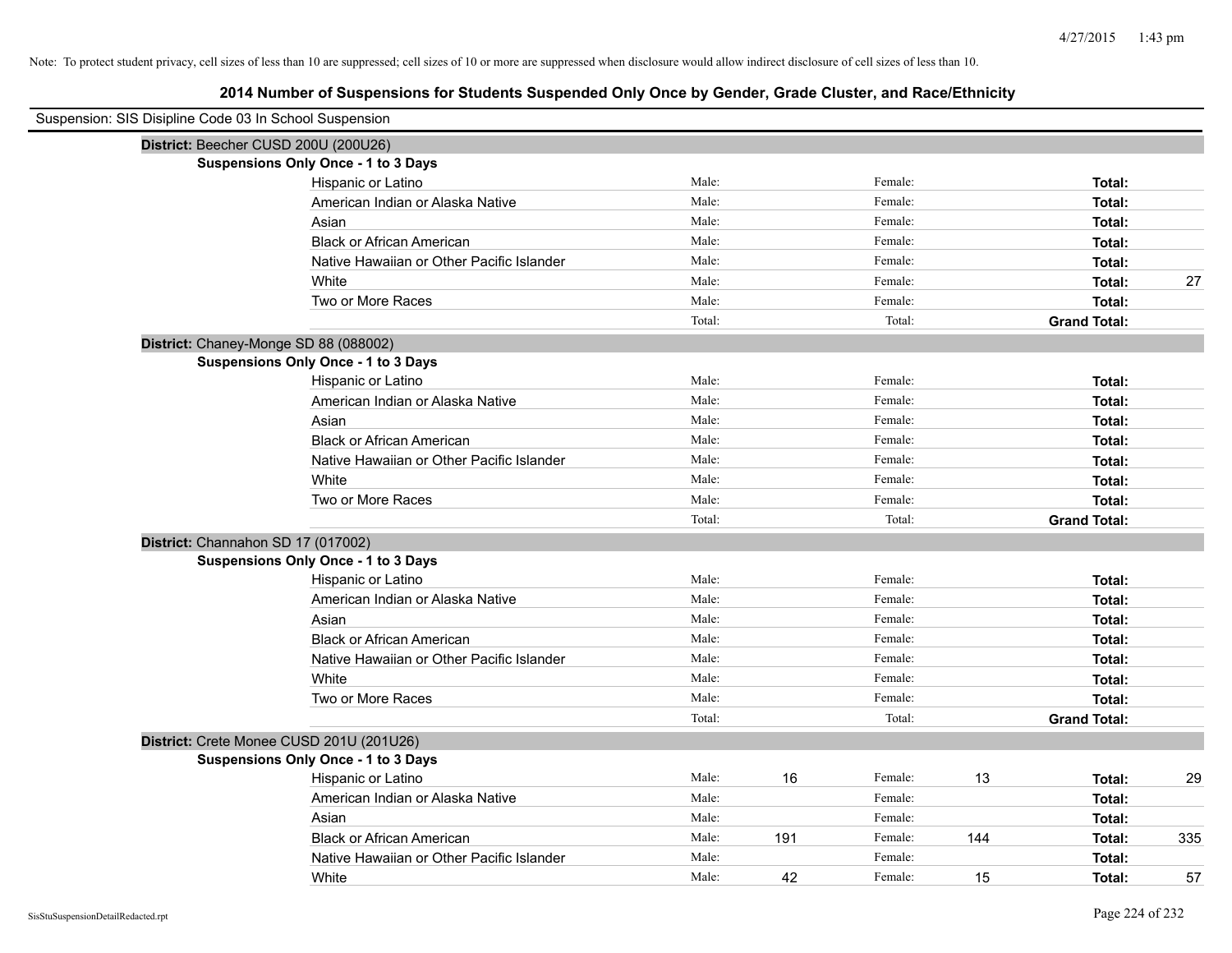Note: To protect student privacy, cell sizes of less than 10 are suppressed; cell sizes of 10 or more are suppressed when disclosure would allow indirect disclosure of cell sizes of less than 10.

## 2014 Number of Suspensions for Students Suspended Only Once by Gender, Grade Cluster, and Race/Ethnicity

Suspension: SIS Disipline Code 03 In School Suspension

**District:** Beecher CUSD 200U (200U26)

**Suspensions Only Once - 1 to 3 Days**

| Race/Ethnicity | Male: | Female: | Total: |
|---|---|---|---|
| Hispanic or Latino | | | |
| American Indian or Alaska Native | | | |
| Asian | | | |
| Black or African American | | | |
| Native Hawaiian or Other Pacific Islander | | | |
| White | | | 27 |
| Two or More Races | | | |
| | Total: | Total: | **Grand Total:** |

**District:** Chaney-Monge SD 88 (088002)

**Suspensions Only Once - 1 to 3 Days**

| Race/Ethnicity | Male: | Female: | Total: |
|---|---|---|---|
| Hispanic or Latino | | | |
| American Indian or Alaska Native | | | |
| Asian | | | |
| Black or African American | | | |
| Native Hawaiian or Other Pacific Islander | | | |
| White | | | |
| Two or More Races | | | |
| | Total: | Total: | **Grand Total:** |

**District:** Channahon SD 17 (017002)

**Suspensions Only Once - 1 to 3 Days**

| Race/Ethnicity | Male: | Female: | Total: |
|---|---|---|---|
| Hispanic or Latino | | | |
| American Indian or Alaska Native | | | |
| Asian | | | |
| Black or African American | | | |
| Native Hawaiian or Other Pacific Islander | | | |
| White | | | |
| Two or More Races | | | |
| | Total: | Total: | **Grand Total:** |

**District:** Crete Monee CUSD 201U (201U26)

**Suspensions Only Once - 1 to 3 Days**

| Race/Ethnicity | Male: | Female: | Total: |
|---|---|---|---|
| Hispanic or Latino | 16 | 13 | 29 |
| American Indian or Alaska Native | | | |
| Asian | | | |
| Black or African American | 191 | 144 | 335 |
| Native Hawaiian or Other Pacific Islander | | | |
| White | 42 | 15 | 57 |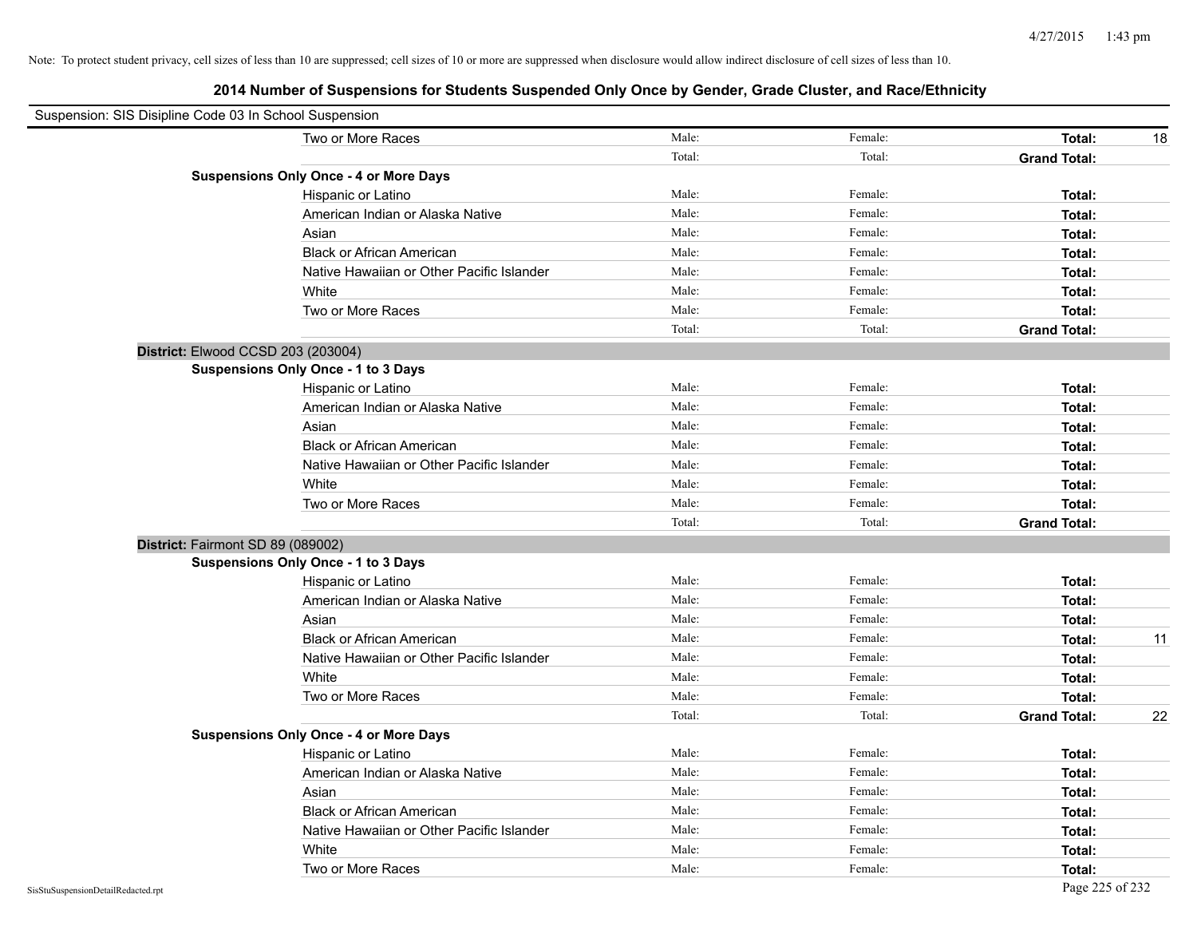Note: To protect student privacy, cell sizes of less than 10 are suppressed; cell sizes of 10 or more are suppressed when disclosure would allow indirect disclosure of cell sizes of less than 10.

## 2014 Number of Suspensions for Students Suspended Only Once by Gender, Grade Cluster, and Race/Ethnicity

Suspension: SIS Disipline Code 03 In School Suspension

| | | | | |
|---|---|---|---|---|
| Two or More Races | Male: | Female: | **Total:** | 18 |
| | Total: | Total: | **Grand Total:** | |

**Suspensions Only Once - 4 or More Days**

| | | | | |
|---|---|---|---|---|
| Hispanic or Latino | Male: | Female: | **Total:** | |
| American Indian or Alaska Native | Male: | Female: | **Total:** | |
| Asian | Male: | Female: | **Total:** | |
| Black or African American | Male: | Female: | **Total:** | |
| Native Hawaiian or Other Pacific Islander | Male: | Female: | **Total:** | |
| White | Male: | Female: | **Total:** | |
| Two or More Races | Male: | Female: | **Total:** | |
| | Total: | Total: | **Grand Total:** | |

**District:** Elwood CCSD 203 (203004)

**Suspensions Only Once - 1 to 3 Days**

| | | | | |
|---|---|---|---|---|
| Hispanic or Latino | Male: | Female: | **Total:** | |
| American Indian or Alaska Native | Male: | Female: | **Total:** | |
| Asian | Male: | Female: | **Total:** | |
| Black or African American | Male: | Female: | **Total:** | |
| Native Hawaiian or Other Pacific Islander | Male: | Female: | **Total:** | |
| White | Male: | Female: | **Total:** | |
| Two or More Races | Male: | Female: | **Total:** | |
| | Total: | Total: | **Grand Total:** | |

**District:** Fairmont SD 89 (089002)

**Suspensions Only Once - 1 to 3 Days**

| | | | | |
|---|---|---|---|---|
| Hispanic or Latino | Male: | Female: | **Total:** | |
| American Indian or Alaska Native | Male: | Female: | **Total:** | |
| Asian | Male: | Female: | **Total:** | |
| Black or African American | Male: | Female: | **Total:** | 11 |
| Native Hawaiian or Other Pacific Islander | Male: | Female: | **Total:** | |
| White | Male: | Female: | **Total:** | |
| Two or More Races | Male: | Female: | **Total:** | |
| | Total: | Total: | **Grand Total:** | 22 |

**Suspensions Only Once - 4 or More Days**

| | | | | |
|---|---|---|---|---|
| Hispanic or Latino | Male: | Female: | **Total:** | |
| American Indian or Alaska Native | Male: | Female: | **Total:** | |
| Asian | Male: | Female: | **Total:** | |
| Black or African American | Male: | Female: | **Total:** | |
| Native Hawaiian or Other Pacific Islander | Male: | Female: | **Total:** | |
| White | Male: | Female: | **Total:** | |
| Two or More Races | Male: | Female: | **Total:** | |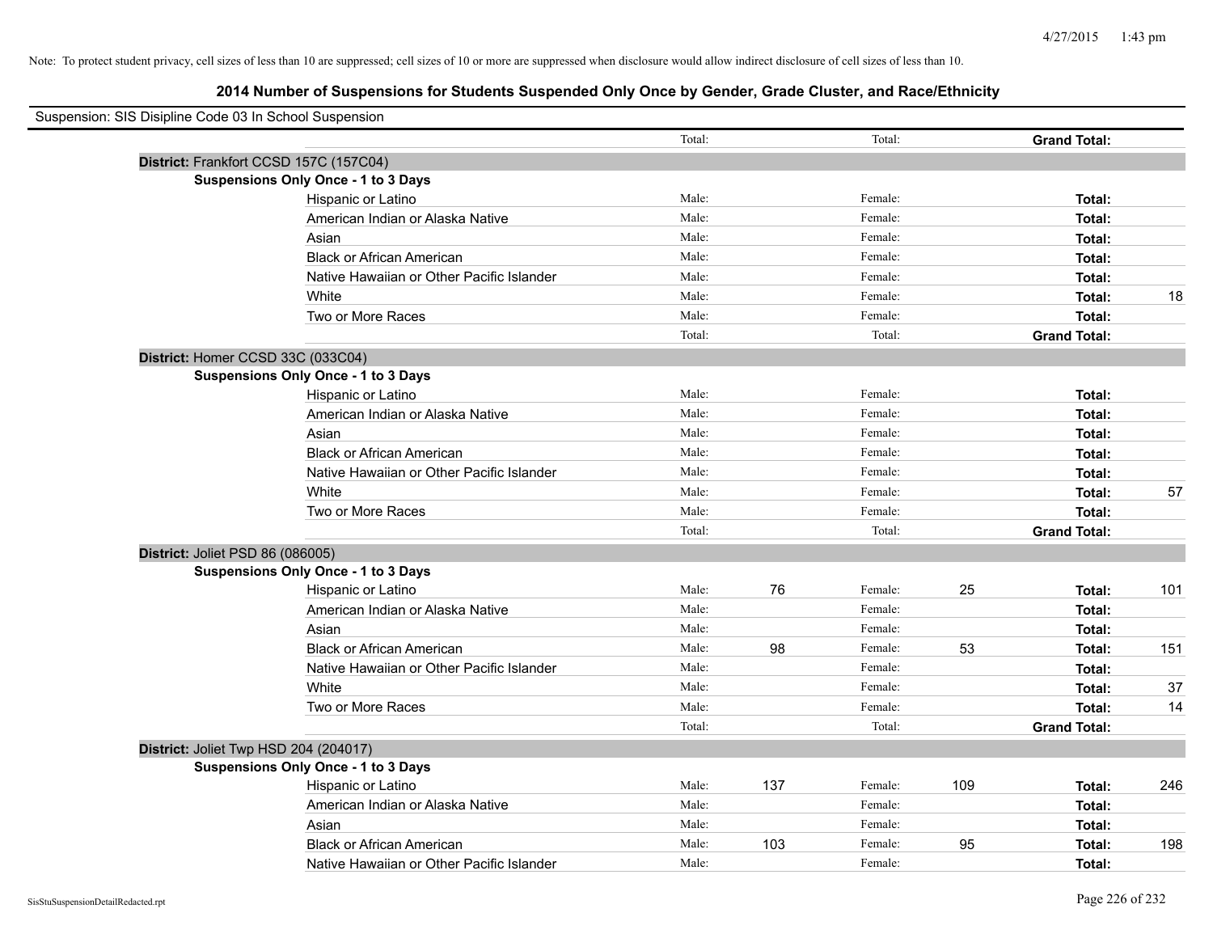Note: To protect student privacy, cell sizes of less than 10 are suppressed; cell sizes of 10 or more are suppressed when disclosure would allow indirect disclosure of cell sizes of less than 10.

## 2014 Number of Suspensions for Students Suspended Only Once by Gender, Grade Cluster, and Race/Ethnicity

Suspension: SIS Disipline Code 03 In School Suspension

| | | | | | | | |
|---|---|---|---|---|---|---|---|
| | Total: | | Total: | | **Grand Total:** | |
| **District:** Frankfort CCSD 157C (157C04) | | | | | | |
| **Suspensions Only Once - 1 to 3 Days** | | | | | | |
| Hispanic or Latino | Male: | | Female: | | **Total:** | |
| American Indian or Alaska Native | Male: | | Female: | | **Total:** | |
| Asian | Male: | | Female: | | **Total:** | |
| Black or African American | Male: | | Female: | | **Total:** | |
| Native Hawaiian or Other Pacific Islander | Male: | | Female: | | **Total:** | |
| White | Male: | | Female: | | **Total:** | 18 |
| Two or More Races | Male: | | Female: | | **Total:** | |
| | Total: | | Total: | | **Grand Total:** | |
| **District:** Homer CCSD 33C (033C04) | | | | | | |
| **Suspensions Only Once - 1 to 3 Days** | | | | | | |
| Hispanic or Latino | Male: | | Female: | | **Total:** | |
| American Indian or Alaska Native | Male: | | Female: | | **Total:** | |
| Asian | Male: | | Female: | | **Total:** | |
| Black or African American | Male: | | Female: | | **Total:** | |
| Native Hawaiian or Other Pacific Islander | Male: | | Female: | | **Total:** | |
| White | Male: | | Female: | | **Total:** | 57 |
| Two or More Races | Male: | | Female: | | **Total:** | |
| | Total: | | Total: | | **Grand Total:** | |
| **District:** Joliet PSD 86 (086005) | | | | | | |
| **Suspensions Only Once - 1 to 3 Days** | | | | | | |
| Hispanic or Latino | Male: | 76 | Female: | 25 | **Total:** | 101 |
| American Indian or Alaska Native | Male: | | Female: | | **Total:** | |
| Asian | Male: | | Female: | | **Total:** | |
| Black or African American | Male: | 98 | Female: | 53 | **Total:** | 151 |
| Native Hawaiian or Other Pacific Islander | Male: | | Female: | | **Total:** | |
| White | Male: | | Female: | | **Total:** | 37 |
| Two or More Races | Male: | | Female: | | **Total:** | 14 |
| | Total: | | Total: | | **Grand Total:** | |
| **District:** Joliet Twp HSD 204 (204017) | | | | | | |
| **Suspensions Only Once - 1 to 3 Days** | | | | | | |
| Hispanic or Latino | Male: | 137 | Female: | 109 | **Total:** | 246 |
| American Indian or Alaska Native | Male: | | Female: | | **Total:** | |
| Asian | Male: | | Female: | | **Total:** | |
| Black or African American | Male: | 103 | Female: | 95 | **Total:** | 198 |
| Native Hawaiian or Other Pacific Islander | Male: | | Female: | | **Total:** | |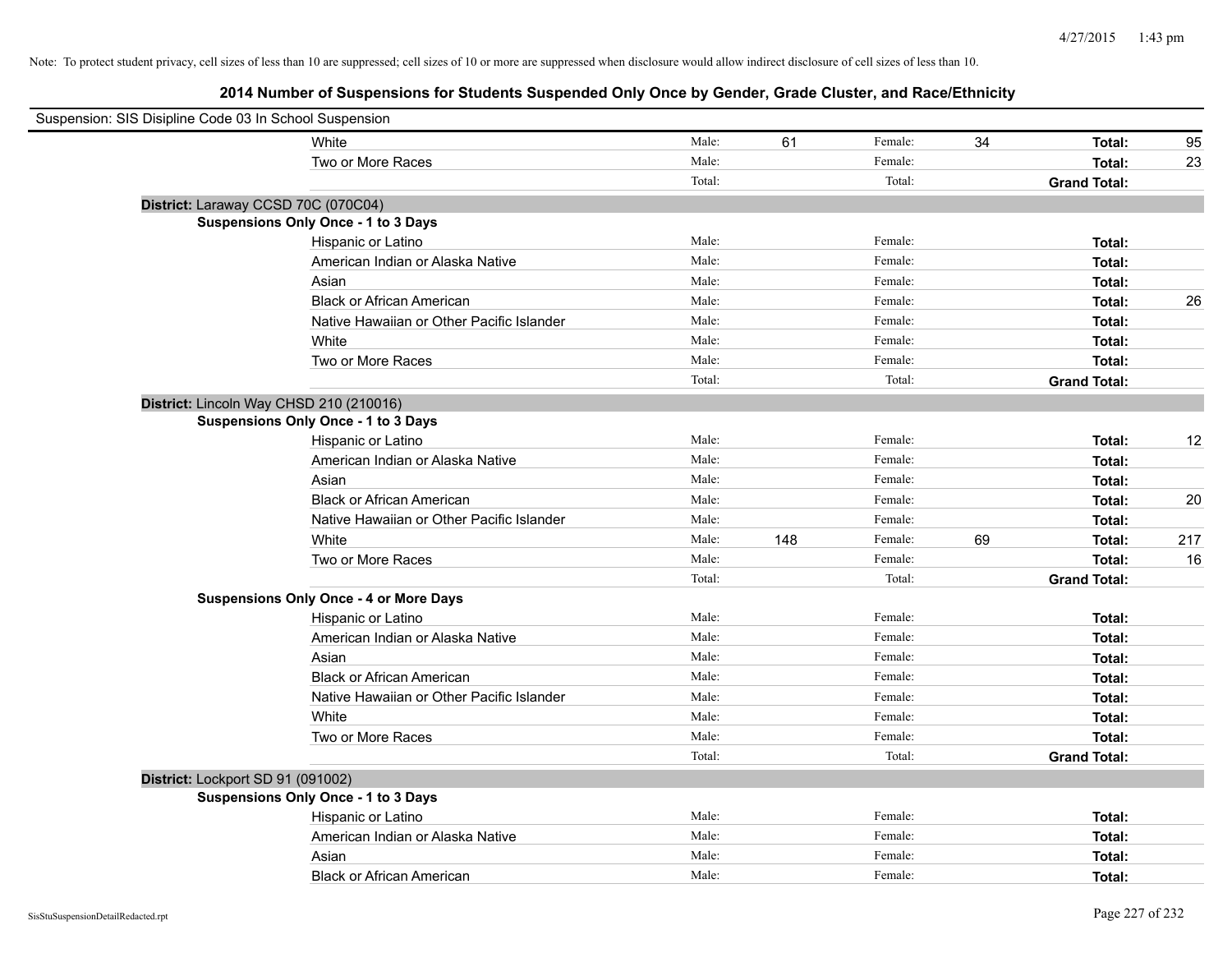Note: To protect student privacy, cell sizes of less than 10 are suppressed; cell sizes of 10 or more are suppressed when disclosure would allow indirect disclosure of cell sizes of less than 10.

## 2014 Number of Suspensions for Students Suspended Only Once by Gender, Grade Cluster, and Race/Ethnicity

Suspension: SIS Disipline Code 03 In School Suspension

| | | | | | | |
|---|---|---|---|---|---|---|
| White | Male: | 61 | Female: | 34 | **Total:** | 95 |
| Two or More Races | Male: | | Female: | | **Total:** | 23 |
| | Total: | | Total: | | **Grand Total:** | |

**District:** Laraway CCSD 70C (070C04)

**Suspensions Only Once - 1 to 3 Days**

| | | | | | | |
|---|---|---|---|---|---|---|
| Hispanic or Latino | Male: | | Female: | | **Total:** | |
| American Indian or Alaska Native | Male: | | Female: | | **Total:** | |
| Asian | Male: | | Female: | | **Total:** | |
| Black or African American | Male: | | Female: | | **Total:** | 26 |
| Native Hawaiian or Other Pacific Islander | Male: | | Female: | | **Total:** | |
| White | Male: | | Female: | | **Total:** | |
| Two or More Races | Male: | | Female: | | **Total:** | |
| | Total: | | Total: | | **Grand Total:** | |

**District:** Lincoln Way CHSD 210 (210016)

**Suspensions Only Once - 1 to 3 Days**

| | | | | | | |
|---|---|---|---|---|---|---|
| Hispanic or Latino | Male: | | Female: | | **Total:** | 12 |
| American Indian or Alaska Native | Male: | | Female: | | **Total:** | |
| Asian | Male: | | Female: | | **Total:** | |
| Black or African American | Male: | | Female: | | **Total:** | 20 |
| Native Hawaiian or Other Pacific Islander | Male: | | Female: | | **Total:** | |
| White | Male: | 148 | Female: | 69 | **Total:** | 217 |
| Two or More Races | Male: | | Female: | | **Total:** | 16 |
| | Total: | | Total: | | **Grand Total:** | |

**Suspensions Only Once - 4 or More Days**

| | | | | | | |
|---|---|---|---|---|---|---|
| Hispanic or Latino | Male: | | Female: | | **Total:** | |
| American Indian or Alaska Native | Male: | | Female: | | **Total:** | |
| Asian | Male: | | Female: | | **Total:** | |
| Black or African American | Male: | | Female: | | **Total:** | |
| Native Hawaiian or Other Pacific Islander | Male: | | Female: | | **Total:** | |
| White | Male: | | Female: | | **Total:** | |
| Two or More Races | Male: | | Female: | | **Total:** | |
| | Total: | | Total: | | **Grand Total:** | |

**District:** Lockport SD 91 (091002)

**Suspensions Only Once - 1 to 3 Days**

| | | | | | | |
|---|---|---|---|---|---|---|
| Hispanic or Latino | Male: | | Female: | | **Total:** | |
| American Indian or Alaska Native | Male: | | Female: | | **Total:** | |
| Asian | Male: | | Female: | | **Total:** | |
| Black or African American | Male: | | Female: | | **Total:** | |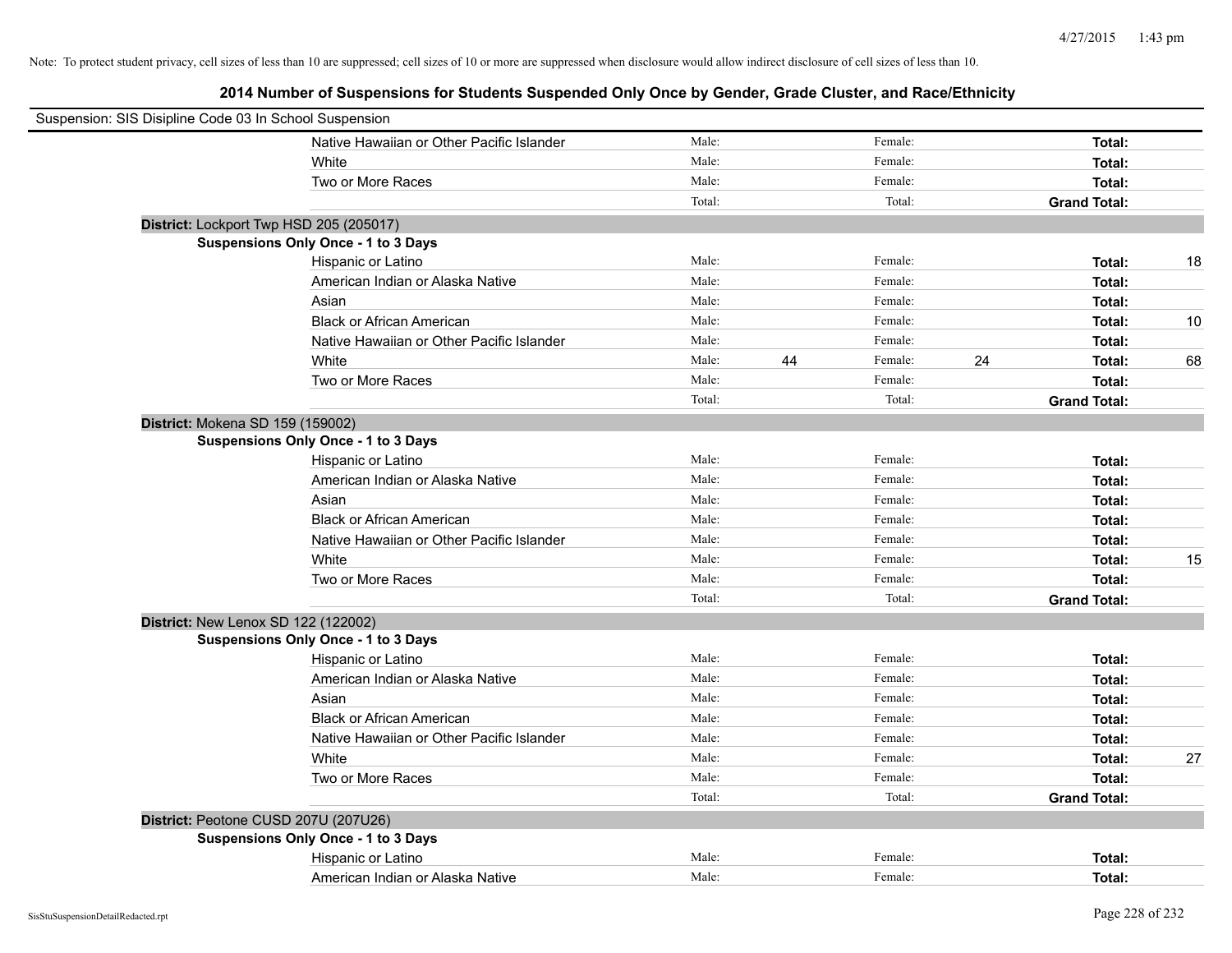Note: To protect student privacy, cell sizes of less than 10 are suppressed; cell sizes of 10 or more are suppressed when disclosure would allow indirect disclosure of cell sizes of less than 10.

## 2014 Number of Suspensions for Students Suspended Only Once by Gender, Grade Cluster, and Race/Ethnicity

Suspension: SIS Disipline Code 03 In School Suspension

| | | | | | | |
|---|---|---|---|---|---|---|
| Native Hawaiian or Other Pacific Islander | Male: | | Female: | | **Total:** | |
| White | Male: | | Female: | | **Total:** | |
| Two or More Races | Male: | | Female: | | **Total:** | |
| | Total: | | Total: | | **Grand Total:** | |

**District:** Lockport Twp HSD 205 (205017)

**Suspensions Only Once - 1 to 3 Days**

| | | | | | | |
|---|---|---|---|---|---|---|
| Hispanic or Latino | Male: | | Female: | | **Total:** | 18 |
| American Indian or Alaska Native | Male: | | Female: | | **Total:** | |
| Asian | Male: | | Female: | | **Total:** | |
| Black or African American | Male: | | Female: | | **Total:** | 10 |
| Native Hawaiian or Other Pacific Islander | Male: | | Female: | | **Total:** | |
| White | Male: | 44 | Female: | 24 | **Total:** | 68 |
| Two or More Races | Male: | | Female: | | **Total:** | |
| | Total: | | Total: | | **Grand Total:** | |

**District:** Mokena SD 159 (159002)

**Suspensions Only Once - 1 to 3 Days**

| | | | | | | |
|---|---|---|---|---|---|---|
| Hispanic or Latino | Male: | | Female: | | **Total:** | |
| American Indian or Alaska Native | Male: | | Female: | | **Total:** | |
| Asian | Male: | | Female: | | **Total:** | |
| Black or African American | Male: | | Female: | | **Total:** | |
| Native Hawaiian or Other Pacific Islander | Male: | | Female: | | **Total:** | |
| White | Male: | | Female: | | **Total:** | 15 |
| Two or More Races | Male: | | Female: | | **Total:** | |
| | Total: | | Total: | | **Grand Total:** | |

**District:** New Lenox SD 122 (122002)

**Suspensions Only Once - 1 to 3 Days**

| | | | | | | |
|---|---|---|---|---|---|---|
| Hispanic or Latino | Male: | | Female: | | **Total:** | |
| American Indian or Alaska Native | Male: | | Female: | | **Total:** | |
| Asian | Male: | | Female: | | **Total:** | |
| Black or African American | Male: | | Female: | | **Total:** | |
| Native Hawaiian or Other Pacific Islander | Male: | | Female: | | **Total:** | |
| White | Male: | | Female: | | **Total:** | 27 |
| Two or More Races | Male: | | Female: | | **Total:** | |
| | Total: | | Total: | | **Grand Total:** | |

**District:** Peotone CUSD 207U (207U26)

**Suspensions Only Once - 1 to 3 Days**

| | | | | | | |
|---|---|---|---|---|---|---|
| Hispanic or Latino | Male: | | Female: | | **Total:** | |
| American Indian or Alaska Native | Male: | | Female: | | **Total:** | |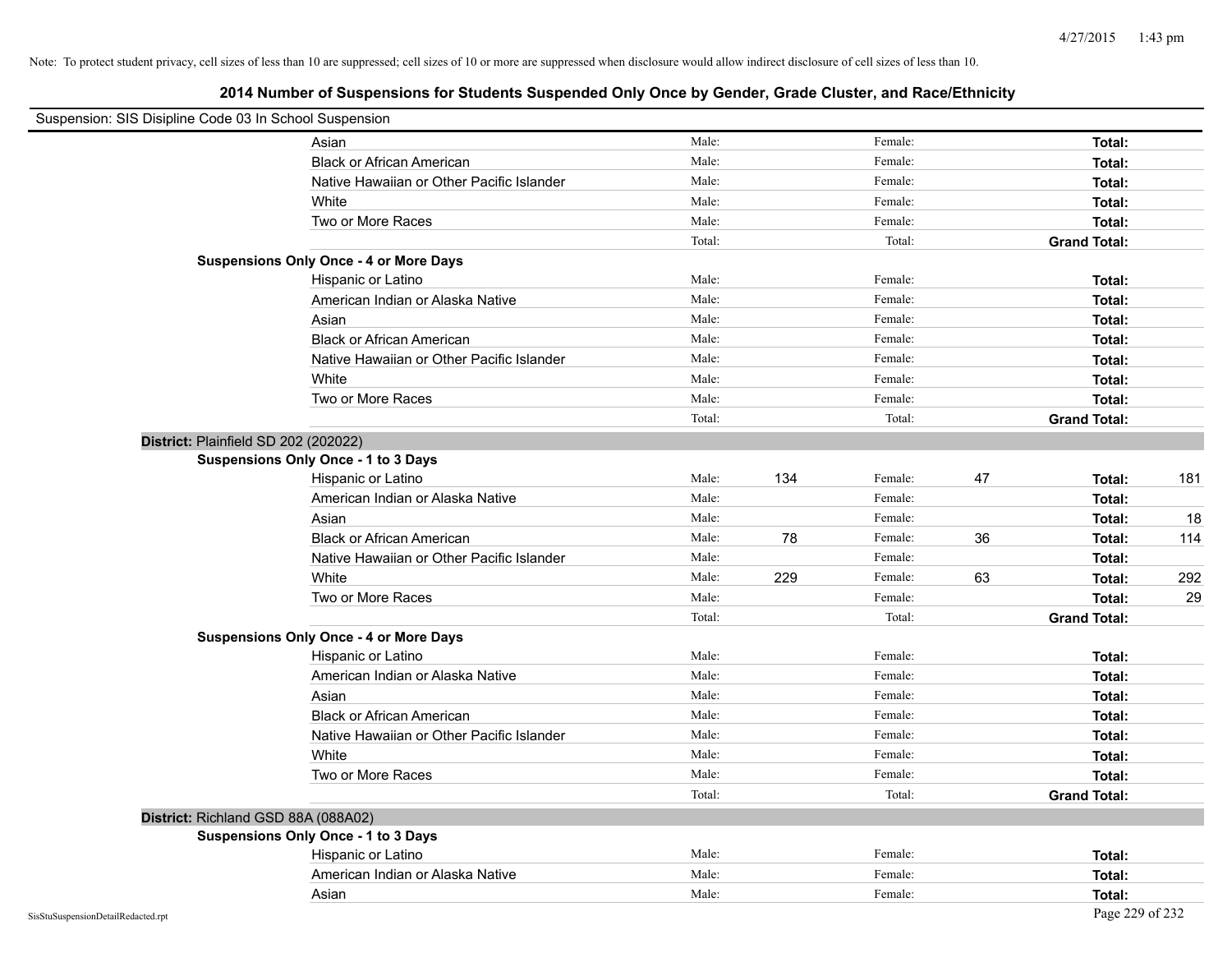Note: To protect student privacy, cell sizes of less than 10 are suppressed; cell sizes of 10 or more are suppressed when disclosure would allow indirect disclosure of cell sizes of less than 10.

## 2014 Number of Suspensions for Students Suspended Only Once by Gender, Grade Cluster, and Race/Ethnicity

Suspension: SIS Disipline Code 03 In School Suspension

| | | | | | | |
|---|---|---|---|---|---|---|
| Asian | Male: | | Female: | | **Total:** | |
| Black or African American | Male: | | Female: | | **Total:** | |
| Native Hawaiian or Other Pacific Islander | Male: | | Female: | | **Total:** | |
| White | Male: | | Female: | | **Total:** | |
| Two or More Races | Male: | | Female: | | **Total:** | |
| | Total: | | Total: | | **Grand Total:** | |

**Suspensions Only Once - 4 or More Days**

| | | | | | | |
|---|---|---|---|---|---|---|
| Hispanic or Latino | Male: | | Female: | | **Total:** | |
| American Indian or Alaska Native | Male: | | Female: | | **Total:** | |
| Asian | Male: | | Female: | | **Total:** | |
| Black or African American | Male: | | Female: | | **Total:** | |
| Native Hawaiian or Other Pacific Islander | Male: | | Female: | | **Total:** | |
| White | Male: | | Female: | | **Total:** | |
| Two or More Races | Male: | | Female: | | **Total:** | |
| | Total: | | Total: | | **Grand Total:** | |

**District:** Plainfield SD 202 (202022)

**Suspensions Only Once - 1 to 3 Days**

| | | | | | | |
|---|---|---|---|---|---|---|
| Hispanic or Latino | Male: | 134 | Female: | 47 | **Total:** | 181 |
| American Indian or Alaska Native | Male: | | Female: | | **Total:** | |
| Asian | Male: | | Female: | | **Total:** | 18 |
| Black or African American | Male: | 78 | Female: | 36 | **Total:** | 114 |
| Native Hawaiian or Other Pacific Islander | Male: | | Female: | | **Total:** | |
| White | Male: | 229 | Female: | 63 | **Total:** | 292 |
| Two or More Races | Male: | | Female: | | **Total:** | 29 |
| | Total: | | Total: | | **Grand Total:** | |

**Suspensions Only Once - 4 or More Days**

| | | | | | | |
|---|---|---|---|---|---|---|
| Hispanic or Latino | Male: | | Female: | | **Total:** | |
| American Indian or Alaska Native | Male: | | Female: | | **Total:** | |
| Asian | Male: | | Female: | | **Total:** | |
| Black or African American | Male: | | Female: | | **Total:** | |
| Native Hawaiian or Other Pacific Islander | Male: | | Female: | | **Total:** | |
| White | Male: | | Female: | | **Total:** | |
| Two or More Races | Male: | | Female: | | **Total:** | |
| | Total: | | Total: | | **Grand Total:** | |

**District:** Richland GSD 88A (088A02)

**Suspensions Only Once - 1 to 3 Days**

| | | | | | | |
|---|---|---|---|---|---|---|
| Hispanic or Latino | Male: | | Female: | | **Total:** | |
| American Indian or Alaska Native | Male: | | Female: | | **Total:** | |
| Asian | Male: | | Female: | | **Total:** | |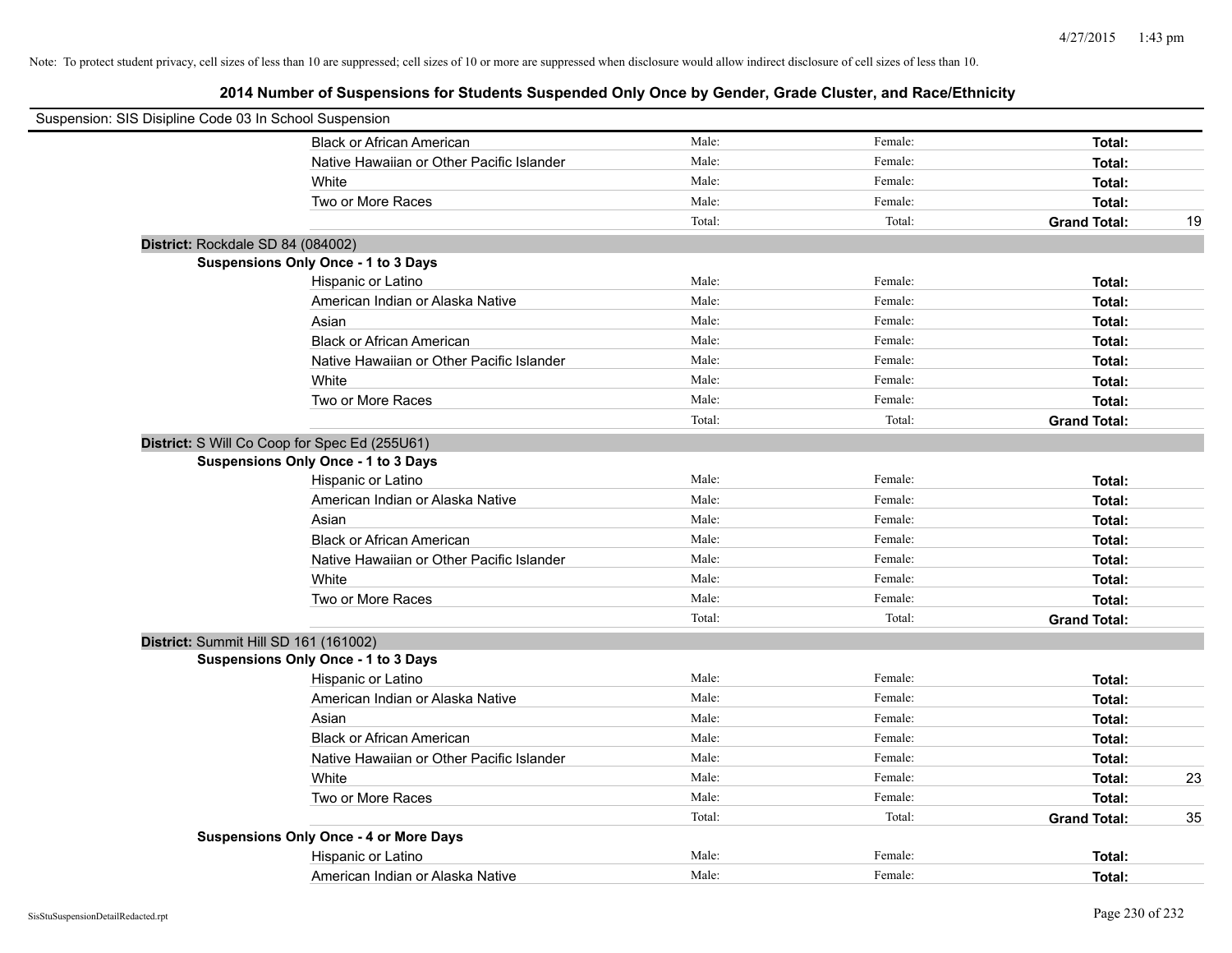Note: To protect student privacy, cell sizes of less than 10 are suppressed; cell sizes of 10 or more are suppressed when disclosure would allow indirect disclosure of cell sizes of less than 10.

## 2014 Number of Suspensions for Students Suspended Only Once by Gender, Grade Cluster, and Race/Ethnicity

Suspension: SIS Disipline Code 03 In School Suspension

| | | | | |
|---|---|---|---|---|
| Black or African American | Male: | Female: | **Total:** | |
| Native Hawaiian or Other Pacific Islander | Male: | Female: | **Total:** | |
| White | Male: | Female: | **Total:** | |
| Two or More Races | Male: | Female: | **Total:** | |
| | Total: | Total: | **Grand Total:** | 19 |

**District:** Rockdale SD 84 (084002)

**Suspensions Only Once - 1 to 3 Days**

| | | | | |
|---|---|---|---|---|
| Hispanic or Latino | Male: | Female: | **Total:** | |
| American Indian or Alaska Native | Male: | Female: | **Total:** | |
| Asian | Male: | Female: | **Total:** | |
| Black or African American | Male: | Female: | **Total:** | |
| Native Hawaiian or Other Pacific Islander | Male: | Female: | **Total:** | |
| White | Male: | Female: | **Total:** | |
| Two or More Races | Male: | Female: | **Total:** | |
| | Total: | Total: | **Grand Total:** | |

**District:** S Will Co Coop for Spec Ed (255U61)

**Suspensions Only Once - 1 to 3 Days**

| | | | | |
|---|---|---|---|---|
| Hispanic or Latino | Male: | Female: | **Total:** | |
| American Indian or Alaska Native | Male: | Female: | **Total:** | |
| Asian | Male: | Female: | **Total:** | |
| Black or African American | Male: | Female: | **Total:** | |
| Native Hawaiian or Other Pacific Islander | Male: | Female: | **Total:** | |
| White | Male: | Female: | **Total:** | |
| Two or More Races | Male: | Female: | **Total:** | |
| | Total: | Total: | **Grand Total:** | |

**District:** Summit Hill SD 161 (161002)

**Suspensions Only Once - 1 to 3 Days**

| | | | | |
|---|---|---|---|---|
| Hispanic or Latino | Male: | Female: | **Total:** | |
| American Indian or Alaska Native | Male: | Female: | **Total:** | |
| Asian | Male: | Female: | **Total:** | |
| Black or African American | Male: | Female: | **Total:** | |
| Native Hawaiian or Other Pacific Islander | Male: | Female: | **Total:** | |
| White | Male: | Female: | **Total:** | 23 |
| Two or More Races | Male: | Female: | **Total:** | |
| | Total: | Total: | **Grand Total:** | 35 |

**Suspensions Only Once - 4 or More Days**

| | | | | |
|---|---|---|---|---|
| Hispanic or Latino | Male: | Female: | **Total:** | |
| American Indian or Alaska Native | Male: | Female: | **Total:** | |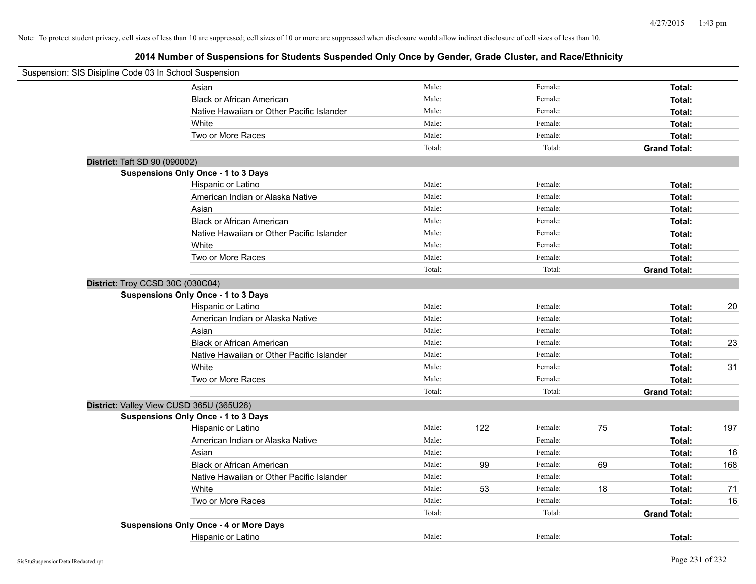Note: To protect student privacy, cell sizes of less than 10 are suppressed; cell sizes of 10 or more are suppressed when disclosure would allow indirect disclosure of cell sizes of less than 10.

## 2014 Number of Suspensions for Students Suspended Only Once by Gender, Grade Cluster, and Race/Ethnicity

Suspension: SIS Disipline Code 03 In School Suspension

| | | Male: | | Female: | | | |
|---|---|---|---|---|---|---|---|
| | Asian | Male: | | Female: | | **Total:** | |
| | Black or African American | Male: | | Female: | | **Total:** | |
| | Native Hawaiian or Other Pacific Islander | Male: | | Female: | | **Total:** | |
| | White | Male: | | Female: | | **Total:** | |
| | Two or More Races | Male: | | Female: | | **Total:** | |
| | | Total: | | Total: | | **Grand Total:** | |
| **District:** Taft SD 90 (090002) | | | | | | | |
| **Suspensions Only Once - 1 to 3 Days** | | | | | | | |
| | Hispanic or Latino | Male: | | Female: | | **Total:** | |
| | American Indian or Alaska Native | Male: | | Female: | | **Total:** | |
| | Asian | Male: | | Female: | | **Total:** | |
| | Black or African American | Male: | | Female: | | **Total:** | |
| | Native Hawaiian or Other Pacific Islander | Male: | | Female: | | **Total:** | |
| | White | Male: | | Female: | | **Total:** | |
| | Two or More Races | Male: | | Female: | | **Total:** | |
| | | Total: | | Total: | | **Grand Total:** | |
| **District:** Troy CCSD 30C (030C04) | | | | | | | |
| **Suspensions Only Once - 1 to 3 Days** | | | | | | | |
| | Hispanic or Latino | Male: | | Female: | | **Total:** | 20 |
| | American Indian or Alaska Native | Male: | | Female: | | **Total:** | |
| | Asian | Male: | | Female: | | **Total:** | |
| | Black or African American | Male: | | Female: | | **Total:** | 23 |
| | Native Hawaiian or Other Pacific Islander | Male: | | Female: | | **Total:** | |
| | White | Male: | | Female: | | **Total:** | 31 |
| | Two or More Races | Male: | | Female: | | **Total:** | |
| | | Total: | | Total: | | **Grand Total:** | |
| **District:** Valley View CUSD 365U (365U26) | | | | | | | |
| **Suspensions Only Once - 1 to 3 Days** | | | | | | | |
| | Hispanic or Latino | Male: | 122 | Female: | 75 | **Total:** | 197 |
| | American Indian or Alaska Native | Male: | | Female: | | **Total:** | |
| | Asian | Male: | | Female: | | **Total:** | 16 |
| | Black or African American | Male: | 99 | Female: | 69 | **Total:** | 168 |
| | Native Hawaiian or Other Pacific Islander | Male: | | Female: | | **Total:** | |
| | White | Male: | 53 | Female: | 18 | **Total:** | 71 |
| | Two or More Races | Male: | | Female: | | **Total:** | 16 |
| | | Total: | | Total: | | **Grand Total:** | |
| **Suspensions Only Once - 4 or More Days** | | | | | | | |
| | Hispanic or Latino | Male: | | Female: | | **Total:** | |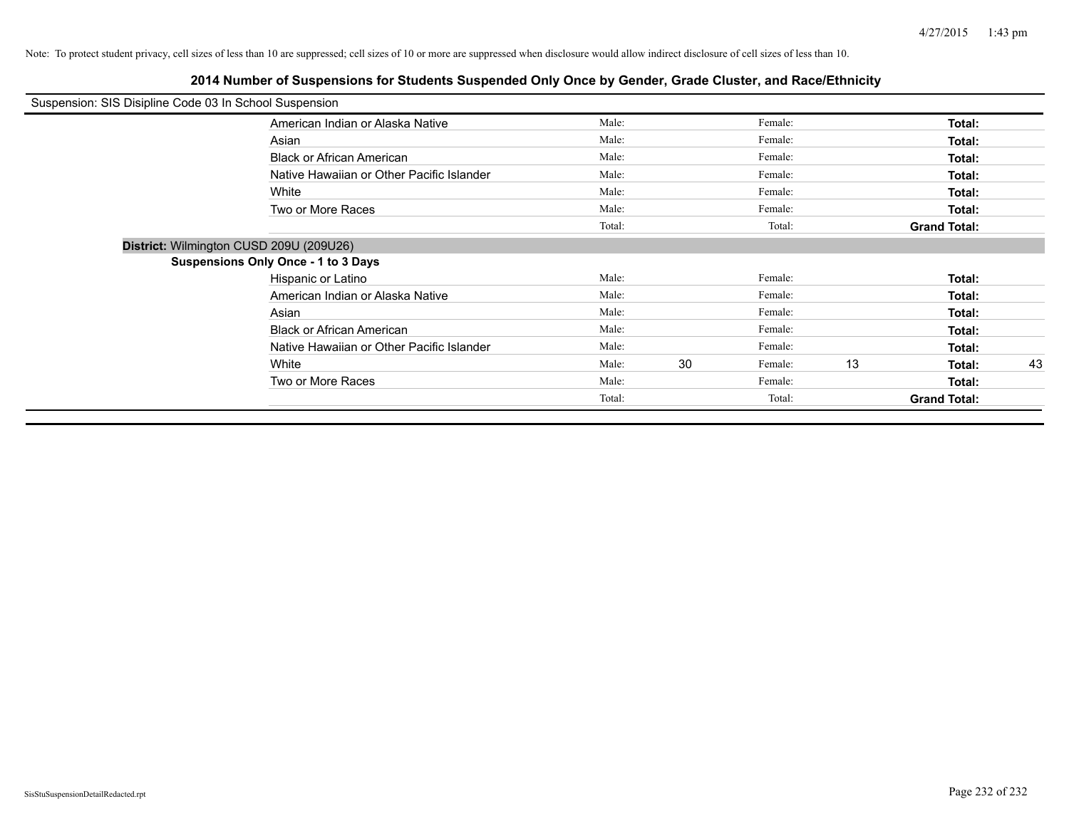Note: To protect student privacy, cell sizes of less than 10 are suppressed; cell sizes of 10 or more are suppressed when disclosure would allow indirect disclosure of cell sizes of less than 10.

## 2014 Number of Suspensions for Students Suspended Only Once by Gender, Grade Cluster, and Race/Ethnicity

Suspension: SIS Disipline Code 03 In School Suspension

| | | | | | | |
|---|---|---|---|---|---|---|
| American Indian or Alaska Native | Male: | | Female: | | **Total:** | |
| Asian | Male: | | Female: | | **Total:** | |
| Black or African American | Male: | | Female: | | **Total:** | |
| Native Hawaiian or Other Pacific Islander | Male: | | Female: | | **Total:** | |
| White | Male: | | Female: | | **Total:** | |
| Two or More Races | Male: | | Female: | | **Total:** | |
| | Total: | | Total: | | **Grand Total:** | |

**District:** Wilmington CUSD 209U (209U26)

**Suspensions Only Once - 1 to 3 Days**

| | | | | | | |
|---|---|---|---|---|---|---|
| Hispanic or Latino | Male: | | Female: | | **Total:** | |
| American Indian or Alaska Native | Male: | | Female: | | **Total:** | |
| Asian | Male: | | Female: | | **Total:** | |
| Black or African American | Male: | | Female: | | **Total:** | |
| Native Hawaiian or Other Pacific Islander | Male: | | Female: | | **Total:** | |
| White | Male: | 30 | Female: | 13 | **Total:** | 43 |
| Two or More Races | Male: | | Female: | | **Total:** | |
| | Total: | | Total: | | **Grand Total:** | |